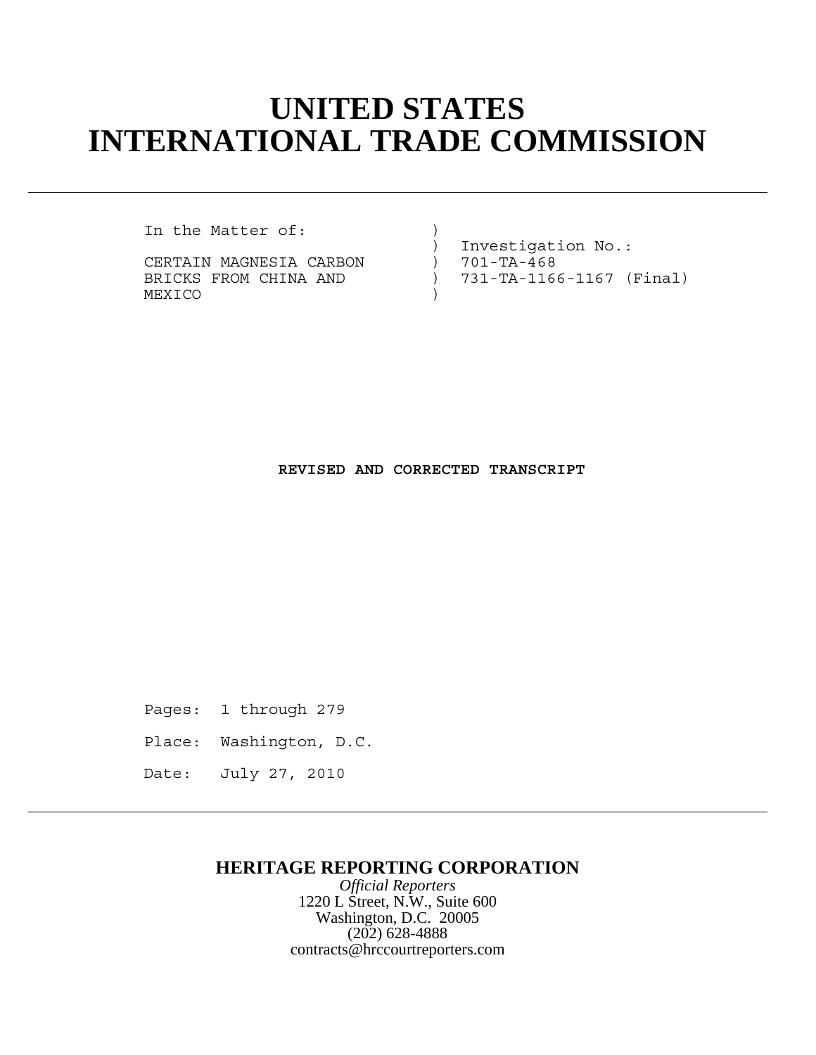# UNITED STATES INTERNATIONAL TRADE COMMISSION

```
In the Matter of:            )
                             )  Investigation No.:
CERTAIN MAGNESIA CARBON      )  701-TA-468
BRICKS FROM CHINA AND        )  731-TA-1166-1167 (Final)
MEXICO                       )
```

**REVISED AND CORRECTED TRANSCRIPT**

Pages: 1 through 279

Place: Washington, D.C.

Date: July 27, 2010

**HERITAGE REPORTING CORPORATION**

*Official Reporters*
1220 L Street, N.W., Suite 600
Washington, D.C. 20005
(202) 628-4888
contracts@hrccourtreporters.com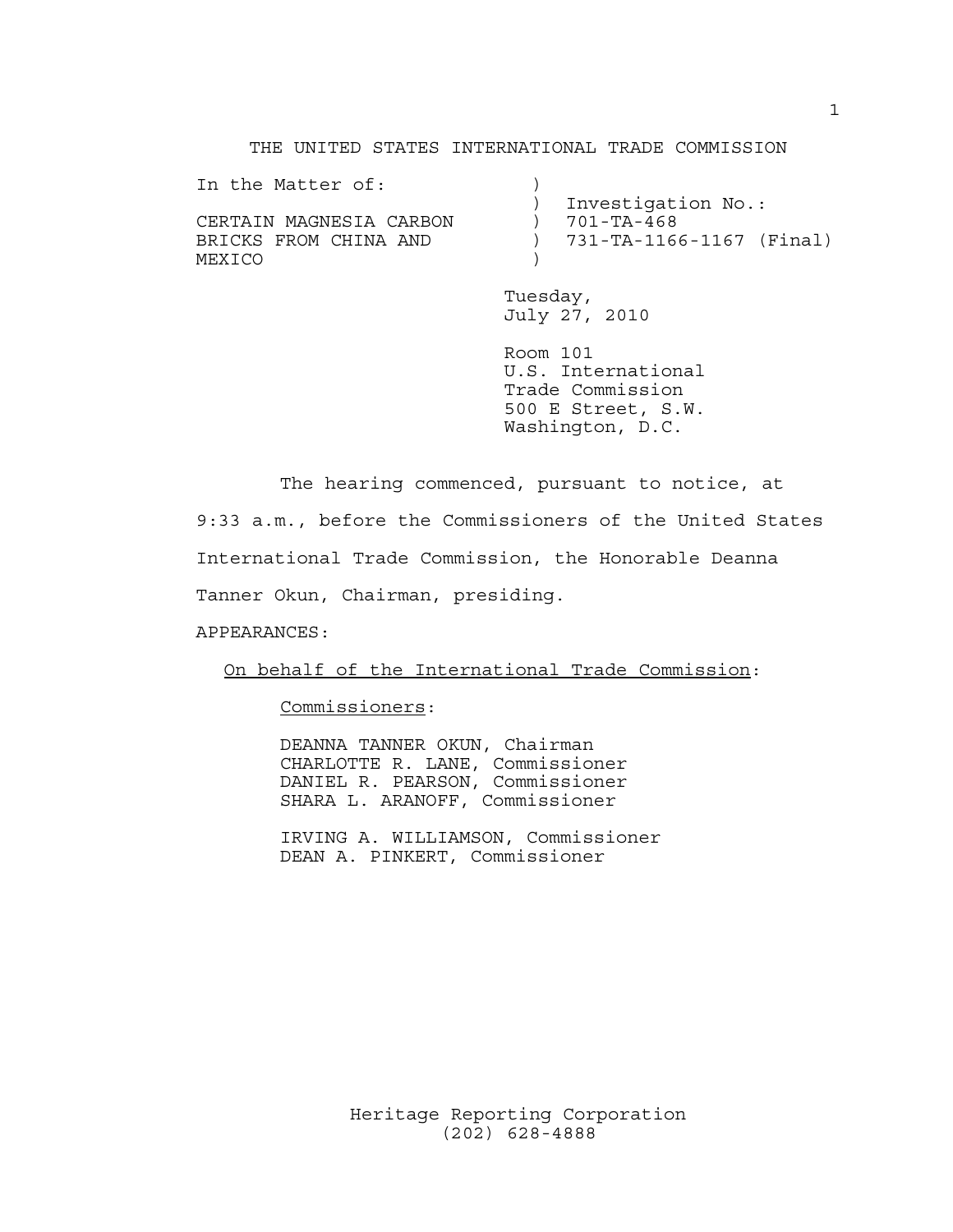THE UNITED STATES INTERNATIONAL TRADE COMMISSION

In the Matter of: ) Investigation No.:

CERTAIN MAGNESIA CARBON BRICKS FROM CHINA AND MEXICO ) 701-TA-468 ) 731-TA-1166-1167 (Final)

Tuesday,
July 27, 2010

Room 101
U.S. International
Trade Commission
500 E Street, S.W.
Washington, D.C.

The hearing commenced, pursuant to notice, at 9:33 a.m., before the Commissioners of the United States International Trade Commission, the Honorable Deanna Tanner Okun, Chairman, presiding.

APPEARANCES:

On behalf of the International Trade Commission:

Commissioners:

DEANNA TANNER OKUN, Chairman
CHARLOTTE R. LANE, Commissioner
DANIEL R. PEARSON, Commissioner
SHARA L. ARANOFF, Commissioner

IRVING A. WILLIAMSON, Commissioner
DEAN A. PINKERT, Commissioner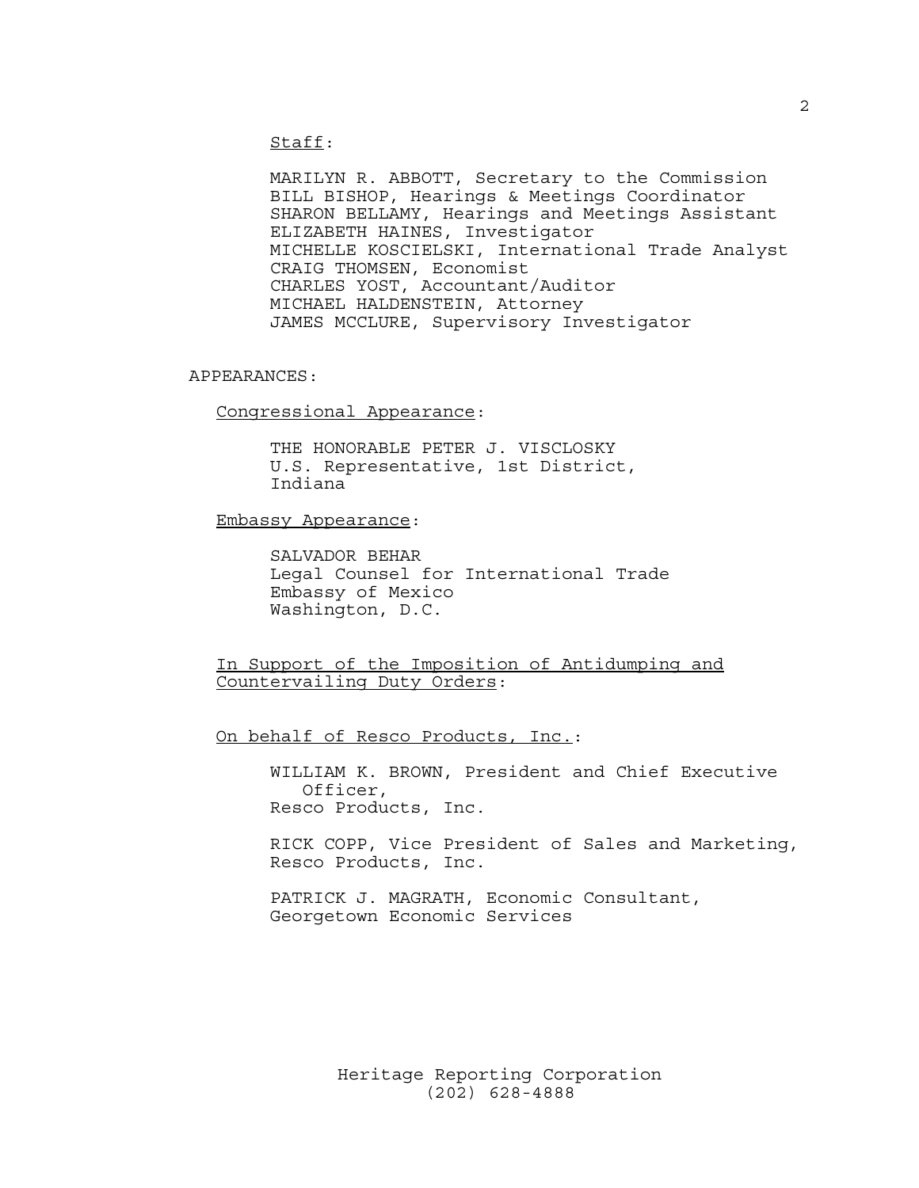Staff:

MARILYN R. ABBOTT, Secretary to the Commission
BILL BISHOP, Hearings & Meetings Coordinator
SHARON BELLAMY, Hearings and Meetings Assistant
ELIZABETH HAINES, Investigator
MICHELLE KOSCIELSKI, International Trade Analyst
CRAIG THOMSEN, Economist
CHARLES YOST, Accountant/Auditor
MICHAEL HALDENSTEIN, Attorney
JAMES MCCLURE, Supervisory Investigator

APPEARANCES:

Congressional Appearance:

THE HONORABLE PETER J. VISCLOSKY
U.S. Representative, 1st District,
Indiana

Embassy Appearance:

SALVADOR BEHAR
Legal Counsel for International Trade
Embassy of Mexico
Washington, D.C.

In Support of the Imposition of Antidumping and Countervailing Duty Orders:

On behalf of Resco Products, Inc.:

WILLIAM K. BROWN, President and Chief Executive Officer,
Resco Products, Inc.

RICK COPP, Vice President of Sales and Marketing,
Resco Products, Inc.

PATRICK J. MAGRATH, Economic Consultant,
Georgetown Economic Services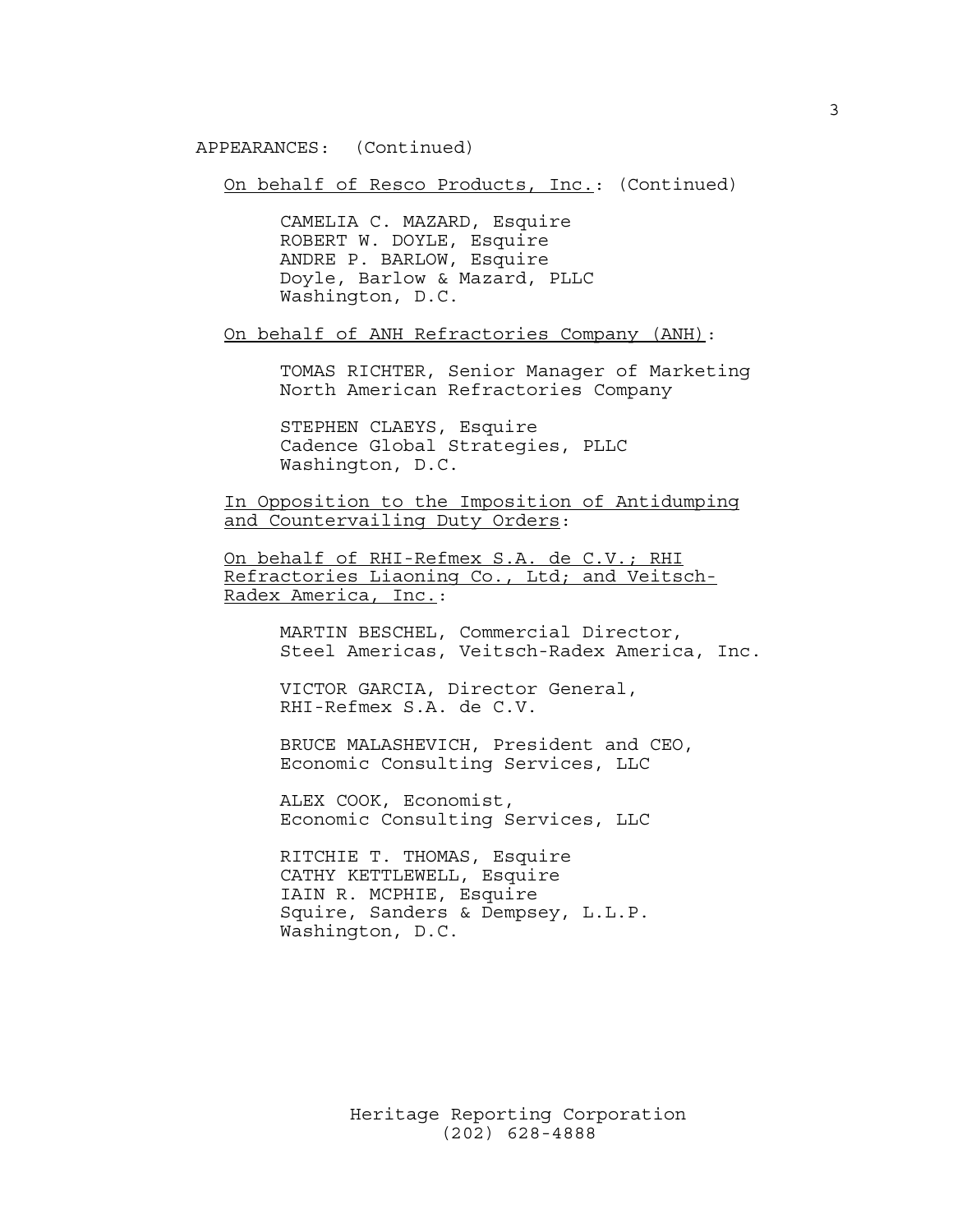APPEARANCES: (Continued)

On behalf of Resco Products, Inc.: (Continued)

CAMELIA C. MAZARD, Esquire
ROBERT W. DOYLE, Esquire
ANDRE P. BARLOW, Esquire
Doyle, Barlow & Mazard, PLLC
Washington, D.C.

On behalf of ANH Refractories Company (ANH):

TOMAS RICHTER, Senior Manager of Marketing
North American Refractories Company

STEPHEN CLAEYS, Esquire
Cadence Global Strategies, PLLC
Washington, D.C.

In Opposition to the Imposition of Antidumping and Countervailing Duty Orders:

On behalf of RHI-Refmex S.A. de C.V.; RHI Refractories Liaoning Co., Ltd; and Veitsch-Radex America, Inc.:

MARTIN BESCHEL, Commercial Director,
Steel Americas, Veitsch-Radex America, Inc.

VICTOR GARCIA, Director General,
RHI-Refmex S.A. de C.V.

BRUCE MALASHEVICH, President and CEO,
Economic Consulting Services, LLC

ALEX COOK, Economist,
Economic Consulting Services, LLC

RITCHIE T. THOMAS, Esquire
CATHY KETTLEWELL, Esquire
IAIN R. MCPHIE, Esquire
Squire, Sanders & Dempsey, L.L.P.
Washington, D.C.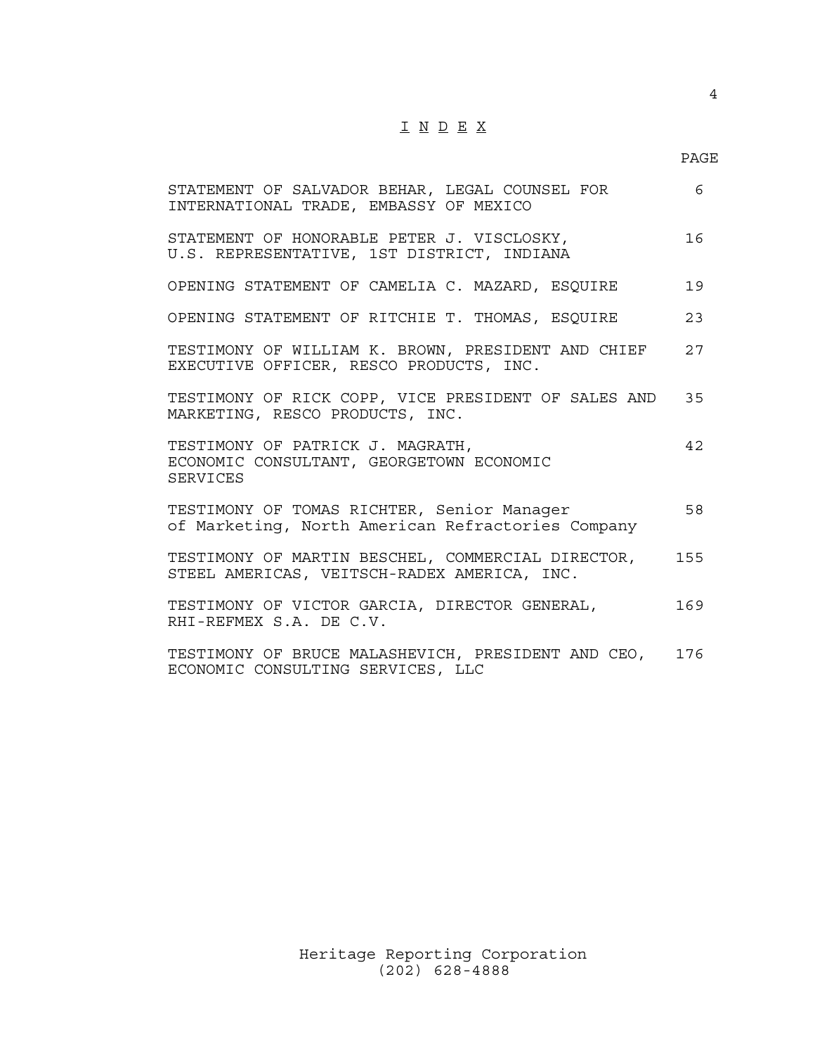# I N D E X

| | PAGE |
|---|---|
| STATEMENT OF SALVADOR BEHAR, LEGAL COUNSEL FOR INTERNATIONAL TRADE, EMBASSY OF MEXICO | 6 |
| STATEMENT OF HONORABLE PETER J. VISCLOSKY, U.S. REPRESENTATIVE, 1ST DISTRICT, INDIANA | 16 |
| OPENING STATEMENT OF CAMELIA C. MAZARD, ESQUIRE | 19 |
| OPENING STATEMENT OF RITCHIE T. THOMAS, ESQUIRE | 23 |
| TESTIMONY OF WILLIAM K. BROWN, PRESIDENT AND CHIEF EXECUTIVE OFFICER, RESCO PRODUCTS, INC. | 27 |
| TESTIMONY OF RICK COPP, VICE PRESIDENT OF SALES AND MARKETING, RESCO PRODUCTS, INC. | 35 |
| TESTIMONY OF PATRICK J. MAGRATH, ECONOMIC CONSULTANT, GEORGETOWN ECONOMIC SERVICES | 42 |
| TESTIMONY OF TOMAS RICHTER, Senior Manager of Marketing, North American Refractories Company | 58 |
| TESTIMONY OF MARTIN BESCHEL, COMMERCIAL DIRECTOR, STEEL AMERICAS, VEITSCH-RADEX AMERICA, INC. | 155 |
| TESTIMONY OF VICTOR GARCIA, DIRECTOR GENERAL, RHI-REFMEX S.A. DE C.V. | 169 |
| TESTIMONY OF BRUCE MALASHEVICH, PRESIDENT AND CEO, ECONOMIC CONSULTING SERVICES, LLC | 176 |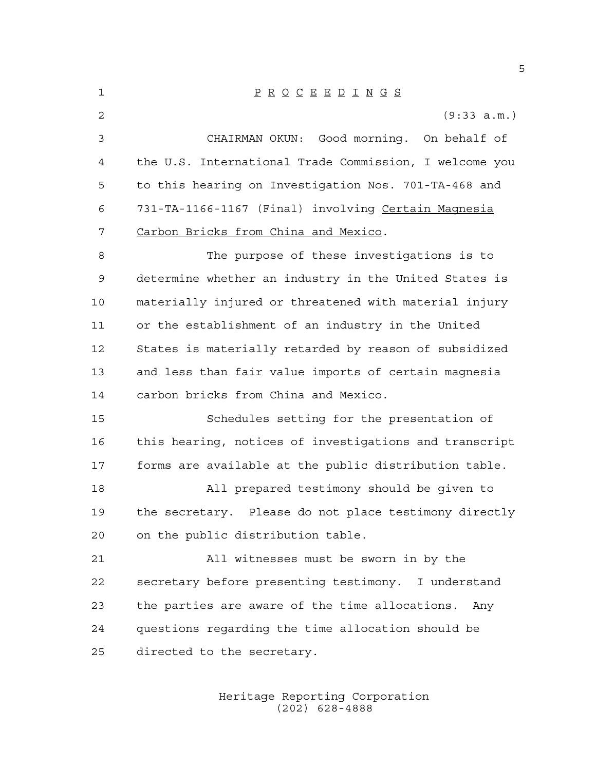# P R O C E E D I N G S

(9:33 a.m.)

CHAIRMAN OKUN: Good morning. On behalf of the U.S. International Trade Commission, I welcome you to this hearing on Investigation Nos. 701-TA-468 and 731-TA-1166-1167 (Final) involving Certain Magnesia Carbon Bricks from China and Mexico.

The purpose of these investigations is to determine whether an industry in the United States is materially injured or threatened with material injury or the establishment of an industry in the United States is materially retarded by reason of subsidized and less than fair value imports of certain magnesia carbon bricks from China and Mexico.

Schedules setting for the presentation of this hearing, notices of investigations and transcript forms are available at the public distribution table.

All prepared testimony should be given to the secretary. Please do not place testimony directly on the public distribution table.

All witnesses must be sworn in by the secretary before presenting testimony. I understand the parties are aware of the time allocations. Any questions regarding the time allocation should be directed to the secretary.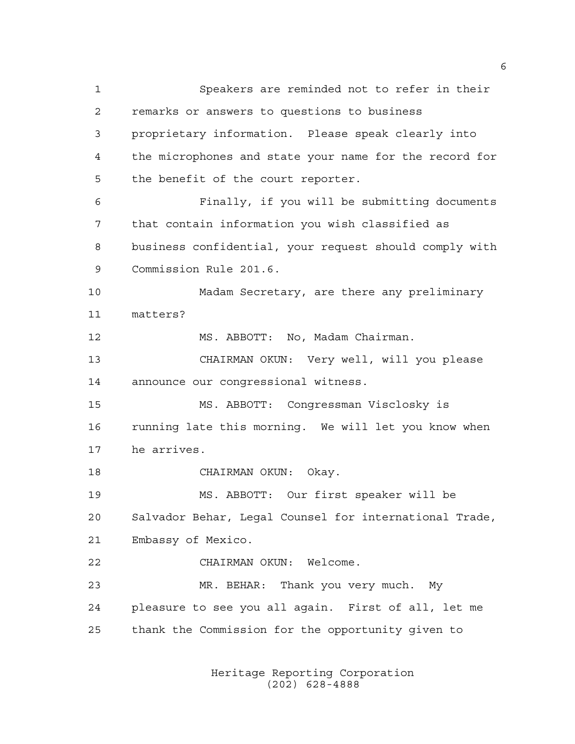Speakers are reminded not to refer in their remarks or answers to questions to business proprietary information. Please speak clearly into the microphones and state your name for the record for the benefit of the court reporter.

Finally, if you will be submitting documents that contain information you wish classified as business confidential, your request should comply with Commission Rule 201.6.

Madam Secretary, are there any preliminary matters?

MS. ABBOTT: No, Madam Chairman.

CHAIRMAN OKUN: Very well, will you please announce our congressional witness.

MS. ABBOTT: Congressman Visclosky is running late this morning. We will let you know when he arrives.

CHAIRMAN OKUN: Okay.

MS. ABBOTT: Our first speaker will be Salvador Behar, Legal Counsel for international Trade, Embassy of Mexico.

CHAIRMAN OKUN: Welcome.

MR. BEHAR: Thank you very much. My pleasure to see you all again. First of all, let me thank the Commission for the opportunity given to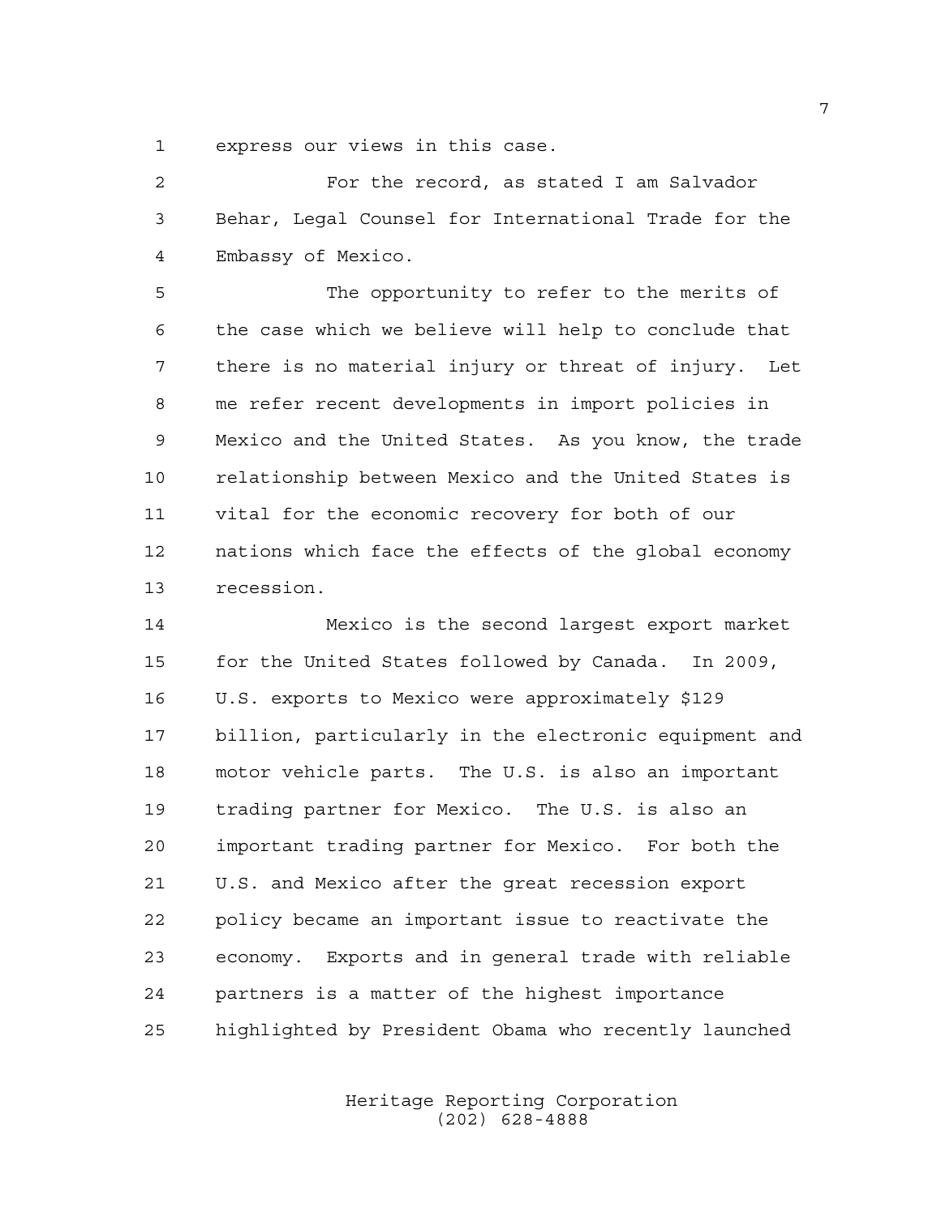express our views in this case.

For the record, as stated I am Salvador Behar, Legal Counsel for International Trade for the Embassy of Mexico.

The opportunity to refer to the merits of the case which we believe will help to conclude that there is no material injury or threat of injury. Let me refer recent developments in import policies in Mexico and the United States. As you know, the trade relationship between Mexico and the United States is vital for the economic recovery for both of our nations which face the effects of the global economy recession.

Mexico is the second largest export market for the United States followed by Canada. In 2009, U.S. exports to Mexico were approximately $129 billion, particularly in the electronic equipment and motor vehicle parts. The U.S. is also an important trading partner for Mexico. The U.S. is also an important trading partner for Mexico. For both the U.S. and Mexico after the great recession export policy became an important issue to reactivate the economy. Exports and in general trade with reliable partners is a matter of the highest importance highlighted by President Obama who recently launched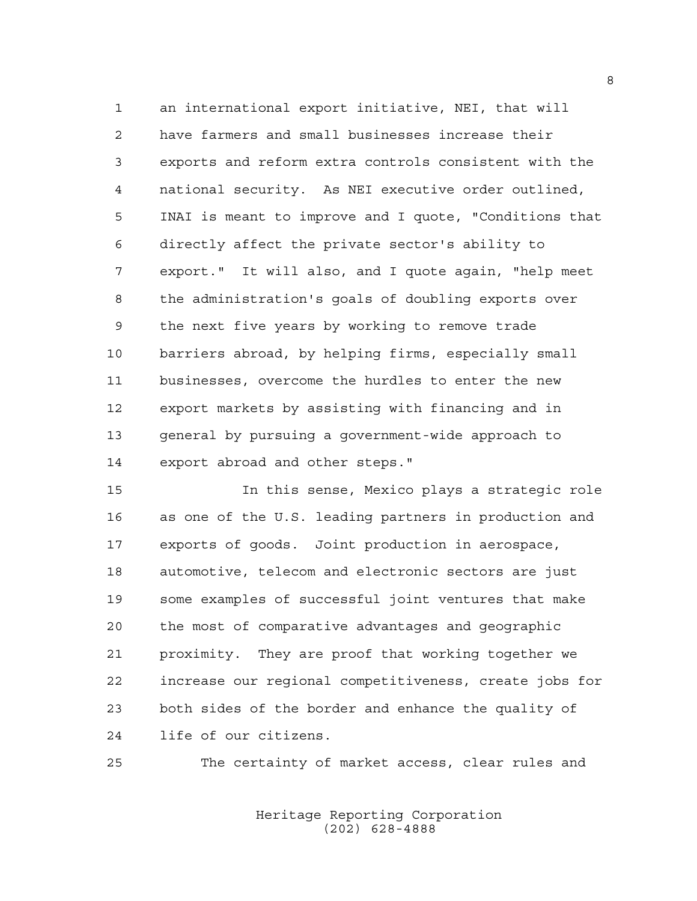an international export initiative, NEI, that will have farmers and small businesses increase their exports and reform extra controls consistent with the national security. As NEI executive order outlined, INAI is meant to improve and I quote, "Conditions that directly affect the private sector's ability to export." It will also, and I quote again, "help meet the administration's goals of doubling exports over the next five years by working to remove trade barriers abroad, by helping firms, especially small businesses, overcome the hurdles to enter the new export markets by assisting with financing and in general by pursuing a government-wide approach to export abroad and other steps."

In this sense, Mexico plays a strategic role as one of the U.S. leading partners in production and exports of goods. Joint production in aerospace, automotive, telecom and electronic sectors are just some examples of successful joint ventures that make the most of comparative advantages and geographic proximity. They are proof that working together we increase our regional competitiveness, create jobs for both sides of the border and enhance the quality of life of our citizens.

The certainty of market access, clear rules and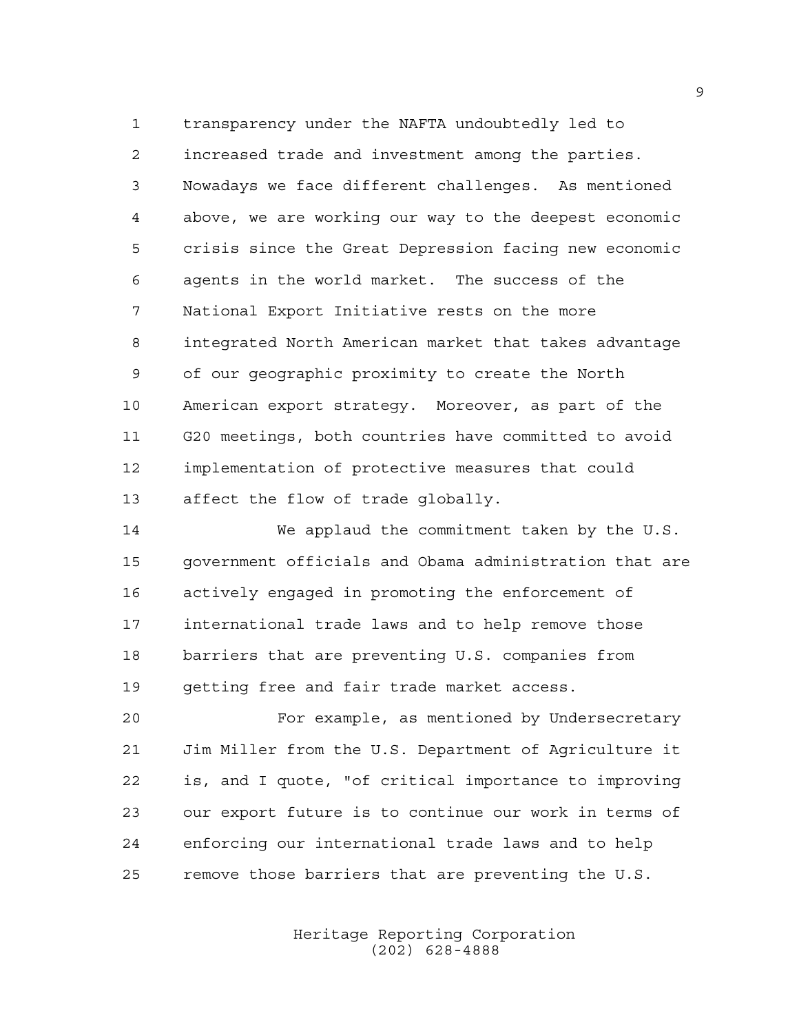transparency under the NAFTA undoubtedly led to increased trade and investment among the parties. Nowadays we face different challenges. As mentioned above, we are working our way to the deepest economic crisis since the Great Depression facing new economic agents in the world market. The success of the National Export Initiative rests on the more integrated North American market that takes advantage of our geographic proximity to create the North American export strategy. Moreover, as part of the G20 meetings, both countries have committed to avoid implementation of protective measures that could affect the flow of trade globally.

We applaud the commitment taken by the U.S. government officials and Obama administration that are actively engaged in promoting the enforcement of international trade laws and to help remove those barriers that are preventing U.S. companies from getting free and fair trade market access.

For example, as mentioned by Undersecretary Jim Miller from the U.S. Department of Agriculture it is, and I quote, "of critical importance to improving our export future is to continue our work in terms of enforcing our international trade laws and to help remove those barriers that are preventing the U.S.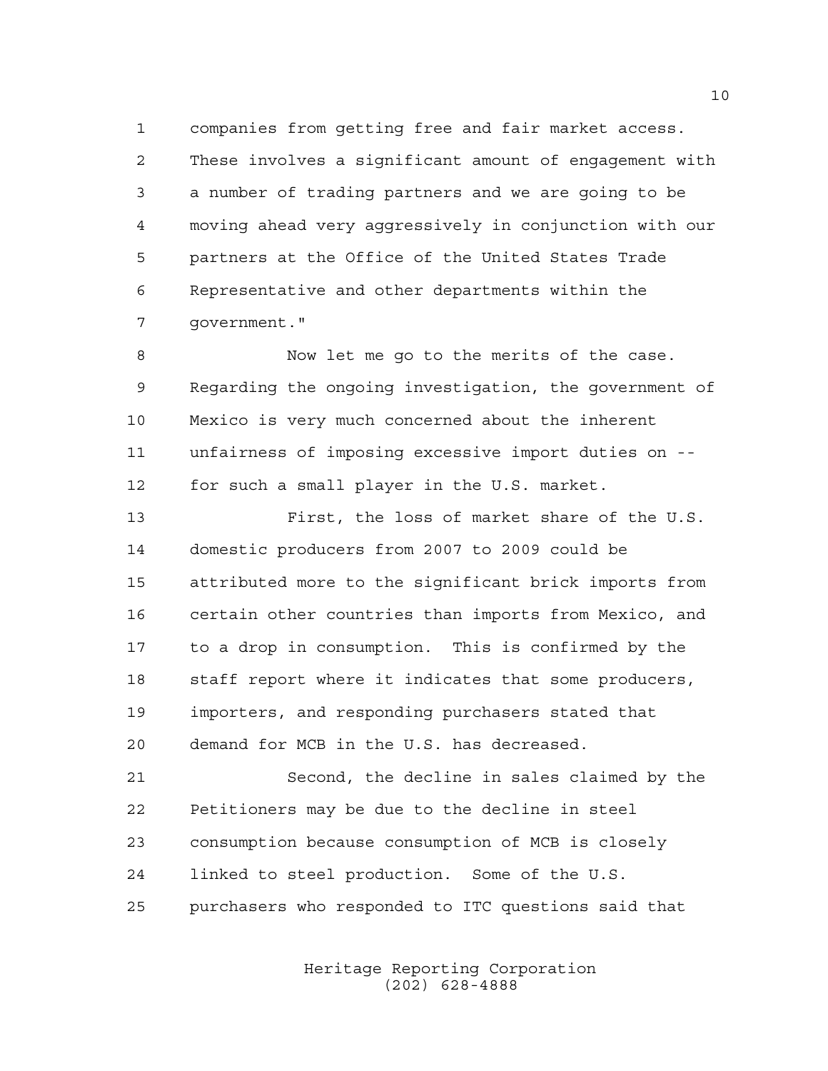companies from getting free and fair market access. These involves a significant amount of engagement with a number of trading partners and we are going to be moving ahead very aggressively in conjunction with our partners at the Office of the United States Trade Representative and other departments within the government."

Now let me go to the merits of the case. Regarding the ongoing investigation, the government of Mexico is very much concerned about the inherent unfairness of imposing excessive import duties on -- for such a small player in the U.S. market.

First, the loss of market share of the U.S. domestic producers from 2007 to 2009 could be attributed more to the significant brick imports from certain other countries than imports from Mexico, and to a drop in consumption. This is confirmed by the staff report where it indicates that some producers, importers, and responding purchasers stated that demand for MCB in the U.S. has decreased.

Second, the decline in sales claimed by the Petitioners may be due to the decline in steel consumption because consumption of MCB is closely linked to steel production. Some of the U.S. purchasers who responded to ITC questions said that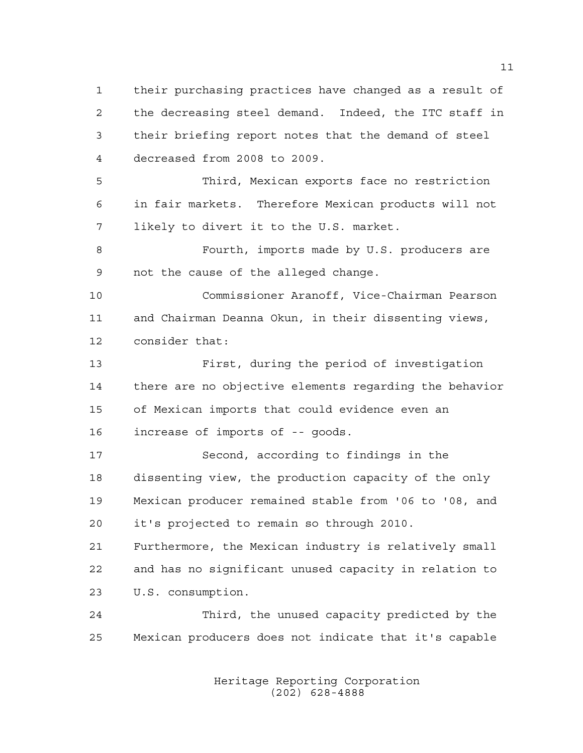their purchasing practices have changed as a result of the decreasing steel demand. Indeed, the ITC staff in their briefing report notes that the demand of steel decreased from 2008 to 2009.

Third, Mexican exports face no restriction in fair markets. Therefore Mexican products will not likely to divert it to the U.S. market.

Fourth, imports made by U.S. producers are not the cause of the alleged change.

Commissioner Aranoff, Vice-Chairman Pearson and Chairman Deanna Okun, in their dissenting views, consider that:

First, during the period of investigation there are no objective elements regarding the behavior of Mexican imports that could evidence even an increase of imports of -- goods.

Second, according to findings in the dissenting view, the production capacity of the only Mexican producer remained stable from '06 to '08, and it's projected to remain so through 2010. Furthermore, the Mexican industry is relatively small and has no significant unused capacity in relation to U.S. consumption.

Third, the unused capacity predicted by the Mexican producers does not indicate that it's capable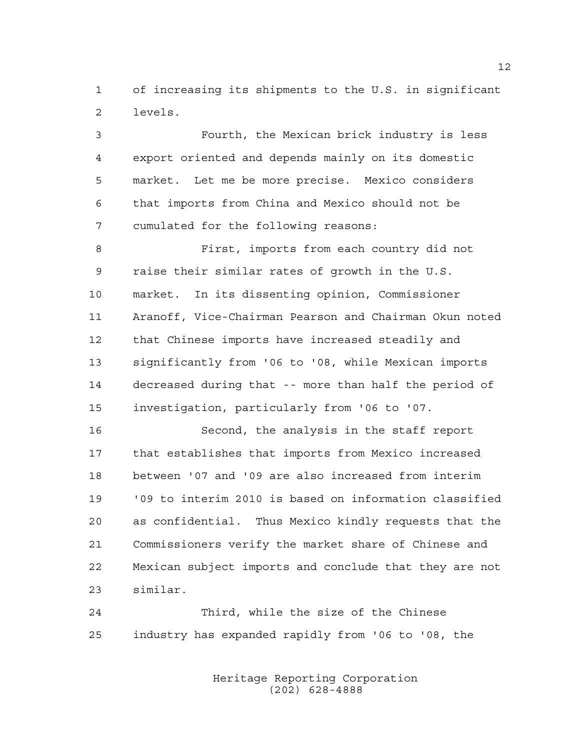of increasing its shipments to the U.S. in significant levels.

Fourth, the Mexican brick industry is less export oriented and depends mainly on its domestic market. Let me be more precise. Mexico considers that imports from China and Mexico should not be cumulated for the following reasons:

First, imports from each country did not raise their similar rates of growth in the U.S. market. In its dissenting opinion, Commissioner Aranoff, Vice-Chairman Pearson and Chairman Okun noted that Chinese imports have increased steadily and significantly from '06 to '08, while Mexican imports decreased during that -- more than half the period of investigation, particularly from '06 to '07.

Second, the analysis in the staff report that establishes that imports from Mexico increased between '07 and '09 are also increased from interim '09 to interim 2010 is based on information classified as confidential. Thus Mexico kindly requests that the Commissioners verify the market share of Chinese and Mexican subject imports and conclude that they are not similar.

Third, while the size of the Chinese industry has expanded rapidly from '06 to '08, the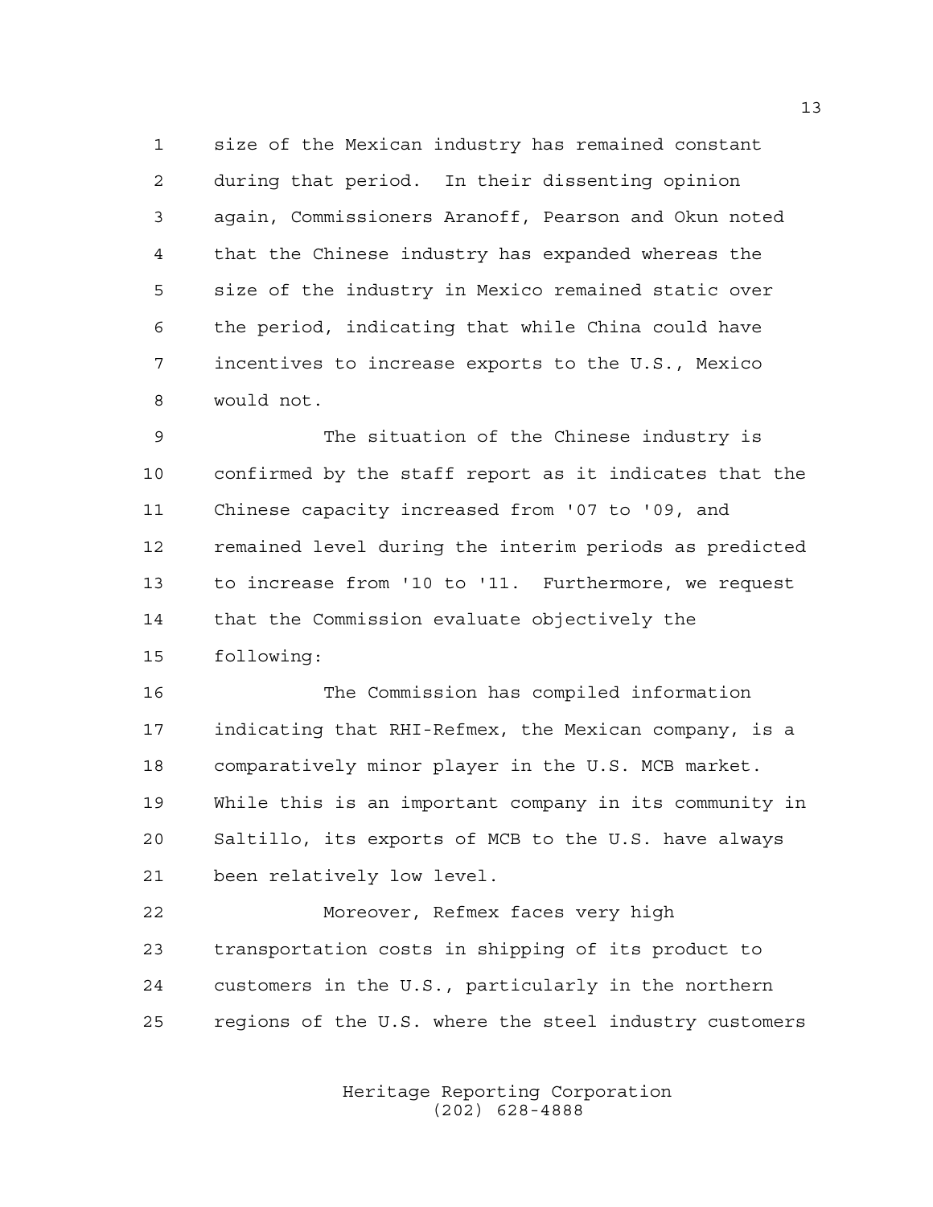size of the Mexican industry has remained constant during that period. In their dissenting opinion again, Commissioners Aranoff, Pearson and Okun noted that the Chinese industry has expanded whereas the size of the industry in Mexico remained static over the period, indicating that while China could have incentives to increase exports to the U.S., Mexico would not.

The situation of the Chinese industry is confirmed by the staff report as it indicates that the Chinese capacity increased from '07 to '09, and remained level during the interim periods as predicted to increase from '10 to '11. Furthermore, we request that the Commission evaluate objectively the following:

The Commission has compiled information indicating that RHI-Refmex, the Mexican company, is a comparatively minor player in the U.S. MCB market. While this is an important company in its community in Saltillo, its exports of MCB to the U.S. have always been relatively low level.

Moreover, Refmex faces very high transportation costs in shipping of its product to customers in the U.S., particularly in the northern regions of the U.S. where the steel industry customers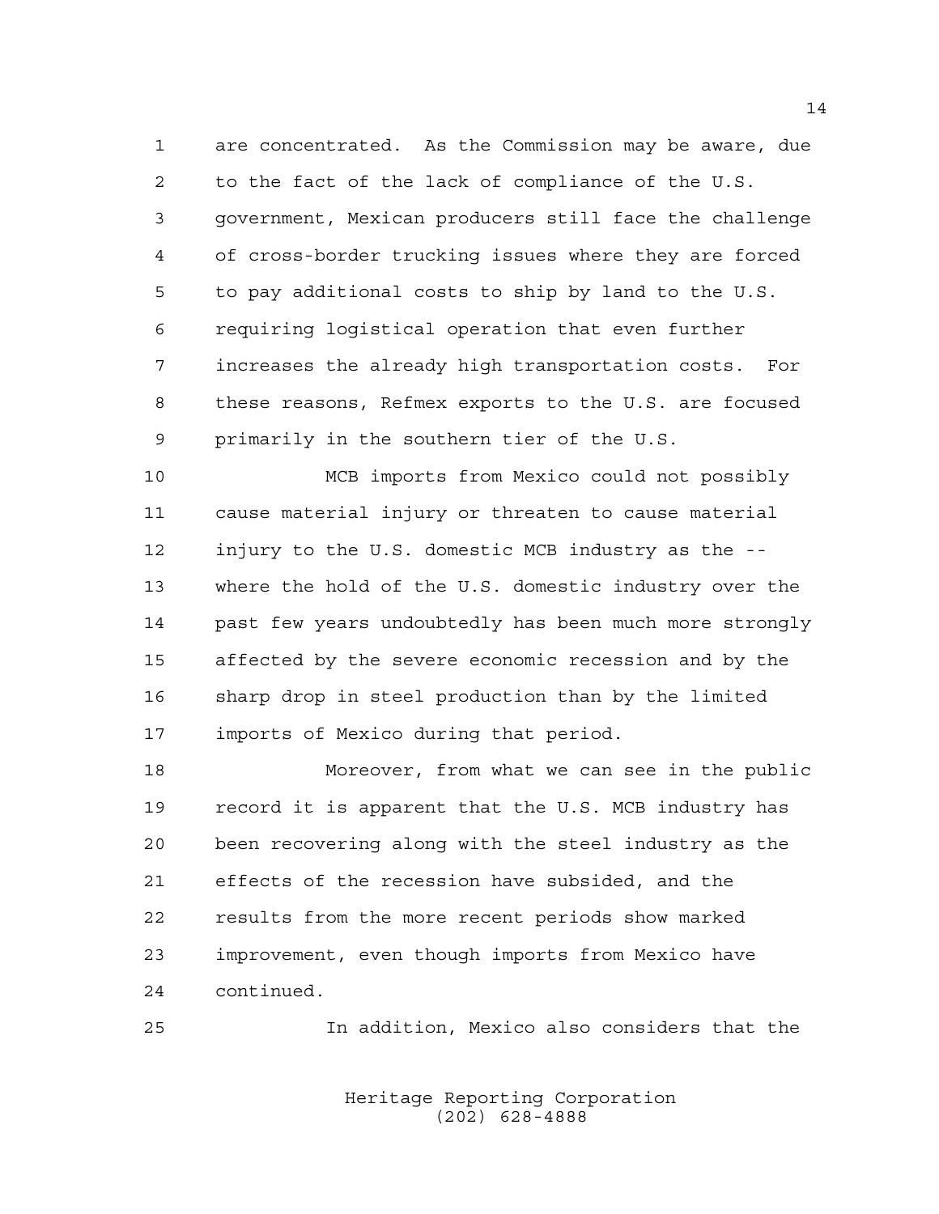are concentrated. As the Commission may be aware, due to the fact of the lack of compliance of the U.S. government, Mexican producers still face the challenge of cross-border trucking issues where they are forced to pay additional costs to ship by land to the U.S. requiring logistical operation that even further increases the already high transportation costs. For these reasons, Refmex exports to the U.S. are focused primarily in the southern tier of the U.S.

MCB imports from Mexico could not possibly cause material injury or threaten to cause material injury to the U.S. domestic MCB industry as the -- where the hold of the U.S. domestic industry over the past few years undoubtedly has been much more strongly affected by the severe economic recession and by the sharp drop in steel production than by the limited imports of Mexico during that period.

Moreover, from what we can see in the public record it is apparent that the U.S. MCB industry has been recovering along with the steel industry as the effects of the recession have subsided, and the results from the more recent periods show marked improvement, even though imports from Mexico have continued.

In addition, Mexico also considers that the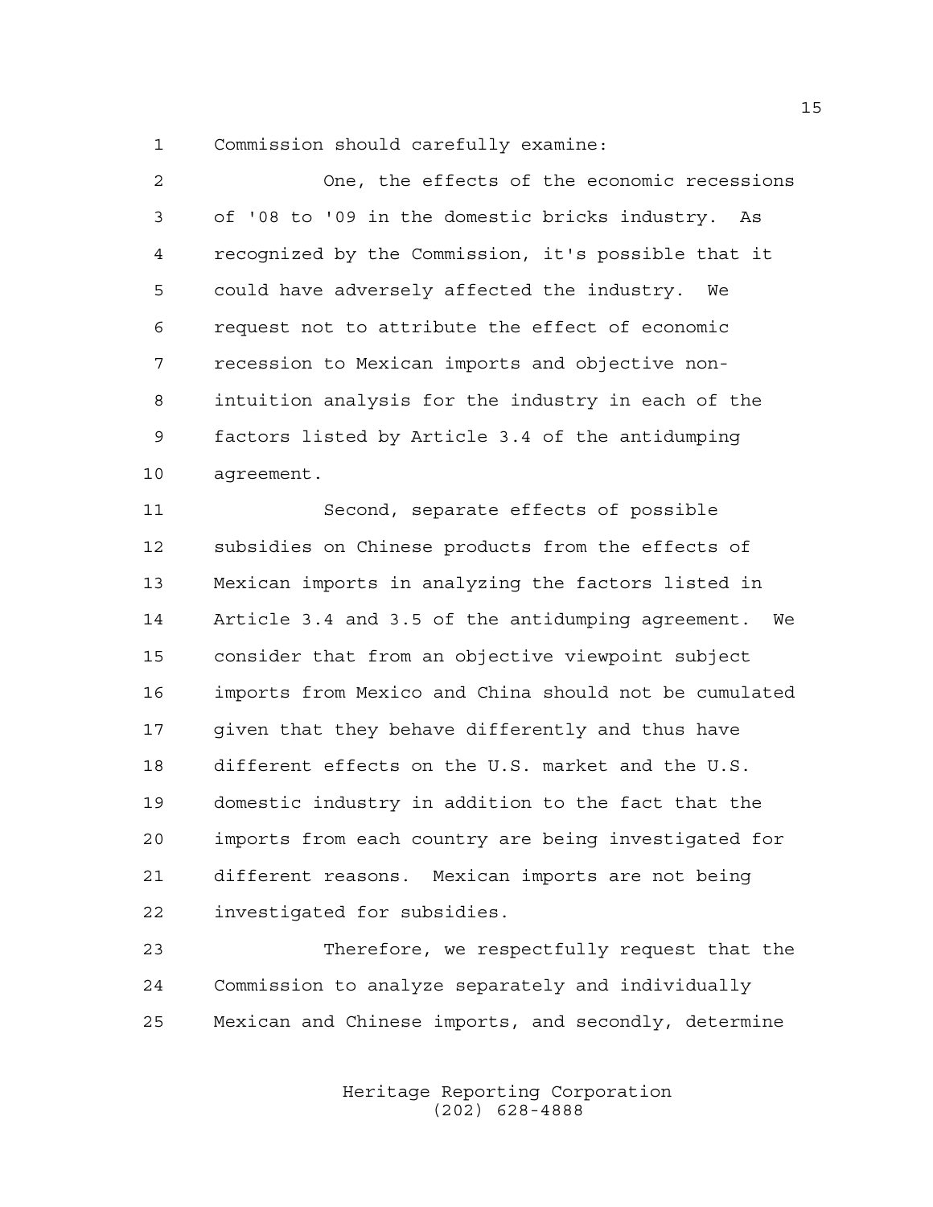Commission should carefully examine:

One, the effects of the economic recessions of '08 to '09 in the domestic bricks industry. As recognized by the Commission, it's possible that it could have adversely affected the industry. We request not to attribute the effect of economic recession to Mexican imports and objective non-intuition analysis for the industry in each of the factors listed by Article 3.4 of the antidumping agreement.

Second, separate effects of possible subsidies on Chinese products from the effects of Mexican imports in analyzing the factors listed in Article 3.4 and 3.5 of the antidumping agreement. We consider that from an objective viewpoint subject imports from Mexico and China should not be cumulated given that they behave differently and thus have different effects on the U.S. market and the U.S. domestic industry in addition to the fact that the imports from each country are being investigated for different reasons. Mexican imports are not being investigated for subsidies.

Therefore, we respectfully request that the Commission to analyze separately and individually Mexican and Chinese imports, and secondly, determine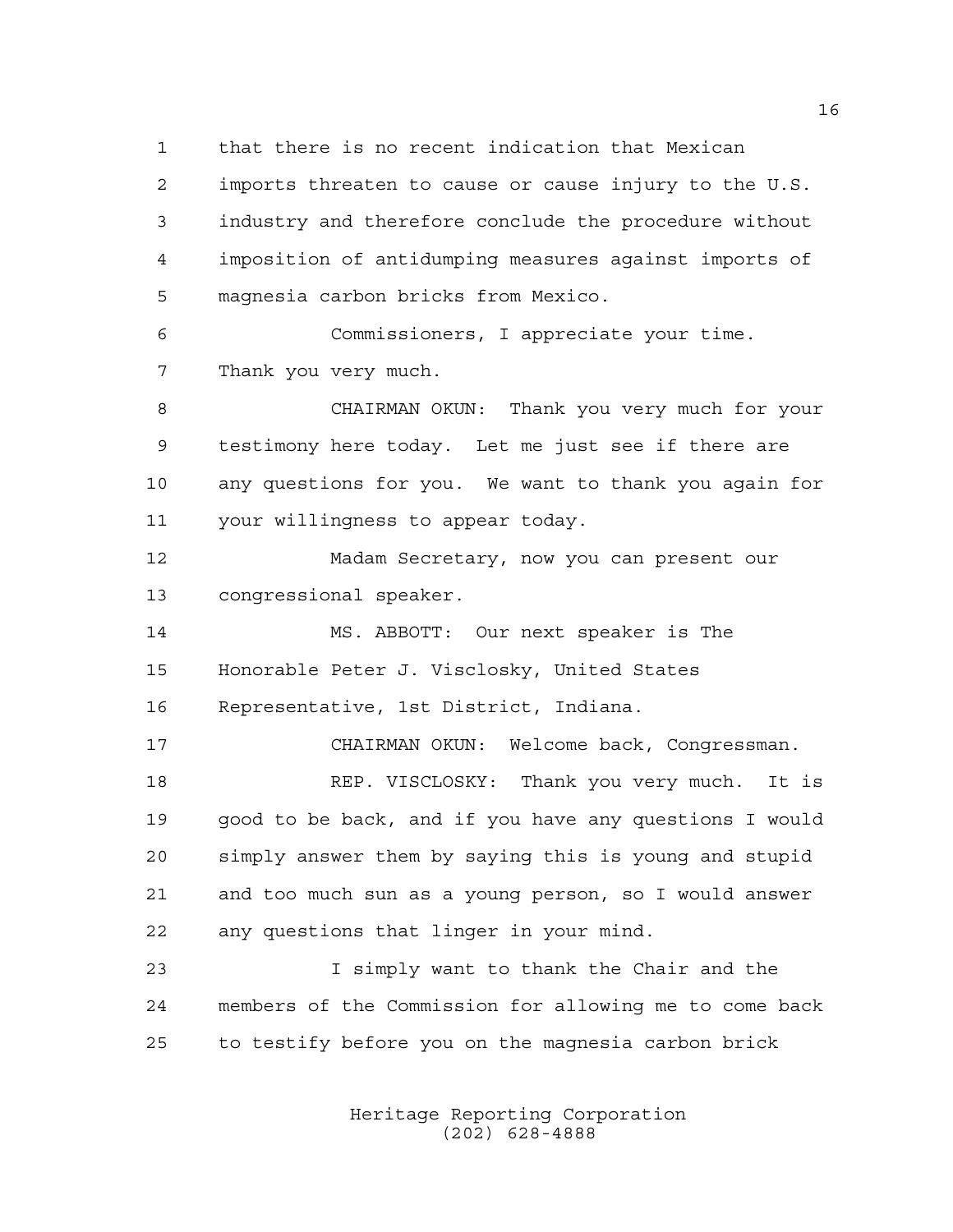that there is no recent indication that Mexican imports threaten to cause or cause injury to the U.S. industry and therefore conclude the procedure without imposition of antidumping measures against imports of magnesia carbon bricks from Mexico.

Commissioners, I appreciate your time. Thank you very much.

CHAIRMAN OKUN: Thank you very much for your testimony here today. Let me just see if there are any questions for you. We want to thank you again for your willingness to appear today.

Madam Secretary, now you can present our congressional speaker.

MS. ABBOTT: Our next speaker is The Honorable Peter J. Visclosky, United States Representative, 1st District, Indiana.

CHAIRMAN OKUN: Welcome back, Congressman.

REP. VISCLOSKY: Thank you very much. It is good to be back, and if you have any questions I would simply answer them by saying this is young and stupid and too much sun as a young person, so I would answer any questions that linger in your mind.

I simply want to thank the Chair and the members of the Commission for allowing me to come back to testify before you on the magnesia carbon brick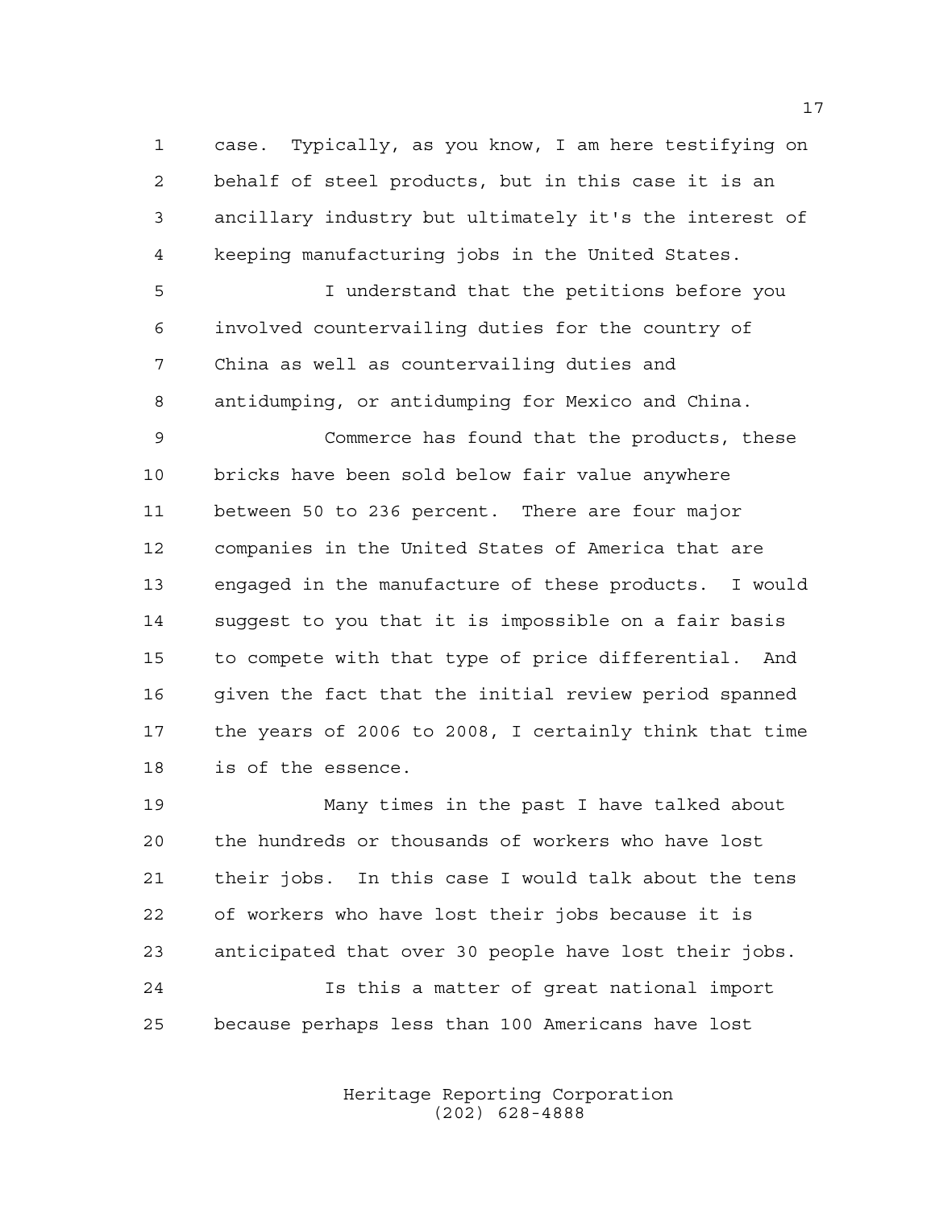case. Typically, as you know, I am here testifying on behalf of steel products, but in this case it is an ancillary industry but ultimately it's the interest of keeping manufacturing jobs in the United States.

I understand that the petitions before you involved countervailing duties for the country of China as well as countervailing duties and antidumping, or antidumping for Mexico and China.

Commerce has found that the products, these bricks have been sold below fair value anywhere between 50 to 236 percent. There are four major companies in the United States of America that are engaged in the manufacture of these products. I would suggest to you that it is impossible on a fair basis to compete with that type of price differential. And given the fact that the initial review period spanned the years of 2006 to 2008, I certainly think that time is of the essence.

Many times in the past I have talked about the hundreds or thousands of workers who have lost their jobs. In this case I would talk about the tens of workers who have lost their jobs because it is anticipated that over 30 people have lost their jobs.

Is this a matter of great national import because perhaps less than 100 Americans have lost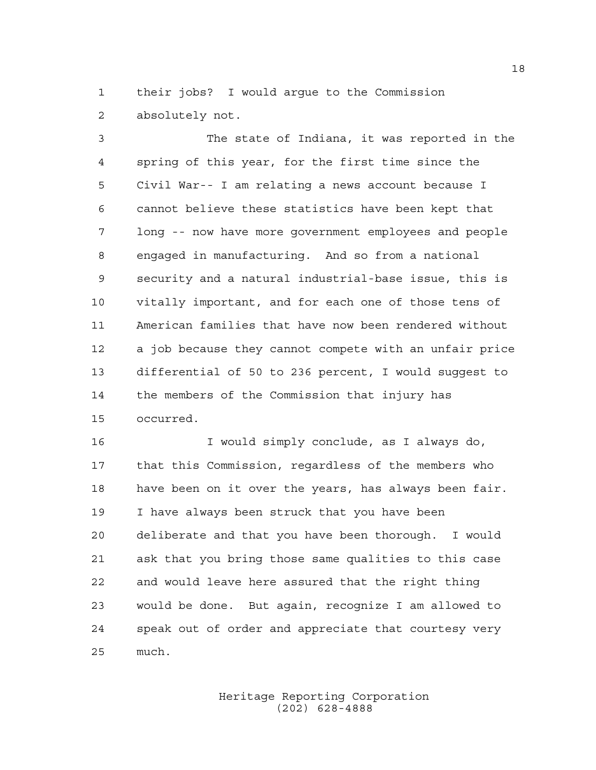their jobs? I would argue to the Commission absolutely not.

The state of Indiana, it was reported in the spring of this year, for the first time since the Civil War-- I am relating a news account because I cannot believe these statistics have been kept that long -- now have more government employees and people engaged in manufacturing. And so from a national security and a natural industrial-base issue, this is vitally important, and for each one of those tens of American families that have now been rendered without a job because they cannot compete with an unfair price differential of 50 to 236 percent, I would suggest to the members of the Commission that injury has occurred.

I would simply conclude, as I always do, that this Commission, regardless of the members who have been on it over the years, has always been fair. I have always been struck that you have been deliberate and that you have been thorough. I would ask that you bring those same qualities to this case and would leave here assured that the right thing would be done. But again, recognize I am allowed to speak out of order and appreciate that courtesy very much.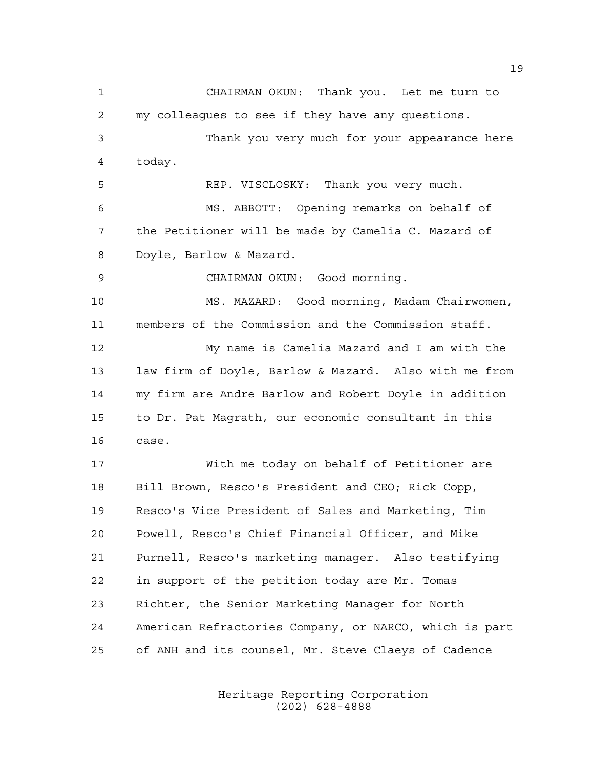CHAIRMAN OKUN: Thank you. Let me turn to my colleagues to see if they have any questions.

Thank you very much for your appearance here today.

REP. VISCLOSKY: Thank you very much.

MS. ABBOTT: Opening remarks on behalf of the Petitioner will be made by Camelia C. Mazard of Doyle, Barlow & Mazard.

CHAIRMAN OKUN: Good morning.

MS. MAZARD: Good morning, Madam Chairwomen, members of the Commission and the Commission staff.

My name is Camelia Mazard and I am with the law firm of Doyle, Barlow & Mazard. Also with me from my firm are Andre Barlow and Robert Doyle in addition to Dr. Pat Magrath, our economic consultant in this case.

With me today on behalf of Petitioner are Bill Brown, Resco's President and CEO; Rick Copp, Resco's Vice President of Sales and Marketing, Tim Powell, Resco's Chief Financial Officer, and Mike Purnell, Resco's marketing manager. Also testifying in support of the petition today are Mr. Tomas Richter, the Senior Marketing Manager for North American Refractories Company, or NARCO, which is part of ANH and its counsel, Mr. Steve Claeys of Cadence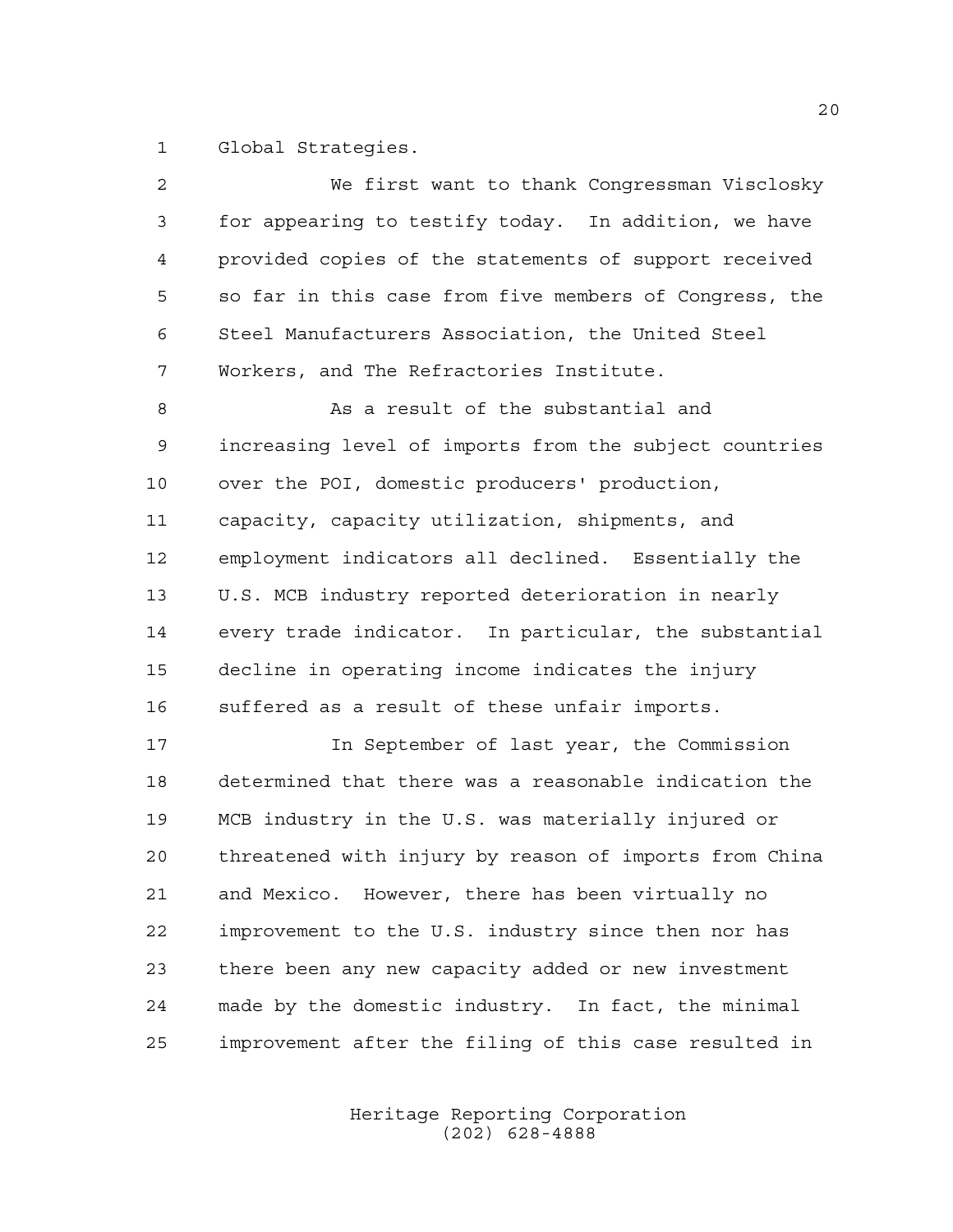Global Strategies.

We first want to thank Congressman Visclosky for appearing to testify today. In addition, we have provided copies of the statements of support received so far in this case from five members of Congress, the Steel Manufacturers Association, the United Steel Workers, and The Refractories Institute.

As a result of the substantial and increasing level of imports from the subject countries over the POI, domestic producers' production, capacity, capacity utilization, shipments, and employment indicators all declined. Essentially the U.S. MCB industry reported deterioration in nearly every trade indicator. In particular, the substantial decline in operating income indicates the injury suffered as a result of these unfair imports.

In September of last year, the Commission determined that there was a reasonable indication the MCB industry in the U.S. was materially injured or threatened with injury by reason of imports from China and Mexico. However, there has been virtually no improvement to the U.S. industry since then nor has there been any new capacity added or new investment made by the domestic industry. In fact, the minimal improvement after the filing of this case resulted in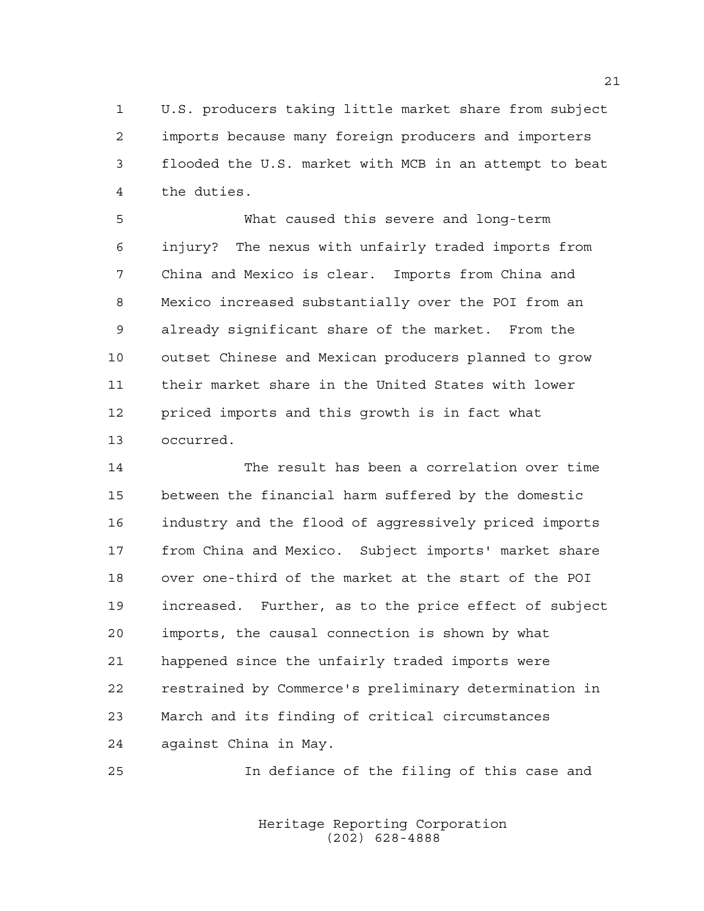U.S. producers taking little market share from subject imports because many foreign producers and importers flooded the U.S. market with MCB in an attempt to beat the duties.

What caused this severe and long-term injury? The nexus with unfairly traded imports from China and Mexico is clear. Imports from China and Mexico increased substantially over the POI from an already significant share of the market. From the outset Chinese and Mexican producers planned to grow their market share in the United States with lower priced imports and this growth is in fact what occurred.

The result has been a correlation over time between the financial harm suffered by the domestic industry and the flood of aggressively priced imports from China and Mexico. Subject imports' market share over one-third of the market at the start of the POI increased. Further, as to the price effect of subject imports, the causal connection is shown by what happened since the unfairly traded imports were restrained by Commerce's preliminary determination in March and its finding of critical circumstances against China in May.

In defiance of the filing of this case and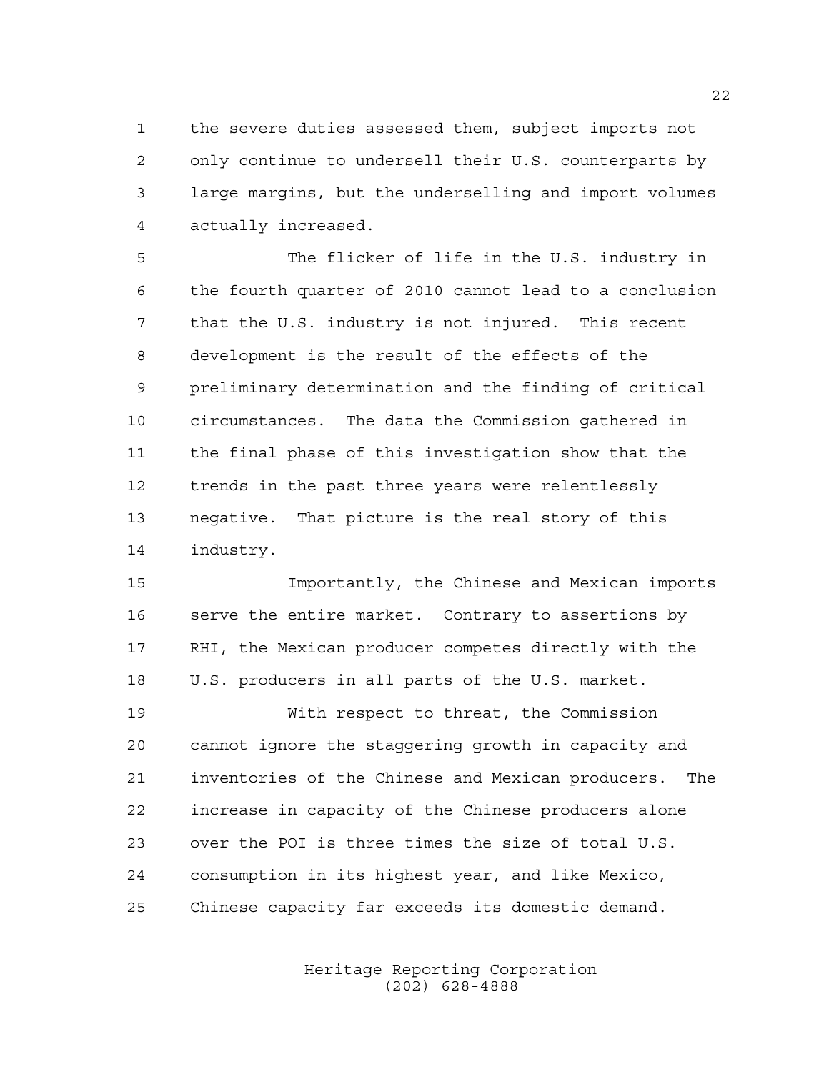the severe duties assessed them, subject imports not only continue to undersell their U.S. counterparts by large margins, but the underselling and import volumes actually increased.

The flicker of life in the U.S. industry in the fourth quarter of 2010 cannot lead to a conclusion that the U.S. industry is not injured. This recent development is the result of the effects of the preliminary determination and the finding of critical circumstances. The data the Commission gathered in the final phase of this investigation show that the trends in the past three years were relentlessly negative. That picture is the real story of this industry.

Importantly, the Chinese and Mexican imports serve the entire market. Contrary to assertions by RHI, the Mexican producer competes directly with the U.S. producers in all parts of the U.S. market.

With respect to threat, the Commission cannot ignore the staggering growth in capacity and inventories of the Chinese and Mexican producers. The increase in capacity of the Chinese producers alone over the POI is three times the size of total U.S. consumption in its highest year, and like Mexico, Chinese capacity far exceeds its domestic demand.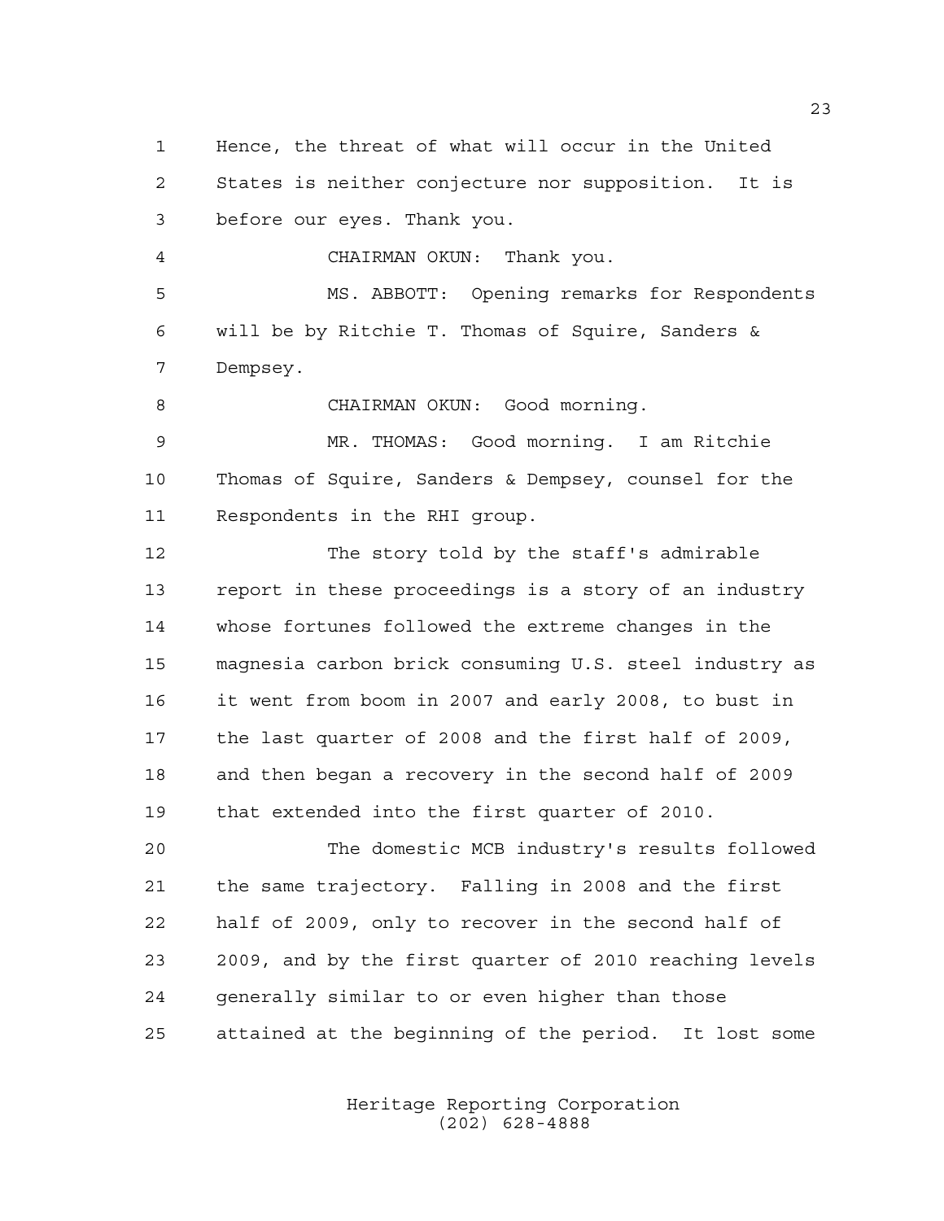Hence, the threat of what will occur in the United States is neither conjecture nor supposition. It is before our eyes. Thank you.

CHAIRMAN OKUN: Thank you.

MS. ABBOTT: Opening remarks for Respondents will be by Ritchie T. Thomas of Squire, Sanders & Dempsey.

CHAIRMAN OKUN: Good morning.

MR. THOMAS: Good morning. I am Ritchie Thomas of Squire, Sanders & Dempsey, counsel for the Respondents in the RHI group.

The story told by the staff's admirable report in these proceedings is a story of an industry whose fortunes followed the extreme changes in the magnesia carbon brick consuming U.S. steel industry as it went from boom in 2007 and early 2008, to bust in the last quarter of 2008 and the first half of 2009, and then began a recovery in the second half of 2009 that extended into the first quarter of 2010.

The domestic MCB industry's results followed the same trajectory. Falling in 2008 and the first half of 2009, only to recover in the second half of 2009, and by the first quarter of 2010 reaching levels generally similar to or even higher than those attained at the beginning of the period. It lost some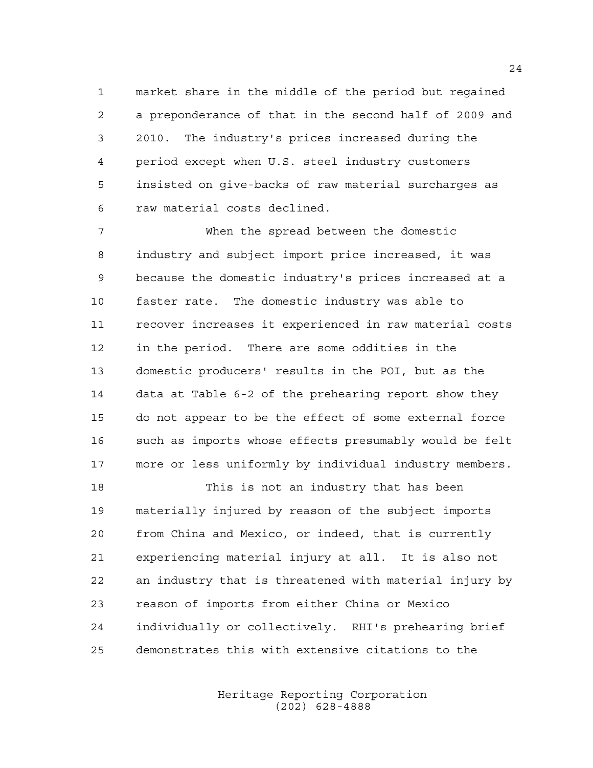market share in the middle of the period but regained a preponderance of that in the second half of 2009 and 2010. The industry's prices increased during the period except when U.S. steel industry customers insisted on give-backs of raw material surcharges as raw material costs declined.

When the spread between the domestic industry and subject import price increased, it was because the domestic industry's prices increased at a faster rate. The domestic industry was able to recover increases it experienced in raw material costs in the period. There are some oddities in the domestic producers' results in the POI, but as the data at Table 6-2 of the prehearing report show they do not appear to be the effect of some external force such as imports whose effects presumably would be felt more or less uniformly by individual industry members.

This is not an industry that has been materially injured by reason of the subject imports from China and Mexico, or indeed, that is currently experiencing material injury at all. It is also not an industry that is threatened with material injury by reason of imports from either China or Mexico individually or collectively. RHI's prehearing brief demonstrates this with extensive citations to the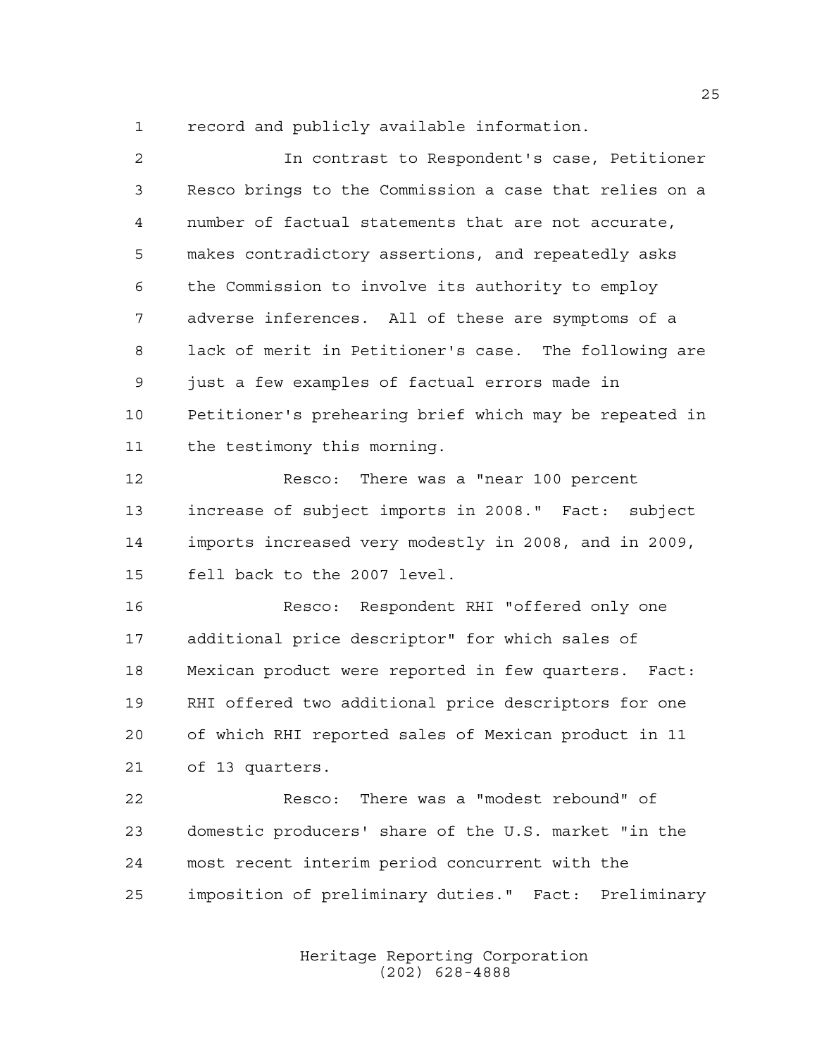record and publicly available information.

In contrast to Respondent's case, Petitioner Resco brings to the Commission a case that relies on a number of factual statements that are not accurate, makes contradictory assertions, and repeatedly asks the Commission to involve its authority to employ adverse inferences. All of these are symptoms of a lack of merit in Petitioner's case. The following are just a few examples of factual errors made in Petitioner's prehearing brief which may be repeated in the testimony this morning.

Resco: There was a "near 100 percent increase of subject imports in 2008." Fact: subject imports increased very modestly in 2008, and in 2009, fell back to the 2007 level.

Resco: Respondent RHI "offered only one additional price descriptor" for which sales of Mexican product were reported in few quarters. Fact: RHI offered two additional price descriptors for one of which RHI reported sales of Mexican product in 11 of 13 quarters.

Resco: There was a "modest rebound" of domestic producers' share of the U.S. market "in the most recent interim period concurrent with the imposition of preliminary duties." Fact: Preliminary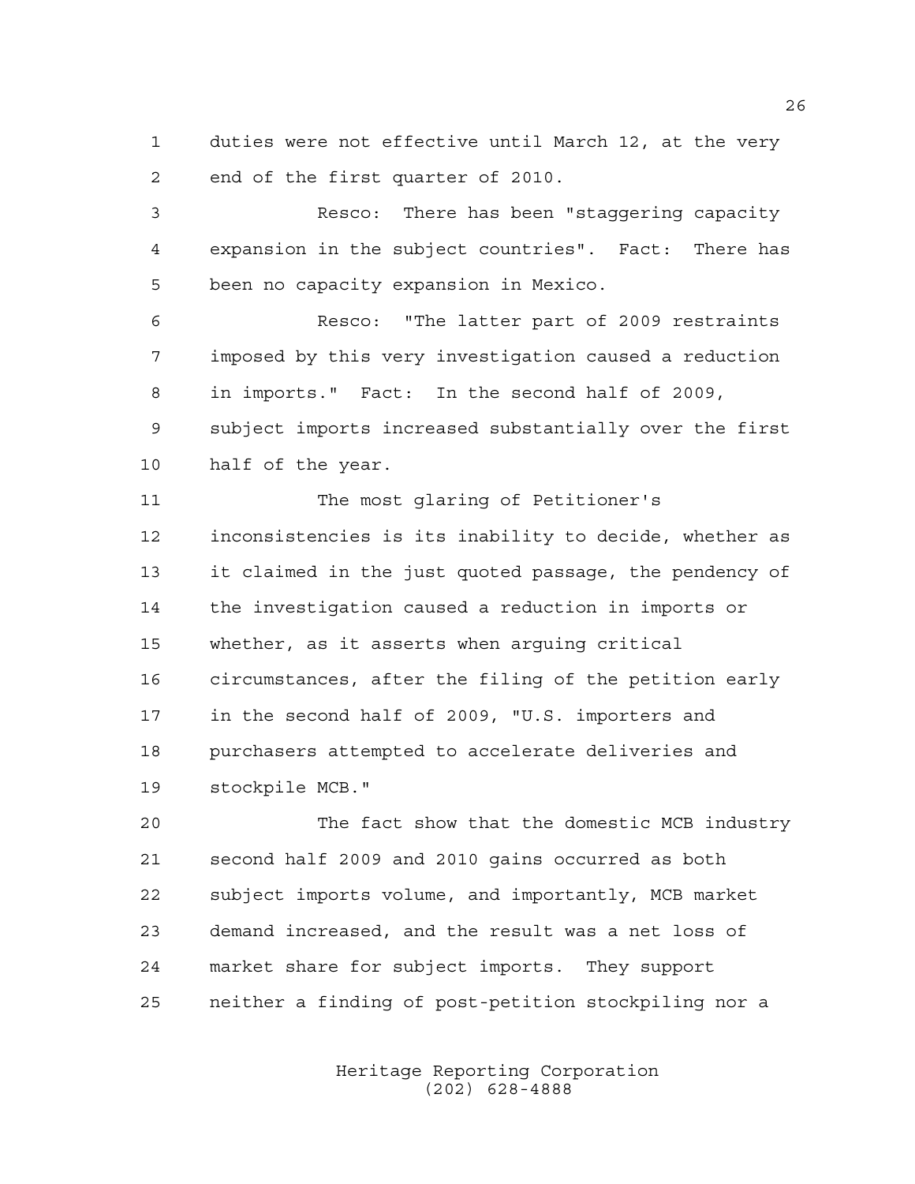duties were not effective until March 12, at the very end of the first quarter of 2010.

Resco: There has been "staggering capacity expansion in the subject countries". Fact: There has been no capacity expansion in Mexico.

Resco: "The latter part of 2009 restraints imposed by this very investigation caused a reduction in imports." Fact: In the second half of 2009, subject imports increased substantially over the first half of the year.

The most glaring of Petitioner's inconsistencies is its inability to decide, whether as it claimed in the just quoted passage, the pendency of the investigation caused a reduction in imports or whether, as it asserts when arguing critical circumstances, after the filing of the petition early in the second half of 2009, "U.S. importers and purchasers attempted to accelerate deliveries and stockpile MCB."

The fact show that the domestic MCB industry second half 2009 and 2010 gains occurred as both subject imports volume, and importantly, MCB market demand increased, and the result was a net loss of market share for subject imports. They support neither a finding of post-petition stockpiling nor a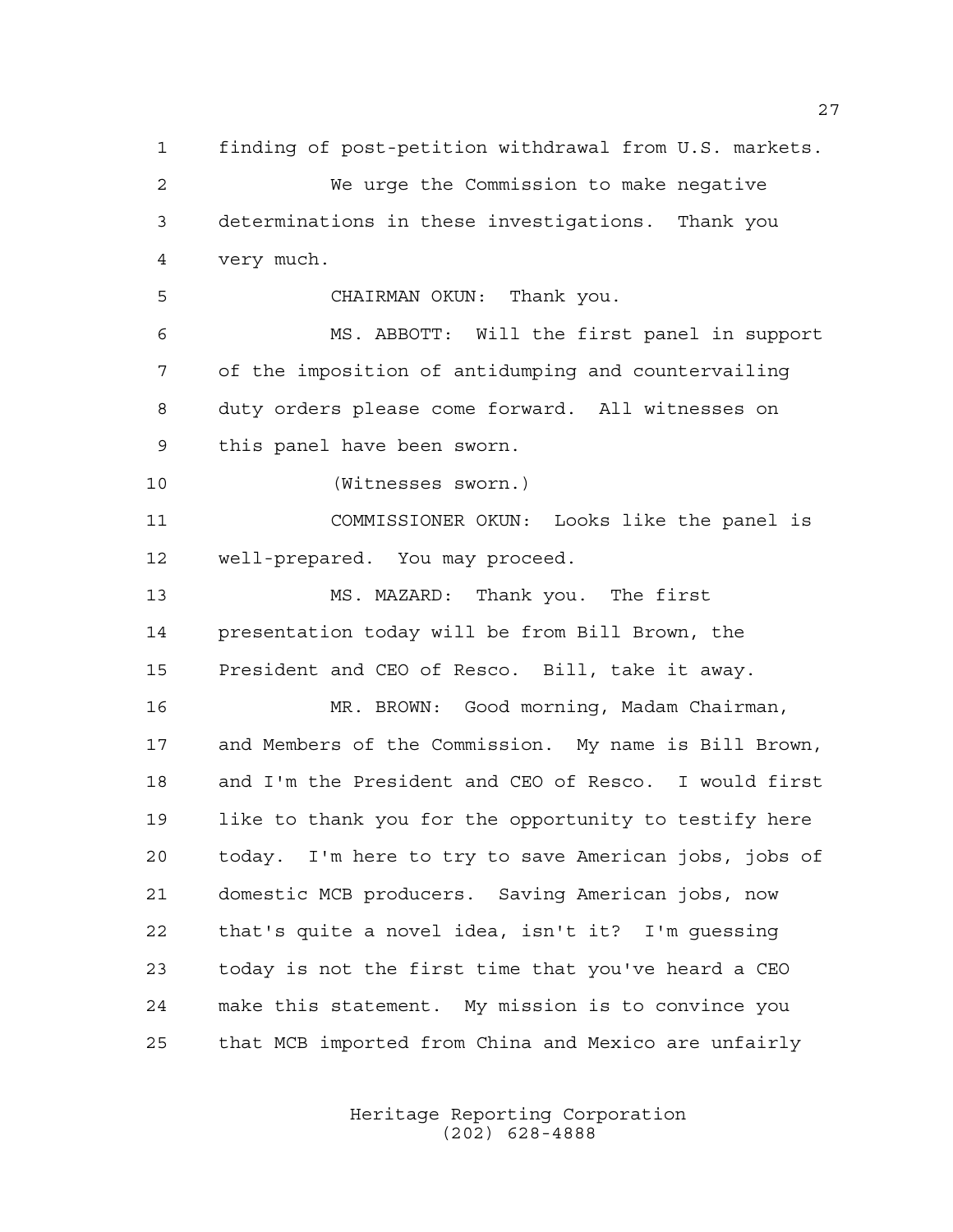finding of post-petition withdrawal from U.S. markets.

We urge the Commission to make negative determinations in these investigations. Thank you very much.

CHAIRMAN OKUN: Thank you.

MS. ABBOTT: Will the first panel in support of the imposition of antidumping and countervailing duty orders please come forward. All witnesses on this panel have been sworn.

(Witnesses sworn.)

COMMISSIONER OKUN: Looks like the panel is well-prepared. You may proceed.

MS. MAZARD: Thank you. The first presentation today will be from Bill Brown, the President and CEO of Resco. Bill, take it away.

MR. BROWN: Good morning, Madam Chairman, and Members of the Commission. My name is Bill Brown, and I'm the President and CEO of Resco. I would first like to thank you for the opportunity to testify here today. I'm here to try to save American jobs, jobs of domestic MCB producers. Saving American jobs, now that's quite a novel idea, isn't it? I'm guessing today is not the first time that you've heard a CEO make this statement. My mission is to convince you that MCB imported from China and Mexico are unfairly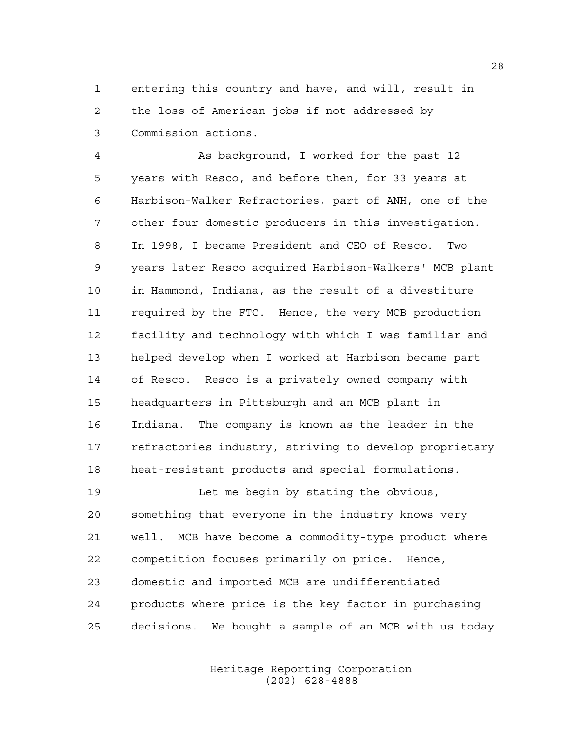entering this country and have, and will, result in the loss of American jobs if not addressed by Commission actions.

As background, I worked for the past 12 years with Resco, and before then, for 33 years at Harbison-Walker Refractories, part of ANH, one of the other four domestic producers in this investigation. In 1998, I became President and CEO of Resco. Two years later Resco acquired Harbison-Walkers' MCB plant in Hammond, Indiana, as the result of a divestiture required by the FTC. Hence, the very MCB production facility and technology with which I was familiar and helped develop when I worked at Harbison became part of Resco. Resco is a privately owned company with headquarters in Pittsburgh and an MCB plant in Indiana. The company is known as the leader in the refractories industry, striving to develop proprietary heat-resistant products and special formulations.

Let me begin by stating the obvious, something that everyone in the industry knows very well. MCB have become a commodity-type product where competition focuses primarily on price. Hence, domestic and imported MCB are undifferentiated products where price is the key factor in purchasing decisions. We bought a sample of an MCB with us today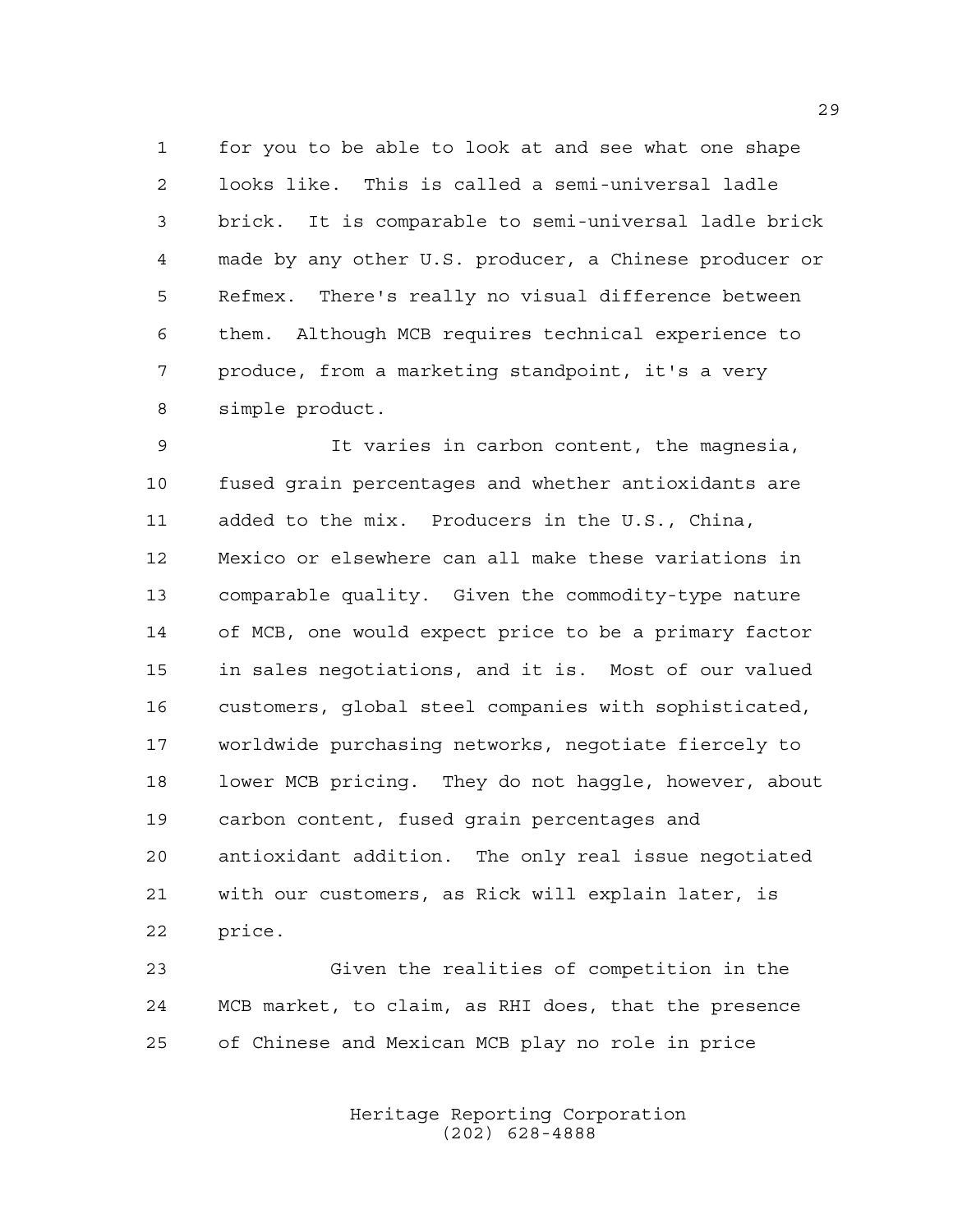for you to be able to look at and see what one shape looks like. This is called a semi-universal ladle brick. It is comparable to semi-universal ladle brick made by any other U.S. producer, a Chinese producer or Refmex. There's really no visual difference between them. Although MCB requires technical experience to produce, from a marketing standpoint, it's a very simple product.

It varies in carbon content, the magnesia, fused grain percentages and whether antioxidants are added to the mix. Producers in the U.S., China, Mexico or elsewhere can all make these variations in comparable quality. Given the commodity-type nature of MCB, one would expect price to be a primary factor in sales negotiations, and it is. Most of our valued customers, global steel companies with sophisticated, worldwide purchasing networks, negotiate fiercely to lower MCB pricing. They do not haggle, however, about carbon content, fused grain percentages and antioxidant addition. The only real issue negotiated with our customers, as Rick will explain later, is price.

Given the realities of competition in the MCB market, to claim, as RHI does, that the presence of Chinese and Mexican MCB play no role in price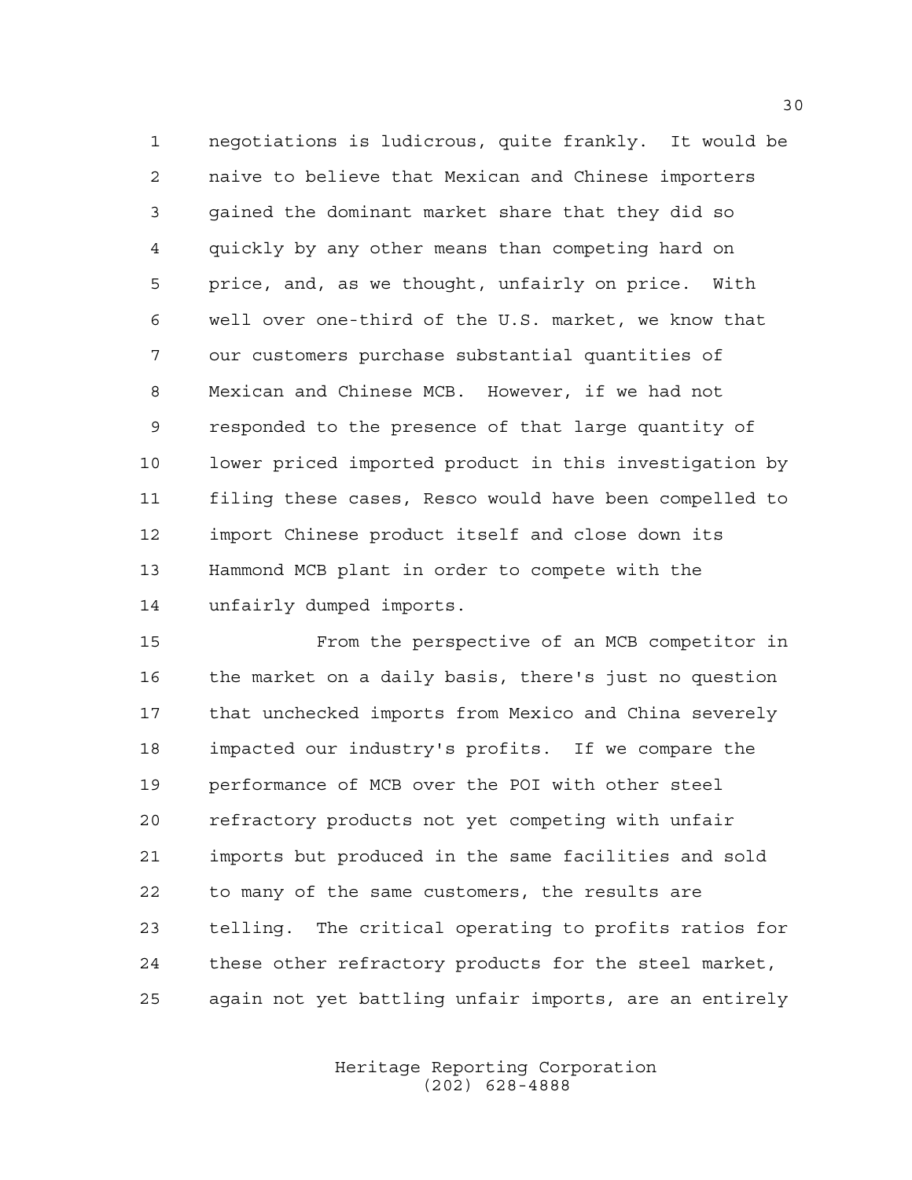negotiations is ludicrous, quite frankly. It would be naive to believe that Mexican and Chinese importers gained the dominant market share that they did so quickly by any other means than competing hard on price, and, as we thought, unfairly on price. With well over one-third of the U.S. market, we know that our customers purchase substantial quantities of Mexican and Chinese MCB. However, if we had not responded to the presence of that large quantity of lower priced imported product in this investigation by filing these cases, Resco would have been compelled to import Chinese product itself and close down its Hammond MCB plant in order to compete with the unfairly dumped imports.

From the perspective of an MCB competitor in the market on a daily basis, there's just no question that unchecked imports from Mexico and China severely impacted our industry's profits. If we compare the performance of MCB over the POI with other steel refractory products not yet competing with unfair imports but produced in the same facilities and sold to many of the same customers, the results are telling. The critical operating to profits ratios for these other refractory products for the steel market, again not yet battling unfair imports, are an entirely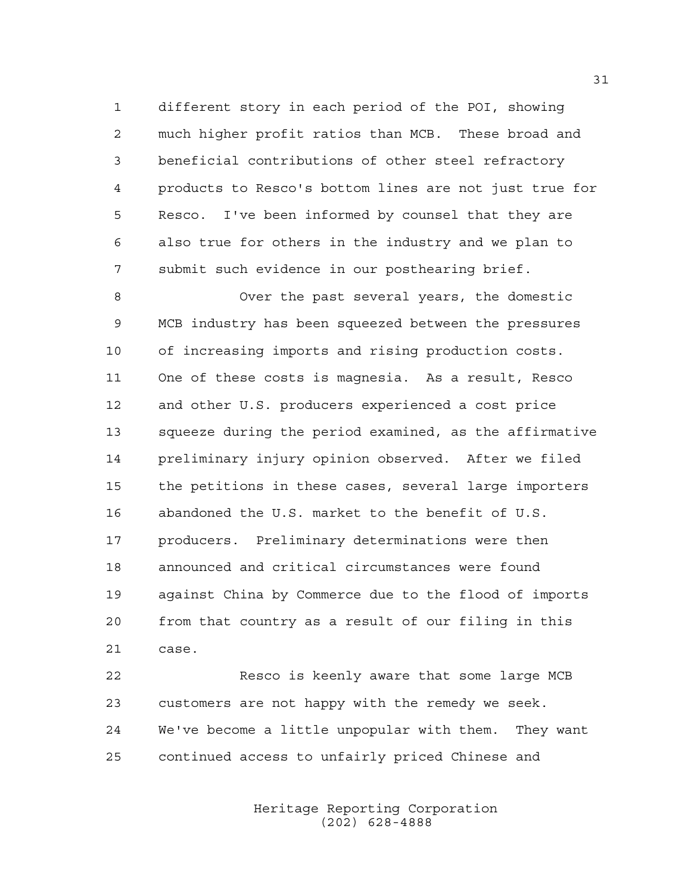different story in each period of the POI, showing much higher profit ratios than MCB. These broad and beneficial contributions of other steel refractory products to Resco's bottom lines are not just true for Resco. I've been informed by counsel that they are also true for others in the industry and we plan to submit such evidence in our posthearing brief.

Over the past several years, the domestic MCB industry has been squeezed between the pressures of increasing imports and rising production costs. One of these costs is magnesia. As a result, Resco and other U.S. producers experienced a cost price squeeze during the period examined, as the affirmative preliminary injury opinion observed. After we filed the petitions in these cases, several large importers abandoned the U.S. market to the benefit of U.S. producers. Preliminary determinations were then announced and critical circumstances were found against China by Commerce due to the flood of imports from that country as a result of our filing in this case.

Resco is keenly aware that some large MCB customers are not happy with the remedy we seek. We've become a little unpopular with them. They want continued access to unfairly priced Chinese and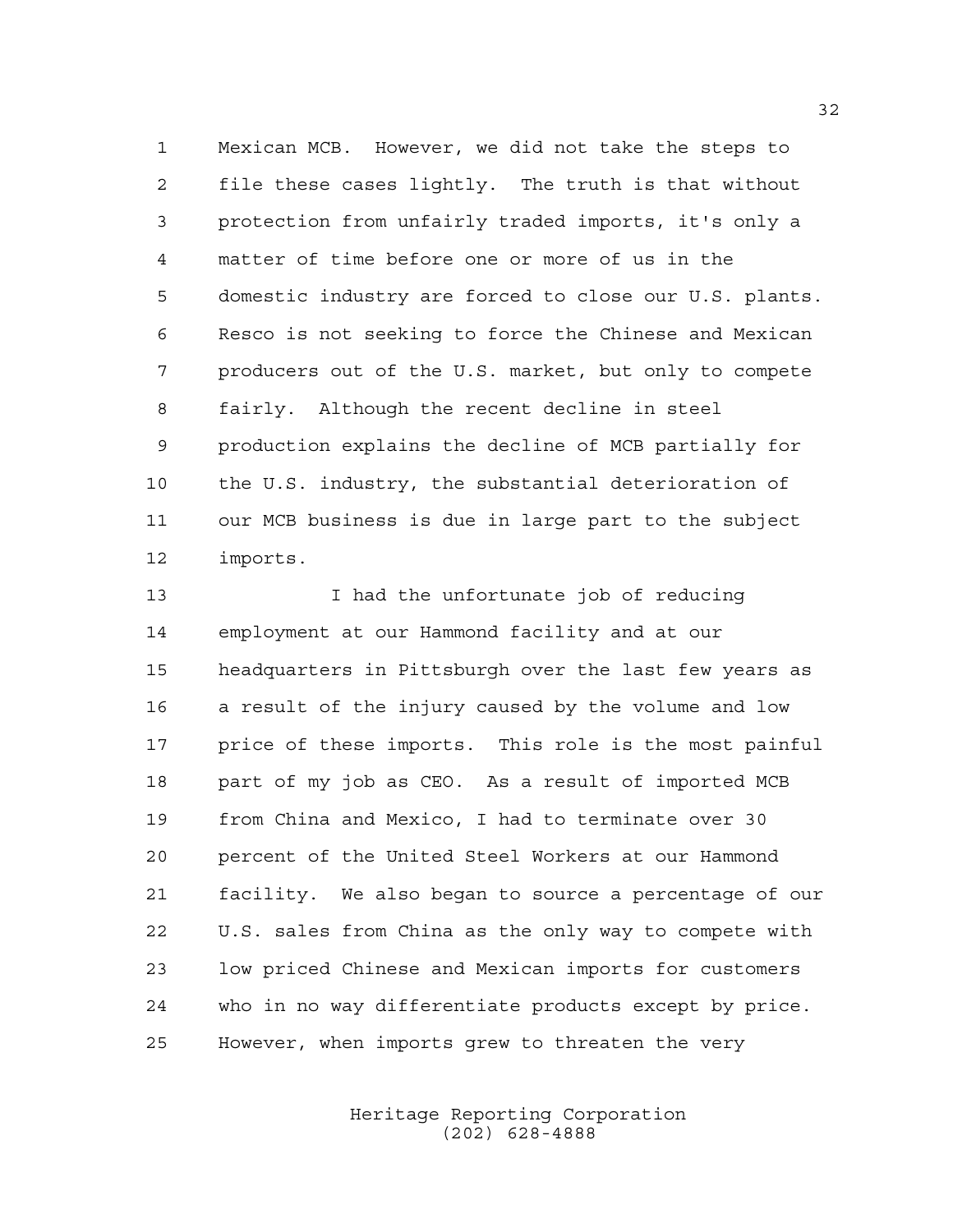Mexican MCB. However, we did not take the steps to file these cases lightly. The truth is that without protection from unfairly traded imports, it's only a matter of time before one or more of us in the domestic industry are forced to close our U.S. plants. Resco is not seeking to force the Chinese and Mexican producers out of the U.S. market, but only to compete fairly. Although the recent decline in steel production explains the decline of MCB partially for the U.S. industry, the substantial deterioration of our MCB business is due in large part to the subject imports.

I had the unfortunate job of reducing employment at our Hammond facility and at our headquarters in Pittsburgh over the last few years as a result of the injury caused by the volume and low price of these imports. This role is the most painful part of my job as CEO. As a result of imported MCB from China and Mexico, I had to terminate over 30 percent of the United Steel Workers at our Hammond facility. We also began to source a percentage of our U.S. sales from China as the only way to compete with low priced Chinese and Mexican imports for customers who in no way differentiate products except by price. However, when imports grew to threaten the very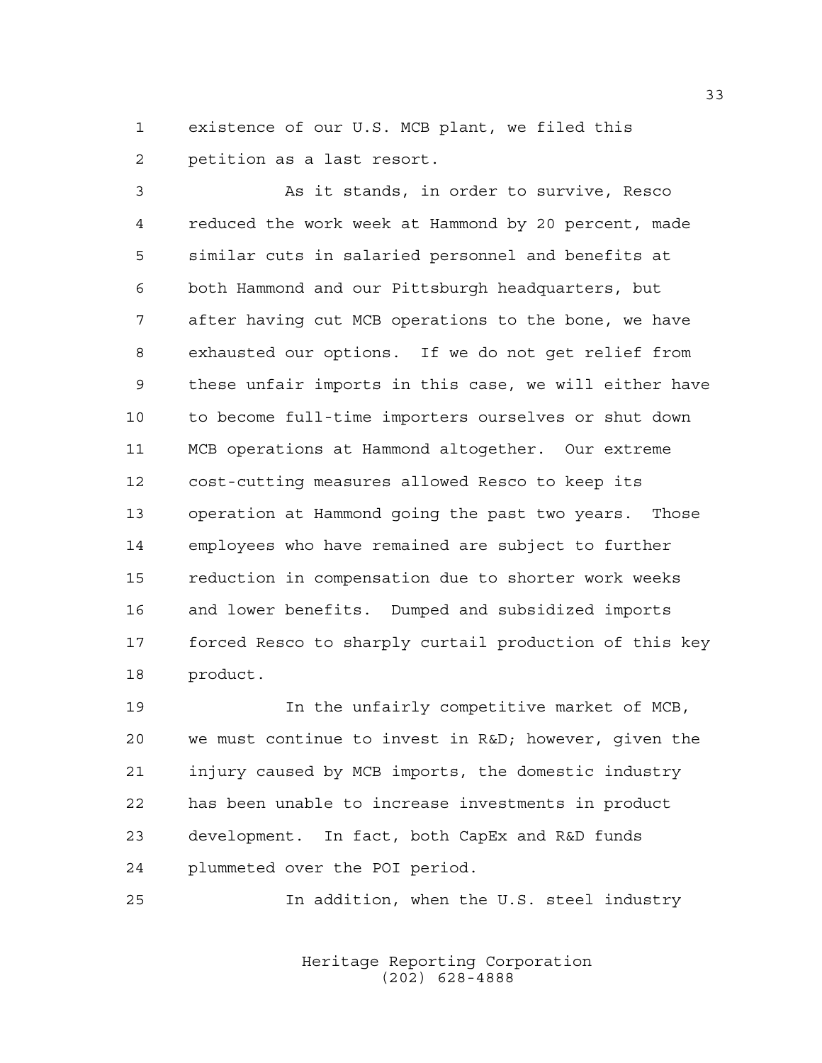existence of our U.S. MCB plant, we filed this petition as a last resort.

As it stands, in order to survive, Resco reduced the work week at Hammond by 20 percent, made similar cuts in salaried personnel and benefits at both Hammond and our Pittsburgh headquarters, but after having cut MCB operations to the bone, we have exhausted our options. If we do not get relief from these unfair imports in this case, we will either have to become full-time importers ourselves or shut down MCB operations at Hammond altogether. Our extreme cost-cutting measures allowed Resco to keep its operation at Hammond going the past two years. Those employees who have remained are subject to further reduction in compensation due to shorter work weeks and lower benefits. Dumped and subsidized imports forced Resco to sharply curtail production of this key product.

In the unfairly competitive market of MCB, we must continue to invest in R&D; however, given the injury caused by MCB imports, the domestic industry has been unable to increase investments in product development. In fact, both CapEx and R&D funds plummeted over the POI period.

In addition, when the U.S. steel industry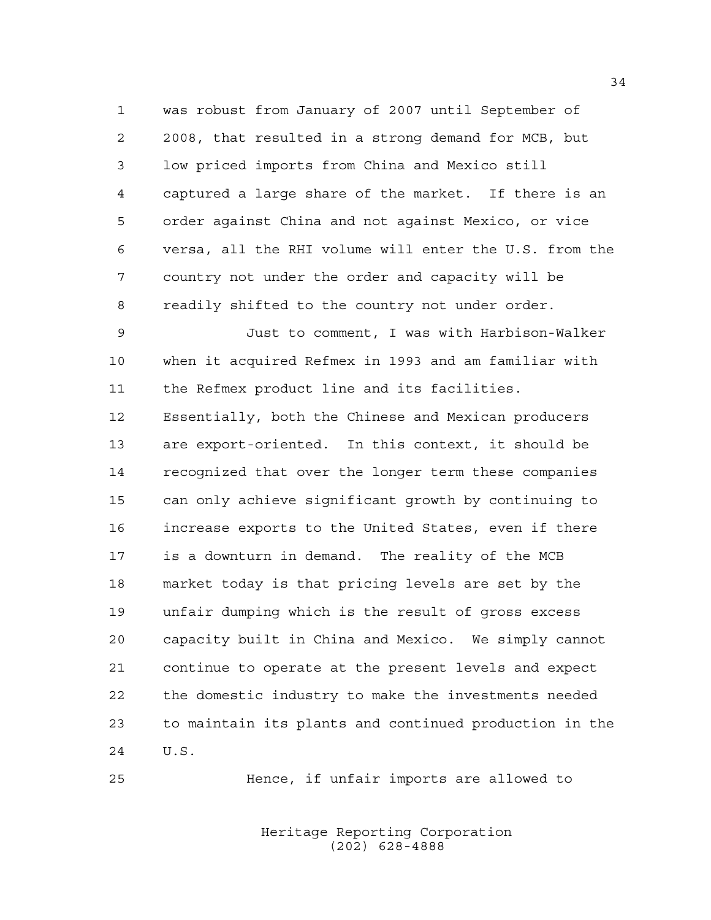was robust from January of 2007 until September of 2008, that resulted in a strong demand for MCB, but low priced imports from China and Mexico still captured a large share of the market. If there is an order against China and not against Mexico, or vice versa, all the RHI volume will enter the U.S. from the country not under the order and capacity will be readily shifted to the country not under order.

Just to comment, I was with Harbison-Walker when it acquired Refmex in 1993 and am familiar with the Refmex product line and its facilities. Essentially, both the Chinese and Mexican producers are export-oriented. In this context, it should be recognized that over the longer term these companies can only achieve significant growth by continuing to increase exports to the United States, even if there is a downturn in demand. The reality of the MCB market today is that pricing levels are set by the unfair dumping which is the result of gross excess capacity built in China and Mexico. We simply cannot continue to operate at the present levels and expect the domestic industry to make the investments needed to maintain its plants and continued production in the U.S.

Hence, if unfair imports are allowed to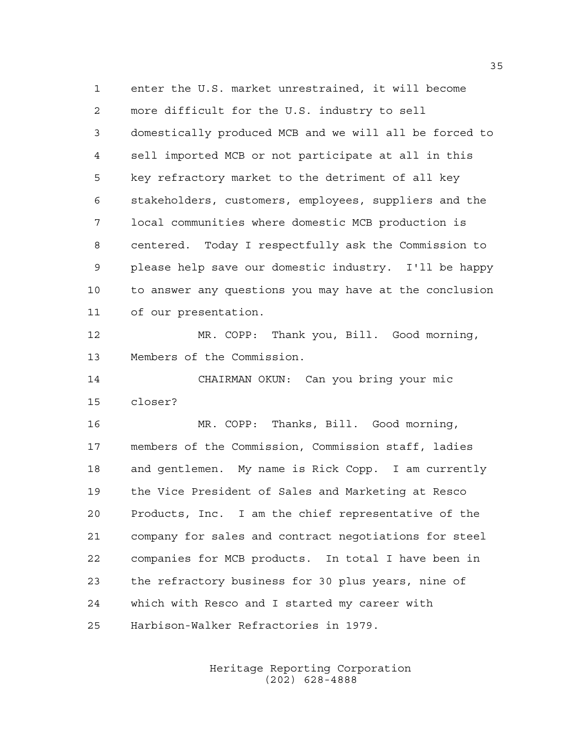enter the U.S. market unrestrained, it will become more difficult for the U.S. industry to sell domestically produced MCB and we will all be forced to sell imported MCB or not participate at all in this key refractory market to the detriment of all key stakeholders, customers, employees, suppliers and the local communities where domestic MCB production is centered. Today I respectfully ask the Commission to please help save our domestic industry. I'll be happy to answer any questions you may have at the conclusion of our presentation.

MR. COPP: Thank you, Bill. Good morning, Members of the Commission.

CHAIRMAN OKUN: Can you bring your mic closer?

MR. COPP: Thanks, Bill. Good morning, members of the Commission, Commission staff, ladies and gentlemen. My name is Rick Copp. I am currently the Vice President of Sales and Marketing at Resco Products, Inc. I am the chief representative of the company for sales and contract negotiations for steel companies for MCB products. In total I have been in the refractory business for 30 plus years, nine of which with Resco and I started my career with Harbison-Walker Refractories in 1979.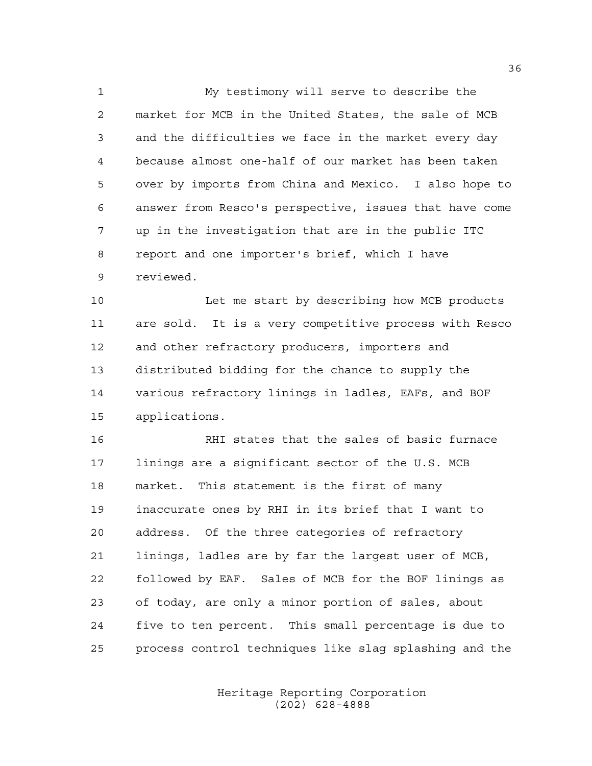My testimony will serve to describe the market for MCB in the United States, the sale of MCB and the difficulties we face in the market every day because almost one-half of our market has been taken over by imports from China and Mexico. I also hope to answer from Resco's perspective, issues that have come up in the investigation that are in the public ITC report and one importer's brief, which I have reviewed.

Let me start by describing how MCB products are sold. It is a very competitive process with Resco and other refractory producers, importers and distributed bidding for the chance to supply the various refractory linings in ladles, EAFs, and BOF applications.

RHI states that the sales of basic furnace linings are a significant sector of the U.S. MCB market. This statement is the first of many inaccurate ones by RHI in its brief that I want to address. Of the three categories of refractory linings, ladles are by far the largest user of MCB, followed by EAF. Sales of MCB for the BOF linings as of today, are only a minor portion of sales, about five to ten percent. This small percentage is due to process control techniques like slag splashing and the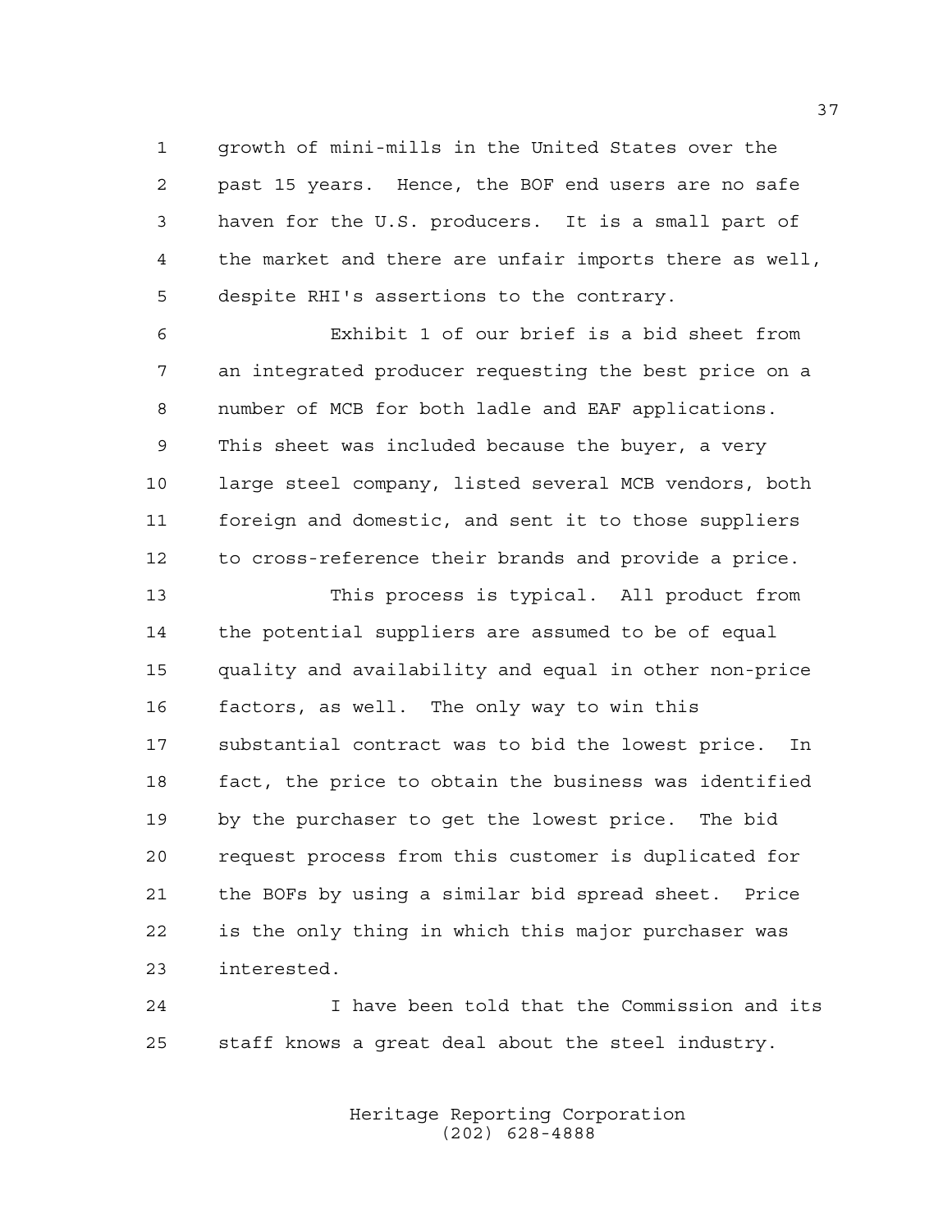growth of mini-mills in the United States over the past 15 years. Hence, the BOF end users are no safe haven for the U.S. producers. It is a small part of the market and there are unfair imports there as well, despite RHI's assertions to the contrary.

Exhibit 1 of our brief is a bid sheet from an integrated producer requesting the best price on a number of MCB for both ladle and EAF applications. This sheet was included because the buyer, a very large steel company, listed several MCB vendors, both foreign and domestic, and sent it to those suppliers to cross-reference their brands and provide a price.

This process is typical. All product from the potential suppliers are assumed to be of equal quality and availability and equal in other non-price factors, as well. The only way to win this substantial contract was to bid the lowest price. In fact, the price to obtain the business was identified by the purchaser to get the lowest price. The bid request process from this customer is duplicated for the BOFs by using a similar bid spread sheet. Price is the only thing in which this major purchaser was interested.

I have been told that the Commission and its staff knows a great deal about the steel industry.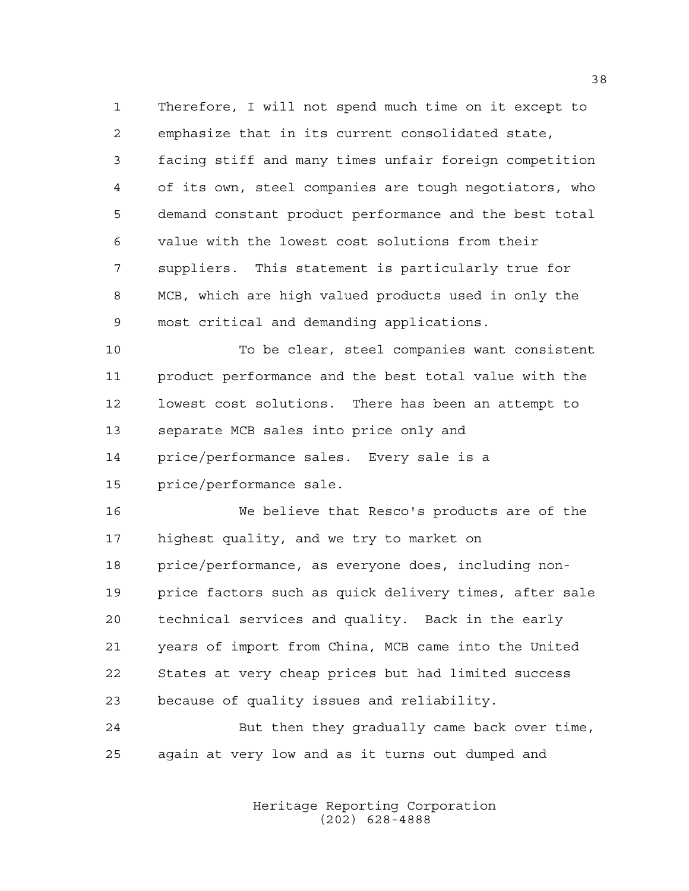Therefore, I will not spend much time on it except to emphasize that in its current consolidated state, facing stiff and many times unfair foreign competition of its own, steel companies are tough negotiators, who demand constant product performance and the best total value with the lowest cost solutions from their suppliers. This statement is particularly true for MCB, which are high valued products used in only the most critical and demanding applications.

To be clear, steel companies want consistent product performance and the best total value with the lowest cost solutions. There has been an attempt to separate MCB sales into price only and price/performance sales. Every sale is a price/performance sale.

We believe that Resco's products are of the highest quality, and we try to market on price/performance, as everyone does, including non-price factors such as quick delivery times, after sale technical services and quality. Back in the early years of import from China, MCB came into the United States at very cheap prices but had limited success because of quality issues and reliability.

But then they gradually came back over time, again at very low and as it turns out dumped and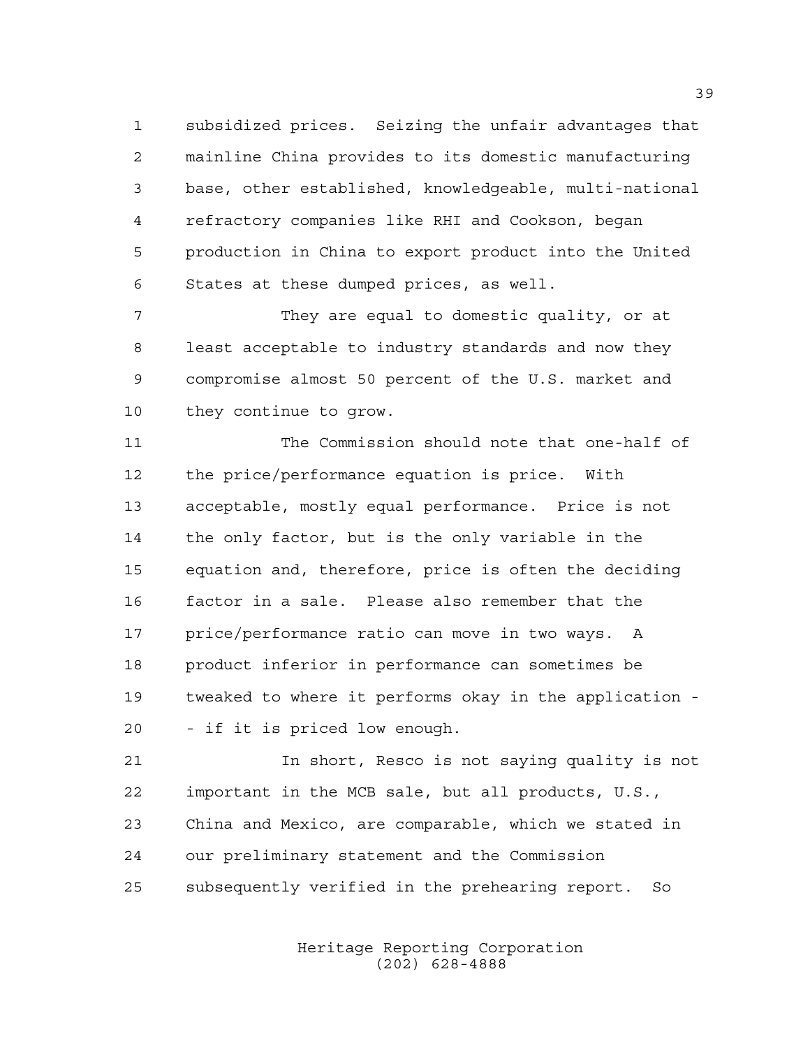subsidized prices. Seizing the unfair advantages that mainline China provides to its domestic manufacturing base, other established, knowledgeable, multi-national refractory companies like RHI and Cookson, began production in China to export product into the United States at these dumped prices, as well.

They are equal to domestic quality, or at least acceptable to industry standards and now they compromise almost 50 percent of the U.S. market and they continue to grow.

The Commission should note that one-half of the price/performance equation is price. With acceptable, mostly equal performance. Price is not the only factor, but is the only variable in the equation and, therefore, price is often the deciding factor in a sale. Please also remember that the price/performance ratio can move in two ways. A product inferior in performance can sometimes be tweaked to where it performs okay in the application -- if it is priced low enough.

In short, Resco is not saying quality is not important in the MCB sale, but all products, U.S., China and Mexico, are comparable, which we stated in our preliminary statement and the Commission subsequently verified in the prehearing report. So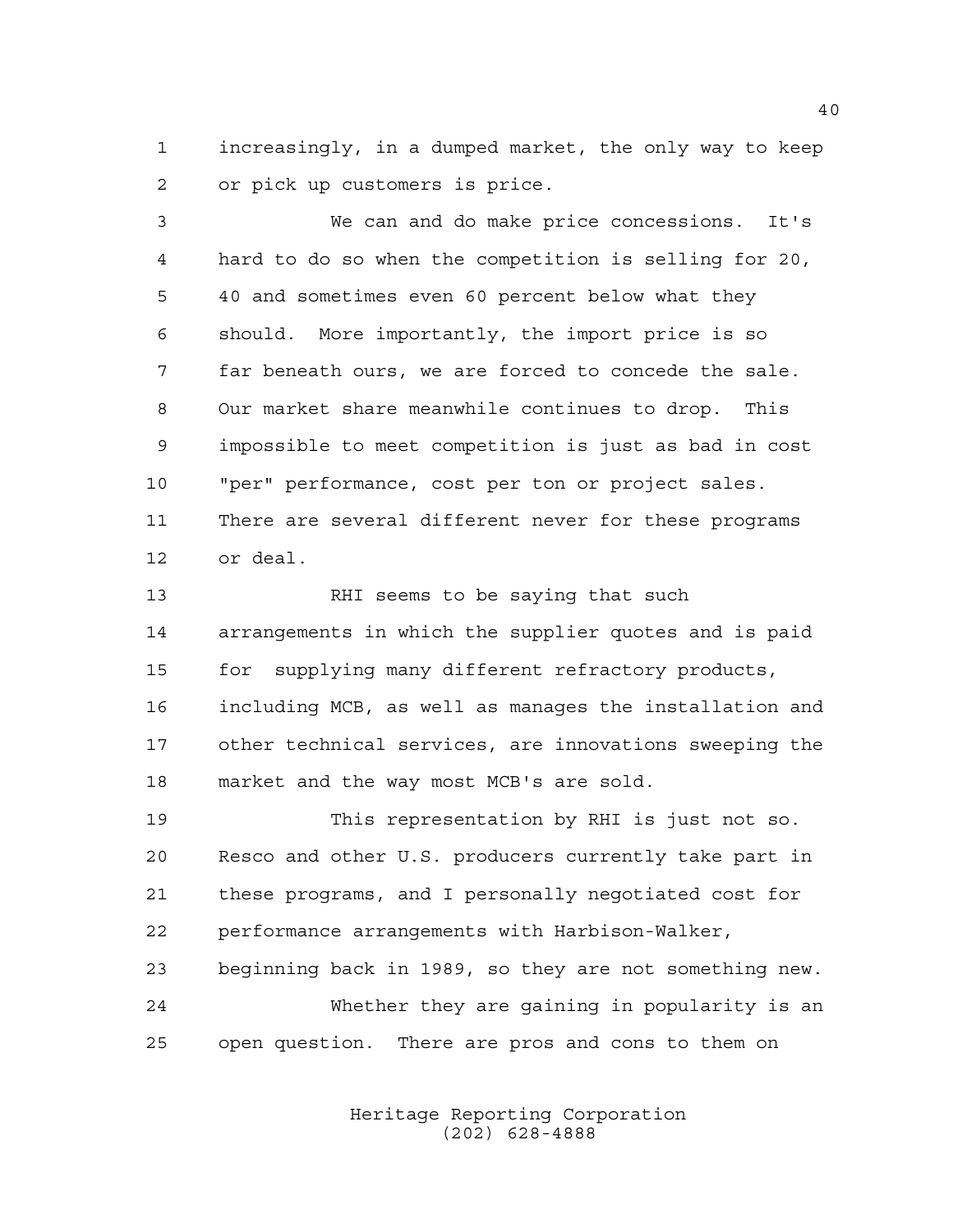increasingly, in a dumped market, the only way to keep or pick up customers is price.

We can and do make price concessions. It's hard to do so when the competition is selling for 20, 40 and sometimes even 60 percent below what they should. More importantly, the import price is so far beneath ours, we are forced to concede the sale. Our market share meanwhile continues to drop. This impossible to meet competition is just as bad in cost "per" performance, cost per ton or project sales. There are several different never for these programs or deal.

RHI seems to be saying that such arrangements in which the supplier quotes and is paid for supplying many different refractory products, including MCB, as well as manages the installation and other technical services, are innovations sweeping the market and the way most MCB's are sold.

This representation by RHI is just not so. Resco and other U.S. producers currently take part in these programs, and I personally negotiated cost for performance arrangements with Harbison-Walker, beginning back in 1989, so they are not something new.

Whether they are gaining in popularity is an open question. There are pros and cons to them on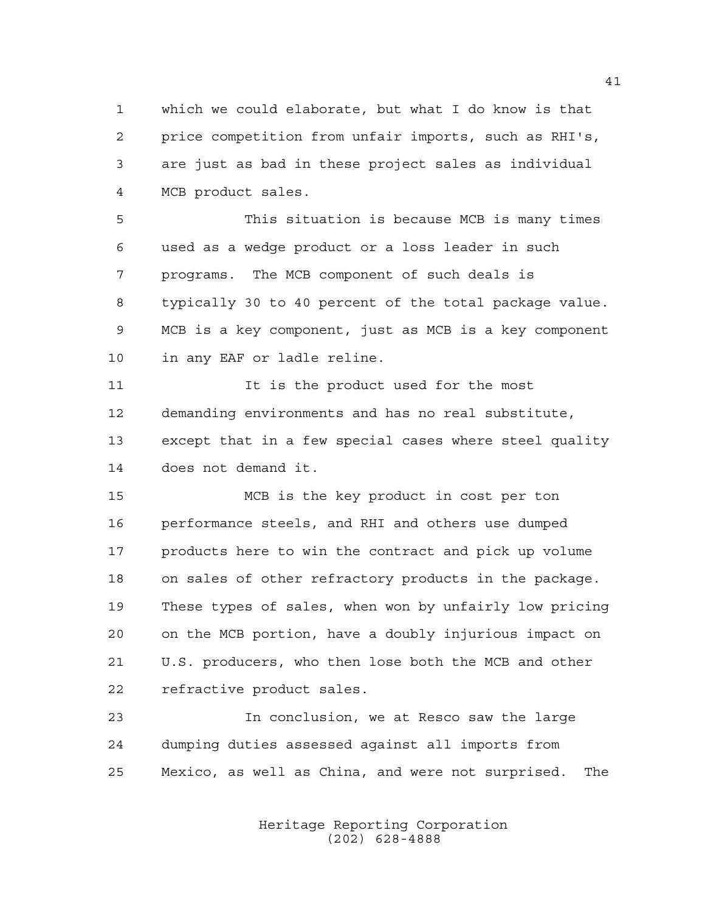which we could elaborate, but what I do know is that price competition from unfair imports, such as RHI's, are just as bad in these project sales as individual MCB product sales.

This situation is because MCB is many times used as a wedge product or a loss leader in such programs. The MCB component of such deals is typically 30 to 40 percent of the total package value. MCB is a key component, just as MCB is a key component in any EAF or ladle reline.

It is the product used for the most demanding environments and has no real substitute, except that in a few special cases where steel quality does not demand it.

MCB is the key product in cost per ton performance steels, and RHI and others use dumped products here to win the contract and pick up volume on sales of other refractory products in the package. These types of sales, when won by unfairly low pricing on the MCB portion, have a doubly injurious impact on U.S. producers, who then lose both the MCB and other refractive product sales.

In conclusion, we at Resco saw the large dumping duties assessed against all imports from Mexico, as well as China, and were not surprised. The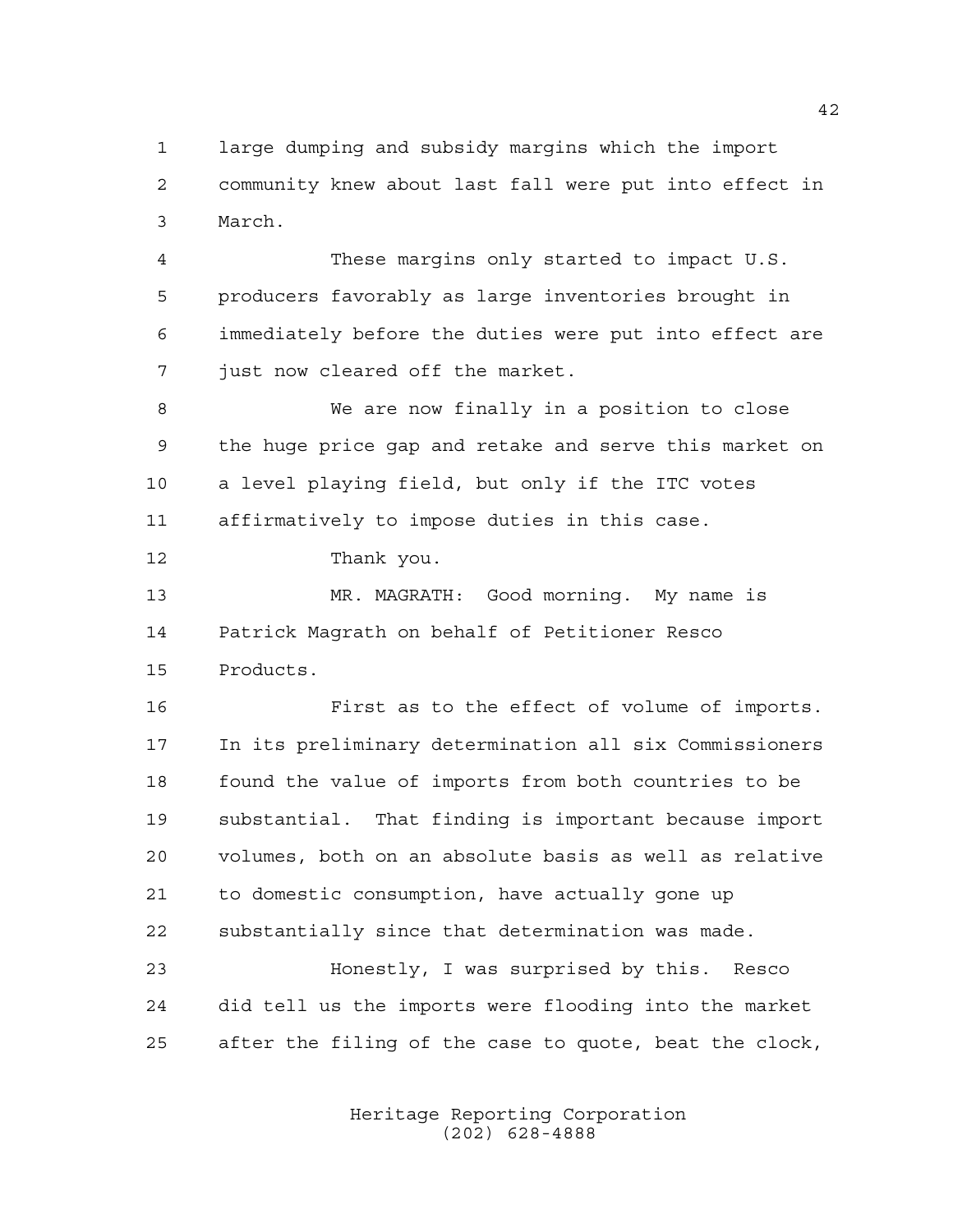large dumping and subsidy margins which the import community knew about last fall were put into effect in March.

These margins only started to impact U.S. producers favorably as large inventories brought in immediately before the duties were put into effect are just now cleared off the market.

We are now finally in a position to close the huge price gap and retake and serve this market on a level playing field, but only if the ITC votes affirmatively to impose duties in this case.

Thank you.

MR. MAGRATH: Good morning. My name is Patrick Magrath on behalf of Petitioner Resco Products.

First as to the effect of volume of imports. In its preliminary determination all six Commissioners found the value of imports from both countries to be substantial. That finding is important because import volumes, both on an absolute basis as well as relative to domestic consumption, have actually gone up substantially since that determination was made.

Honestly, I was surprised by this. Resco did tell us the imports were flooding into the market after the filing of the case to quote, beat the clock,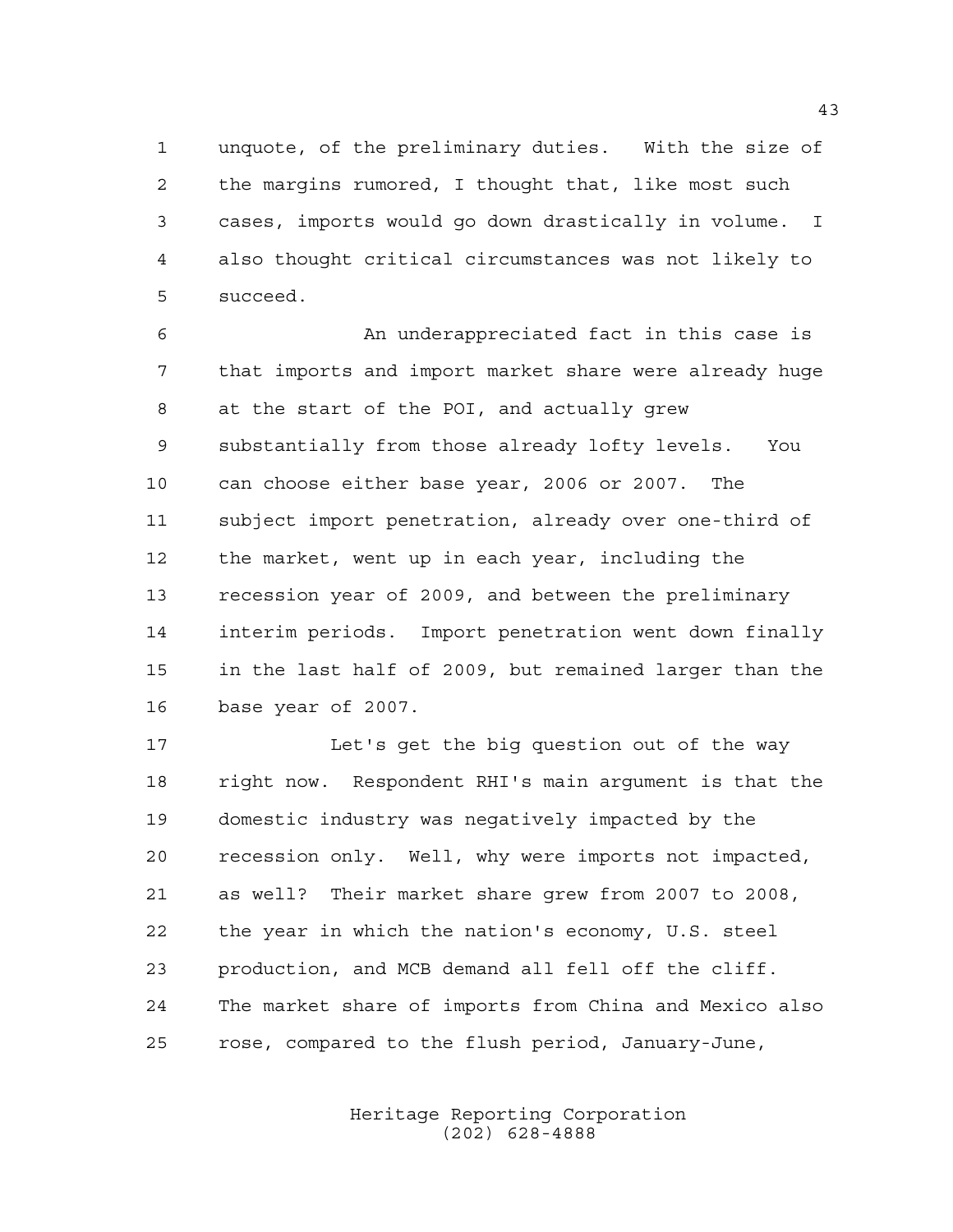unquote, of the preliminary duties. With the size of the margins rumored, I thought that, like most such cases, imports would go down drastically in volume. I also thought critical circumstances was not likely to succeed.

An underappreciated fact in this case is that imports and import market share were already huge at the start of the POI, and actually grew substantially from those already lofty levels. You can choose either base year, 2006 or 2007. The subject import penetration, already over one-third of the market, went up in each year, including the recession year of 2009, and between the preliminary interim periods. Import penetration went down finally in the last half of 2009, but remained larger than the base year of 2007.

Let's get the big question out of the way right now. Respondent RHI's main argument is that the domestic industry was negatively impacted by the recession only. Well, why were imports not impacted, as well? Their market share grew from 2007 to 2008, the year in which the nation's economy, U.S. steel production, and MCB demand all fell off the cliff. The market share of imports from China and Mexico also rose, compared to the flush period, January-June,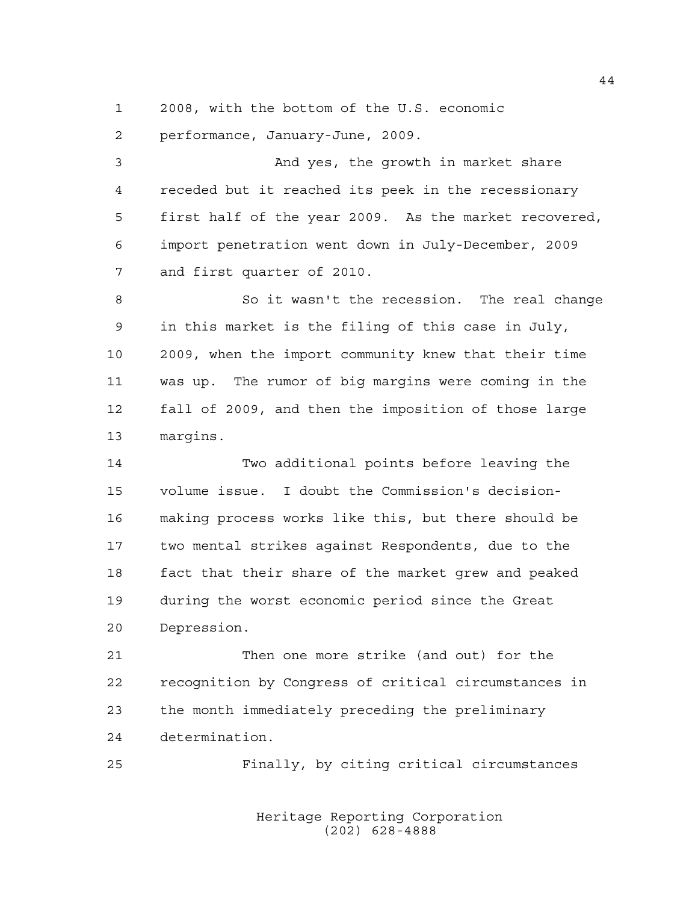2008, with the bottom of the U.S. economic performance, January-June, 2009.

And yes, the growth in market share receded but it reached its peek in the recessionary first half of the year 2009. As the market recovered, import penetration went down in July-December, 2009 and first quarter of 2010.

So it wasn't the recession. The real change in this market is the filing of this case in July, 2009, when the import community knew that their time was up. The rumor of big margins were coming in the fall of 2009, and then the imposition of those large margins.

Two additional points before leaving the volume issue. I doubt the Commission's decision-making process works like this, but there should be two mental strikes against Respondents, due to the fact that their share of the market grew and peaked during the worst economic period since the Great Depression.

Then one more strike (and out) for the recognition by Congress of critical circumstances in the month immediately preceding the preliminary determination.

Finally, by citing critical circumstances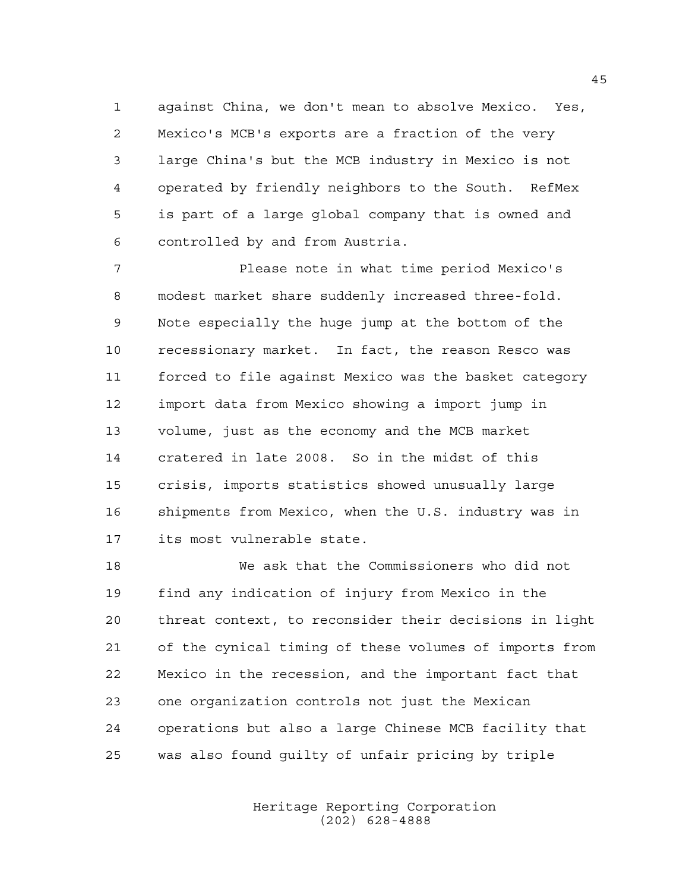against China, we don't mean to absolve Mexico. Yes, Mexico's MCB's exports are a fraction of the very large China's but the MCB industry in Mexico is not operated by friendly neighbors to the South. RefMex is part of a large global company that is owned and controlled by and from Austria.

Please note in what time period Mexico's modest market share suddenly increased three-fold. Note especially the huge jump at the bottom of the recessionary market. In fact, the reason Resco was forced to file against Mexico was the basket category import data from Mexico showing a import jump in volume, just as the economy and the MCB market cratered in late 2008. So in the midst of this crisis, imports statistics showed unusually large shipments from Mexico, when the U.S. industry was in its most vulnerable state.

We ask that the Commissioners who did not find any indication of injury from Mexico in the threat context, to reconsider their decisions in light of the cynical timing of these volumes of imports from Mexico in the recession, and the important fact that one organization controls not just the Mexican operations but also a large Chinese MCB facility that was also found guilty of unfair pricing by triple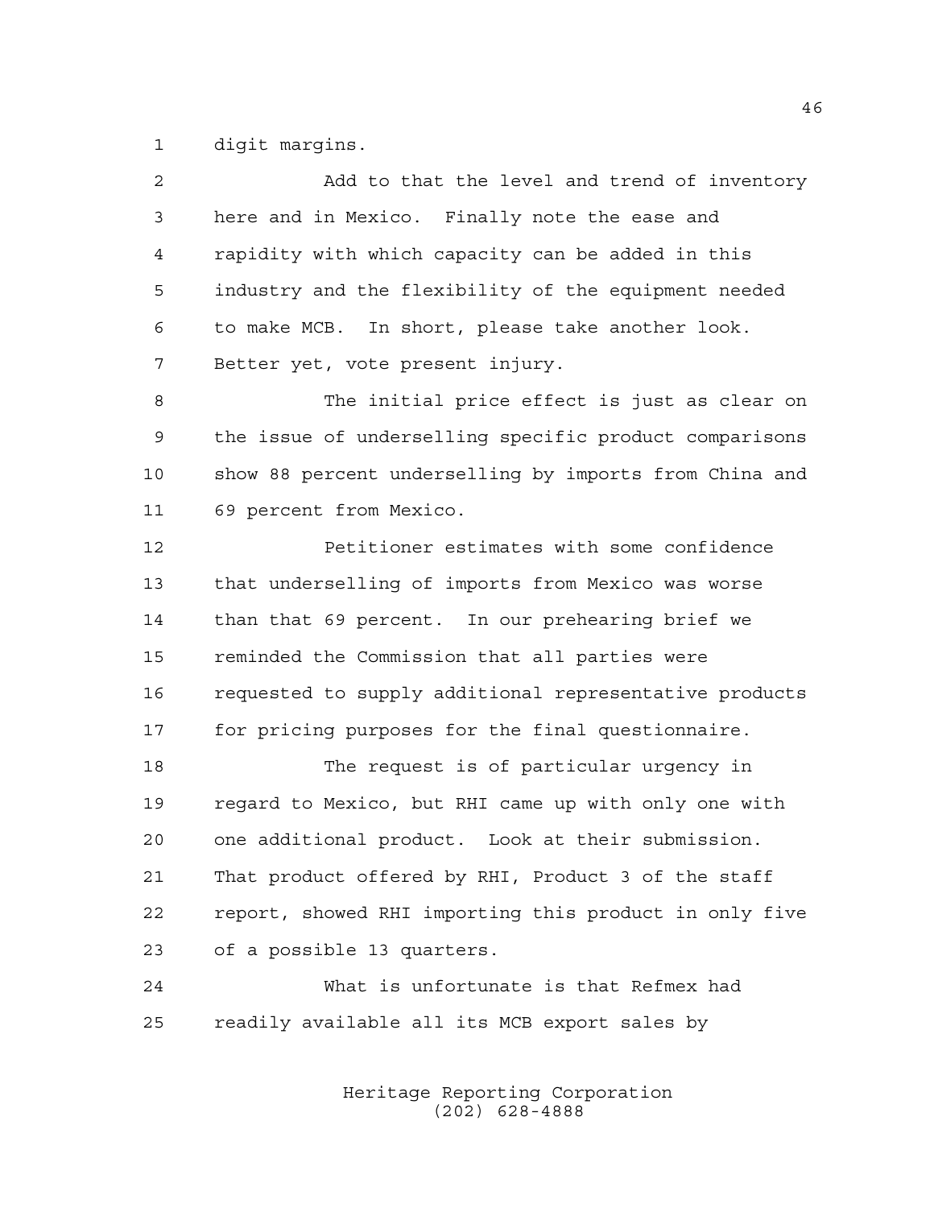digit margins.

Add to that the level and trend of inventory here and in Mexico. Finally note the ease and rapidity with which capacity can be added in this industry and the flexibility of the equipment needed to make MCB. In short, please take another look. Better yet, vote present injury.

The initial price effect is just as clear on the issue of underselling specific product comparisons show 88 percent underselling by imports from China and 69 percent from Mexico.

Petitioner estimates with some confidence that underselling of imports from Mexico was worse than that 69 percent. In our prehearing brief we reminded the Commission that all parties were requested to supply additional representative products for pricing purposes for the final questionnaire.

The request is of particular urgency in regard to Mexico, but RHI came up with only one with one additional product. Look at their submission. That product offered by RHI, Product 3 of the staff report, showed RHI importing this product in only five of a possible 13 quarters.

What is unfortunate is that Refmex had readily available all its MCB export sales by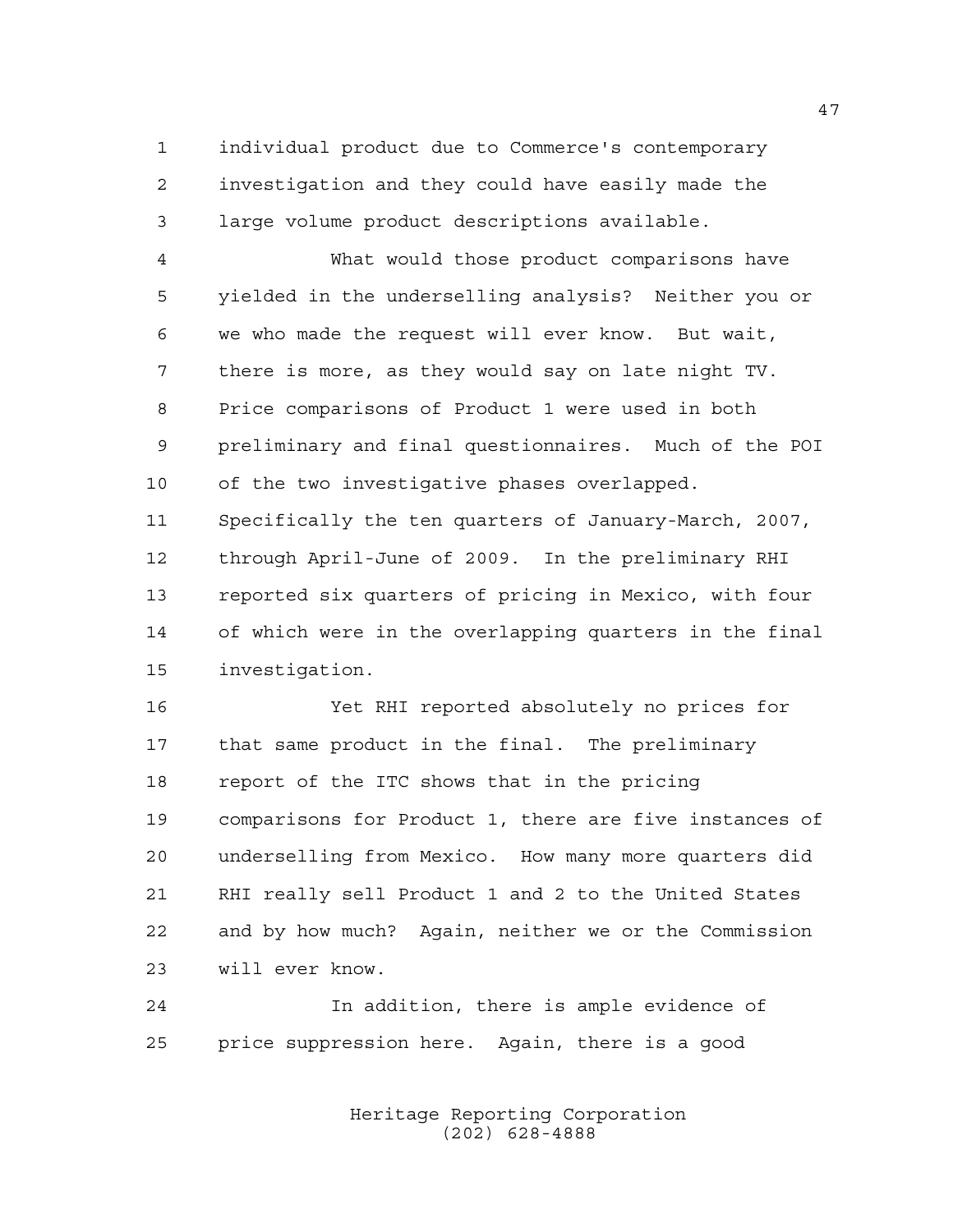individual product due to Commerce's contemporary investigation and they could have easily made the large volume product descriptions available.

What would those product comparisons have yielded in the underselling analysis? Neither you or we who made the request will ever know. But wait, there is more, as they would say on late night TV. Price comparisons of Product 1 were used in both preliminary and final questionnaires. Much of the POI of the two investigative phases overlapped. Specifically the ten quarters of January-March, 2007, through April-June of 2009. In the preliminary RHI reported six quarters of pricing in Mexico, with four of which were in the overlapping quarters in the final investigation.

Yet RHI reported absolutely no prices for that same product in the final. The preliminary report of the ITC shows that in the pricing comparisons for Product 1, there are five instances of underselling from Mexico. How many more quarters did RHI really sell Product 1 and 2 to the United States and by how much? Again, neither we or the Commission will ever know.

In addition, there is ample evidence of price suppression here. Again, there is a good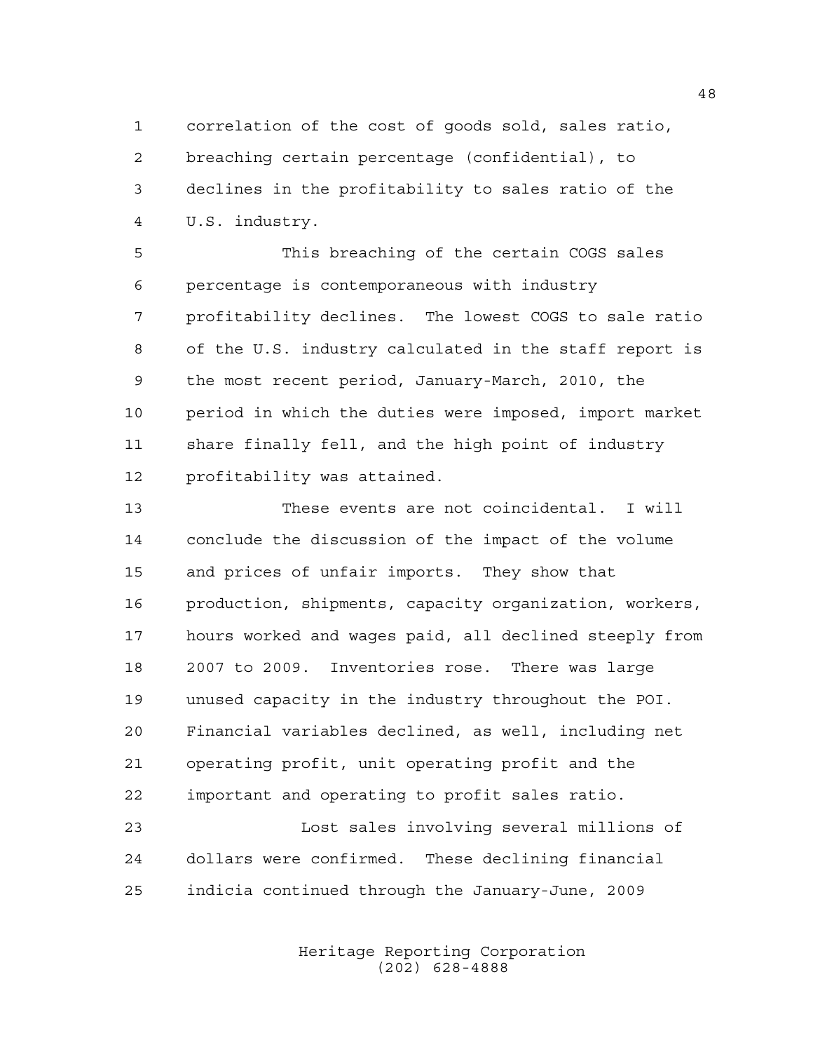correlation of the cost of goods sold, sales ratio, breaching certain percentage (confidential), to declines in the profitability to sales ratio of the U.S. industry.

This breaching of the certain COGS sales percentage is contemporaneous with industry profitability declines. The lowest COGS to sale ratio of the U.S. industry calculated in the staff report is the most recent period, January-March, 2010, the period in which the duties were imposed, import market share finally fell, and the high point of industry profitability was attained.

These events are not coincidental. I will conclude the discussion of the impact of the volume and prices of unfair imports. They show that production, shipments, capacity organization, workers, hours worked and wages paid, all declined steeply from 2007 to 2009. Inventories rose. There was large unused capacity in the industry throughout the POI. Financial variables declined, as well, including net operating profit, unit operating profit and the important and operating to profit sales ratio.

Lost sales involving several millions of dollars were confirmed. These declining financial indicia continued through the January-June, 2009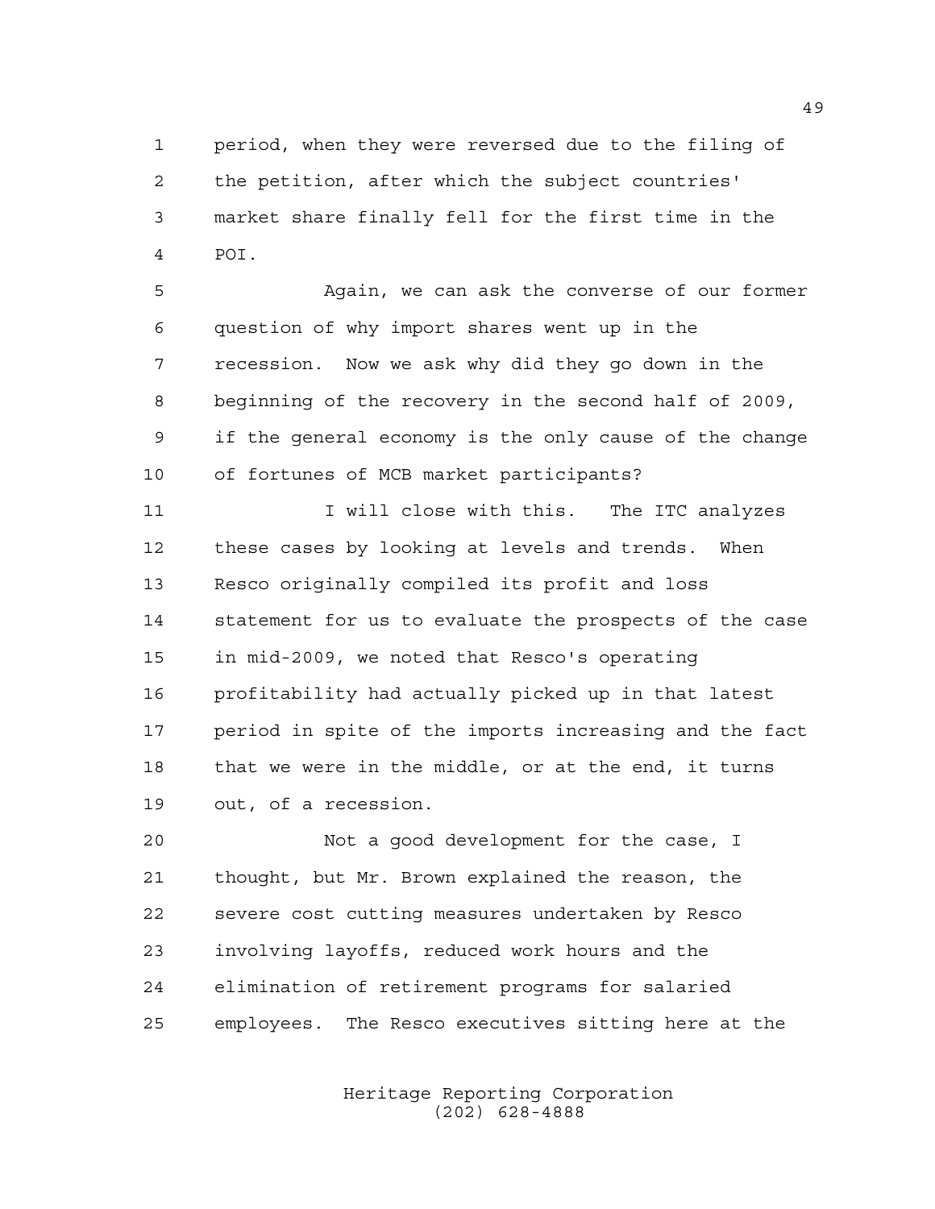period, when they were reversed due to the filing of the petition, after which the subject countries' market share finally fell for the first time in the POI.

Again, we can ask the converse of our former question of why import shares went up in the recession. Now we ask why did they go down in the beginning of the recovery in the second half of 2009, if the general economy is the only cause of the change of fortunes of MCB market participants?

I will close with this. The ITC analyzes these cases by looking at levels and trends. When Resco originally compiled its profit and loss statement for us to evaluate the prospects of the case in mid-2009, we noted that Resco's operating profitability had actually picked up in that latest period in spite of the imports increasing and the fact that we were in the middle, or at the end, it turns out, of a recession.

Not a good development for the case, I thought, but Mr. Brown explained the reason, the severe cost cutting measures undertaken by Resco involving layoffs, reduced work hours and the elimination of retirement programs for salaried employees. The Resco executives sitting here at the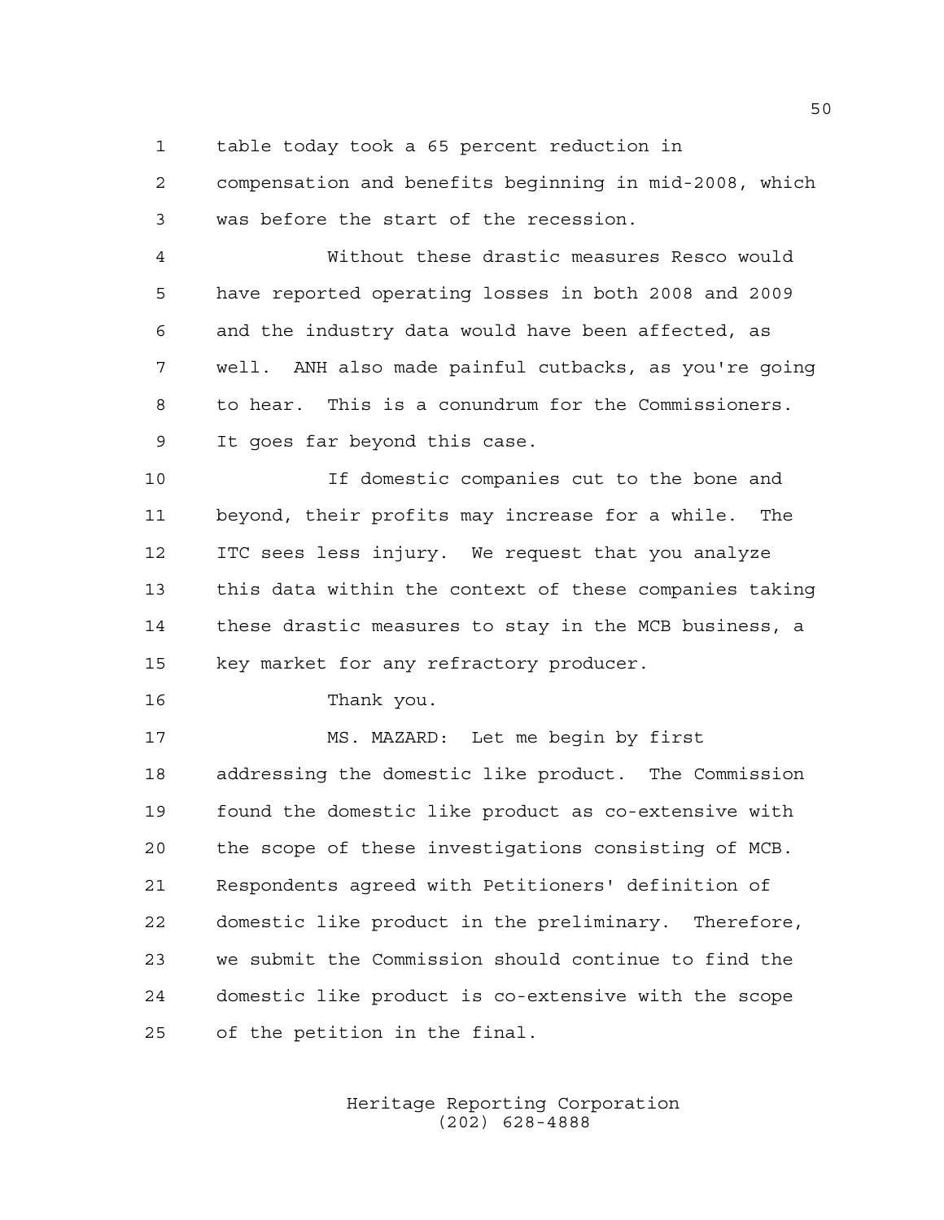table today took a 65 percent reduction in compensation and benefits beginning in mid-2008, which was before the start of the recession.

Without these drastic measures Resco would have reported operating losses in both 2008 and 2009 and the industry data would have been affected, as well. ANH also made painful cutbacks, as you're going to hear. This is a conundrum for the Commissioners. It goes far beyond this case.

If domestic companies cut to the bone and beyond, their profits may increase for a while. The ITC sees less injury. We request that you analyze this data within the context of these companies taking these drastic measures to stay in the MCB business, a key market for any refractory producer.

Thank you.

MS. MAZARD: Let me begin by first addressing the domestic like product. The Commission found the domestic like product as co-extensive with the scope of these investigations consisting of MCB. Respondents agreed with Petitioners' definition of domestic like product in the preliminary. Therefore, we submit the Commission should continue to find the domestic like product is co-extensive with the scope of the petition in the final.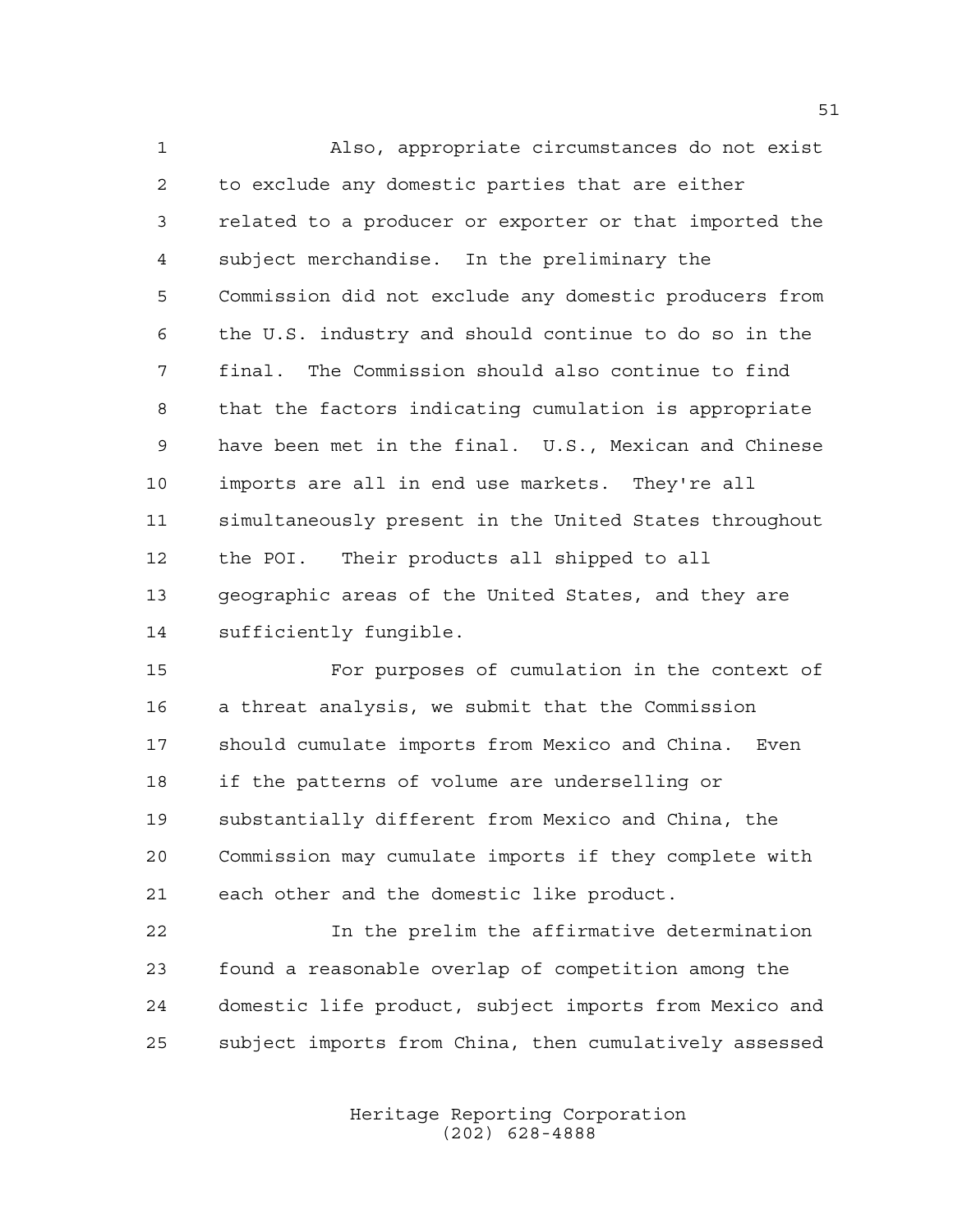Also, appropriate circumstances do not exist to exclude any domestic parties that are either related to a producer or exporter or that imported the subject merchandise. In the preliminary the Commission did not exclude any domestic producers from the U.S. industry and should continue to do so in the final. The Commission should also continue to find that the factors indicating cumulation is appropriate have been met in the final. U.S., Mexican and Chinese imports are all in end use markets. They're all simultaneously present in the United States throughout the POI. Their products all shipped to all geographic areas of the United States, and they are sufficiently fungible.

For purposes of cumulation in the context of a threat analysis, we submit that the Commission should cumulate imports from Mexico and China. Even if the patterns of volume are underselling or substantially different from Mexico and China, the Commission may cumulate imports if they complete with each other and the domestic like product.

In the prelim the affirmative determination found a reasonable overlap of competition among the domestic life product, subject imports from Mexico and subject imports from China, then cumulatively assessed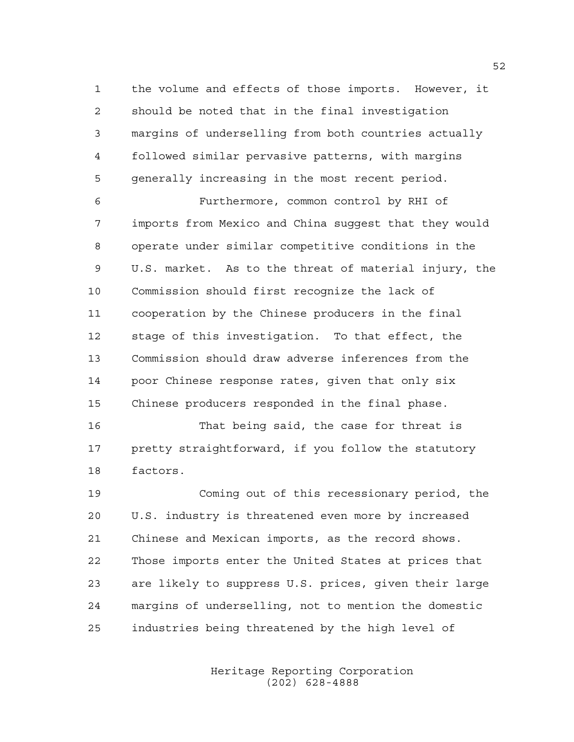the volume and effects of those imports. However, it should be noted that in the final investigation margins of underselling from both countries actually followed similar pervasive patterns, with margins generally increasing in the most recent period.

Furthermore, common control by RHI of imports from Mexico and China suggest that they would operate under similar competitive conditions in the U.S. market. As to the threat of material injury, the Commission should first recognize the lack of cooperation by the Chinese producers in the final stage of this investigation. To that effect, the Commission should draw adverse inferences from the poor Chinese response rates, given that only six Chinese producers responded in the final phase.

That being said, the case for threat is pretty straightforward, if you follow the statutory factors.

Coming out of this recessionary period, the U.S. industry is threatened even more by increased Chinese and Mexican imports, as the record shows. Those imports enter the United States at prices that are likely to suppress U.S. prices, given their large margins of underselling, not to mention the domestic industries being threatened by the high level of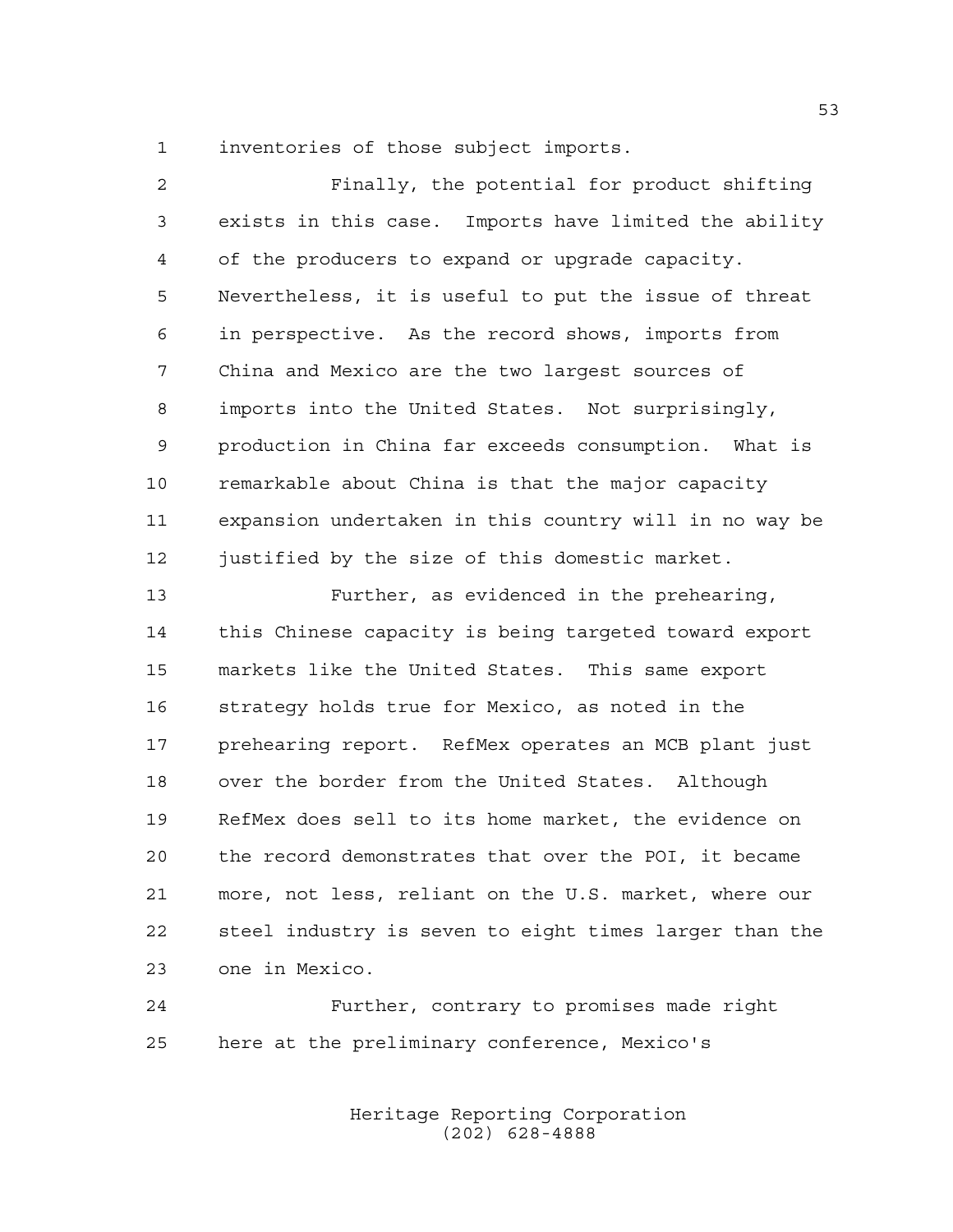inventories of those subject imports.

Finally, the potential for product shifting exists in this case. Imports have limited the ability of the producers to expand or upgrade capacity. Nevertheless, it is useful to put the issue of threat in perspective. As the record shows, imports from China and Mexico are the two largest sources of imports into the United States. Not surprisingly, production in China far exceeds consumption. What is remarkable about China is that the major capacity expansion undertaken in this country will in no way be justified by the size of this domestic market.

Further, as evidenced in the prehearing, this Chinese capacity is being targeted toward export markets like the United States. This same export strategy holds true for Mexico, as noted in the prehearing report. RefMex operates an MCB plant just over the border from the United States. Although RefMex does sell to its home market, the evidence on the record demonstrates that over the POI, it became more, not less, reliant on the U.S. market, where our steel industry is seven to eight times larger than the one in Mexico.

Further, contrary to promises made right here at the preliminary conference, Mexico's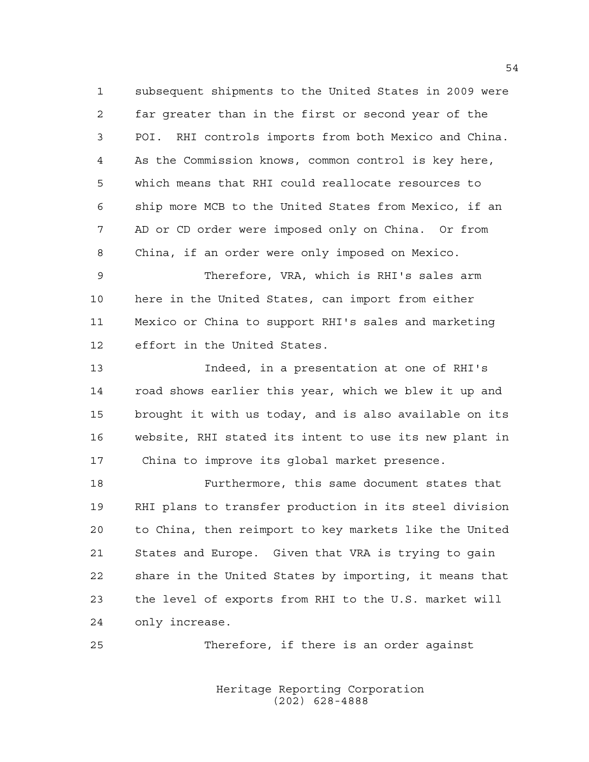subsequent shipments to the United States in 2009 were far greater than in the first or second year of the POI. RHI controls imports from both Mexico and China. As the Commission knows, common control is key here, which means that RHI could reallocate resources to ship more MCB to the United States from Mexico, if an AD or CD order were imposed only on China. Or from China, if an order were only imposed on Mexico.

Therefore, VRA, which is RHI's sales arm here in the United States, can import from either Mexico or China to support RHI's sales and marketing effort in the United States.

Indeed, in a presentation at one of RHI's road shows earlier this year, which we blew it up and brought it with us today, and is also available on its website, RHI stated its intent to use its new plant in China to improve its global market presence.

Furthermore, this same document states that RHI plans to transfer production in its steel division to China, then reimport to key markets like the United States and Europe. Given that VRA is trying to gain share in the United States by importing, it means that the level of exports from RHI to the U.S. market will only increase.

Therefore, if there is an order against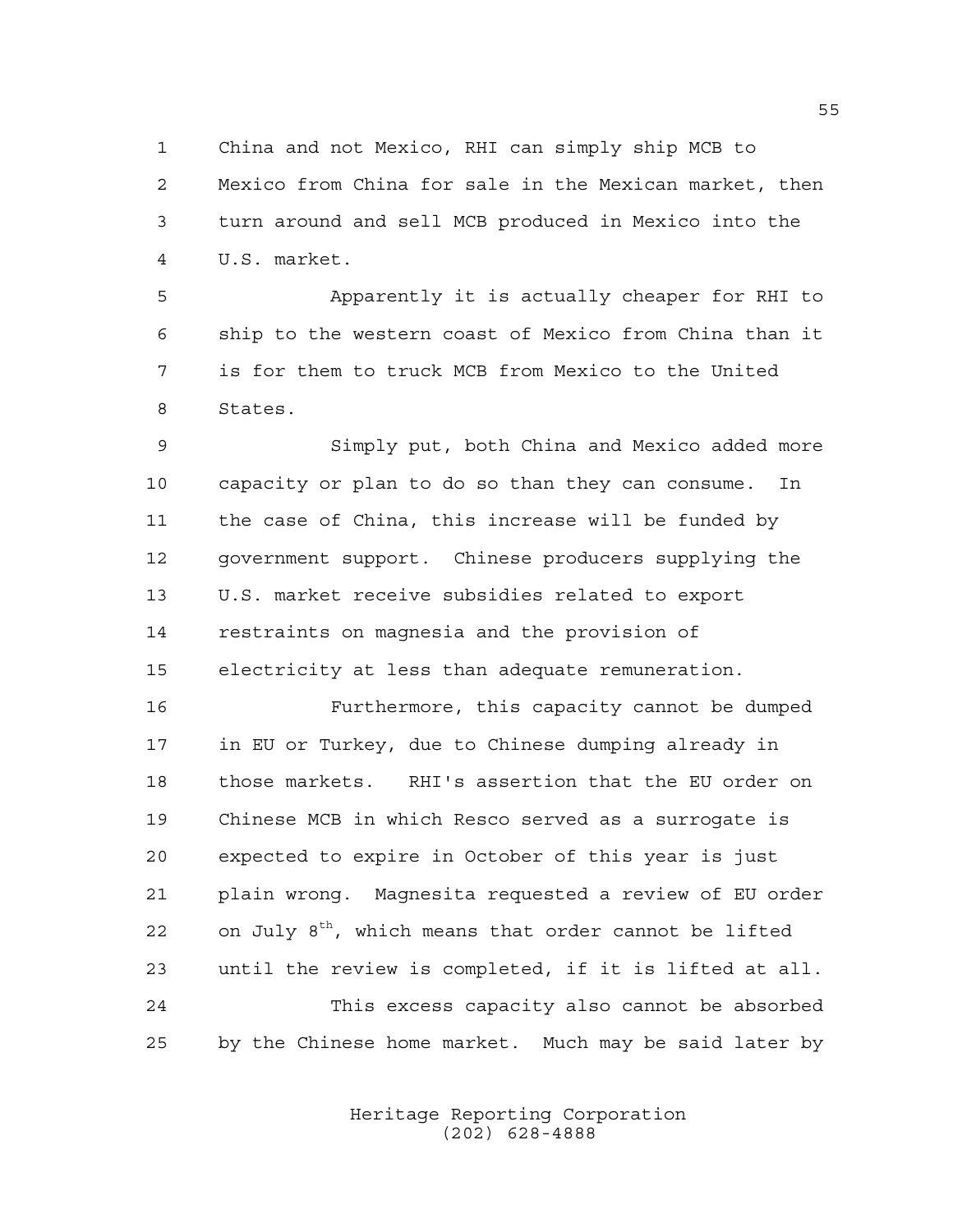China and not Mexico, RHI can simply ship MCB to Mexico from China for sale in the Mexican market, then turn around and sell MCB produced in Mexico into the U.S. market.

Apparently it is actually cheaper for RHI to ship to the western coast of Mexico from China than it is for them to truck MCB from Mexico to the United States.

Simply put, both China and Mexico added more capacity or plan to do so than they can consume. In the case of China, this increase will be funded by government support. Chinese producers supplying the U.S. market receive subsidies related to export restraints on magnesia and the provision of electricity at less than adequate remuneration.

Furthermore, this capacity cannot be dumped in EU or Turkey, due to Chinese dumping already in those markets. RHI's assertion that the EU order on Chinese MCB in which Resco served as a surrogate is expected to expire in October of this year is just plain wrong. Magnesita requested a review of EU order on July 8th, which means that order cannot be lifted until the review is completed, if it is lifted at all.

This excess capacity also cannot be absorbed by the Chinese home market. Much may be said later by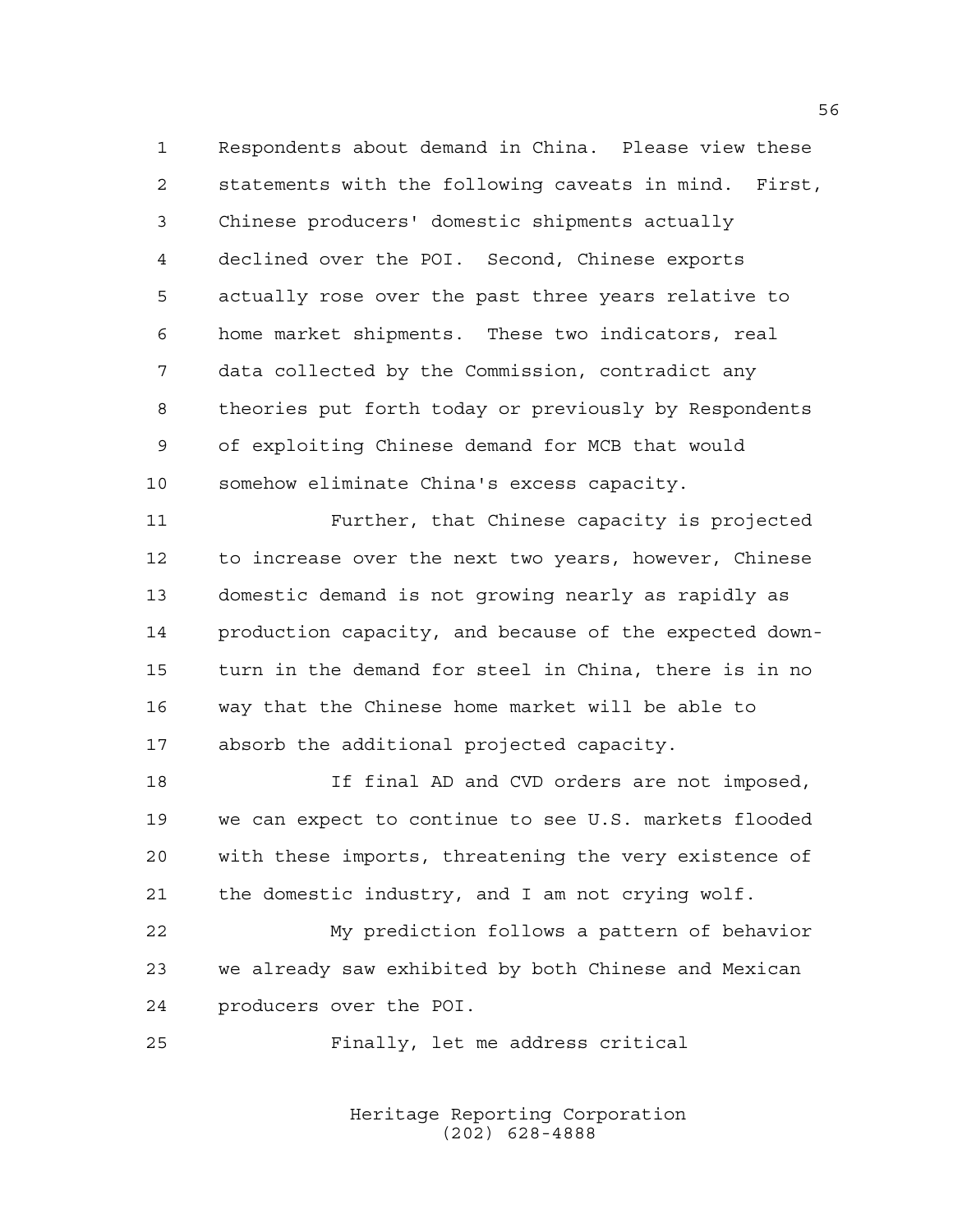Respondents about demand in China. Please view these statements with the following caveats in mind. First, Chinese producers' domestic shipments actually declined over the POI. Second, Chinese exports actually rose over the past three years relative to home market shipments. These two indicators, real data collected by the Commission, contradict any theories put forth today or previously by Respondents of exploiting Chinese demand for MCB that would somehow eliminate China's excess capacity.

Further, that Chinese capacity is projected to increase over the next two years, however, Chinese domestic demand is not growing nearly as rapidly as production capacity, and because of the expected downturn in the demand for steel in China, there is in no way that the Chinese home market will be able to absorb the additional projected capacity.

If final AD and CVD orders are not imposed, we can expect to continue to see U.S. markets flooded with these imports, threatening the very existence of the domestic industry, and I am not crying wolf.

My prediction follows a pattern of behavior we already saw exhibited by both Chinese and Mexican producers over the POI.

Finally, let me address critical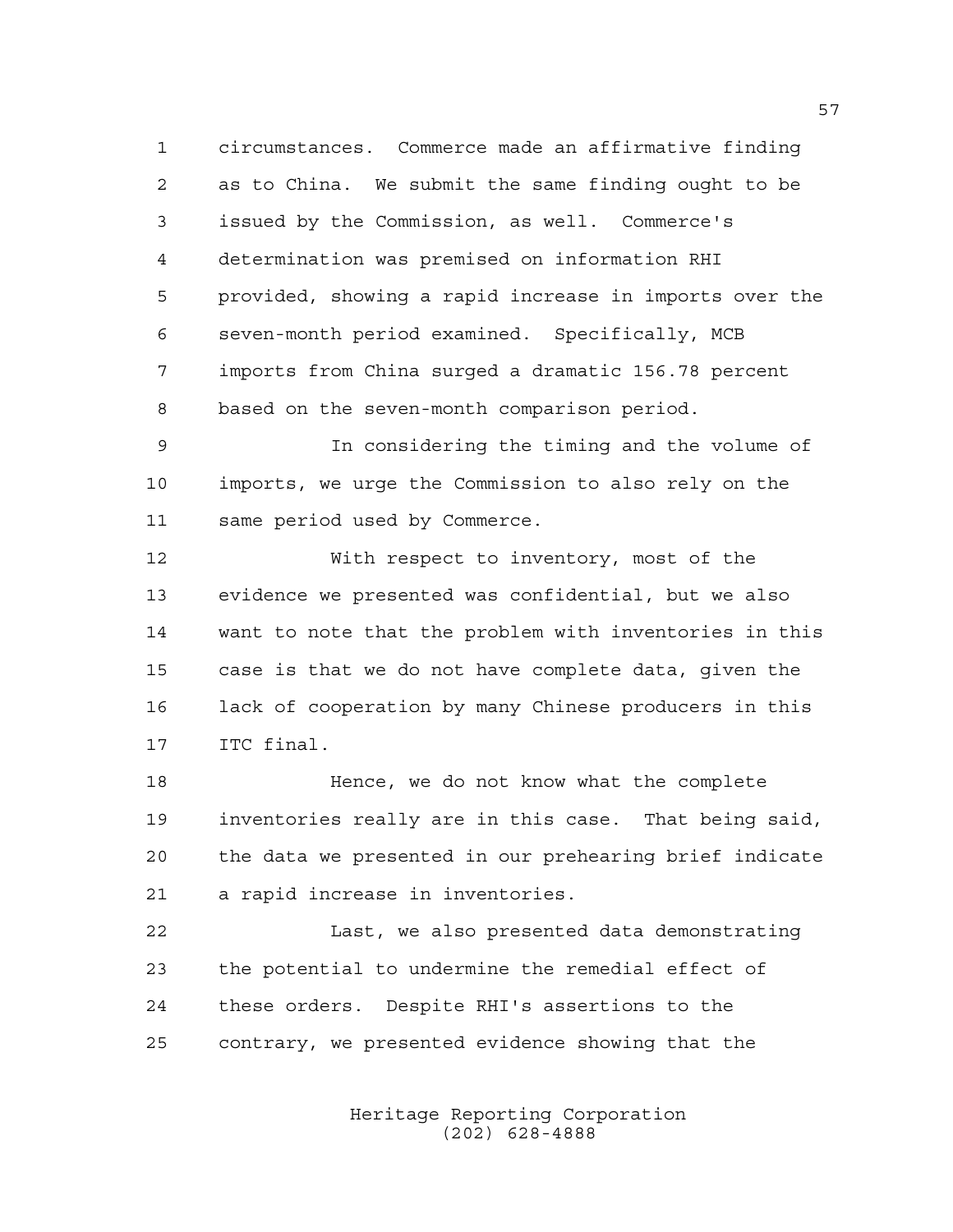circumstances. Commerce made an affirmative finding as to China. We submit the same finding ought to be issued by the Commission, as well. Commerce's determination was premised on information RHI provided, showing a rapid increase in imports over the seven-month period examined. Specifically, MCB imports from China surged a dramatic 156.78 percent based on the seven-month comparison period.

In considering the timing and the volume of imports, we urge the Commission to also rely on the same period used by Commerce.

With respect to inventory, most of the evidence we presented was confidential, but we also want to note that the problem with inventories in this case is that we do not have complete data, given the lack of cooperation by many Chinese producers in this ITC final.

Hence, we do not know what the complete inventories really are in this case. That being said, the data we presented in our prehearing brief indicate a rapid increase in inventories.

Last, we also presented data demonstrating the potential to undermine the remedial effect of these orders. Despite RHI's assertions to the contrary, we presented evidence showing that the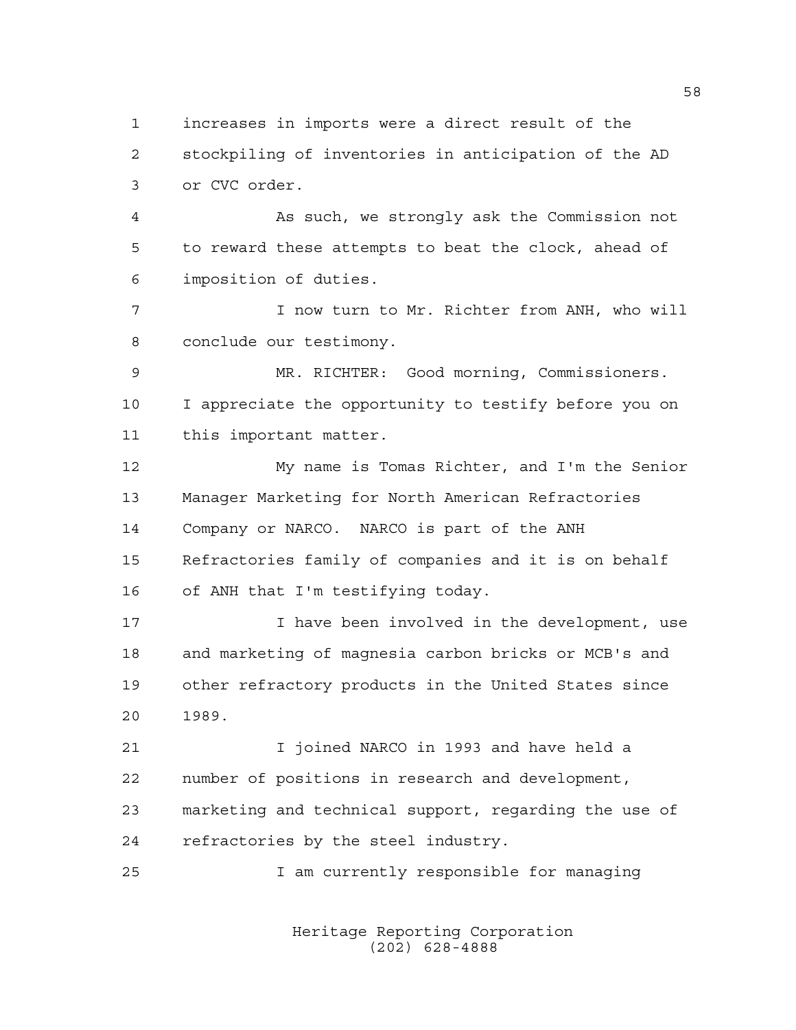increases in imports were a direct result of the stockpiling of inventories in anticipation of the AD or CVC order.

As such, we strongly ask the Commission not to reward these attempts to beat the clock, ahead of imposition of duties.

I now turn to Mr. Richter from ANH, who will conclude our testimony.

MR. RICHTER: Good morning, Commissioners. I appreciate the opportunity to testify before you on this important matter.

My name is Tomas Richter, and I'm the Senior Manager Marketing for North American Refractories Company or NARCO. NARCO is part of the ANH Refractories family of companies and it is on behalf of ANH that I'm testifying today.

I have been involved in the development, use and marketing of magnesia carbon bricks or MCB's and other refractory products in the United States since 1989.

I joined NARCO in 1993 and have held a number of positions in research and development, marketing and technical support, regarding the use of refractories by the steel industry.

I am currently responsible for managing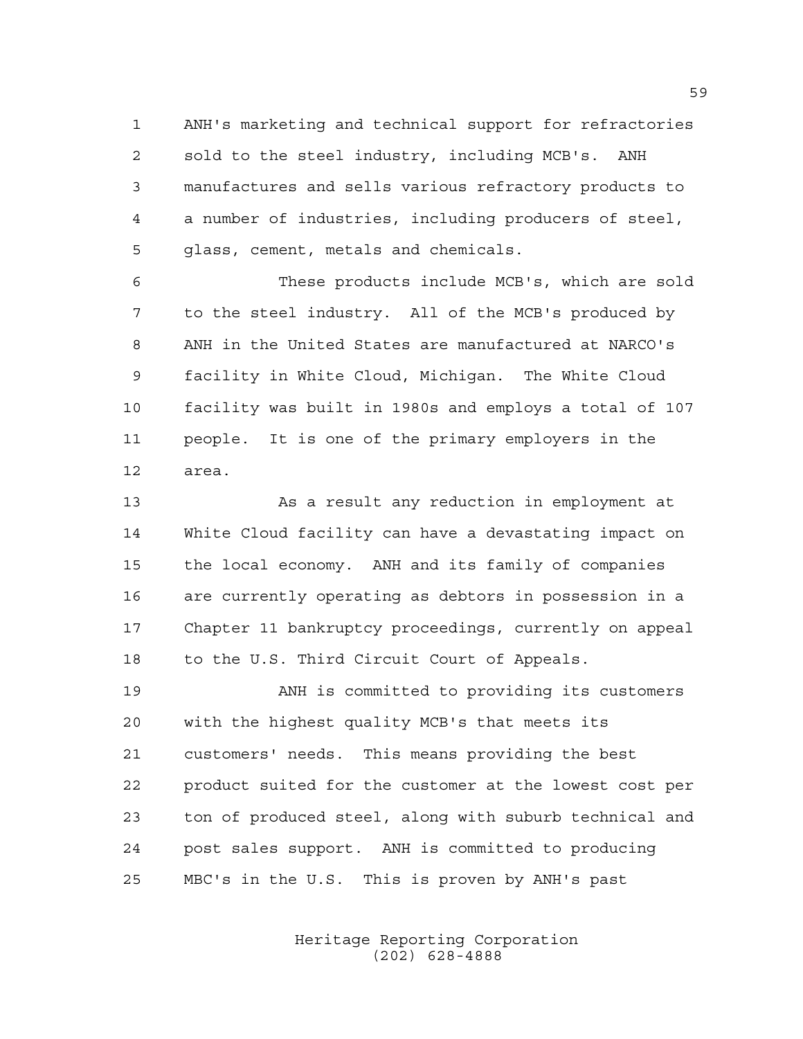ANH's marketing and technical support for refractories sold to the steel industry, including MCB's. ANH manufactures and sells various refractory products to a number of industries, including producers of steel, glass, cement, metals and chemicals.

These products include MCB's, which are sold to the steel industry. All of the MCB's produced by ANH in the United States are manufactured at NARCO's facility in White Cloud, Michigan. The White Cloud facility was built in 1980s and employs a total of 107 people. It is one of the primary employers in the area.

As a result any reduction in employment at White Cloud facility can have a devastating impact on the local economy. ANH and its family of companies are currently operating as debtors in possession in a Chapter 11 bankruptcy proceedings, currently on appeal to the U.S. Third Circuit Court of Appeals.

ANH is committed to providing its customers with the highest quality MCB's that meets its customers' needs. This means providing the best product suited for the customer at the lowest cost per ton of produced steel, along with suburb technical and post sales support. ANH is committed to producing MBC's in the U.S. This is proven by ANH's past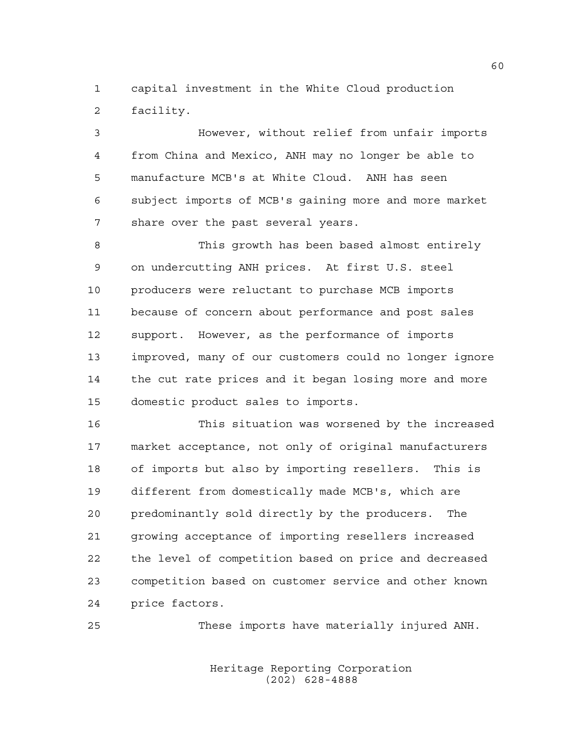capital investment in the White Cloud production facility.

However, without relief from unfair imports from China and Mexico, ANH may no longer be able to manufacture MCB's at White Cloud. ANH has seen subject imports of MCB's gaining more and more market share over the past several years.

This growth has been based almost entirely on undercutting ANH prices. At first U.S. steel producers were reluctant to purchase MCB imports because of concern about performance and post sales support. However, as the performance of imports improved, many of our customers could no longer ignore the cut rate prices and it began losing more and more domestic product sales to imports.

This situation was worsened by the increased market acceptance, not only of original manufacturers of imports but also by importing resellers. This is different from domestically made MCB's, which are predominantly sold directly by the producers. The growing acceptance of importing resellers increased the level of competition based on price and decreased competition based on customer service and other known price factors.

These imports have materially injured ANH.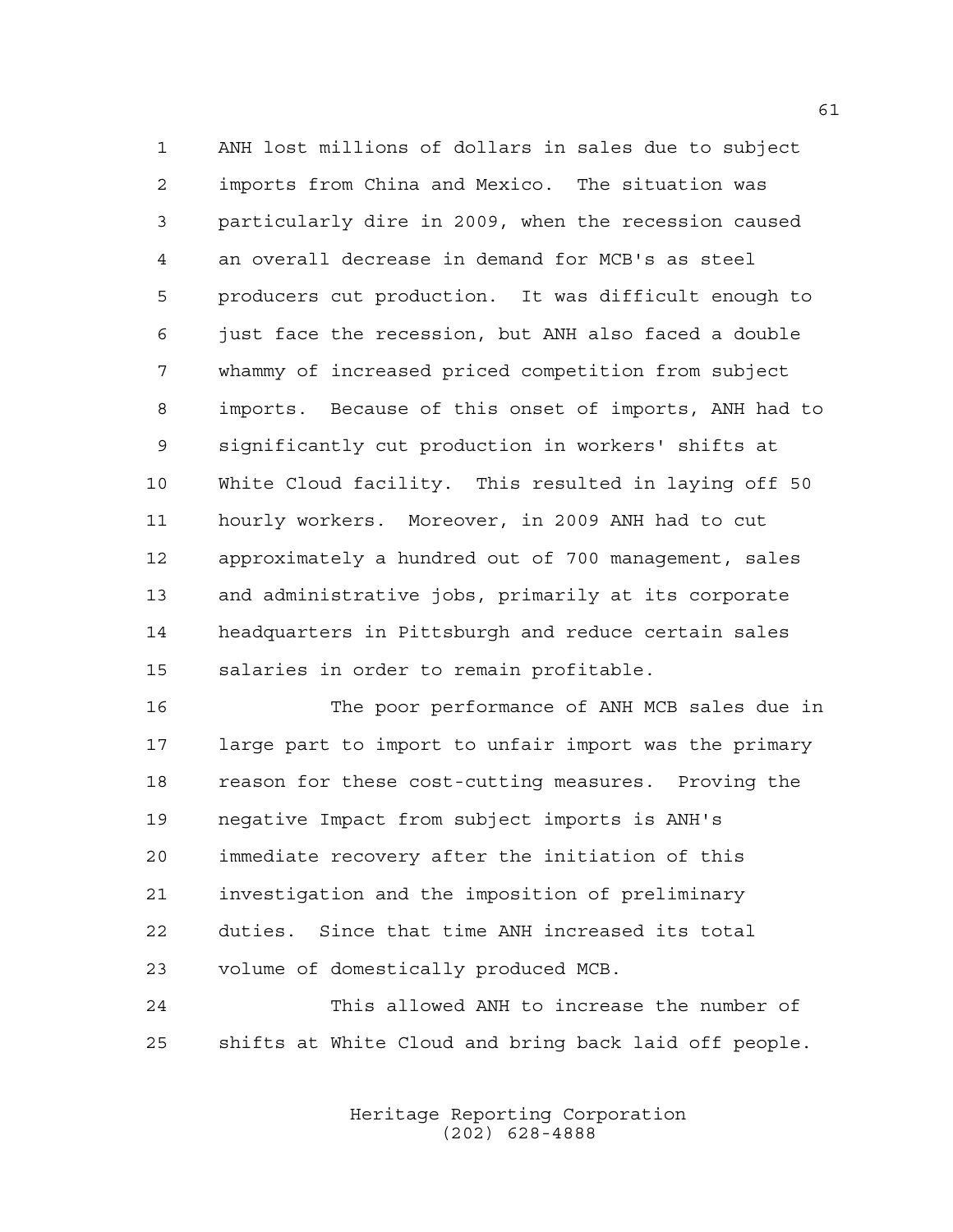ANH lost millions of dollars in sales due to subject imports from China and Mexico. The situation was particularly dire in 2009, when the recession caused an overall decrease in demand for MCB's as steel producers cut production. It was difficult enough to just face the recession, but ANH also faced a double whammy of increased priced competition from subject imports. Because of this onset of imports, ANH had to significantly cut production in workers' shifts at White Cloud facility. This resulted in laying off 50 hourly workers. Moreover, in 2009 ANH had to cut approximately a hundred out of 700 management, sales and administrative jobs, primarily at its corporate headquarters in Pittsburgh and reduce certain sales salaries in order to remain profitable.

The poor performance of ANH MCB sales due in large part to import to unfair import was the primary reason for these cost-cutting measures. Proving the negative Impact from subject imports is ANH's immediate recovery after the initiation of this investigation and the imposition of preliminary duties. Since that time ANH increased its total volume of domestically produced MCB.

This allowed ANH to increase the number of shifts at White Cloud and bring back laid off people.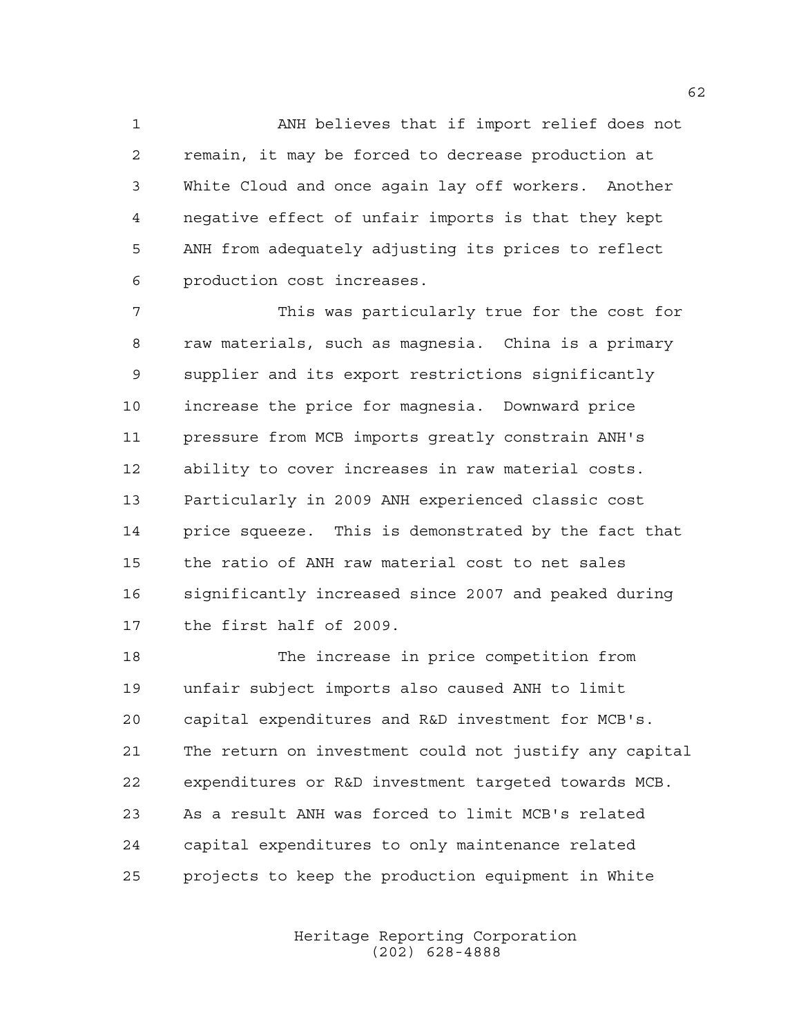ANH believes that if import relief does not remain, it may be forced to decrease production at White Cloud and once again lay off workers. Another negative effect of unfair imports is that they kept ANH from adequately adjusting its prices to reflect production cost increases.

This was particularly true for the cost for raw materials, such as magnesia. China is a primary supplier and its export restrictions significantly increase the price for magnesia. Downward price pressure from MCB imports greatly constrain ANH's ability to cover increases in raw material costs. Particularly in 2009 ANH experienced classic cost price squeeze. This is demonstrated by the fact that the ratio of ANH raw material cost to net sales significantly increased since 2007 and peaked during the first half of 2009.

The increase in price competition from unfair subject imports also caused ANH to limit capital expenditures and R&D investment for MCB's. The return on investment could not justify any capital expenditures or R&D investment targeted towards MCB. As a result ANH was forced to limit MCB's related capital expenditures to only maintenance related projects to keep the production equipment in White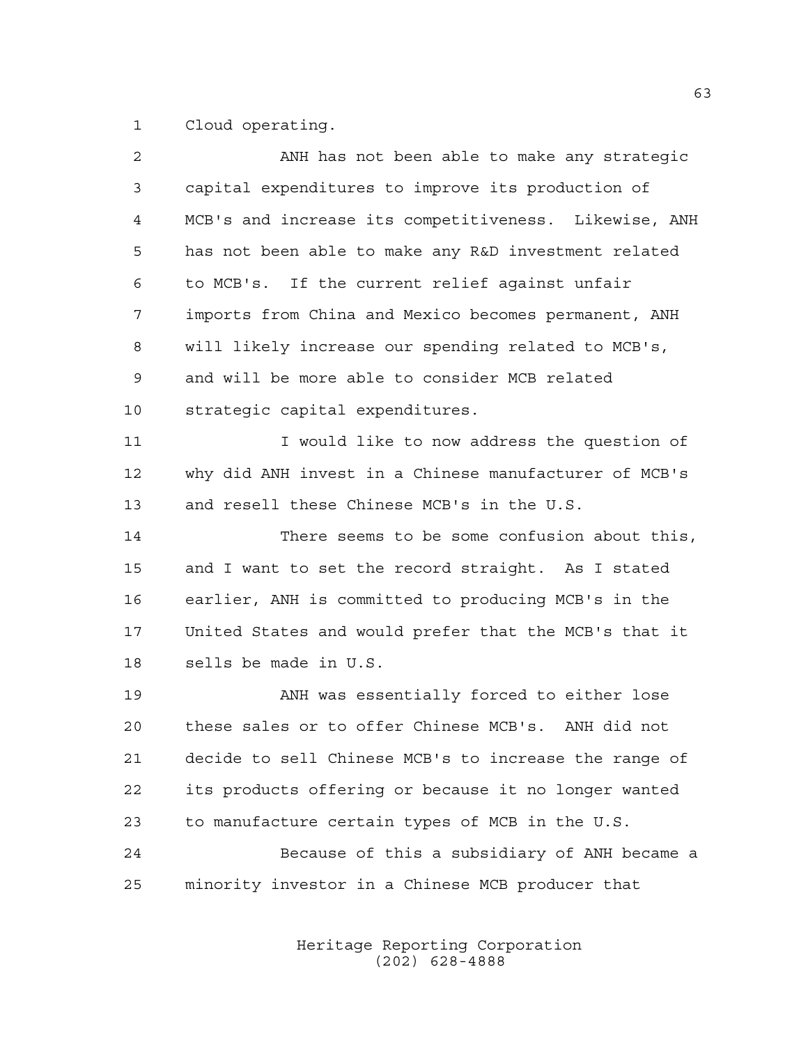Cloud operating.

ANH has not been able to make any strategic capital expenditures to improve its production of MCB's and increase its competitiveness. Likewise, ANH has not been able to make any R&D investment related to MCB's. If the current relief against unfair imports from China and Mexico becomes permanent, ANH will likely increase our spending related to MCB's, and will be more able to consider MCB related strategic capital expenditures.

I would like to now address the question of why did ANH invest in a Chinese manufacturer of MCB's and resell these Chinese MCB's in the U.S.

There seems to be some confusion about this, and I want to set the record straight. As I stated earlier, ANH is committed to producing MCB's in the United States and would prefer that the MCB's that it sells be made in U.S.

ANH was essentially forced to either lose these sales or to offer Chinese MCB's. ANH did not decide to sell Chinese MCB's to increase the range of its products offering or because it no longer wanted to manufacture certain types of MCB in the U.S.

Because of this a subsidiary of ANH became a minority investor in a Chinese MCB producer that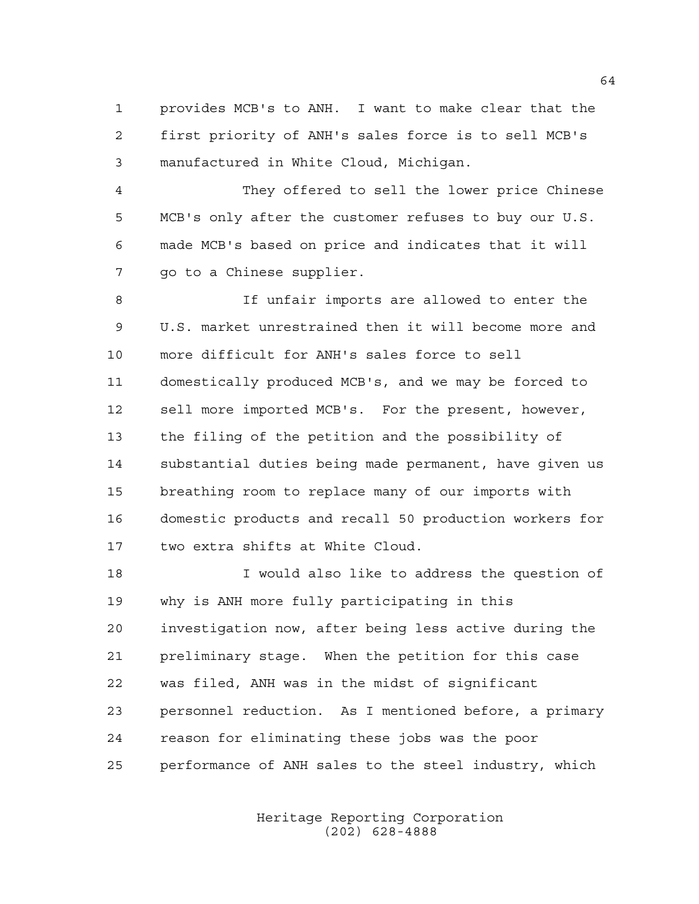provides MCB's to ANH. I want to make clear that the first priority of ANH's sales force is to sell MCB's manufactured in White Cloud, Michigan.

They offered to sell the lower price Chinese MCB's only after the customer refuses to buy our U.S. made MCB's based on price and indicates that it will go to a Chinese supplier.

If unfair imports are allowed to enter the U.S. market unrestrained then it will become more and more difficult for ANH's sales force to sell domestically produced MCB's, and we may be forced to sell more imported MCB's. For the present, however, the filing of the petition and the possibility of substantial duties being made permanent, have given us breathing room to replace many of our imports with domestic products and recall 50 production workers for two extra shifts at White Cloud.

I would also like to address the question of why is ANH more fully participating in this investigation now, after being less active during the preliminary stage. When the petition for this case was filed, ANH was in the midst of significant personnel reduction. As I mentioned before, a primary reason for eliminating these jobs was the poor performance of ANH sales to the steel industry, which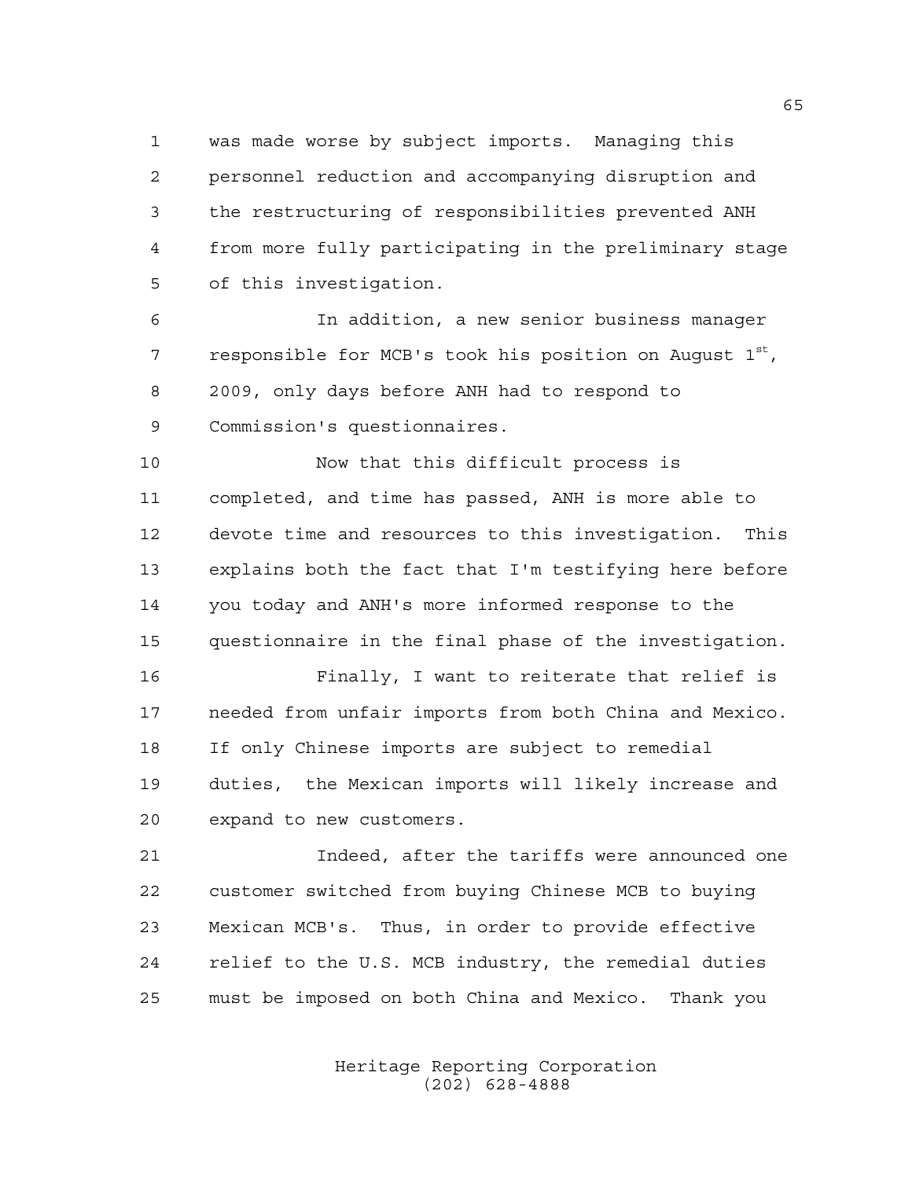was made worse by subject imports. Managing this personnel reduction and accompanying disruption and the restructuring of responsibilities prevented ANH from more fully participating in the preliminary stage of this investigation.

In addition, a new senior business manager responsible for MCB's took his position on August 1st, 2009, only days before ANH had to respond to Commission's questionnaires.

Now that this difficult process is completed, and time has passed, ANH is more able to devote time and resources to this investigation. This explains both the fact that I'm testifying here before you today and ANH's more informed response to the questionnaire in the final phase of the investigation.

Finally, I want to reiterate that relief is needed from unfair imports from both China and Mexico. If only Chinese imports are subject to remedial duties, the Mexican imports will likely increase and expand to new customers.

Indeed, after the tariffs were announced one customer switched from buying Chinese MCB to buying Mexican MCB's. Thus, in order to provide effective relief to the U.S. MCB industry, the remedial duties must be imposed on both China and Mexico. Thank you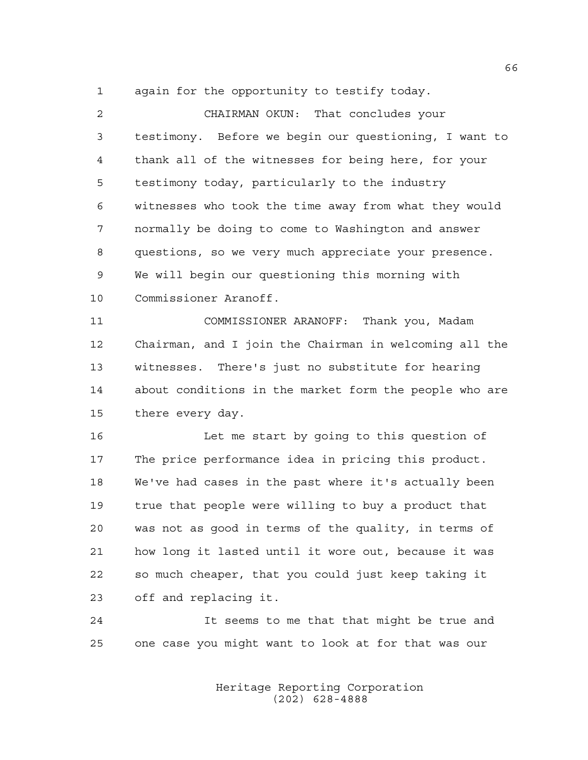again for the opportunity to testify today.

CHAIRMAN OKUN: That concludes your testimony. Before we begin our questioning, I want to thank all of the witnesses for being here, for your testimony today, particularly to the industry witnesses who took the time away from what they would normally be doing to come to Washington and answer questions, so we very much appreciate your presence. We will begin our questioning this morning with Commissioner Aranoff.

COMMISSIONER ARANOFF: Thank you, Madam Chairman, and I join the Chairman in welcoming all the witnesses. There's just no substitute for hearing about conditions in the market form the people who are there every day.

Let me start by going to this question of The price performance idea in pricing this product. We've had cases in the past where it's actually been true that people were willing to buy a product that was not as good in terms of the quality, in terms of how long it lasted until it wore out, because it was so much cheaper, that you could just keep taking it off and replacing it.

It seems to me that that might be true and one case you might want to look at for that was our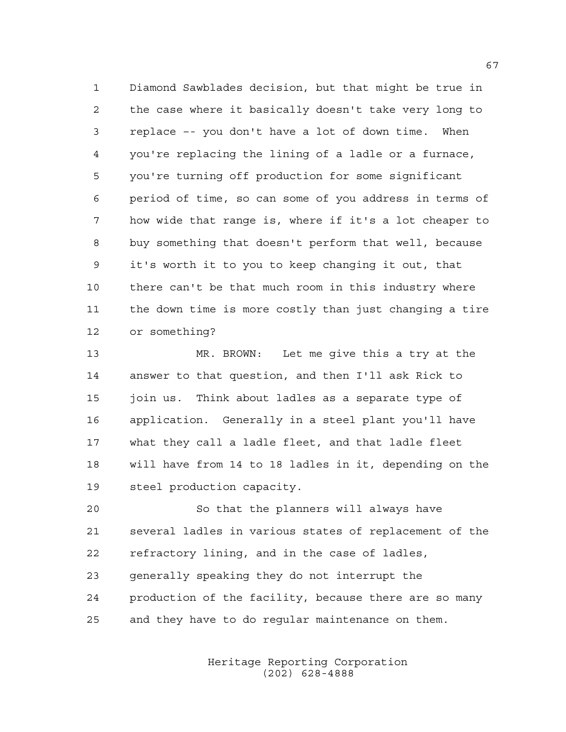Diamond Sawblades decision, but that might be true in the case where it basically doesn't take very long to replace -- you don't have a lot of down time. When you're replacing the lining of a ladle or a furnace, you're turning off production for some significant period of time, so can some of you address in terms of how wide that range is, where if it's a lot cheaper to buy something that doesn't perform that well, because it's worth it to you to keep changing it out, that there can't be that much room in this industry where the down time is more costly than just changing a tire or something?

MR. BROWN: Let me give this a try at the answer to that question, and then I'll ask Rick to join us. Think about ladles as a separate type of application. Generally in a steel plant you'll have what they call a ladle fleet, and that ladle fleet will have from 14 to 18 ladles in it, depending on the steel production capacity.

So that the planners will always have several ladles in various states of replacement of the refractory lining, and in the case of ladles, generally speaking they do not interrupt the production of the facility, because there are so many and they have to do regular maintenance on them.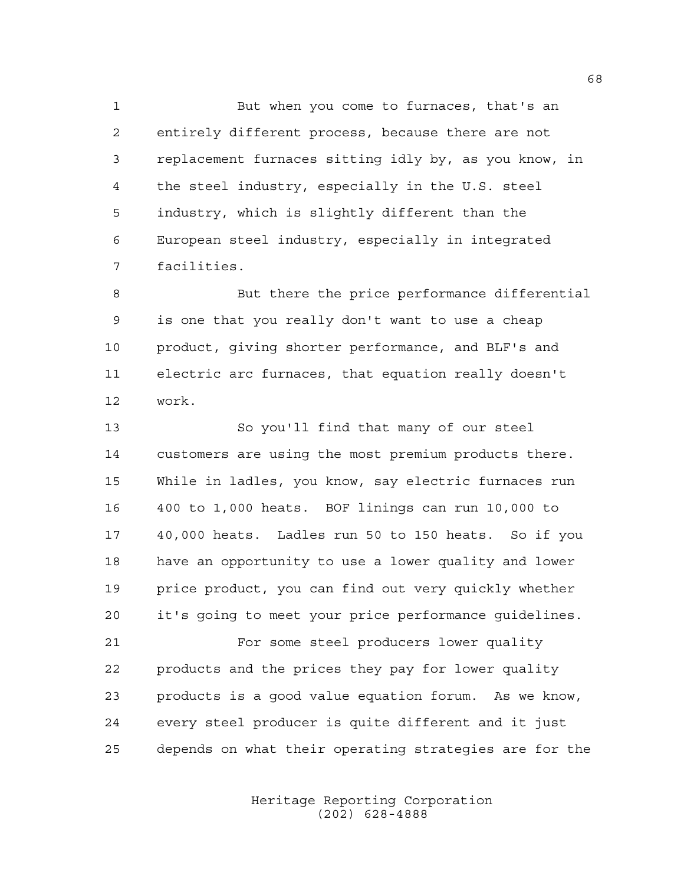But when you come to furnaces, that's an entirely different process, because there are not replacement furnaces sitting idly by, as you know, in the steel industry, especially in the U.S. steel industry, which is slightly different than the European steel industry, especially in integrated facilities.

But there the price performance differential is one that you really don't want to use a cheap product, giving shorter performance, and BLF's and electric arc furnaces, that equation really doesn't work.

So you'll find that many of our steel customers are using the most premium products there. While in ladles, you know, say electric furnaces run 400 to 1,000 heats. BOF linings can run 10,000 to 40,000 heats. Ladles run 50 to 150 heats. So if you have an opportunity to use a lower quality and lower price product, you can find out very quickly whether it's going to meet your price performance guidelines.

For some steel producers lower quality products and the prices they pay for lower quality products is a good value equation forum. As we know, every steel producer is quite different and it just depends on what their operating strategies are for the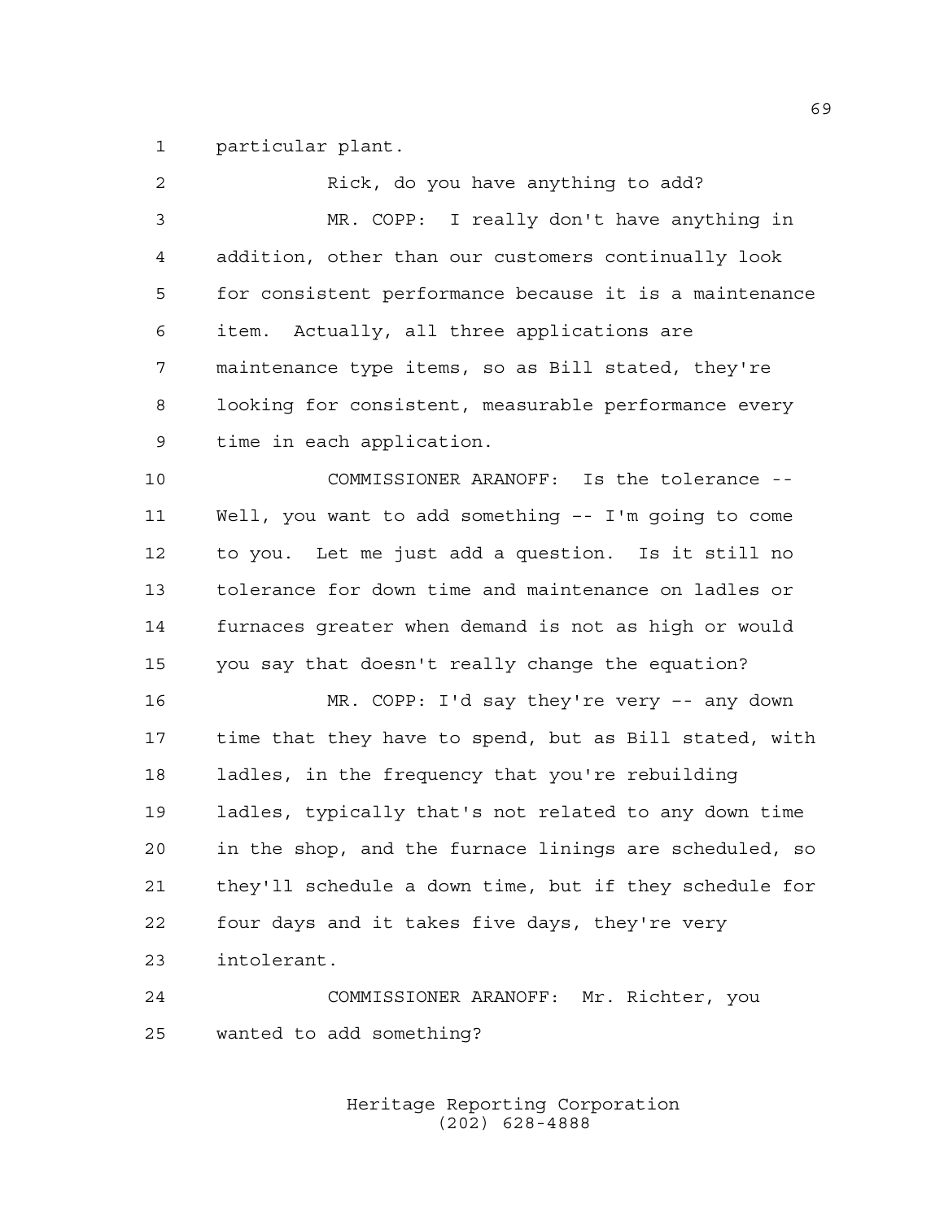particular plant.

Rick, do you have anything to add?

MR. COPP: I really don't have anything in addition, other than our customers continually look for consistent performance because it is a maintenance item. Actually, all three applications are maintenance type items, so as Bill stated, they're looking for consistent, measurable performance every time in each application.

COMMISSIONER ARANOFF: Is the tolerance -- Well, you want to add something -- I'm going to come to you. Let me just add a question. Is it still no tolerance for down time and maintenance on ladles or furnaces greater when demand is not as high or would you say that doesn't really change the equation?

MR. COPP: I'd say they're very -- any down time that they have to spend, but as Bill stated, with ladles, in the frequency that you're rebuilding ladles, typically that's not related to any down time in the shop, and the furnace linings are scheduled, so they'll schedule a down time, but if they schedule for four days and it takes five days, they're very intolerant.

COMMISSIONER ARANOFF: Mr. Richter, you wanted to add something?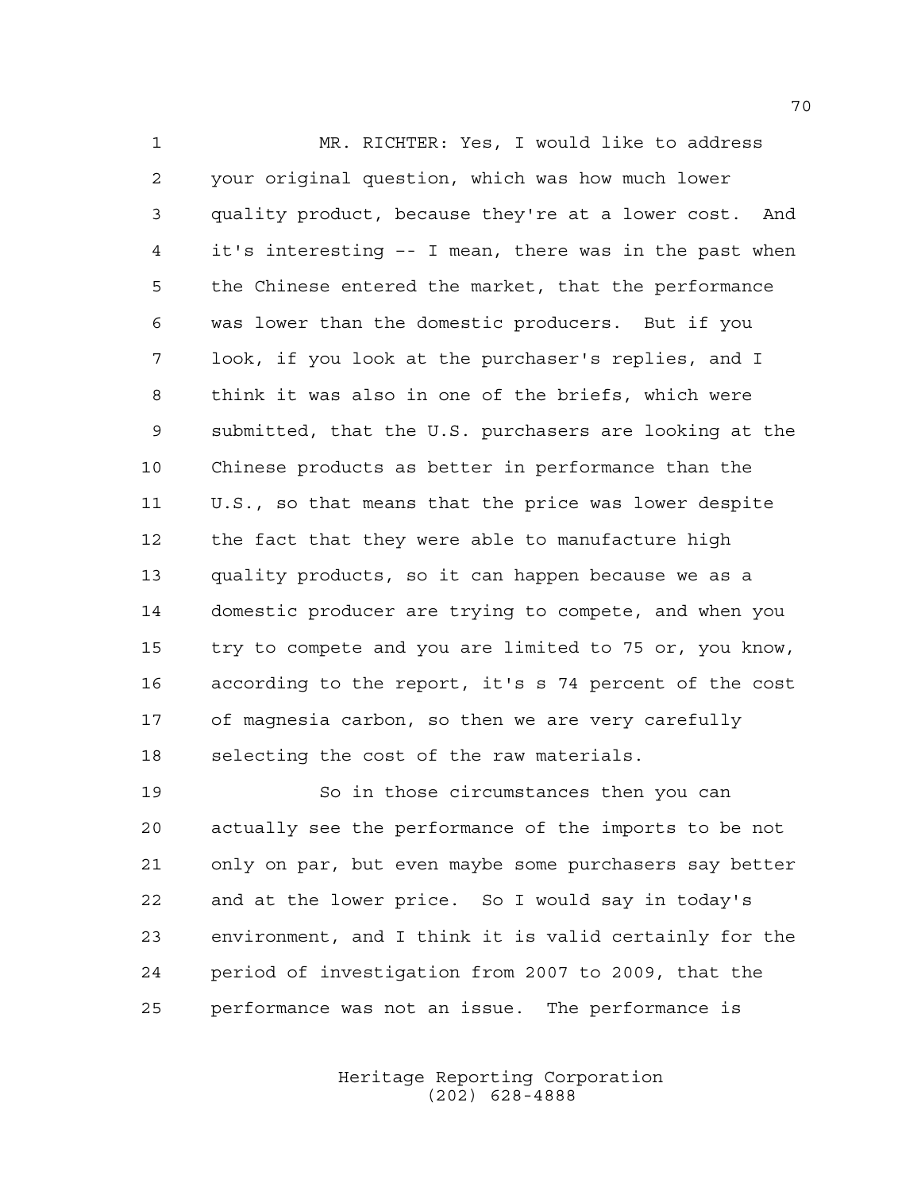MR. RICHTER: Yes, I would like to address your original question, which was how much lower quality product, because they're at a lower cost. And it's interesting -- I mean, there was in the past when the Chinese entered the market, that the performance was lower than the domestic producers. But if you look, if you look at the purchaser's replies, and I think it was also in one of the briefs, which were submitted, that the U.S. purchasers are looking at the Chinese products as better in performance than the U.S., so that means that the price was lower despite the fact that they were able to manufacture high quality products, so it can happen because we as a domestic producer are trying to compete, and when you try to compete and you are limited to 75 or, you know, according to the report, it's s 74 percent of the cost of magnesia carbon, so then we are very carefully selecting the cost of the raw materials.

So in those circumstances then you can actually see the performance of the imports to be not only on par, but even maybe some purchasers say better and at the lower price. So I would say in today's environment, and I think it is valid certainly for the period of investigation from 2007 to 2009, that the performance was not an issue. The performance is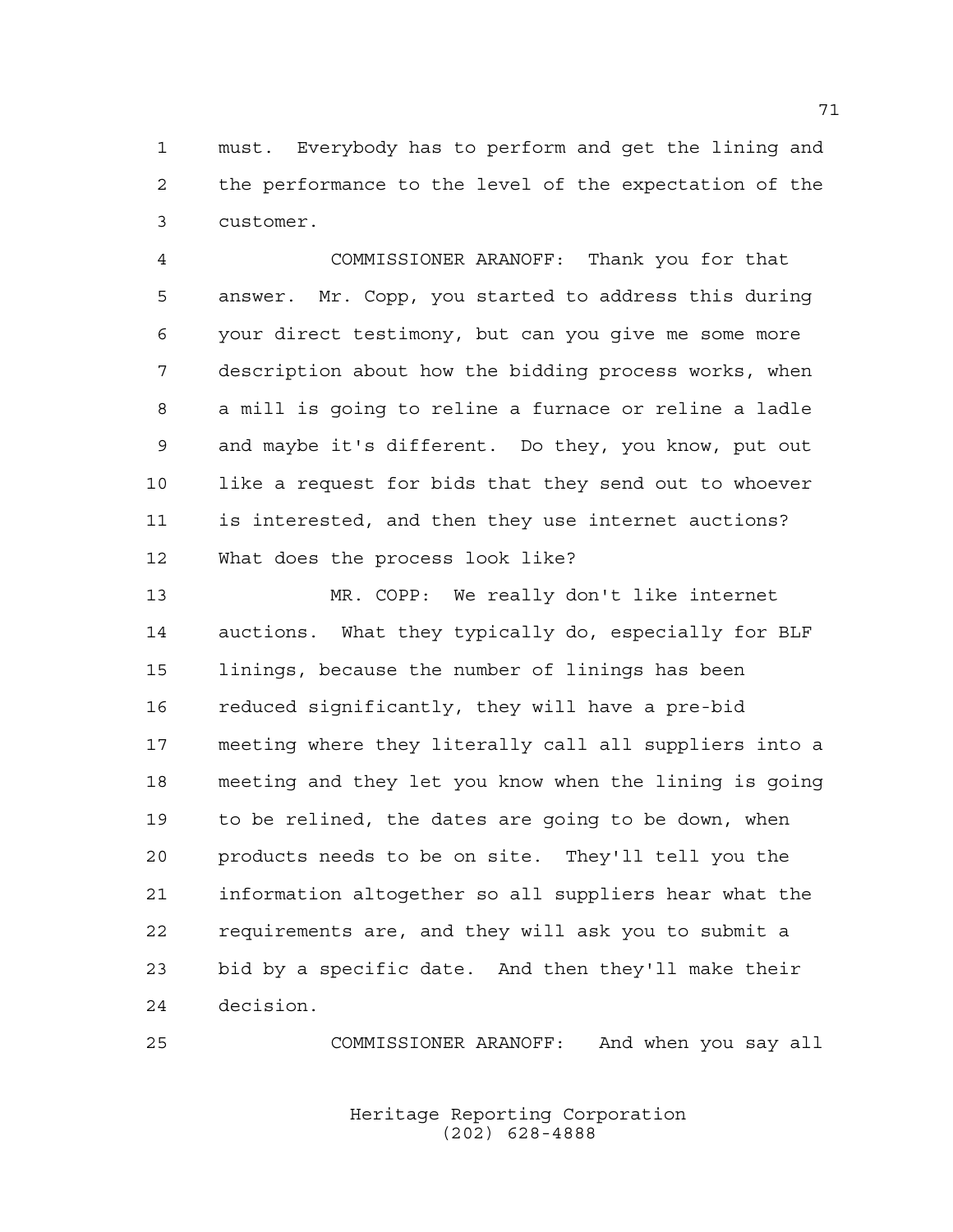must. Everybody has to perform and get the lining and the performance to the level of the expectation of the customer.

COMMISSIONER ARANOFF: Thank you for that answer. Mr. Copp, you started to address this during your direct testimony, but can you give me some more description about how the bidding process works, when a mill is going to reline a furnace or reline a ladle and maybe it's different. Do they, you know, put out like a request for bids that they send out to whoever is interested, and then they use internet auctions? What does the process look like?

MR. COPP: We really don't like internet auctions. What they typically do, especially for BLF linings, because the number of linings has been reduced significantly, they will have a pre-bid meeting where they literally call all suppliers into a meeting and they let you know when the lining is going to be relined, the dates are going to be down, when products needs to be on site. They'll tell you the information altogether so all suppliers hear what the requirements are, and they will ask you to submit a bid by a specific date. And then they'll make their decision.

COMMISSIONER ARANOFF: And when you say all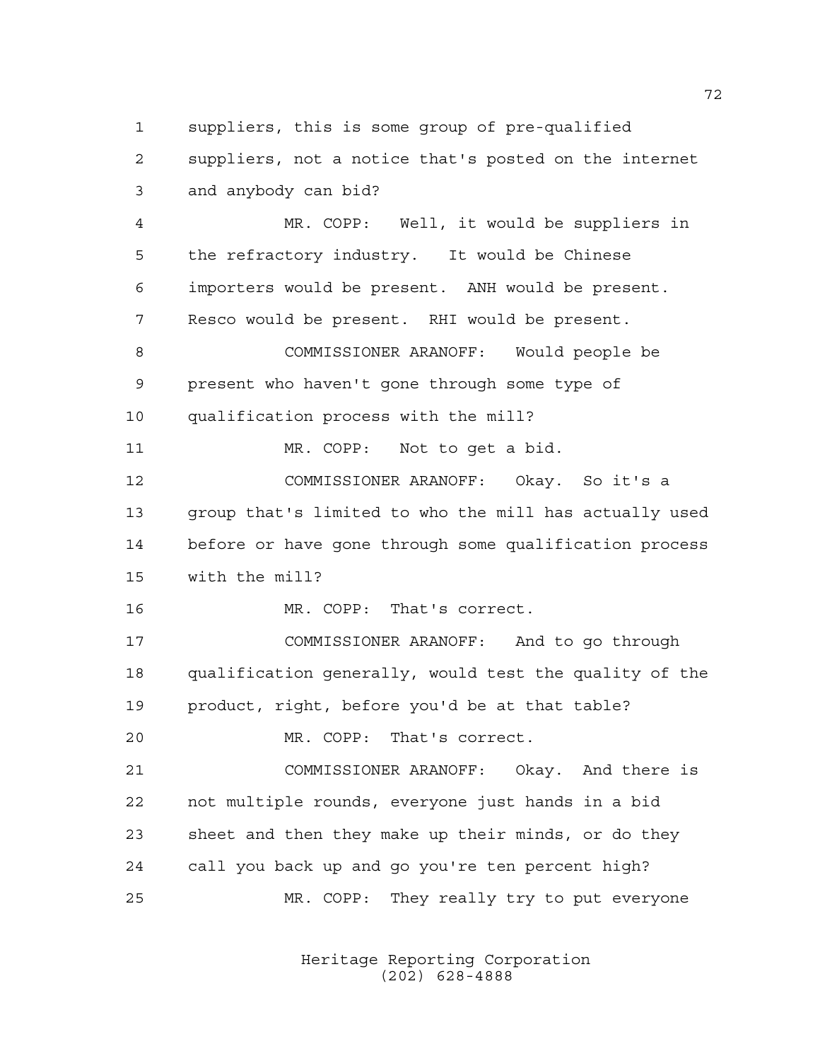suppliers, this is some group of pre-qualified suppliers, not a notice that's posted on the internet and anybody can bid?

MR. COPP: Well, it would be suppliers in the refractory industry. It would be Chinese importers would be present. ANH would be present. Resco would be present. RHI would be present.

COMMISSIONER ARANOFF: Would people be present who haven't gone through some type of qualification process with the mill?

MR. COPP: Not to get a bid.

COMMISSIONER ARANOFF: Okay. So it's a group that's limited to who the mill has actually used before or have gone through some qualification process with the mill?

MR. COPP: That's correct.

COMMISSIONER ARANOFF: And to go through qualification generally, would test the quality of the product, right, before you'd be at that table?

MR. COPP: That's correct.

COMMISSIONER ARANOFF: Okay. And there is not multiple rounds, everyone just hands in a bid sheet and then they make up their minds, or do they call you back up and go you're ten percent high?

MR. COPP: They really try to put everyone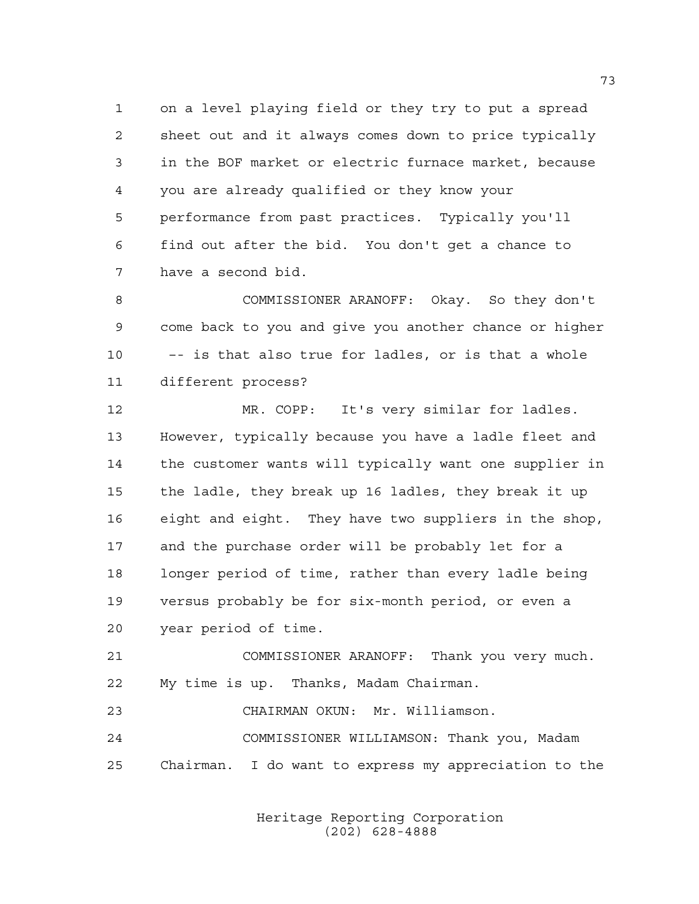on a level playing field or they try to put a spread sheet out and it always comes down to price typically in the BOF market or electric furnace market, because you are already qualified or they know your performance from past practices. Typically you'll find out after the bid. You don't get a chance to have a second bid.

COMMISSIONER ARANOFF: Okay. So they don't come back to you and give you another chance or higher -- is that also true for ladles, or is that a whole different process?

MR. COPP: It's very similar for ladles. However, typically because you have a ladle fleet and the customer wants will typically want one supplier in the ladle, they break up 16 ladles, they break it up eight and eight. They have two suppliers in the shop, and the purchase order will be probably let for a longer period of time, rather than every ladle being versus probably be for six-month period, or even a year period of time.

COMMISSIONER ARANOFF: Thank you very much. My time is up. Thanks, Madam Chairman.

CHAIRMAN OKUN: Mr. Williamson.

COMMISSIONER WILLIAMSON: Thank you, Madam Chairman. I do want to express my appreciation to the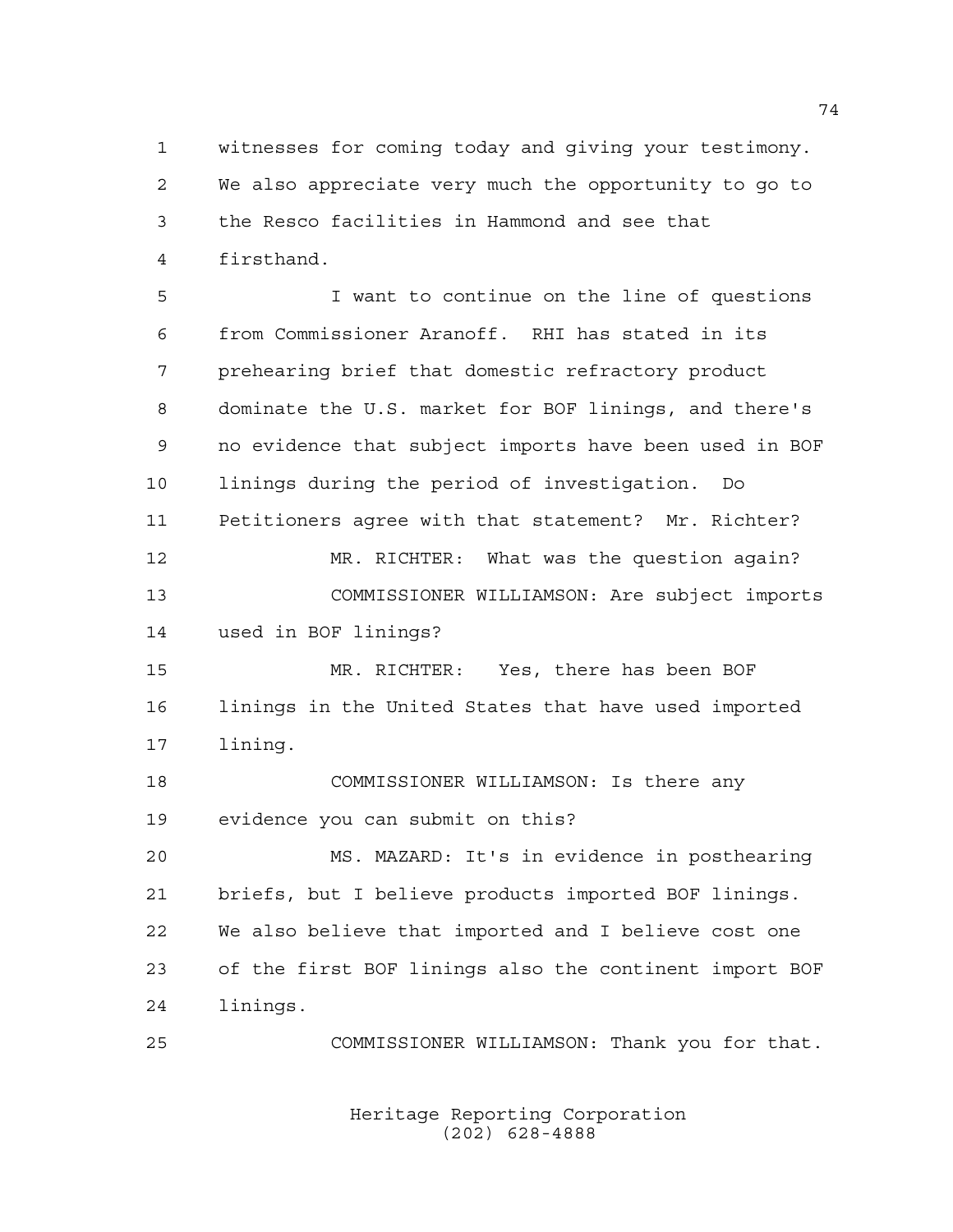witnesses for coming today and giving your testimony. We also appreciate very much the opportunity to go to the Resco facilities in Hammond and see that firsthand.

I want to continue on the line of questions from Commissioner Aranoff. RHI has stated in its prehearing brief that domestic refractory product dominate the U.S. market for BOF linings, and there's no evidence that subject imports have been used in BOF linings during the period of investigation. Do Petitioners agree with that statement? Mr. Richter?

MR. RICHTER: What was the question again?

COMMISSIONER WILLIAMSON: Are subject imports used in BOF linings?

MR. RICHTER: Yes, there has been BOF linings in the United States that have used imported lining.

COMMISSIONER WILLIAMSON: Is there any evidence you can submit on this?

MS. MAZARD: It's in evidence in posthearing briefs, but I believe products imported BOF linings. We also believe that imported and I believe cost one of the first BOF linings also the continent import BOF linings.

COMMISSIONER WILLIAMSON: Thank you for that.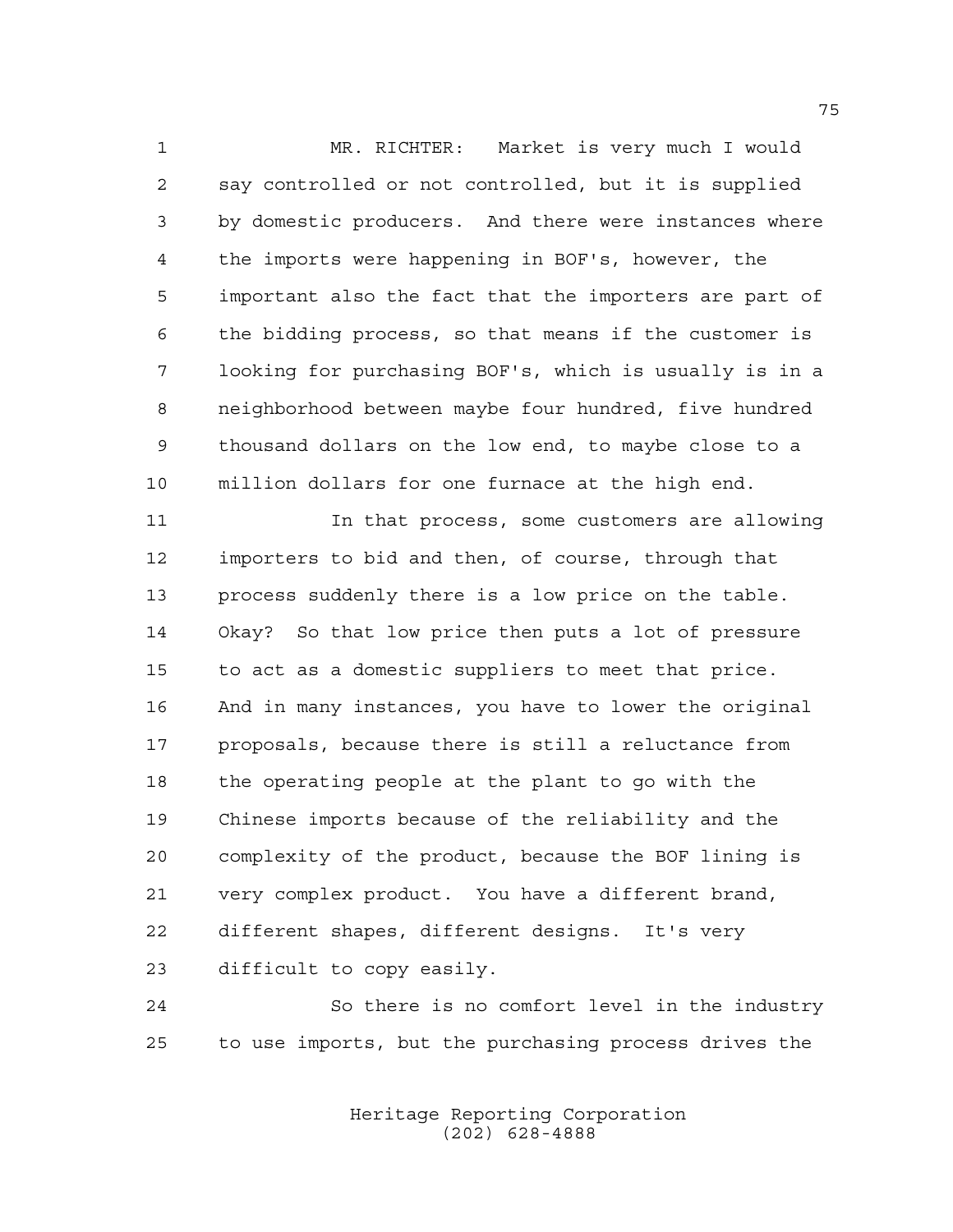MR. RICHTER: Market is very much I would say controlled or not controlled, but it is supplied by domestic producers. And there were instances where the imports were happening in BOF's, however, the important also the fact that the importers are part of the bidding process, so that means if the customer is looking for purchasing BOF's, which is usually is in a neighborhood between maybe four hundred, five hundred thousand dollars on the low end, to maybe close to a million dollars for one furnace at the high end.

In that process, some customers are allowing importers to bid and then, of course, through that process suddenly there is a low price on the table. Okay? So that low price then puts a lot of pressure to act as a domestic suppliers to meet that price. And in many instances, you have to lower the original proposals, because there is still a reluctance from the operating people at the plant to go with the Chinese imports because of the reliability and the complexity of the product, because the BOF lining is very complex product. You have a different brand, different shapes, different designs. It's very difficult to copy easily.

So there is no comfort level in the industry to use imports, but the purchasing process drives the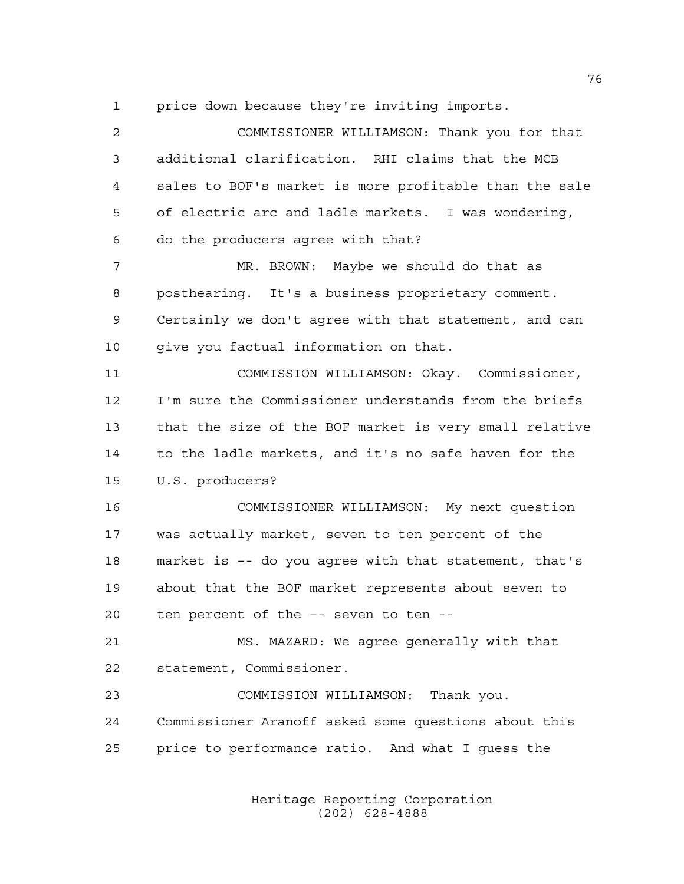1 price down because they're inviting imports.

2 COMMISSIONER WILLIAMSON: Thank you for that
3 additional clarification. RHI claims that the MCB
4 sales to BOF's market is more profitable than the sale
5 of electric arc and ladle markets. I was wondering,
6 do the producers agree with that?

7 MR. BROWN: Maybe we should do that as
8 posthearing. It's a business proprietary comment.
9 Certainly we don't agree with that statement, and can
10 give you factual information on that.

11 COMMISSION WILLIAMSON: Okay. Commissioner,
12 I'm sure the Commissioner understands from the briefs
13 that the size of the BOF market is very small relative
14 to the ladle markets, and it's no safe haven for the
15 U.S. producers?

16 COMMISSIONER WILLIAMSON: My next question
17 was actually market, seven to ten percent of the
18 market is -- do you agree with that statement, that's
19 about that the BOF market represents about seven to
20 ten percent of the -- seven to ten --

21 MS. MAZARD: We agree generally with that
22 statement, Commissioner.

23 COMMISSION WILLIAMSON: Thank you.
24 Commissioner Aranoff asked some questions about this
25 price to performance ratio. And what I guess the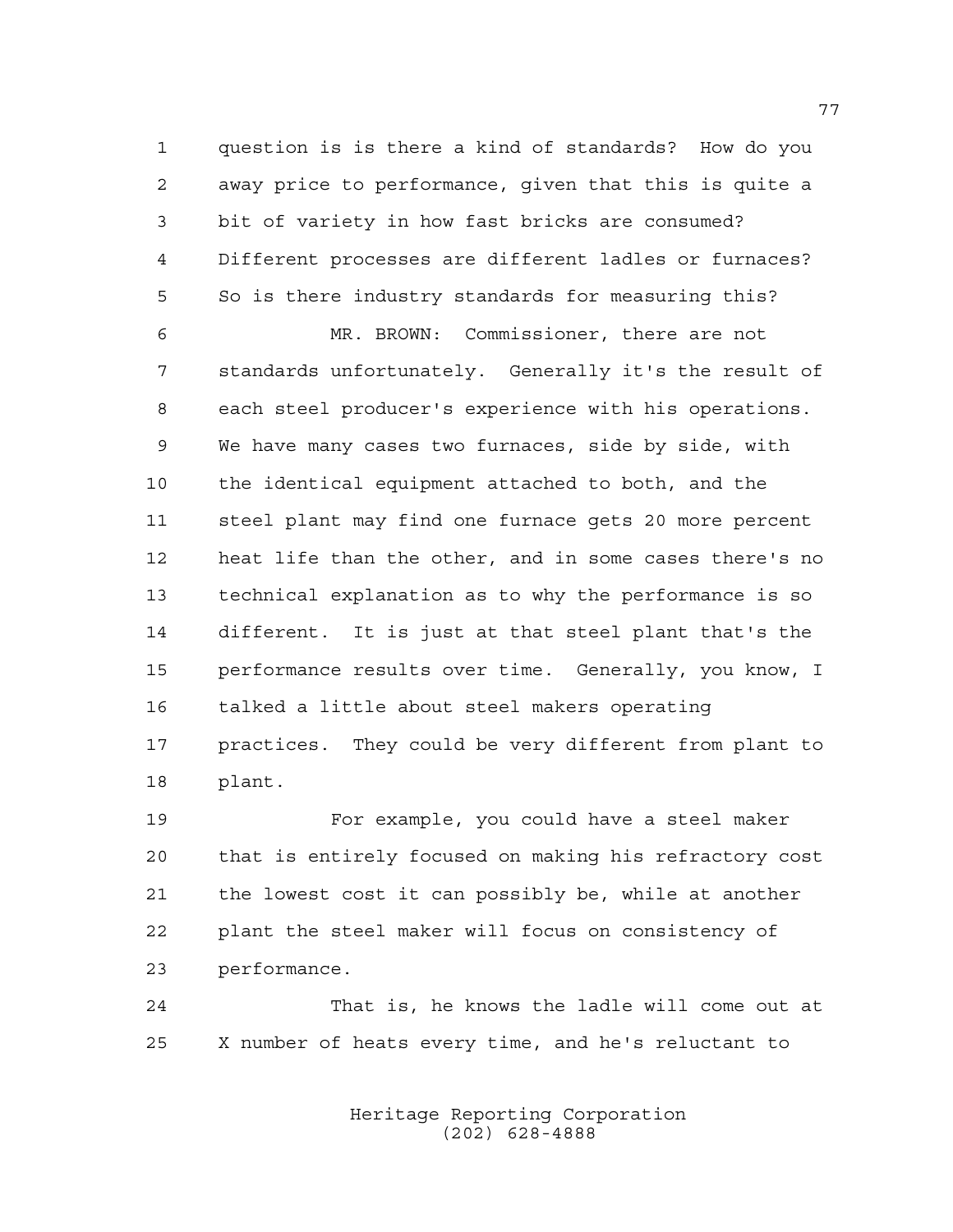question is is there a kind of standards? How do you away price to performance, given that this is quite a bit of variety in how fast bricks are consumed? Different processes are different ladles or furnaces? So is there industry standards for measuring this?

MR. BROWN: Commissioner, there are not standards unfortunately. Generally it's the result of each steel producer's experience with his operations. We have many cases two furnaces, side by side, with the identical equipment attached to both, and the steel plant may find one furnace gets 20 more percent heat life than the other, and in some cases there's no technical explanation as to why the performance is so different. It is just at that steel plant that's the performance results over time. Generally, you know, I talked a little about steel makers operating practices. They could be very different from plant to plant.

For example, you could have a steel maker that is entirely focused on making his refractory cost the lowest cost it can possibly be, while at another plant the steel maker will focus on consistency of performance.

That is, he knows the ladle will come out at X number of heats every time, and he's reluctant to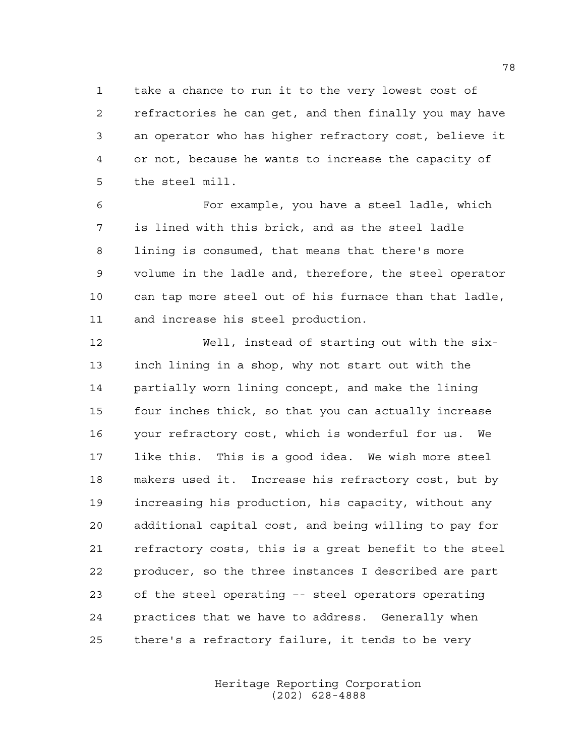take a chance to run it to the very lowest cost of refractories he can get, and then finally you may have an operator who has higher refractory cost, believe it or not, because he wants to increase the capacity of the steel mill.

For example, you have a steel ladle, which is lined with this brick, and as the steel ladle lining is consumed, that means that there's more volume in the ladle and, therefore, the steel operator can tap more steel out of his furnace than that ladle, and increase his steel production.

Well, instead of starting out with the six-inch lining in a shop, why not start out with the partially worn lining concept, and make the lining four inches thick, so that you can actually increase your refractory cost, which is wonderful for us. We like this. This is a good idea. We wish more steel makers used it. Increase his refractory cost, but by increasing his production, his capacity, without any additional capital cost, and being willing to pay for refractory costs, this is a great benefit to the steel producer, so the three instances I described are part of the steel operating -- steel operators operating practices that we have to address. Generally when there's a refractory failure, it tends to be very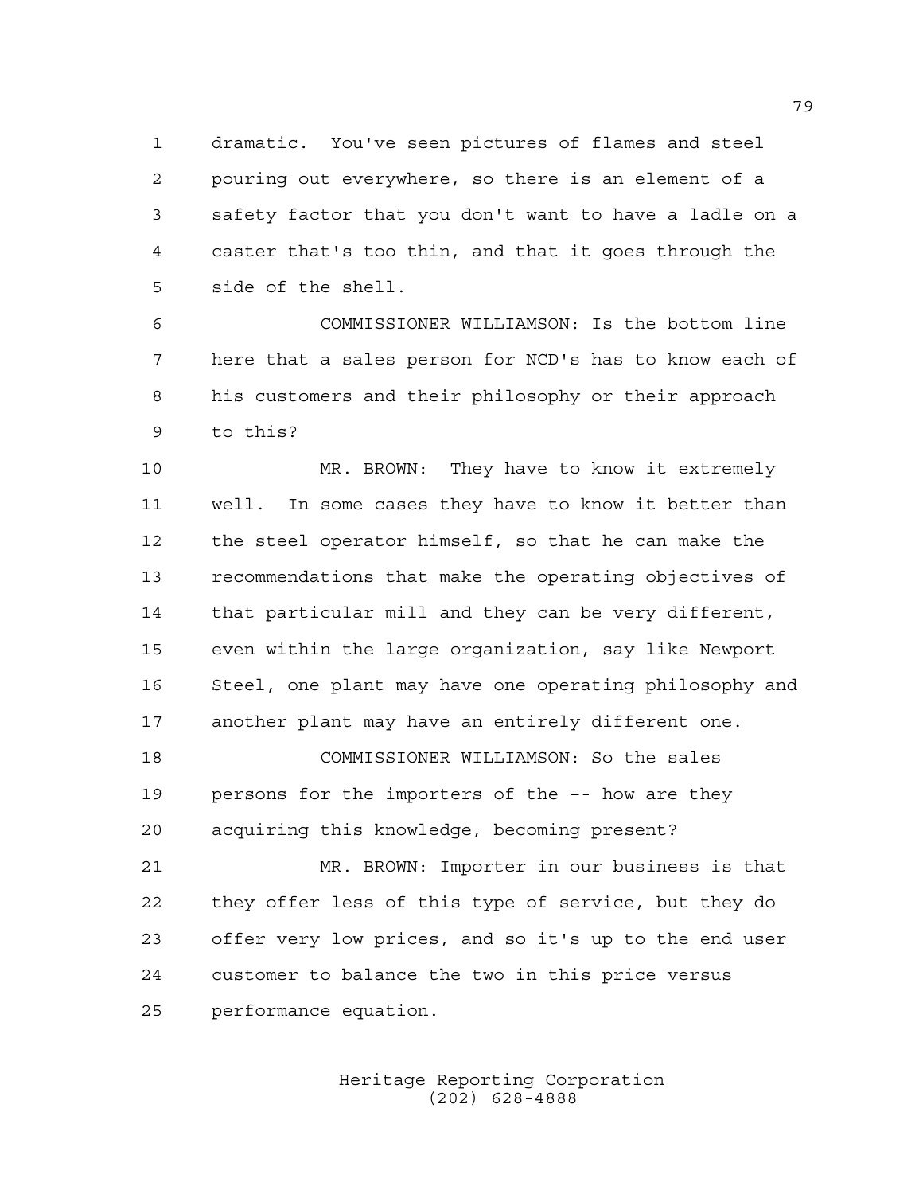dramatic. You've seen pictures of flames and steel pouring out everywhere, so there is an element of a safety factor that you don't want to have a ladle on a caster that's too thin, and that it goes through the side of the shell.

COMMISSIONER WILLIAMSON: Is the bottom line here that a sales person for NCD's has to know each of his customers and their philosophy or their approach to this?

MR. BROWN: They have to know it extremely well. In some cases they have to know it better than the steel operator himself, so that he can make the recommendations that make the operating objectives of that particular mill and they can be very different, even within the large organization, say like Newport Steel, one plant may have one operating philosophy and another plant may have an entirely different one.

COMMISSIONER WILLIAMSON: So the sales persons for the importers of the -- how are they acquiring this knowledge, becoming present?

MR. BROWN: Importer in our business is that they offer less of this type of service, but they do offer very low prices, and so it's up to the end user customer to balance the two in this price versus performance equation.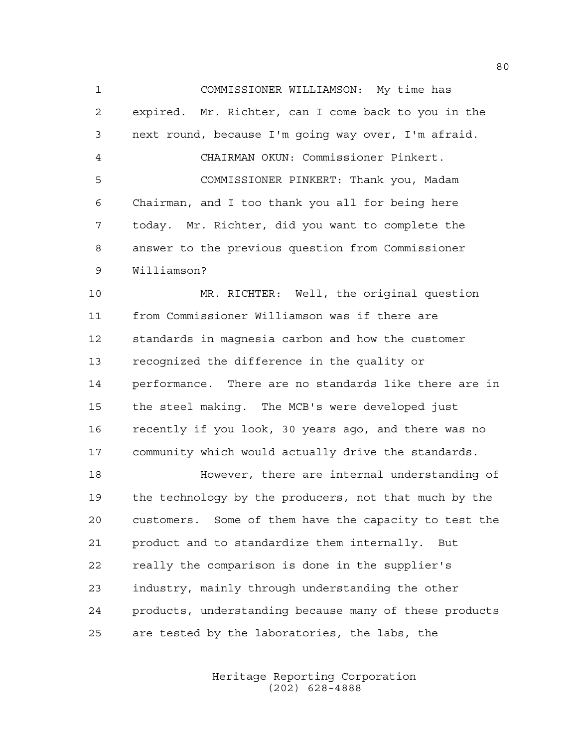COMMISSIONER WILLIAMSON: My time has expired. Mr. Richter, can I come back to you in the next round, because I'm going way over, I'm afraid.

CHAIRMAN OKUN: Commissioner Pinkert.

COMMISSIONER PINKERT: Thank you, Madam Chairman, and I too thank you all for being here today. Mr. Richter, did you want to complete the answer to the previous question from Commissioner Williamson?

MR. RICHTER: Well, the original question from Commissioner Williamson was if there are standards in magnesia carbon and how the customer recognized the difference in the quality or performance. There are no standards like there are in the steel making. The MCB's were developed just recently if you look, 30 years ago, and there was no community which would actually drive the standards.

However, there are internal understanding of the technology by the producers, not that much by the customers. Some of them have the capacity to test the product and to standardize them internally. But really the comparison is done in the supplier's industry, mainly through understanding the other products, understanding because many of these products are tested by the laboratories, the labs, the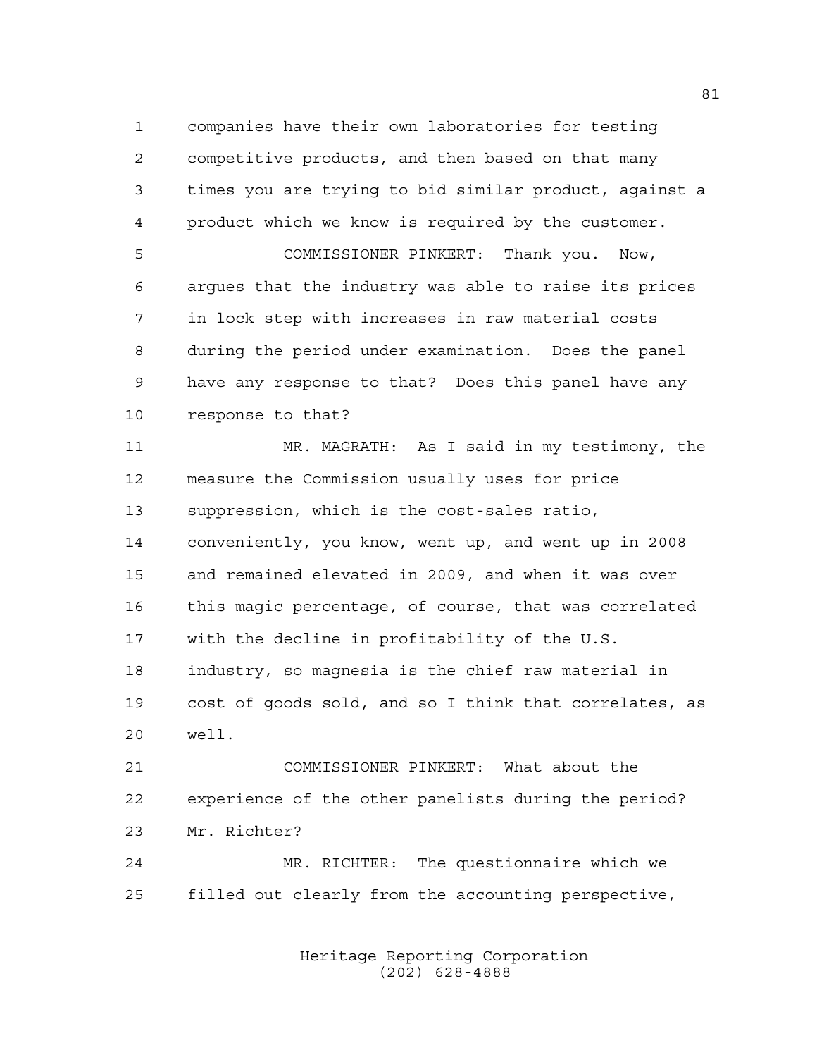companies have their own laboratories for testing competitive products, and then based on that many times you are trying to bid similar product, against a product which we know is required by the customer.

COMMISSIONER PINKERT: Thank you. Now, argues that the industry was able to raise its prices in lock step with increases in raw material costs during the period under examination. Does the panel have any response to that? Does this panel have any response to that?

MR. MAGRATH: As I said in my testimony, the measure the Commission usually uses for price suppression, which is the cost-sales ratio, conveniently, you know, went up, and went up in 2008 and remained elevated in 2009, and when it was over this magic percentage, of course, that was correlated with the decline in profitability of the U.S. industry, so magnesia is the chief raw material in cost of goods sold, and so I think that correlates, as well.

COMMISSIONER PINKERT: What about the experience of the other panelists during the period? Mr. Richter?

MR. RICHTER: The questionnaire which we filled out clearly from the accounting perspective,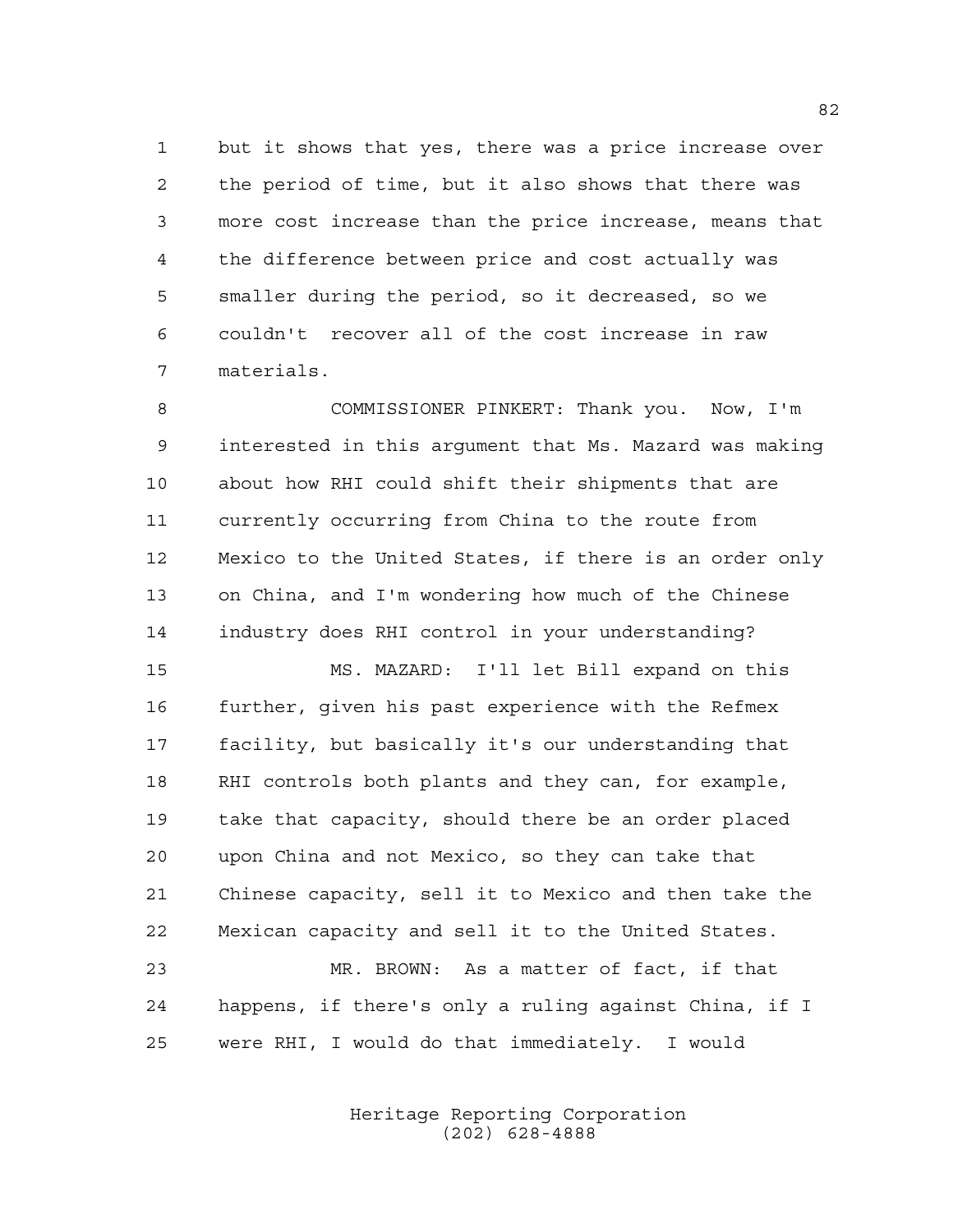but it shows that yes, there was a price increase over the period of time, but it also shows that there was more cost increase than the price increase, means that the difference between price and cost actually was smaller during the period, so it decreased, so we couldn't recover all of the cost increase in raw materials.

COMMISSIONER PINKERT: Thank you. Now, I'm interested in this argument that Ms. Mazard was making about how RHI could shift their shipments that are currently occurring from China to the route from Mexico to the United States, if there is an order only on China, and I'm wondering how much of the Chinese industry does RHI control in your understanding?

MS. MAZARD: I'll let Bill expand on this further, given his past experience with the Refmex facility, but basically it's our understanding that RHI controls both plants and they can, for example, take that capacity, should there be an order placed upon China and not Mexico, so they can take that Chinese capacity, sell it to Mexico and then take the Mexican capacity and sell it to the United States.

MR. BROWN: As a matter of fact, if that happens, if there's only a ruling against China, if I were RHI, I would do that immediately. I would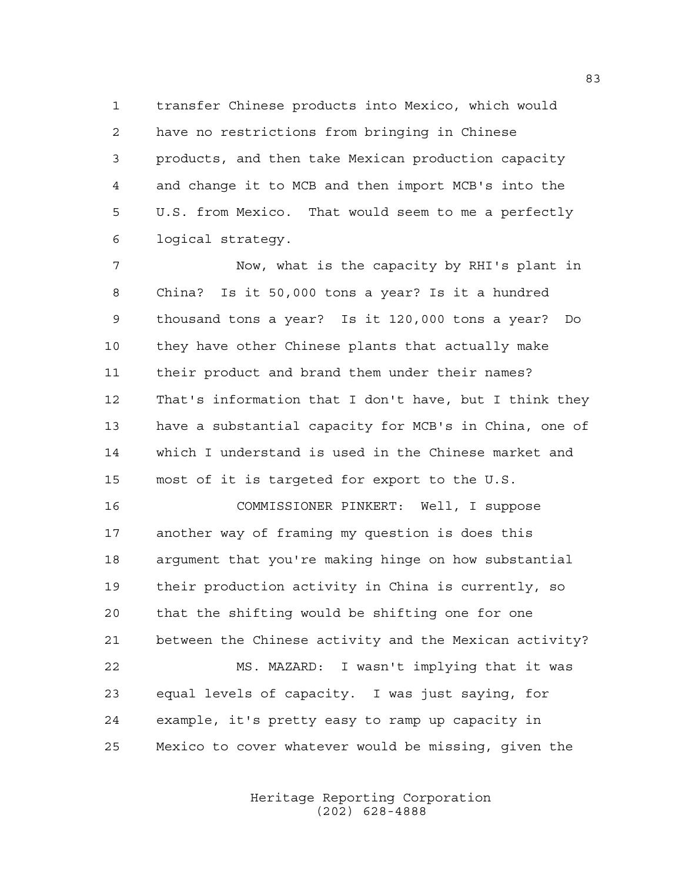transfer Chinese products into Mexico, which would have no restrictions from bringing in Chinese products, and then take Mexican production capacity and change it to MCB and then import MCB's into the U.S. from Mexico. That would seem to me a perfectly logical strategy.

Now, what is the capacity by RHI's plant in China? Is it 50,000 tons a year? Is it a hundred thousand tons a year? Is it 120,000 tons a year? Do they have other Chinese plants that actually make their product and brand them under their names? That's information that I don't have, but I think they have a substantial capacity for MCB's in China, one of which I understand is used in the Chinese market and most of it is targeted for export to the U.S.

COMMISSIONER PINKERT: Well, I suppose another way of framing my question is does this argument that you're making hinge on how substantial their production activity in China is currently, so that the shifting would be shifting one for one between the Chinese activity and the Mexican activity?

MS. MAZARD: I wasn't implying that it was equal levels of capacity. I was just saying, for example, it's pretty easy to ramp up capacity in Mexico to cover whatever would be missing, given the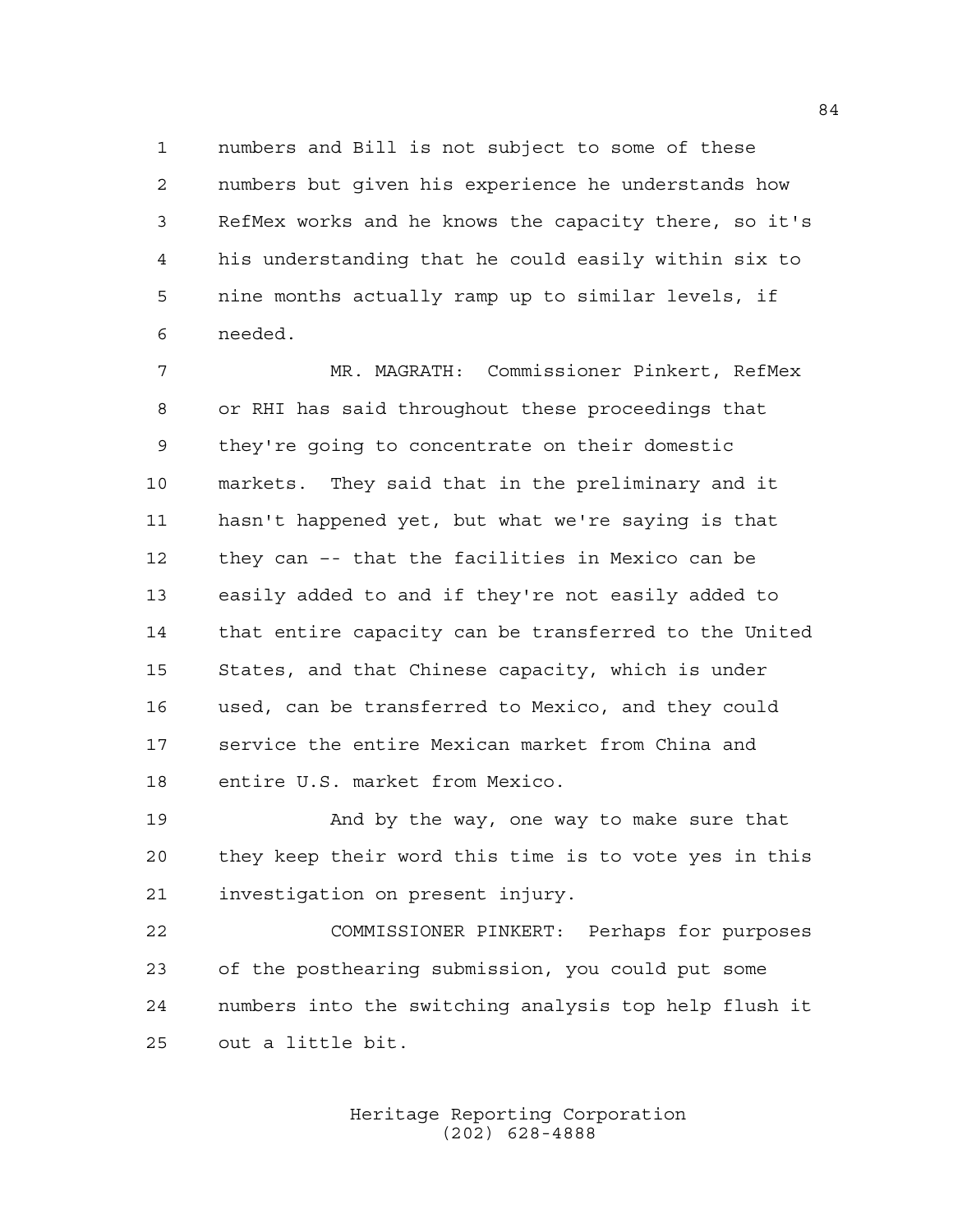numbers and Bill is not subject to some of these numbers but given his experience he understands how RefMex works and he knows the capacity there, so it's his understanding that he could easily within six to nine months actually ramp up to similar levels, if needed.

MR. MAGRATH: Commissioner Pinkert, RefMex or RHI has said throughout these proceedings that they're going to concentrate on their domestic markets. They said that in the preliminary and it hasn't happened yet, but what we're saying is that they can -- that the facilities in Mexico can be easily added to and if they're not easily added to that entire capacity can be transferred to the United States, and that Chinese capacity, which is under used, can be transferred to Mexico, and they could service the entire Mexican market from China and entire U.S. market from Mexico.

And by the way, one way to make sure that they keep their word this time is to vote yes in this investigation on present injury.

COMMISSIONER PINKERT: Perhaps for purposes of the posthearing submission, you could put some numbers into the switching analysis top help flush it out a little bit.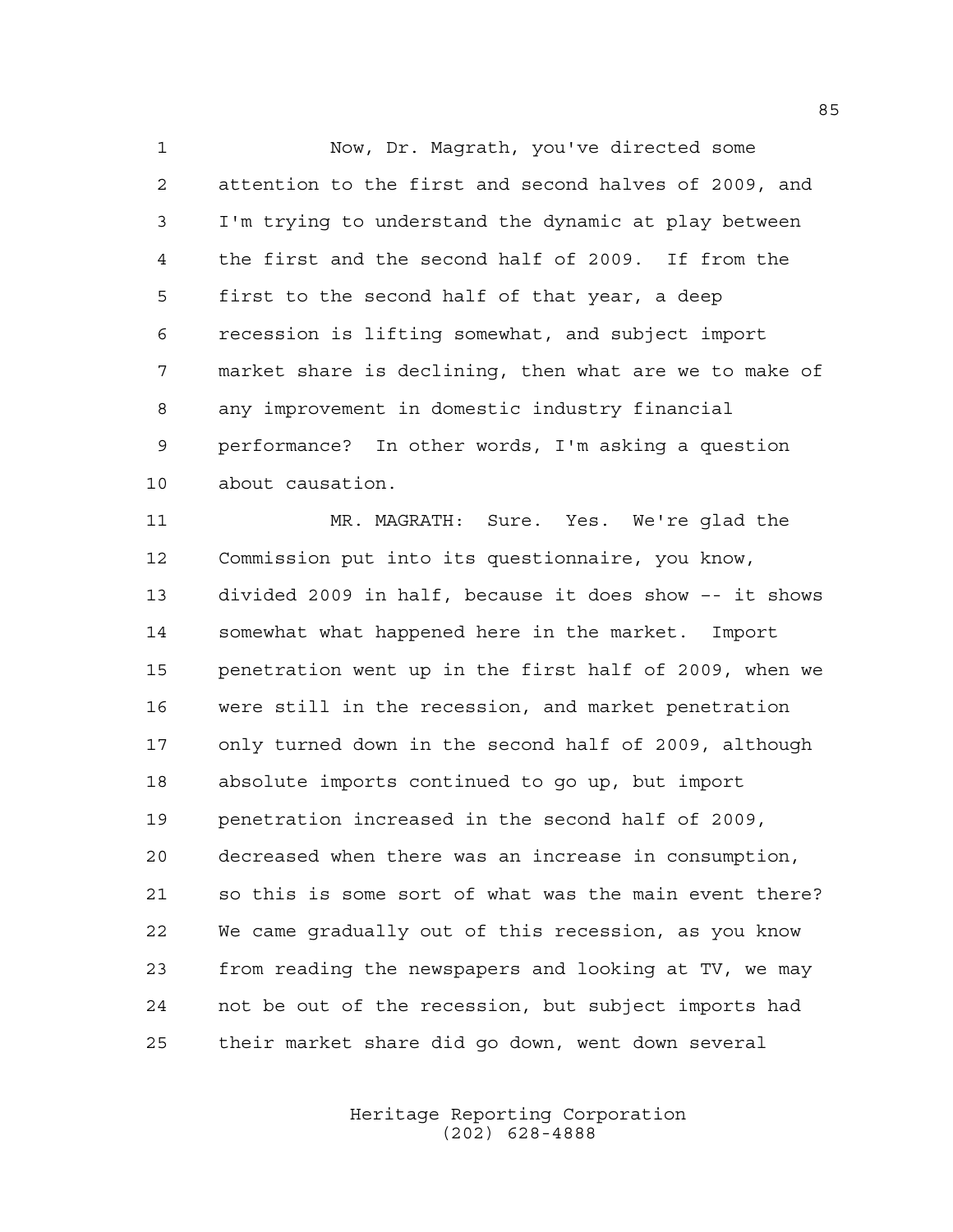Now, Dr. Magrath, you've directed some attention to the first and second halves of 2009, and I'm trying to understand the dynamic at play between the first and the second half of 2009. If from the first to the second half of that year, a deep recession is lifting somewhat, and subject import market share is declining, then what are we to make of any improvement in domestic industry financial performance? In other words, I'm asking a question about causation.

MR. MAGRATH: Sure. Yes. We're glad the Commission put into its questionnaire, you know, divided 2009 in half, because it does show -- it shows somewhat what happened here in the market. Import penetration went up in the first half of 2009, when we were still in the recession, and market penetration only turned down in the second half of 2009, although absolute imports continued to go up, but import penetration increased in the second half of 2009, decreased when there was an increase in consumption, so this is some sort of what was the main event there? We came gradually out of this recession, as you know from reading the newspapers and looking at TV, we may not be out of the recession, but subject imports had their market share did go down, went down several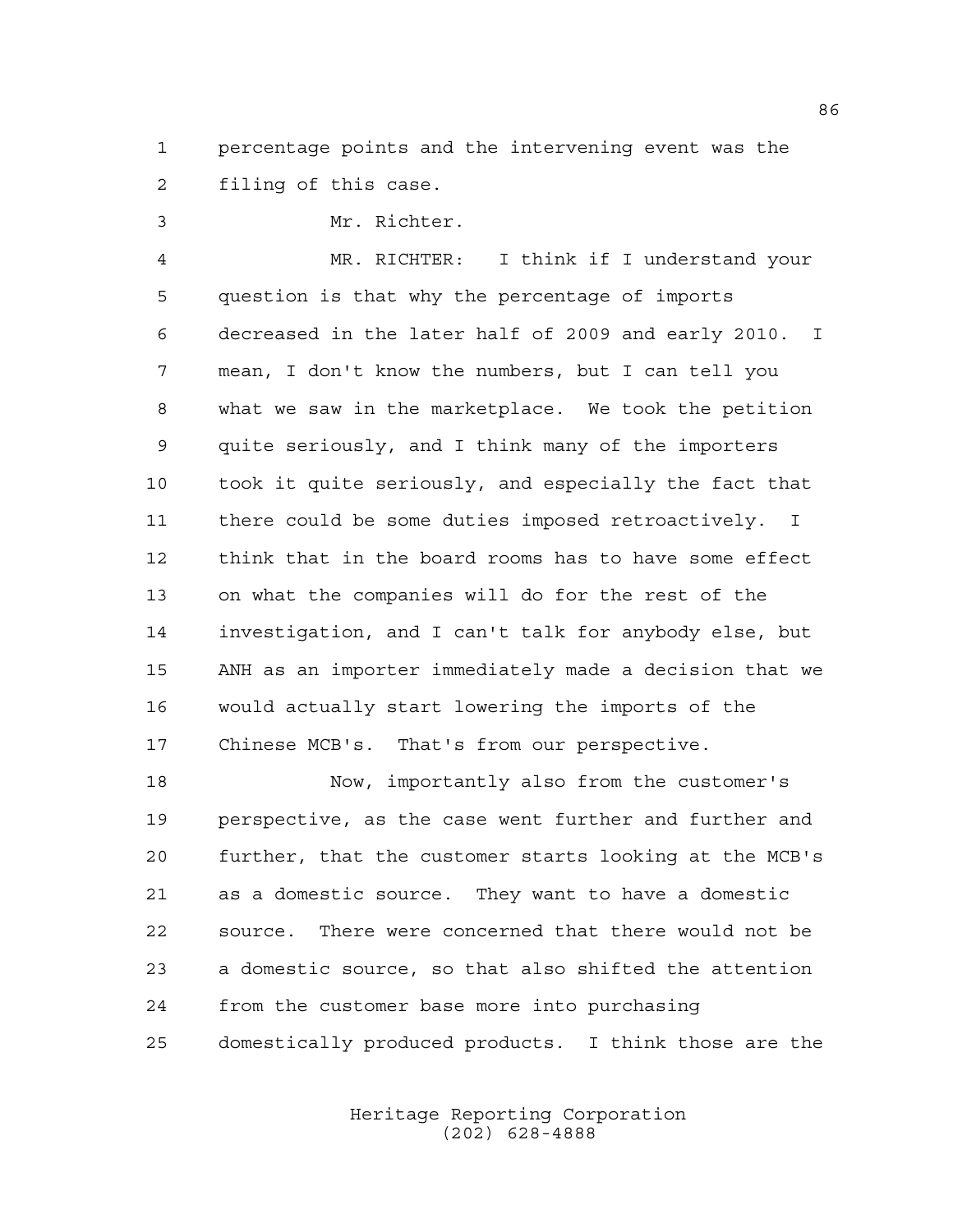percentage points and the intervening event was the filing of this case.

Mr. Richter.

MR. RICHTER: I think if I understand your question is that why the percentage of imports decreased in the later half of 2009 and early 2010. I mean, I don't know the numbers, but I can tell you what we saw in the marketplace. We took the petition quite seriously, and I think many of the importers took it quite seriously, and especially the fact that there could be some duties imposed retroactively. I think that in the board rooms has to have some effect on what the companies will do for the rest of the investigation, and I can't talk for anybody else, but ANH as an importer immediately made a decision that we would actually start lowering the imports of the Chinese MCB's. That's from our perspective.

Now, importantly also from the customer's perspective, as the case went further and further and further, that the customer starts looking at the MCB's as a domestic source. They want to have a domestic source. There were concerned that there would not be a domestic source, so that also shifted the attention from the customer base more into purchasing domestically produced products. I think those are the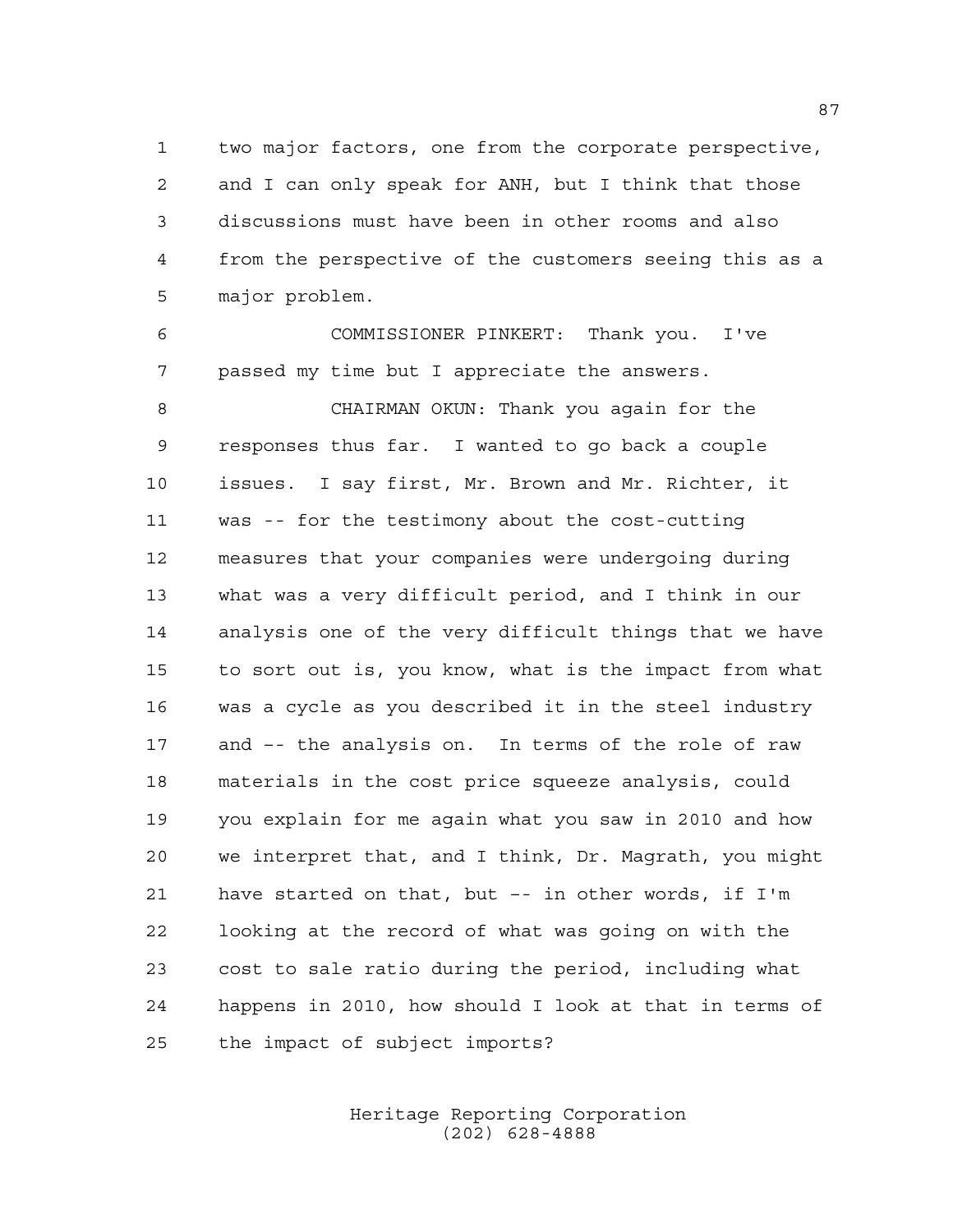two major factors, one from the corporate perspective, and I can only speak for ANH, but I think that those discussions must have been in other rooms and also from the perspective of the customers seeing this as a major problem.

COMMISSIONER PINKERT: Thank you. I've passed my time but I appreciate the answers.

CHAIRMAN OKUN: Thank you again for the responses thus far. I wanted to go back a couple issues. I say first, Mr. Brown and Mr. Richter, it was -- for the testimony about the cost-cutting measures that your companies were undergoing during what was a very difficult period, and I think in our analysis one of the very difficult things that we have to sort out is, you know, what is the impact from what was a cycle as you described it in the steel industry and -- the analysis on. In terms of the role of raw materials in the cost price squeeze analysis, could you explain for me again what you saw in 2010 and how we interpret that, and I think, Dr. Magrath, you might have started on that, but -- in other words, if I'm looking at the record of what was going on with the cost to sale ratio during the period, including what happens in 2010, how should I look at that in terms of the impact of subject imports?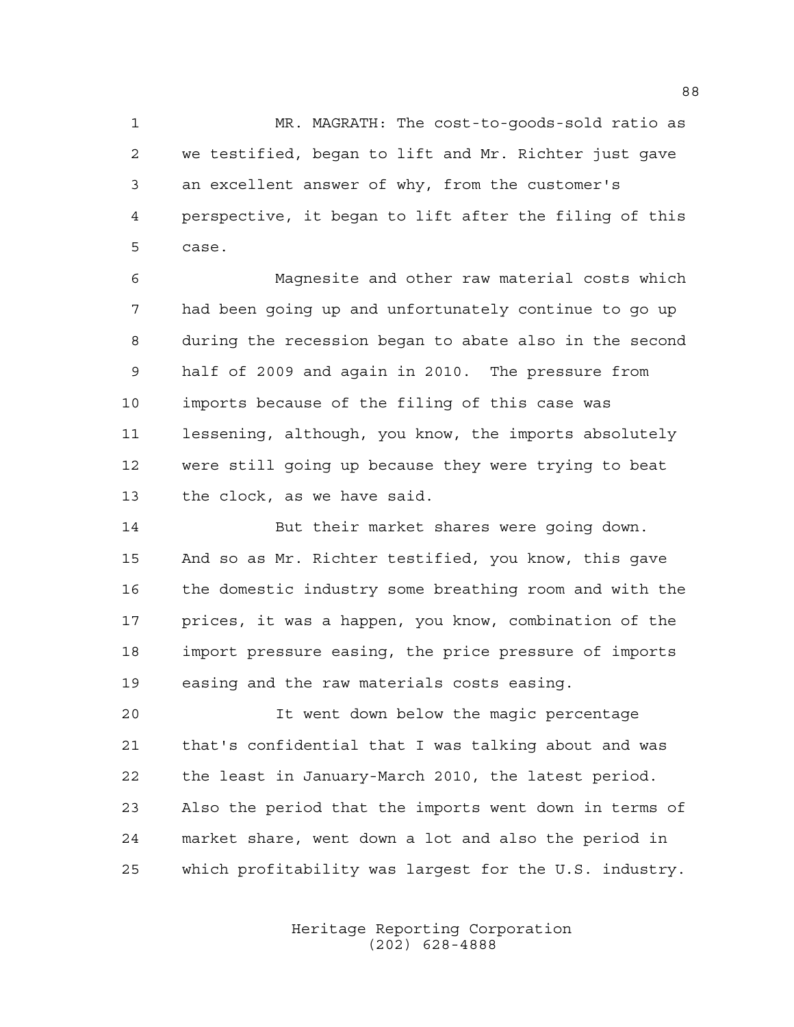MR. MAGRATH: The cost-to-goods-sold ratio as we testified, began to lift and Mr. Richter just gave an excellent answer of why, from the customer's perspective, it began to lift after the filing of this case.

Magnesite and other raw material costs which had been going up and unfortunately continue to go up during the recession began to abate also in the second half of 2009 and again in 2010. The pressure from imports because of the filing of this case was lessening, although, you know, the imports absolutely were still going up because they were trying to beat the clock, as we have said.

But their market shares were going down. And so as Mr. Richter testified, you know, this gave the domestic industry some breathing room and with the prices, it was a happen, you know, combination of the import pressure easing, the price pressure of imports easing and the raw materials costs easing.

It went down below the magic percentage that's confidential that I was talking about and was the least in January-March 2010, the latest period. Also the period that the imports went down in terms of market share, went down a lot and also the period in which profitability was largest for the U.S. industry.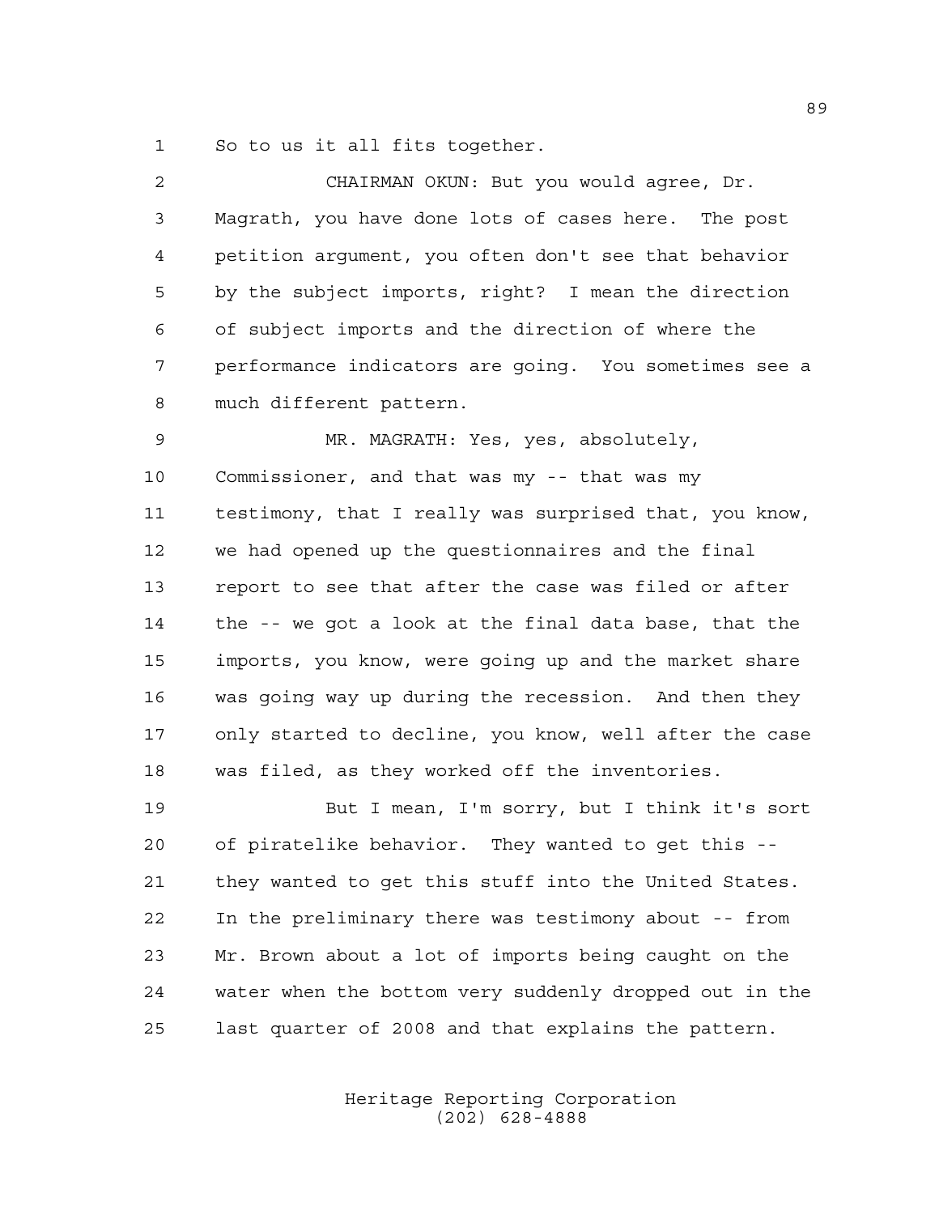So to us it all fits together.

CHAIRMAN OKUN: But you would agree, Dr. Magrath, you have done lots of cases here. The post petition argument, you often don't see that behavior by the subject imports, right? I mean the direction of subject imports and the direction of where the performance indicators are going. You sometimes see a much different pattern.

MR. MAGRATH: Yes, yes, absolutely, Commissioner, and that was my -- that was my testimony, that I really was surprised that, you know, we had opened up the questionnaires and the final report to see that after the case was filed or after the -- we got a look at the final data base, that the imports, you know, were going up and the market share was going way up during the recession. And then they only started to decline, you know, well after the case was filed, as they worked off the inventories.

But I mean, I'm sorry, but I think it's sort of piratelike behavior. They wanted to get this -- they wanted to get this stuff into the United States. In the preliminary there was testimony about -- from Mr. Brown about a lot of imports being caught on the water when the bottom very suddenly dropped out in the last quarter of 2008 and that explains the pattern.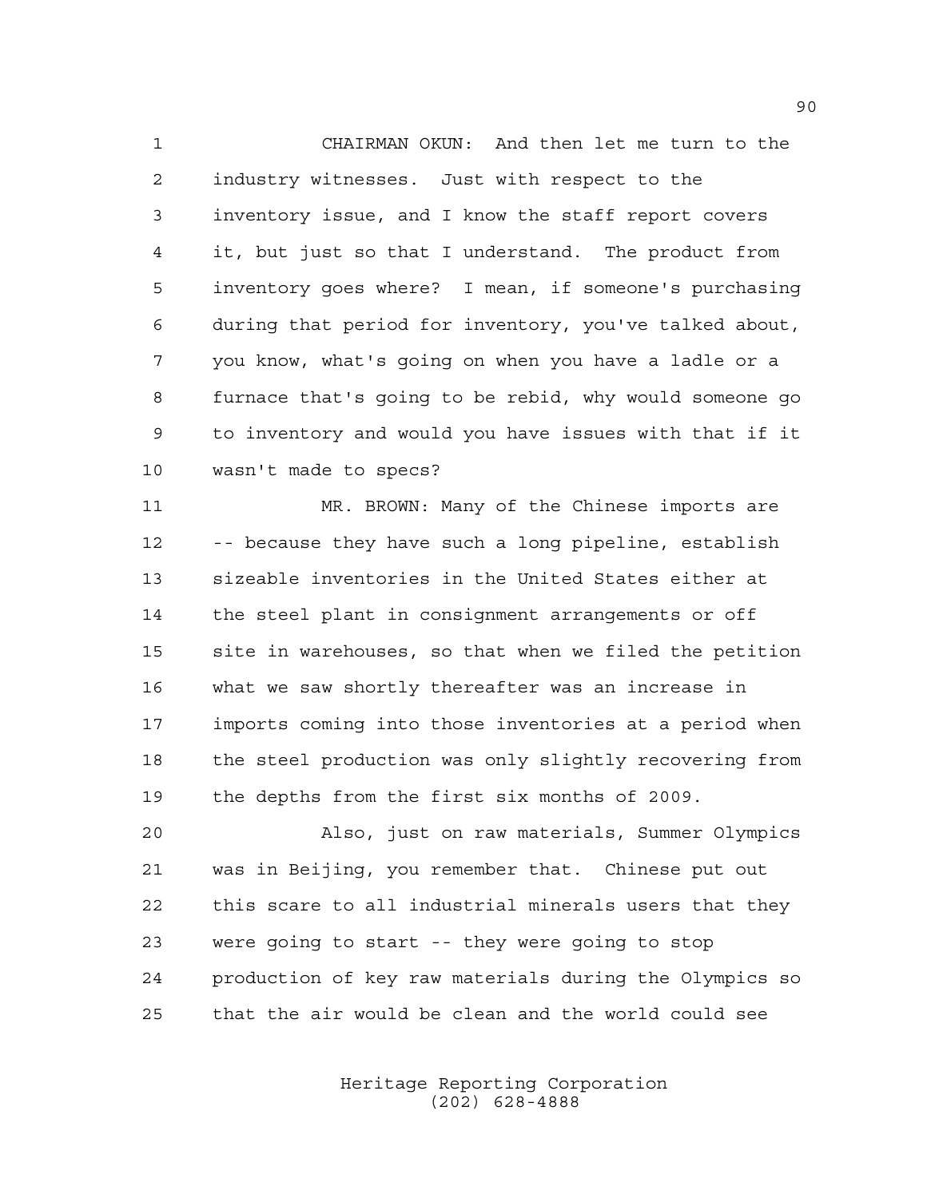CHAIRMAN OKUN: And then let me turn to the industry witnesses. Just with respect to the inventory issue, and I know the staff report covers it, but just so that I understand. The product from inventory goes where? I mean, if someone's purchasing during that period for inventory, you've talked about, you know, what's going on when you have a ladle or a furnace that's going to be rebid, why would someone go to inventory and would you have issues with that if it wasn't made to specs?

MR. BROWN: Many of the Chinese imports are -- because they have such a long pipeline, establish sizeable inventories in the United States either at the steel plant in consignment arrangements or off site in warehouses, so that when we filed the petition what we saw shortly thereafter was an increase in imports coming into those inventories at a period when the steel production was only slightly recovering from the depths from the first six months of 2009.

Also, just on raw materials, Summer Olympics was in Beijing, you remember that. Chinese put out this scare to all industrial minerals users that they were going to start -- they were going to stop production of key raw materials during the Olympics so that the air would be clean and the world could see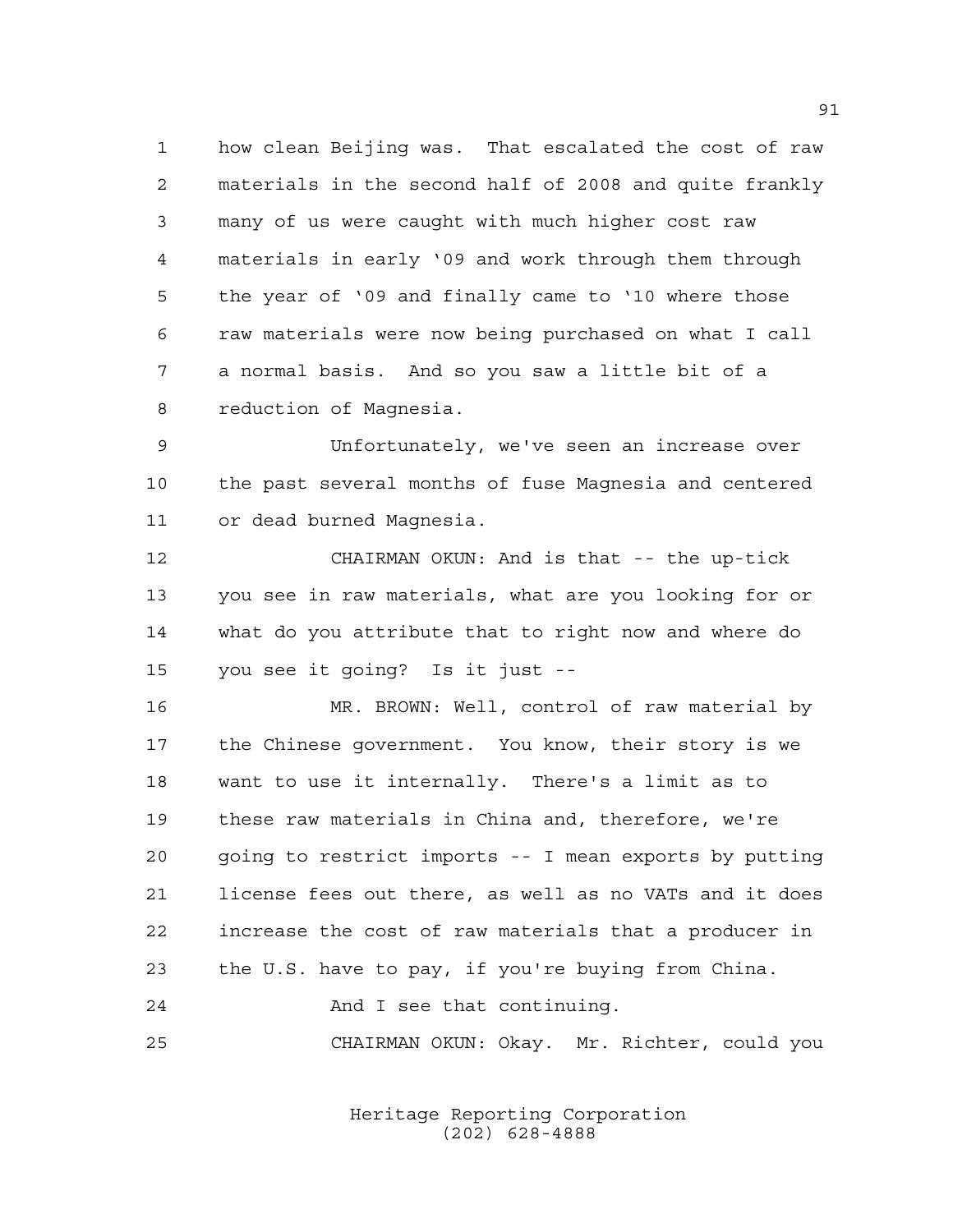how clean Beijing was. That escalated the cost of raw materials in the second half of 2008 and quite frankly many of us were caught with much higher cost raw materials in early '09 and work through them through the year of '09 and finally came to '10 where those raw materials were now being purchased on what I call a normal basis. And so you saw a little bit of a reduction of Magnesia.

Unfortunately, we've seen an increase over the past several months of fuse Magnesia and centered or dead burned Magnesia.

CHAIRMAN OKUN: And is that -- the up-tick you see in raw materials, what are you looking for or what do you attribute that to right now and where do you see it going? Is it just --

MR. BROWN: Well, control of raw material by the Chinese government. You know, their story is we want to use it internally. There's a limit as to these raw materials in China and, therefore, we're going to restrict imports -- I mean exports by putting license fees out there, as well as no VATs and it does increase the cost of raw materials that a producer in the U.S. have to pay, if you're buying from China.

And I see that continuing.

CHAIRMAN OKUN: Okay. Mr. Richter, could you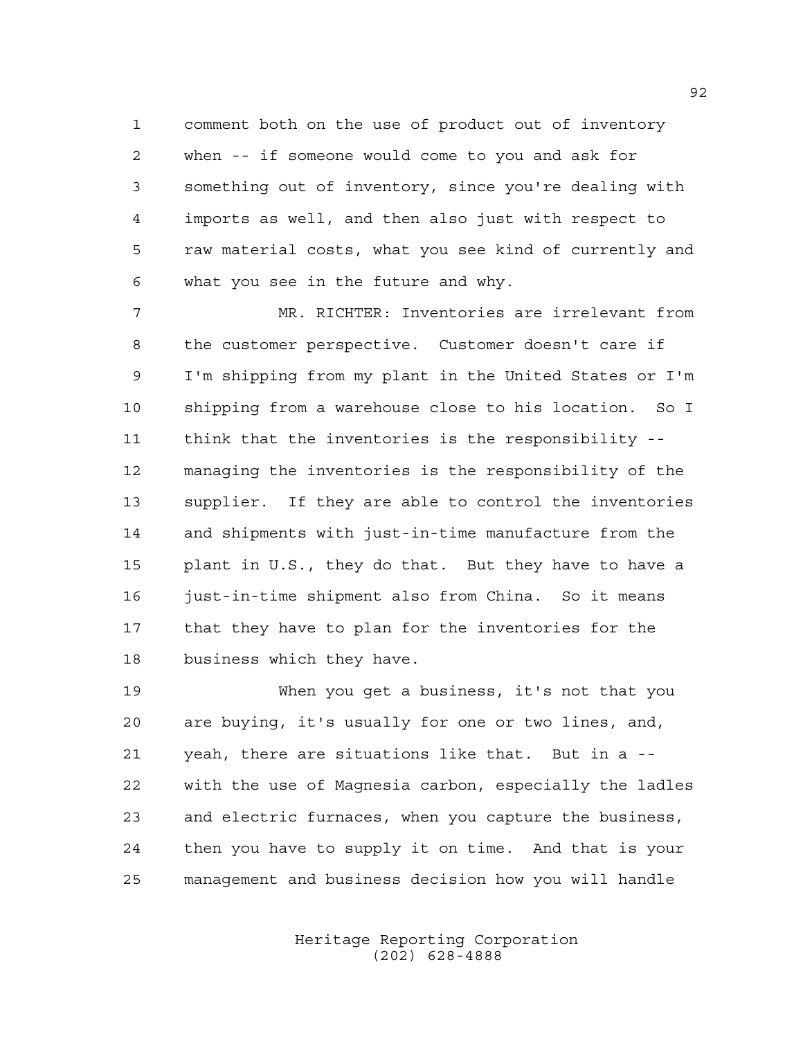comment both on the use of product out of inventory when -- if someone would come to you and ask for something out of inventory, since you're dealing with imports as well, and then also just with respect to raw material costs, what you see kind of currently and what you see in the future and why.

MR. RICHTER: Inventories are irrelevant from the customer perspective. Customer doesn't care if I'm shipping from my plant in the United States or I'm shipping from a warehouse close to his location. So I think that the inventories is the responsibility -- managing the inventories is the responsibility of the supplier. If they are able to control the inventories and shipments with just-in-time manufacture from the plant in U.S., they do that. But they have to have a just-in-time shipment also from China. So it means that they have to plan for the inventories for the business which they have.

When you get a business, it's not that you are buying, it's usually for one or two lines, and, yeah, there are situations like that. But in a -- with the use of Magnesia carbon, especially the ladles and electric furnaces, when you capture the business, then you have to supply it on time. And that is your management and business decision how you will handle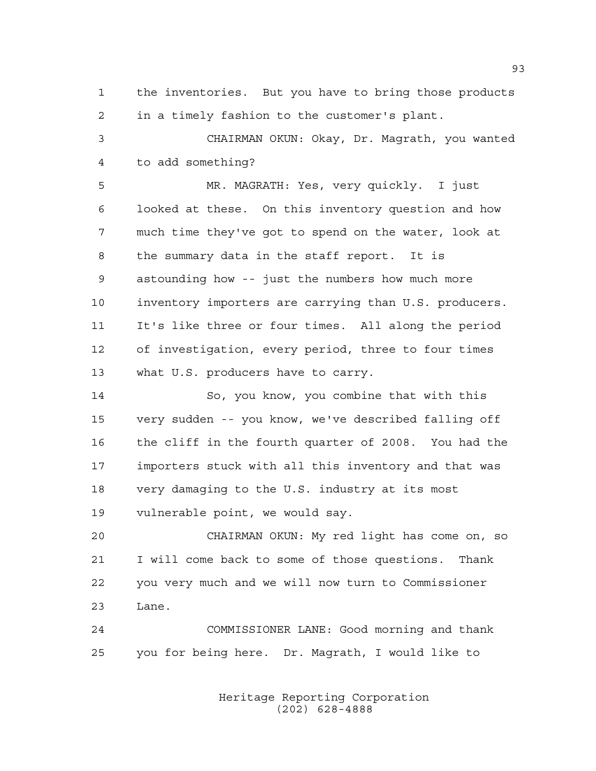the inventories. But you have to bring those products in a timely fashion to the customer's plant.

CHAIRMAN OKUN: Okay, Dr. Magrath, you wanted to add something?

MR. MAGRATH: Yes, very quickly. I just looked at these. On this inventory question and how much time they've got to spend on the water, look at the summary data in the staff report. It is astounding how -- just the numbers how much more inventory importers are carrying than U.S. producers. It's like three or four times. All along the period of investigation, every period, three to four times what U.S. producers have to carry.

So, you know, you combine that with this very sudden -- you know, we've described falling off the cliff in the fourth quarter of 2008. You had the importers stuck with all this inventory and that was very damaging to the U.S. industry at its most vulnerable point, we would say.

CHAIRMAN OKUN: My red light has come on, so I will come back to some of those questions. Thank you very much and we will now turn to Commissioner Lane.

COMMISSIONER LANE: Good morning and thank you for being here. Dr. Magrath, I would like to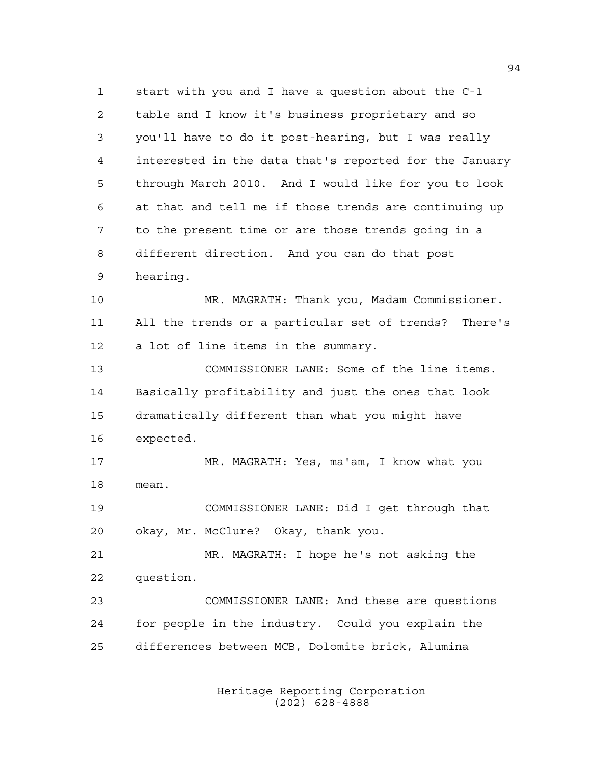start with you and I have a question about the C-1 table and I know it's business proprietary and so you'll have to do it post-hearing, but I was really interested in the data that's reported for the January through March 2010. And I would like for you to look at that and tell me if those trends are continuing up to the present time or are those trends going in a different direction. And you can do that post hearing.

MR. MAGRATH: Thank you, Madam Commissioner. All the trends or a particular set of trends? There's a lot of line items in the summary.

COMMISSIONER LANE: Some of the line items. Basically profitability and just the ones that look dramatically different than what you might have expected.

MR. MAGRATH: Yes, ma'am, I know what you mean.

COMMISSIONER LANE: Did I get through that okay, Mr. McClure? Okay, thank you.

MR. MAGRATH: I hope he's not asking the question.

COMMISSIONER LANE: And these are questions for people in the industry. Could you explain the differences between MCB, Dolomite brick, Alumina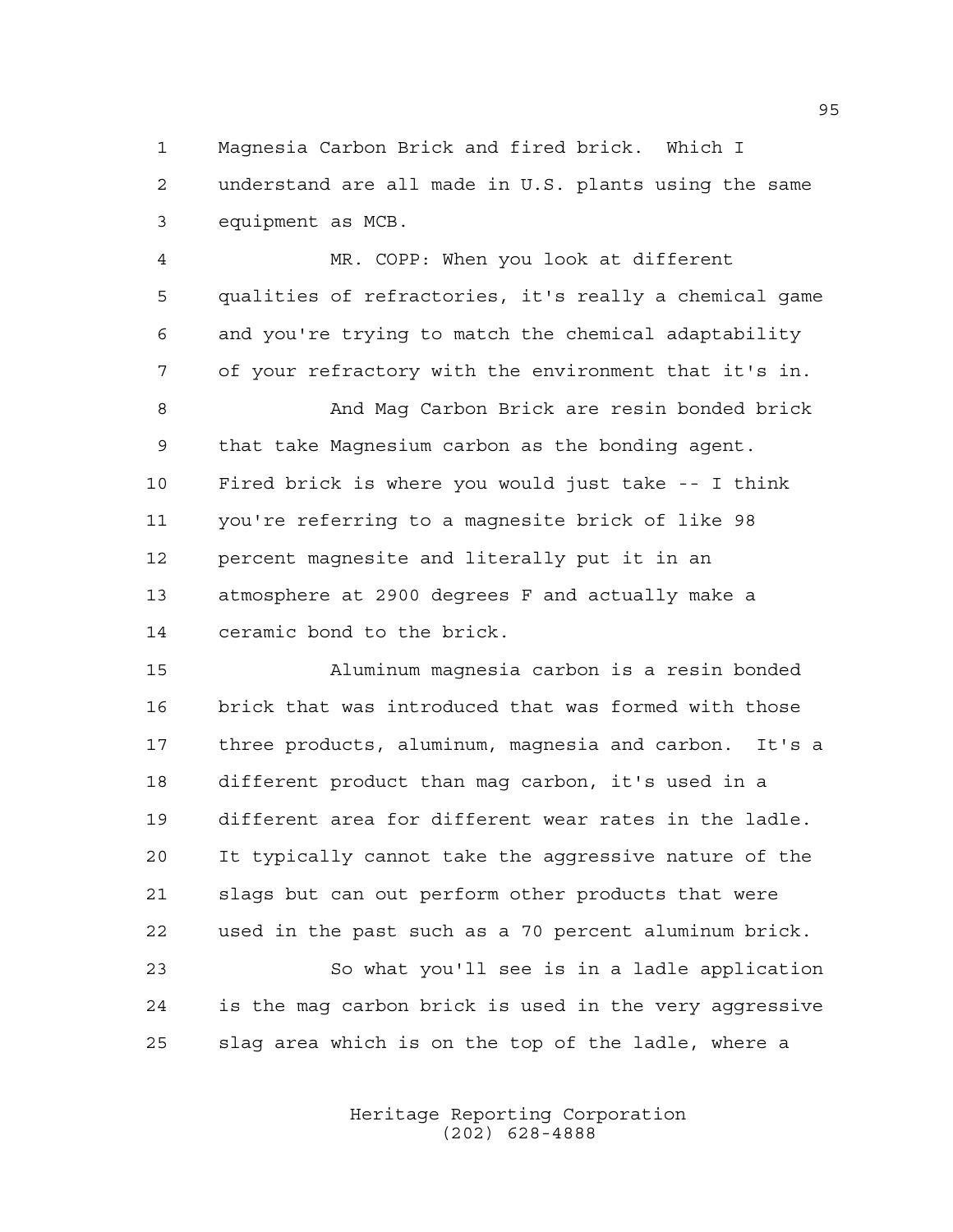Magnesia Carbon Brick and fired brick. Which I understand are all made in U.S. plants using the same equipment as MCB.

MR. COPP: When you look at different qualities of refractories, it's really a chemical game and you're trying to match the chemical adaptability of your refractory with the environment that it's in.

And Mag Carbon Brick are resin bonded brick that take Magnesium carbon as the bonding agent. Fired brick is where you would just take -- I think you're referring to a magnesite brick of like 98 percent magnesite and literally put it in an atmosphere at 2900 degrees F and actually make a ceramic bond to the brick.

Aluminum magnesia carbon is a resin bonded brick that was introduced that was formed with those three products, aluminum, magnesia and carbon. It's a different product than mag carbon, it's used in a different area for different wear rates in the ladle. It typically cannot take the aggressive nature of the slags but can out perform other products that were used in the past such as a 70 percent aluminum brick.

So what you'll see is in a ladle application is the mag carbon brick is used in the very aggressive slag area which is on the top of the ladle, where a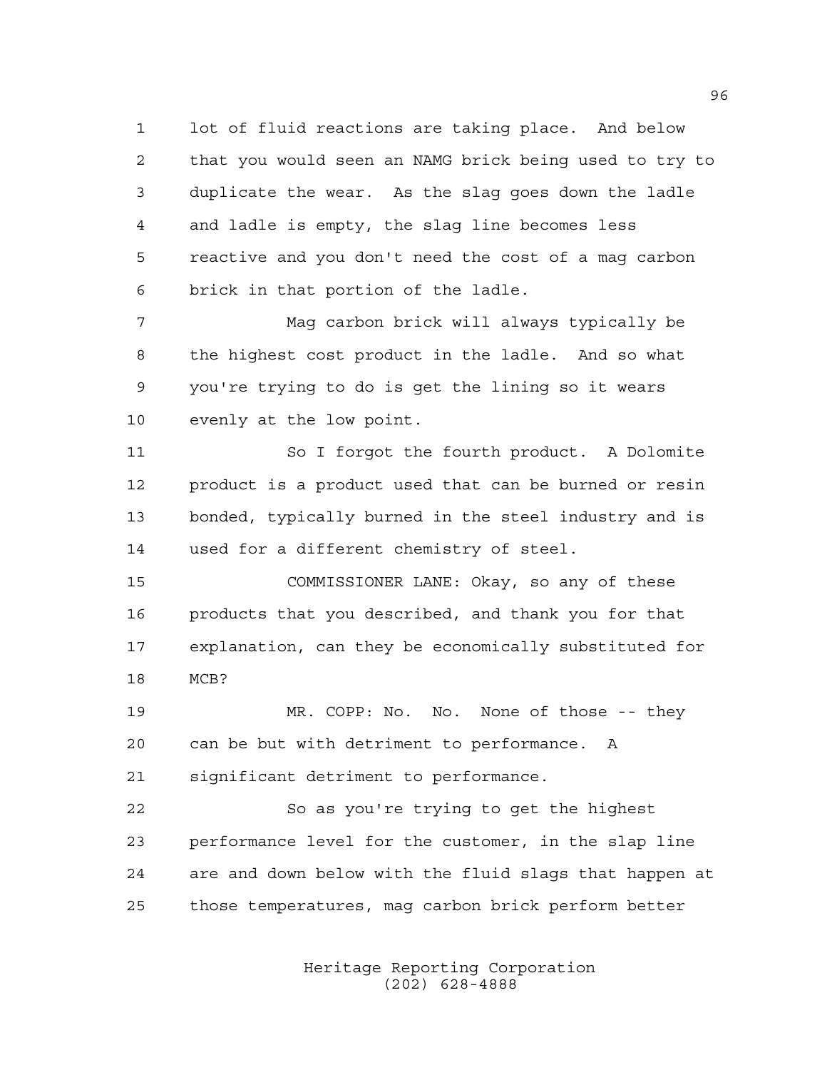lot of fluid reactions are taking place. And below that you would seen an NAMG brick being used to try to duplicate the wear. As the slag goes down the ladle and ladle is empty, the slag line becomes less reactive and you don't need the cost of a mag carbon brick in that portion of the ladle.

Mag carbon brick will always typically be the highest cost product in the ladle. And so what you're trying to do is get the lining so it wears evenly at the low point.

So I forgot the fourth product. A Dolomite product is a product used that can be burned or resin bonded, typically burned in the steel industry and is used for a different chemistry of steel.

COMMISSIONER LANE: Okay, so any of these products that you described, and thank you for that explanation, can they be economically substituted for MCB?

MR. COPP: No. No. None of those -- they can be but with detriment to performance. A significant detriment to performance.

So as you're trying to get the highest performance level for the customer, in the slap line are and down below with the fluid slags that happen at those temperatures, mag carbon brick perform better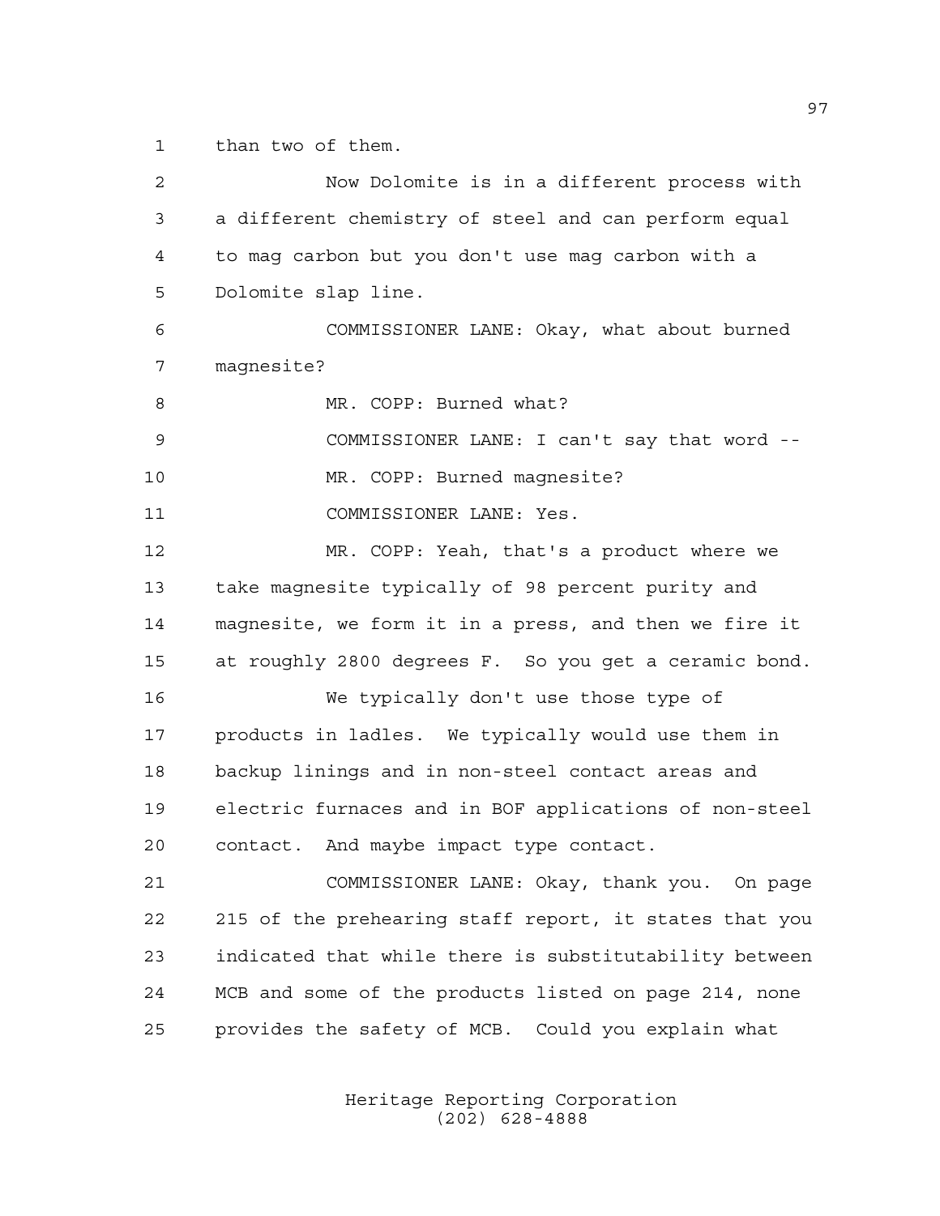than two of them.

Now Dolomite is in a different process with a different chemistry of steel and can perform equal to mag carbon but you don't use mag carbon with a Dolomite slap line.

COMMISSIONER LANE: Okay, what about burned magnesite?

MR. COPP: Burned what?

COMMISSIONER LANE: I can't say that word --

MR. COPP: Burned magnesite?

COMMISSIONER LANE: Yes.

MR. COPP: Yeah, that's a product where we take magnesite typically of 98 percent purity and magnesite, we form it in a press, and then we fire it at roughly 2800 degrees F. So you get a ceramic bond.

We typically don't use those type of products in ladles. We typically would use them in backup linings and in non-steel contact areas and electric furnaces and in BOF applications of non-steel contact. And maybe impact type contact.

COMMISSIONER LANE: Okay, thank you. On page 215 of the prehearing staff report, it states that you indicated that while there is substitutability between MCB and some of the products listed on page 214, none provides the safety of MCB. Could you explain what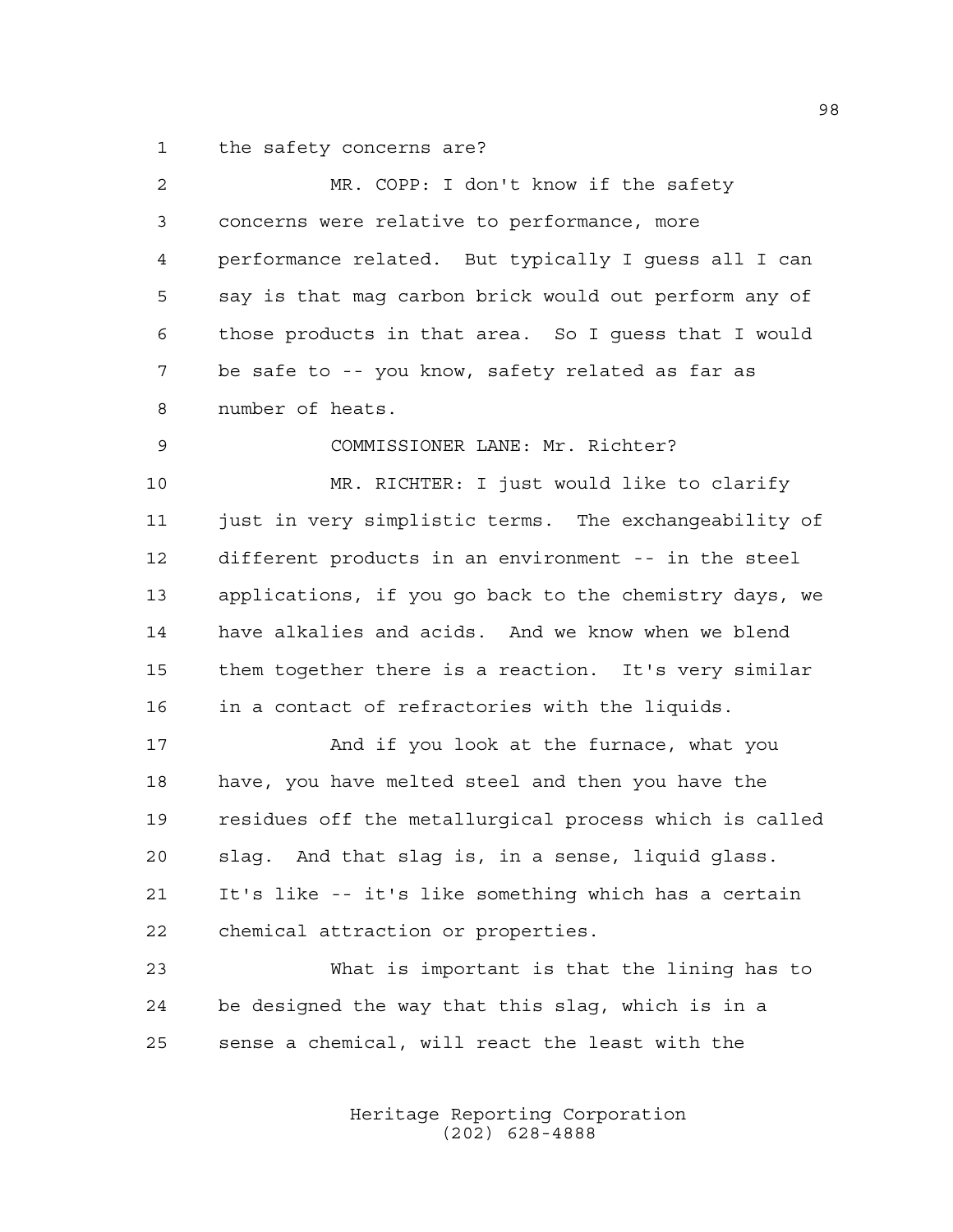the safety concerns are?

MR. COPP: I don't know if the safety concerns were relative to performance, more performance related. But typically I guess all I can say is that mag carbon brick would out perform any of those products in that area. So I guess that I would be safe to -- you know, safety related as far as number of heats.

COMMISSIONER LANE: Mr. Richter?

MR. RICHTER: I just would like to clarify just in very simplistic terms. The exchangeability of different products in an environment -- in the steel applications, if you go back to the chemistry days, we have alkalies and acids. And we know when we blend them together there is a reaction. It's very similar in a contact of refractories with the liquids.

And if you look at the furnace, what you have, you have melted steel and then you have the residues off the metallurgical process which is called slag. And that slag is, in a sense, liquid glass. It's like -- it's like something which has a certain chemical attraction or properties.

What is important is that the lining has to be designed the way that this slag, which is in a sense a chemical, will react the least with the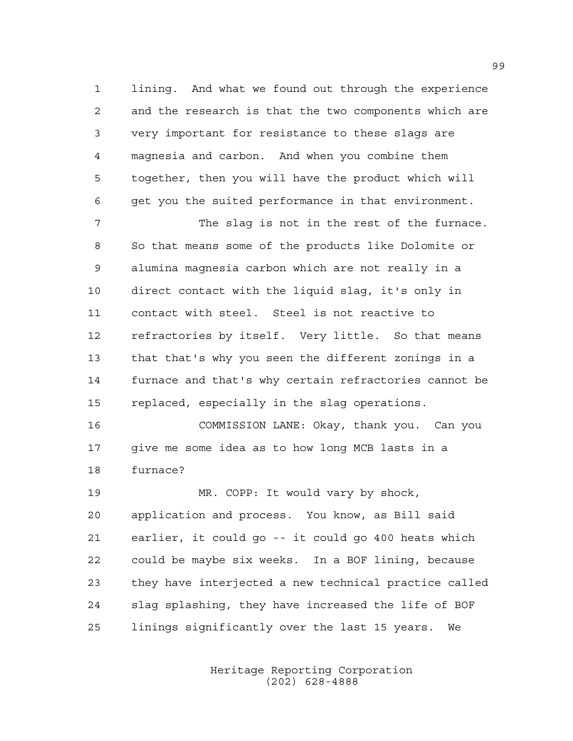lining. And what we found out through the experience and the research is that the two components which are very important for resistance to these slags are magnesia and carbon. And when you combine them together, then you will have the product which will get you the suited performance in that environment.

The slag is not in the rest of the furnace. So that means some of the products like Dolomite or alumina magnesia carbon which are not really in a direct contact with the liquid slag, it's only in contact with steel. Steel is not reactive to refractories by itself. Very little. So that means that that's why you seen the different zonings in a furnace and that's why certain refractories cannot be replaced, especially in the slag operations.

COMMISSION LANE: Okay, thank you. Can you give me some idea as to how long MCB lasts in a furnace?

MR. COPP: It would vary by shock, application and process. You know, as Bill said earlier, it could go -- it could go 400 heats which could be maybe six weeks. In a BOF lining, because they have interjected a new technical practice called slag splashing, they have increased the life of BOF linings significantly over the last 15 years. We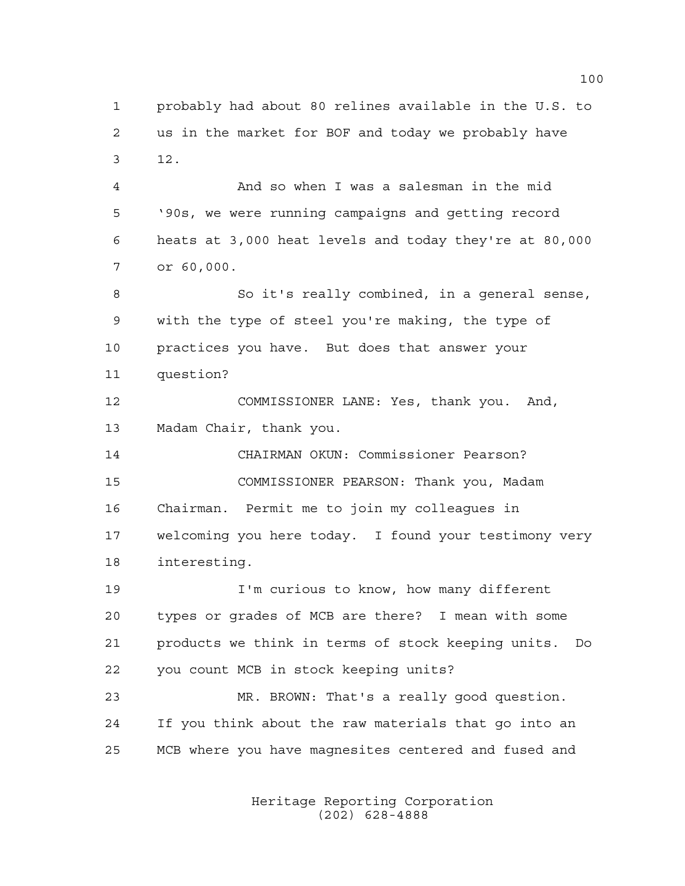probably had about 80 relines available in the U.S. to us in the market for BOF and today we probably have 12.

And so when I was a salesman in the mid '90s, we were running campaigns and getting record heats at 3,000 heat levels and today they're at 80,000 or 60,000.

So it's really combined, in a general sense, with the type of steel you're making, the type of practices you have. But does that answer your question?

COMMISSIONER LANE: Yes, thank you. And, Madam Chair, thank you.

CHAIRMAN OKUN: Commissioner Pearson?

COMMISSIONER PEARSON: Thank you, Madam Chairman. Permit me to join my colleagues in welcoming you here today. I found your testimony very interesting.

I'm curious to know, how many different types or grades of MCB are there? I mean with some products we think in terms of stock keeping units. Do you count MCB in stock keeping units?

MR. BROWN: That's a really good question. If you think about the raw materials that go into an MCB where you have magnesites centered and fused and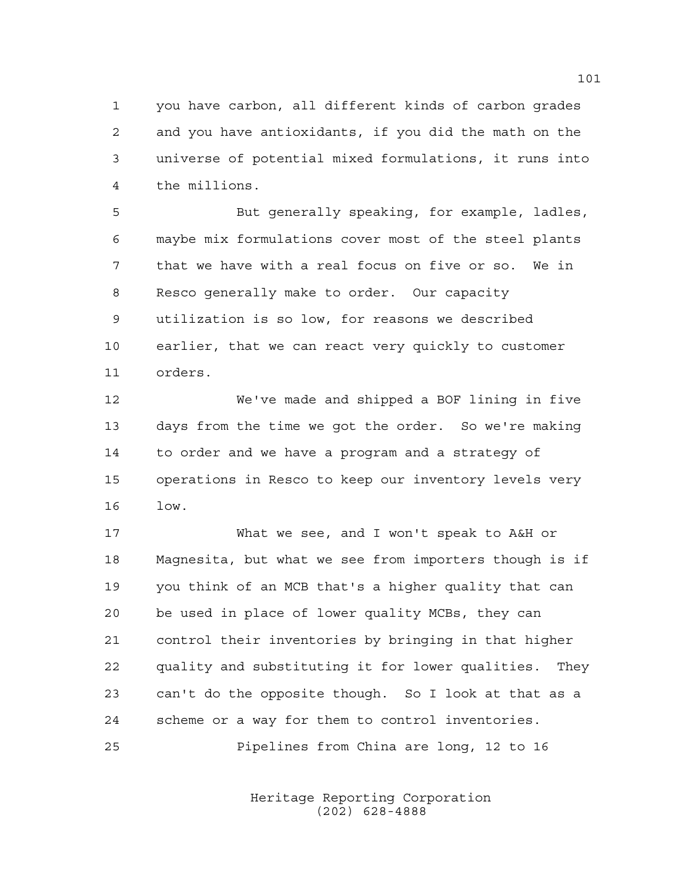you have carbon, all different kinds of carbon grades and you have antioxidants, if you did the math on the universe of potential mixed formulations, it runs into the millions.

But generally speaking, for example, ladles, maybe mix formulations cover most of the steel plants that we have with a real focus on five or so. We in Resco generally make to order. Our capacity utilization is so low, for reasons we described earlier, that we can react very quickly to customer orders.

We've made and shipped a BOF lining in five days from the time we got the order. So we're making to order and we have a program and a strategy of operations in Resco to keep our inventory levels very low.

What we see, and I won't speak to A&H or Magnesita, but what we see from importers though is if you think of an MCB that's a higher quality that can be used in place of lower quality MCBs, they can control their inventories by bringing in that higher quality and substituting it for lower qualities. They can't do the opposite though. So I look at that as a scheme or a way for them to control inventories.

Pipelines from China are long, 12 to 16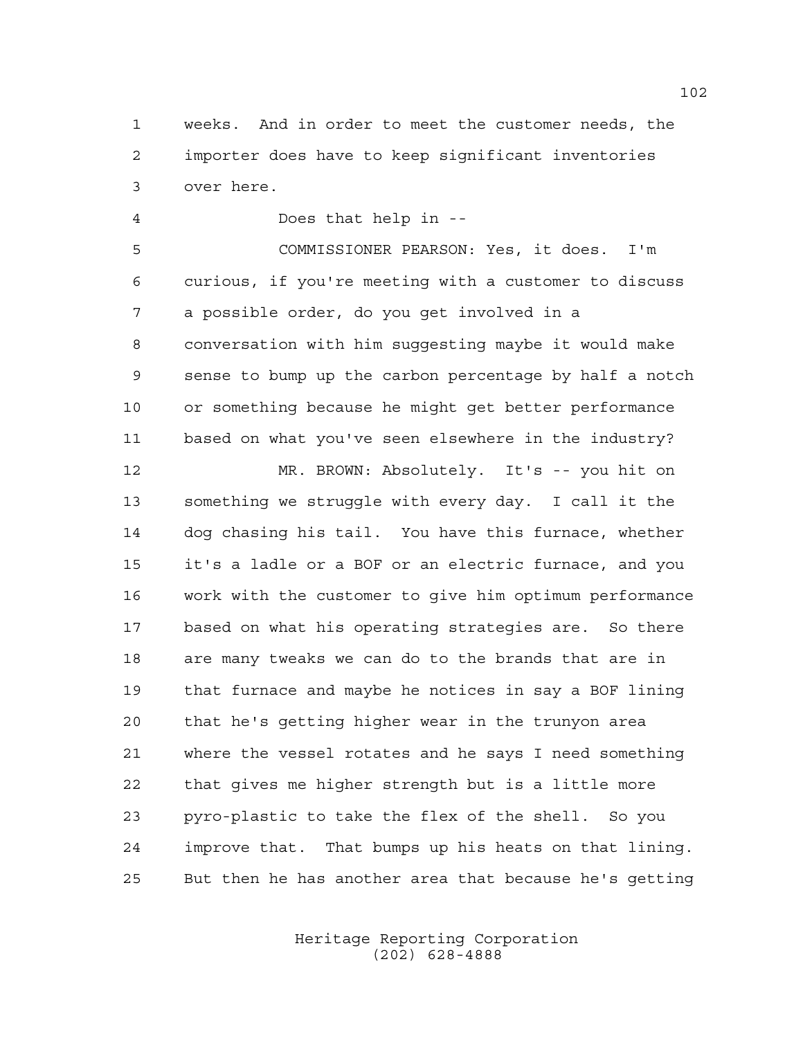1 weeks. And in order to meet the customer needs, the
2 importer does have to keep significant inventories
3 over here.

4 Does that help in --

5 COMMISSIONER PEARSON: Yes, it does. I'm
6 curious, if you're meeting with a customer to discuss
7 a possible order, do you get involved in a
8 conversation with him suggesting maybe it would make
9 sense to bump up the carbon percentage by half a notch
10 or something because he might get better performance
11 based on what you've seen elsewhere in the industry?

12 MR. BROWN: Absolutely. It's -- you hit on
13 something we struggle with every day. I call it the
14 dog chasing his tail. You have this furnace, whether
15 it's a ladle or a BOF or an electric furnace, and you
16 work with the customer to give him optimum performance
17 based on what his operating strategies are. So there
18 are many tweaks we can do to the brands that are in
19 that furnace and maybe he notices in say a BOF lining
20 that he's getting higher wear in the trunyon area
21 where the vessel rotates and he says I need something
22 that gives me higher strength but is a little more
23 pyro-plastic to take the flex of the shell. So you
24 improve that. That bumps up his heats on that lining.
25 But then he has another area that because he's getting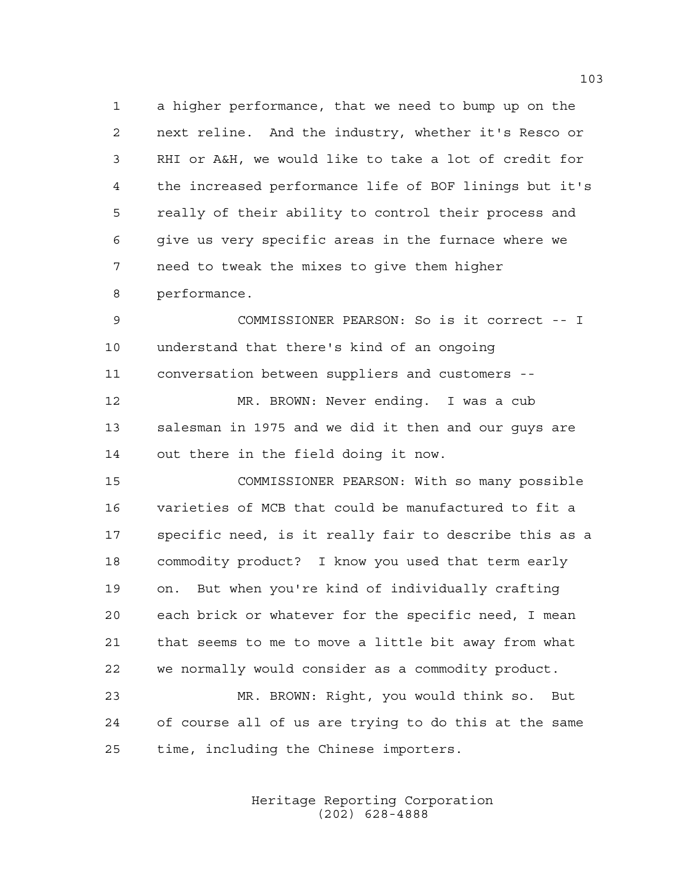a higher performance, that we need to bump up on the next reline. And the industry, whether it's Resco or RHI or A&H, we would like to take a lot of credit for the increased performance life of BOF linings but it's really of their ability to control their process and give us very specific areas in the furnace where we need to tweak the mixes to give them higher performance.

COMMISSIONER PEARSON: So is it correct -- I understand that there's kind of an ongoing conversation between suppliers and customers --

MR. BROWN: Never ending. I was a cub salesman in 1975 and we did it then and our guys are out there in the field doing it now.

COMMISSIONER PEARSON: With so many possible varieties of MCB that could be manufactured to fit a specific need, is it really fair to describe this as a commodity product? I know you used that term early on. But when you're kind of individually crafting each brick or whatever for the specific need, I mean that seems to me to move a little bit away from what we normally would consider as a commodity product.

MR. BROWN: Right, you would think so. But of course all of us are trying to do this at the same time, including the Chinese importers.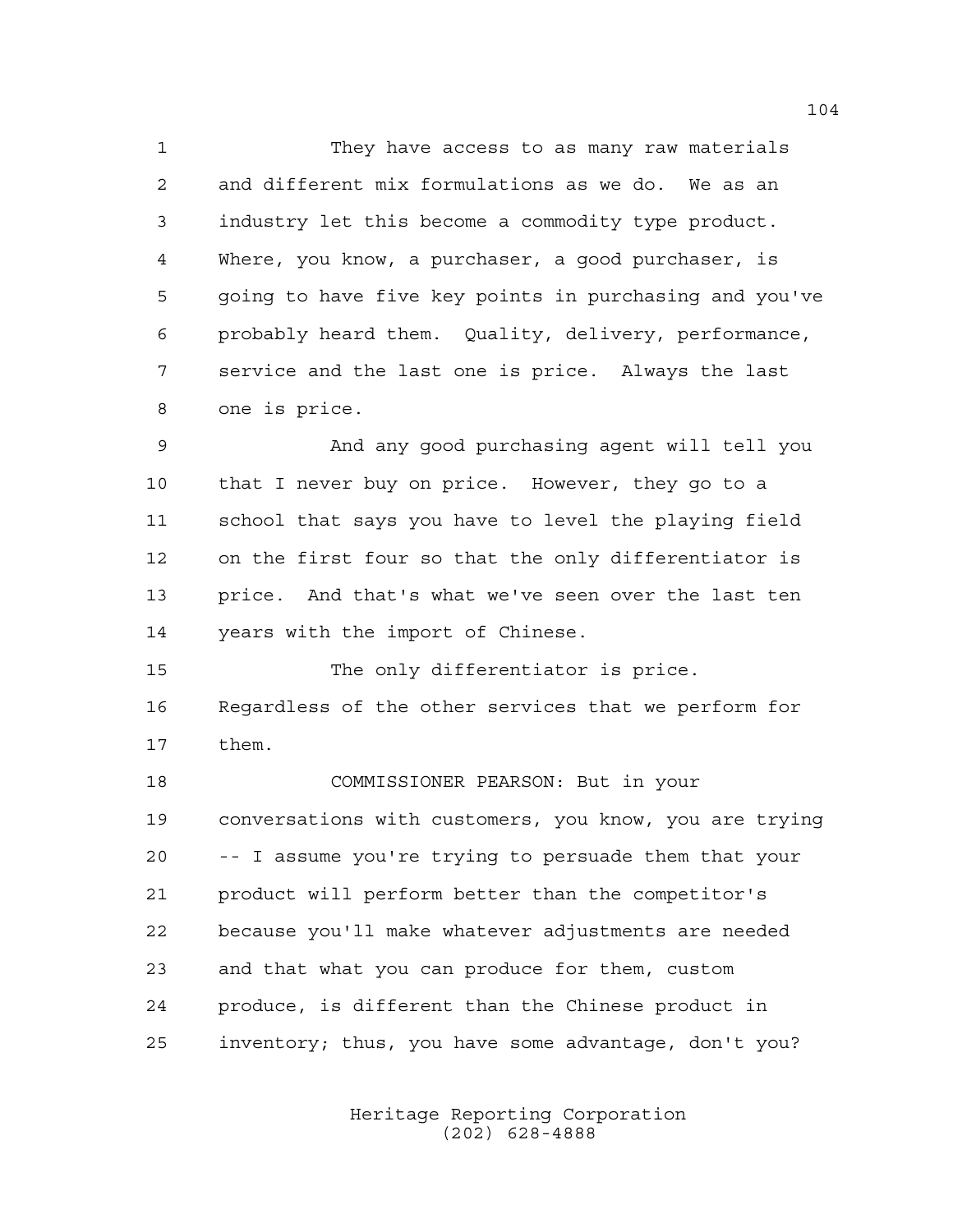They have access to as many raw materials and different mix formulations as we do. We as an industry let this become a commodity type product. Where, you know, a purchaser, a good purchaser, is going to have five key points in purchasing and you've probably heard them. Quality, delivery, performance, service and the last one is price. Always the last one is price.

And any good purchasing agent will tell you that I never buy on price. However, they go to a school that says you have to level the playing field on the first four so that the only differentiator is price. And that's what we've seen over the last ten years with the import of Chinese.

The only differentiator is price. Regardless of the other services that we perform for them.

COMMISSIONER PEARSON: But in your conversations with customers, you know, you are trying -- I assume you're trying to persuade them that your product will perform better than the competitor's because you'll make whatever adjustments are needed and that what you can produce for them, custom produce, is different than the Chinese product in inventory; thus, you have some advantage, don't you?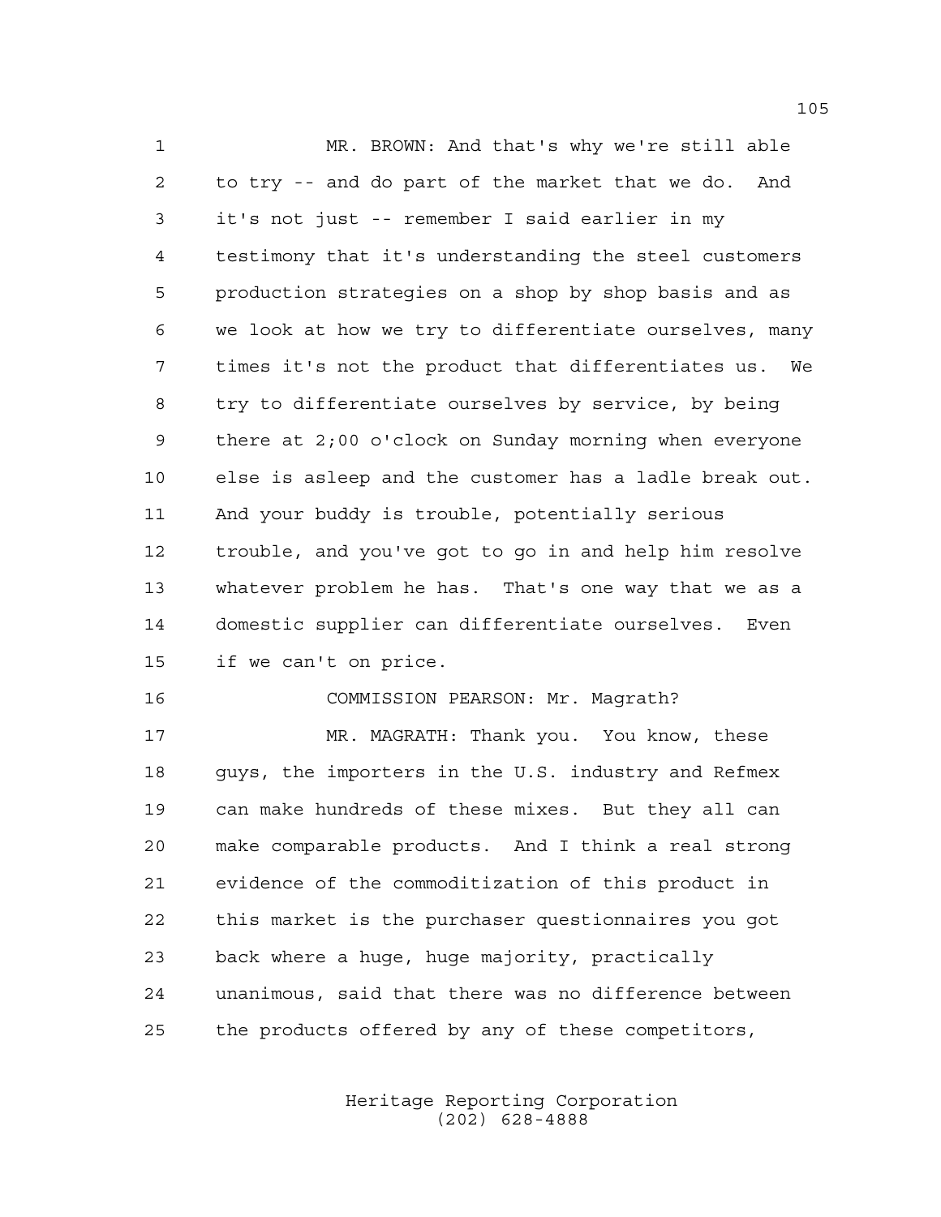MR. BROWN: And that's why we're still able to try -- and do part of the market that we do. And it's not just -- remember I said earlier in my testimony that it's understanding the steel customers production strategies on a shop by shop basis and as we look at how we try to differentiate ourselves, many times it's not the product that differentiates us. We try to differentiate ourselves by service, by being there at 2;00 o'clock on Sunday morning when everyone else is asleep and the customer has a ladle break out. And your buddy is trouble, potentially serious trouble, and you've got to go in and help him resolve whatever problem he has. That's one way that we as a domestic supplier can differentiate ourselves. Even if we can't on price.

COMMISSION PEARSON: Mr. Magrath?

MR. MAGRATH: Thank you. You know, these guys, the importers in the U.S. industry and Refmex can make hundreds of these mixes. But they all can make comparable products. And I think a real strong evidence of the commoditization of this product in this market is the purchaser questionnaires you got back where a huge, huge majority, practically unanimous, said that there was no difference between the products offered by any of these competitors,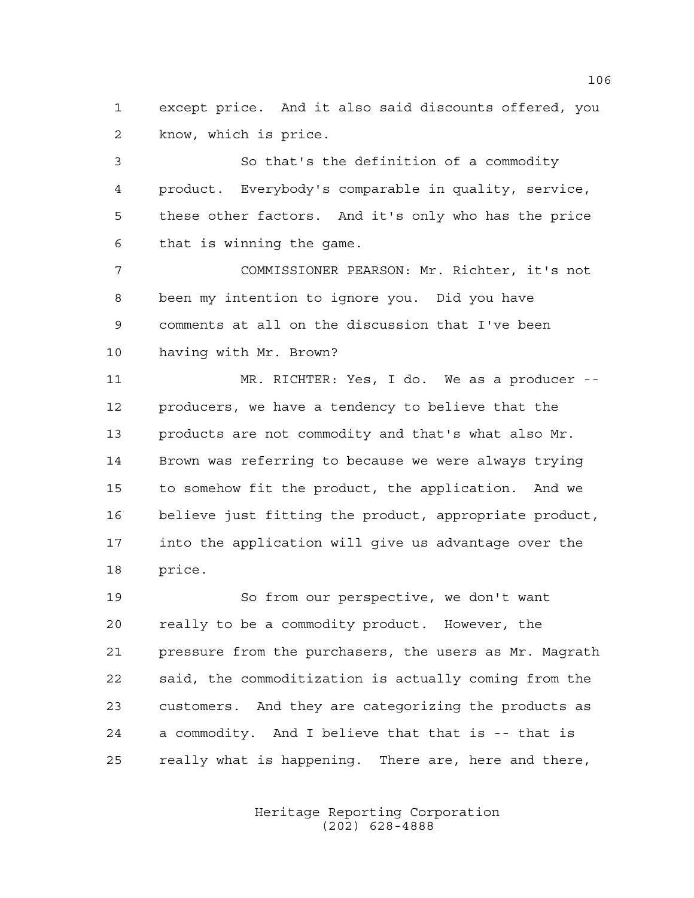except price. And it also said discounts offered, you know, which is price.

So that's the definition of a commodity product. Everybody's comparable in quality, service, these other factors. And it's only who has the price that is winning the game.

COMMISSIONER PEARSON: Mr. Richter, it's not been my intention to ignore you. Did you have comments at all on the discussion that I've been having with Mr. Brown?

MR. RICHTER: Yes, I do. We as a producer -- producers, we have a tendency to believe that the products are not commodity and that's what also Mr. Brown was referring to because we were always trying to somehow fit the product, the application. And we believe just fitting the product, appropriate product, into the application will give us advantage over the price.

So from our perspective, we don't want really to be a commodity product. However, the pressure from the purchasers, the users as Mr. Magrath said, the commoditization is actually coming from the customers. And they are categorizing the products as a commodity. And I believe that that is -- that is really what is happening. There are, here and there,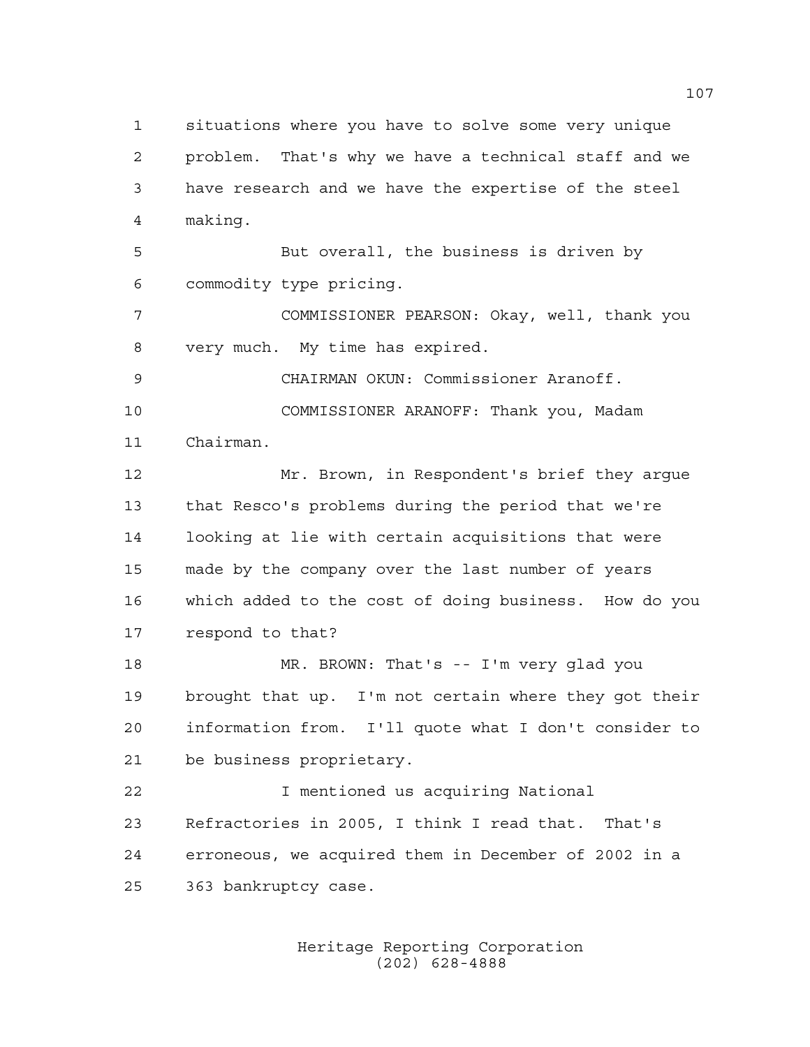situations where you have to solve some very unique problem. That's why we have a technical staff and we have research and we have the expertise of the steel making.

But overall, the business is driven by commodity type pricing.

COMMISSIONER PEARSON: Okay, well, thank you very much. My time has expired.

CHAIRMAN OKUN: Commissioner Aranoff.

COMMISSIONER ARANOFF: Thank you, Madam Chairman.

Mr. Brown, in Respondent's brief they argue that Resco's problems during the period that we're looking at lie with certain acquisitions that were made by the company over the last number of years which added to the cost of doing business. How do you respond to that?

MR. BROWN: That's -- I'm very glad you brought that up. I'm not certain where they got their information from. I'll quote what I don't consider to be business proprietary.

I mentioned us acquiring National Refractories in 2005, I think I read that. That's erroneous, we acquired them in December of 2002 in a 363 bankruptcy case.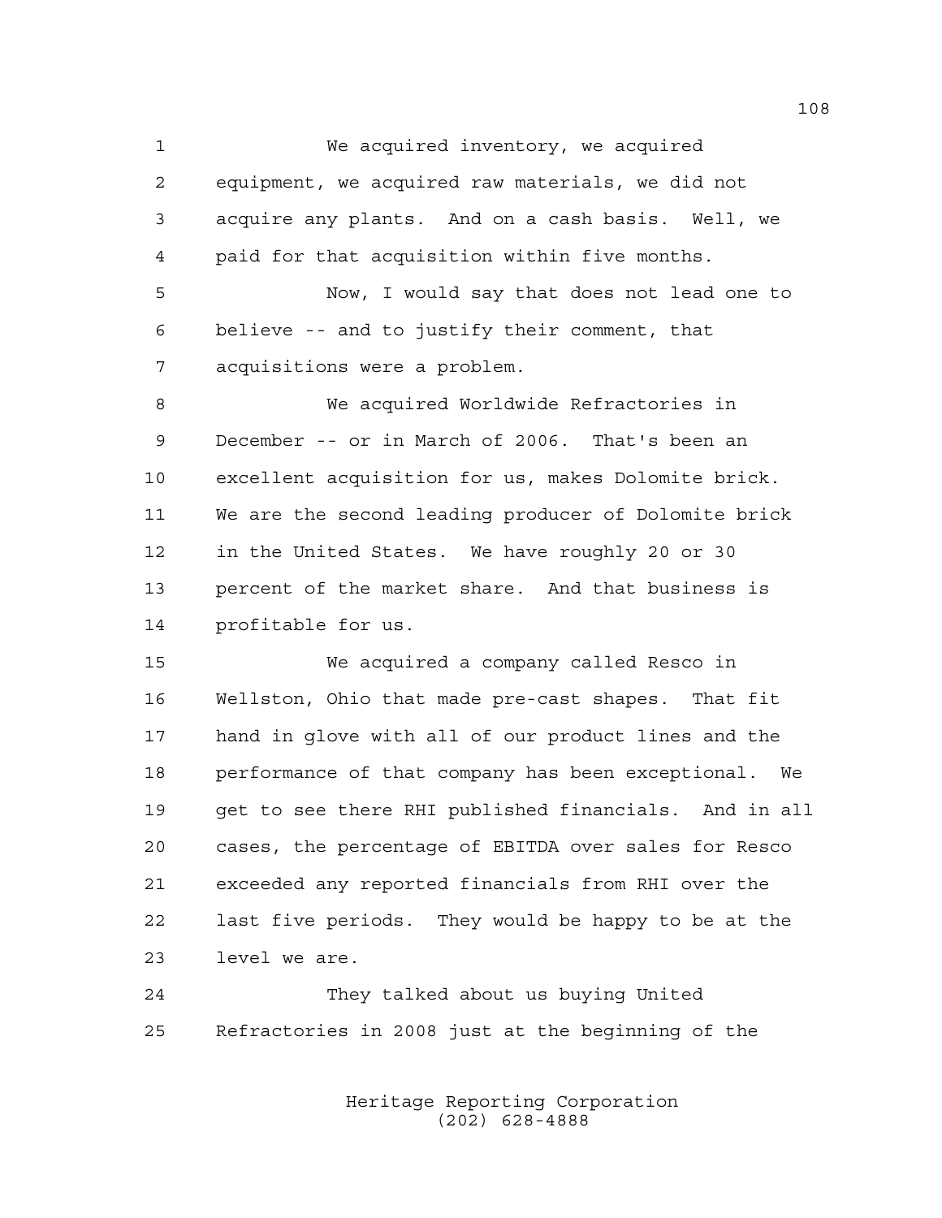We acquired inventory, we acquired equipment, we acquired raw materials, we did not acquire any plants. And on a cash basis. Well, we paid for that acquisition within five months.

Now, I would say that does not lead one to believe -- and to justify their comment, that acquisitions were a problem.

We acquired Worldwide Refractories in December -- or in March of 2006. That's been an excellent acquisition for us, makes Dolomite brick. We are the second leading producer of Dolomite brick in the United States. We have roughly 20 or 30 percent of the market share. And that business is profitable for us.

We acquired a company called Resco in Wellston, Ohio that made pre-cast shapes. That fit hand in glove with all of our product lines and the performance of that company has been exceptional. We get to see there RHI published financials. And in all cases, the percentage of EBITDA over sales for Resco exceeded any reported financials from RHI over the last five periods. They would be happy to be at the level we are.

They talked about us buying United Refractories in 2008 just at the beginning of the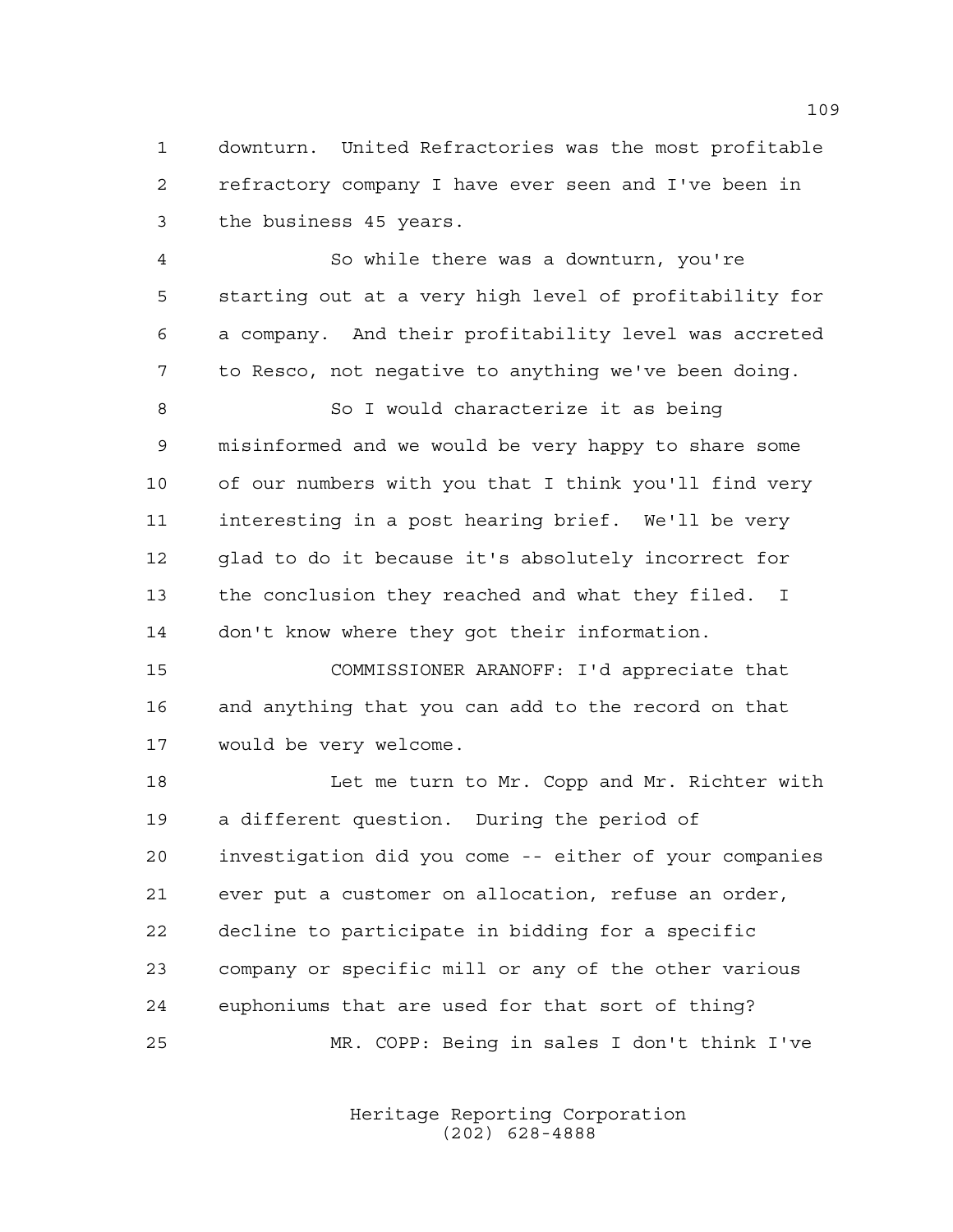downturn. United Refractories was the most profitable refractory company I have ever seen and I've been in the business 45 years.

So while there was a downturn, you're starting out at a very high level of profitability for a company. And their profitability level was accreted to Resco, not negative to anything we've been doing.

So I would characterize it as being misinformed and we would be very happy to share some of our numbers with you that I think you'll find very interesting in a post hearing brief. We'll be very glad to do it because it's absolutely incorrect for the conclusion they reached and what they filed. I don't know where they got their information.

COMMISSIONER ARANOFF: I'd appreciate that and anything that you can add to the record on that would be very welcome.

Let me turn to Mr. Copp and Mr. Richter with a different question. During the period of investigation did you come -- either of your companies ever put a customer on allocation, refuse an order, decline to participate in bidding for a specific company or specific mill or any of the other various euphoniums that are used for that sort of thing?

MR. COPP: Being in sales I don't think I've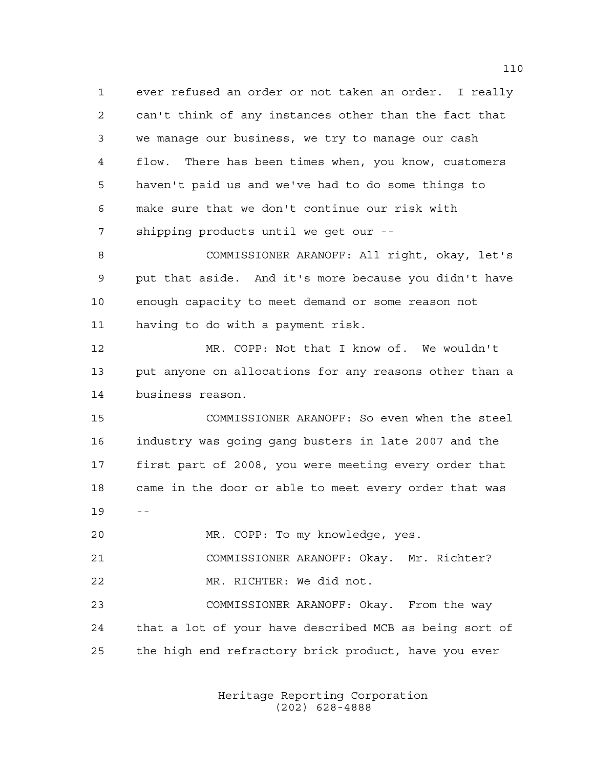ever refused an order or not taken an order. I really can't think of any instances other than the fact that we manage our business, we try to manage our cash flow. There has been times when, you know, customers haven't paid us and we've had to do some things to make sure that we don't continue our risk with shipping products until we get our --

COMMISSIONER ARANOFF: All right, okay, let's put that aside. And it's more because you didn't have enough capacity to meet demand or some reason not having to do with a payment risk.

MR. COPP: Not that I know of. We wouldn't put anyone on allocations for any reasons other than a business reason.

COMMISSIONER ARANOFF: So even when the steel industry was going gang busters in late 2007 and the first part of 2008, you were meeting every order that came in the door or able to meet every order that was --

MR. COPP: To my knowledge, yes.

COMMISSIONER ARANOFF: Okay. Mr. Richter?

MR. RICHTER: We did not.

COMMISSIONER ARANOFF: Okay. From the way that a lot of your have described MCB as being sort of the high end refractory brick product, have you ever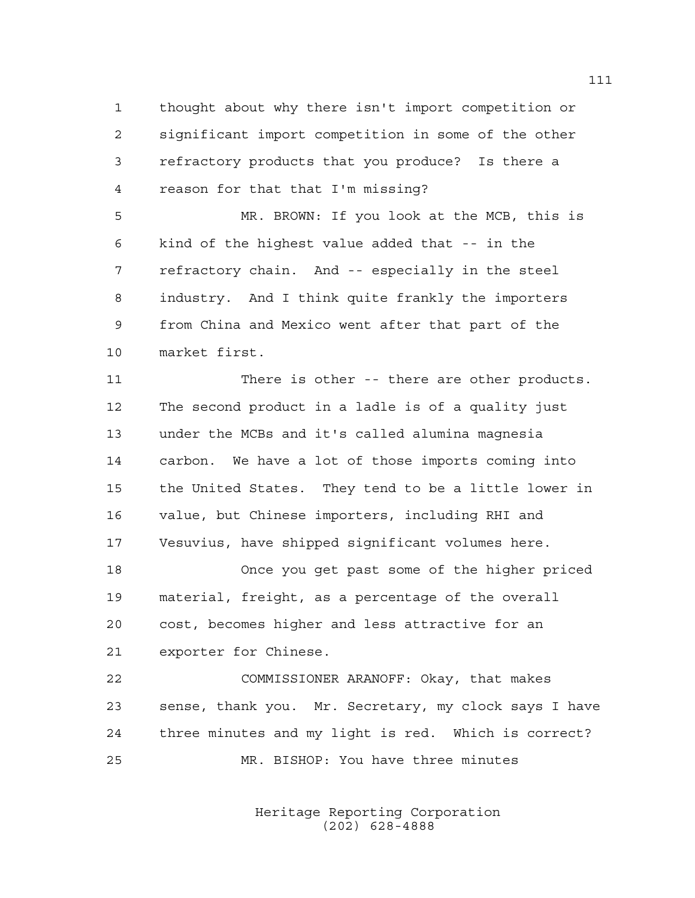thought about why there isn't import competition or significant import competition in some of the other refractory products that you produce? Is there a reason for that that I'm missing?

MR. BROWN: If you look at the MCB, this is kind of the highest value added that -- in the refractory chain. And -- especially in the steel industry. And I think quite frankly the importers from China and Mexico went after that part of the market first.

There is other -- there are other products. The second product in a ladle is of a quality just under the MCBs and it's called alumina magnesia carbon. We have a lot of those imports coming into the United States. They tend to be a little lower in value, but Chinese importers, including RHI and Vesuvius, have shipped significant volumes here.

Once you get past some of the higher priced material, freight, as a percentage of the overall cost, becomes higher and less attractive for an exporter for Chinese.

COMMISSIONER ARANOFF: Okay, that makes sense, thank you. Mr. Secretary, my clock says I have three minutes and my light is red. Which is correct?

MR. BISHOP: You have three minutes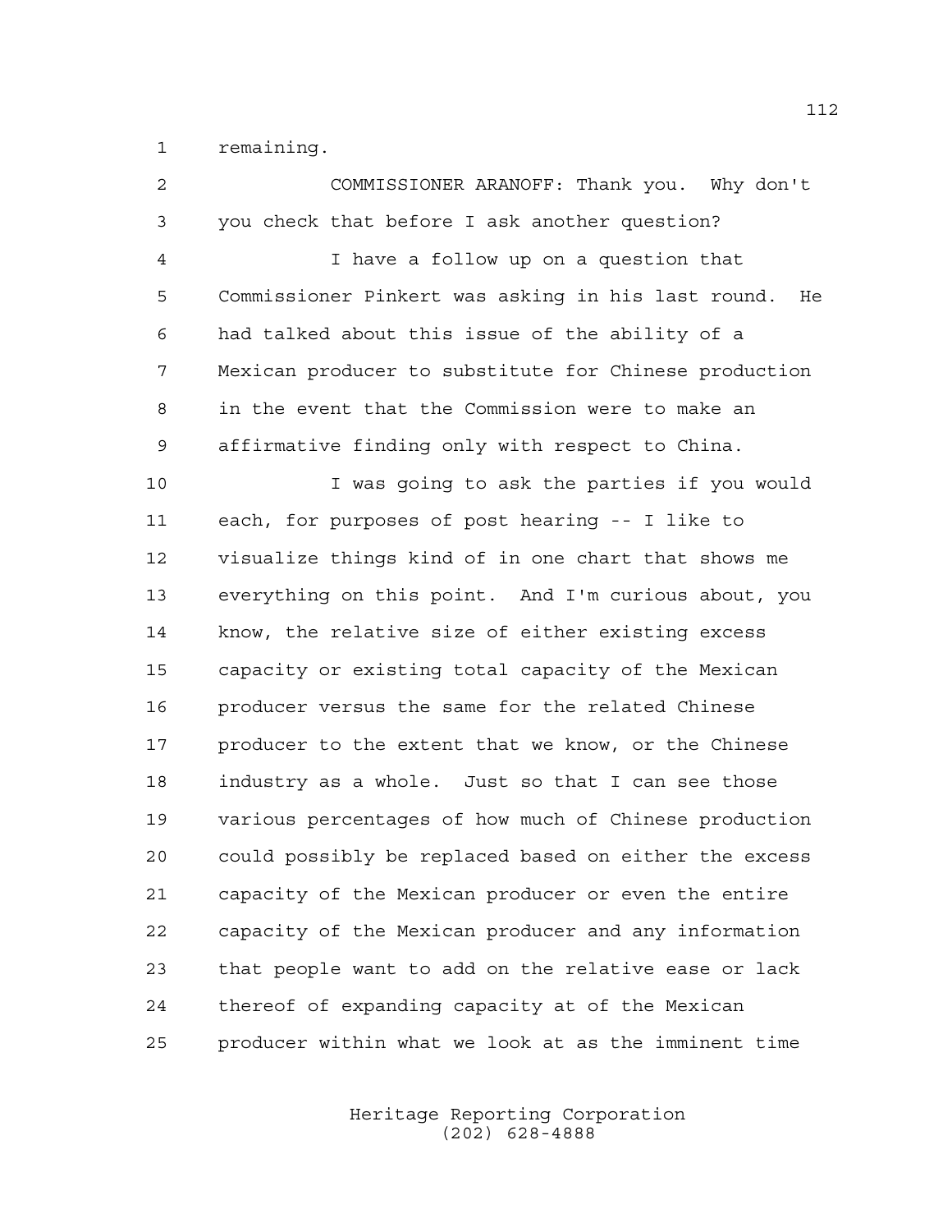remaining.

COMMISSIONER ARANOFF: Thank you. Why don't you check that before I ask another question?

I have a follow up on a question that Commissioner Pinkert was asking in his last round. He had talked about this issue of the ability of a Mexican producer to substitute for Chinese production in the event that the Commission were to make an affirmative finding only with respect to China.

I was going to ask the parties if you would each, for purposes of post hearing -- I like to visualize things kind of in one chart that shows me everything on this point. And I'm curious about, you know, the relative size of either existing excess capacity or existing total capacity of the Mexican producer versus the same for the related Chinese producer to the extent that we know, or the Chinese industry as a whole. Just so that I can see those various percentages of how much of Chinese production could possibly be replaced based on either the excess capacity of the Mexican producer or even the entire capacity of the Mexican producer and any information that people want to add on the relative ease or lack thereof of expanding capacity at of the Mexican producer within what we look at as the imminent time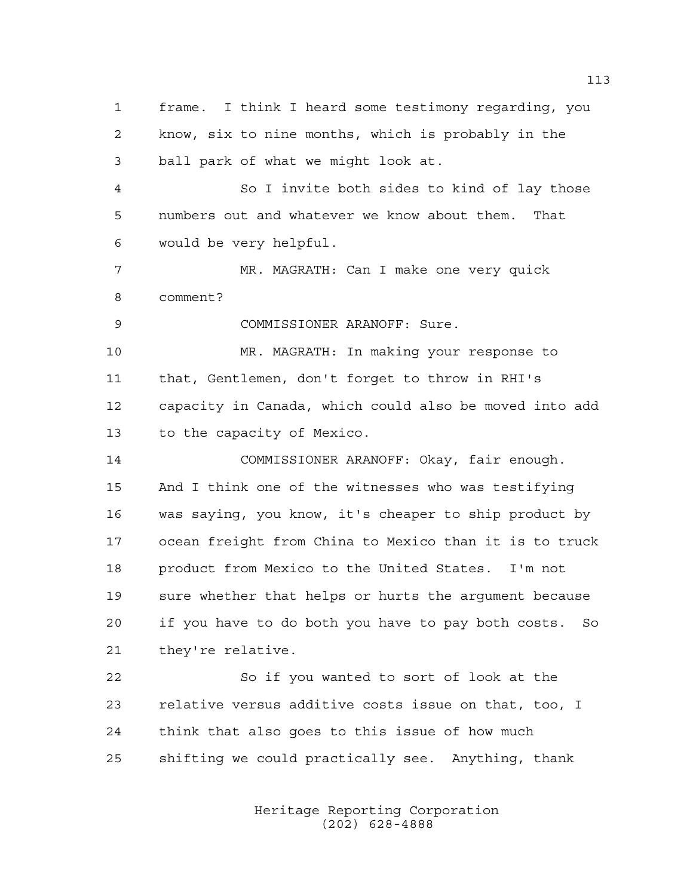frame. I think I heard some testimony regarding, you know, six to nine months, which is probably in the ball park of what we might look at.

So I invite both sides to kind of lay those numbers out and whatever we know about them. That would be very helpful.

MR. MAGRATH: Can I make one very quick comment?

COMMISSIONER ARANOFF: Sure.

MR. MAGRATH: In making your response to that, Gentlemen, don't forget to throw in RHI's capacity in Canada, which could also be moved into add to the capacity of Mexico.

COMMISSIONER ARANOFF: Okay, fair enough. And I think one of the witnesses who was testifying was saying, you know, it's cheaper to ship product by ocean freight from China to Mexico than it is to truck product from Mexico to the United States. I'm not sure whether that helps or hurts the argument because if you have to do both you have to pay both costs. So they're relative.

So if you wanted to sort of look at the relative versus additive costs issue on that, too, I think that also goes to this issue of how much shifting we could practically see. Anything, thank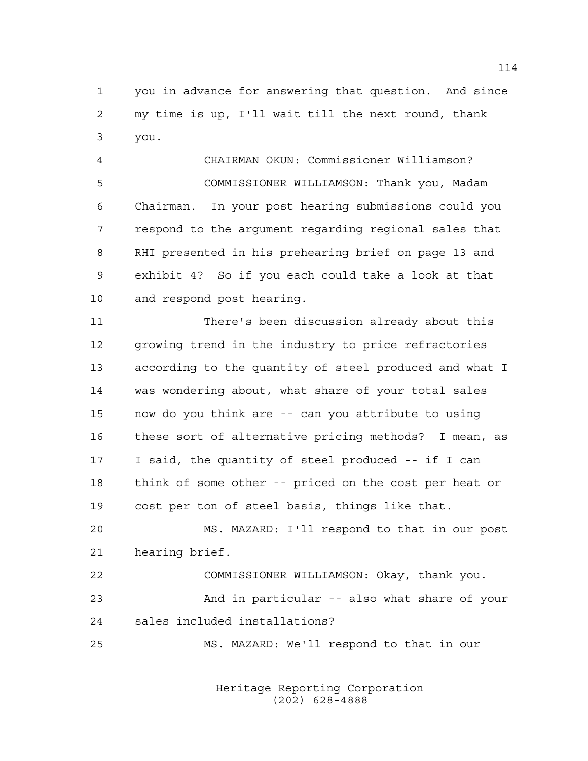you in advance for answering that question. And since my time is up, I'll wait till the next round, thank you.

CHAIRMAN OKUN: Commissioner Williamson?

COMMISSIONER WILLIAMSON: Thank you, Madam Chairman. In your post hearing submissions could you respond to the argument regarding regional sales that RHI presented in his prehearing brief on page 13 and exhibit 4? So if you each could take a look at that and respond post hearing.

There's been discussion already about this growing trend in the industry to price refractories according to the quantity of steel produced and what I was wondering about, what share of your total sales now do you think are -- can you attribute to using these sort of alternative pricing methods? I mean, as I said, the quantity of steel produced -- if I can think of some other -- priced on the cost per heat or cost per ton of steel basis, things like that.

MS. MAZARD: I'll respond to that in our post hearing brief.

COMMISSIONER WILLIAMSON: Okay, thank you.

And in particular -- also what share of your sales included installations?

MS. MAZARD: We'll respond to that in our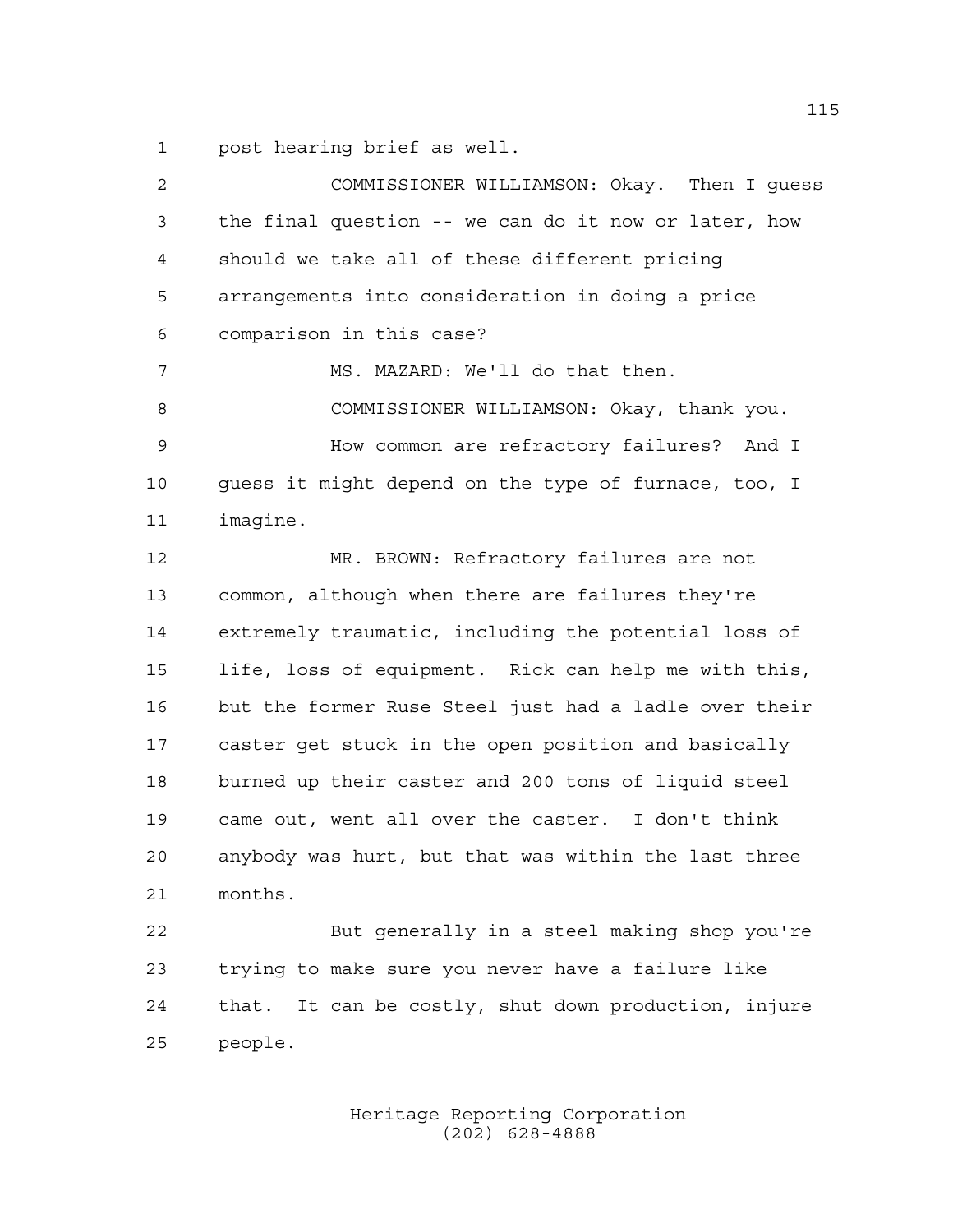post hearing brief as well.

COMMISSIONER WILLIAMSON: Okay. Then I guess the final question -- we can do it now or later, how should we take all of these different pricing arrangements into consideration in doing a price comparison in this case?

MS. MAZARD: We'll do that then.

COMMISSIONER WILLIAMSON: Okay, thank you.

How common are refractory failures? And I guess it might depend on the type of furnace, too, I imagine.

MR. BROWN: Refractory failures are not common, although when there are failures they're extremely traumatic, including the potential loss of life, loss of equipment. Rick can help me with this, but the former Ruse Steel just had a ladle over their caster get stuck in the open position and basically burned up their caster and 200 tons of liquid steel came out, went all over the caster. I don't think anybody was hurt, but that was within the last three months.

But generally in a steel making shop you're trying to make sure you never have a failure like that. It can be costly, shut down production, injure people.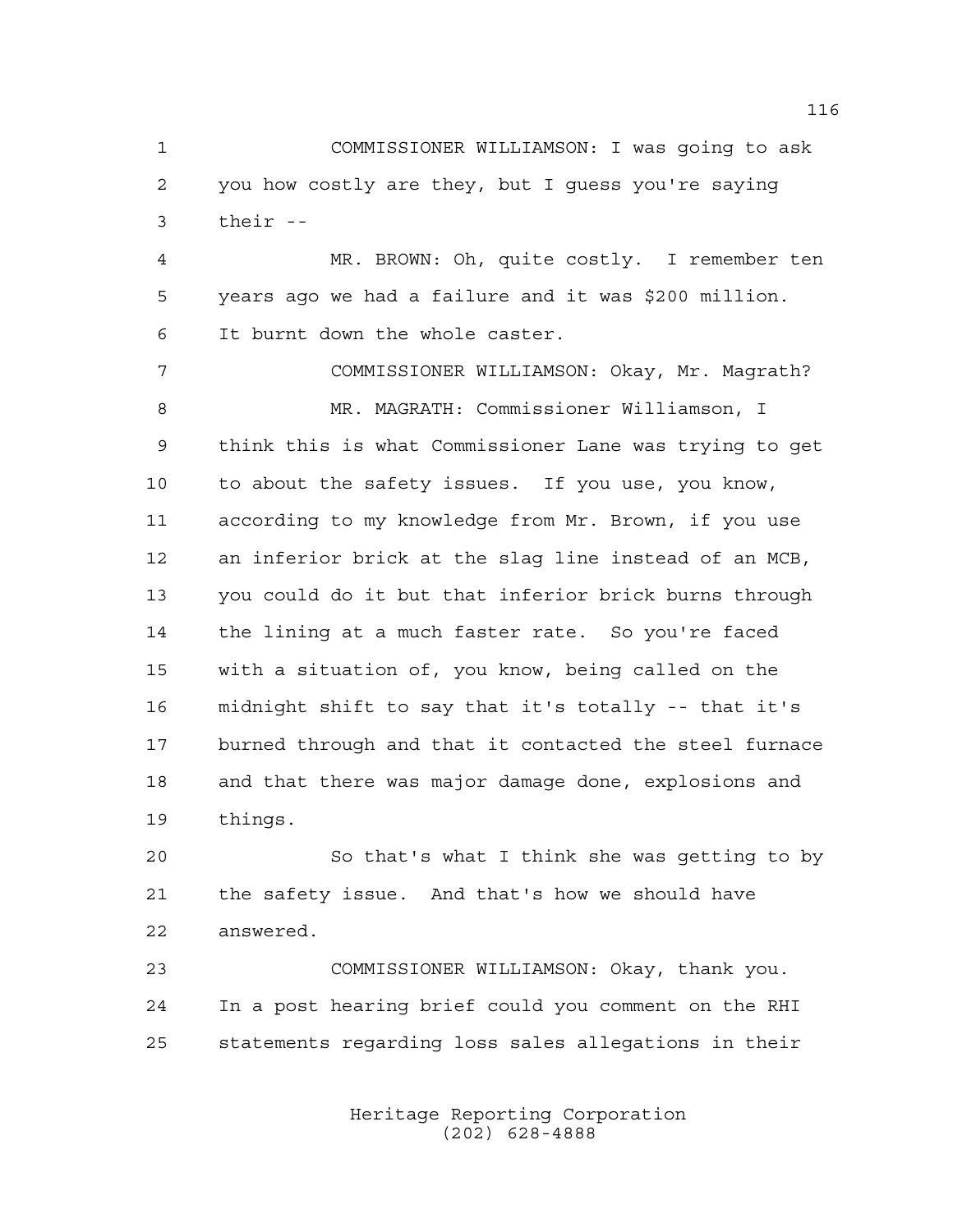COMMISSIONER WILLIAMSON: I was going to ask you how costly are they, but I guess you're saying their --

MR. BROWN: Oh, quite costly. I remember ten years ago we had a failure and it was $200 million. It burnt down the whole caster.

COMMISSIONER WILLIAMSON: Okay, Mr. Magrath?

MR. MAGRATH: Commissioner Williamson, I think this is what Commissioner Lane was trying to get to about the safety issues. If you use, you know, according to my knowledge from Mr. Brown, if you use an inferior brick at the slag line instead of an MCB, you could do it but that inferior brick burns through the lining at a much faster rate. So you're faced with a situation of, you know, being called on the midnight shift to say that it's totally -- that it's burned through and that it contacted the steel furnace and that there was major damage done, explosions and things.

So that's what I think she was getting to by the safety issue. And that's how we should have answered.

COMMISSIONER WILLIAMSON: Okay, thank you. In a post hearing brief could you comment on the RHI statements regarding loss sales allegations in their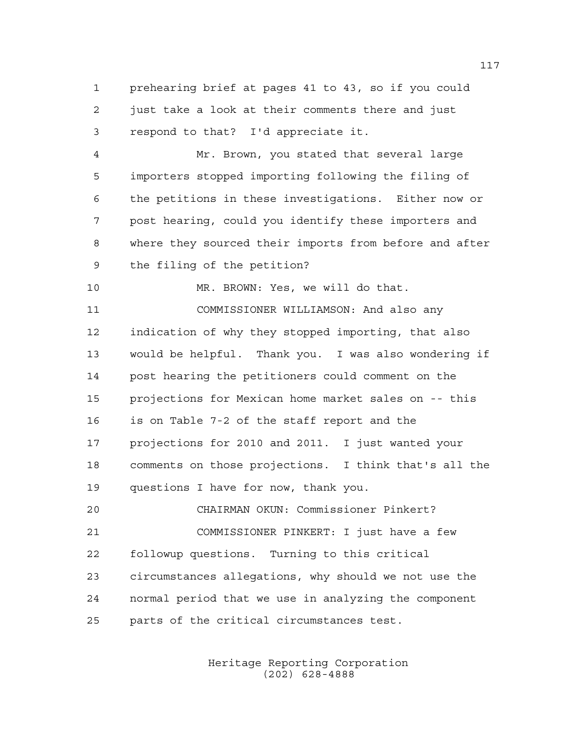prehearing brief at pages 41 to 43, so if you could just take a look at their comments there and just respond to that? I'd appreciate it.

Mr. Brown, you stated that several large importers stopped importing following the filing of the petitions in these investigations. Either now or post hearing, could you identify these importers and where they sourced their imports from before and after the filing of the petition?

MR. BROWN: Yes, we will do that.

COMMISSIONER WILLIAMSON: And also any indication of why they stopped importing, that also would be helpful. Thank you. I was also wondering if post hearing the petitioners could comment on the projections for Mexican home market sales on -- this is on Table 7-2 of the staff report and the projections for 2010 and 2011. I just wanted your comments on those projections. I think that's all the questions I have for now, thank you.

CHAIRMAN OKUN: Commissioner Pinkert?

COMMISSIONER PINKERT: I just have a few followup questions. Turning to this critical circumstances allegations, why should we not use the normal period that we use in analyzing the component parts of the critical circumstances test.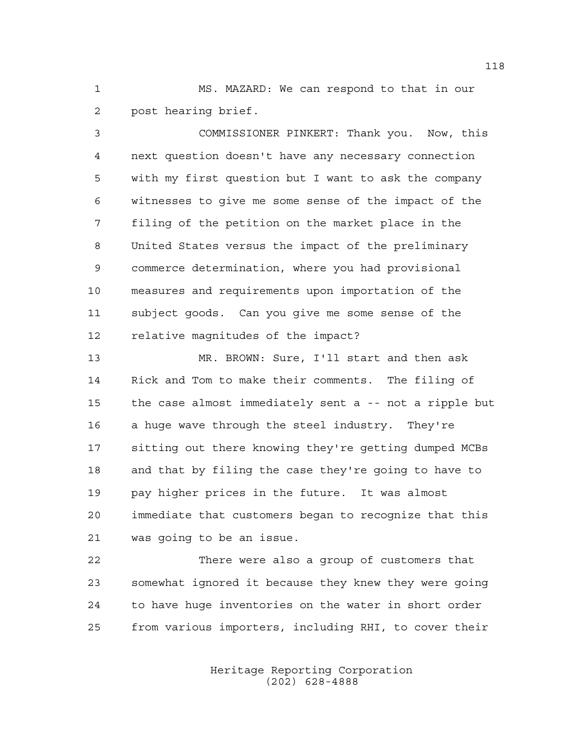MS. MAZARD: We can respond to that in our post hearing brief.

COMMISSIONER PINKERT: Thank you. Now, this next question doesn't have any necessary connection with my first question but I want to ask the company witnesses to give me some sense of the impact of the filing of the petition on the market place in the United States versus the impact of the preliminary commerce determination, where you had provisional measures and requirements upon importation of the subject goods. Can you give me some sense of the relative magnitudes of the impact?

MR. BROWN: Sure, I'll start and then ask Rick and Tom to make their comments. The filing of the case almost immediately sent a -- not a ripple but a huge wave through the steel industry. They're sitting out there knowing they're getting dumped MCBs and that by filing the case they're going to have to pay higher prices in the future. It was almost immediate that customers began to recognize that this was going to be an issue.

There were also a group of customers that somewhat ignored it because they knew they were going to have huge inventories on the water in short order from various importers, including RHI, to cover their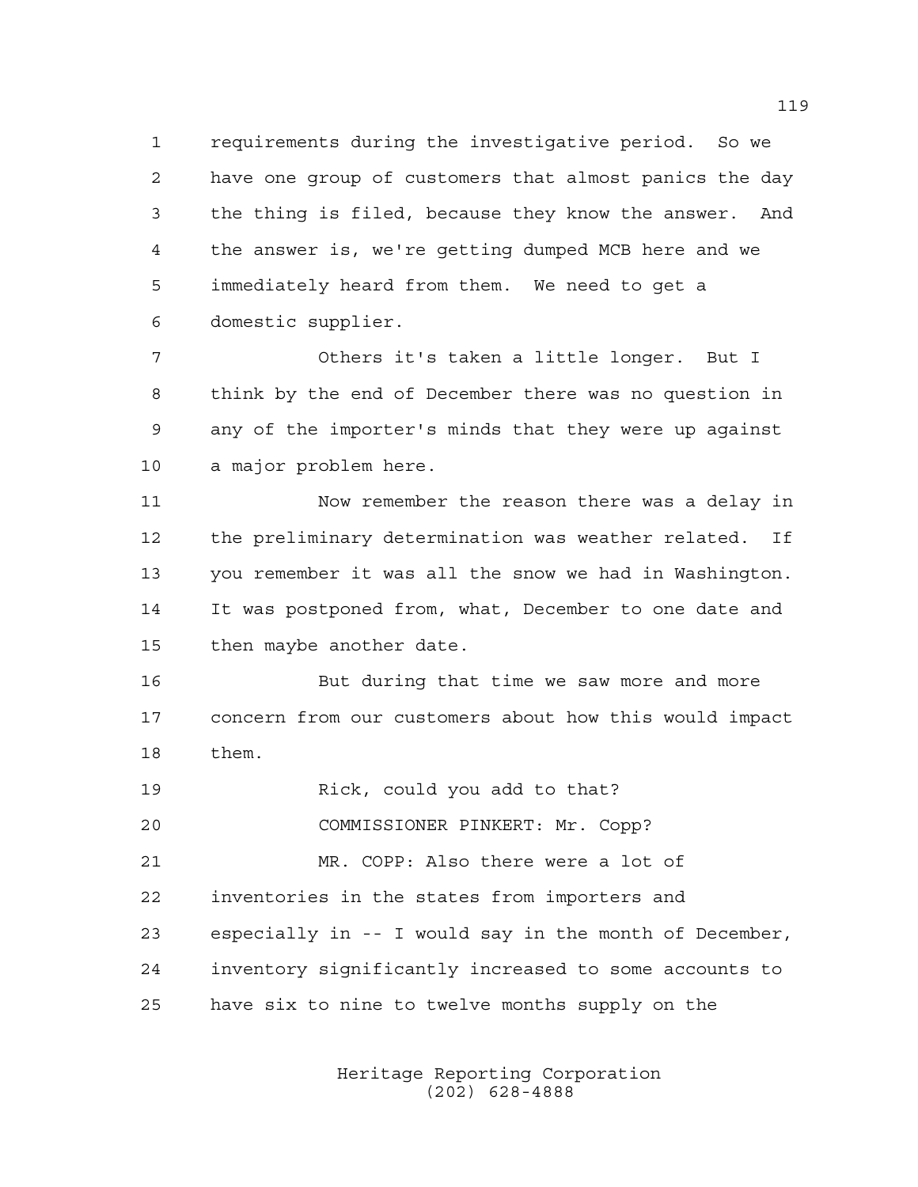requirements during the investigative period. So we have one group of customers that almost panics the day the thing is filed, because they know the answer. And the answer is, we're getting dumped MCB here and we immediately heard from them. We need to get a domestic supplier.

Others it's taken a little longer. But I think by the end of December there was no question in any of the importer's minds that they were up against a major problem here.

Now remember the reason there was a delay in the preliminary determination was weather related. If you remember it was all the snow we had in Washington. It was postponed from, what, December to one date and then maybe another date.

But during that time we saw more and more concern from our customers about how this would impact them.

Rick, could you add to that?

COMMISSIONER PINKERT: Mr. Copp?

MR. COPP: Also there were a lot of inventories in the states from importers and especially in -- I would say in the month of December, inventory significantly increased to some accounts to have six to nine to twelve months supply on the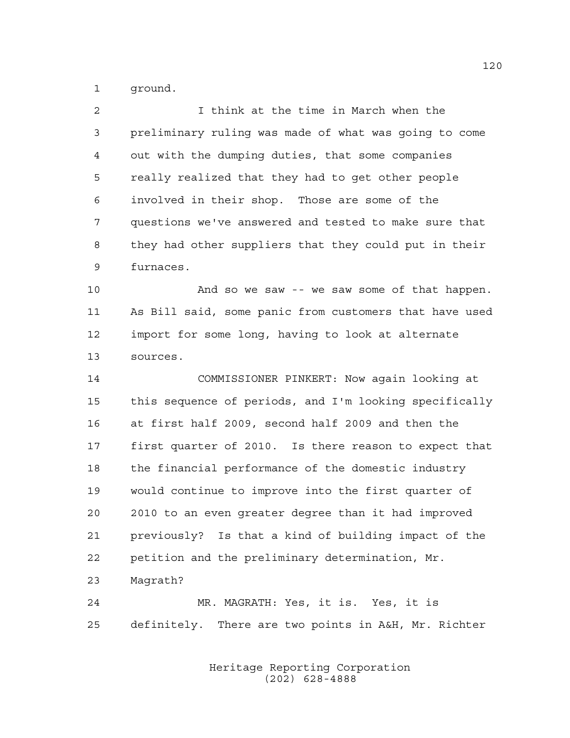ground.

I think at the time in March when the preliminary ruling was made of what was going to come out with the dumping duties, that some companies really realized that they had to get other people involved in their shop. Those are some of the questions we've answered and tested to make sure that they had other suppliers that they could put in their furnaces.

And so we saw -- we saw some of that happen. As Bill said, some panic from customers that have used import for some long, having to look at alternate sources.

COMMISSIONER PINKERT: Now again looking at this sequence of periods, and I'm looking specifically at first half 2009, second half 2009 and then the first quarter of 2010. Is there reason to expect that the financial performance of the domestic industry would continue to improve into the first quarter of 2010 to an even greater degree than it had improved previously? Is that a kind of building impact of the petition and the preliminary determination, Mr. Magrath?

MR. MAGRATH: Yes, it is. Yes, it is definitely. There are two points in A&H, Mr. Richter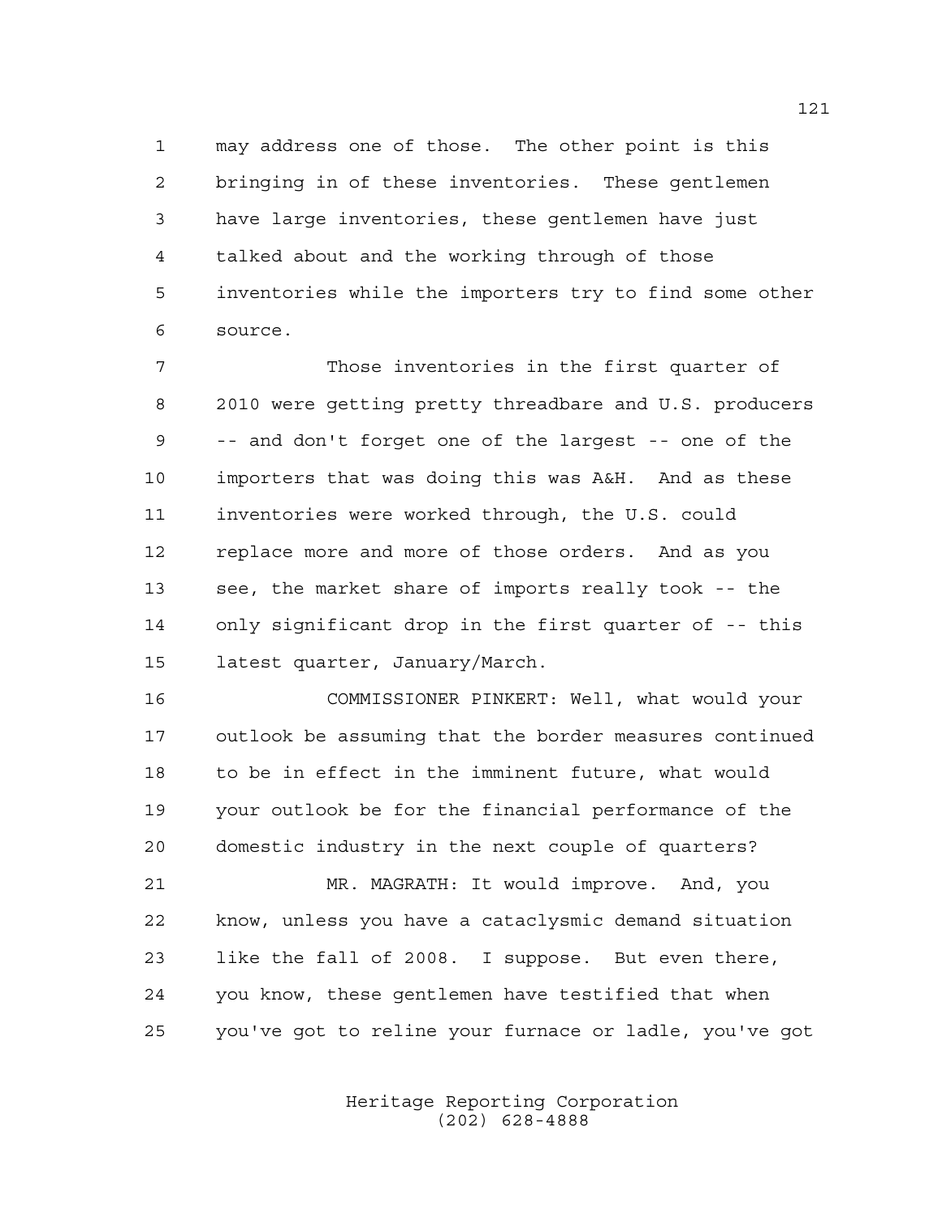may address one of those. The other point is this bringing in of these inventories. These gentlemen have large inventories, these gentlemen have just talked about and the working through of those inventories while the importers try to find some other source.

Those inventories in the first quarter of 2010 were getting pretty threadbare and U.S. producers -- and don't forget one of the largest -- one of the importers that was doing this was A&H. And as these inventories were worked through, the U.S. could replace more and more of those orders. And as you see, the market share of imports really took -- the only significant drop in the first quarter of -- this latest quarter, January/March.

COMMISSIONER PINKERT: Well, what would your outlook be assuming that the border measures continued to be in effect in the imminent future, what would your outlook be for the financial performance of the domestic industry in the next couple of quarters?

MR. MAGRATH: It would improve. And, you know, unless you have a cataclysmic demand situation like the fall of 2008. I suppose. But even there, you know, these gentlemen have testified that when you've got to reline your furnace or ladle, you've got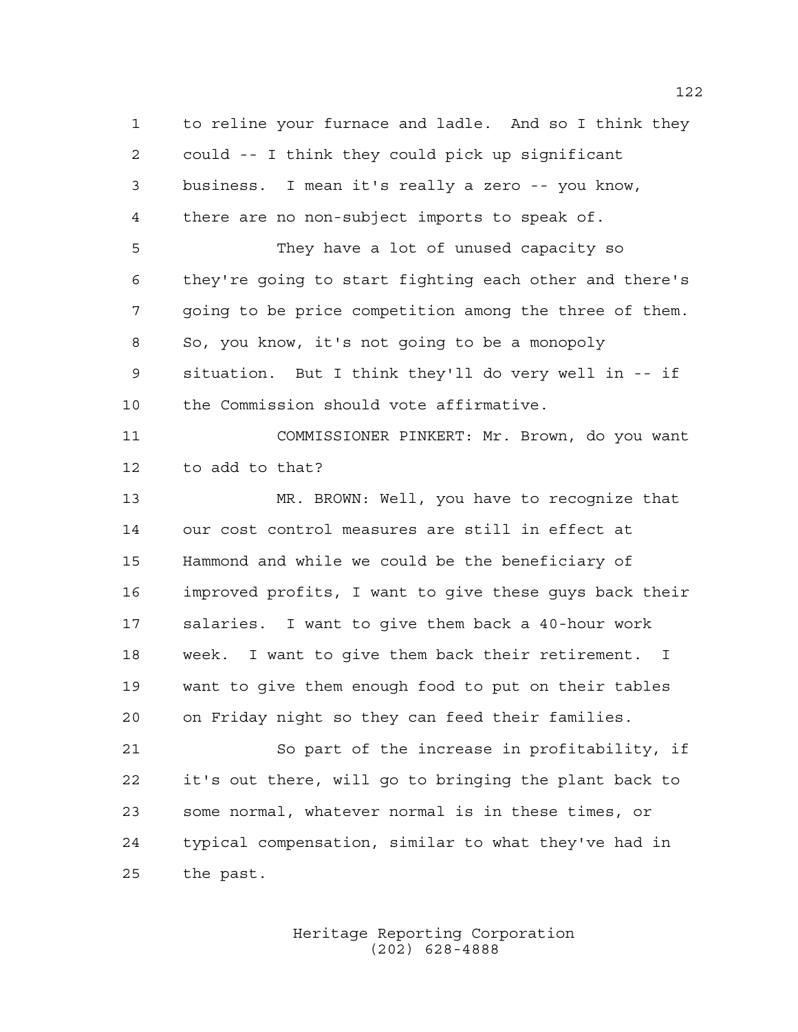to reline your furnace and ladle. And so I think they could -- I think they could pick up significant business. I mean it's really a zero -- you know, there are no non-subject imports to speak of.

They have a lot of unused capacity so they're going to start fighting each other and there's going to be price competition among the three of them. So, you know, it's not going to be a monopoly situation. But I think they'll do very well in -- if the Commission should vote affirmative.

COMMISSIONER PINKERT: Mr. Brown, do you want to add to that?

MR. BROWN: Well, you have to recognize that our cost control measures are still in effect at Hammond and while we could be the beneficiary of improved profits, I want to give these guys back their salaries. I want to give them back a 40-hour work week. I want to give them back their retirement. I want to give them enough food to put on their tables on Friday night so they can feed their families.

So part of the increase in profitability, if it's out there, will go to bringing the plant back to some normal, whatever normal is in these times, or typical compensation, similar to what they've had in the past.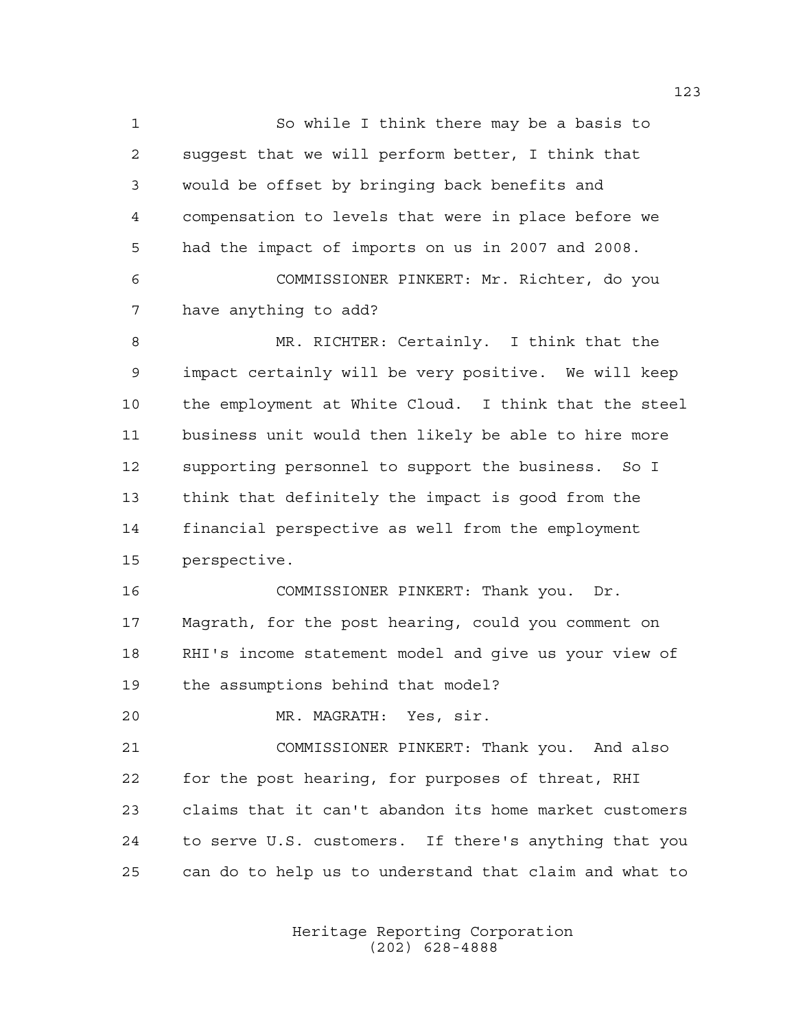So while I think there may be a basis to suggest that we will perform better, I think that would be offset by bringing back benefits and compensation to levels that were in place before we had the impact of imports on us in 2007 and 2008.

COMMISSIONER PINKERT: Mr. Richter, do you have anything to add?

MR. RICHTER: Certainly. I think that the impact certainly will be very positive. We will keep the employment at White Cloud. I think that the steel business unit would then likely be able to hire more supporting personnel to support the business. So I think that definitely the impact is good from the financial perspective as well from the employment perspective.

COMMISSIONER PINKERT: Thank you. Dr. Magrath, for the post hearing, could you comment on RHI's income statement model and give us your view of the assumptions behind that model?

MR. MAGRATH: Yes, sir.

COMMISSIONER PINKERT: Thank you. And also for the post hearing, for purposes of threat, RHI claims that it can't abandon its home market customers to serve U.S. customers. If there's anything that you can do to help us to understand that claim and what to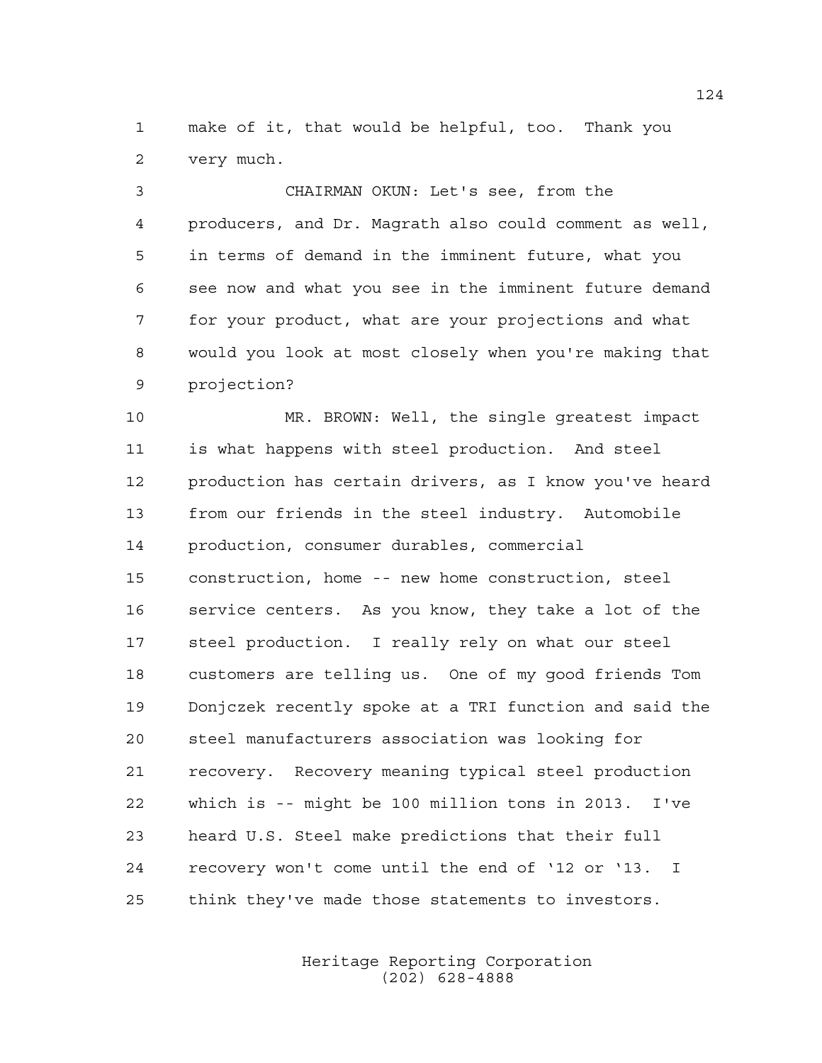make of it, that would be helpful, too. Thank you very much.

CHAIRMAN OKUN: Let's see, from the producers, and Dr. Magrath also could comment as well, in terms of demand in the imminent future, what you see now and what you see in the imminent future demand for your product, what are your projections and what would you look at most closely when you're making that projection?

MR. BROWN: Well, the single greatest impact is what happens with steel production. And steel production has certain drivers, as I know you've heard from our friends in the steel industry. Automobile production, consumer durables, commercial construction, home -- new home construction, steel service centers. As you know, they take a lot of the steel production. I really rely on what our steel customers are telling us. One of my good friends Tom Donjczek recently spoke at a TRI function and said the steel manufacturers association was looking for recovery. Recovery meaning typical steel production which is -- might be 100 million tons in 2013. I've heard U.S. Steel make predictions that their full recovery won't come until the end of '12 or '13. I think they've made those statements to investors.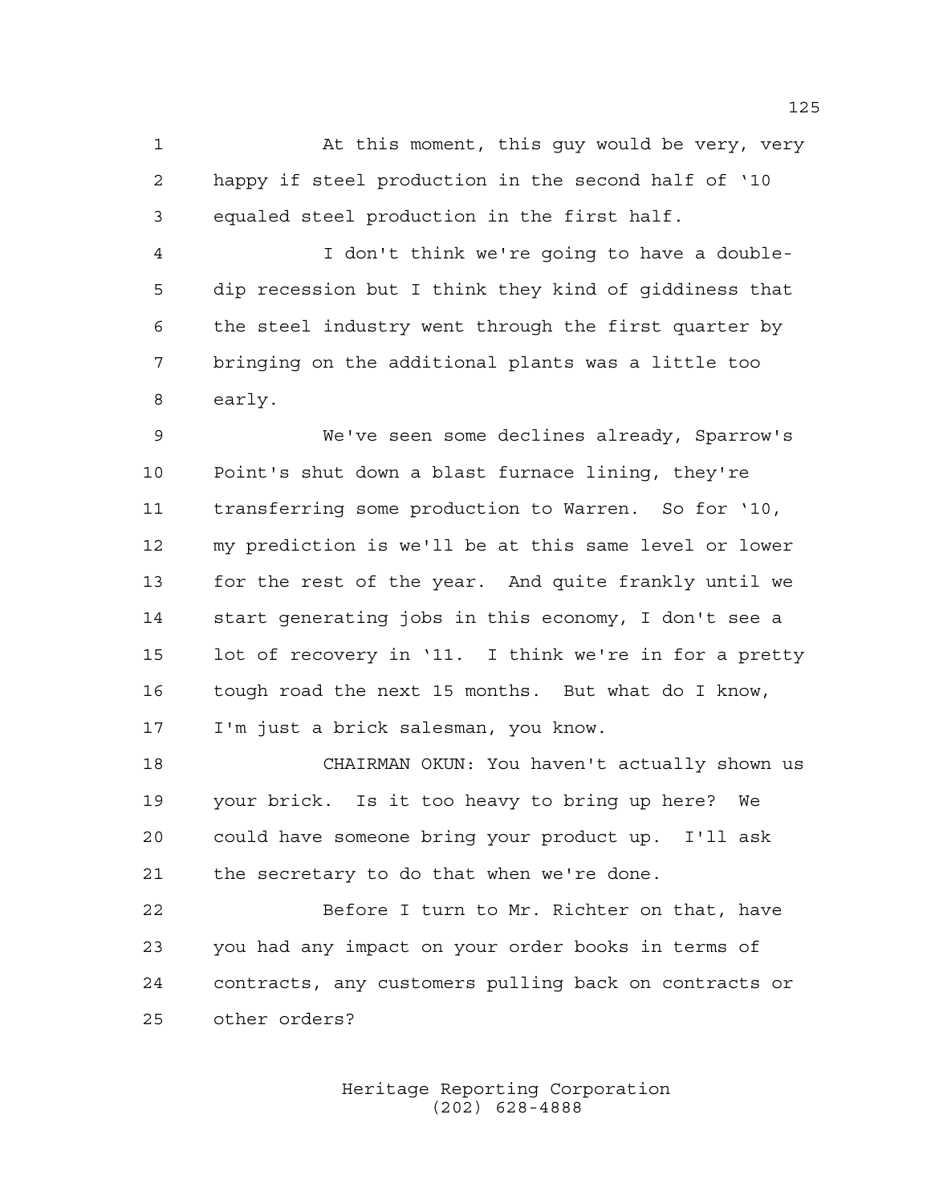At this moment, this guy would be very, very happy if steel production in the second half of '10 equaled steel production in the first half.

I don't think we're going to have a double-dip recession but I think they kind of giddiness that the steel industry went through the first quarter by bringing on the additional plants was a little too early.

We've seen some declines already, Sparrow's Point's shut down a blast furnace lining, they're transferring some production to Warren. So for '10, my prediction is we'll be at this same level or lower for the rest of the year. And quite frankly until we start generating jobs in this economy, I don't see a lot of recovery in '11. I think we're in for a pretty tough road the next 15 months. But what do I know, I'm just a brick salesman, you know.

CHAIRMAN OKUN: You haven't actually shown us your brick. Is it too heavy to bring up here? We could have someone bring your product up. I'll ask the secretary to do that when we're done.

Before I turn to Mr. Richter on that, have you had any impact on your order books in terms of contracts, any customers pulling back on contracts or other orders?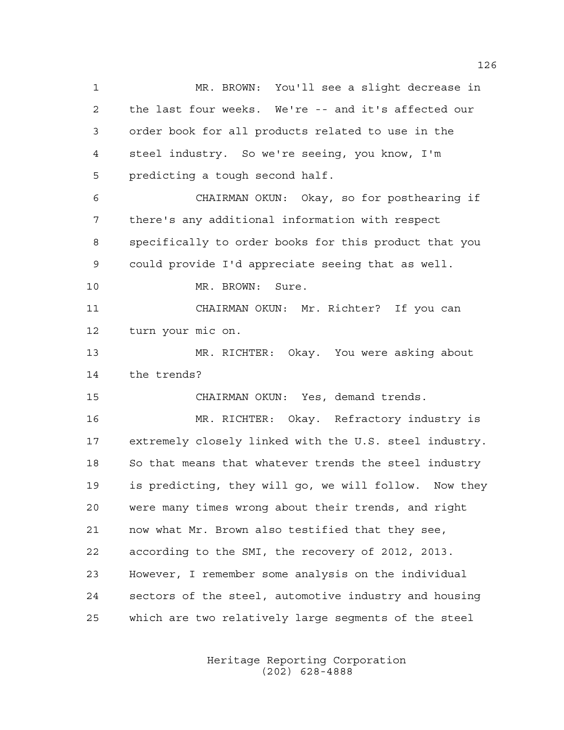MR. BROWN: You'll see a slight decrease in the last four weeks. We're -- and it's affected our order book for all products related to use in the steel industry. So we're seeing, you know, I'm predicting a tough second half.

CHAIRMAN OKUN: Okay, so for posthearing if there's any additional information with respect specifically to order books for this product that you could provide I'd appreciate seeing that as well.

MR. BROWN: Sure.

CHAIRMAN OKUN: Mr. Richter? If you can turn your mic on.

MR. RICHTER: Okay. You were asking about the trends?

CHAIRMAN OKUN: Yes, demand trends.

MR. RICHTER: Okay. Refractory industry is extremely closely linked with the U.S. steel industry. So that means that whatever trends the steel industry is predicting, they will go, we will follow. Now they were many times wrong about their trends, and right now what Mr. Brown also testified that they see, according to the SMI, the recovery of 2012, 2013. However, I remember some analysis on the individual sectors of the steel, automotive industry and housing which are two relatively large segments of the steel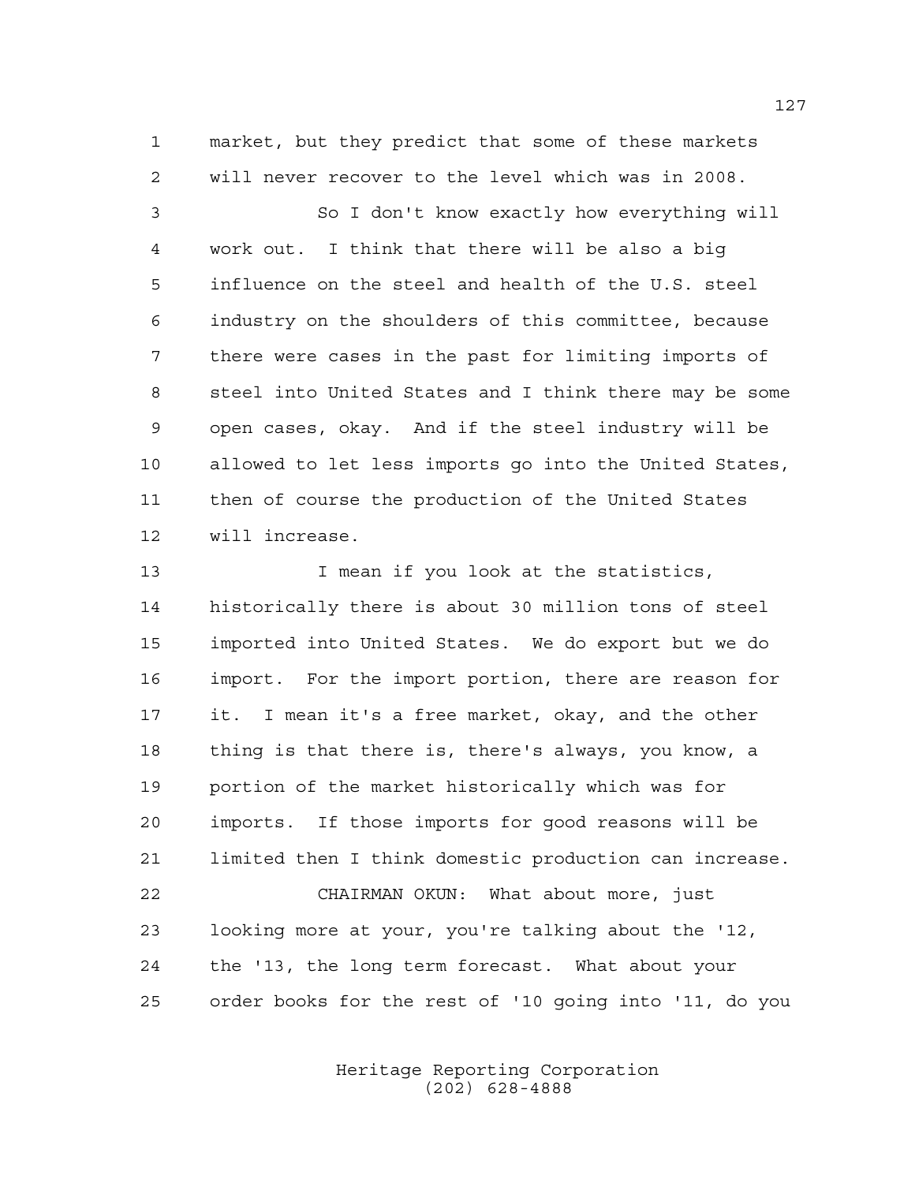market, but they predict that some of these markets will never recover to the level which was in 2008.

So I don't know exactly how everything will work out. I think that there will be also a big influence on the steel and health of the U.S. steel industry on the shoulders of this committee, because there were cases in the past for limiting imports of steel into United States and I think there may be some open cases, okay. And if the steel industry will be allowed to let less imports go into the United States, then of course the production of the United States will increase.

I mean if you look at the statistics, historically there is about 30 million tons of steel imported into United States. We do export but we do import. For the import portion, there are reason for it. I mean it's a free market, okay, and the other thing is that there is, there's always, you know, a portion of the market historically which was for imports. If those imports for good reasons will be limited then I think domestic production can increase.

CHAIRMAN OKUN: What about more, just looking more at your, you're talking about the '12, the '13, the long term forecast. What about your order books for the rest of '10 going into '11, do you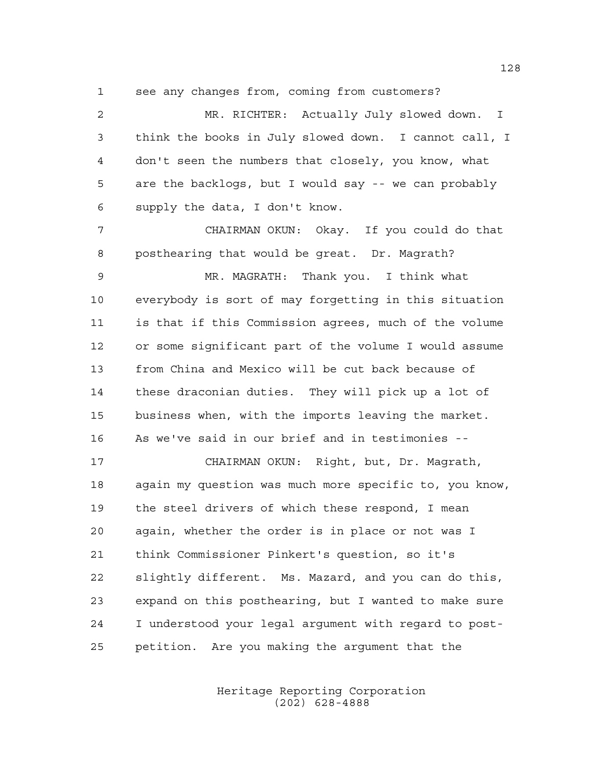see any changes from, coming from customers?

MR. RICHTER: Actually July slowed down. I think the books in July slowed down. I cannot call, I don't seen the numbers that closely, you know, what are the backlogs, but I would say -- we can probably supply the data, I don't know.

CHAIRMAN OKUN: Okay. If you could do that posthearing that would be great. Dr. Magrath?

MR. MAGRATH: Thank you. I think what everybody is sort of may forgetting in this situation is that if this Commission agrees, much of the volume or some significant part of the volume I would assume from China and Mexico will be cut back because of these draconian duties. They will pick up a lot of business when, with the imports leaving the market. As we've said in our brief and in testimonies --

CHAIRMAN OKUN: Right, but, Dr. Magrath, again my question was much more specific to, you know, the steel drivers of which these respond, I mean again, whether the order is in place or not was I think Commissioner Pinkert's question, so it's slightly different. Ms. Mazard, and you can do this, expand on this posthearing, but I wanted to make sure I understood your legal argument with regard to post-petition. Are you making the argument that the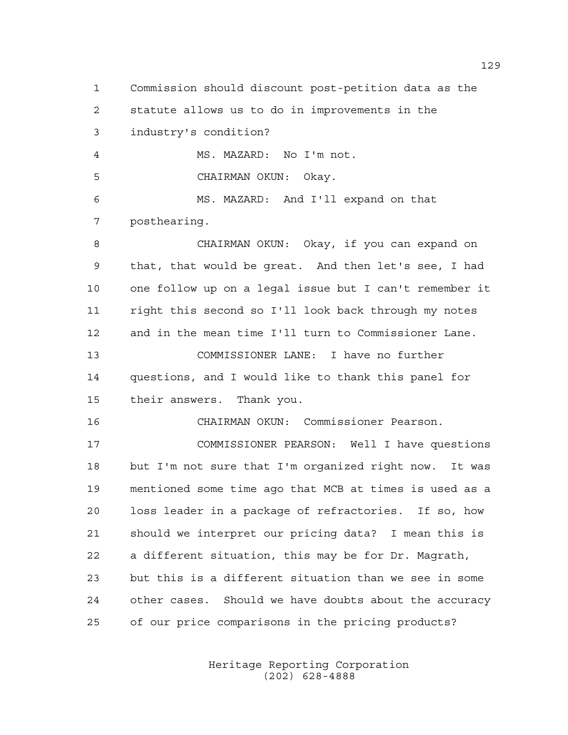Commission should discount post-petition data as the statute allows us to do in improvements in the industry's condition?

MS. MAZARD: No I'm not.

CHAIRMAN OKUN: Okay.

MS. MAZARD: And I'll expand on that posthearing.

CHAIRMAN OKUN: Okay, if you can expand on that, that would be great. And then let's see, I had one follow up on a legal issue but I can't remember it right this second so I'll look back through my notes and in the mean time I'll turn to Commissioner Lane.

COMMISSIONER LANE: I have no further questions, and I would like to thank this panel for their answers. Thank you.

CHAIRMAN OKUN: Commissioner Pearson.

COMMISSIONER PEARSON: Well I have questions but I'm not sure that I'm organized right now. It was mentioned some time ago that MCB at times is used as a loss leader in a package of refractories. If so, how should we interpret our pricing data? I mean this is a different situation, this may be for Dr. Magrath, but this is a different situation than we see in some other cases. Should we have doubts about the accuracy of our price comparisons in the pricing products?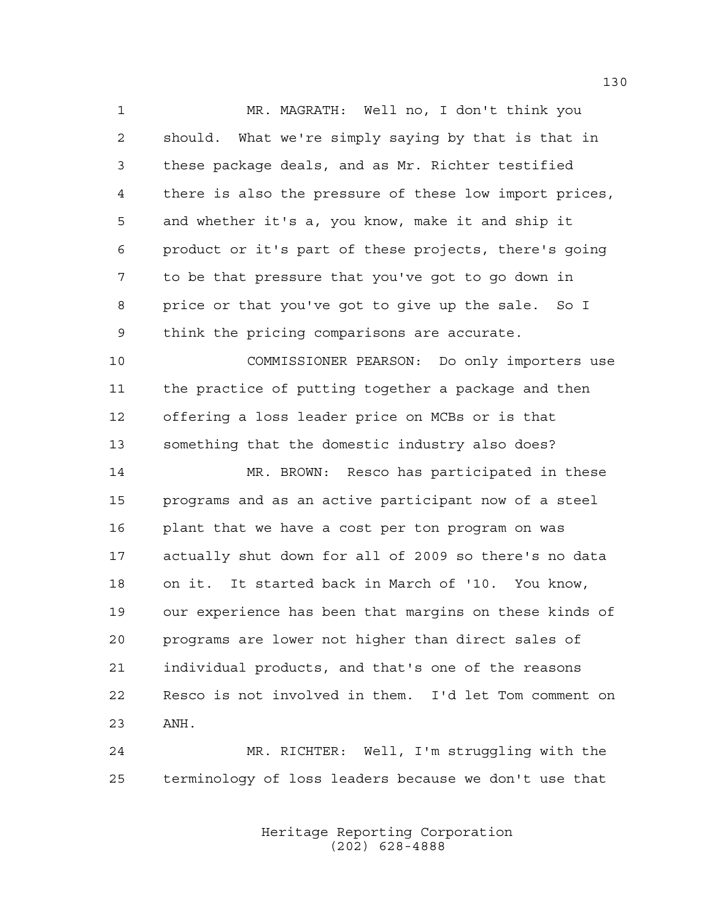MR. MAGRATH: Well no, I don't think you should. What we're simply saying by that is that in these package deals, and as Mr. Richter testified there is also the pressure of these low import prices, and whether it's a, you know, make it and ship it product or it's part of these projects, there's going to be that pressure that you've got to go down in price or that you've got to give up the sale. So I think the pricing comparisons are accurate.

COMMISSIONER PEARSON: Do only importers use the practice of putting together a package and then offering a loss leader price on MCBs or is that something that the domestic industry also does?

MR. BROWN: Resco has participated in these programs and as an active participant now of a steel plant that we have a cost per ton program on was actually shut down for all of 2009 so there's no data on it. It started back in March of '10. You know, our experience has been that margins on these kinds of programs are lower not higher than direct sales of individual products, and that's one of the reasons Resco is not involved in them. I'd let Tom comment on ANH.

MR. RICHTER: Well, I'm struggling with the terminology of loss leaders because we don't use that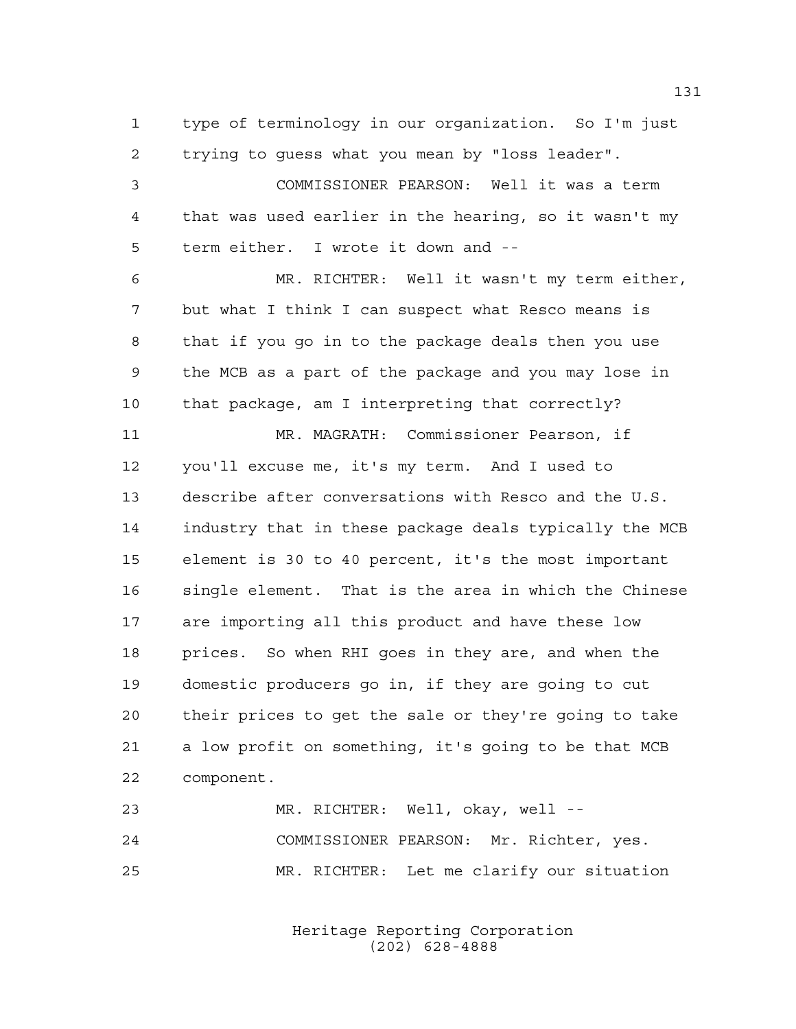1 type of terminology in our organization. So I'm just
2 trying to guess what you mean by "loss leader".

3 COMMISSIONER PEARSON: Well it was a term
4 that was used earlier in the hearing, so it wasn't my
5 term either. I wrote it down and --

6 MR. RICHTER: Well it wasn't my term either,
7 but what I think I can suspect what Resco means is
8 that if you go in to the package deals then you use
9 the MCB as a part of the package and you may lose in
10 that package, am I interpreting that correctly?

11 MR. MAGRATH: Commissioner Pearson, if
12 you'll excuse me, it's my term. And I used to
13 describe after conversations with Resco and the U.S.
14 industry that in these package deals typically the MCB
15 element is 30 to 40 percent, it's the most important
16 single element. That is the area in which the Chinese
17 are importing all this product and have these low
18 prices. So when RHI goes in they are, and when the
19 domestic producers go in, if they are going to cut
20 their prices to get the sale or they're going to take
21 a low profit on something, it's going to be that MCB
22 component.

23 MR. RICHTER: Well, okay, well --

24 COMMISSIONER PEARSON: Mr. Richter, yes.

25 MR. RICHTER: Let me clarify our situation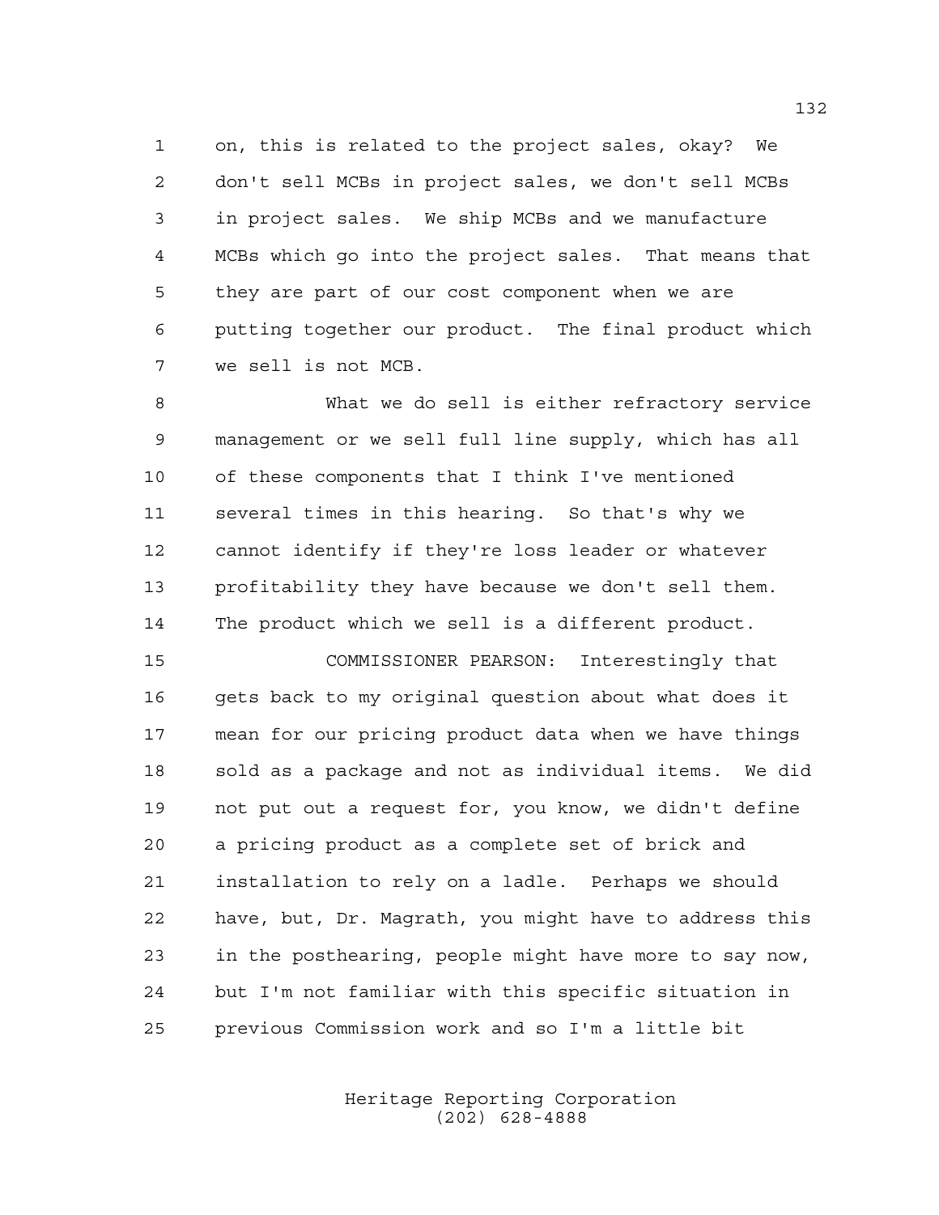on, this is related to the project sales, okay? We don't sell MCBs in project sales, we don't sell MCBs in project sales. We ship MCBs and we manufacture MCBs which go into the project sales. That means that they are part of our cost component when we are putting together our product. The final product which we sell is not MCB.

What we do sell is either refractory service management or we sell full line supply, which has all of these components that I think I've mentioned several times in this hearing. So that's why we cannot identify if they're loss leader or whatever profitability they have because we don't sell them. The product which we sell is a different product.

COMMISSIONER PEARSON: Interestingly that gets back to my original question about what does it mean for our pricing product data when we have things sold as a package and not as individual items. We did not put out a request for, you know, we didn't define a pricing product as a complete set of brick and installation to rely on a ladle. Perhaps we should have, but, Dr. Magrath, you might have to address this in the posthearing, people might have more to say now, but I'm not familiar with this specific situation in previous Commission work and so I'm a little bit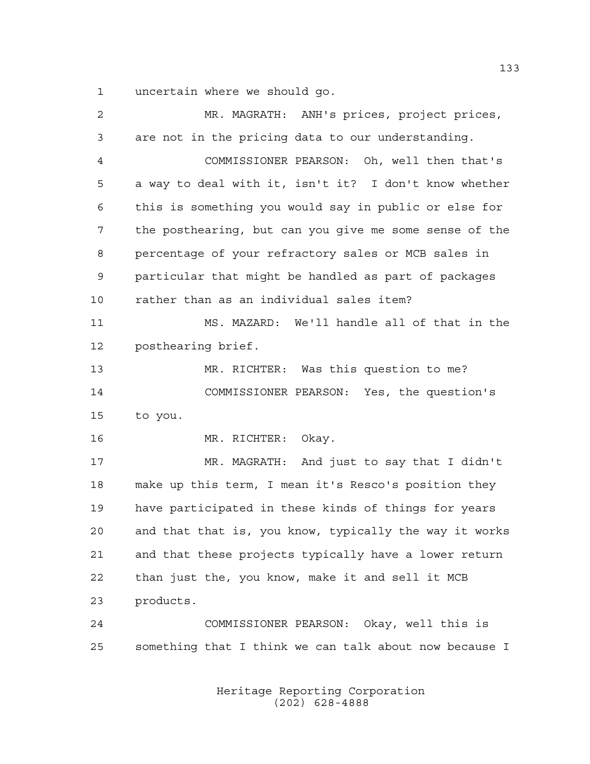uncertain where we should go.

MR. MAGRATH: ANH's prices, project prices, are not in the pricing data to our understanding.

COMMISSIONER PEARSON: Oh, well then that's a way to deal with it, isn't it? I don't know whether this is something you would say in public or else for the posthearing, but can you give me some sense of the percentage of your refractory sales or MCB sales in particular that might be handled as part of packages rather than as an individual sales item?

MS. MAZARD: We'll handle all of that in the posthearing brief.

MR. RICHTER: Was this question to me?

COMMISSIONER PEARSON: Yes, the question's to you.

MR. RICHTER: Okay.

MR. MAGRATH: And just to say that I didn't make up this term, I mean it's Resco's position they have participated in these kinds of things for years and that that is, you know, typically the way it works and that these projects typically have a lower return than just the, you know, make it and sell it MCB products.

COMMISSIONER PEARSON: Okay, well this is something that I think we can talk about now because I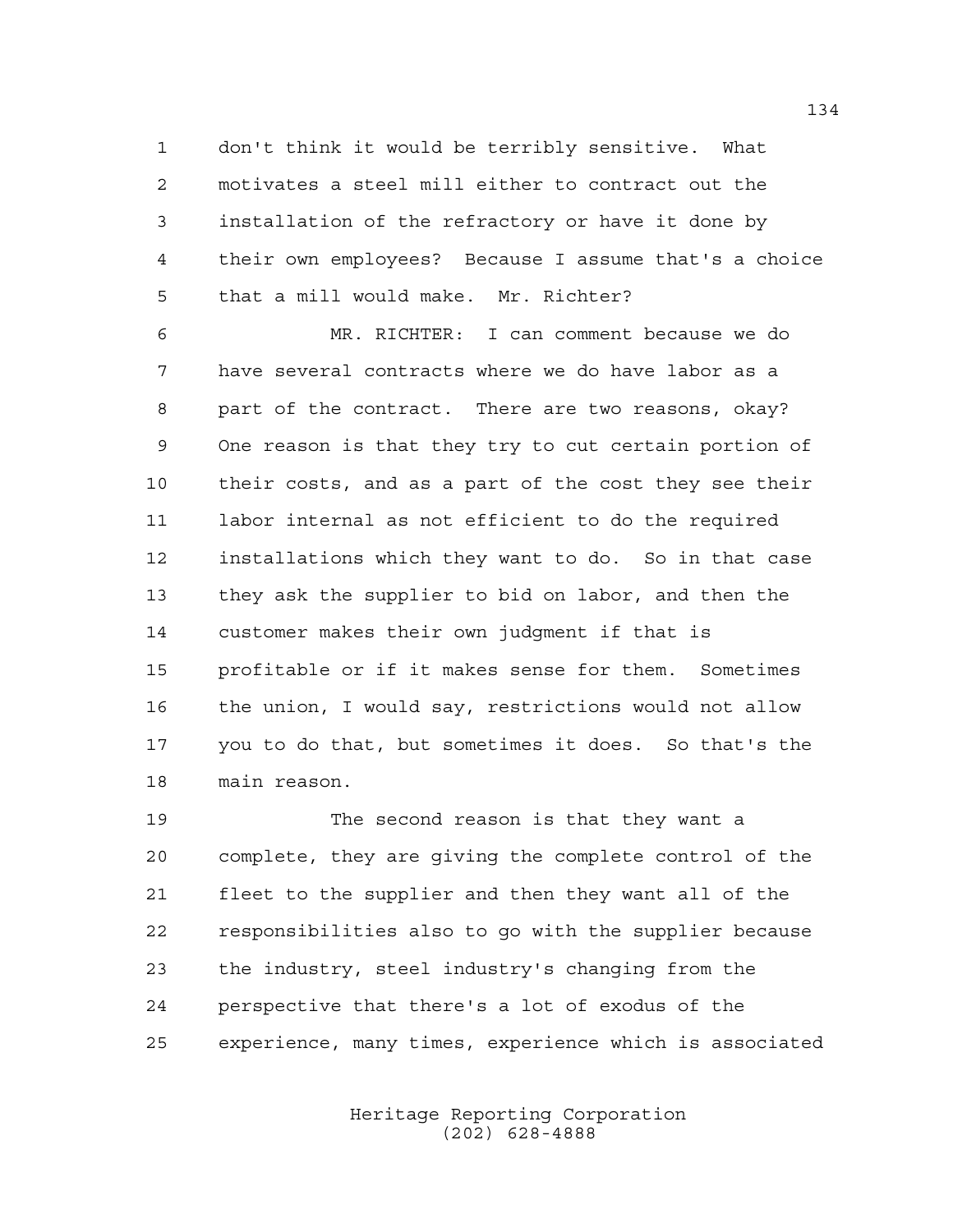don't think it would be terribly sensitive. What motivates a steel mill either to contract out the installation of the refractory or have it done by their own employees? Because I assume that's a choice that a mill would make. Mr. Richter?

MR. RICHTER: I can comment because we do have several contracts where we do have labor as a part of the contract. There are two reasons, okay? One reason is that they try to cut certain portion of their costs, and as a part of the cost they see their labor internal as not efficient to do the required installations which they want to do. So in that case they ask the supplier to bid on labor, and then the customer makes their own judgment if that is profitable or if it makes sense for them. Sometimes the union, I would say, restrictions would not allow you to do that, but sometimes it does. So that's the main reason.

The second reason is that they want a complete, they are giving the complete control of the fleet to the supplier and then they want all of the responsibilities also to go with the supplier because the industry, steel industry's changing from the perspective that there's a lot of exodus of the experience, many times, experience which is associated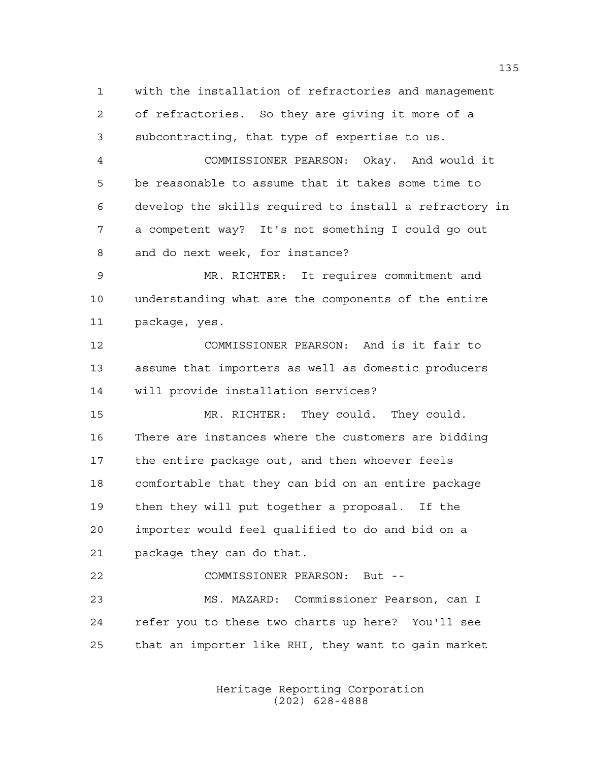with the installation of refractories and management of refractories. So they are giving it more of a subcontracting, that type of expertise to us.

COMMISSIONER PEARSON: Okay. And would it be reasonable to assume that it takes some time to develop the skills required to install a refractory in a competent way? It's not something I could go out and do next week, for instance?

MR. RICHTER: It requires commitment and understanding what are the components of the entire package, yes.

COMMISSIONER PEARSON: And is it fair to assume that importers as well as domestic producers will provide installation services?

MR. RICHTER: They could. They could. There are instances where the customers are bidding the entire package out, and then whoever feels comfortable that they can bid on an entire package then they will put together a proposal. If the importer would feel qualified to do and bid on a package they can do that.

COMMISSIONER PEARSON: But --

MS. MAZARD: Commissioner Pearson, can I refer you to these two charts up here? You'll see that an importer like RHI, they want to gain market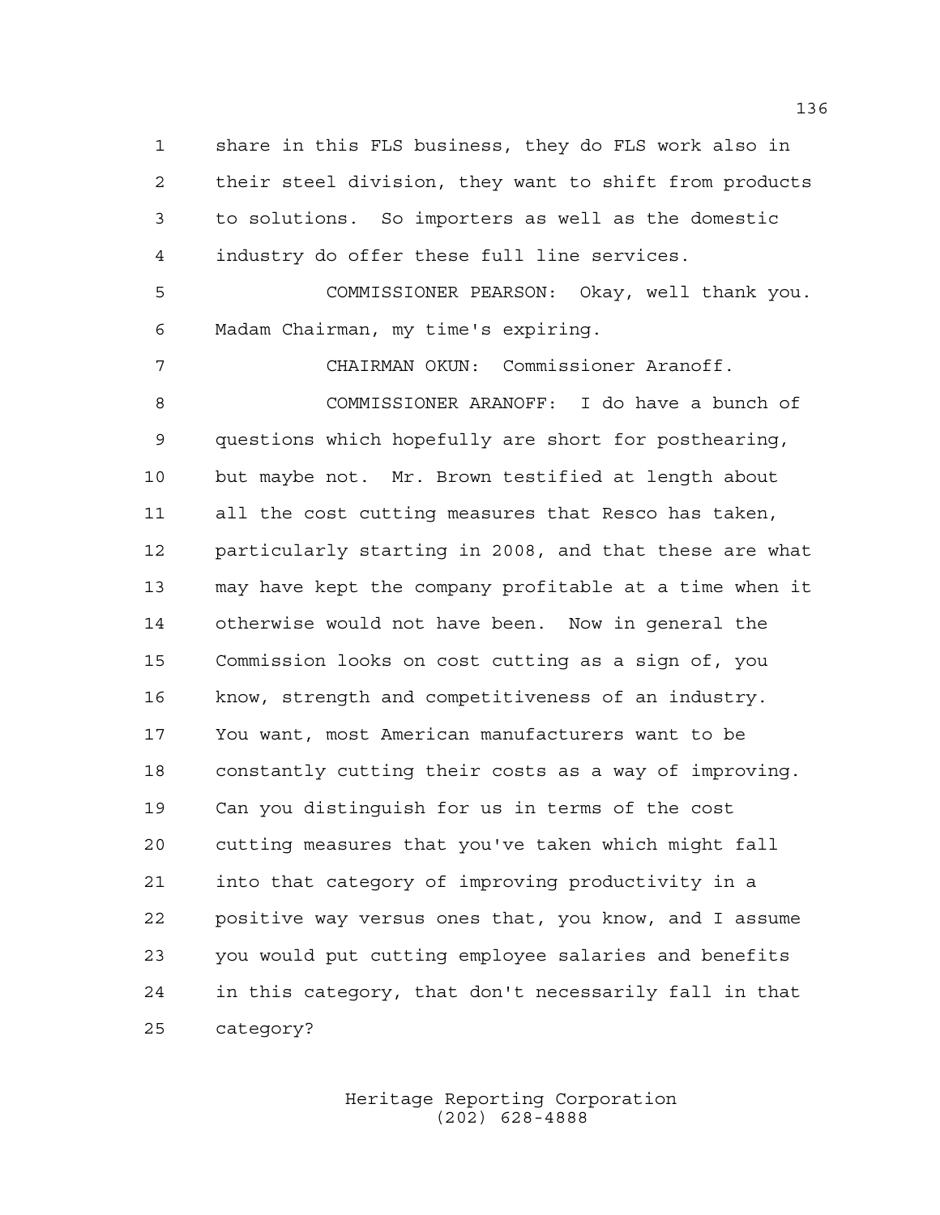share in this FLS business, they do FLS work also in their steel division, they want to shift from products to solutions. So importers as well as the domestic industry do offer these full line services.

COMMISSIONER PEARSON: Okay, well thank you. Madam Chairman, my time's expiring.

CHAIRMAN OKUN: Commissioner Aranoff.

COMMISSIONER ARANOFF: I do have a bunch of questions which hopefully are short for posthearing, but maybe not. Mr. Brown testified at length about all the cost cutting measures that Resco has taken, particularly starting in 2008, and that these are what may have kept the company profitable at a time when it otherwise would not have been. Now in general the Commission looks on cost cutting as a sign of, you know, strength and competitiveness of an industry. You want, most American manufacturers want to be constantly cutting their costs as a way of improving. Can you distinguish for us in terms of the cost cutting measures that you've taken which might fall into that category of improving productivity in a positive way versus ones that, you know, and I assume you would put cutting employee salaries and benefits in this category, that don't necessarily fall in that category?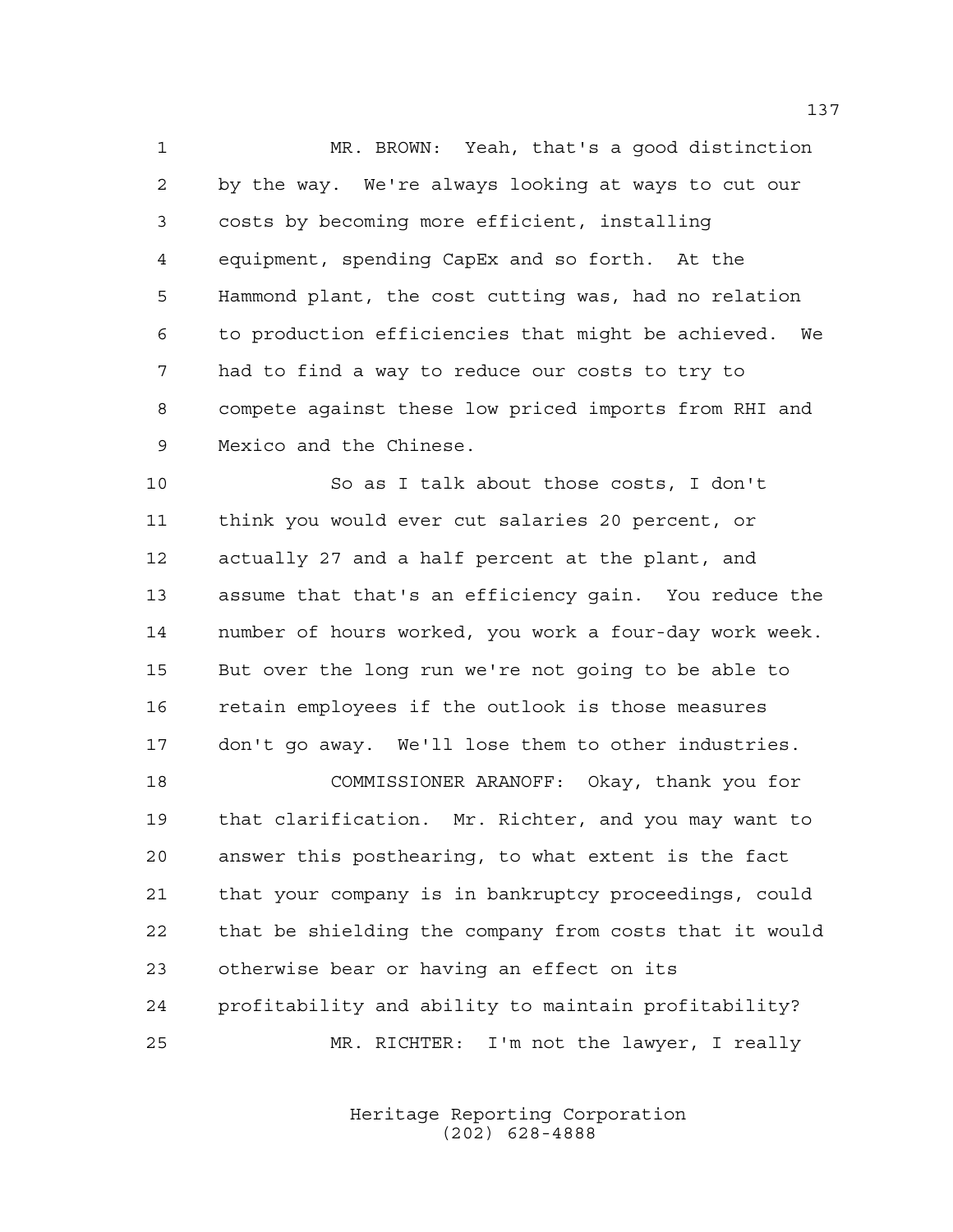MR. BROWN: Yeah, that's a good distinction by the way. We're always looking at ways to cut our costs by becoming more efficient, installing equipment, spending CapEx and so forth. At the Hammond plant, the cost cutting was, had no relation to production efficiencies that might be achieved. We had to find a way to reduce our costs to try to compete against these low priced imports from RHI and Mexico and the Chinese.

So as I talk about those costs, I don't think you would ever cut salaries 20 percent, or actually 27 and a half percent at the plant, and assume that that's an efficiency gain. You reduce the number of hours worked, you work a four-day work week. But over the long run we're not going to be able to retain employees if the outlook is those measures don't go away. We'll lose them to other industries.

COMMISSIONER ARANOFF: Okay, thank you for that clarification. Mr. Richter, and you may want to answer this posthearing, to what extent is the fact that your company is in bankruptcy proceedings, could that be shielding the company from costs that it would otherwise bear or having an effect on its profitability and ability to maintain profitability?

MR. RICHTER: I'm not the lawyer, I really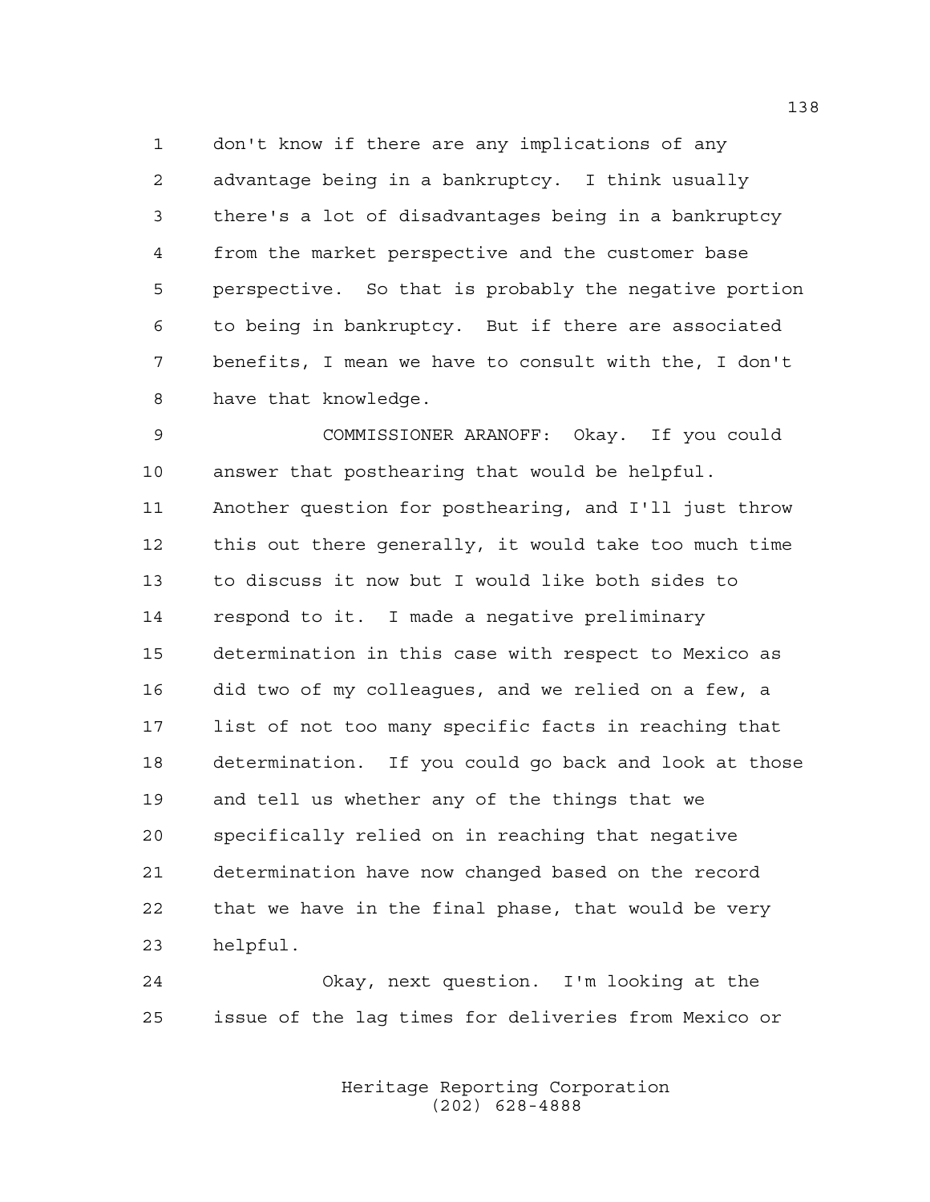don't know if there are any implications of any advantage being in a bankruptcy. I think usually there's a lot of disadvantages being in a bankruptcy from the market perspective and the customer base perspective. So that is probably the negative portion to being in bankruptcy. But if there are associated benefits, I mean we have to consult with the, I don't have that knowledge.

COMMISSIONER ARANOFF: Okay. If you could answer that posthearing that would be helpful. Another question for posthearing, and I'll just throw this out there generally, it would take too much time to discuss it now but I would like both sides to respond to it. I made a negative preliminary determination in this case with respect to Mexico as did two of my colleagues, and we relied on a few, a list of not too many specific facts in reaching that determination. If you could go back and look at those and tell us whether any of the things that we specifically relied on in reaching that negative determination have now changed based on the record that we have in the final phase, that would be very helpful.

Okay, next question. I'm looking at the issue of the lag times for deliveries from Mexico or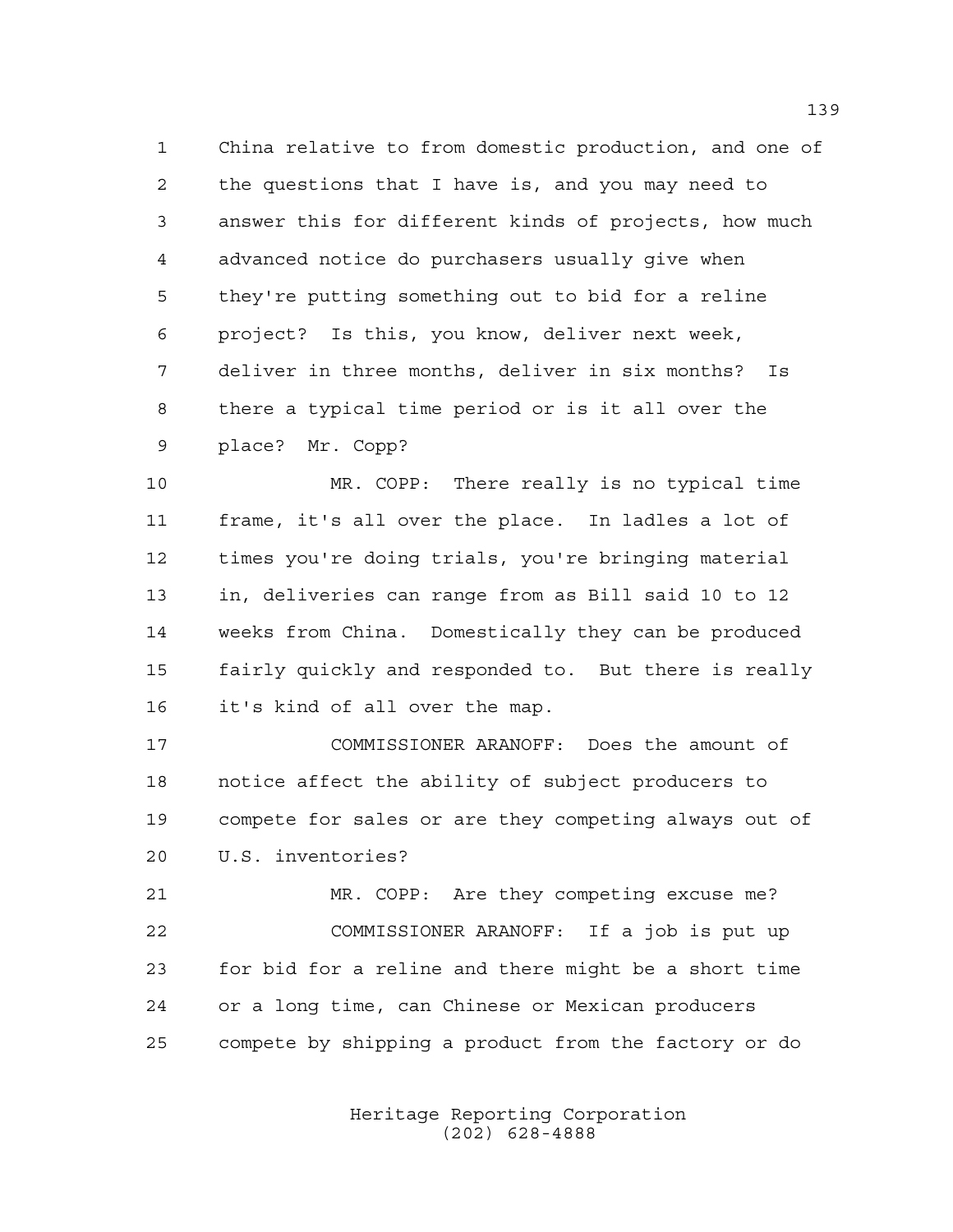China relative to from domestic production, and one of the questions that I have is, and you may need to answer this for different kinds of projects, how much advanced notice do purchasers usually give when they're putting something out to bid for a reline project? Is this, you know, deliver next week, deliver in three months, deliver in six months? Is there a typical time period or is it all over the place? Mr. Copp?

MR. COPP: There really is no typical time frame, it's all over the place. In ladles a lot of times you're doing trials, you're bringing material in, deliveries can range from as Bill said 10 to 12 weeks from China. Domestically they can be produced fairly quickly and responded to. But there is really it's kind of all over the map.

COMMISSIONER ARANOFF: Does the amount of notice affect the ability of subject producers to compete for sales or are they competing always out of U.S. inventories?

MR. COPP: Are they competing excuse me?

COMMISSIONER ARANOFF: If a job is put up for bid for a reline and there might be a short time or a long time, can Chinese or Mexican producers compete by shipping a product from the factory or do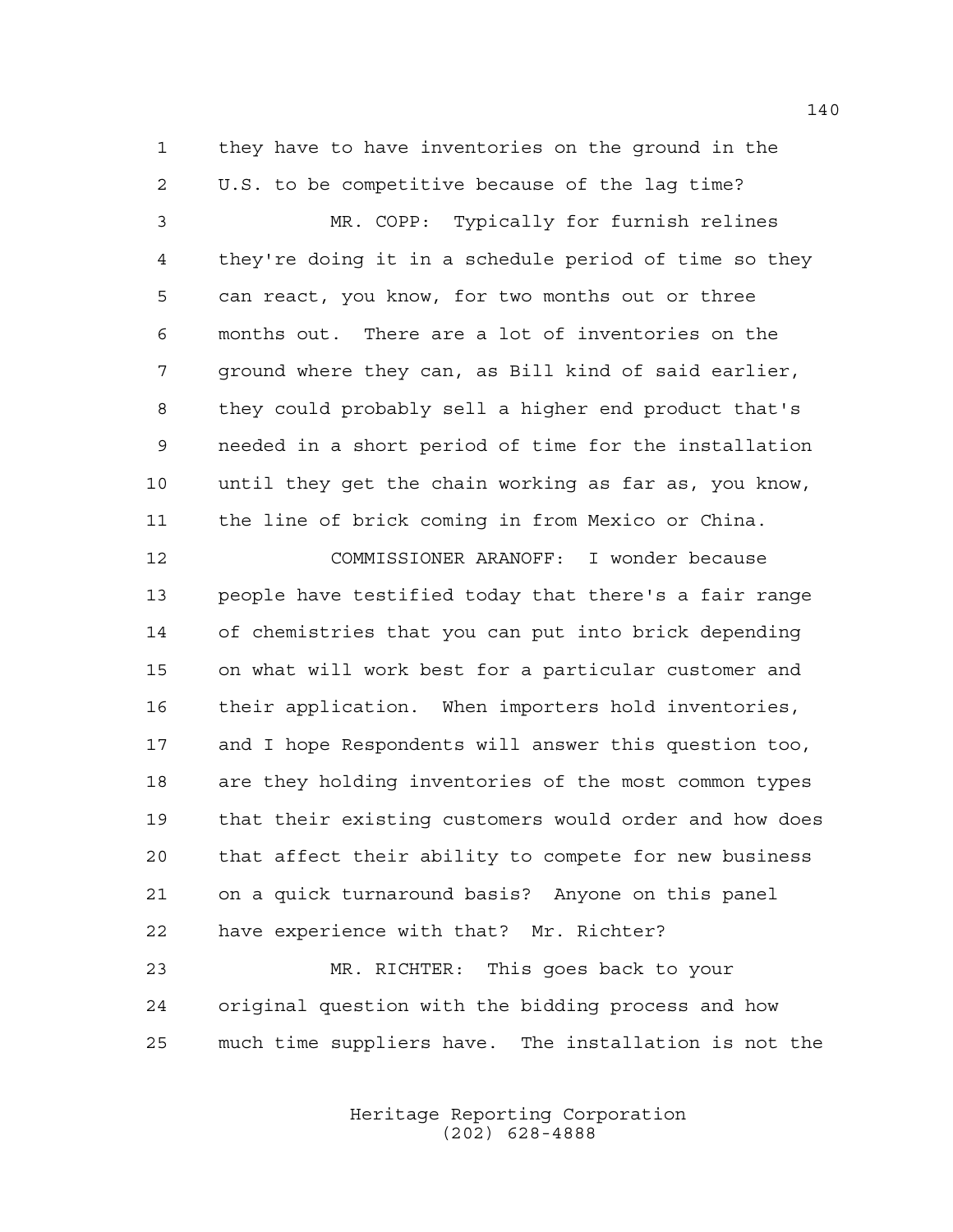they have to have inventories on the ground in the U.S. to be competitive because of the lag time?

MR. COPP: Typically for furnish relines they're doing it in a schedule period of time so they can react, you know, for two months out or three months out. There are a lot of inventories on the ground where they can, as Bill kind of said earlier, they could probably sell a higher end product that's needed in a short period of time for the installation until they get the chain working as far as, you know, the line of brick coming in from Mexico or China.

COMMISSIONER ARANOFF: I wonder because people have testified today that there's a fair range of chemistries that you can put into brick depending on what will work best for a particular customer and their application. When importers hold inventories, and I hope Respondents will answer this question too, are they holding inventories of the most common types that their existing customers would order and how does that affect their ability to compete for new business on a quick turnaround basis? Anyone on this panel have experience with that? Mr. Richter?

MR. RICHTER: This goes back to your original question with the bidding process and how much time suppliers have. The installation is not the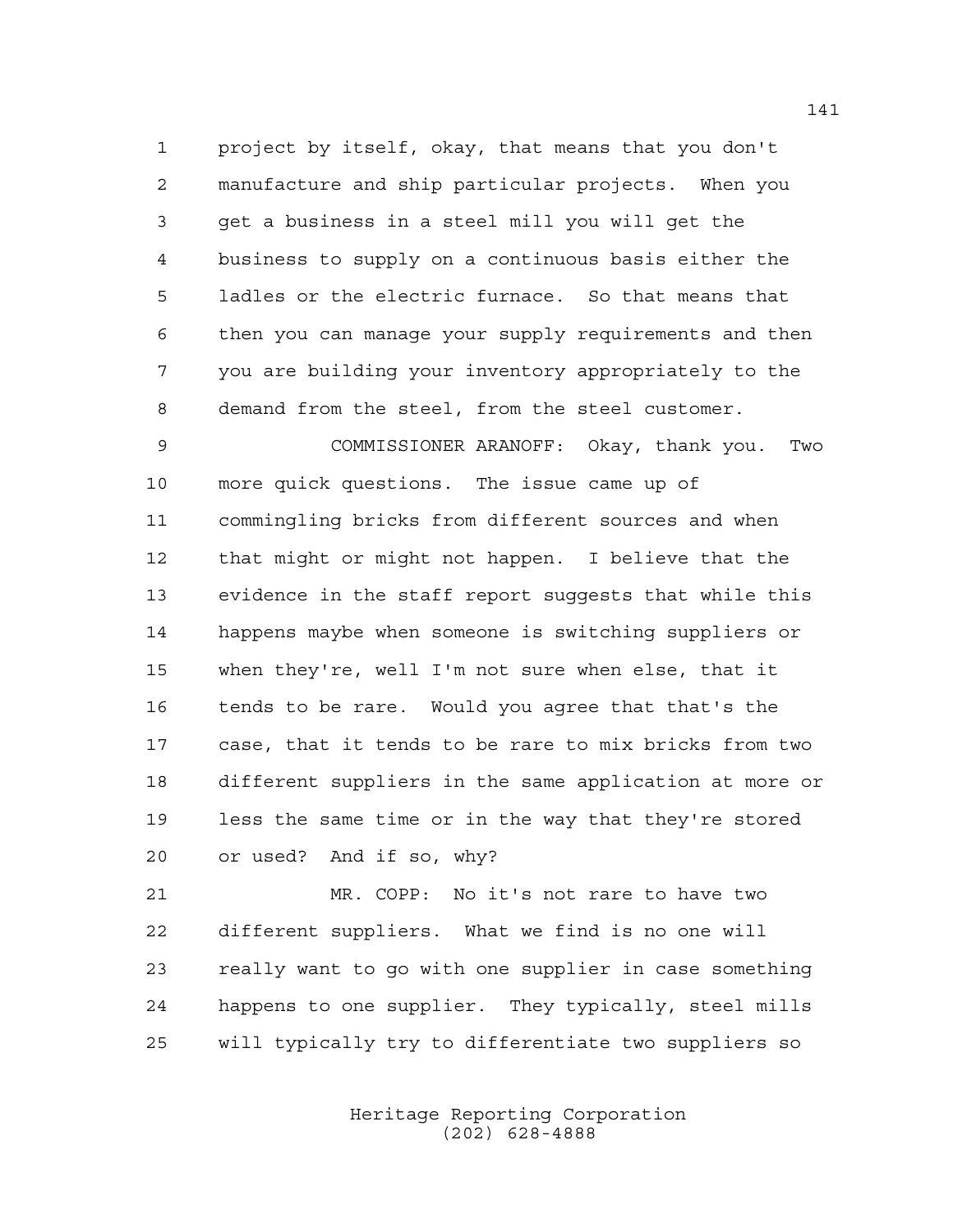project by itself, okay, that means that you don't manufacture and ship particular projects. When you get a business in a steel mill you will get the business to supply on a continuous basis either the ladles or the electric furnace. So that means that then you can manage your supply requirements and then you are building your inventory appropriately to the demand from the steel, from the steel customer.

COMMISSIONER ARANOFF: Okay, thank you. Two more quick questions. The issue came up of commingling bricks from different sources and when that might or might not happen. I believe that the evidence in the staff report suggests that while this happens maybe when someone is switching suppliers or when they're, well I'm not sure when else, that it tends to be rare. Would you agree that that's the case, that it tends to be rare to mix bricks from two different suppliers in the same application at more or less the same time or in the way that they're stored or used? And if so, why?

MR. COPP: No it's not rare to have two different suppliers. What we find is no one will really want to go with one supplier in case something happens to one supplier. They typically, steel mills will typically try to differentiate two suppliers so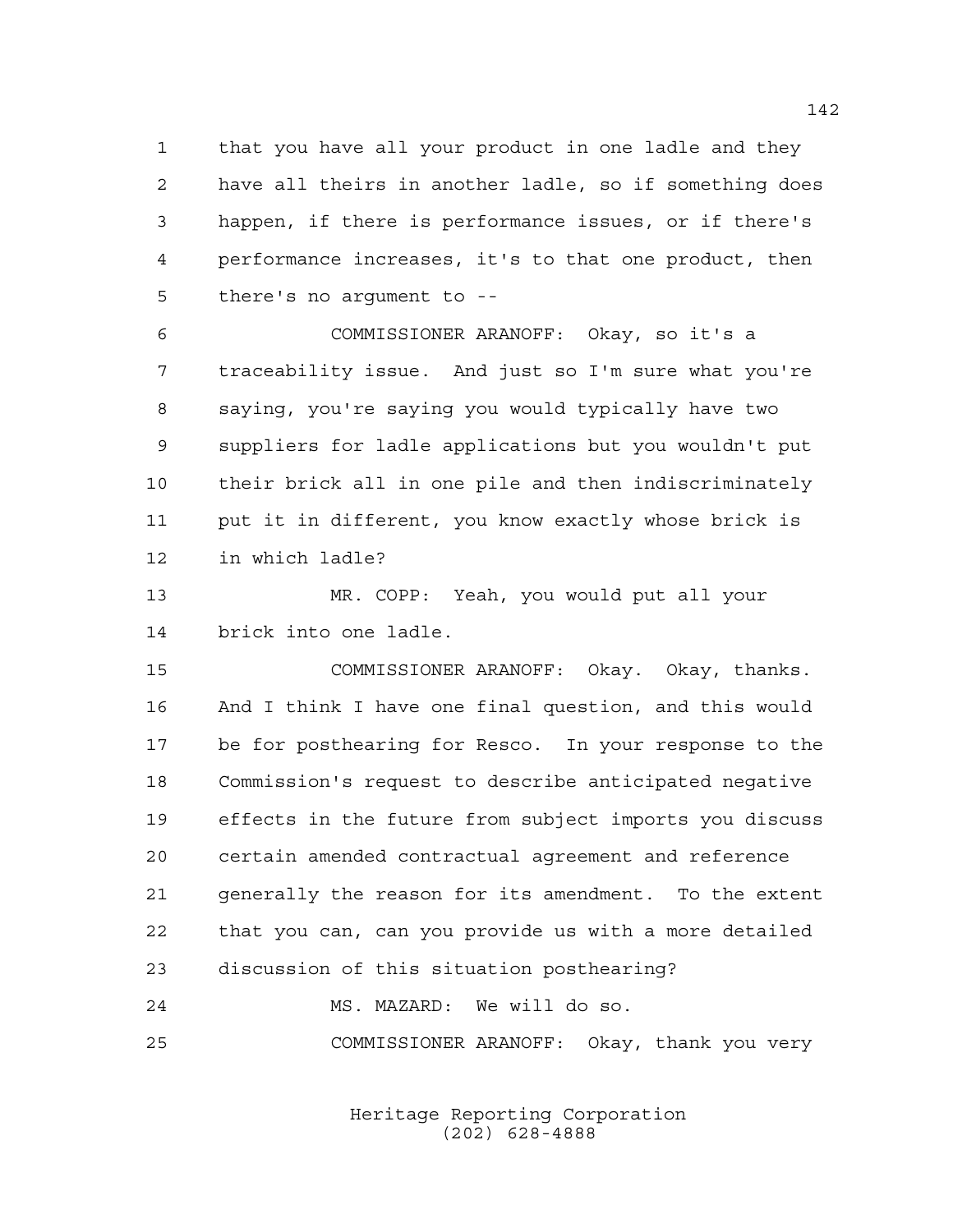that you have all your product in one ladle and they have all theirs in another ladle, so if something does happen, if there is performance issues, or if there's performance increases, it's to that one product, then there's no argument to --

COMMISSIONER ARANOFF: Okay, so it's a traceability issue. And just so I'm sure what you're saying, you're saying you would typically have two suppliers for ladle applications but you wouldn't put their brick all in one pile and then indiscriminately put it in different, you know exactly whose brick is in which ladle?

MR. COPP: Yeah, you would put all your brick into one ladle.

COMMISSIONER ARANOFF: Okay. Okay, thanks. And I think I have one final question, and this would be for posthearing for Resco. In your response to the Commission's request to describe anticipated negative effects in the future from subject imports you discuss certain amended contractual agreement and reference generally the reason for its amendment. To the extent that you can, can you provide us with a more detailed discussion of this situation posthearing?

MS. MAZARD: We will do so.

COMMISSIONER ARANOFF: Okay, thank you very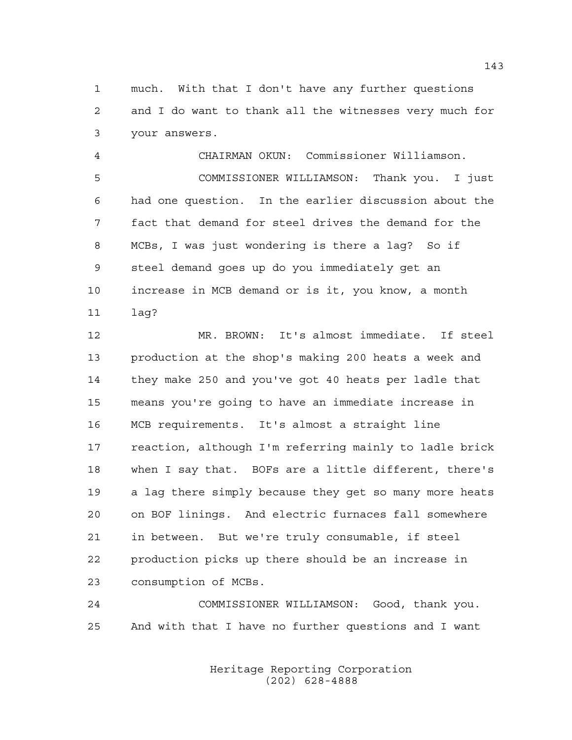much. With that I don't have any further questions and I do want to thank all the witnesses very much for your answers.

CHAIRMAN OKUN: Commissioner Williamson.

COMMISSIONER WILLIAMSON: Thank you. I just had one question. In the earlier discussion about the fact that demand for steel drives the demand for the MCBs, I was just wondering is there a lag? So if steel demand goes up do you immediately get an increase in MCB demand or is it, you know, a month lag?

MR. BROWN: It's almost immediate. If steel production at the shop's making 200 heats a week and they make 250 and you've got 40 heats per ladle that means you're going to have an immediate increase in MCB requirements. It's almost a straight line reaction, although I'm referring mainly to ladle brick when I say that. BOFs are a little different, there's a lag there simply because they get so many more heats on BOF linings. And electric furnaces fall somewhere in between. But we're truly consumable, if steel production picks up there should be an increase in consumption of MCBs.

COMMISSIONER WILLIAMSON: Good, thank you. And with that I have no further questions and I want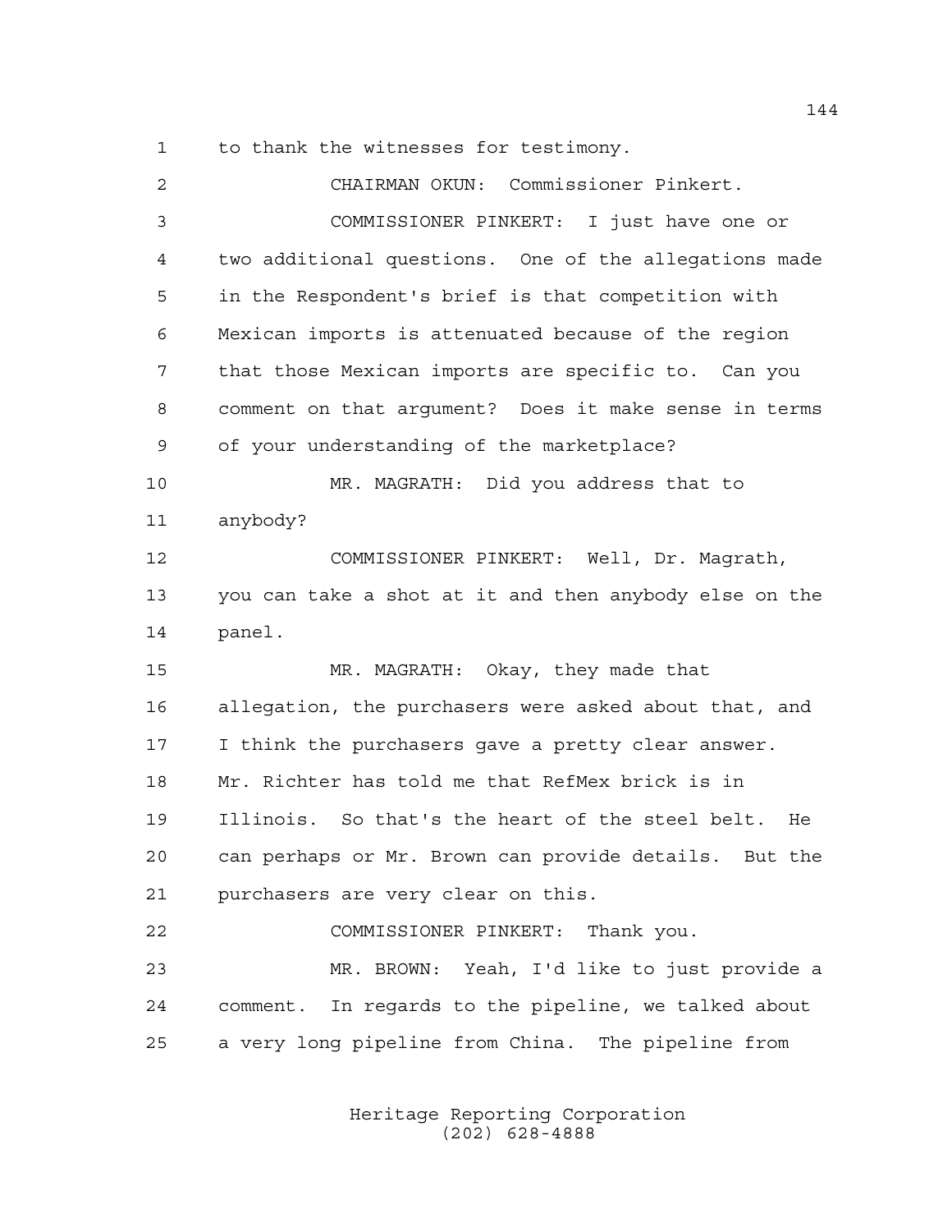to thank the witnesses for testimony.

CHAIRMAN OKUN: Commissioner Pinkert.

COMMISSIONER PINKERT: I just have one or two additional questions. One of the allegations made in the Respondent's brief is that competition with Mexican imports is attenuated because of the region that those Mexican imports are specific to. Can you comment on that argument? Does it make sense in terms of your understanding of the marketplace?

MR. MAGRATH: Did you address that to anybody?

COMMISSIONER PINKERT: Well, Dr. Magrath, you can take a shot at it and then anybody else on the panel.

MR. MAGRATH: Okay, they made that allegation, the purchasers were asked about that, and I think the purchasers gave a pretty clear answer. Mr. Richter has told me that RefMex brick is in Illinois. So that's the heart of the steel belt. He can perhaps or Mr. Brown can provide details. But the purchasers are very clear on this.

COMMISSIONER PINKERT: Thank you.

MR. BROWN: Yeah, I'd like to just provide a comment. In regards to the pipeline, we talked about a very long pipeline from China. The pipeline from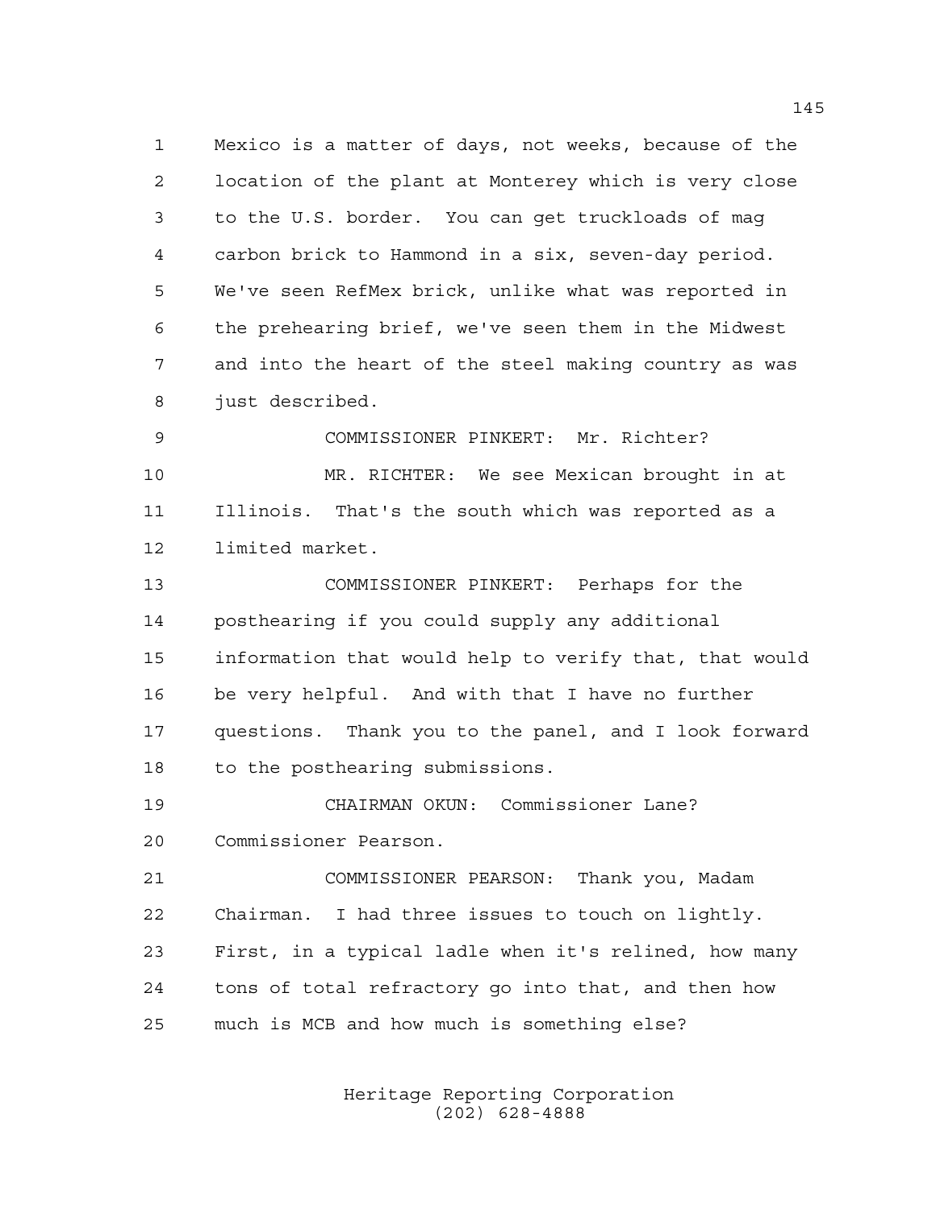Mexico is a matter of days, not weeks, because of the location of the plant at Monterey which is very close to the U.S. border. You can get truckloads of mag carbon brick to Hammond in a six, seven-day period. We've seen RefMex brick, unlike what was reported in the prehearing brief, we've seen them in the Midwest and into the heart of the steel making country as was just described.

COMMISSIONER PINKERT: Mr. Richter?

MR. RICHTER: We see Mexican brought in at Illinois. That's the south which was reported as a limited market.

COMMISSIONER PINKERT: Perhaps for the posthearing if you could supply any additional information that would help to verify that, that would be very helpful. And with that I have no further questions. Thank you to the panel, and I look forward to the posthearing submissions.

CHAIRMAN OKUN: Commissioner Lane? Commissioner Pearson.

COMMISSIONER PEARSON: Thank you, Madam Chairman. I had three issues to touch on lightly. First, in a typical ladle when it's relined, how many tons of total refractory go into that, and then how much is MCB and how much is something else?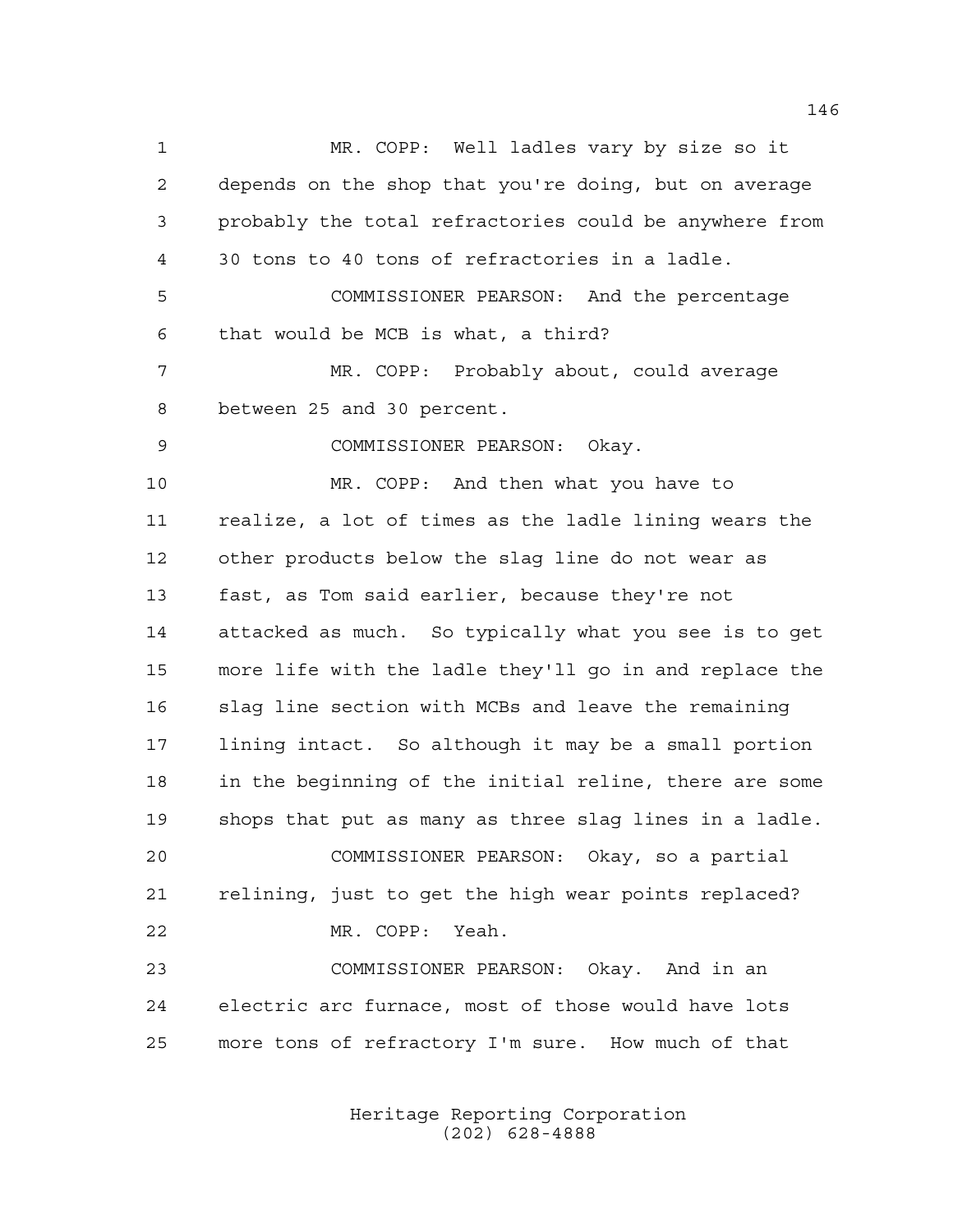MR. COPP: Well ladles vary by size so it depends on the shop that you're doing, but on average probably the total refractories could be anywhere from 30 tons to 40 tons of refractories in a ladle.

COMMISSIONER PEARSON: And the percentage that would be MCB is what, a third?

MR. COPP: Probably about, could average between 25 and 30 percent.

COMMISSIONER PEARSON: Okay.

MR. COPP: And then what you have to realize, a lot of times as the ladle lining wears the other products below the slag line do not wear as fast, as Tom said earlier, because they're not attacked as much. So typically what you see is to get more life with the ladle they'll go in and replace the slag line section with MCBs and leave the remaining lining intact. So although it may be a small portion in the beginning of the initial reline, there are some shops that put as many as three slag lines in a ladle.

COMMISSIONER PEARSON: Okay, so a partial relining, just to get the high wear points replaced?

MR. COPP: Yeah.

COMMISSIONER PEARSON: Okay. And in an electric arc furnace, most of those would have lots more tons of refractory I'm sure. How much of that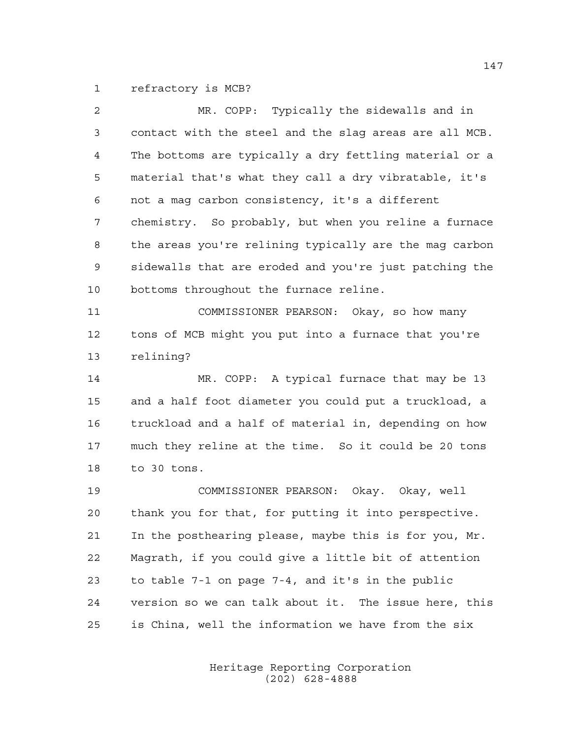refractory is MCB?

MR. COPP: Typically the sidewalls and in contact with the steel and the slag areas are all MCB. The bottoms are typically a dry fettling material or a material that's what they call a dry vibratable, it's not a mag carbon consistency, it's a different chemistry. So probably, but when you reline a furnace the areas you're relining typically are the mag carbon sidewalls that are eroded and you're just patching the bottoms throughout the furnace reline.

COMMISSIONER PEARSON: Okay, so how many tons of MCB might you put into a furnace that you're relining?

MR. COPP: A typical furnace that may be 13 and a half foot diameter you could put a truckload, a truckload and a half of material in, depending on how much they reline at the time. So it could be 20 tons to 30 tons.

COMMISSIONER PEARSON: Okay. Okay, well thank you for that, for putting it into perspective. In the posthearing please, maybe this is for you, Mr. Magrath, if you could give a little bit of attention to table 7-1 on page 7-4, and it's in the public version so we can talk about it. The issue here, this is China, well the information we have from the six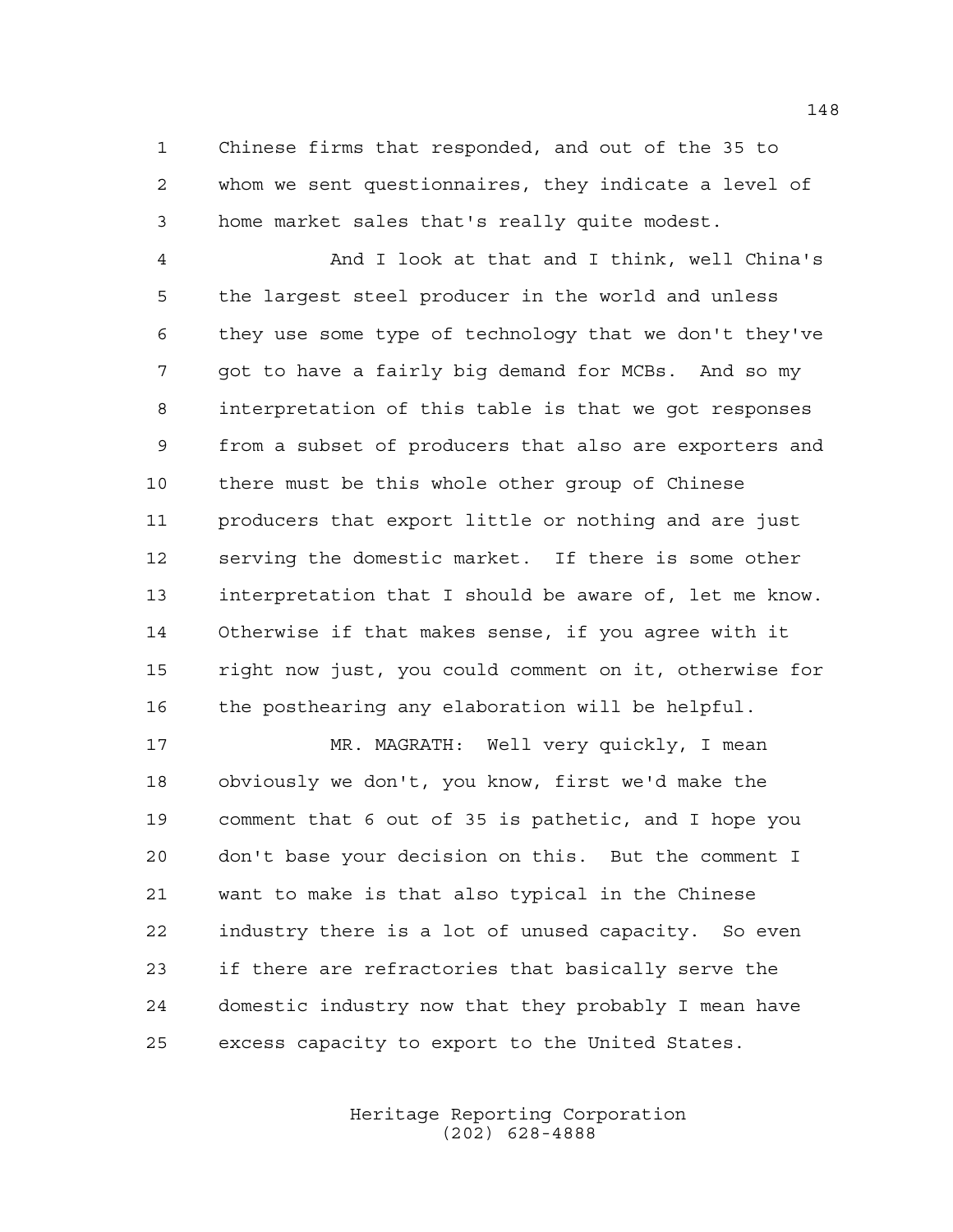Chinese firms that responded, and out of the 35 to whom we sent questionnaires, they indicate a level of home market sales that's really quite modest.

And I look at that and I think, well China's the largest steel producer in the world and unless they use some type of technology that we don't they've got to have a fairly big demand for MCBs. And so my interpretation of this table is that we got responses from a subset of producers that also are exporters and there must be this whole other group of Chinese producers that export little or nothing and are just serving the domestic market. If there is some other interpretation that I should be aware of, let me know. Otherwise if that makes sense, if you agree with it right now just, you could comment on it, otherwise for the posthearing any elaboration will be helpful.

MR. MAGRATH: Well very quickly, I mean obviously we don't, you know, first we'd make the comment that 6 out of 35 is pathetic, and I hope you don't base your decision on this. But the comment I want to make is that also typical in the Chinese industry there is a lot of unused capacity. So even if there are refractories that basically serve the domestic industry now that they probably I mean have excess capacity to export to the United States.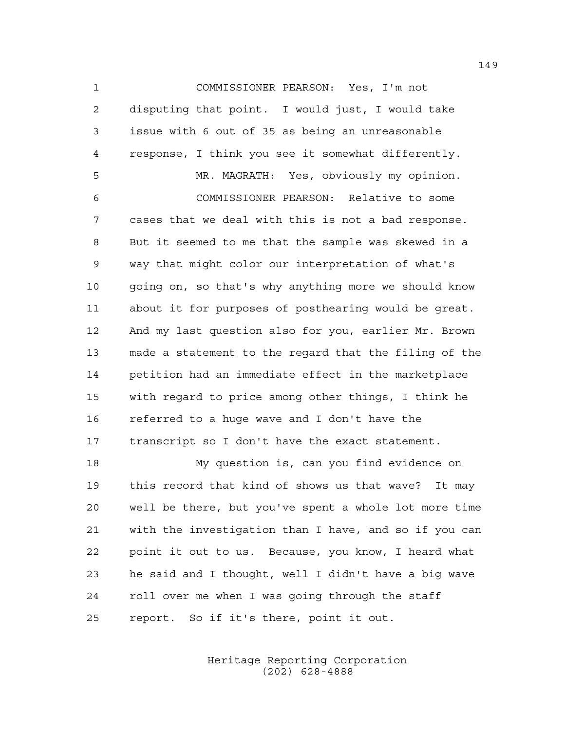COMMISSIONER PEARSON: Yes, I'm not disputing that point. I would just, I would take issue with 6 out of 35 as being an unreasonable response, I think you see it somewhat differently.

MR. MAGRATH: Yes, obviously my opinion.

COMMISSIONER PEARSON: Relative to some cases that we deal with this is not a bad response. But it seemed to me that the sample was skewed in a way that might color our interpretation of what's going on, so that's why anything more we should know about it for purposes of posthearing would be great. And my last question also for you, earlier Mr. Brown made a statement to the regard that the filing of the petition had an immediate effect in the marketplace with regard to price among other things, I think he referred to a huge wave and I don't have the transcript so I don't have the exact statement.

My question is, can you find evidence on this record that kind of shows us that wave? It may well be there, but you've spent a whole lot more time with the investigation than I have, and so if you can point it out to us. Because, you know, I heard what he said and I thought, well I didn't have a big wave roll over me when I was going through the staff report. So if it's there, point it out.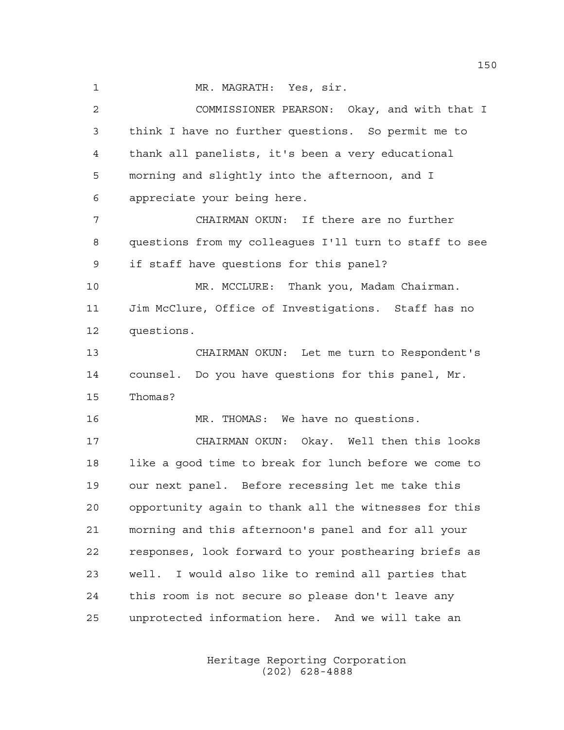MR. MAGRATH: Yes, sir.

COMMISSIONER PEARSON: Okay, and with that I think I have no further questions. So permit me to thank all panelists, it's been a very educational morning and slightly into the afternoon, and I appreciate your being here.

CHAIRMAN OKUN: If there are no further questions from my colleagues I'll turn to staff to see if staff have questions for this panel?

MR. MCCLURE: Thank you, Madam Chairman. Jim McClure, Office of Investigations. Staff has no questions.

CHAIRMAN OKUN: Let me turn to Respondent's counsel. Do you have questions for this panel, Mr. Thomas?

MR. THOMAS: We have no questions.

CHAIRMAN OKUN: Okay. Well then this looks like a good time to break for lunch before we come to our next panel. Before recessing let me take this opportunity again to thank all the witnesses for this morning and this afternoon's panel and for all your responses, look forward to your posthearing briefs as well. I would also like to remind all parties that this room is not secure so please don't leave any unprotected information here. And we will take an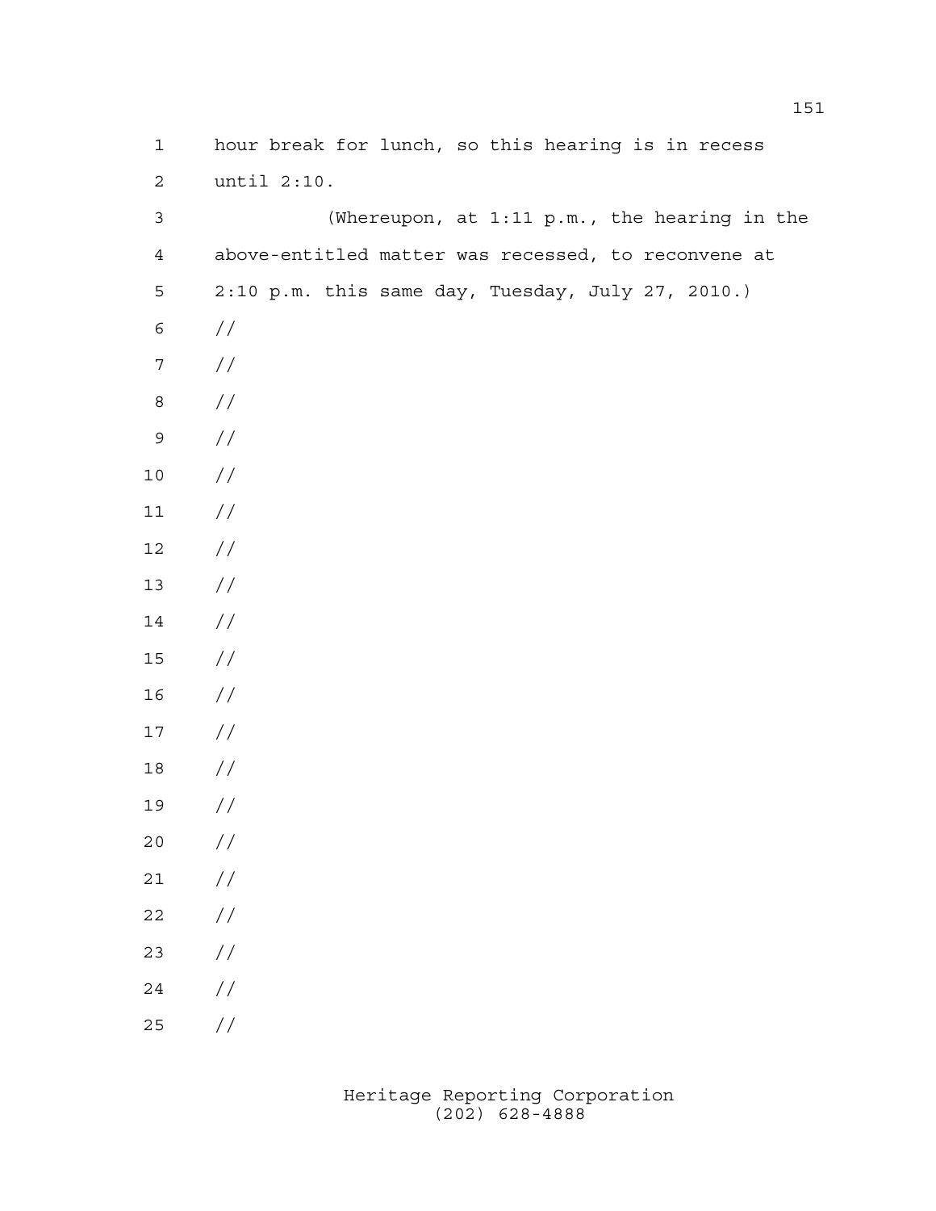hour break for lunch, so this hearing is in recess until 2:10.

(Whereupon, at 1:11 p.m., the hearing in the above-entitled matter was recessed, to reconvene at 2:10 p.m. this same day, Tuesday, July 27, 2010.)

//

//

//

//

//

//

//

//

//

//

//

//

//

//

//

//

//

//

//

//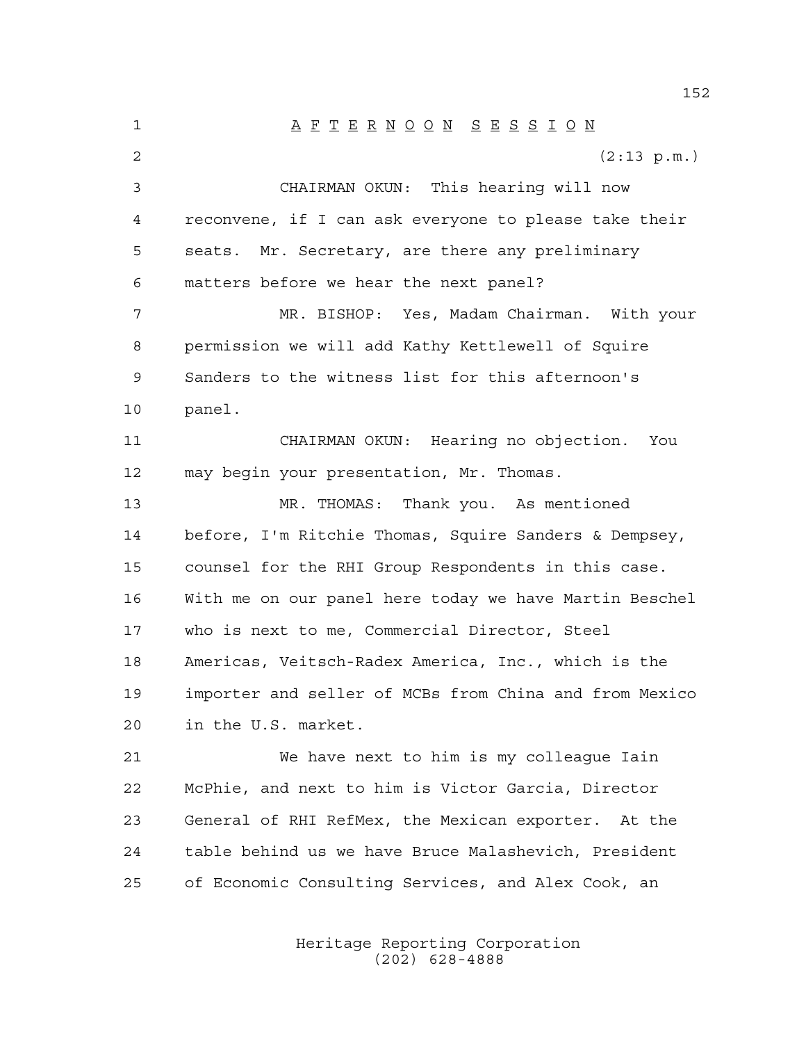# A F T E R N O O N   S E S S I O N

(2:13 p.m.)

CHAIRMAN OKUN: This hearing will now reconvene, if I can ask everyone to please take their seats. Mr. Secretary, are there any preliminary matters before we hear the next panel?

MR. BISHOP: Yes, Madam Chairman. With your permission we will add Kathy Kettlewell of Squire Sanders to the witness list for this afternoon's panel.

CHAIRMAN OKUN: Hearing no objection. You may begin your presentation, Mr. Thomas.

MR. THOMAS: Thank you. As mentioned before, I'm Ritchie Thomas, Squire Sanders & Dempsey, counsel for the RHI Group Respondents in this case. With me on our panel here today we have Martin Beschel who is next to me, Commercial Director, Steel Americas, Veitsch-Radex America, Inc., which is the importer and seller of MCBs from China and from Mexico in the U.S. market.

We have next to him is my colleague Iain McPhie, and next to him is Victor Garcia, Director General of RHI RefMex, the Mexican exporter. At the table behind us we have Bruce Malashevich, President of Economic Consulting Services, and Alex Cook, an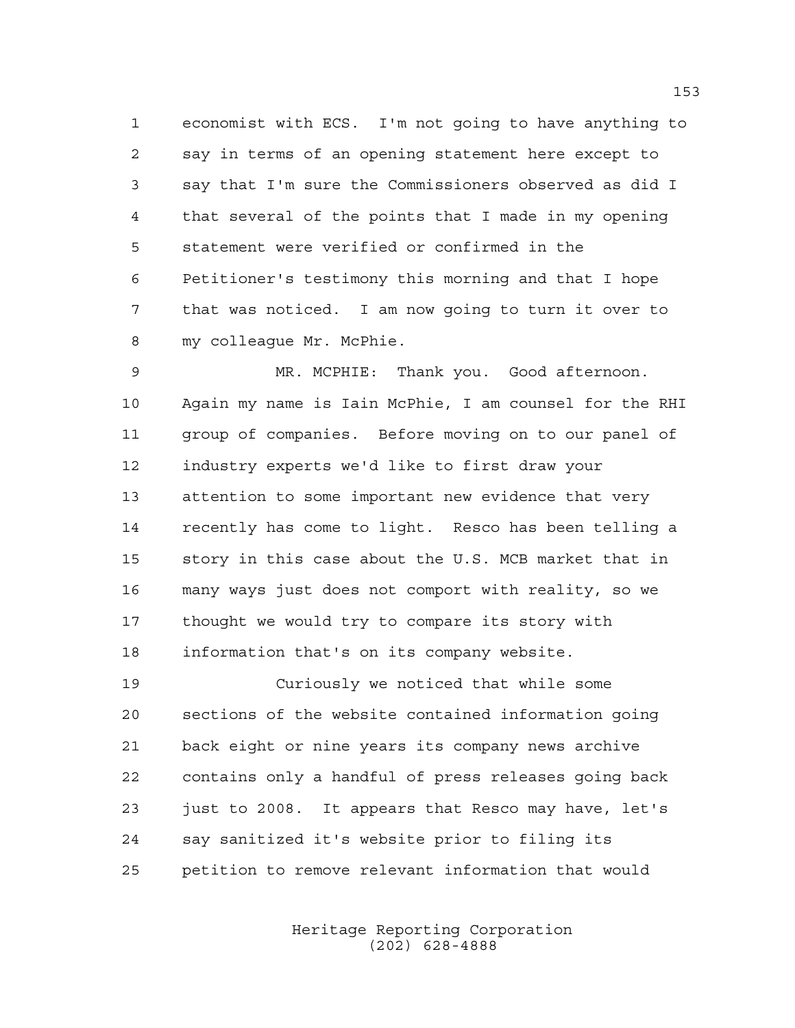economist with ECS. I'm not going to have anything to say in terms of an opening statement here except to say that I'm sure the Commissioners observed as did I that several of the points that I made in my opening statement were verified or confirmed in the Petitioner's testimony this morning and that I hope that was noticed. I am now going to turn it over to my colleague Mr. McPhie.

MR. MCPHIE: Thank you. Good afternoon. Again my name is Iain McPhie, I am counsel for the RHI group of companies. Before moving on to our panel of industry experts we'd like to first draw your attention to some important new evidence that very recently has come to light. Resco has been telling a story in this case about the U.S. MCB market that in many ways just does not comport with reality, so we thought we would try to compare its story with information that's on its company website.

Curiously we noticed that while some sections of the website contained information going back eight or nine years its company news archive contains only a handful of press releases going back just to 2008. It appears that Resco may have, let's say sanitized it's website prior to filing its petition to remove relevant information that would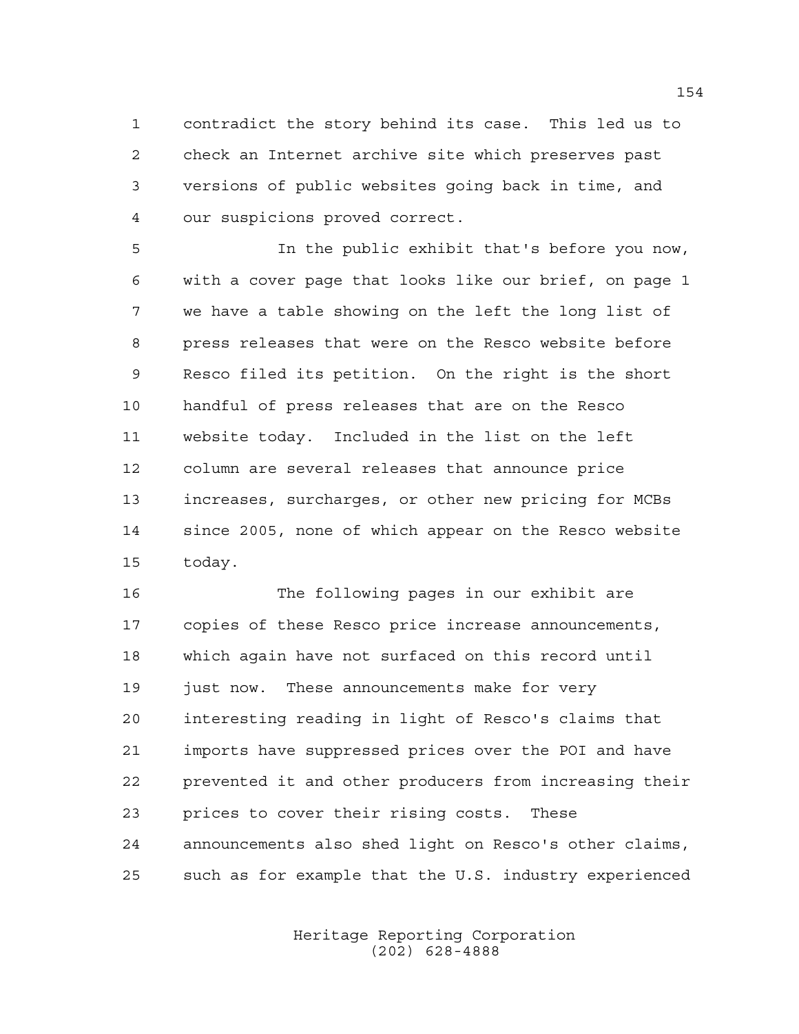contradict the story behind its case. This led us to check an Internet archive site which preserves past versions of public websites going back in time, and our suspicions proved correct.

In the public exhibit that's before you now, with a cover page that looks like our brief, on page 1 we have a table showing on the left the long list of press releases that were on the Resco website before Resco filed its petition. On the right is the short handful of press releases that are on the Resco website today. Included in the list on the left column are several releases that announce price increases, surcharges, or other new pricing for MCBs since 2005, none of which appear on the Resco website today.

The following pages in our exhibit are copies of these Resco price increase announcements, which again have not surfaced on this record until just now. These announcements make for very interesting reading in light of Resco's claims that imports have suppressed prices over the POI and have prevented it and other producers from increasing their prices to cover their rising costs. These announcements also shed light on Resco's other claims, such as for example that the U.S. industry experienced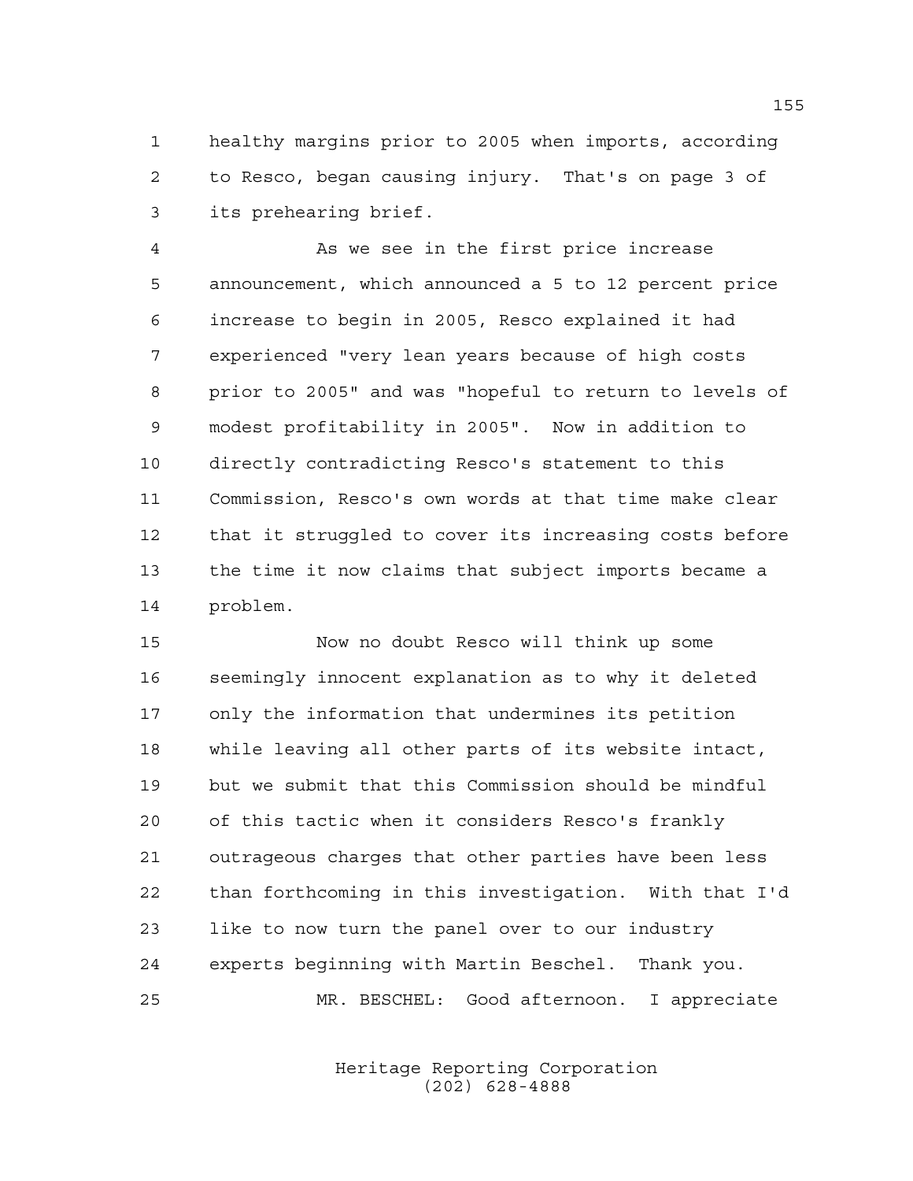healthy margins prior to 2005 when imports, according to Resco, began causing injury. That's on page 3 of its prehearing brief.

As we see in the first price increase announcement, which announced a 5 to 12 percent price increase to begin in 2005, Resco explained it had experienced "very lean years because of high costs prior to 2005" and was "hopeful to return to levels of modest profitability in 2005". Now in addition to directly contradicting Resco's statement to this Commission, Resco's own words at that time make clear that it struggled to cover its increasing costs before the time it now claims that subject imports became a problem.

Now no doubt Resco will think up some seemingly innocent explanation as to why it deleted only the information that undermines its petition while leaving all other parts of its website intact, but we submit that this Commission should be mindful of this tactic when it considers Resco's frankly outrageous charges that other parties have been less than forthcoming in this investigation. With that I'd like to now turn the panel over to our industry experts beginning with Martin Beschel. Thank you.

MR. BESCHEL: Good afternoon. I appreciate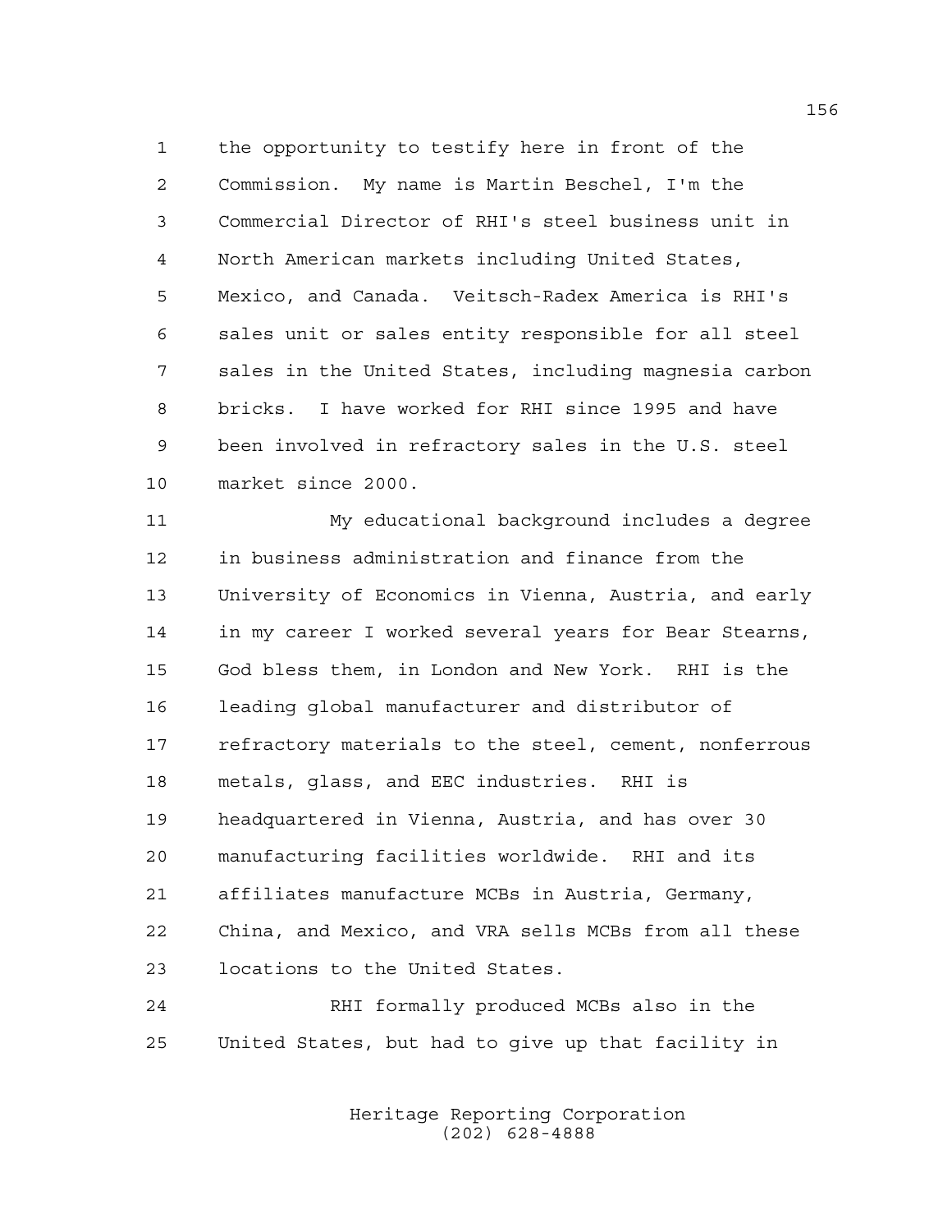the opportunity to testify here in front of the Commission. My name is Martin Beschel, I'm the Commercial Director of RHI's steel business unit in North American markets including United States, Mexico, and Canada. Veitsch-Radex America is RHI's sales unit or sales entity responsible for all steel sales in the United States, including magnesia carbon bricks. I have worked for RHI since 1995 and have been involved in refractory sales in the U.S. steel market since 2000.

My educational background includes a degree in business administration and finance from the University of Economics in Vienna, Austria, and early in my career I worked several years for Bear Stearns, God bless them, in London and New York. RHI is the leading global manufacturer and distributor of refractory materials to the steel, cement, nonferrous metals, glass, and EEC industries. RHI is headquartered in Vienna, Austria, and has over 30 manufacturing facilities worldwide. RHI and its affiliates manufacture MCBs in Austria, Germany, China, and Mexico, and VRA sells MCBs from all these locations to the United States.

RHI formally produced MCBs also in the United States, but had to give up that facility in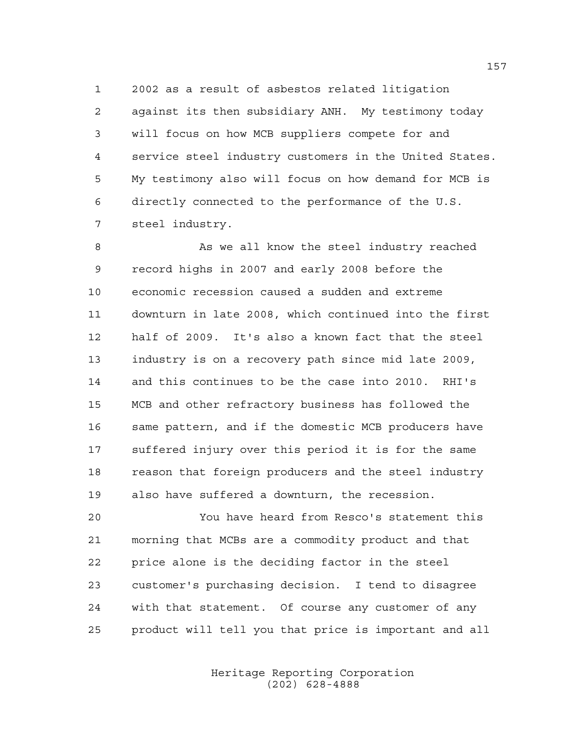2002 as a result of asbestos related litigation against its then subsidiary ANH. My testimony today will focus on how MCB suppliers compete for and service steel industry customers in the United States. My testimony also will focus on how demand for MCB is directly connected to the performance of the U.S. steel industry.

As we all know the steel industry reached record highs in 2007 and early 2008 before the economic recession caused a sudden and extreme downturn in late 2008, which continued into the first half of 2009. It's also a known fact that the steel industry is on a recovery path since mid late 2009, and this continues to be the case into 2010. RHI's MCB and other refractory business has followed the same pattern, and if the domestic MCB producers have suffered injury over this period it is for the same reason that foreign producers and the steel industry also have suffered a downturn, the recession.

You have heard from Resco's statement this morning that MCBs are a commodity product and that price alone is the deciding factor in the steel customer's purchasing decision. I tend to disagree with that statement. Of course any customer of any product will tell you that price is important and all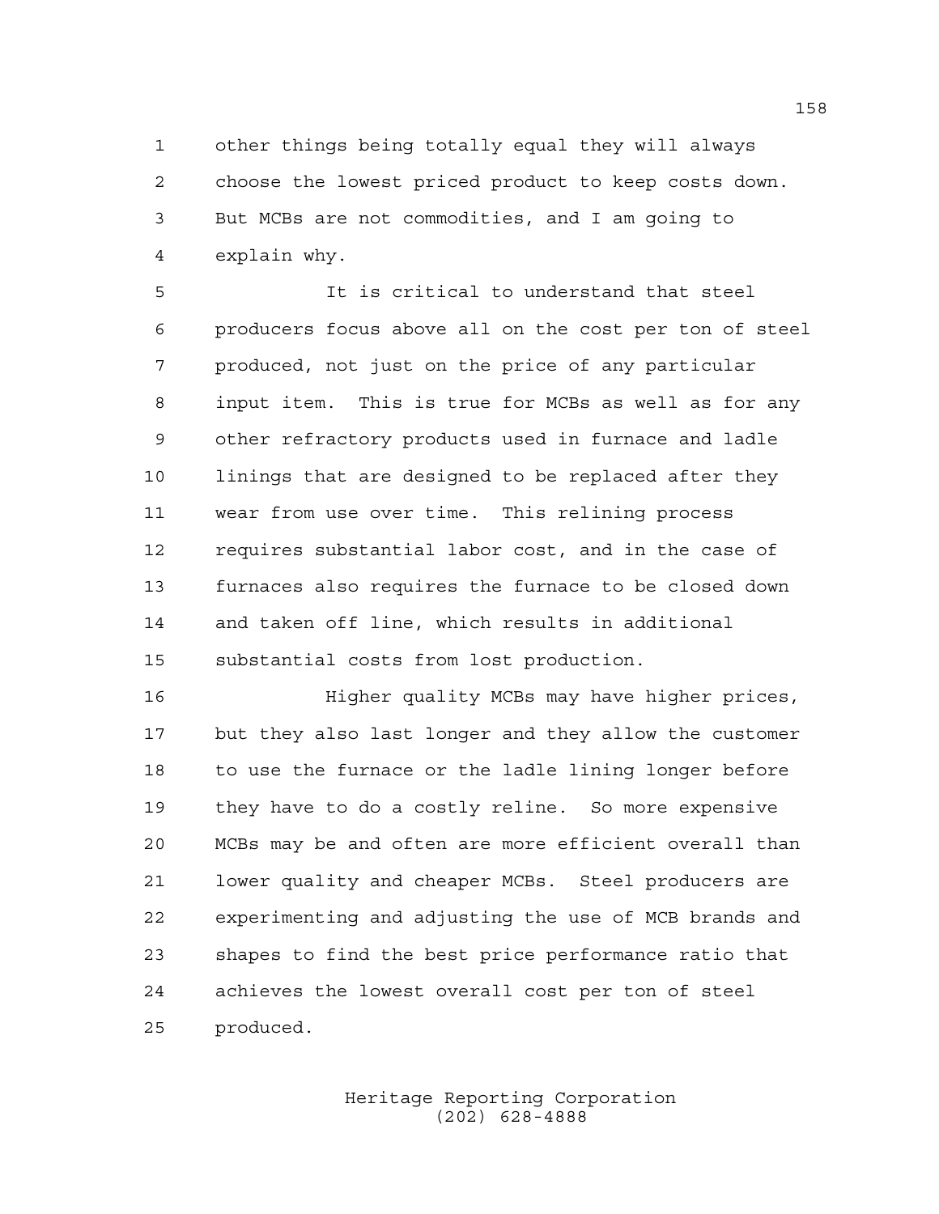other things being totally equal they will always choose the lowest priced product to keep costs down. But MCBs are not commodities, and I am going to explain why.

It is critical to understand that steel producers focus above all on the cost per ton of steel produced, not just on the price of any particular input item. This is true for MCBs as well as for any other refractory products used in furnace and ladle linings that are designed to be replaced after they wear from use over time. This relining process requires substantial labor cost, and in the case of furnaces also requires the furnace to be closed down and taken off line, which results in additional substantial costs from lost production.

Higher quality MCBs may have higher prices, but they also last longer and they allow the customer to use the furnace or the ladle lining longer before they have to do a costly reline. So more expensive MCBs may be and often are more efficient overall than lower quality and cheaper MCBs. Steel producers are experimenting and adjusting the use of MCB brands and shapes to find the best price performance ratio that achieves the lowest overall cost per ton of steel produced.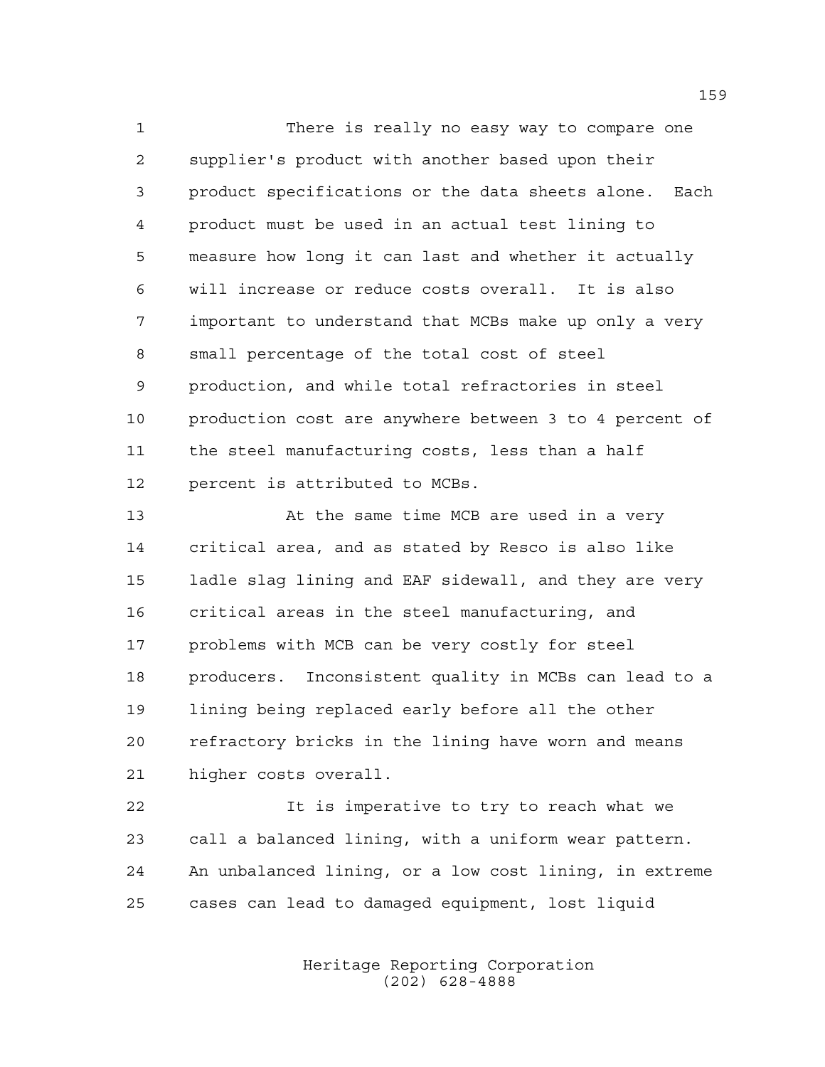There is really no easy way to compare one supplier's product with another based upon their product specifications or the data sheets alone. Each product must be used in an actual test lining to measure how long it can last and whether it actually will increase or reduce costs overall. It is also important to understand that MCBs make up only a very small percentage of the total cost of steel production, and while total refractories in steel production cost are anywhere between 3 to 4 percent of the steel manufacturing costs, less than a half percent is attributed to MCBs.

At the same time MCB are used in a very critical area, and as stated by Resco is also like ladle slag lining and EAF sidewall, and they are very critical areas in the steel manufacturing, and problems with MCB can be very costly for steel producers. Inconsistent quality in MCBs can lead to a lining being replaced early before all the other refractory bricks in the lining have worn and means higher costs overall.

It is imperative to try to reach what we call a balanced lining, with a uniform wear pattern. An unbalanced lining, or a low cost lining, in extreme cases can lead to damaged equipment, lost liquid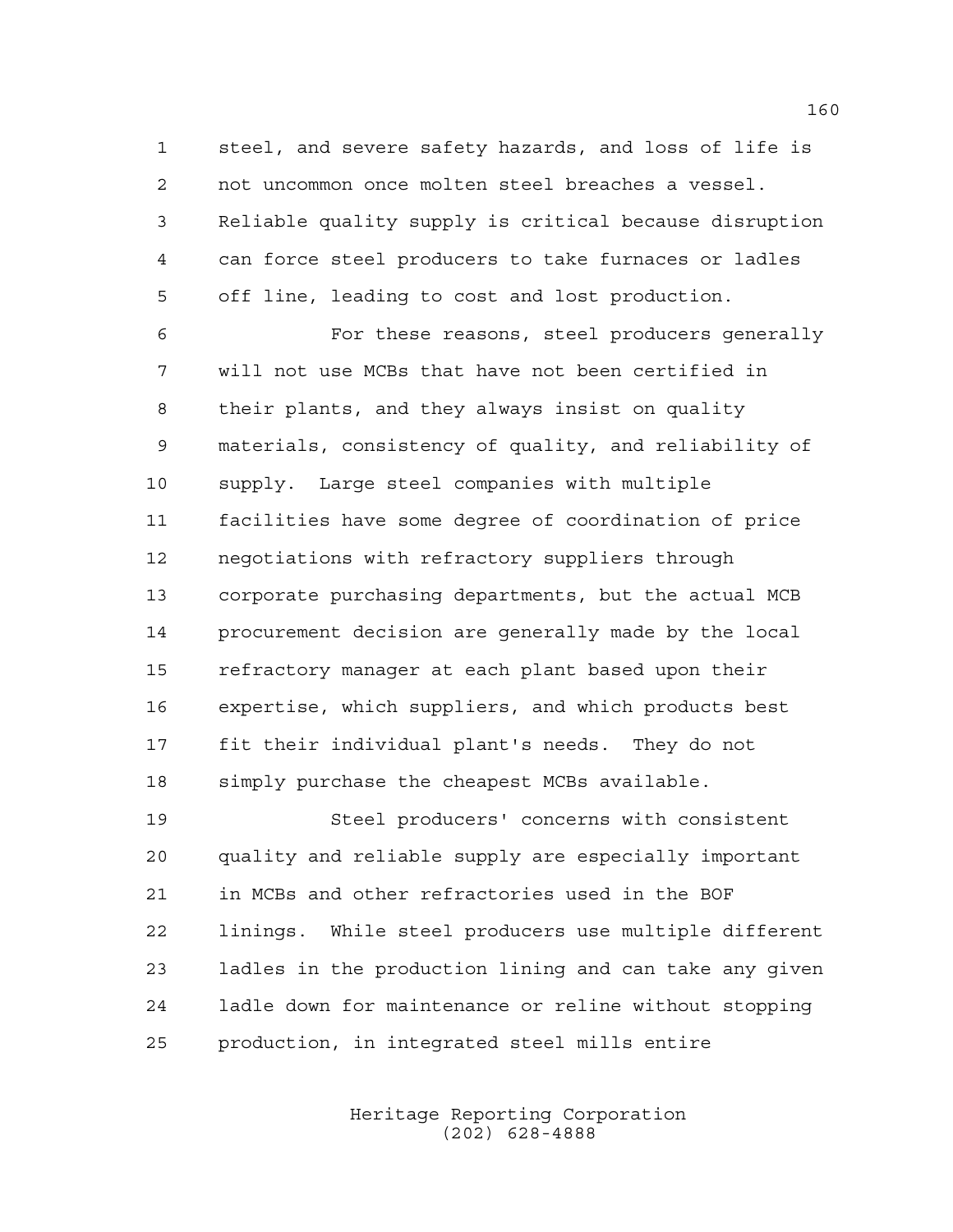steel, and severe safety hazards, and loss of life is not uncommon once molten steel breaches a vessel. Reliable quality supply is critical because disruption can force steel producers to take furnaces or ladles off line, leading to cost and lost production.

For these reasons, steel producers generally will not use MCBs that have not been certified in their plants, and they always insist on quality materials, consistency of quality, and reliability of supply. Large steel companies with multiple facilities have some degree of coordination of price negotiations with refractory suppliers through corporate purchasing departments, but the actual MCB procurement decision are generally made by the local refractory manager at each plant based upon their expertise, which suppliers, and which products best fit their individual plant's needs. They do not simply purchase the cheapest MCBs available.

Steel producers' concerns with consistent quality and reliable supply are especially important in MCBs and other refractories used in the BOF linings. While steel producers use multiple different ladles in the production lining and can take any given ladle down for maintenance or reline without stopping production, in integrated steel mills entire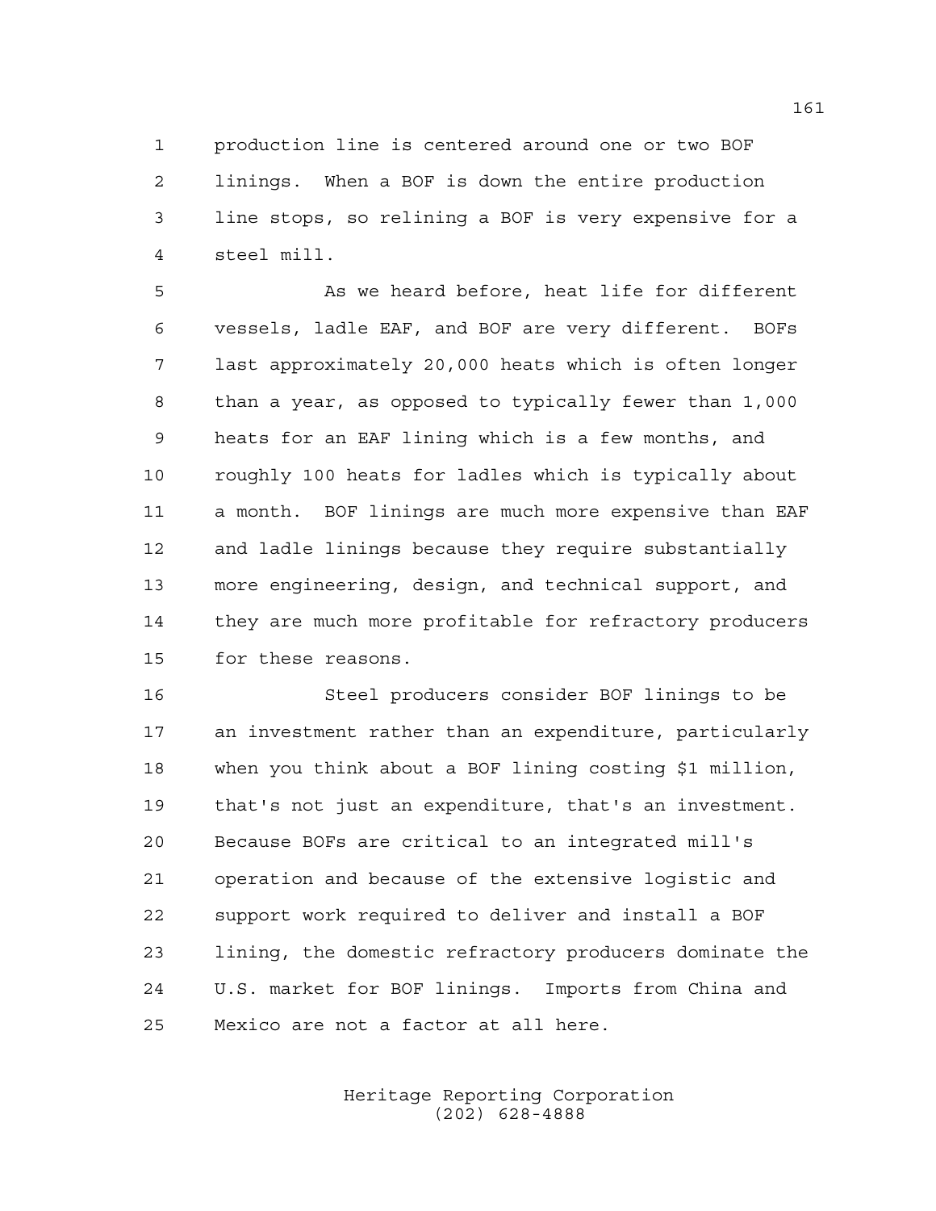production line is centered around one or two BOF linings. When a BOF is down the entire production line stops, so relining a BOF is very expensive for a steel mill.

As we heard before, heat life for different vessels, ladle EAF, and BOF are very different. BOFs last approximately 20,000 heats which is often longer than a year, as opposed to typically fewer than 1,000 heats for an EAF lining which is a few months, and roughly 100 heats for ladles which is typically about a month. BOF linings are much more expensive than EAF and ladle linings because they require substantially more engineering, design, and technical support, and they are much more profitable for refractory producers for these reasons.

Steel producers consider BOF linings to be an investment rather than an expenditure, particularly when you think about a BOF lining costing $1 million, that's not just an expenditure, that's an investment. Because BOFs are critical to an integrated mill's operation and because of the extensive logistic and support work required to deliver and install a BOF lining, the domestic refractory producers dominate the U.S. market for BOF linings. Imports from China and Mexico are not a factor at all here.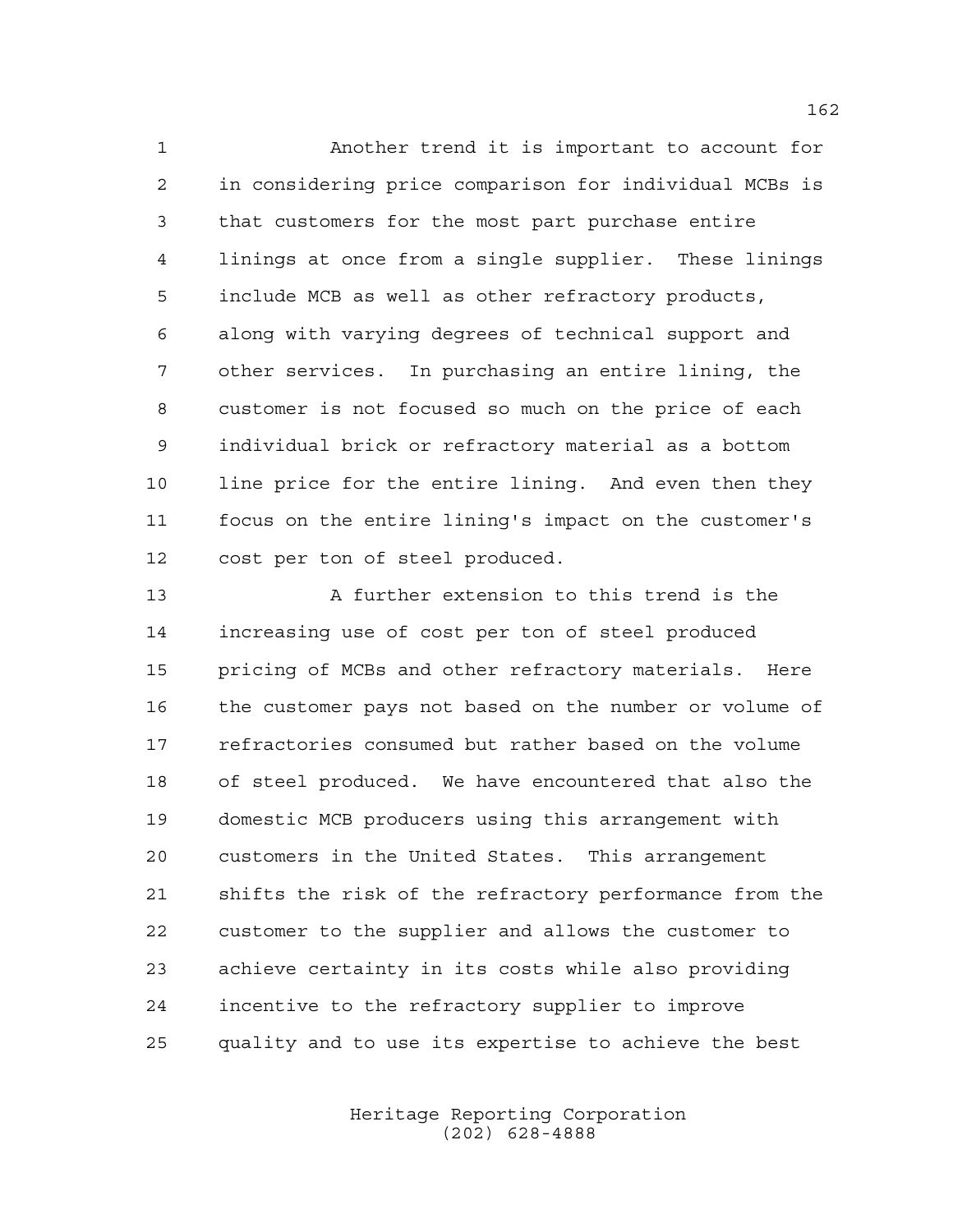Another trend it is important to account for in considering price comparison for individual MCBs is that customers for the most part purchase entire linings at once from a single supplier. These linings include MCB as well as other refractory products, along with varying degrees of technical support and other services. In purchasing an entire lining, the customer is not focused so much on the price of each individual brick or refractory material as a bottom line price for the entire lining. And even then they focus on the entire lining's impact on the customer's cost per ton of steel produced.

A further extension to this trend is the increasing use of cost per ton of steel produced pricing of MCBs and other refractory materials. Here the customer pays not based on the number or volume of refractories consumed but rather based on the volume of steel produced. We have encountered that also the domestic MCB producers using this arrangement with customers in the United States. This arrangement shifts the risk of the refractory performance from the customer to the supplier and allows the customer to achieve certainty in its costs while also providing incentive to the refractory supplier to improve quality and to use its expertise to achieve the best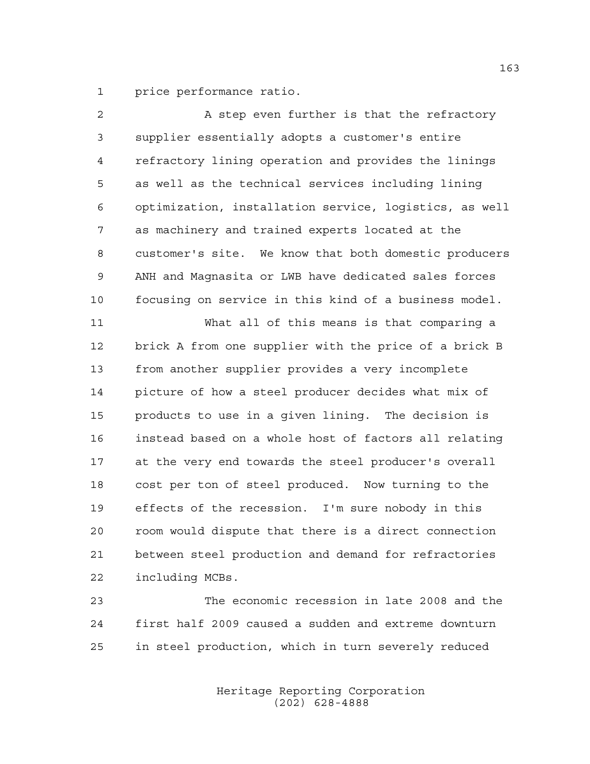price performance ratio.

A step even further is that the refractory supplier essentially adopts a customer's entire refractory lining operation and provides the linings as well as the technical services including lining optimization, installation service, logistics, as well as machinery and trained experts located at the customer's site. We know that both domestic producers ANH and Magnasita or LWB have dedicated sales forces focusing on service in this kind of a business model.

What all of this means is that comparing a brick A from one supplier with the price of a brick B from another supplier provides a very incomplete picture of how a steel producer decides what mix of products to use in a given lining. The decision is instead based on a whole host of factors all relating at the very end towards the steel producer's overall cost per ton of steel produced. Now turning to the effects of the recession. I'm sure nobody in this room would dispute that there is a direct connection between steel production and demand for refractories including MCBs.

The economic recession in late 2008 and the first half 2009 caused a sudden and extreme downturn in steel production, which in turn severely reduced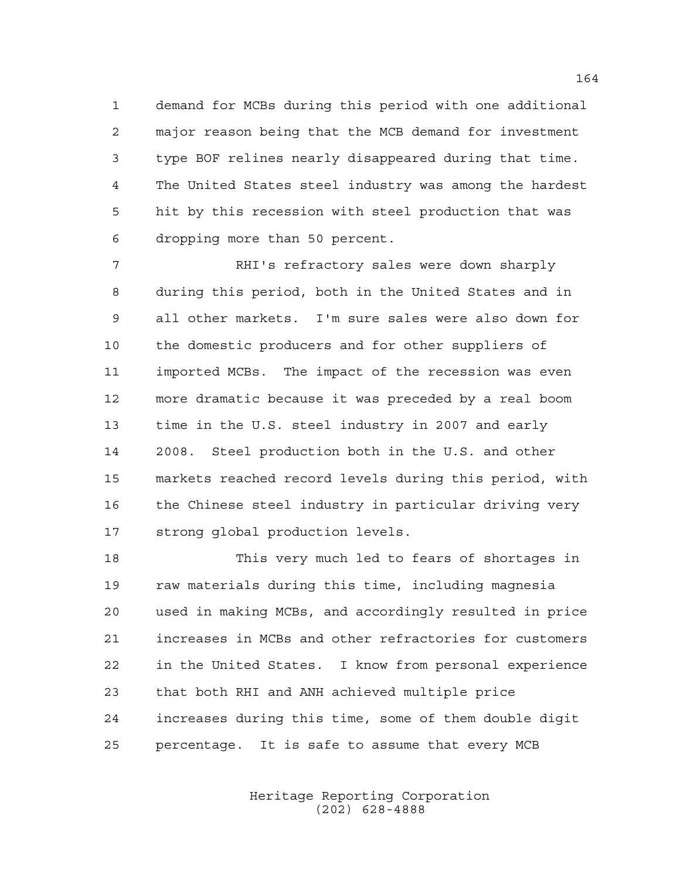demand for MCBs during this period with one additional major reason being that the MCB demand for investment type BOF relines nearly disappeared during that time. The United States steel industry was among the hardest hit by this recession with steel production that was dropping more than 50 percent.

RHI's refractory sales were down sharply during this period, both in the United States and in all other markets. I'm sure sales were also down for the domestic producers and for other suppliers of imported MCBs. The impact of the recession was even more dramatic because it was preceded by a real boom time in the U.S. steel industry in 2007 and early 2008. Steel production both in the U.S. and other markets reached record levels during this period, with the Chinese steel industry in particular driving very strong global production levels.

This very much led to fears of shortages in raw materials during this time, including magnesia used in making MCBs, and accordingly resulted in price increases in MCBs and other refractories for customers in the United States. I know from personal experience that both RHI and ANH achieved multiple price increases during this time, some of them double digit percentage. It is safe to assume that every MCB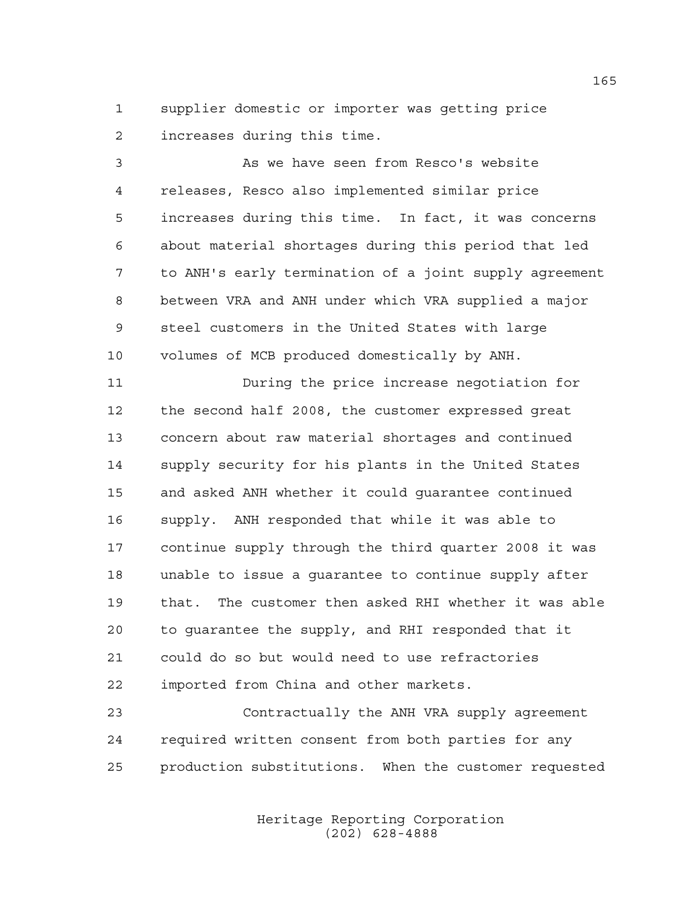supplier domestic or importer was getting price increases during this time.

As we have seen from Resco's website releases, Resco also implemented similar price increases during this time. In fact, it was concerns about material shortages during this period that led to ANH's early termination of a joint supply agreement between VRA and ANH under which VRA supplied a major steel customers in the United States with large volumes of MCB produced domestically by ANH.

During the price increase negotiation for the second half 2008, the customer expressed great concern about raw material shortages and continued supply security for his plants in the United States and asked ANH whether it could guarantee continued supply. ANH responded that while it was able to continue supply through the third quarter 2008 it was unable to issue a guarantee to continue supply after that. The customer then asked RHI whether it was able to guarantee the supply, and RHI responded that it could do so but would need to use refractories imported from China and other markets.

Contractually the ANH VRA supply agreement required written consent from both parties for any production substitutions. When the customer requested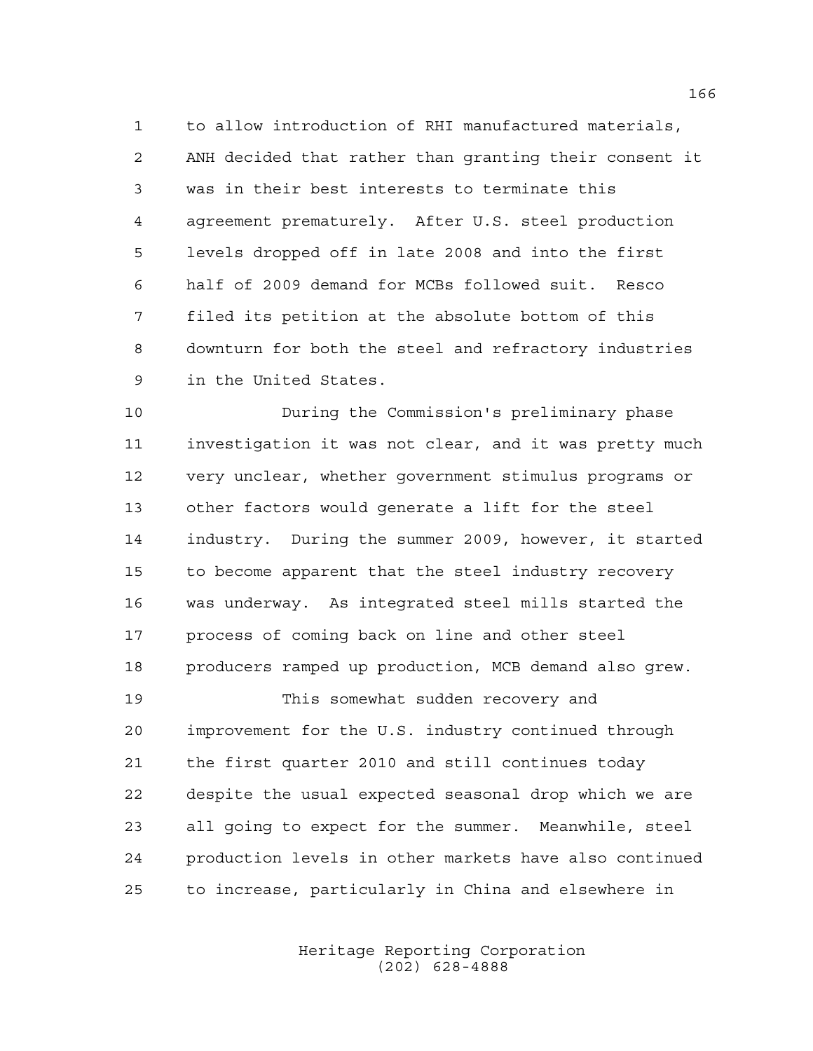to allow introduction of RHI manufactured materials, ANH decided that rather than granting their consent it was in their best interests to terminate this agreement prematurely. After U.S. steel production levels dropped off in late 2008 and into the first half of 2009 demand for MCBs followed suit. Resco filed its petition at the absolute bottom of this downturn for both the steel and refractory industries in the United States.

During the Commission's preliminary phase investigation it was not clear, and it was pretty much very unclear, whether government stimulus programs or other factors would generate a lift for the steel industry. During the summer 2009, however, it started to become apparent that the steel industry recovery was underway. As integrated steel mills started the process of coming back on line and other steel producers ramped up production, MCB demand also grew.

This somewhat sudden recovery and improvement for the U.S. industry continued through the first quarter 2010 and still continues today despite the usual expected seasonal drop which we are all going to expect for the summer. Meanwhile, steel production levels in other markets have also continued to increase, particularly in China and elsewhere in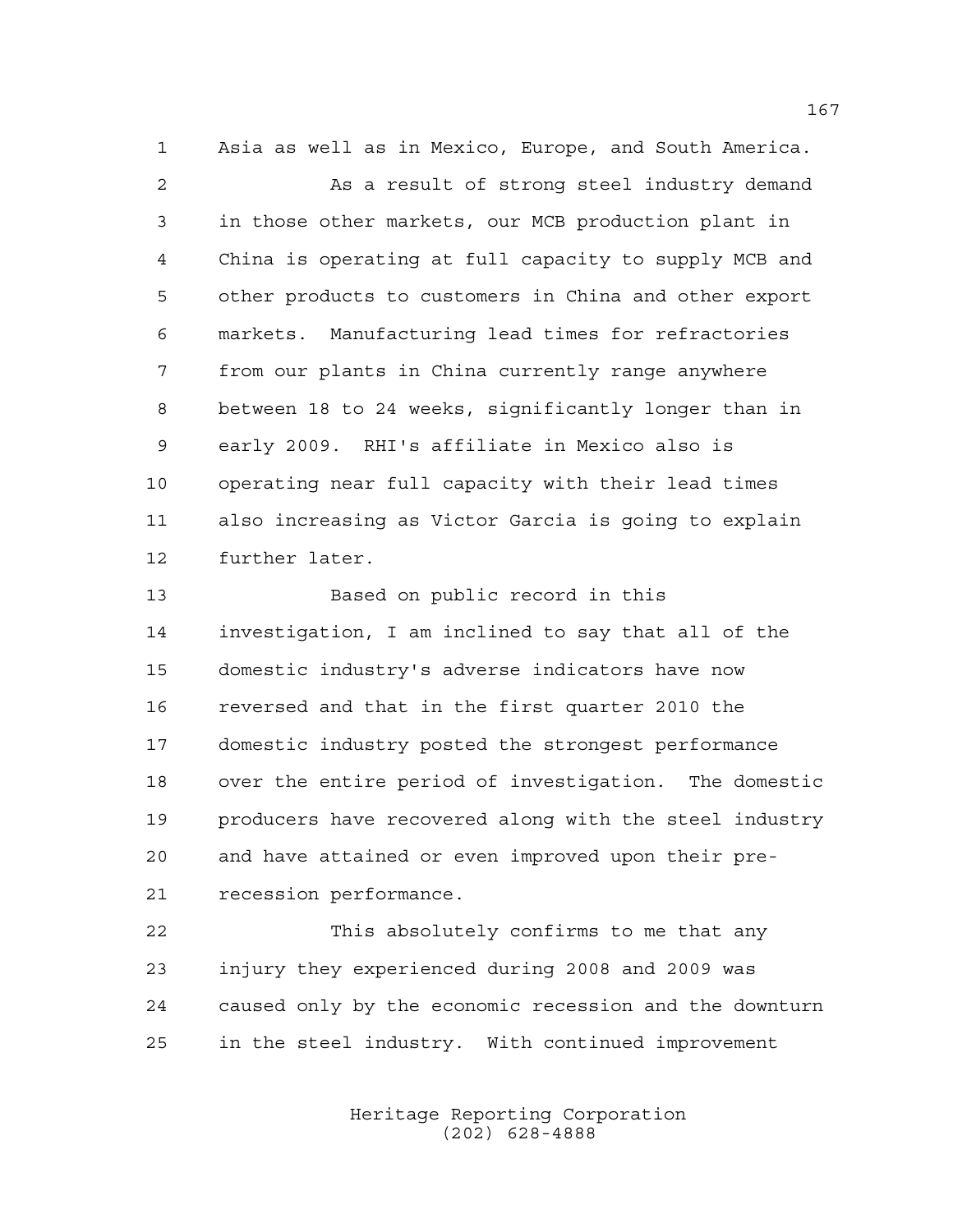Asia as well as in Mexico, Europe, and South America.

As a result of strong steel industry demand in those other markets, our MCB production plant in China is operating at full capacity to supply MCB and other products to customers in China and other export markets. Manufacturing lead times for refractories from our plants in China currently range anywhere between 18 to 24 weeks, significantly longer than in early 2009. RHI's affiliate in Mexico also is operating near full capacity with their lead times also increasing as Victor Garcia is going to explain further later.

Based on public record in this investigation, I am inclined to say that all of the domestic industry's adverse indicators have now reversed and that in the first quarter 2010 the domestic industry posted the strongest performance over the entire period of investigation. The domestic producers have recovered along with the steel industry and have attained or even improved upon their pre-recession performance.

This absolutely confirms to me that any injury they experienced during 2008 and 2009 was caused only by the economic recession and the downturn in the steel industry. With continued improvement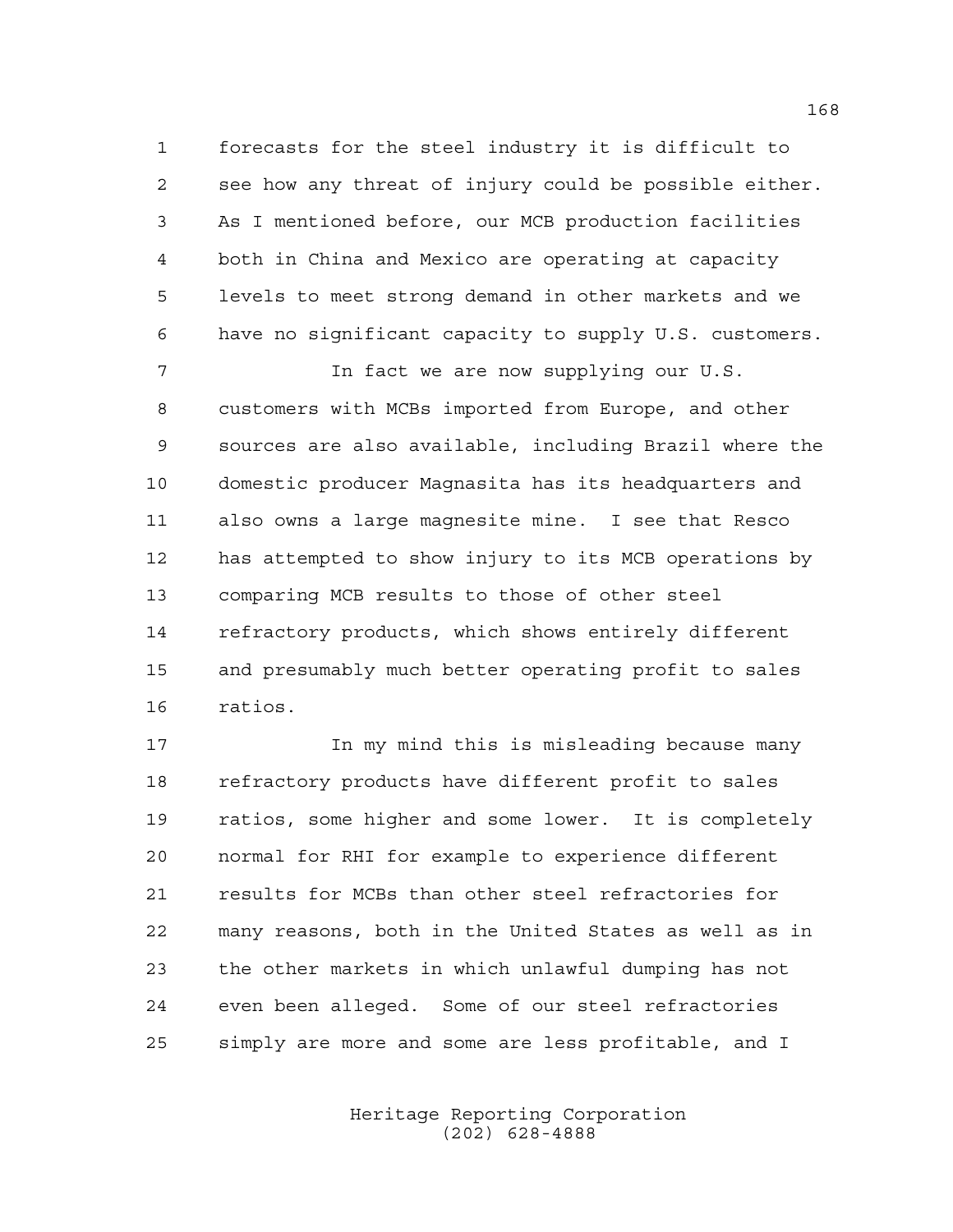forecasts for the steel industry it is difficult to see how any threat of injury could be possible either. As I mentioned before, our MCB production facilities both in China and Mexico are operating at capacity levels to meet strong demand in other markets and we have no significant capacity to supply U.S. customers.

In fact we are now supplying our U.S. customers with MCBs imported from Europe, and other sources are also available, including Brazil where the domestic producer Magnasita has its headquarters and also owns a large magnesite mine. I see that Resco has attempted to show injury to its MCB operations by comparing MCB results to those of other steel refractory products, which shows entirely different and presumably much better operating profit to sales ratios.

In my mind this is misleading because many refractory products have different profit to sales ratios, some higher and some lower. It is completely normal for RHI for example to experience different results for MCBs than other steel refractories for many reasons, both in the United States as well as in the other markets in which unlawful dumping has not even been alleged. Some of our steel refractories simply are more and some are less profitable, and I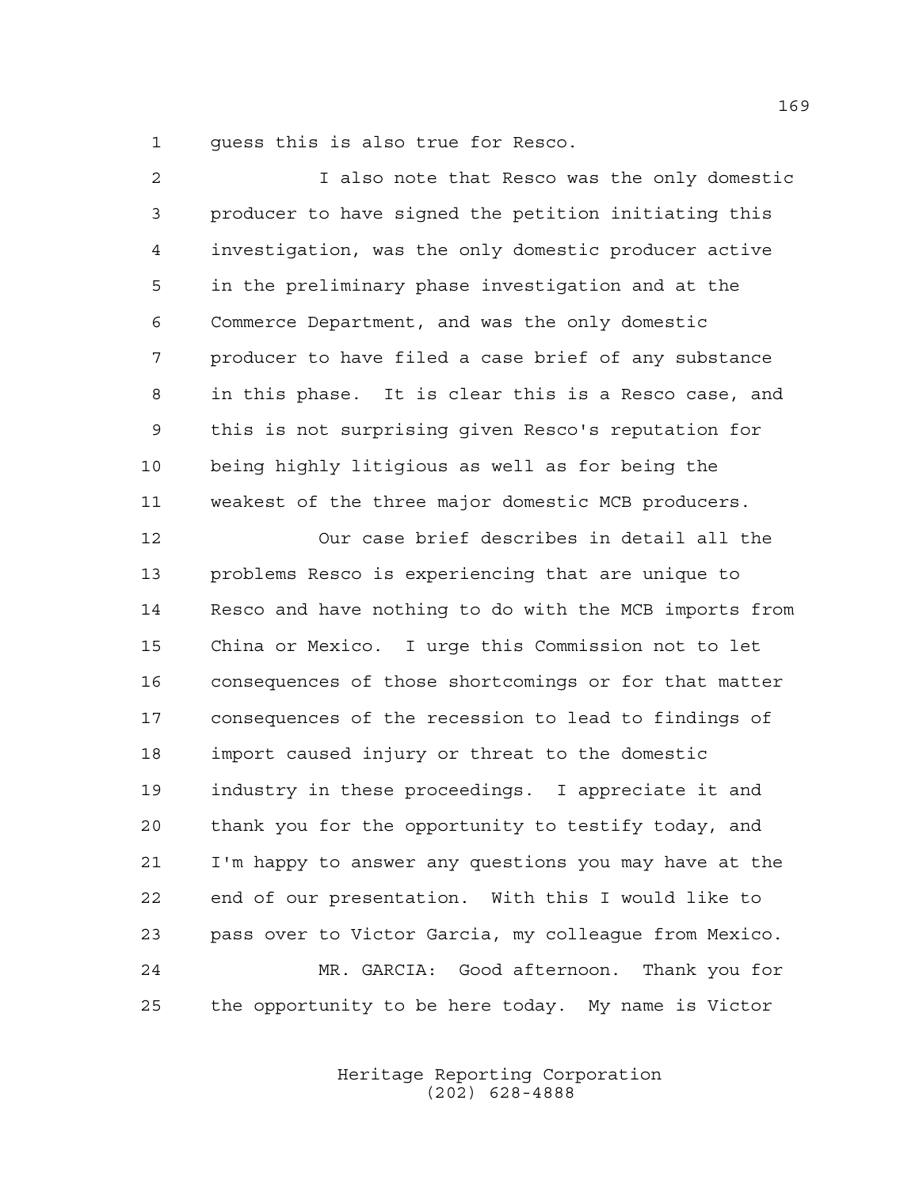guess this is also true for Resco.

I also note that Resco was the only domestic producer to have signed the petition initiating this investigation, was the only domestic producer active in the preliminary phase investigation and at the Commerce Department, and was the only domestic producer to have filed a case brief of any substance in this phase. It is clear this is a Resco case, and this is not surprising given Resco's reputation for being highly litigious as well as for being the weakest of the three major domestic MCB producers.

Our case brief describes in detail all the problems Resco is experiencing that are unique to Resco and have nothing to do with the MCB imports from China or Mexico. I urge this Commission not to let consequences of those shortcomings or for that matter consequences of the recession to lead to findings of import caused injury or threat to the domestic industry in these proceedings. I appreciate it and thank you for the opportunity to testify today, and I'm happy to answer any questions you may have at the end of our presentation. With this I would like to pass over to Victor Garcia, my colleague from Mexico.

MR. GARCIA: Good afternoon. Thank you for the opportunity to be here today. My name is Victor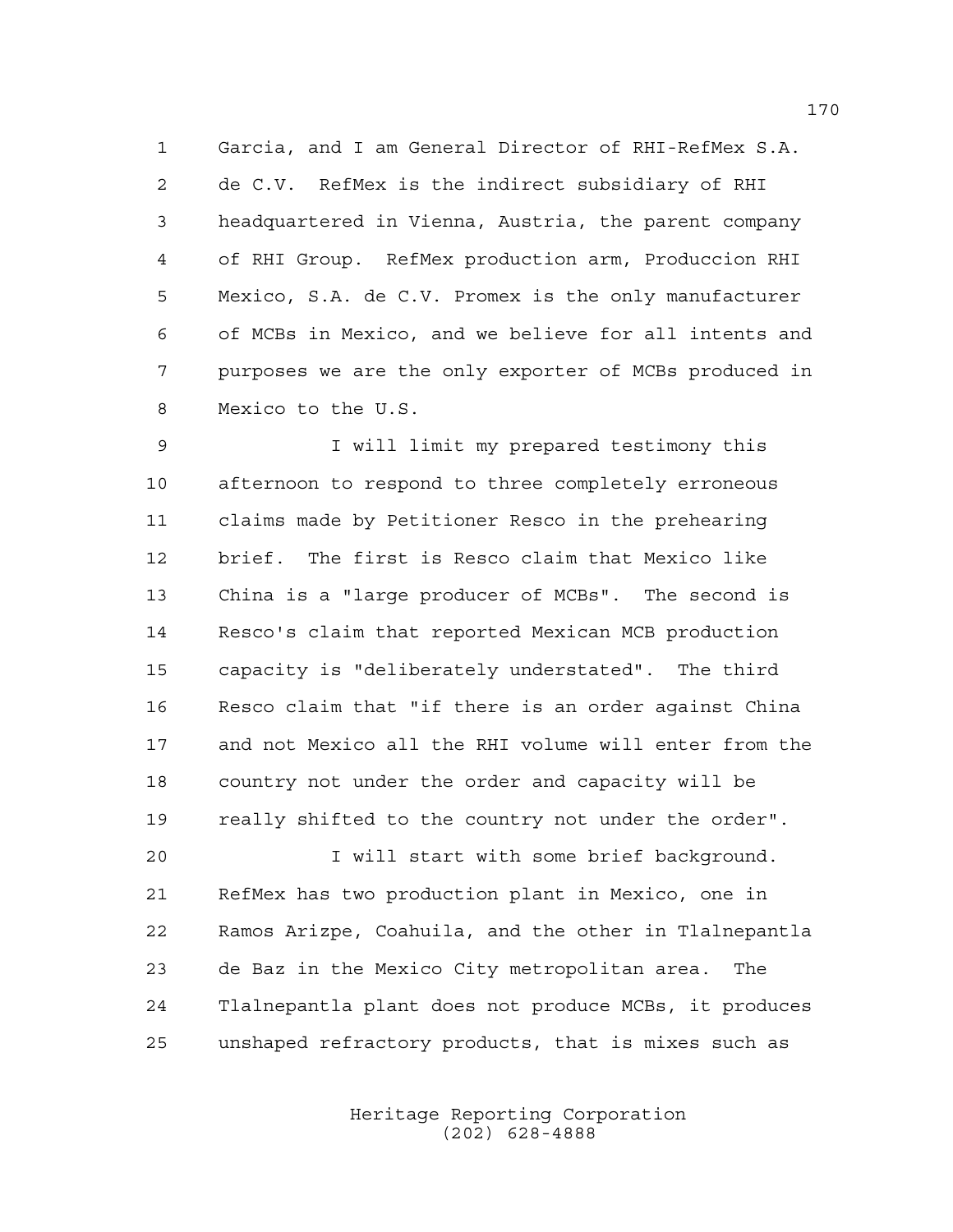Garcia, and I am General Director of RHI-RefMex S.A. de C.V. RefMex is the indirect subsidiary of RHI headquartered in Vienna, Austria, the parent company of RHI Group. RefMex production arm, Produccion RHI Mexico, S.A. de C.V. Promex is the only manufacturer of MCBs in Mexico, and we believe for all intents and purposes we are the only exporter of MCBs produced in Mexico to the U.S.

I will limit my prepared testimony this afternoon to respond to three completely erroneous claims made by Petitioner Resco in the prehearing brief. The first is Resco claim that Mexico like China is a "large producer of MCBs". The second is Resco's claim that reported Mexican MCB production capacity is "deliberately understated". The third Resco claim that "if there is an order against China and not Mexico all the RHI volume will enter from the country not under the order and capacity will be really shifted to the country not under the order".

I will start with some brief background. RefMex has two production plant in Mexico, one in Ramos Arizpe, Coahuila, and the other in Tlalnepantla de Baz in the Mexico City metropolitan area. The Tlalnepantla plant does not produce MCBs, it produces unshaped refractory products, that is mixes such as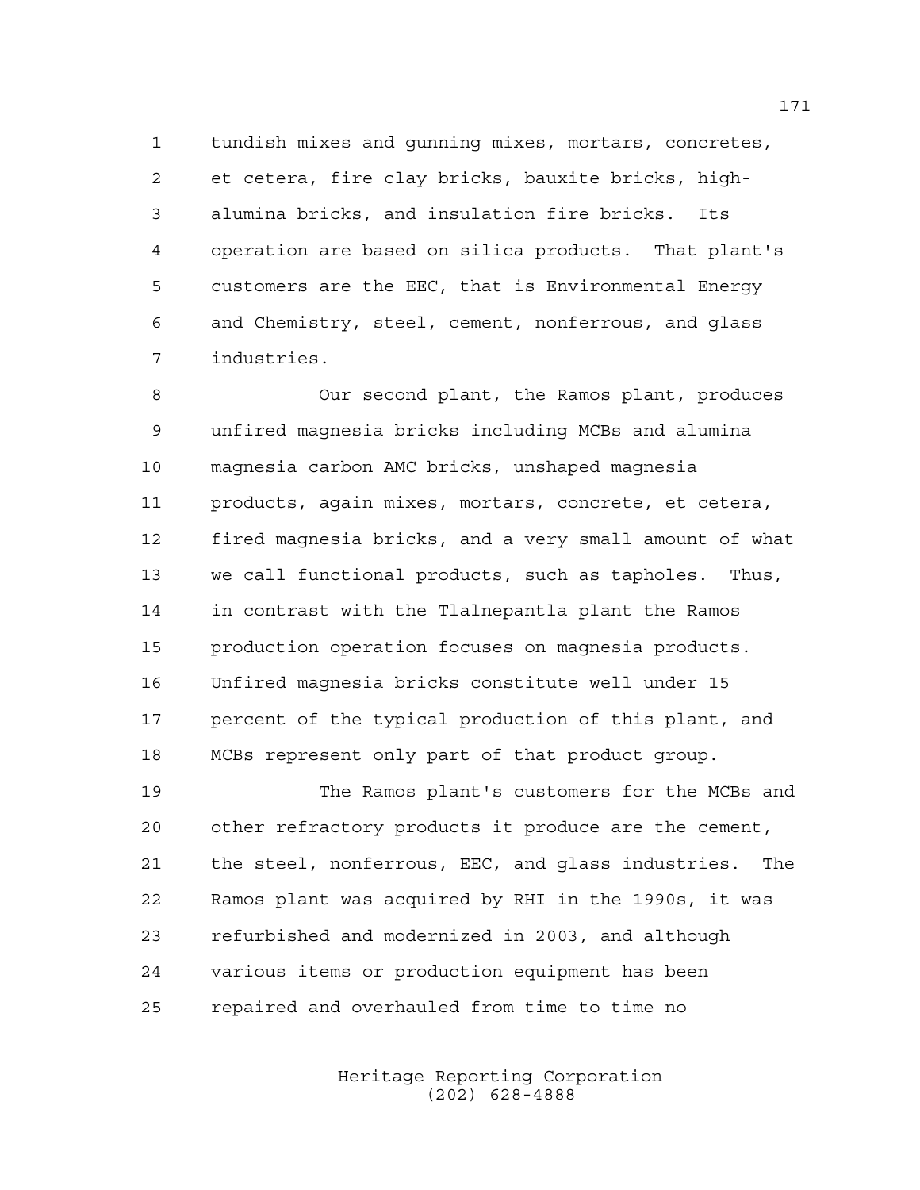tundish mixes and gunning mixes, mortars, concretes, et cetera, fire clay bricks, bauxite bricks, high-alumina bricks, and insulation fire bricks. Its operation are based on silica products. That plant's customers are the EEC, that is Environmental Energy and Chemistry, steel, cement, nonferrous, and glass industries.

Our second plant, the Ramos plant, produces unfired magnesia bricks including MCBs and alumina magnesia carbon AMC bricks, unshaped magnesia products, again mixes, mortars, concrete, et cetera, fired magnesia bricks, and a very small amount of what we call functional products, such as tapholes. Thus, in contrast with the Tlalnepantla plant the Ramos production operation focuses on magnesia products. Unfired magnesia bricks constitute well under 15 percent of the typical production of this plant, and MCBs represent only part of that product group.

The Ramos plant's customers for the MCBs and other refractory products it produce are the cement, the steel, nonferrous, EEC, and glass industries. The Ramos plant was acquired by RHI in the 1990s, it was refurbished and modernized in 2003, and although various items or production equipment has been repaired and overhauled from time to time no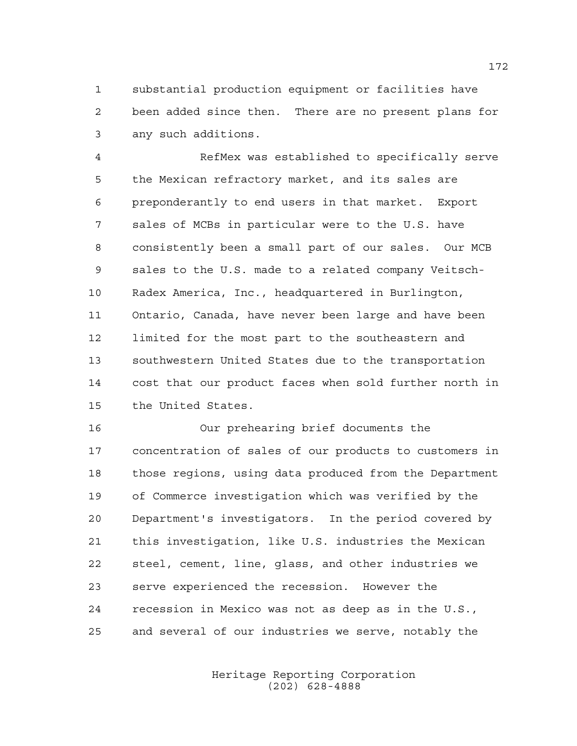substantial production equipment or facilities have been added since then. There are no present plans for any such additions.

RefMex was established to specifically serve the Mexican refractory market, and its sales are preponderantly to end users in that market. Export sales of MCBs in particular were to the U.S. have consistently been a small part of our sales. Our MCB sales to the U.S. made to a related company Veitsch-Radex America, Inc., headquartered in Burlington, Ontario, Canada, have never been large and have been limited for the most part to the southeastern and southwestern United States due to the transportation cost that our product faces when sold further north in the United States.

Our prehearing brief documents the concentration of sales of our products to customers in those regions, using data produced from the Department of Commerce investigation which was verified by the Department's investigators. In the period covered by this investigation, like U.S. industries the Mexican steel, cement, line, glass, and other industries we serve experienced the recession. However the recession in Mexico was not as deep as in the U.S., and several of our industries we serve, notably the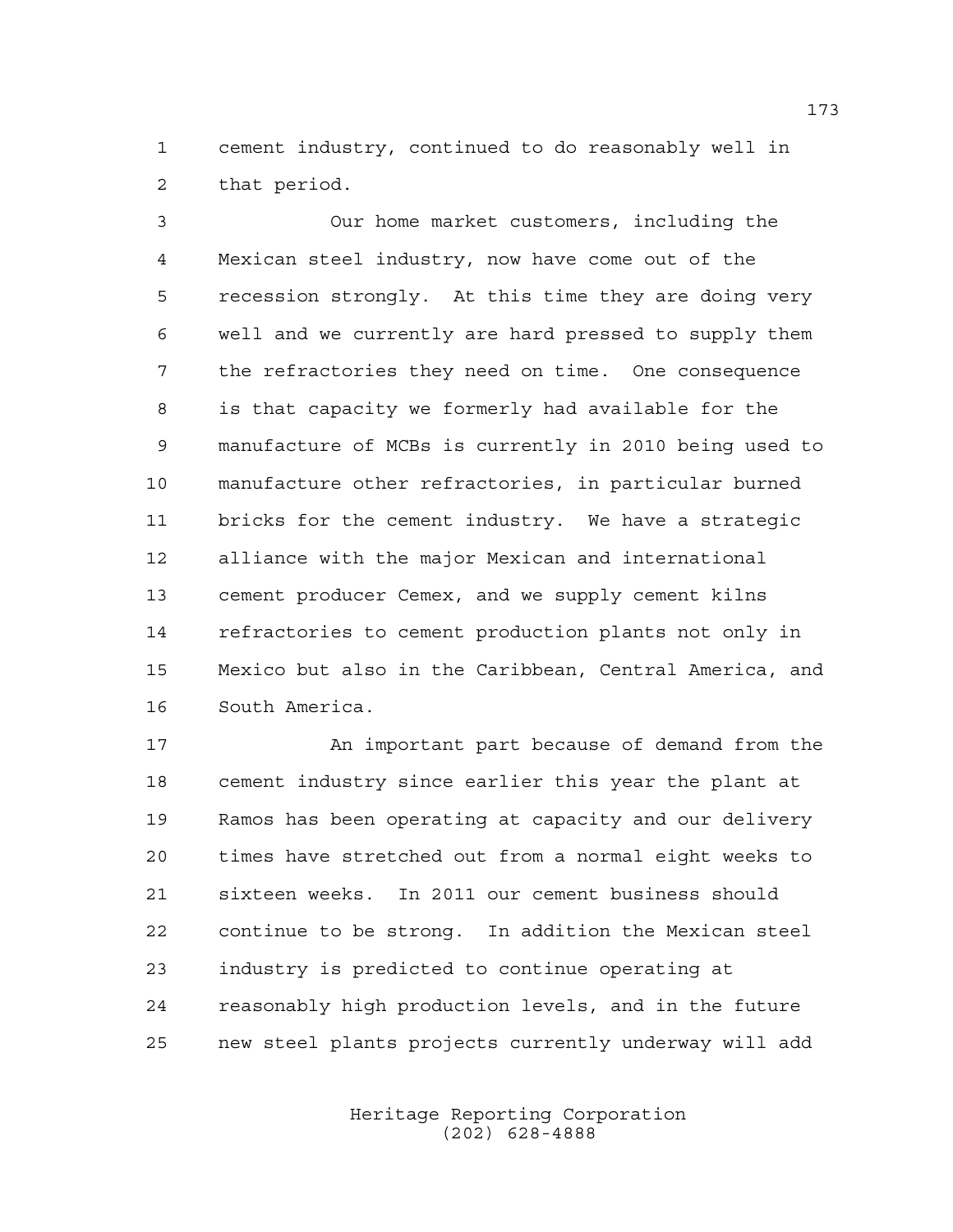cement industry, continued to do reasonably well in that period.

Our home market customers, including the Mexican steel industry, now have come out of the recession strongly. At this time they are doing very well and we currently are hard pressed to supply them the refractories they need on time. One consequence is that capacity we formerly had available for the manufacture of MCBs is currently in 2010 being used to manufacture other refractories, in particular burned bricks for the cement industry. We have a strategic alliance with the major Mexican and international cement producer Cemex, and we supply cement kilns refractories to cement production plants not only in Mexico but also in the Caribbean, Central America, and South America.

An important part because of demand from the cement industry since earlier this year the plant at Ramos has been operating at capacity and our delivery times have stretched out from a normal eight weeks to sixteen weeks. In 2011 our cement business should continue to be strong. In addition the Mexican steel industry is predicted to continue operating at reasonably high production levels, and in the future new steel plants projects currently underway will add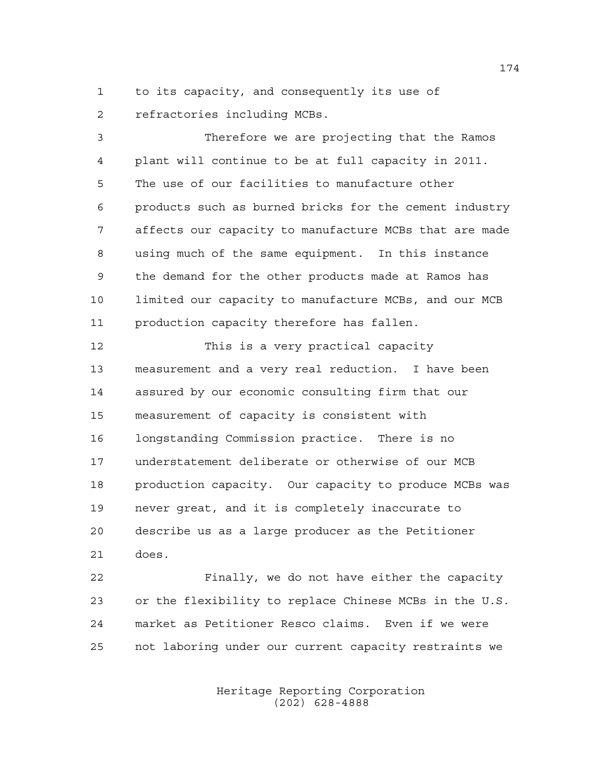to its capacity, and consequently its use of refractories including MCBs.

Therefore we are projecting that the Ramos plant will continue to be at full capacity in 2011. The use of our facilities to manufacture other products such as burned bricks for the cement industry affects our capacity to manufacture MCBs that are made using much of the same equipment. In this instance the demand for the other products made at Ramos has limited our capacity to manufacture MCBs, and our MCB production capacity therefore has fallen.

This is a very practical capacity measurement and a very real reduction. I have been assured by our economic consulting firm that our measurement of capacity is consistent with longstanding Commission practice. There is no understatement deliberate or otherwise of our MCB production capacity. Our capacity to produce MCBs was never great, and it is completely inaccurate to describe us as a large producer as the Petitioner does.

Finally, we do not have either the capacity or the flexibility to replace Chinese MCBs in the U.S. market as Petitioner Resco claims. Even if we were not laboring under our current capacity restraints we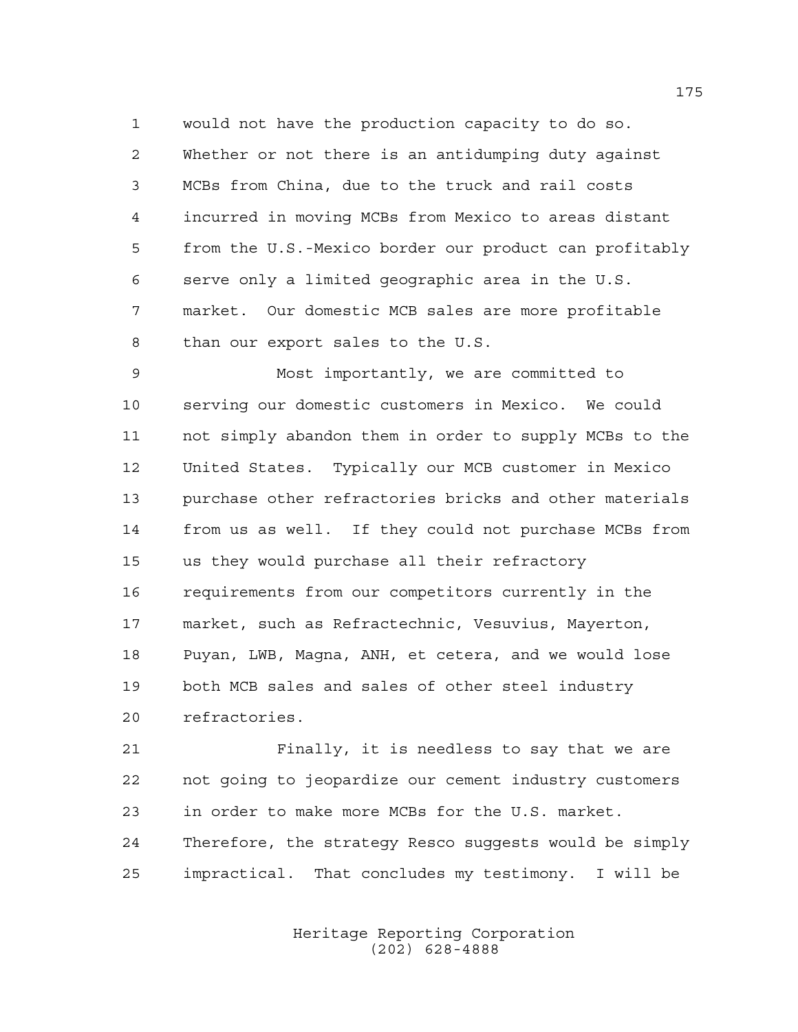would not have the production capacity to do so. Whether or not there is an antidumping duty against MCBs from China, due to the truck and rail costs incurred in moving MCBs from Mexico to areas distant from the U.S.-Mexico border our product can profitably serve only a limited geographic area in the U.S. market. Our domestic MCB sales are more profitable than our export sales to the U.S.

Most importantly, we are committed to serving our domestic customers in Mexico. We could not simply abandon them in order to supply MCBs to the United States. Typically our MCB customer in Mexico purchase other refractories bricks and other materials from us as well. If they could not purchase MCBs from us they would purchase all their refractory requirements from our competitors currently in the market, such as Refractechnic, Vesuvius, Mayerton, Puyan, LWB, Magna, ANH, et cetera, and we would lose both MCB sales and sales of other steel industry refractories.

Finally, it is needless to say that we are not going to jeopardize our cement industry customers in order to make more MCBs for the U.S. market. Therefore, the strategy Resco suggests would be simply impractical. That concludes my testimony. I will be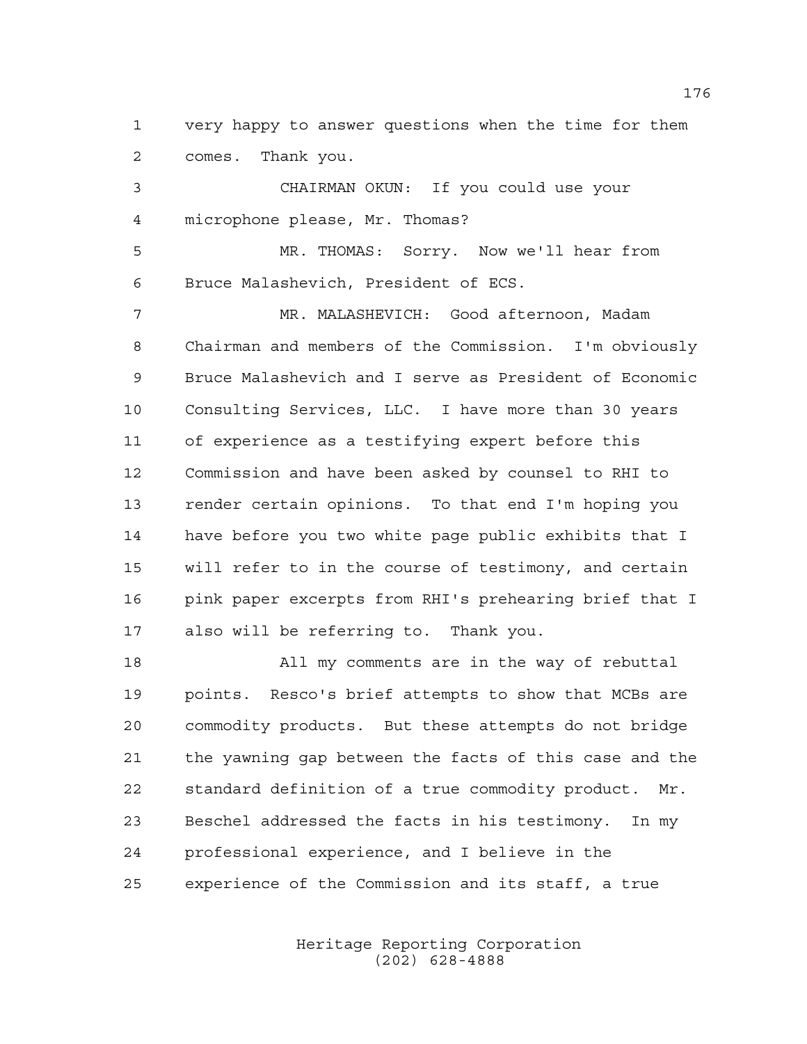very happy to answer questions when the time for them comes. Thank you.

CHAIRMAN OKUN: If you could use your microphone please, Mr. Thomas?

MR. THOMAS: Sorry. Now we'll hear from Bruce Malashevich, President of ECS.

MR. MALASHEVICH: Good afternoon, Madam Chairman and members of the Commission. I'm obviously Bruce Malashevich and I serve as President of Economic Consulting Services, LLC. I have more than 30 years of experience as a testifying expert before this Commission and have been asked by counsel to RHI to render certain opinions. To that end I'm hoping you have before you two white page public exhibits that I will refer to in the course of testimony, and certain pink paper excerpts from RHI's prehearing brief that I also will be referring to. Thank you.

All my comments are in the way of rebuttal points. Resco's brief attempts to show that MCBs are commodity products. But these attempts do not bridge the yawning gap between the facts of this case and the standard definition of a true commodity product. Mr. Beschel addressed the facts in his testimony. In my professional experience, and I believe in the experience of the Commission and its staff, a true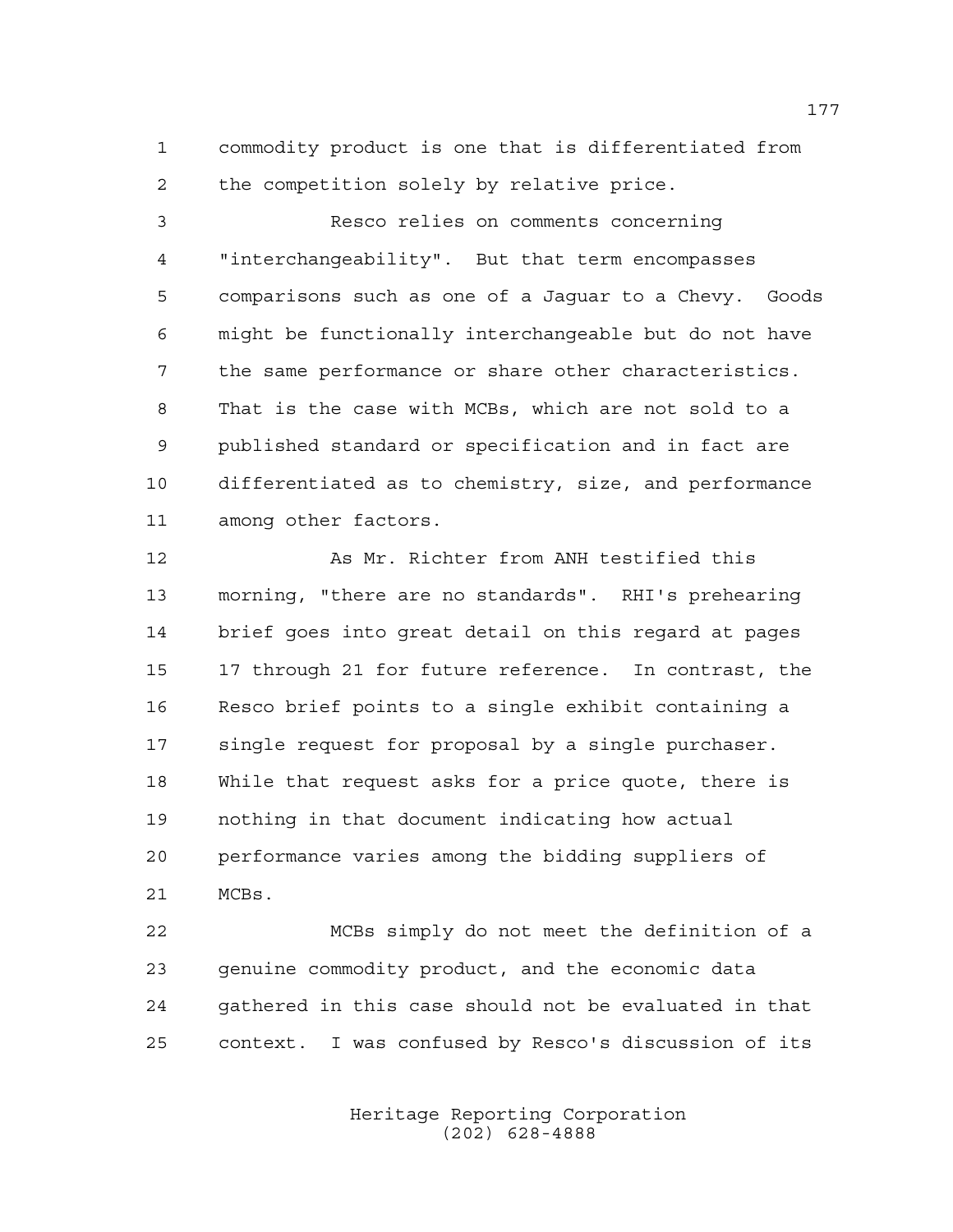commodity product is one that is differentiated from the competition solely by relative price.

Resco relies on comments concerning "interchangeability". But that term encompasses comparisons such as one of a Jaguar to a Chevy. Goods might be functionally interchangeable but do not have the same performance or share other characteristics. That is the case with MCBs, which are not sold to a published standard or specification and in fact are differentiated as to chemistry, size, and performance among other factors.

As Mr. Richter from ANH testified this morning, "there are no standards". RHI's prehearing brief goes into great detail on this regard at pages 17 through 21 for future reference. In contrast, the Resco brief points to a single exhibit containing a single request for proposal by a single purchaser. While that request asks for a price quote, there is nothing in that document indicating how actual performance varies among the bidding suppliers of MCBs.

MCBs simply do not meet the definition of a genuine commodity product, and the economic data gathered in this case should not be evaluated in that context. I was confused by Resco's discussion of its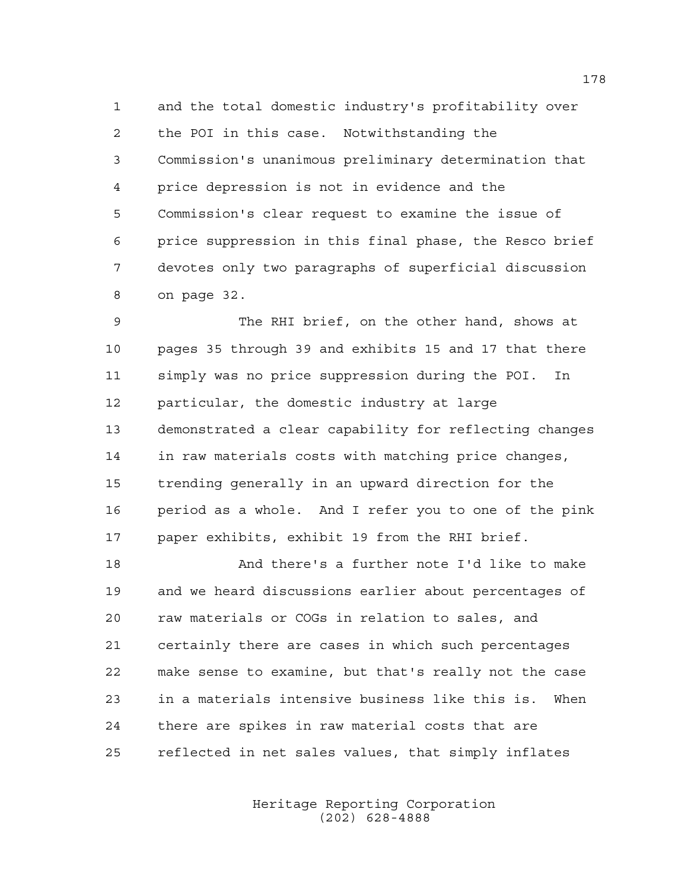and the total domestic industry's profitability over the POI in this case. Notwithstanding the Commission's unanimous preliminary determination that price depression is not in evidence and the Commission's clear request to examine the issue of price suppression in this final phase, the Resco brief devotes only two paragraphs of superficial discussion on page 32.

The RHI brief, on the other hand, shows at pages 35 through 39 and exhibits 15 and 17 that there simply was no price suppression during the POI. In particular, the domestic industry at large demonstrated a clear capability for reflecting changes in raw materials costs with matching price changes, trending generally in an upward direction for the period as a whole. And I refer you to one of the pink paper exhibits, exhibit 19 from the RHI brief.

And there's a further note I'd like to make and we heard discussions earlier about percentages of raw materials or COGs in relation to sales, and certainly there are cases in which such percentages make sense to examine, but that's really not the case in a materials intensive business like this is. When there are spikes in raw material costs that are reflected in net sales values, that simply inflates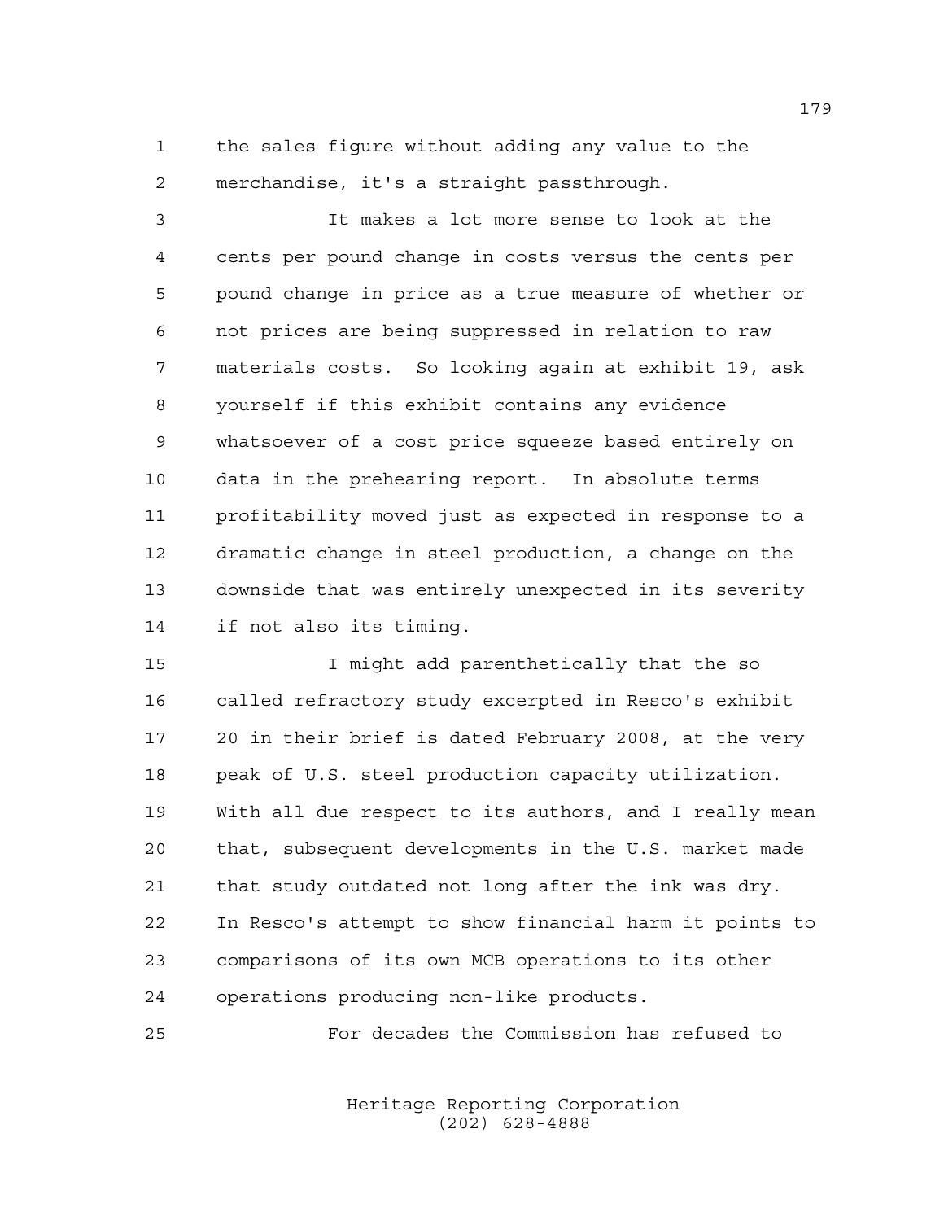the sales figure without adding any value to the merchandise, it's a straight passthrough.

It makes a lot more sense to look at the cents per pound change in costs versus the cents per pound change in price as a true measure of whether or not prices are being suppressed in relation to raw materials costs. So looking again at exhibit 19, ask yourself if this exhibit contains any evidence whatsoever of a cost price squeeze based entirely on data in the prehearing report. In absolute terms profitability moved just as expected in response to a dramatic change in steel production, a change on the downside that was entirely unexpected in its severity if not also its timing.

I might add parenthetically that the so called refractory study excerpted in Resco's exhibit 20 in their brief is dated February 2008, at the very peak of U.S. steel production capacity utilization. With all due respect to its authors, and I really mean that, subsequent developments in the U.S. market made that study outdated not long after the ink was dry. In Resco's attempt to show financial harm it points to comparisons of its own MCB operations to its other operations producing non-like products.

For decades the Commission has refused to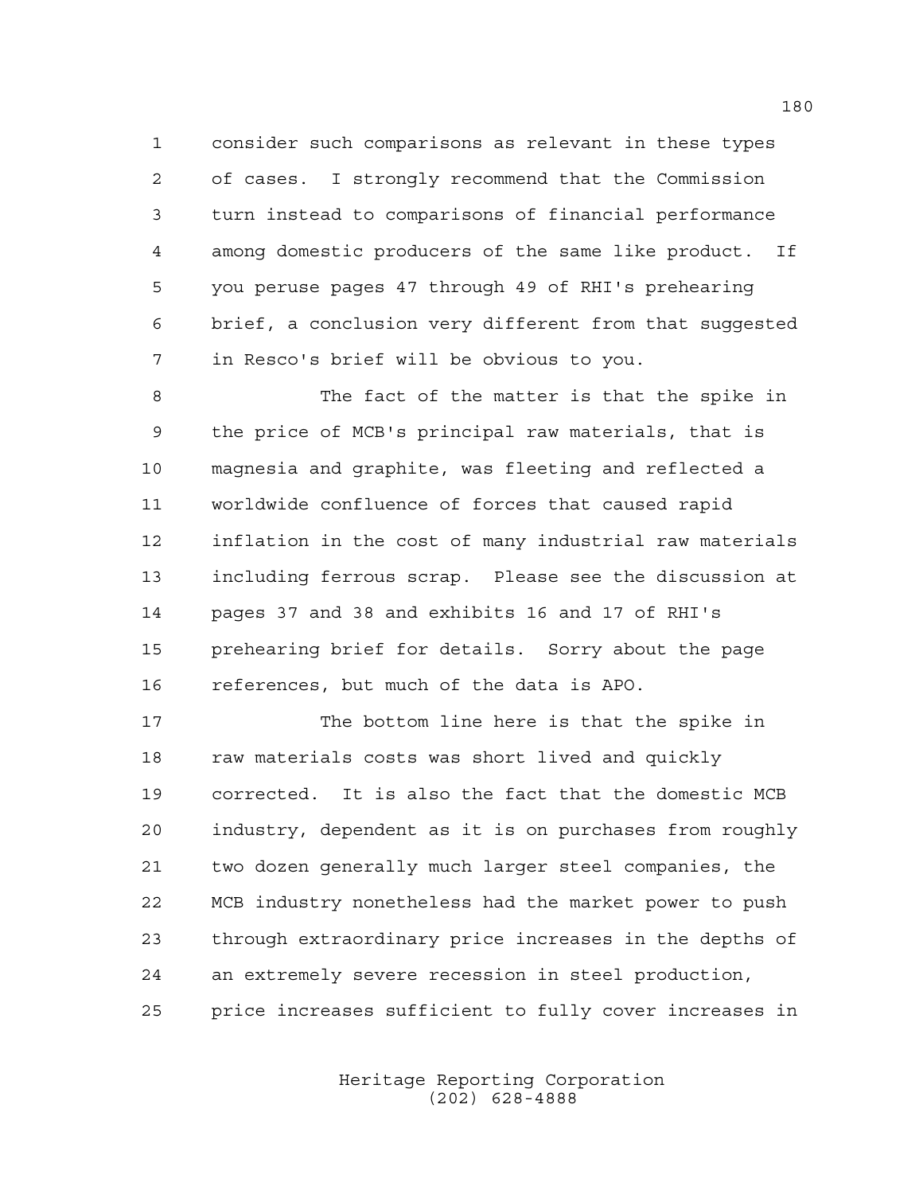consider such comparisons as relevant in these types of cases. I strongly recommend that the Commission turn instead to comparisons of financial performance among domestic producers of the same like product. If you peruse pages 47 through 49 of RHI's prehearing brief, a conclusion very different from that suggested in Resco's brief will be obvious to you.

The fact of the matter is that the spike in the price of MCB's principal raw materials, that is magnesia and graphite, was fleeting and reflected a worldwide confluence of forces that caused rapid inflation in the cost of many industrial raw materials including ferrous scrap. Please see the discussion at pages 37 and 38 and exhibits 16 and 17 of RHI's prehearing brief for details. Sorry about the page references, but much of the data is APO.

The bottom line here is that the spike in raw materials costs was short lived and quickly corrected. It is also the fact that the domestic MCB industry, dependent as it is on purchases from roughly two dozen generally much larger steel companies, the MCB industry nonetheless had the market power to push through extraordinary price increases in the depths of an extremely severe recession in steel production, price increases sufficient to fully cover increases in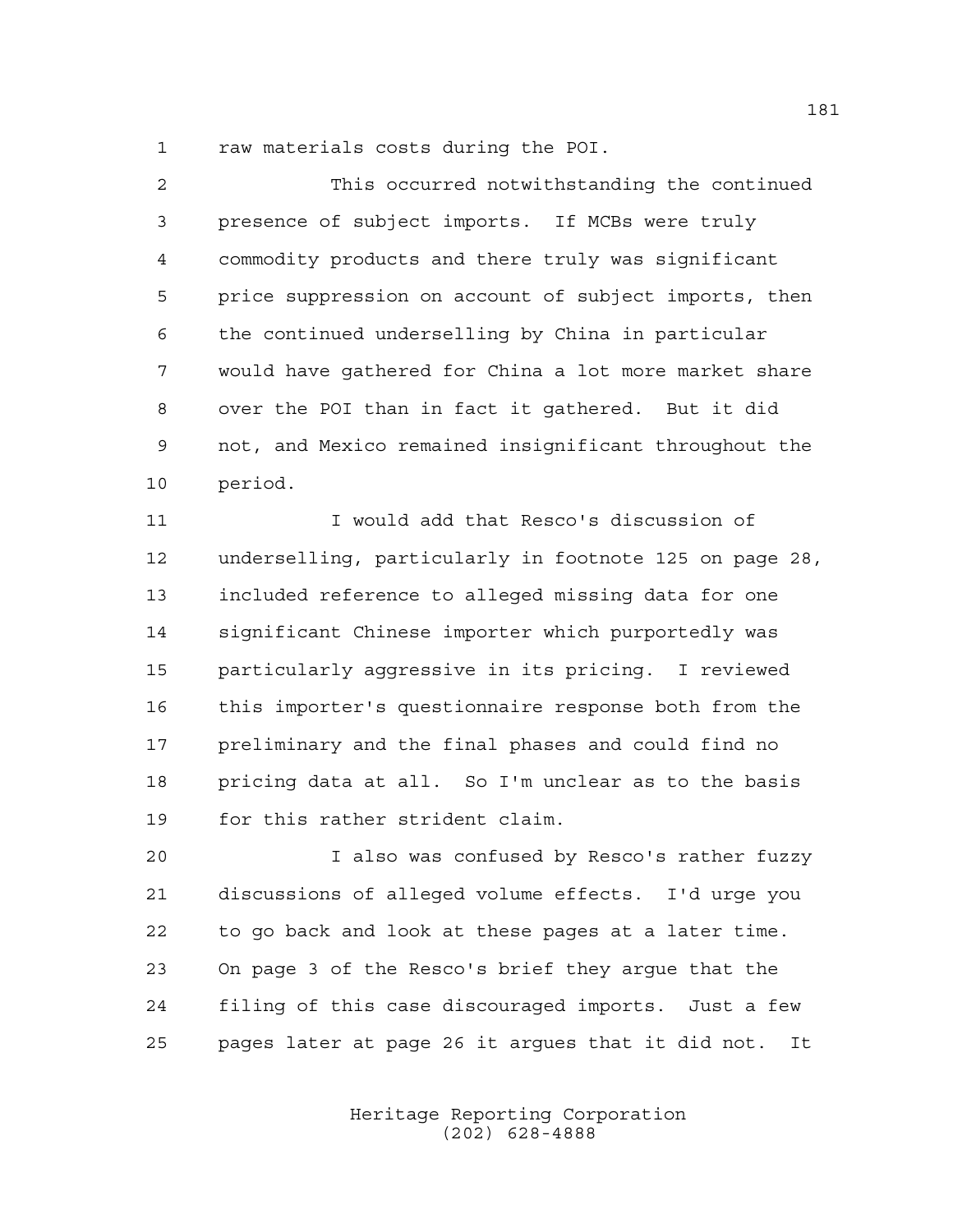raw materials costs during the POI.

This occurred notwithstanding the continued presence of subject imports. If MCBs were truly commodity products and there truly was significant price suppression on account of subject imports, then the continued underselling by China in particular would have gathered for China a lot more market share over the POI than in fact it gathered. But it did not, and Mexico remained insignificant throughout the period.

I would add that Resco's discussion of underselling, particularly in footnote 125 on page 28, included reference to alleged missing data for one significant Chinese importer which purportedly was particularly aggressive in its pricing. I reviewed this importer's questionnaire response both from the preliminary and the final phases and could find no pricing data at all. So I'm unclear as to the basis for this rather strident claim.

I also was confused by Resco's rather fuzzy discussions of alleged volume effects. I'd urge you to go back and look at these pages at a later time. On page 3 of the Resco's brief they argue that the filing of this case discouraged imports. Just a few pages later at page 26 it argues that it did not. It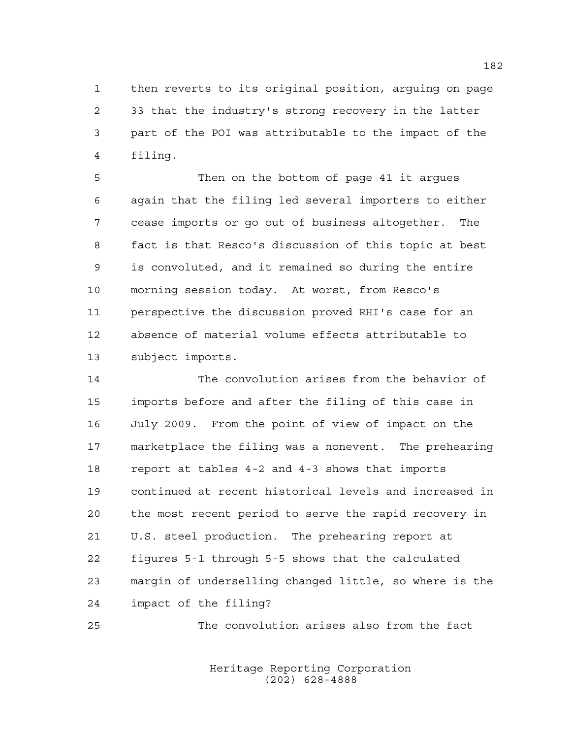then reverts to its original position, arguing on page 33 that the industry's strong recovery in the latter part of the POI was attributable to the impact of the filing.

Then on the bottom of page 41 it argues again that the filing led several importers to either cease imports or go out of business altogether. The fact is that Resco's discussion of this topic at best is convoluted, and it remained so during the entire morning session today. At worst, from Resco's perspective the discussion proved RHI's case for an absence of material volume effects attributable to subject imports.

The convolution arises from the behavior of imports before and after the filing of this case in July 2009. From the point of view of impact on the marketplace the filing was a nonevent. The prehearing report at tables 4-2 and 4-3 shows that imports continued at recent historical levels and increased in the most recent period to serve the rapid recovery in U.S. steel production. The prehearing report at figures 5-1 through 5-5 shows that the calculated margin of underselling changed little, so where is the impact of the filing?

The convolution arises also from the fact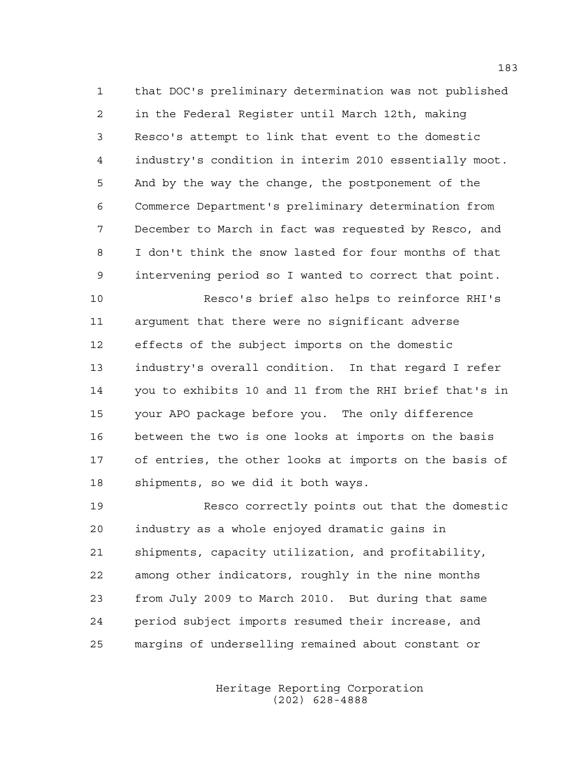that DOC's preliminary determination was not published in the Federal Register until March 12th, making Resco's attempt to link that event to the domestic industry's condition in interim 2010 essentially moot. And by the way the change, the postponement of the Commerce Department's preliminary determination from December to March in fact was requested by Resco, and I don't think the snow lasted for four months of that intervening period so I wanted to correct that point.

Resco's brief also helps to reinforce RHI's argument that there were no significant adverse effects of the subject imports on the domestic industry's overall condition. In that regard I refer you to exhibits 10 and 11 from the RHI brief that's in your APO package before you. The only difference between the two is one looks at imports on the basis of entries, the other looks at imports on the basis of shipments, so we did it both ways.

Resco correctly points out that the domestic industry as a whole enjoyed dramatic gains in shipments, capacity utilization, and profitability, among other indicators, roughly in the nine months from July 2009 to March 2010. But during that same period subject imports resumed their increase, and margins of underselling remained about constant or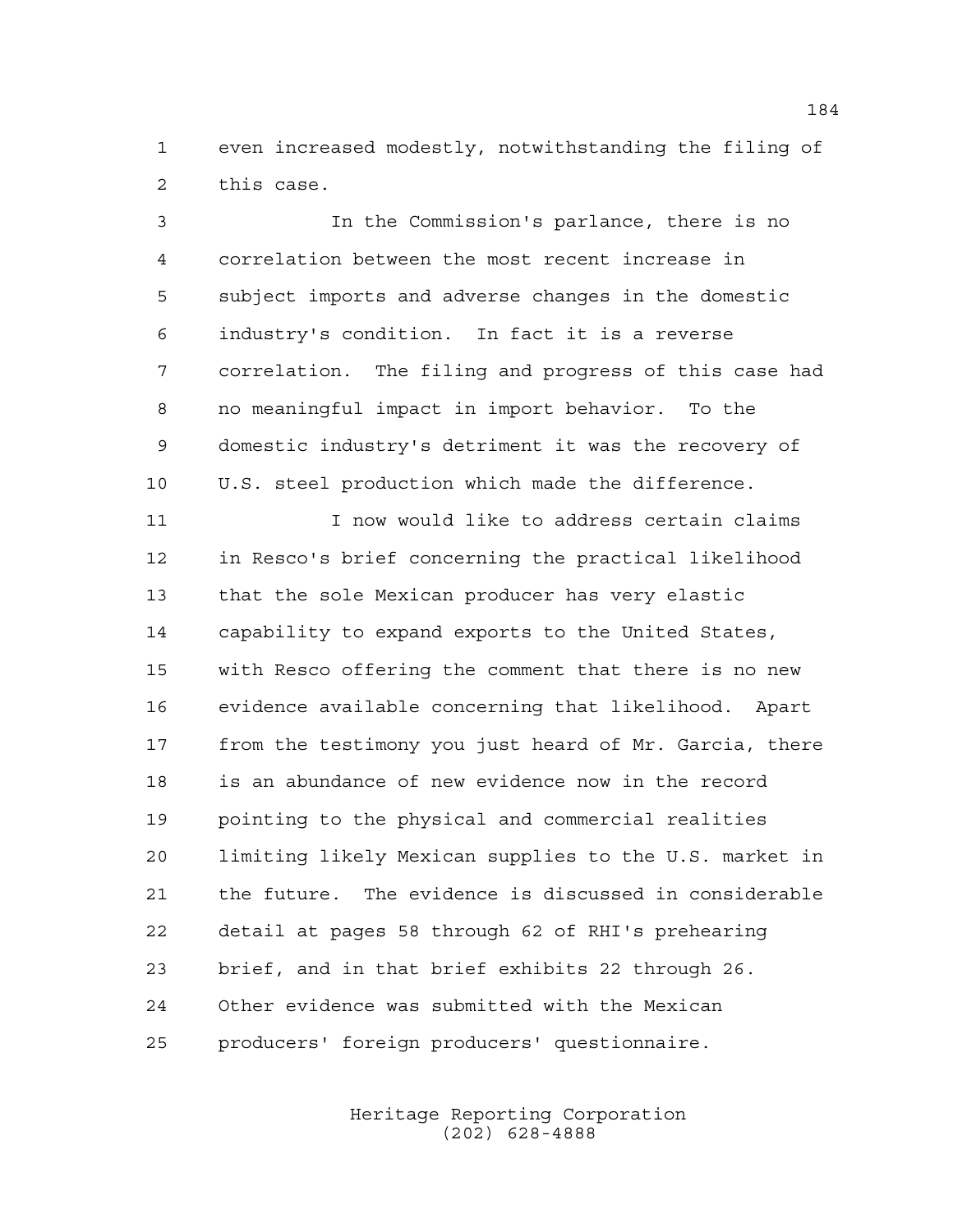even increased modestly, notwithstanding the filing of this case.

In the Commission's parlance, there is no correlation between the most recent increase in subject imports and adverse changes in the domestic industry's condition. In fact it is a reverse correlation. The filing and progress of this case had no meaningful impact in import behavior. To the domestic industry's detriment it was the recovery of U.S. steel production which made the difference.

I now would like to address certain claims in Resco's brief concerning the practical likelihood that the sole Mexican producer has very elastic capability to expand exports to the United States, with Resco offering the comment that there is no new evidence available concerning that likelihood. Apart from the testimony you just heard of Mr. Garcia, there is an abundance of new evidence now in the record pointing to the physical and commercial realities limiting likely Mexican supplies to the U.S. market in the future. The evidence is discussed in considerable detail at pages 58 through 62 of RHI's prehearing brief, and in that brief exhibits 22 through 26. Other evidence was submitted with the Mexican producers' foreign producers' questionnaire.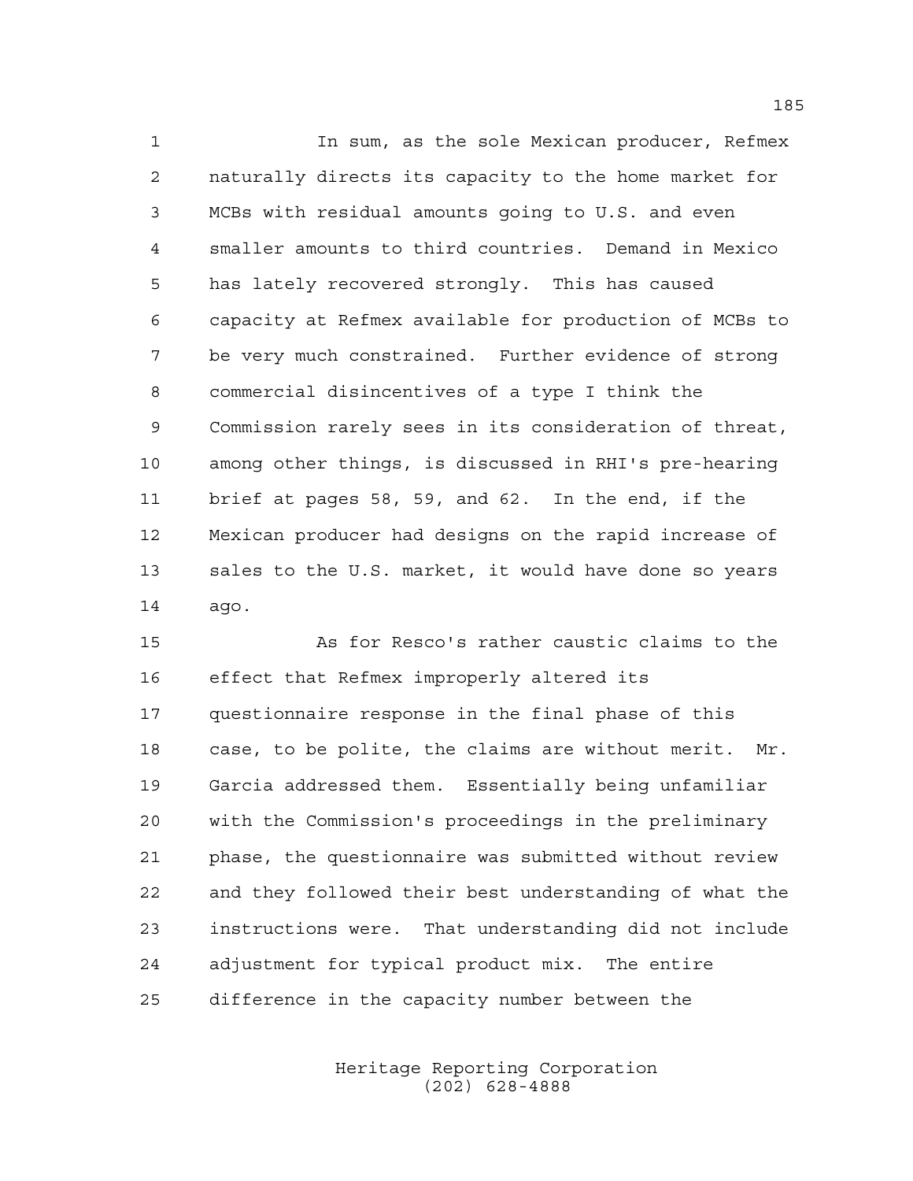In sum, as the sole Mexican producer, Refmex naturally directs its capacity to the home market for MCBs with residual amounts going to U.S. and even smaller amounts to third countries. Demand in Mexico has lately recovered strongly. This has caused capacity at Refmex available for production of MCBs to be very much constrained. Further evidence of strong commercial disincentives of a type I think the Commission rarely sees in its consideration of threat, among other things, is discussed in RHI's pre-hearing brief at pages 58, 59, and 62. In the end, if the Mexican producer had designs on the rapid increase of sales to the U.S. market, it would have done so years ago.

As for Resco's rather caustic claims to the effect that Refmex improperly altered its questionnaire response in the final phase of this case, to be polite, the claims are without merit. Mr. Garcia addressed them. Essentially being unfamiliar with the Commission's proceedings in the preliminary phase, the questionnaire was submitted without review and they followed their best understanding of what the instructions were. That understanding did not include adjustment for typical product mix. The entire difference in the capacity number between the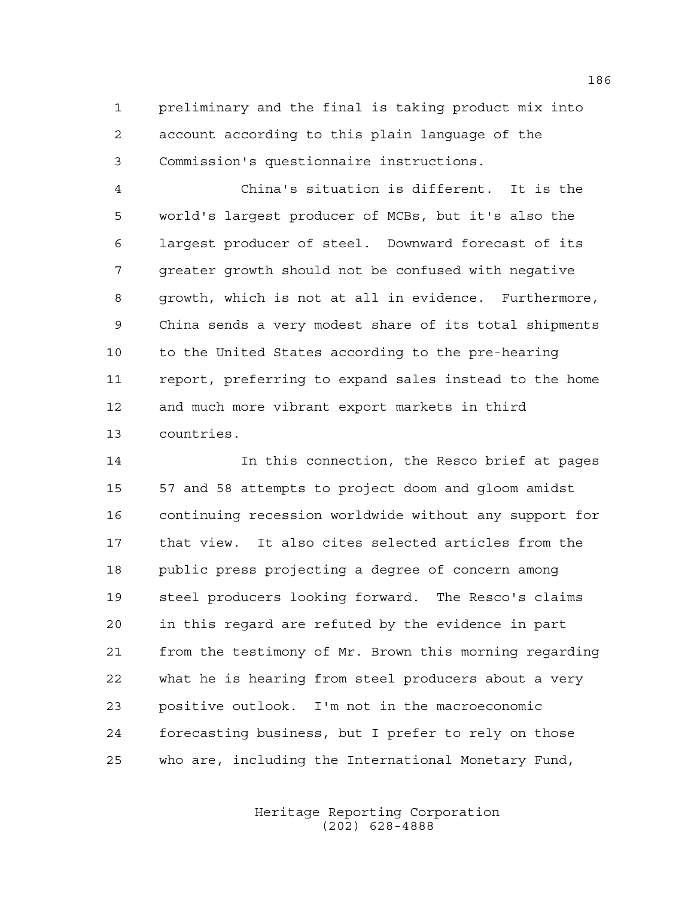preliminary and the final is taking product mix into account according to this plain language of the Commission's questionnaire instructions.

China's situation is different. It is the world's largest producer of MCBs, but it's also the largest producer of steel. Downward forecast of its greater growth should not be confused with negative growth, which is not at all in evidence. Furthermore, China sends a very modest share of its total shipments to the United States according to the pre-hearing report, preferring to expand sales instead to the home and much more vibrant export markets in third countries.

In this connection, the Resco brief at pages 57 and 58 attempts to project doom and gloom amidst continuing recession worldwide without any support for that view. It also cites selected articles from the public press projecting a degree of concern among steel producers looking forward. The Resco's claims in this regard are refuted by the evidence in part from the testimony of Mr. Brown this morning regarding what he is hearing from steel producers about a very positive outlook. I'm not in the macroeconomic forecasting business, but I prefer to rely on those who are, including the International Monetary Fund,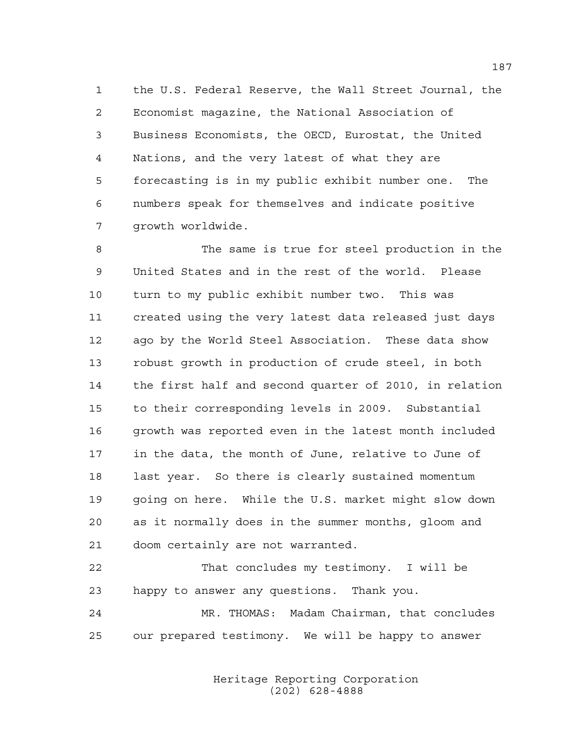the U.S. Federal Reserve, the Wall Street Journal, the Economist magazine, the National Association of Business Economists, the OECD, Eurostat, the United Nations, and the very latest of what they are forecasting is in my public exhibit number one. The numbers speak for themselves and indicate positive growth worldwide.

The same is true for steel production in the United States and in the rest of the world. Please turn to my public exhibit number two. This was created using the very latest data released just days ago by the World Steel Association. These data show robust growth in production of crude steel, in both the first half and second quarter of 2010, in relation to their corresponding levels in 2009. Substantial growth was reported even in the latest month included in the data, the month of June, relative to June of last year. So there is clearly sustained momentum going on here. While the U.S. market might slow down as it normally does in the summer months, gloom and doom certainly are not warranted.

That concludes my testimony. I will be happy to answer any questions. Thank you.

MR. THOMAS: Madam Chairman, that concludes our prepared testimony. We will be happy to answer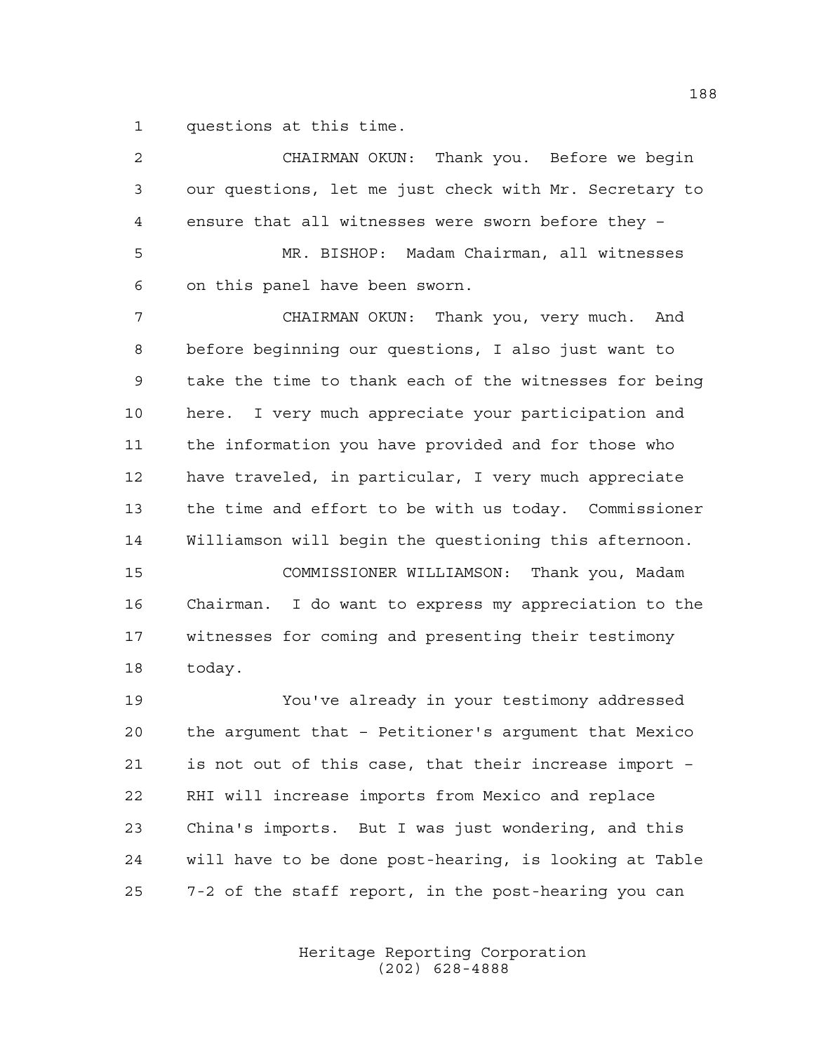questions at this time.

CHAIRMAN OKUN: Thank you. Before we begin our questions, let me just check with Mr. Secretary to ensure that all witnesses were sworn before they –

MR. BISHOP: Madam Chairman, all witnesses on this panel have been sworn.

CHAIRMAN OKUN: Thank you, very much. And before beginning our questions, I also just want to take the time to thank each of the witnesses for being here. I very much appreciate your participation and the information you have provided and for those who have traveled, in particular, I very much appreciate the time and effort to be with us today. Commissioner Williamson will begin the questioning this afternoon.

COMMISSIONER WILLIAMSON: Thank you, Madam Chairman. I do want to express my appreciation to the witnesses for coming and presenting their testimony today.

You've already in your testimony addressed the argument that – Petitioner's argument that Mexico is not out of this case, that their increase import – RHI will increase imports from Mexico and replace China's imports. But I was just wondering, and this will have to be done post-hearing, is looking at Table 7-2 of the staff report, in the post-hearing you can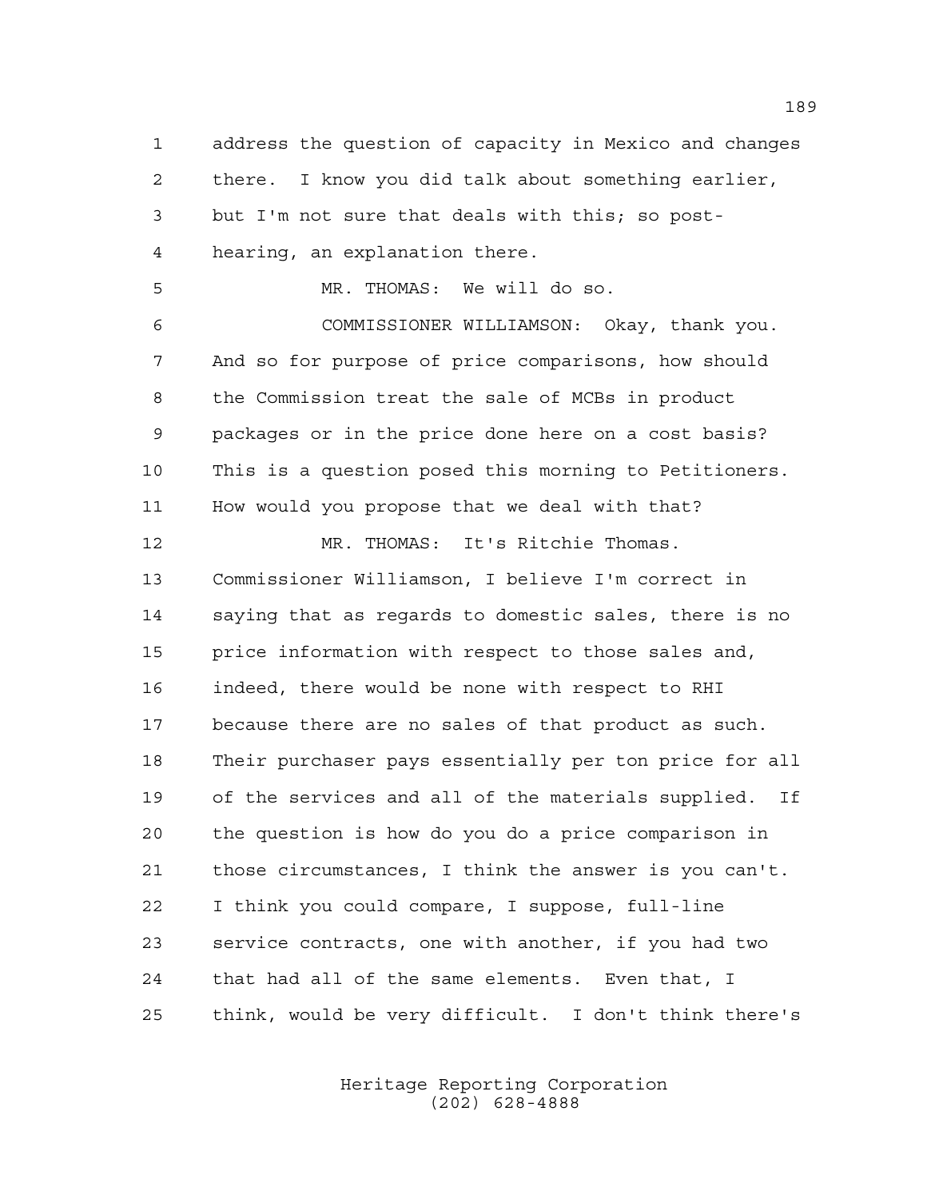address the question of capacity in Mexico and changes there. I know you did talk about something earlier, but I'm not sure that deals with this; so post-hearing, an explanation there.

MR. THOMAS: We will do so.

COMMISSIONER WILLIAMSON: Okay, thank you. And so for purpose of price comparisons, how should the Commission treat the sale of MCBs in product packages or in the price done here on a cost basis? This is a question posed this morning to Petitioners. How would you propose that we deal with that?

MR. THOMAS: It's Ritchie Thomas. Commissioner Williamson, I believe I'm correct in saying that as regards to domestic sales, there is no price information with respect to those sales and, indeed, there would be none with respect to RHI because there are no sales of that product as such. Their purchaser pays essentially per ton price for all of the services and all of the materials supplied. If the question is how do you do a price comparison in those circumstances, I think the answer is you can't. I think you could compare, I suppose, full-line service contracts, one with another, if you had two that had all of the same elements. Even that, I think, would be very difficult. I don't think there's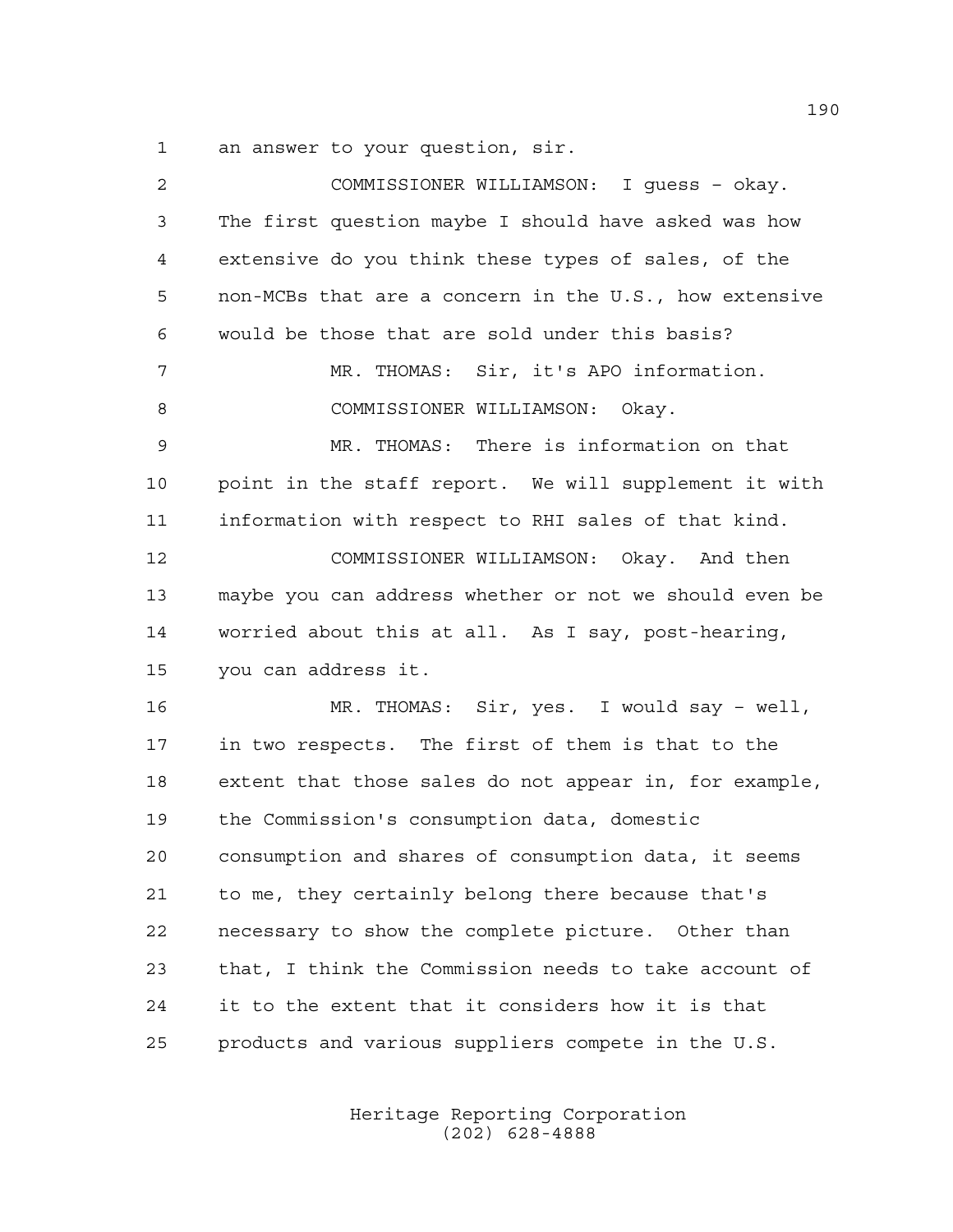an answer to your question, sir.

COMMISSIONER WILLIAMSON: I guess – okay. The first question maybe I should have asked was how extensive do you think these types of sales, of the non-MCBs that are a concern in the U.S., how extensive would be those that are sold under this basis?

MR. THOMAS: Sir, it's APO information.

COMMISSIONER WILLIAMSON: Okay.

MR. THOMAS: There is information on that point in the staff report. We will supplement it with information with respect to RHI sales of that kind.

COMMISSIONER WILLIAMSON: Okay. And then maybe you can address whether or not we should even be worried about this at all. As I say, post-hearing, you can address it.

MR. THOMAS: Sir, yes. I would say – well, in two respects. The first of them is that to the extent that those sales do not appear in, for example, the Commission's consumption data, domestic consumption and shares of consumption data, it seems to me, they certainly belong there because that's necessary to show the complete picture. Other than that, I think the Commission needs to take account of it to the extent that it considers how it is that products and various suppliers compete in the U.S.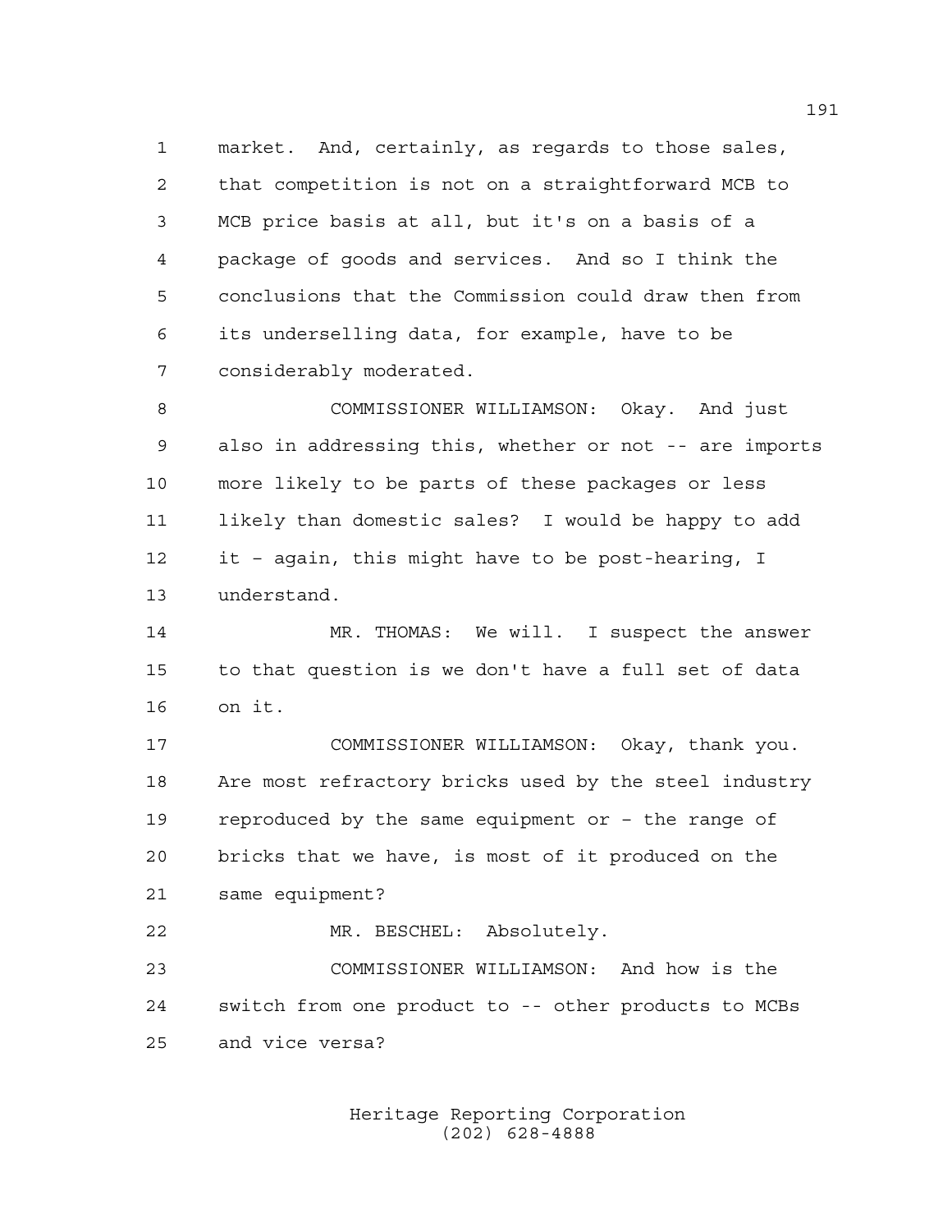market. And, certainly, as regards to those sales, that competition is not on a straightforward MCB to MCB price basis at all, but it's on a basis of a package of goods and services. And so I think the conclusions that the Commission could draw then from its underselling data, for example, have to be considerably moderated.

COMMISSIONER WILLIAMSON: Okay. And just also in addressing this, whether or not -- are imports more likely to be parts of these packages or less likely than domestic sales? I would be happy to add it – again, this might have to be post-hearing, I understand.

MR. THOMAS: We will. I suspect the answer to that question is we don't have a full set of data on it.

COMMISSIONER WILLIAMSON: Okay, thank you. Are most refractory bricks used by the steel industry reproduced by the same equipment or – the range of bricks that we have, is most of it produced on the same equipment?

MR. BESCHEL: Absolutely.

COMMISSIONER WILLIAMSON: And how is the switch from one product to -- other products to MCBs and vice versa?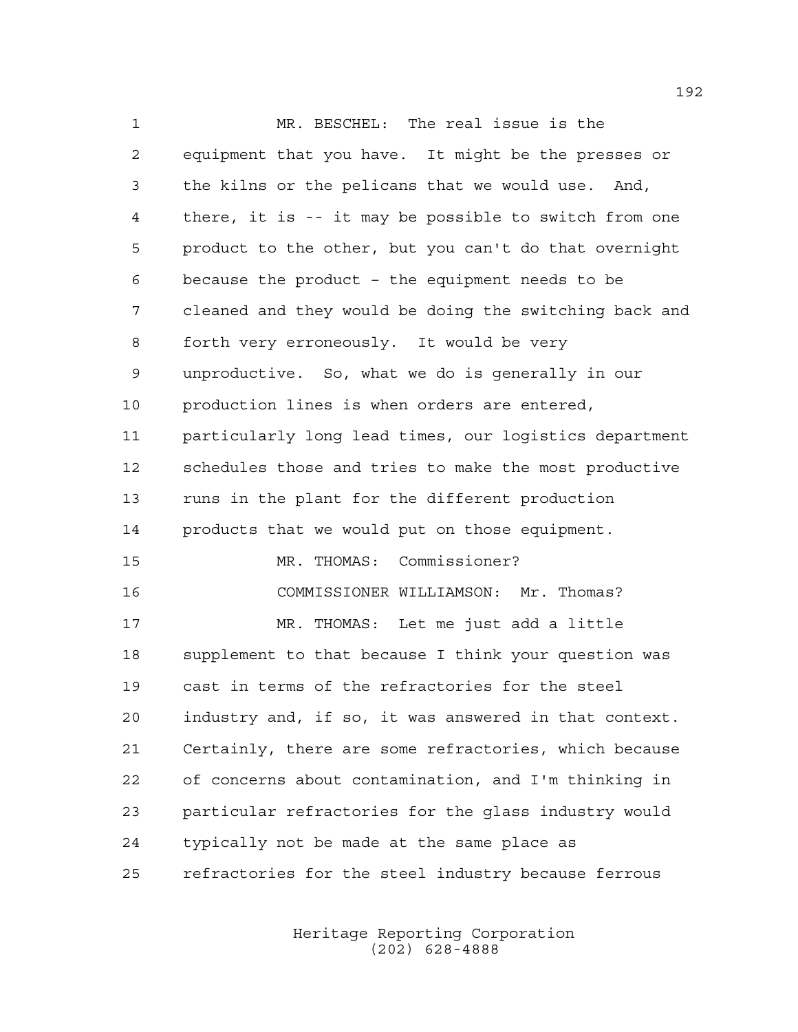MR. BESCHEL: The real issue is the equipment that you have. It might be the presses or the kilns or the pelicans that we would use. And, there, it is -- it may be possible to switch from one product to the other, but you can't do that overnight because the product – the equipment needs to be cleaned and they would be doing the switching back and forth very erroneously. It would be very unproductive. So, what we do is generally in our production lines is when orders are entered, particularly long lead times, our logistics department schedules those and tries to make the most productive runs in the plant for the different production products that we would put on those equipment.

MR. THOMAS: Commissioner?

COMMISSIONER WILLIAMSON: Mr. Thomas?

MR. THOMAS: Let me just add a little supplement to that because I think your question was cast in terms of the refractories for the steel industry and, if so, it was answered in that context. Certainly, there are some refractories, which because of concerns about contamination, and I'm thinking in particular refractories for the glass industry would typically not be made at the same place as refractories for the steel industry because ferrous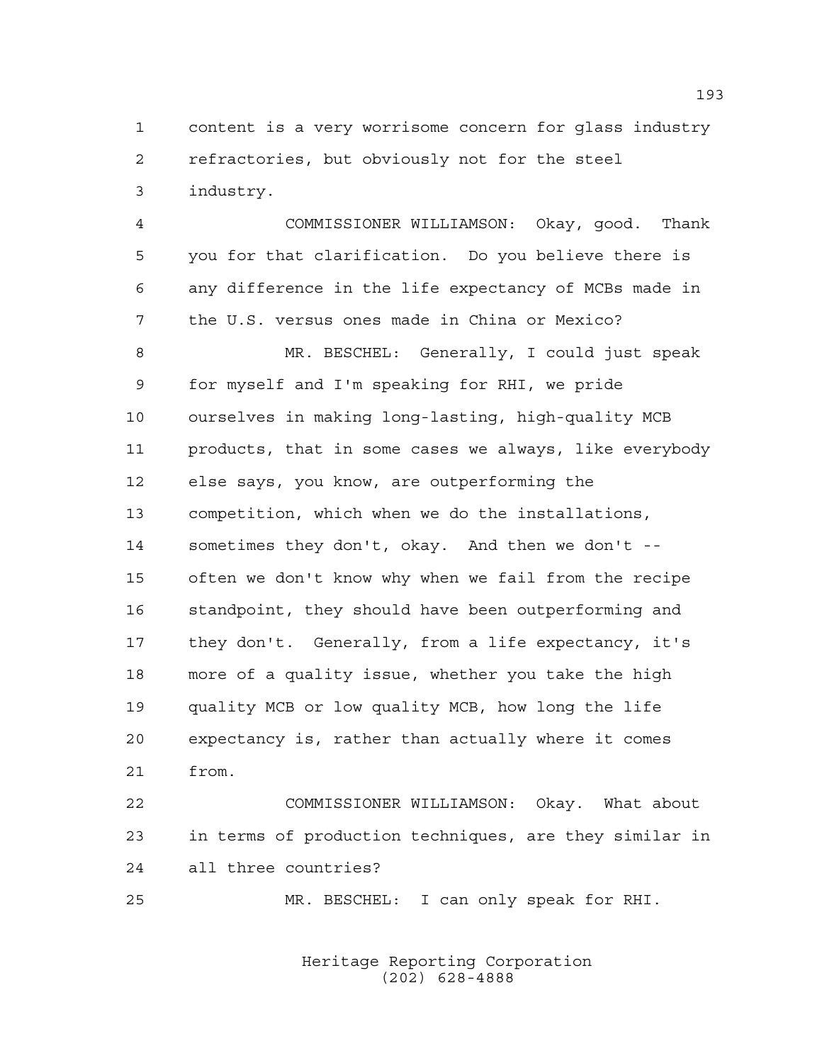content is a very worrisome concern for glass industry refractories, but obviously not for the steel industry.

COMMISSIONER WILLIAMSON: Okay, good. Thank you for that clarification. Do you believe there is any difference in the life expectancy of MCBs made in the U.S. versus ones made in China or Mexico?

MR. BESCHEL: Generally, I could just speak for myself and I'm speaking for RHI, we pride ourselves in making long-lasting, high-quality MCB products, that in some cases we always, like everybody else says, you know, are outperforming the competition, which when we do the installations, sometimes they don't, okay. And then we don't -- often we don't know why when we fail from the recipe standpoint, they should have been outperforming and they don't. Generally, from a life expectancy, it's more of a quality issue, whether you take the high quality MCB or low quality MCB, how long the life expectancy is, rather than actually where it comes from.

COMMISSIONER WILLIAMSON: Okay. What about in terms of production techniques, are they similar in all three countries?

MR. BESCHEL: I can only speak for RHI.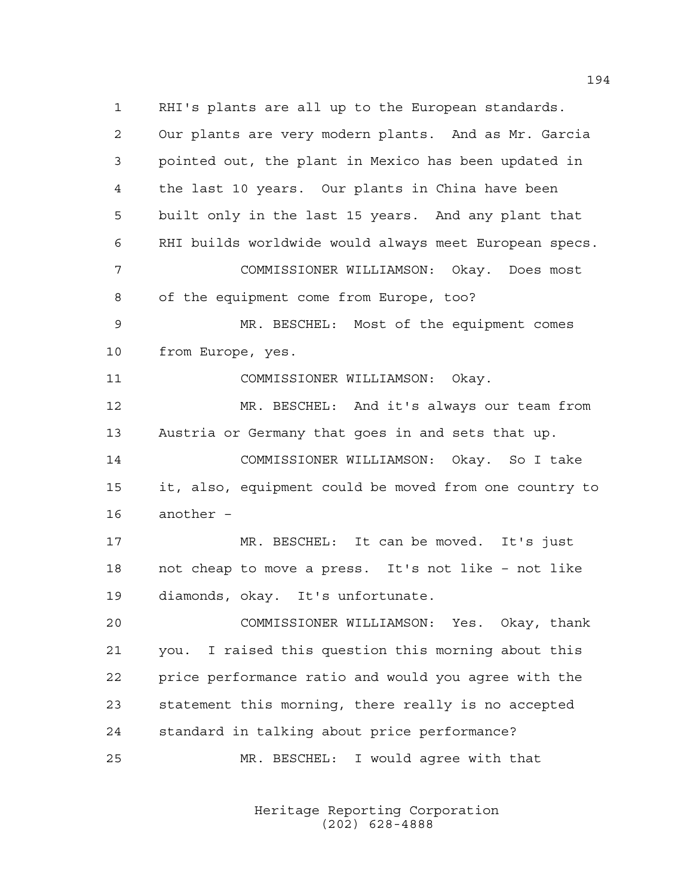RHI's plants are all up to the European standards. Our plants are very modern plants. And as Mr. Garcia pointed out, the plant in Mexico has been updated in the last 10 years. Our plants in China have been built only in the last 15 years. And any plant that RHI builds worldwide would always meet European specs.

COMMISSIONER WILLIAMSON: Okay. Does most of the equipment come from Europe, too?

MR. BESCHEL: Most of the equipment comes from Europe, yes.

COMMISSIONER WILLIAMSON: Okay.

MR. BESCHEL: And it's always our team from Austria or Germany that goes in and sets that up.

COMMISSIONER WILLIAMSON: Okay. So I take it, also, equipment could be moved from one country to another –

MR. BESCHEL: It can be moved. It's just not cheap to move a press. It's not like – not like diamonds, okay. It's unfortunate.

COMMISSIONER WILLIAMSON: Yes. Okay, thank you. I raised this question this morning about this price performance ratio and would you agree with the statement this morning, there really is no accepted standard in talking about price performance?

MR. BESCHEL: I would agree with that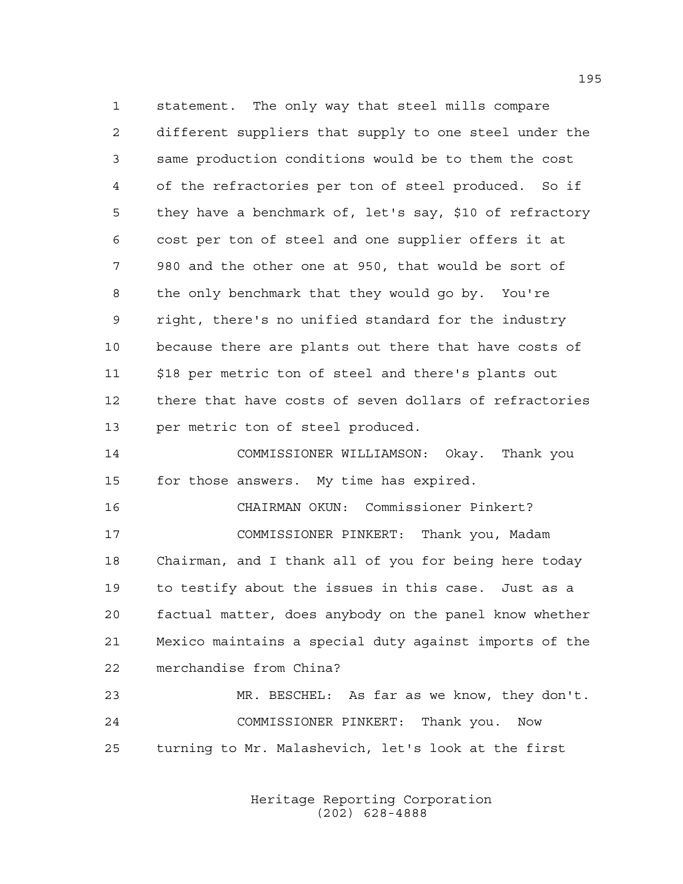statement. The only way that steel mills compare different suppliers that supply to one steel under the same production conditions would be to them the cost of the refractories per ton of steel produced. So if they have a benchmark of, let's say, $10 of refractory cost per ton of steel and one supplier offers it at 980 and the other one at 950, that would be sort of the only benchmark that they would go by. You're right, there's no unified standard for the industry because there are plants out there that have costs of $18 per metric ton of steel and there's plants out there that have costs of seven dollars of refractories per metric ton of steel produced.

COMMISSIONER WILLIAMSON: Okay. Thank you for those answers. My time has expired.

CHAIRMAN OKUN: Commissioner Pinkert?

COMMISSIONER PINKERT: Thank you, Madam Chairman, and I thank all of you for being here today to testify about the issues in this case. Just as a factual matter, does anybody on the panel know whether Mexico maintains a special duty against imports of the merchandise from China?

MR. BESCHEL: As far as we know, they don't.

COMMISSIONER PINKERT: Thank you. Now turning to Mr. Malashevich, let's look at the first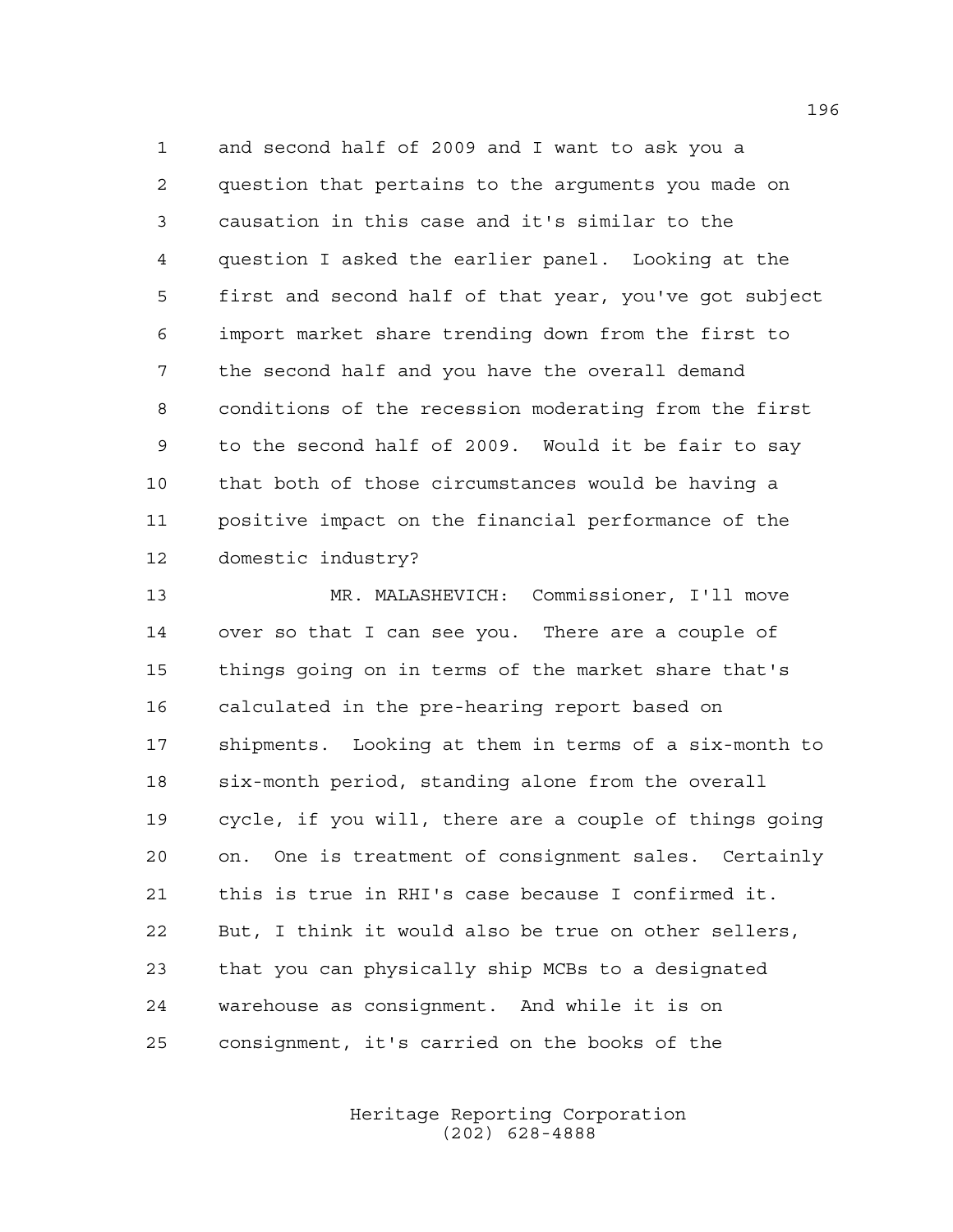and second half of 2009 and I want to ask you a question that pertains to the arguments you made on causation in this case and it's similar to the question I asked the earlier panel. Looking at the first and second half of that year, you've got subject import market share trending down from the first to the second half and you have the overall demand conditions of the recession moderating from the first to the second half of 2009. Would it be fair to say that both of those circumstances would be having a positive impact on the financial performance of the domestic industry?

MR. MALASHEVICH: Commissioner, I'll move over so that I can see you. There are a couple of things going on in terms of the market share that's calculated in the pre-hearing report based on shipments. Looking at them in terms of a six-month to six-month period, standing alone from the overall cycle, if you will, there are a couple of things going on. One is treatment of consignment sales. Certainly this is true in RHI's case because I confirmed it. But, I think it would also be true on other sellers, that you can physically ship MCBs to a designated warehouse as consignment. And while it is on consignment, it's carried on the books of the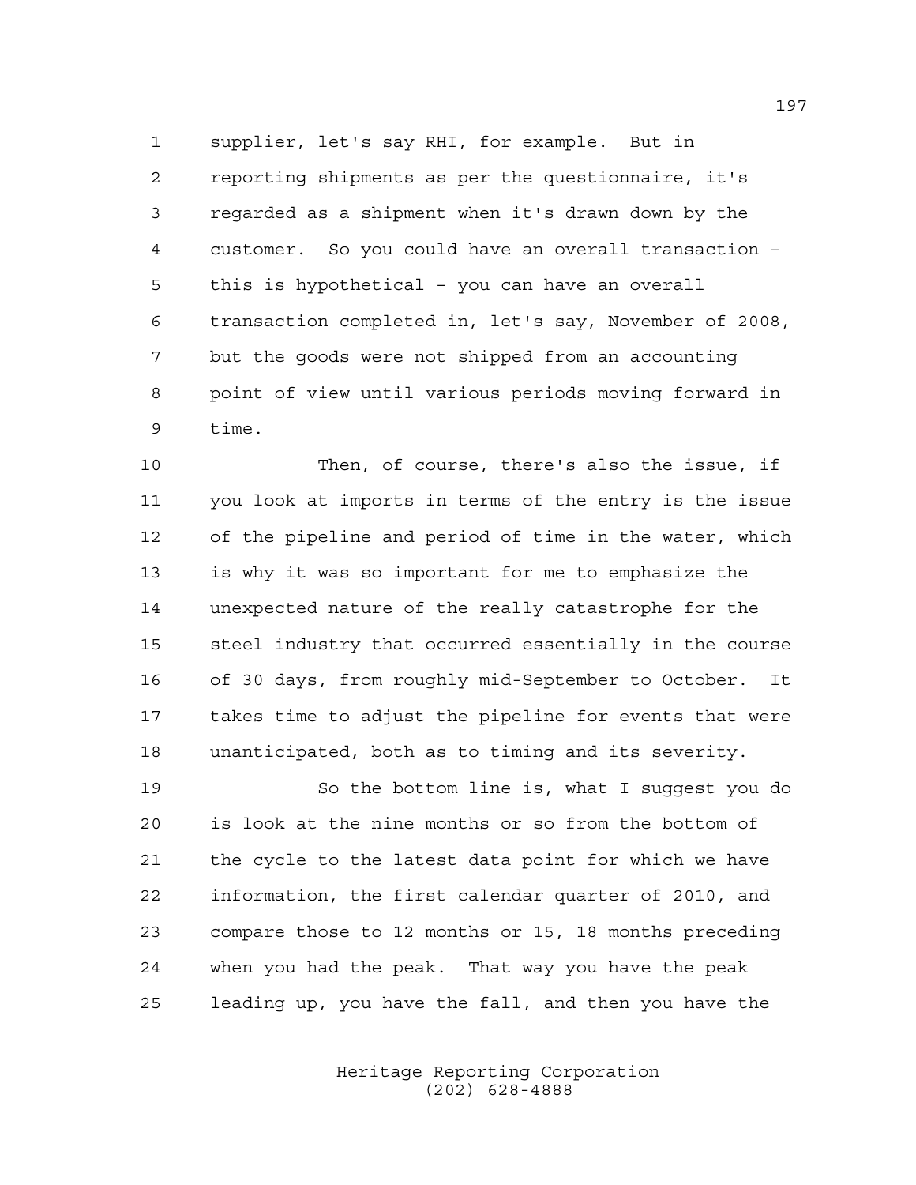supplier, let's say RHI, for example. But in reporting shipments as per the questionnaire, it's regarded as a shipment when it's drawn down by the customer. So you could have an overall transaction - this is hypothetical - you can have an overall transaction completed in, let's say, November of 2008, but the goods were not shipped from an accounting point of view until various periods moving forward in time.

Then, of course, there's also the issue, if you look at imports in terms of the entry is the issue of the pipeline and period of time in the water, which is why it was so important for me to emphasize the unexpected nature of the really catastrophe for the steel industry that occurred essentially in the course of 30 days, from roughly mid-September to October. It takes time to adjust the pipeline for events that were unanticipated, both as to timing and its severity.

So the bottom line is, what I suggest you do is look at the nine months or so from the bottom of the cycle to the latest data point for which we have information, the first calendar quarter of 2010, and compare those to 12 months or 15, 18 months preceding when you had the peak. That way you have the peak leading up, you have the fall, and then you have the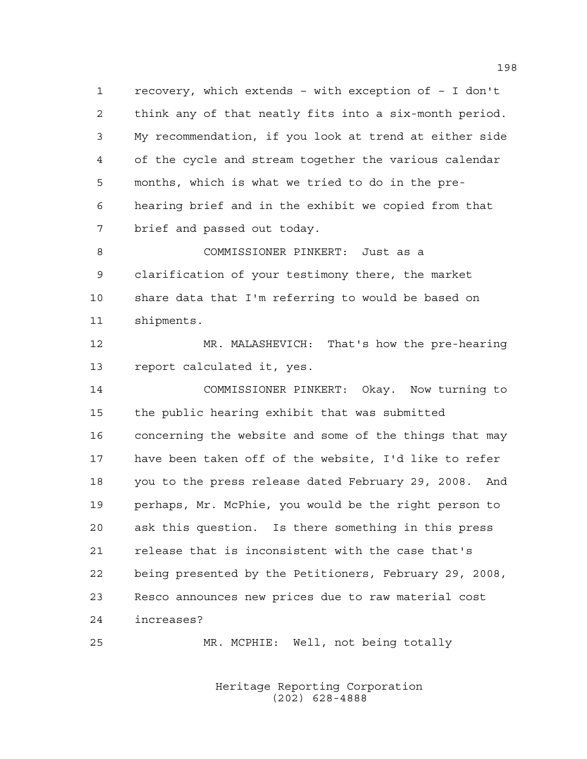recovery, which extends – with exception of – I don't think any of that neatly fits into a six-month period. My recommendation, if you look at trend at either side of the cycle and stream together the various calendar months, which is what we tried to do in the pre-hearing brief and in the exhibit we copied from that brief and passed out today.

COMMISSIONER PINKERT: Just as a clarification of your testimony there, the market share data that I'm referring to would be based on shipments.

MR. MALASHEVICH: That's how the pre-hearing report calculated it, yes.

COMMISSIONER PINKERT: Okay. Now turning to the public hearing exhibit that was submitted concerning the website and some of the things that may have been taken off of the website, I'd like to refer you to the press release dated February 29, 2008. And perhaps, Mr. McPhie, you would be the right person to ask this question. Is there something in this press release that is inconsistent with the case that's being presented by the Petitioners, February 29, 2008, Resco announces new prices due to raw material cost increases?

MR. MCPHIE: Well, not being totally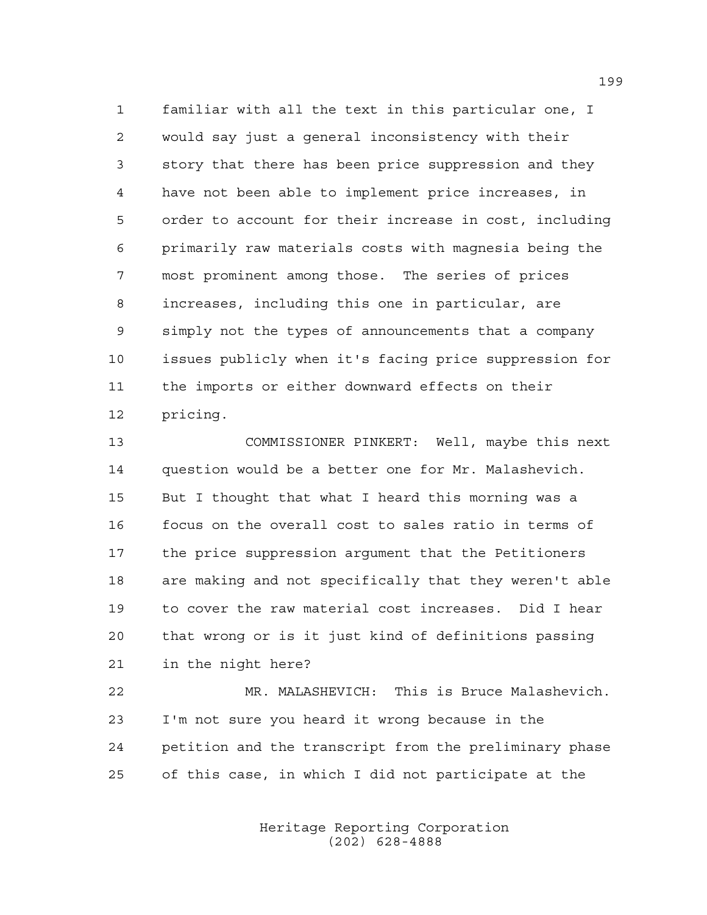familiar with all the text in this particular one, I would say just a general inconsistency with their story that there has been price suppression and they have not been able to implement price increases, in order to account for their increase in cost, including primarily raw materials costs with magnesia being the most prominent among those. The series of prices increases, including this one in particular, are simply not the types of announcements that a company issues publicly when it's facing price suppression for the imports or either downward effects on their pricing.

COMMISSIONER PINKERT: Well, maybe this next question would be a better one for Mr. Malashevich. But I thought that what I heard this morning was a focus on the overall cost to sales ratio in terms of the price suppression argument that the Petitioners are making and not specifically that they weren't able to cover the raw material cost increases. Did I hear that wrong or is it just kind of definitions passing in the night here?

MR. MALASHEVICH: This is Bruce Malashevich. I'm not sure you heard it wrong because in the petition and the transcript from the preliminary phase of this case, in which I did not participate at the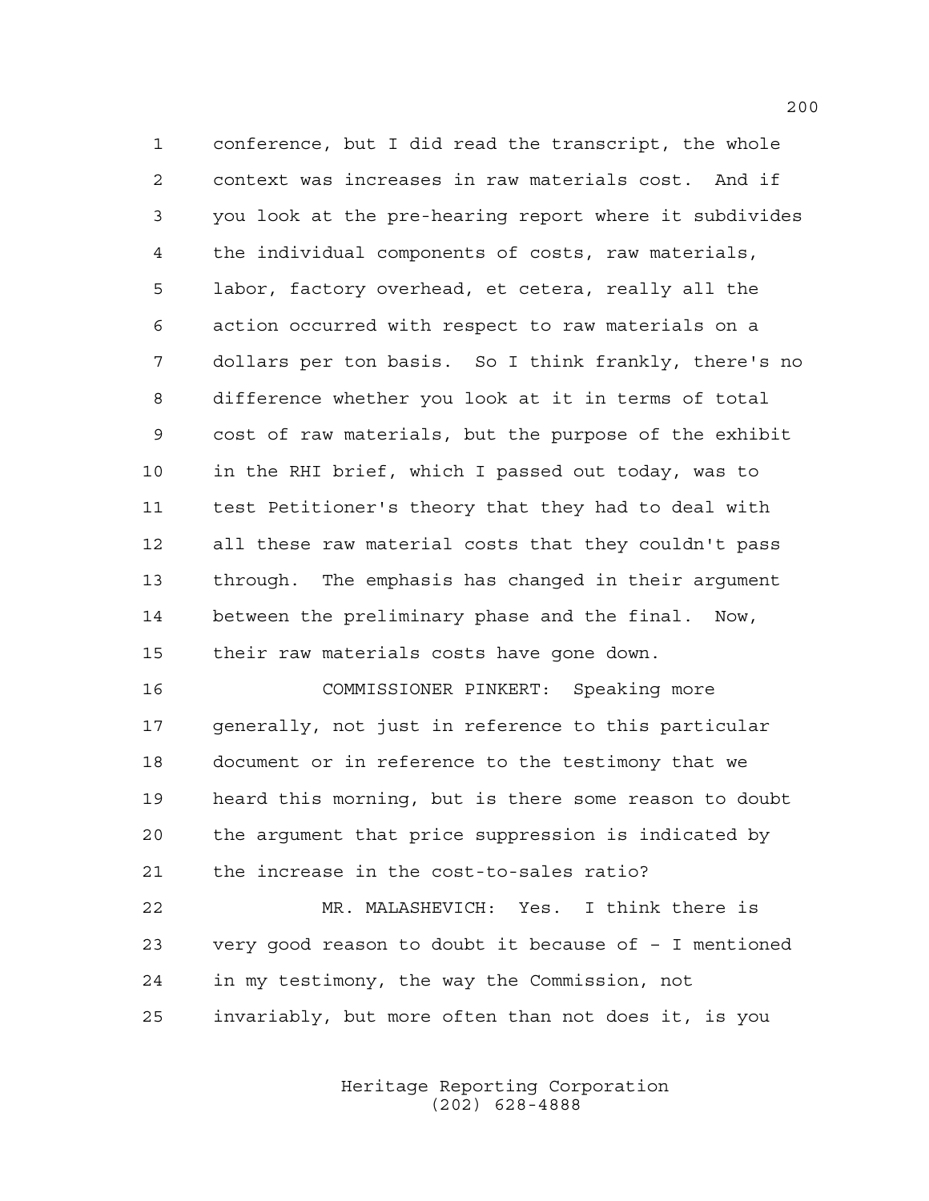conference, but I did read the transcript, the whole context was increases in raw materials cost. And if you look at the pre-hearing report where it subdivides the individual components of costs, raw materials, labor, factory overhead, et cetera, really all the action occurred with respect to raw materials on a dollars per ton basis. So I think frankly, there's no difference whether you look at it in terms of total cost of raw materials, but the purpose of the exhibit in the RHI brief, which I passed out today, was to test Petitioner's theory that they had to deal with all these raw material costs that they couldn't pass through. The emphasis has changed in their argument between the preliminary phase and the final. Now, their raw materials costs have gone down.

COMMISSIONER PINKERT: Speaking more generally, not just in reference to this particular document or in reference to the testimony that we heard this morning, but is there some reason to doubt the argument that price suppression is indicated by the increase in the cost-to-sales ratio?

MR. MALASHEVICH: Yes. I think there is very good reason to doubt it because of - I mentioned in my testimony, the way the Commission, not invariably, but more often than not does it, is you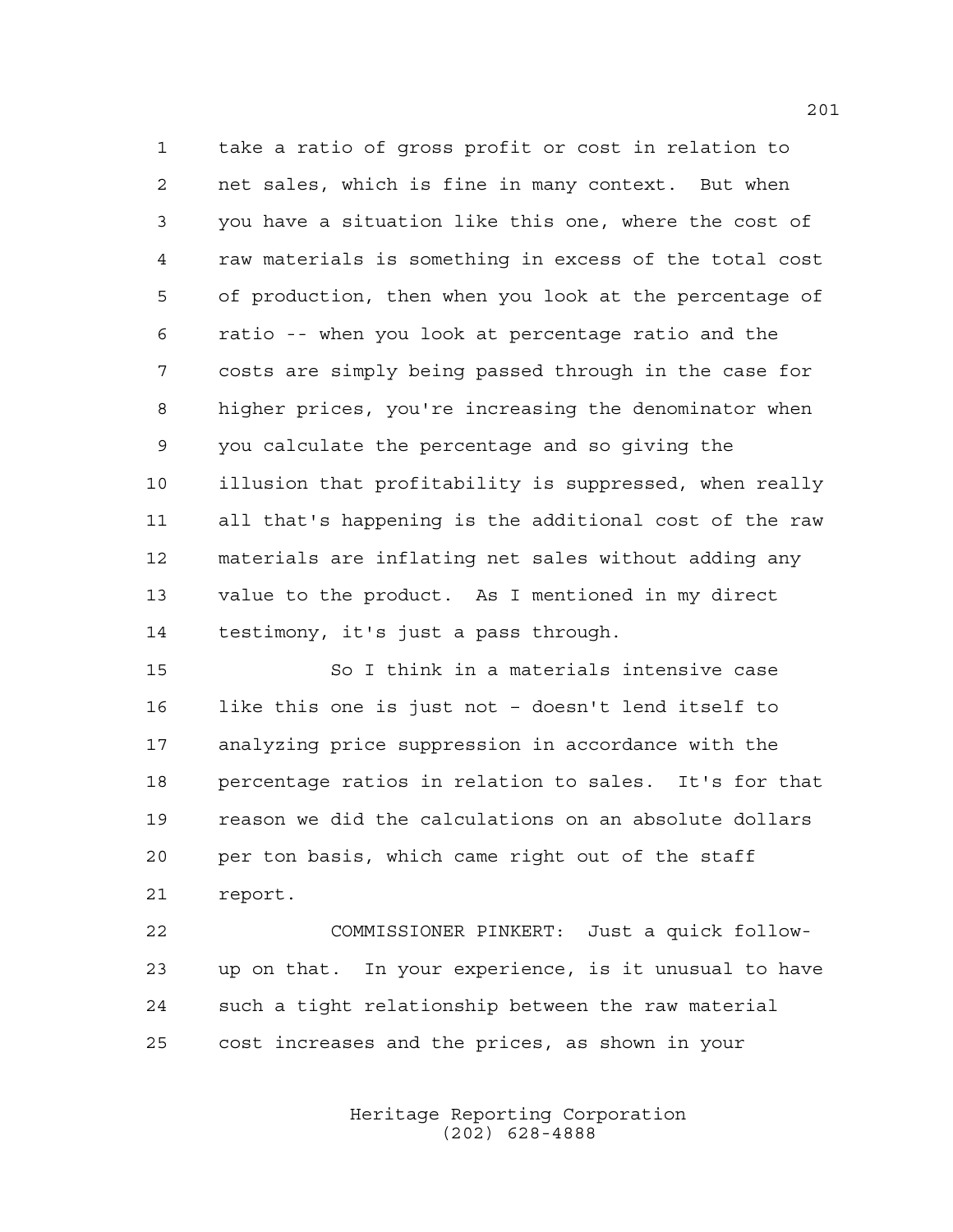take a ratio of gross profit or cost in relation to net sales, which is fine in many context. But when you have a situation like this one, where the cost of raw materials is something in excess of the total cost of production, then when you look at the percentage of ratio -- when you look at percentage ratio and the costs are simply being passed through in the case for higher prices, you're increasing the denominator when you calculate the percentage and so giving the illusion that profitability is suppressed, when really all that's happening is the additional cost of the raw materials are inflating net sales without adding any value to the product. As I mentioned in my direct testimony, it's just a pass through.

So I think in a materials intensive case like this one is just not - doesn't lend itself to analyzing price suppression in accordance with the percentage ratios in relation to sales. It's for that reason we did the calculations on an absolute dollars per ton basis, which came right out of the staff report.

COMMISSIONER PINKERT: Just a quick follow-up on that. In your experience, is it unusual to have such a tight relationship between the raw material cost increases and the prices, as shown in your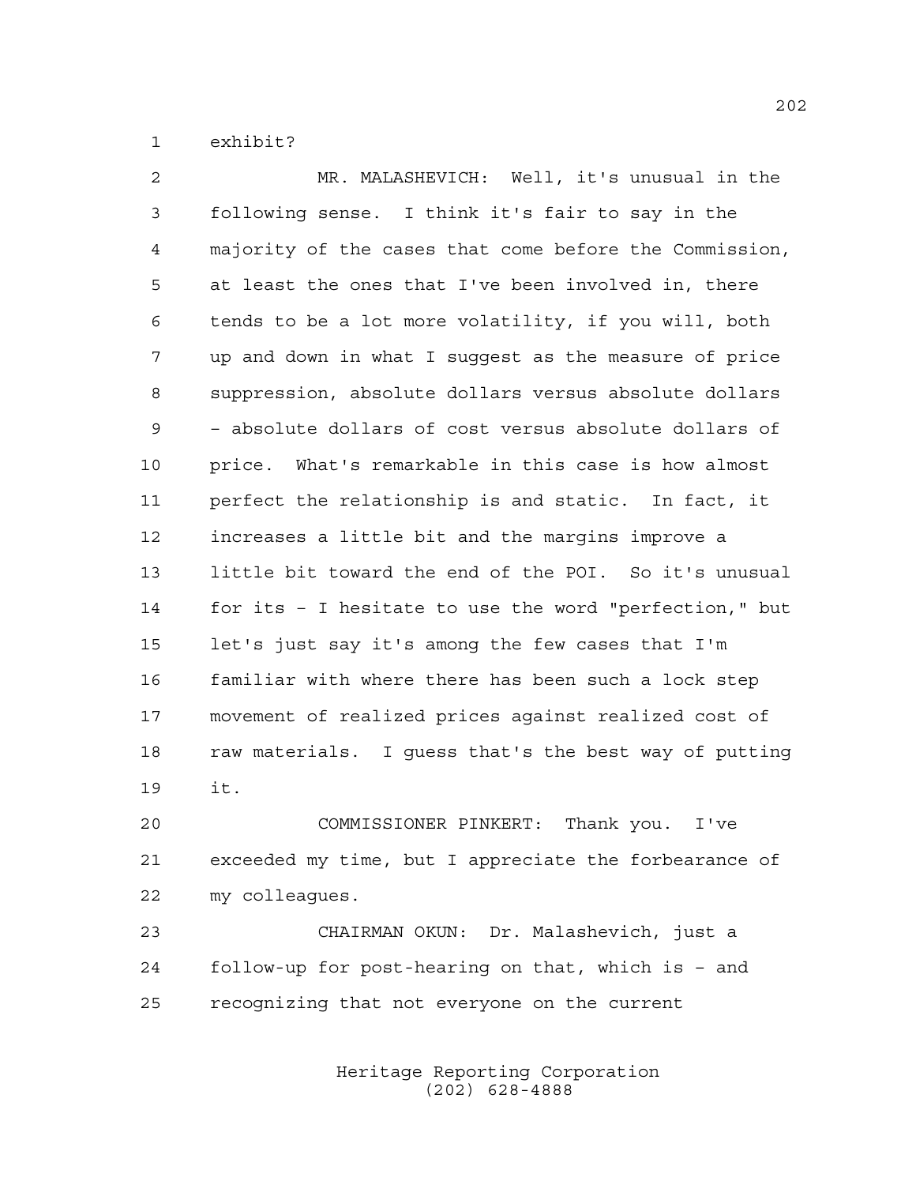exhibit?

MR. MALASHEVICH: Well, it's unusual in the following sense. I think it's fair to say in the majority of the cases that come before the Commission, at least the ones that I've been involved in, there tends to be a lot more volatility, if you will, both up and down in what I suggest as the measure of price suppression, absolute dollars versus absolute dollars - absolute dollars of cost versus absolute dollars of price. What's remarkable in this case is how almost perfect the relationship is and static. In fact, it increases a little bit and the margins improve a little bit toward the end of the POI. So it's unusual for its - I hesitate to use the word "perfection," but let's just say it's among the few cases that I'm familiar with where there has been such a lock step movement of realized prices against realized cost of raw materials. I guess that's the best way of putting it.

COMMISSIONER PINKERT: Thank you. I've exceeded my time, but I appreciate the forbearance of my colleagues.

CHAIRMAN OKUN: Dr. Malashevich, just a follow-up for post-hearing on that, which is - and recognizing that not everyone on the current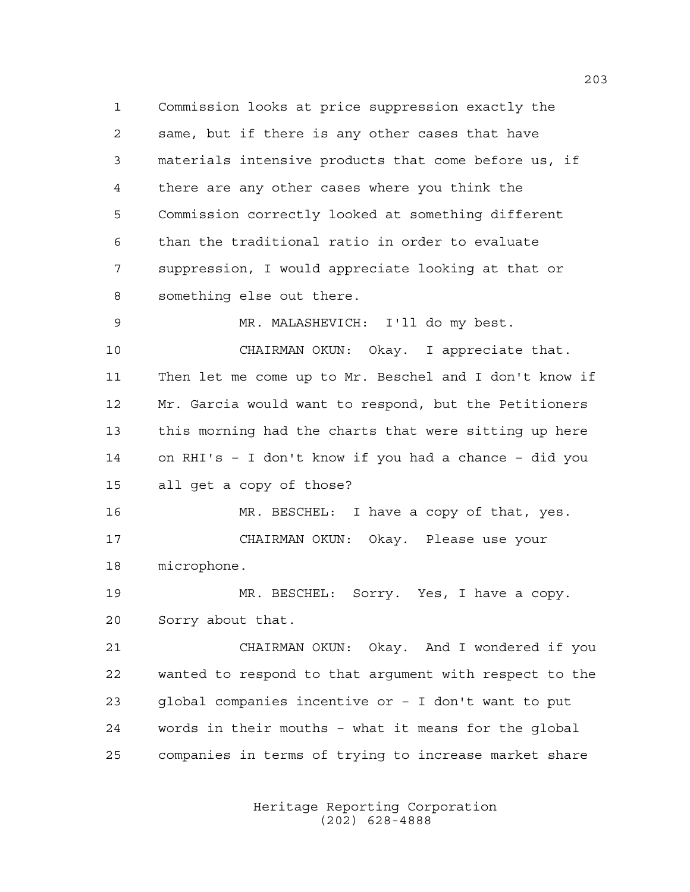Commission looks at price suppression exactly the same, but if there is any other cases that have materials intensive products that come before us, if there are any other cases where you think the Commission correctly looked at something different than the traditional ratio in order to evaluate suppression, I would appreciate looking at that or something else out there.

MR. MALASHEVICH: I'll do my best.

CHAIRMAN OKUN: Okay. I appreciate that. Then let me come up to Mr. Beschel and I don't know if Mr. Garcia would want to respond, but the Petitioners this morning had the charts that were sitting up here on RHI's - I don't know if you had a chance - did you all get a copy of those?

MR. BESCHEL: I have a copy of that, yes.

CHAIRMAN OKUN: Okay. Please use your microphone.

MR. BESCHEL: Sorry. Yes, I have a copy. Sorry about that.

CHAIRMAN OKUN: Okay. And I wondered if you wanted to respond to that argument with respect to the global companies incentive or - I don't want to put words in their mouths - what it means for the global companies in terms of trying to increase market share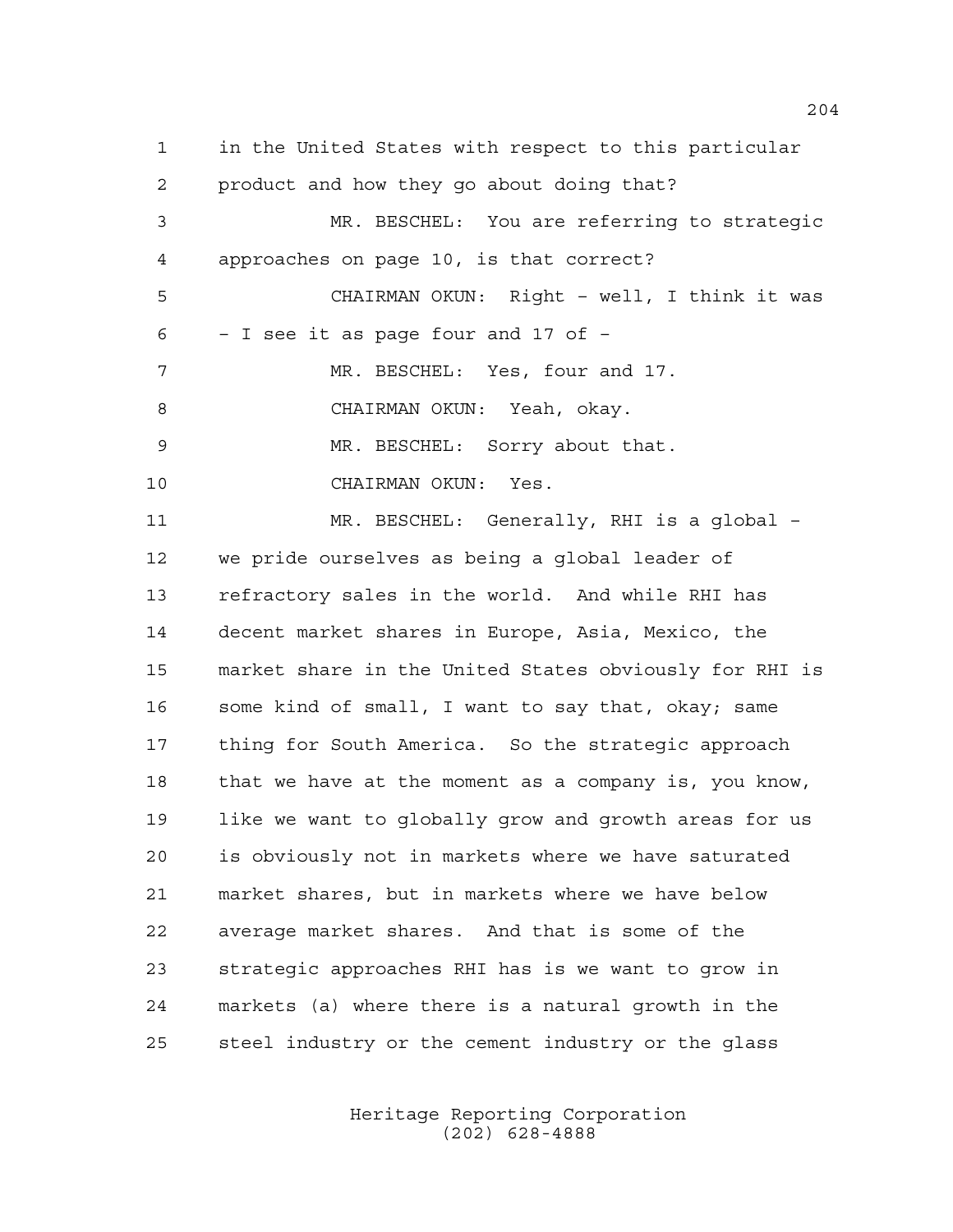in the United States with respect to this particular product and how they go about doing that?

MR. BESCHEL: You are referring to strategic approaches on page 10, is that correct?

CHAIRMAN OKUN: Right – well, I think it was – I see it as page four and 17 of –

MR. BESCHEL: Yes, four and 17.

CHAIRMAN OKUN: Yeah, okay.

MR. BESCHEL: Sorry about that.

CHAIRMAN OKUN: Yes.

MR. BESCHEL: Generally, RHI is a global – we pride ourselves as being a global leader of refractory sales in the world. And while RHI has decent market shares in Europe, Asia, Mexico, the market share in the United States obviously for RHI is some kind of small, I want to say that, okay; same thing for South America. So the strategic approach that we have at the moment as a company is, you know, like we want to globally grow and growth areas for us is obviously not in markets where we have saturated market shares, but in markets where we have below average market shares. And that is some of the strategic approaches RHI has is we want to grow in markets (a) where there is a natural growth in the steel industry or the cement industry or the glass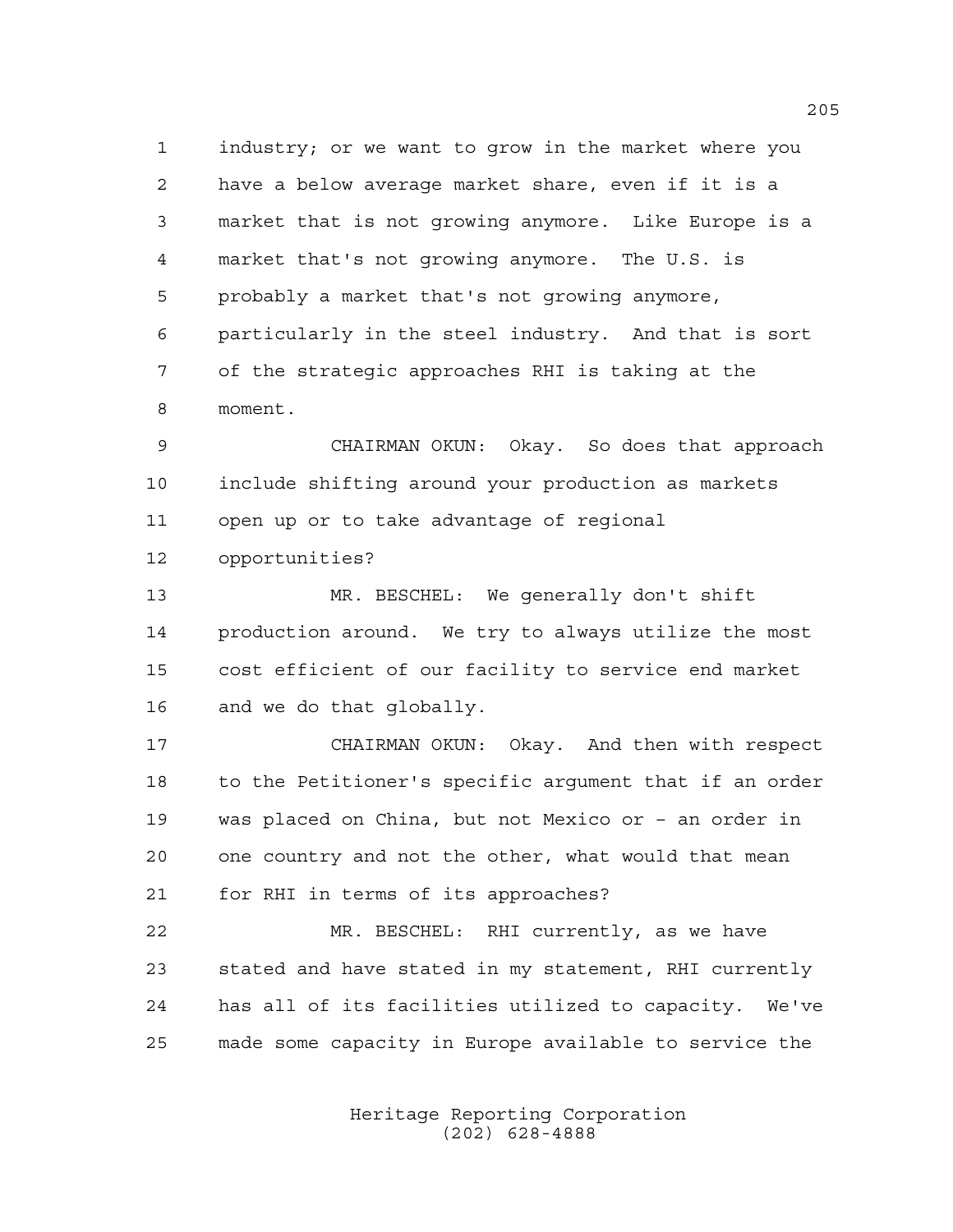industry; or we want to grow in the market where you have a below average market share, even if it is a market that is not growing anymore. Like Europe is a market that's not growing anymore. The U.S. is probably a market that's not growing anymore, particularly in the steel industry. And that is sort of the strategic approaches RHI is taking at the moment.

CHAIRMAN OKUN: Okay. So does that approach include shifting around your production as markets open up or to take advantage of regional opportunities?

MR. BESCHEL: We generally don't shift production around. We try to always utilize the most cost efficient of our facility to service end market and we do that globally.

CHAIRMAN OKUN: Okay. And then with respect to the Petitioner's specific argument that if an order was placed on China, but not Mexico or - an order in one country and not the other, what would that mean for RHI in terms of its approaches?

MR. BESCHEL: RHI currently, as we have stated and have stated in my statement, RHI currently has all of its facilities utilized to capacity. We've made some capacity in Europe available to service the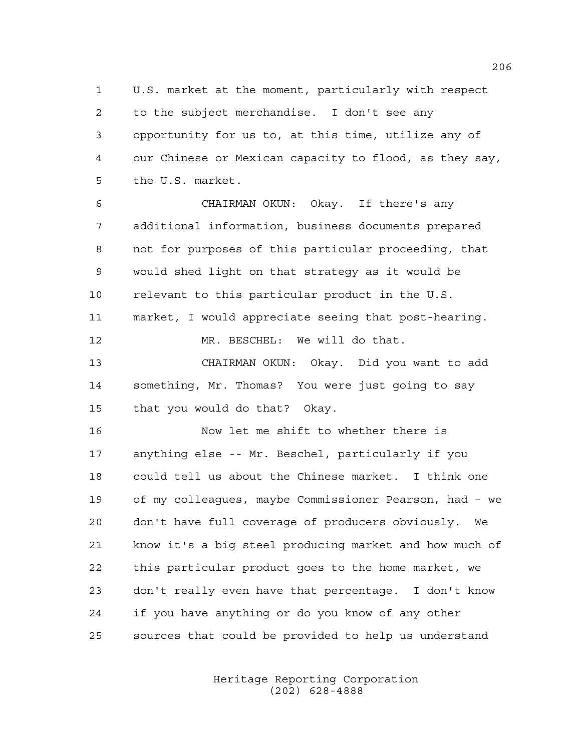U.S. market at the moment, particularly with respect to the subject merchandise. I don't see any opportunity for us to, at this time, utilize any of our Chinese or Mexican capacity to flood, as they say, the U.S. market.

CHAIRMAN OKUN: Okay. If there's any additional information, business documents prepared not for purposes of this particular proceeding, that would shed light on that strategy as it would be relevant to this particular product in the U.S. market, I would appreciate seeing that post-hearing.

MR. BESCHEL: We will do that.

CHAIRMAN OKUN: Okay. Did you want to add something, Mr. Thomas? You were just going to say that you would do that? Okay.

Now let me shift to whether there is anything else -- Mr. Beschel, particularly if you could tell us about the Chinese market. I think one of my colleagues, maybe Commissioner Pearson, had – we don't have full coverage of producers obviously. We know it's a big steel producing market and how much of this particular product goes to the home market, we don't really even have that percentage. I don't know if you have anything or do you know of any other sources that could be provided to help us understand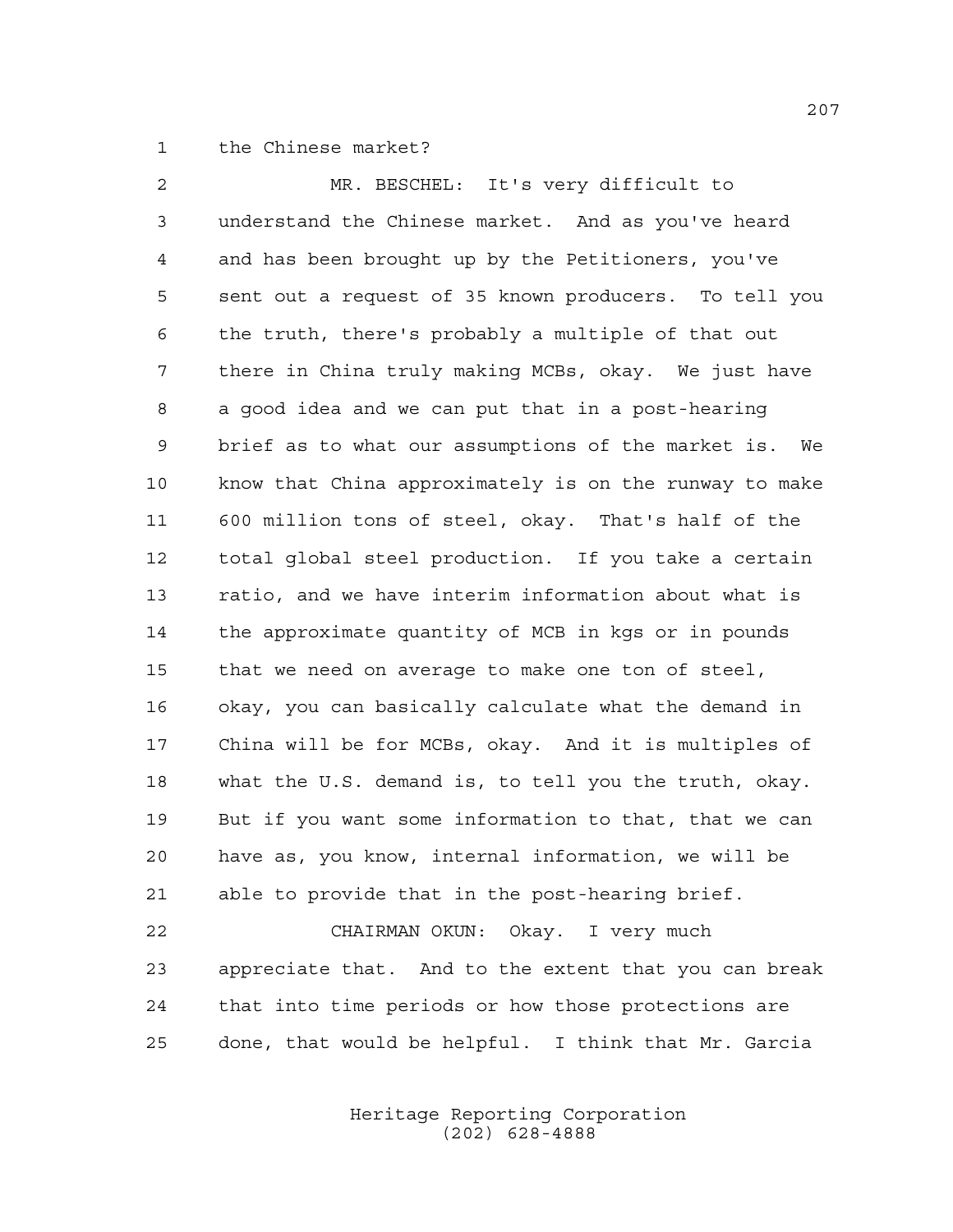the Chinese market?

MR. BESCHEL: It's very difficult to understand the Chinese market. And as you've heard and has been brought up by the Petitioners, you've sent out a request of 35 known producers. To tell you the truth, there's probably a multiple of that out there in China truly making MCBs, okay. We just have a good idea and we can put that in a post-hearing brief as to what our assumptions of the market is. We know that China approximately is on the runway to make 600 million tons of steel, okay. That's half of the total global steel production. If you take a certain ratio, and we have interim information about what is the approximate quantity of MCB in kgs or in pounds that we need on average to make one ton of steel, okay, you can basically calculate what the demand in China will be for MCBs, okay. And it is multiples of what the U.S. demand is, to tell you the truth, okay. But if you want some information to that, that we can have as, you know, internal information, we will be able to provide that in the post-hearing brief.

CHAIRMAN OKUN: Okay. I very much appreciate that. And to the extent that you can break that into time periods or how those protections are done, that would be helpful. I think that Mr. Garcia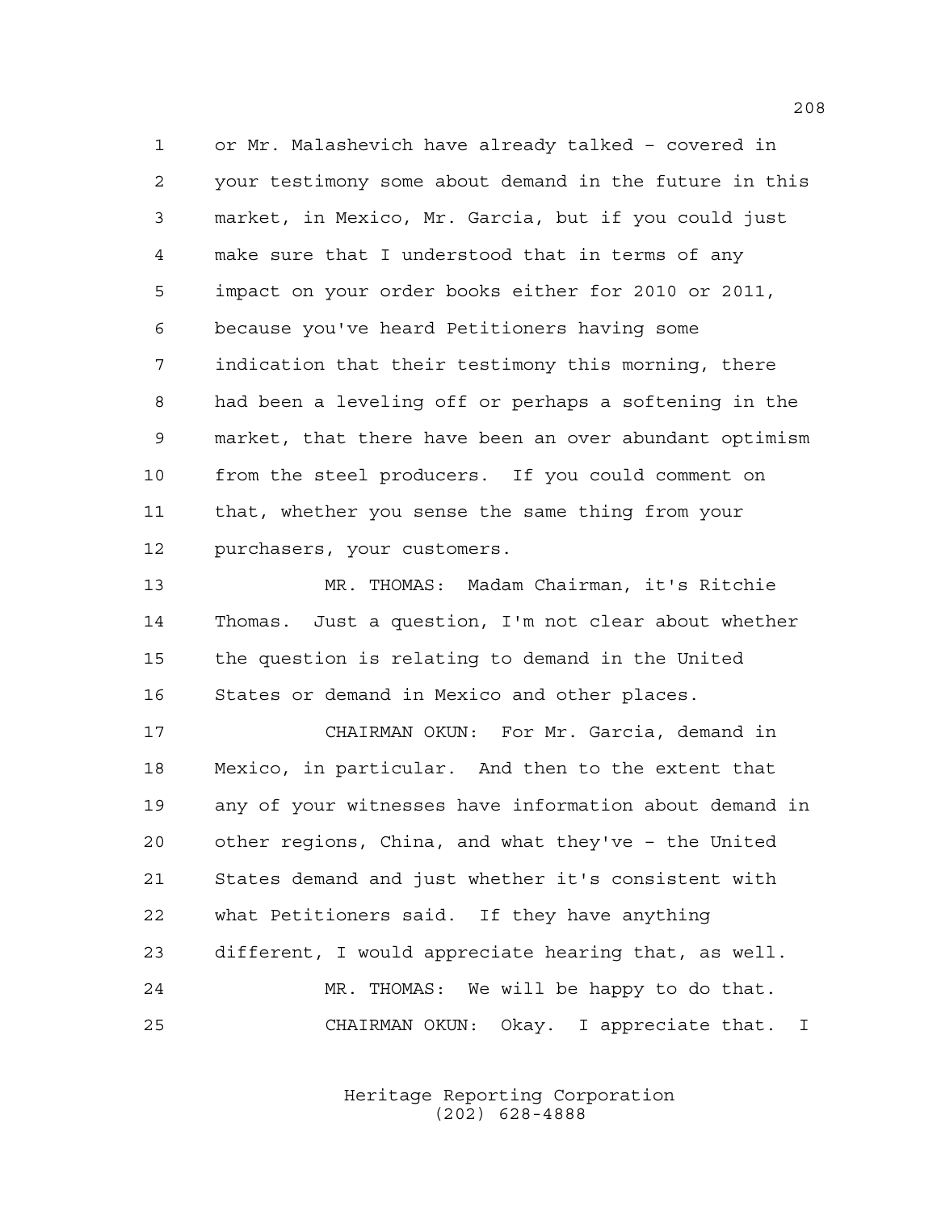or Mr. Malashevich have already talked – covered in your testimony some about demand in the future in this market, in Mexico, Mr. Garcia, but if you could just make sure that I understood that in terms of any impact on your order books either for 2010 or 2011, because you've heard Petitioners having some indication that their testimony this morning, there had been a leveling off or perhaps a softening in the market, that there have been an over abundant optimism from the steel producers. If you could comment on that, whether you sense the same thing from your purchasers, your customers.

MR. THOMAS: Madam Chairman, it's Ritchie Thomas. Just a question, I'm not clear about whether the question is relating to demand in the United States or demand in Mexico and other places.

CHAIRMAN OKUN: For Mr. Garcia, demand in Mexico, in particular. And then to the extent that any of your witnesses have information about demand in other regions, China, and what they've – the United States demand and just whether it's consistent with what Petitioners said. If they have anything different, I would appreciate hearing that, as well.

MR. THOMAS: We will be happy to do that.

CHAIRMAN OKUN: Okay. I appreciate that. I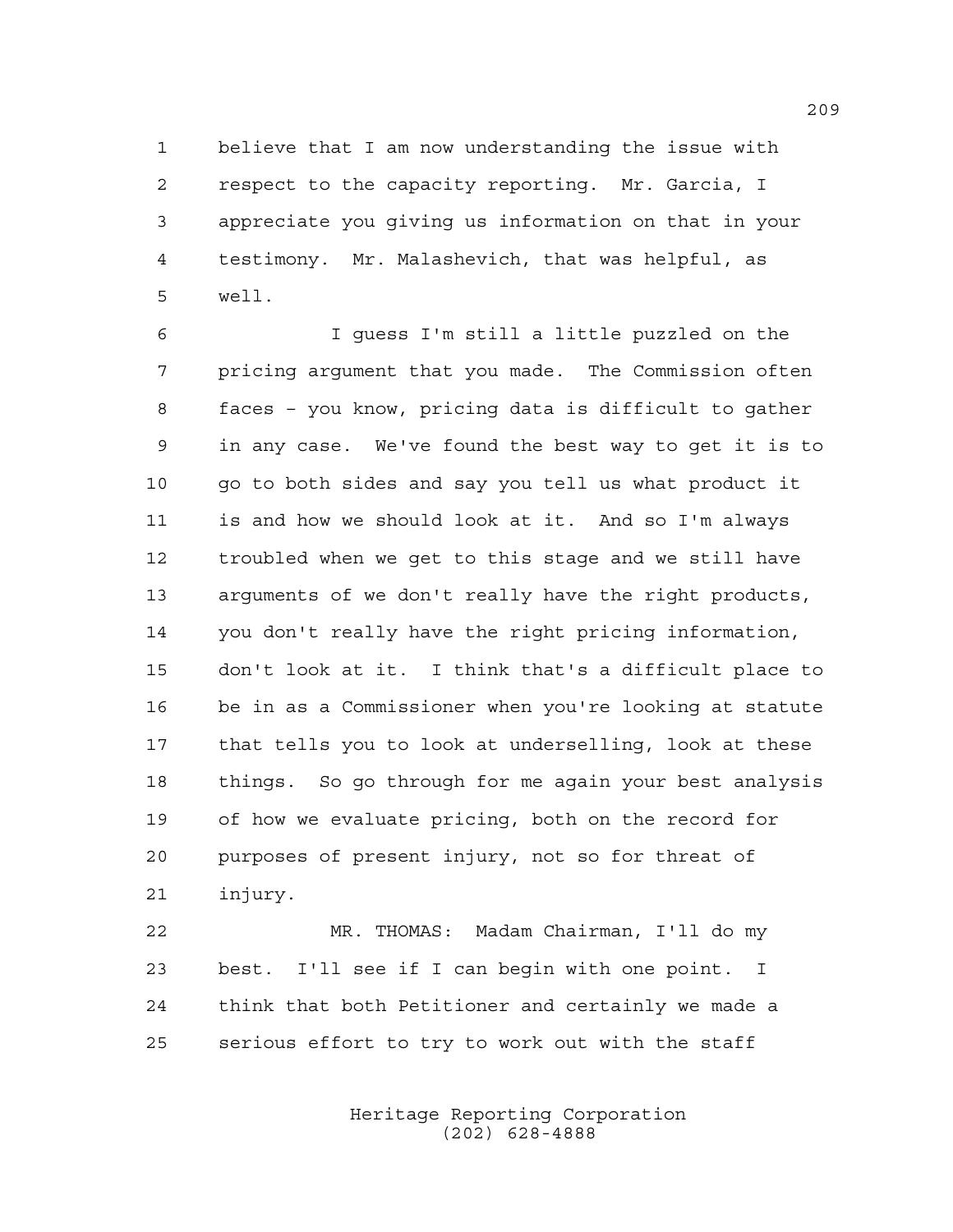believe that I am now understanding the issue with respect to the capacity reporting. Mr. Garcia, I appreciate you giving us information on that in your testimony. Mr. Malashevich, that was helpful, as well.

I guess I'm still a little puzzled on the pricing argument that you made. The Commission often faces - you know, pricing data is difficult to gather in any case. We've found the best way to get it is to go to both sides and say you tell us what product it is and how we should look at it. And so I'm always troubled when we get to this stage and we still have arguments of we don't really have the right products, you don't really have the right pricing information, don't look at it. I think that's a difficult place to be in as a Commissioner when you're looking at statute that tells you to look at underselling, look at these things. So go through for me again your best analysis of how we evaluate pricing, both on the record for purposes of present injury, not so for threat of injury.

MR. THOMAS: Madam Chairman, I'll do my best. I'll see if I can begin with one point. I think that both Petitioner and certainly we made a serious effort to try to work out with the staff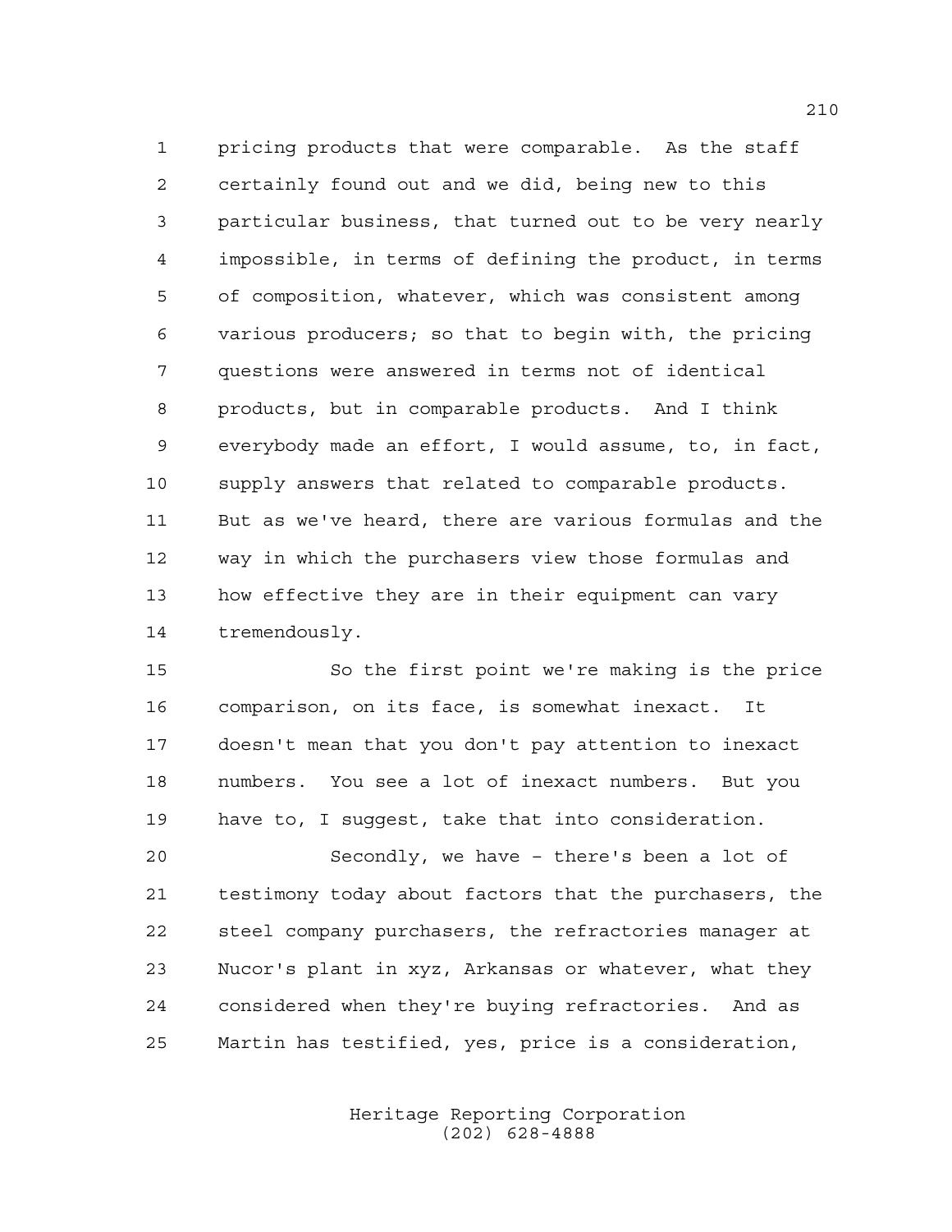pricing products that were comparable. As the staff certainly found out and we did, being new to this particular business, that turned out to be very nearly impossible, in terms of defining the product, in terms of composition, whatever, which was consistent among various producers; so that to begin with, the pricing questions were answered in terms not of identical products, but in comparable products. And I think everybody made an effort, I would assume, to, in fact, supply answers that related to comparable products. But as we've heard, there are various formulas and the way in which the purchasers view those formulas and how effective they are in their equipment can vary tremendously.

So the first point we're making is the price comparison, on its face, is somewhat inexact. It doesn't mean that you don't pay attention to inexact numbers. You see a lot of inexact numbers. But you have to, I suggest, take that into consideration.

Secondly, we have – there's been a lot of testimony today about factors that the purchasers, the steel company purchasers, the refractories manager at Nucor's plant in xyz, Arkansas or whatever, what they considered when they're buying refractories. And as Martin has testified, yes, price is a consideration,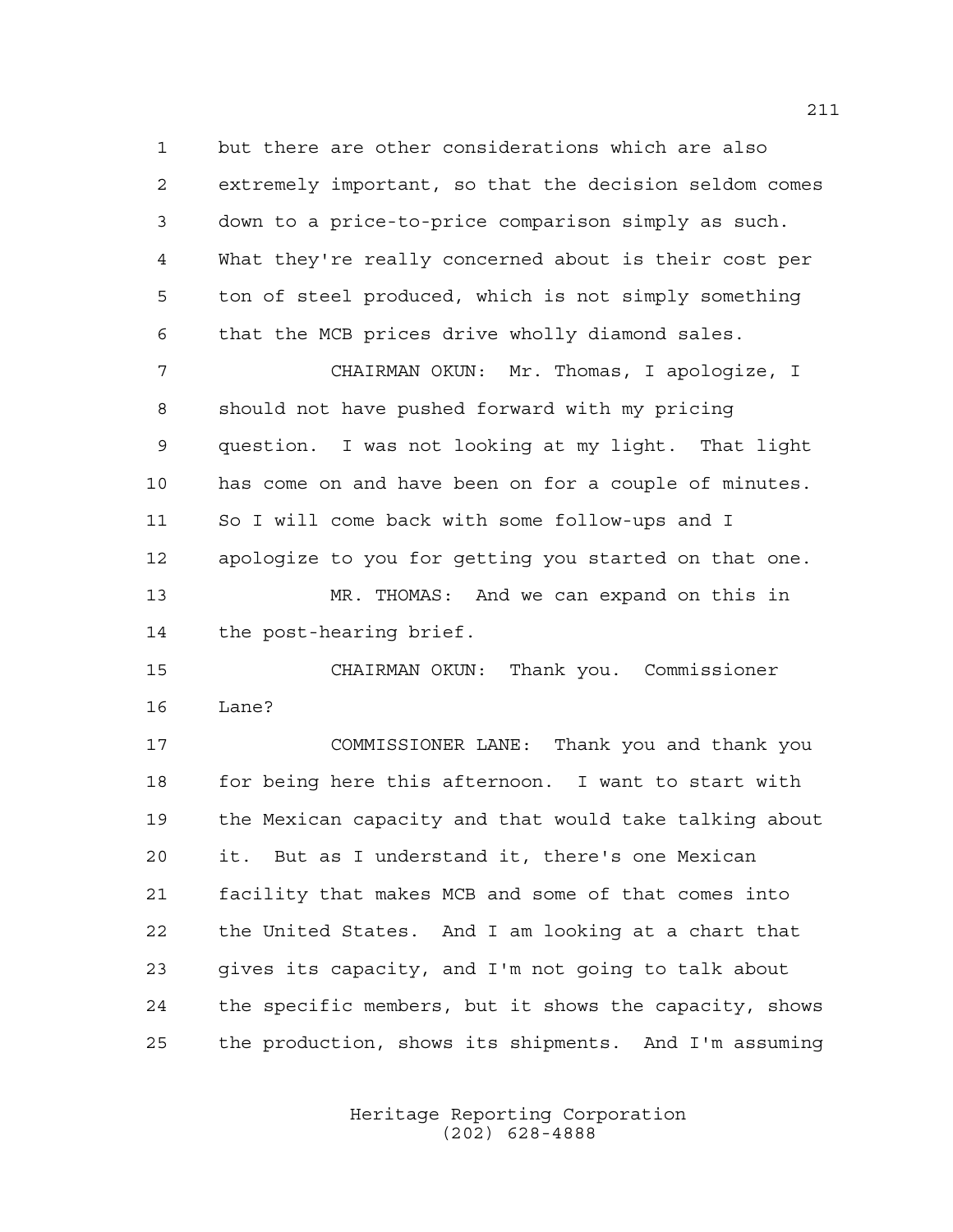but there are other considerations which are also extremely important, so that the decision seldom comes down to a price-to-price comparison simply as such. What they're really concerned about is their cost per ton of steel produced, which is not simply something that the MCB prices drive wholly diamond sales.

CHAIRMAN OKUN: Mr. Thomas, I apologize, I should not have pushed forward with my pricing question. I was not looking at my light. That light has come on and have been on for a couple of minutes. So I will come back with some follow-ups and I apologize to you for getting you started on that one.

MR. THOMAS: And we can expand on this in the post-hearing brief.

CHAIRMAN OKUN: Thank you. Commissioner Lane?

COMMISSIONER LANE: Thank you and thank you for being here this afternoon. I want to start with the Mexican capacity and that would take talking about it. But as I understand it, there's one Mexican facility that makes MCB and some of that comes into the United States. And I am looking at a chart that gives its capacity, and I'm not going to talk about the specific members, but it shows the capacity, shows the production, shows its shipments. And I'm assuming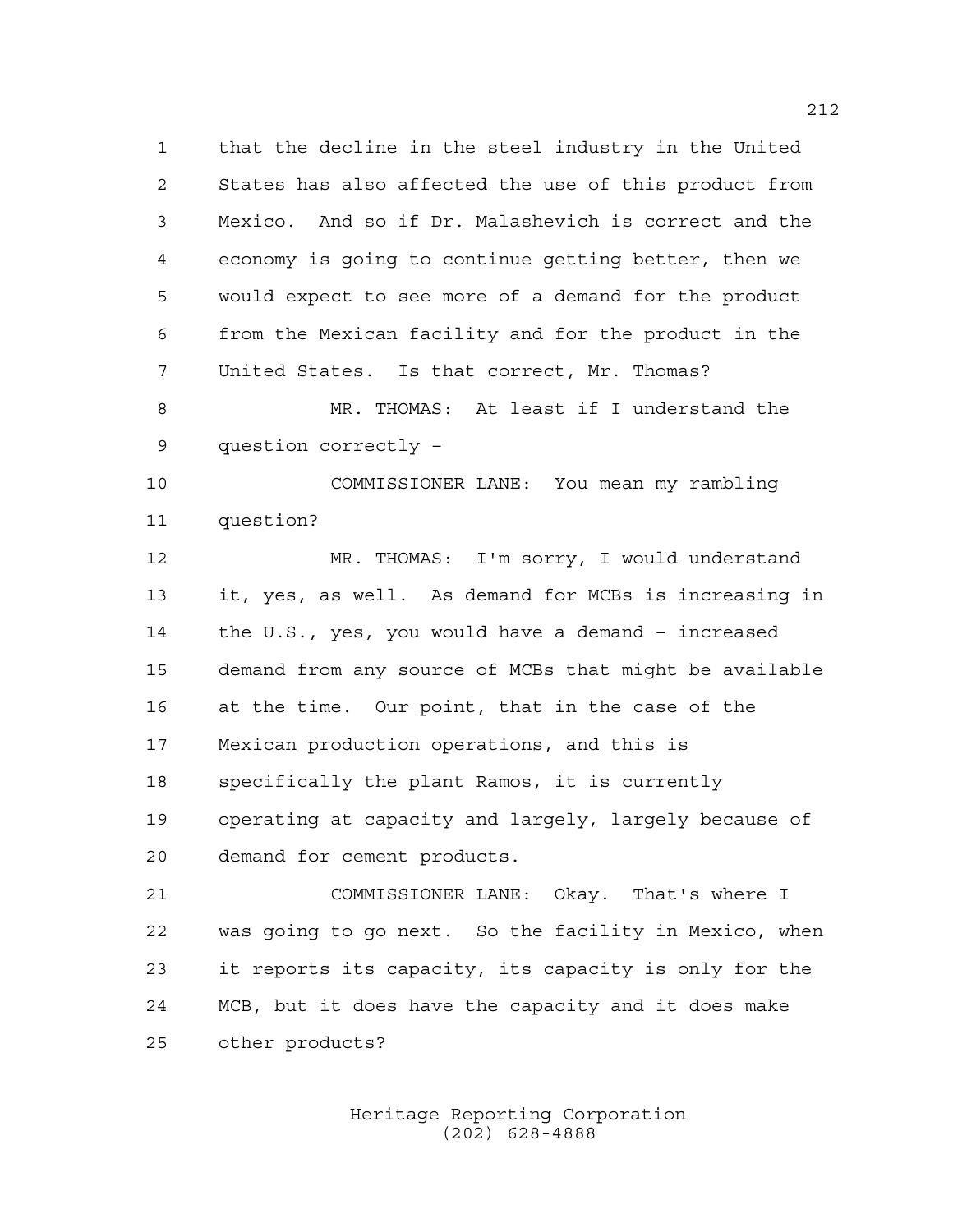that the decline in the steel industry in the United States has also affected the use of this product from Mexico. And so if Dr. Malashevich is correct and the economy is going to continue getting better, then we would expect to see more of a demand for the product from the Mexican facility and for the product in the United States. Is that correct, Mr. Thomas?

MR. THOMAS: At least if I understand the question correctly –

COMMISSIONER LANE: You mean my rambling question?

MR. THOMAS: I'm sorry, I would understand it, yes, as well. As demand for MCBs is increasing in the U.S., yes, you would have a demand – increased demand from any source of MCBs that might be available at the time. Our point, that in the case of the Mexican production operations, and this is specifically the plant Ramos, it is currently operating at capacity and largely, largely because of demand for cement products.

COMMISSIONER LANE: Okay. That's where I was going to go next. So the facility in Mexico, when it reports its capacity, its capacity is only for the MCB, but it does have the capacity and it does make other products?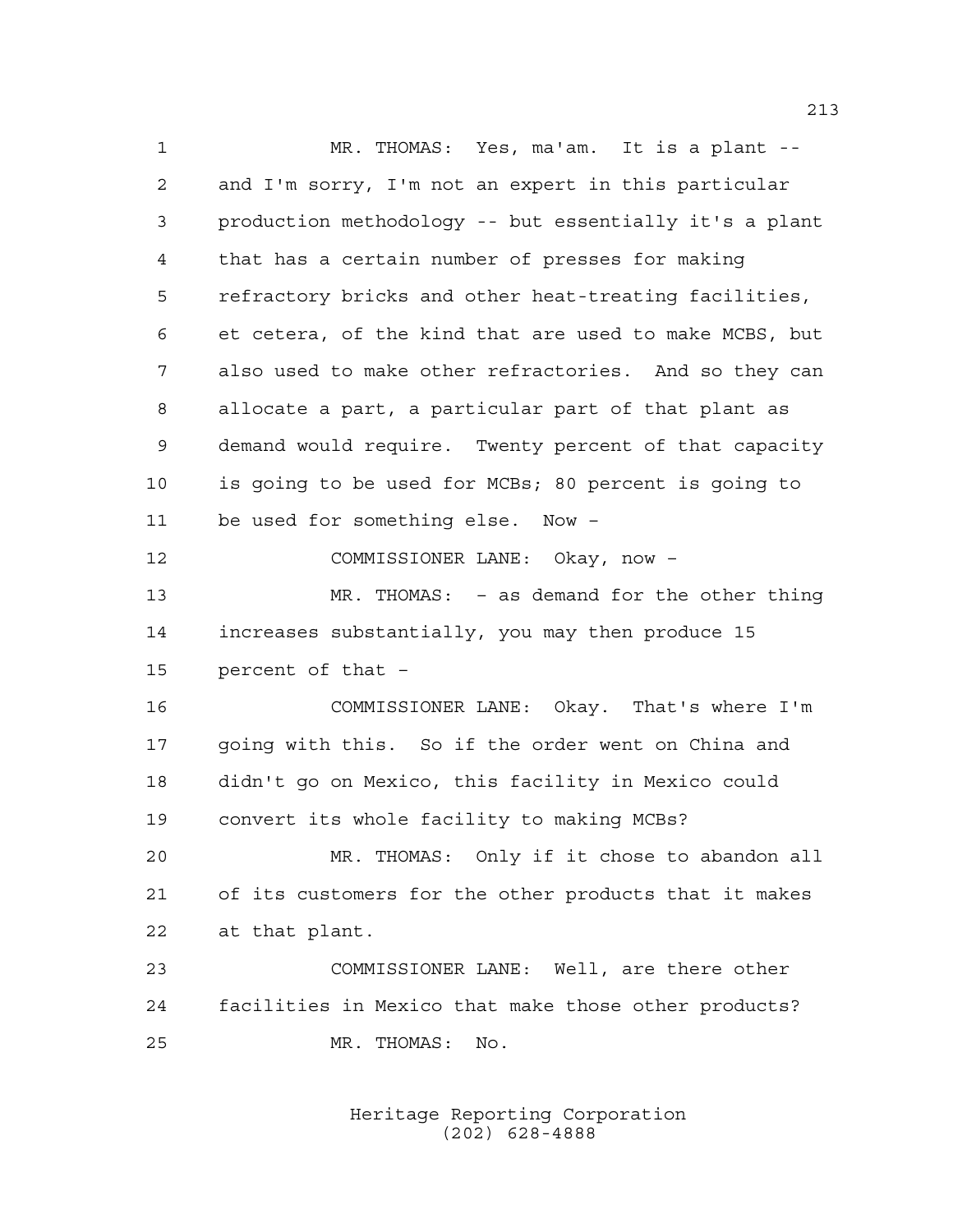MR. THOMAS: Yes, ma'am. It is a plant -- and I'm sorry, I'm not an expert in this particular production methodology -- but essentially it's a plant that has a certain number of presses for making refractory bricks and other heat-treating facilities, et cetera, of the kind that are used to make MCBS, but also used to make other refractories. And so they can allocate a part, a particular part of that plant as demand would require. Twenty percent of that capacity is going to be used for MCBs; 80 percent is going to be used for something else. Now –

COMMISSIONER LANE: Okay, now –

MR. THOMAS: – as demand for the other thing increases substantially, you may then produce 15 percent of that –

COMMISSIONER LANE: Okay. That's where I'm going with this. So if the order went on China and didn't go on Mexico, this facility in Mexico could convert its whole facility to making MCBs?

MR. THOMAS: Only if it chose to abandon all of its customers for the other products that it makes at that plant.

COMMISSIONER LANE: Well, are there other facilities in Mexico that make those other products?

MR. THOMAS: No.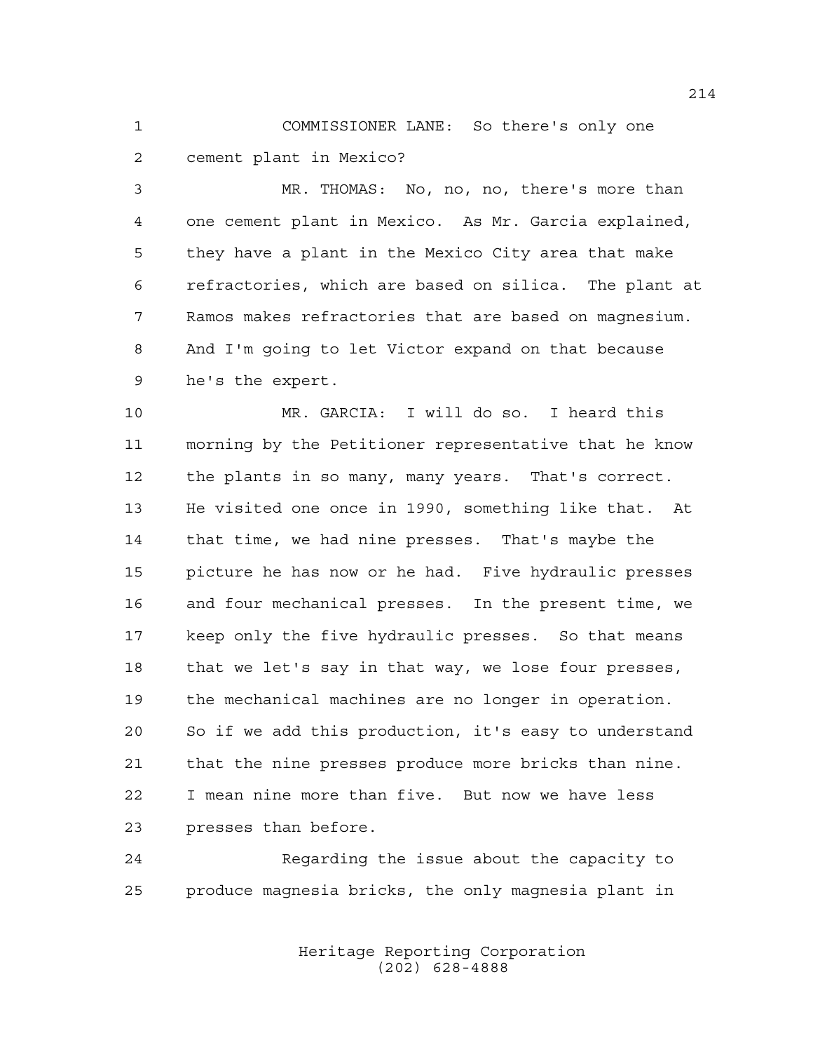COMMISSIONER LANE: So there's only one cement plant in Mexico?

MR. THOMAS: No, no, no, there's more than one cement plant in Mexico. As Mr. Garcia explained, they have a plant in the Mexico City area that make refractories, which are based on silica. The plant at Ramos makes refractories that are based on magnesium. And I'm going to let Victor expand on that because he's the expert.

MR. GARCIA: I will do so. I heard this morning by the Petitioner representative that he know the plants in so many, many years. That's correct. He visited one once in 1990, something like that. At that time, we had nine presses. That's maybe the picture he has now or he had. Five hydraulic presses and four mechanical presses. In the present time, we keep only the five hydraulic presses. So that means that we let's say in that way, we lose four presses, the mechanical machines are no longer in operation. So if we add this production, it's easy to understand that the nine presses produce more bricks than nine. I mean nine more than five. But now we have less presses than before.

Regarding the issue about the capacity to produce magnesia bricks, the only magnesia plant in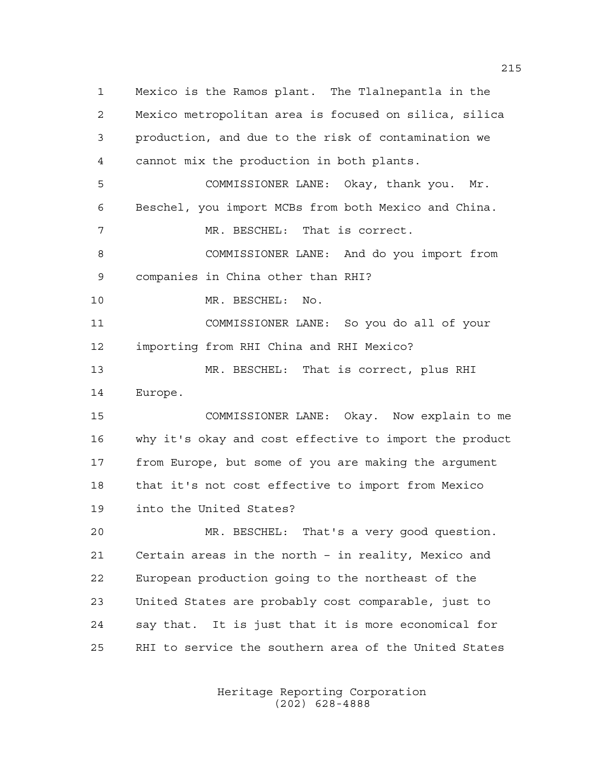Mexico is the Ramos plant. The Tlalnepantla in the Mexico metropolitan area is focused on silica, silica production, and due to the risk of contamination we cannot mix the production in both plants.

COMMISSIONER LANE: Okay, thank you. Mr. Beschel, you import MCBs from both Mexico and China.

MR. BESCHEL: That is correct.

COMMISSIONER LANE: And do you import from companies in China other than RHI?

MR. BESCHEL: No.

COMMISSIONER LANE: So you do all of your importing from RHI China and RHI Mexico?

MR. BESCHEL: That is correct, plus RHI Europe.

COMMISSIONER LANE: Okay. Now explain to me why it's okay and cost effective to import the product from Europe, but some of you are making the argument that it's not cost effective to import from Mexico into the United States?

MR. BESCHEL: That's a very good question. Certain areas in the north - in reality, Mexico and European production going to the northeast of the United States are probably cost comparable, just to say that. It is just that it is more economical for RHI to service the southern area of the United States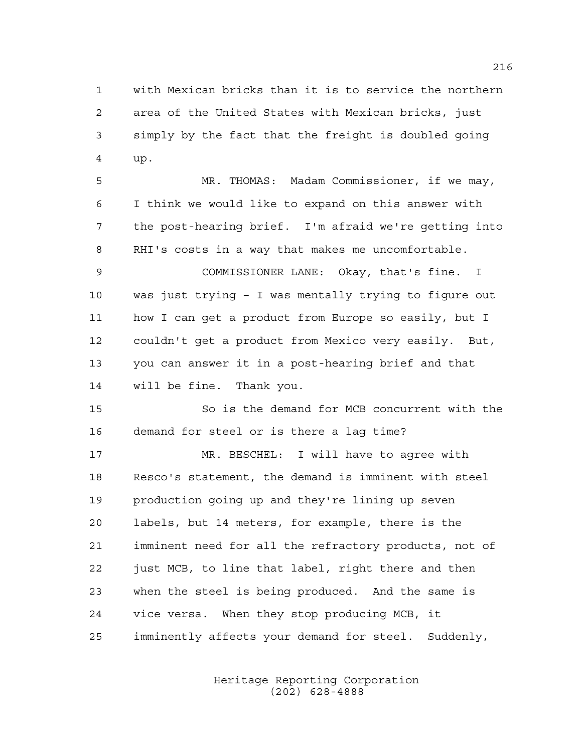with Mexican bricks than it is to service the northern area of the United States with Mexican bricks, just simply by the fact that the freight is doubled going up.

MR. THOMAS: Madam Commissioner, if we may, I think we would like to expand on this answer with the post-hearing brief. I'm afraid we're getting into RHI's costs in a way that makes me uncomfortable.

COMMISSIONER LANE: Okay, that's fine. I was just trying – I was mentally trying to figure out how I can get a product from Europe so easily, but I couldn't get a product from Mexico very easily. But, you can answer it in a post-hearing brief and that will be fine. Thank you.

So is the demand for MCB concurrent with the demand for steel or is there a lag time?

MR. BESCHEL: I will have to agree with Resco's statement, the demand is imminent with steel production going up and they're lining up seven labels, but 14 meters, for example, there is the imminent need for all the refractory products, not of just MCB, to line that label, right there and then when the steel is being produced. And the same is vice versa. When they stop producing MCB, it imminently affects your demand for steel. Suddenly,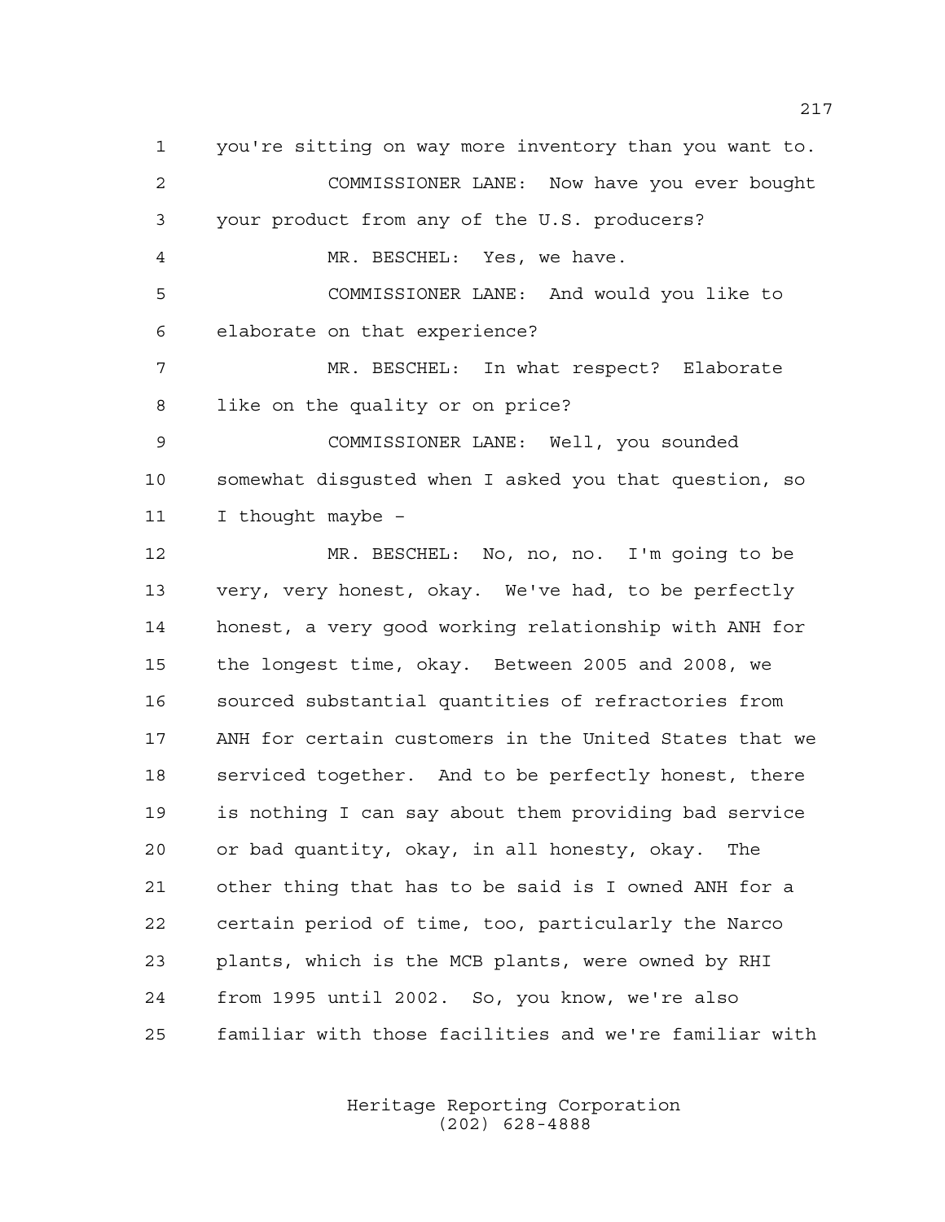you're sitting on way more inventory than you want to.

COMMISSIONER LANE: Now have you ever bought your product from any of the U.S. producers?

MR. BESCHEL: Yes, we have.

COMMISSIONER LANE: And would you like to elaborate on that experience?

MR. BESCHEL: In what respect? Elaborate like on the quality or on price?

COMMISSIONER LANE: Well, you sounded somewhat disgusted when I asked you that question, so I thought maybe –

MR. BESCHEL: No, no, no. I'm going to be very, very honest, okay. We've had, to be perfectly honest, a very good working relationship with ANH for the longest time, okay. Between 2005 and 2008, we sourced substantial quantities of refractories from ANH for certain customers in the United States that we serviced together. And to be perfectly honest, there is nothing I can say about them providing bad service or bad quantity, okay, in all honesty, okay. The other thing that has to be said is I owned ANH for a certain period of time, too, particularly the Narco plants, which is the MCB plants, were owned by RHI from 1995 until 2002. So, you know, we're also familiar with those facilities and we're familiar with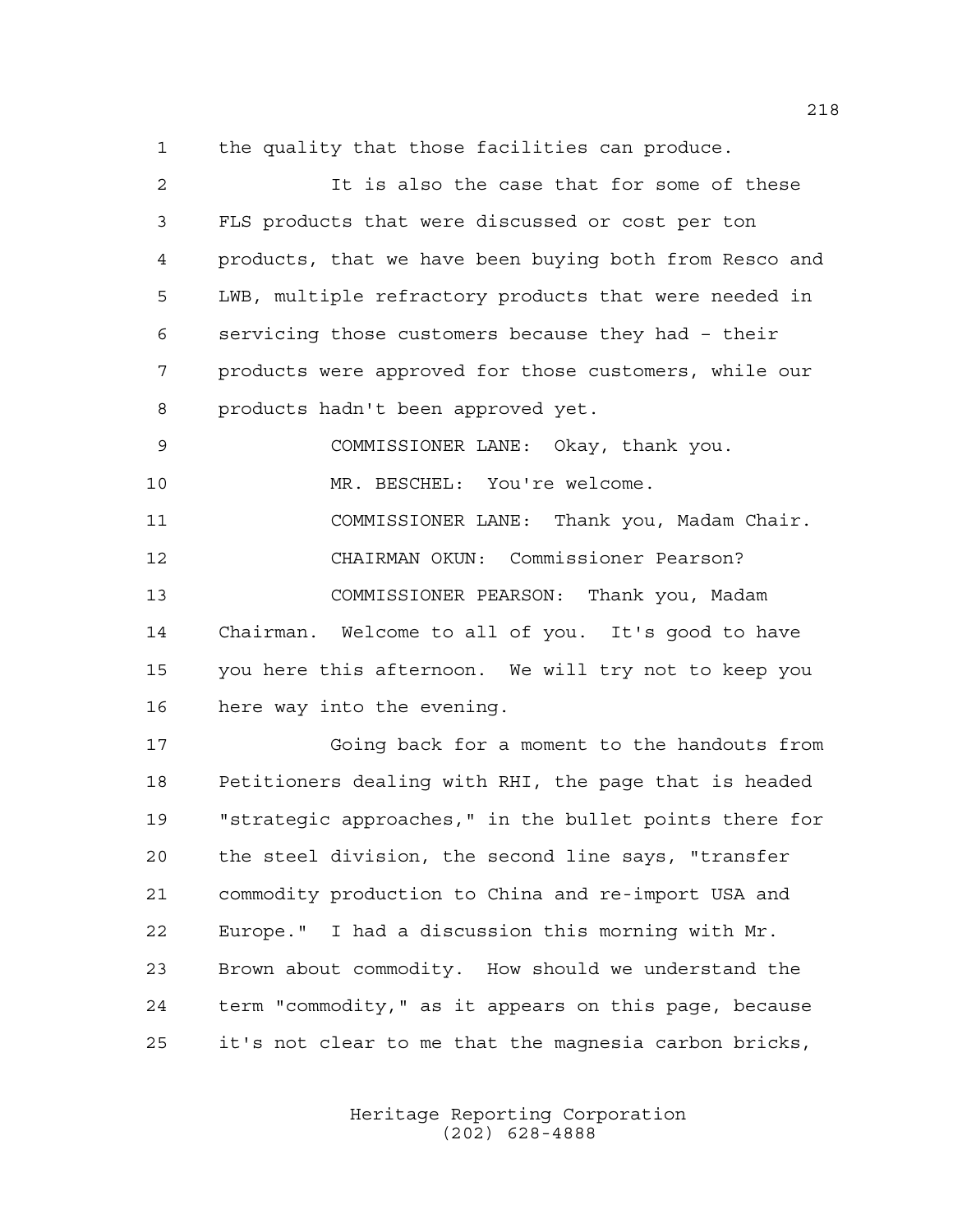the quality that those facilities can produce.

It is also the case that for some of these FLS products that were discussed or cost per ton products, that we have been buying both from Resco and LWB, multiple refractory products that were needed in servicing those customers because they had - their products were approved for those customers, while our products hadn't been approved yet.

COMMISSIONER LANE: Okay, thank you.

MR. BESCHEL: You're welcome.

COMMISSIONER LANE: Thank you, Madam Chair.

CHAIRMAN OKUN: Commissioner Pearson?

COMMISSIONER PEARSON: Thank you, Madam Chairman. Welcome to all of you. It's good to have you here this afternoon. We will try not to keep you here way into the evening.

Going back for a moment to the handouts from Petitioners dealing with RHI, the page that is headed "strategic approaches," in the bullet points there for the steel division, the second line says, "transfer commodity production to China and re-import USA and Europe." I had a discussion this morning with Mr. Brown about commodity. How should we understand the term "commodity," as it appears on this page, because it's not clear to me that the magnesia carbon bricks,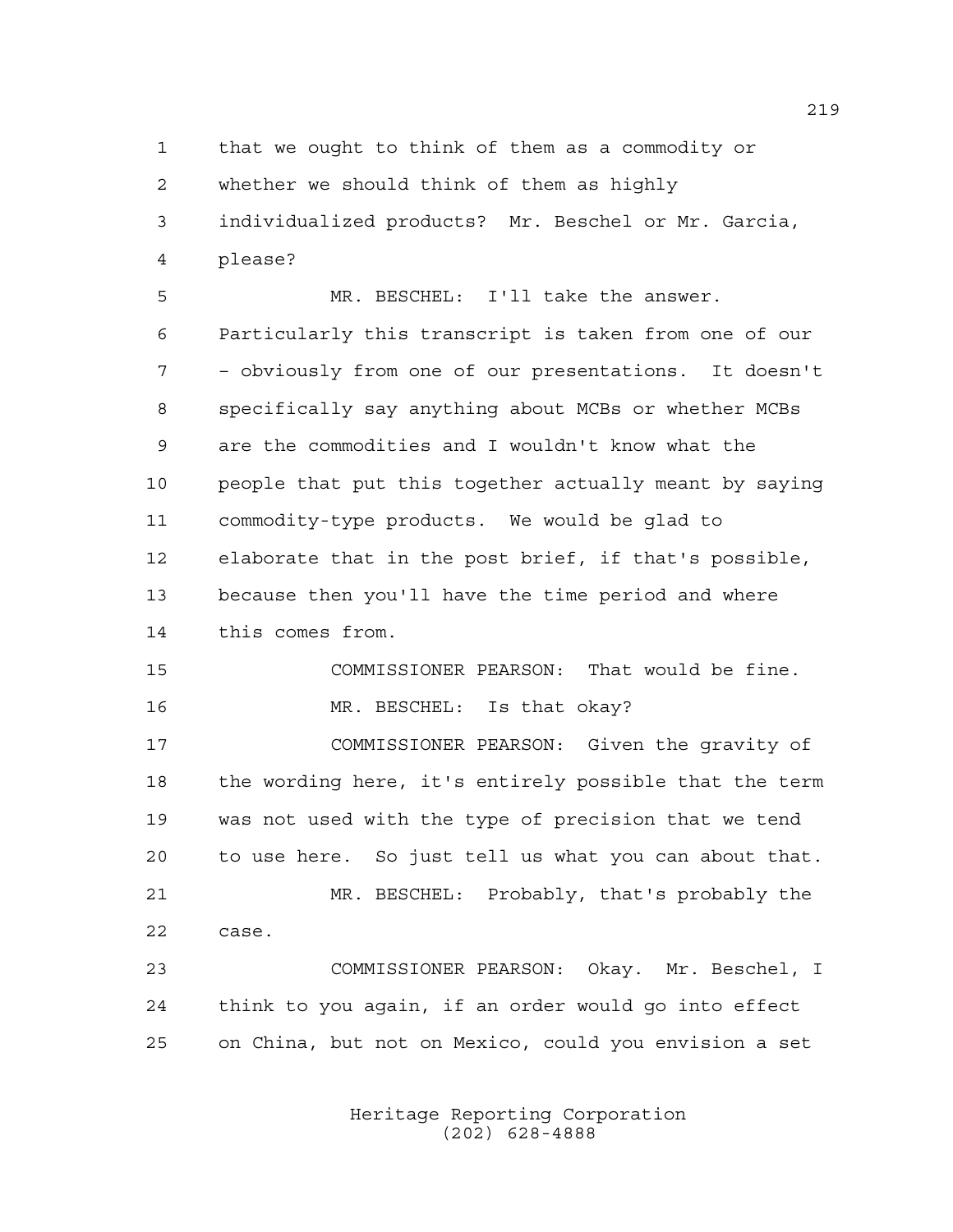that we ought to think of them as a commodity or whether we should think of them as highly individualized products? Mr. Beschel or Mr. Garcia, please?

MR. BESCHEL: I'll take the answer. Particularly this transcript is taken from one of our - obviously from one of our presentations. It doesn't specifically say anything about MCBs or whether MCBs are the commodities and I wouldn't know what the people that put this together actually meant by saying commodity-type products. We would be glad to elaborate that in the post brief, if that's possible, because then you'll have the time period and where this comes from.

COMMISSIONER PEARSON: That would be fine.

MR. BESCHEL: Is that okay?

COMMISSIONER PEARSON: Given the gravity of the wording here, it's entirely possible that the term was not used with the type of precision that we tend to use here. So just tell us what you can about that.

MR. BESCHEL: Probably, that's probably the case.

COMMISSIONER PEARSON: Okay. Mr. Beschel, I think to you again, if an order would go into effect on China, but not on Mexico, could you envision a set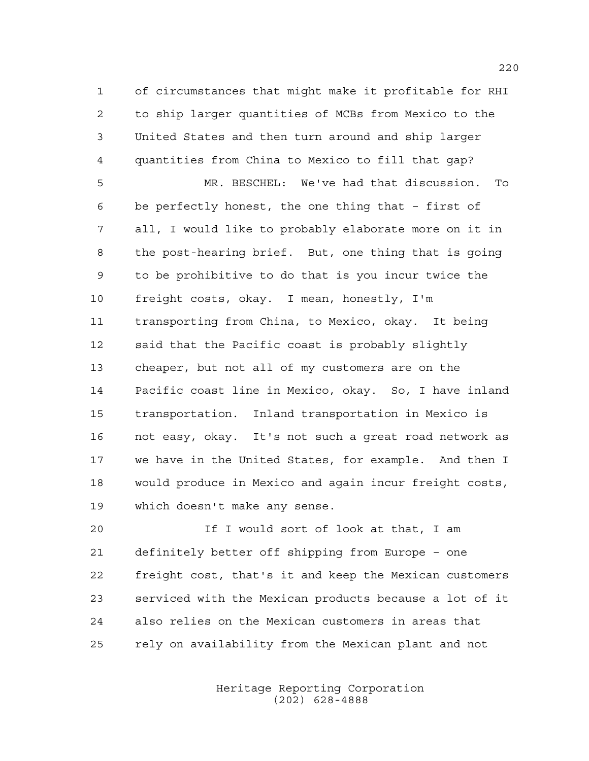of circumstances that might make it profitable for RHI to ship larger quantities of MCBs from Mexico to the United States and then turn around and ship larger quantities from China to Mexico to fill that gap?

MR. BESCHEL: We've had that discussion. To be perfectly honest, the one thing that - first of all, I would like to probably elaborate more on it in the post-hearing brief. But, one thing that is going to be prohibitive to do that is you incur twice the freight costs, okay. I mean, honestly, I'm transporting from China, to Mexico, okay. It being said that the Pacific coast is probably slightly cheaper, but not all of my customers are on the Pacific coast line in Mexico, okay. So, I have inland transportation. Inland transportation in Mexico is not easy, okay. It's not such a great road network as we have in the United States, for example. And then I would produce in Mexico and again incur freight costs, which doesn't make any sense.

If I would sort of look at that, I am definitely better off shipping from Europe - one freight cost, that's it and keep the Mexican customers serviced with the Mexican products because a lot of it also relies on the Mexican customers in areas that rely on availability from the Mexican plant and not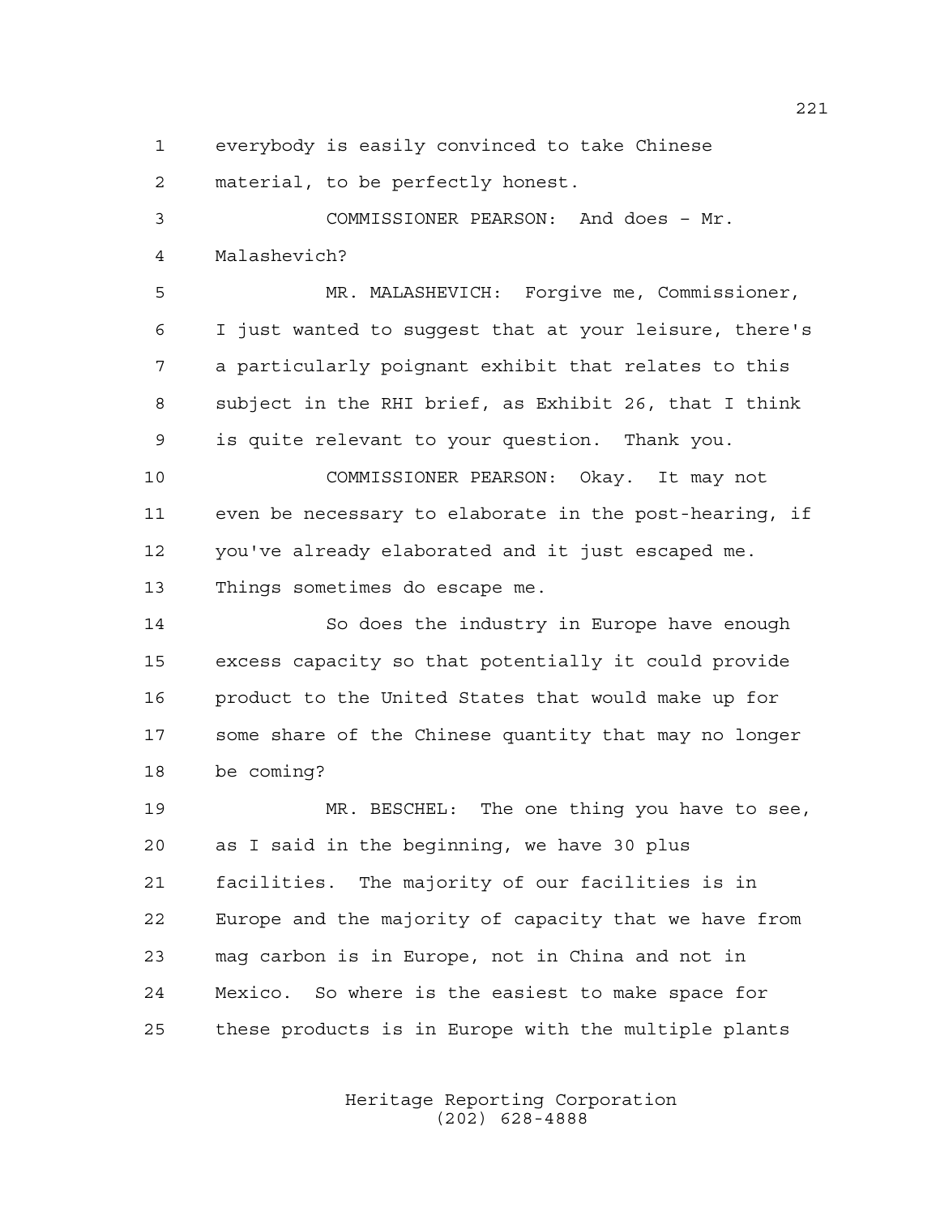everybody is easily convinced to take Chinese material, to be perfectly honest.

COMMISSIONER PEARSON: And does - Mr. Malashevich?

MR. MALASHEVICH: Forgive me, Commissioner, I just wanted to suggest that at your leisure, there's a particularly poignant exhibit that relates to this subject in the RHI brief, as Exhibit 26, that I think is quite relevant to your question. Thank you.

COMMISSIONER PEARSON: Okay. It may not even be necessary to elaborate in the post-hearing, if you've already elaborated and it just escaped me. Things sometimes do escape me.

So does the industry in Europe have enough excess capacity so that potentially it could provide product to the United States that would make up for some share of the Chinese quantity that may no longer be coming?

MR. BESCHEL: The one thing you have to see, as I said in the beginning, we have 30 plus facilities. The majority of our facilities is in Europe and the majority of capacity that we have from mag carbon is in Europe, not in China and not in Mexico. So where is the easiest to make space for these products is in Europe with the multiple plants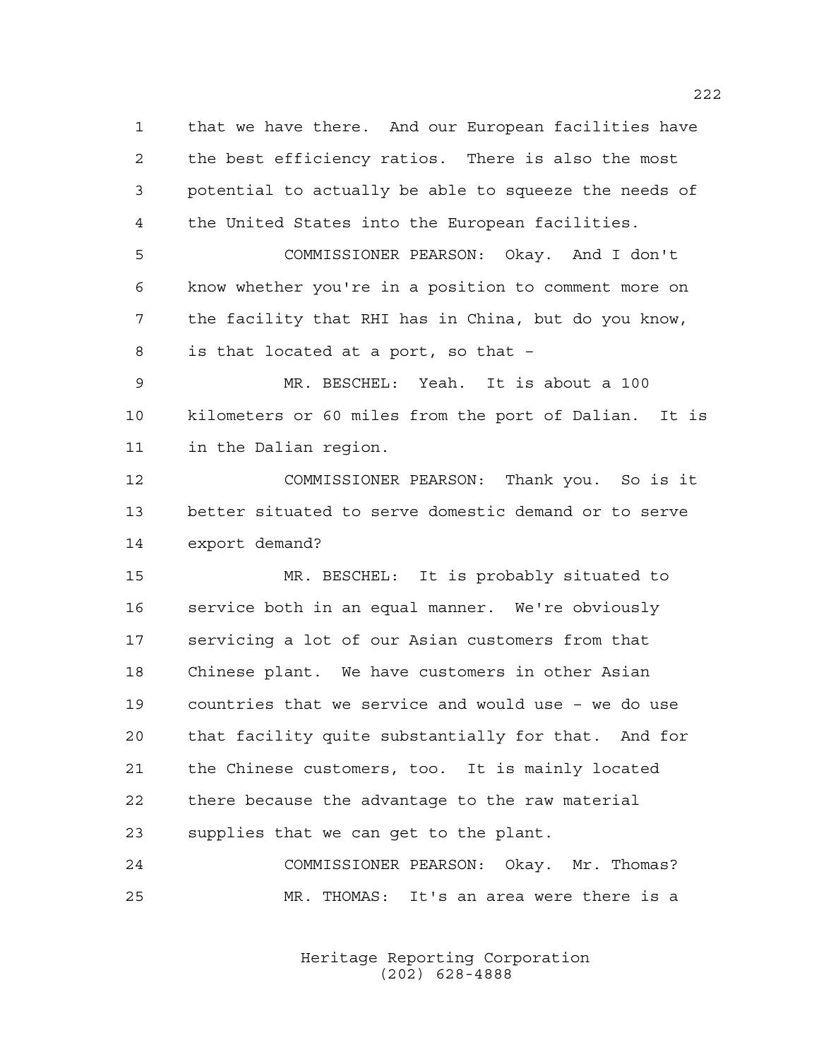that we have there. And our European facilities have the best efficiency ratios. There is also the most potential to actually be able to squeeze the needs of the United States into the European facilities.

COMMISSIONER PEARSON: Okay. And I don't know whether you're in a position to comment more on the facility that RHI has in China, but do you know, is that located at a port, so that –

MR. BESCHEL: Yeah. It is about a 100 kilometers or 60 miles from the port of Dalian. It is in the Dalian region.

COMMISSIONER PEARSON: Thank you. So is it better situated to serve domestic demand or to serve export demand?

MR. BESCHEL: It is probably situated to service both in an equal manner. We're obviously servicing a lot of our Asian customers from that Chinese plant. We have customers in other Asian countries that we service and would use – we do use that facility quite substantially for that. And for the Chinese customers, too. It is mainly located there because the advantage to the raw material supplies that we can get to the plant.

COMMISSIONER PEARSON: Okay. Mr. Thomas?

MR. THOMAS: It's an area were there is a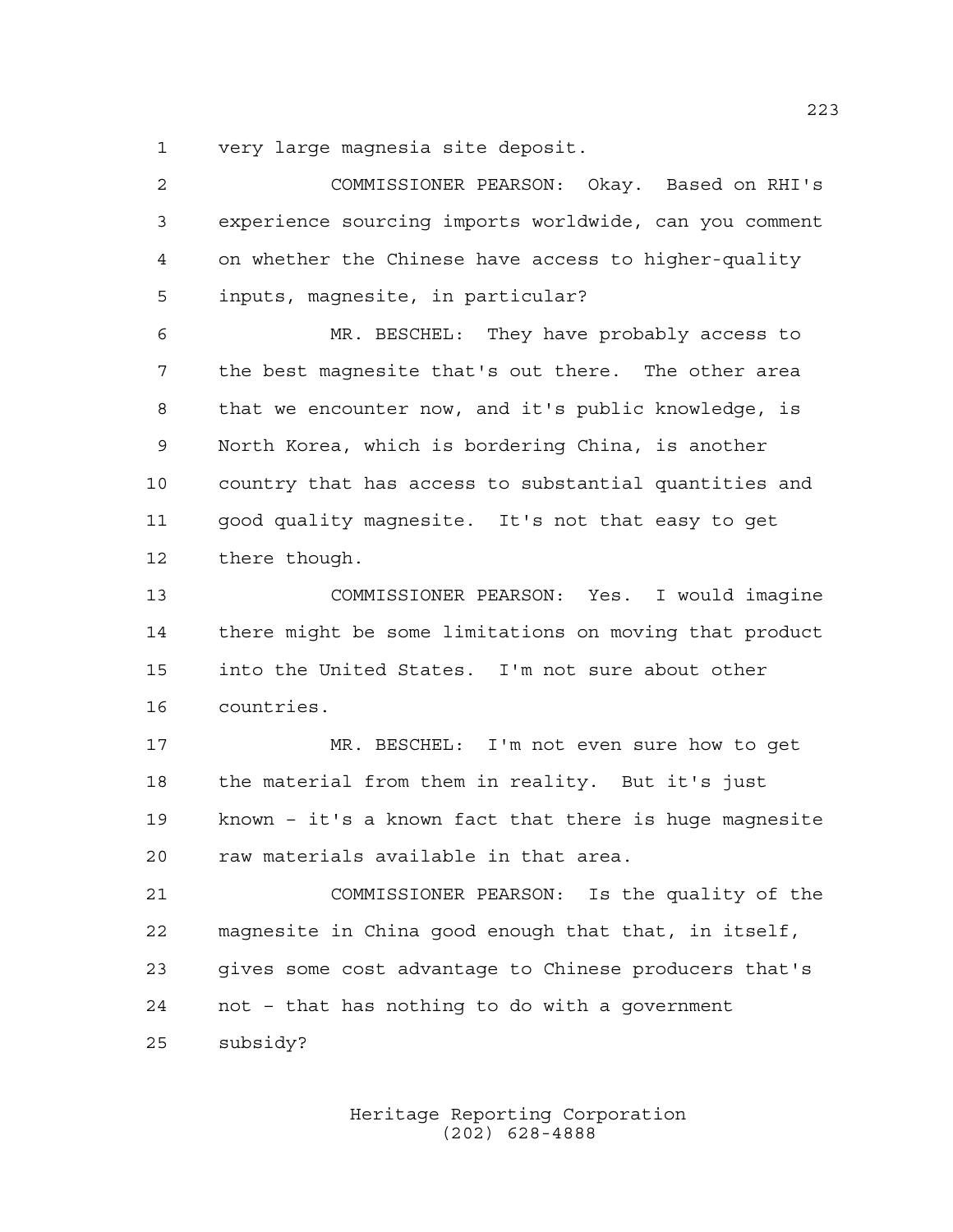very large magnesia site deposit.

COMMISSIONER PEARSON: Okay. Based on RHI's experience sourcing imports worldwide, can you comment on whether the Chinese have access to higher-quality inputs, magnesite, in particular?

MR. BESCHEL: They have probably access to the best magnesite that's out there. The other area that we encounter now, and it's public knowledge, is North Korea, which is bordering China, is another country that has access to substantial quantities and good quality magnesite. It's not that easy to get there though.

COMMISSIONER PEARSON: Yes. I would imagine there might be some limitations on moving that product into the United States. I'm not sure about other countries.

MR. BESCHEL: I'm not even sure how to get the material from them in reality. But it's just known - it's a known fact that there is huge magnesite raw materials available in that area.

COMMISSIONER PEARSON: Is the quality of the magnesite in China good enough that that, in itself, gives some cost advantage to Chinese producers that's not - that has nothing to do with a government subsidy?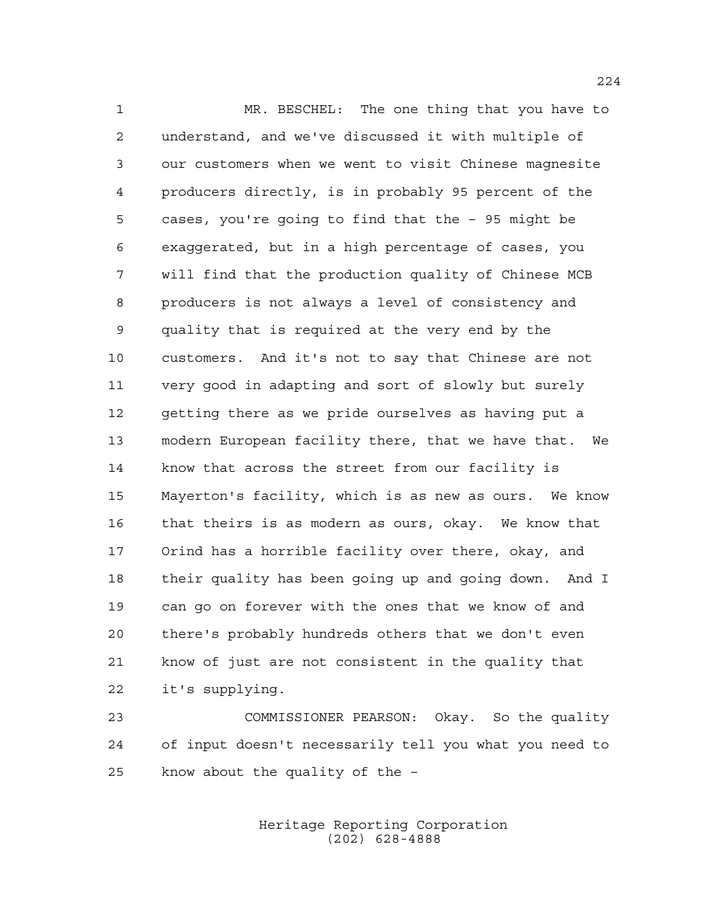MR. BESCHEL: The one thing that you have to understand, and we've discussed it with multiple of our customers when we went to visit Chinese magnesite producers directly, is in probably 95 percent of the cases, you're going to find that the – 95 might be exaggerated, but in a high percentage of cases, you will find that the production quality of Chinese MCB producers is not always a level of consistency and quality that is required at the very end by the customers. And it's not to say that Chinese are not very good in adapting and sort of slowly but surely getting there as we pride ourselves as having put a modern European facility there, that we have that. We know that across the street from our facility is Mayerton's facility, which is as new as ours. We know that theirs is as modern as ours, okay. We know that Orind has a horrible facility over there, okay, and their quality has been going up and going down. And I can go on forever with the ones that we know of and there's probably hundreds others that we don't even know of just are not consistent in the quality that it's supplying.

COMMISSIONER PEARSON: Okay. So the quality of input doesn't necessarily tell you what you need to know about the quality of the –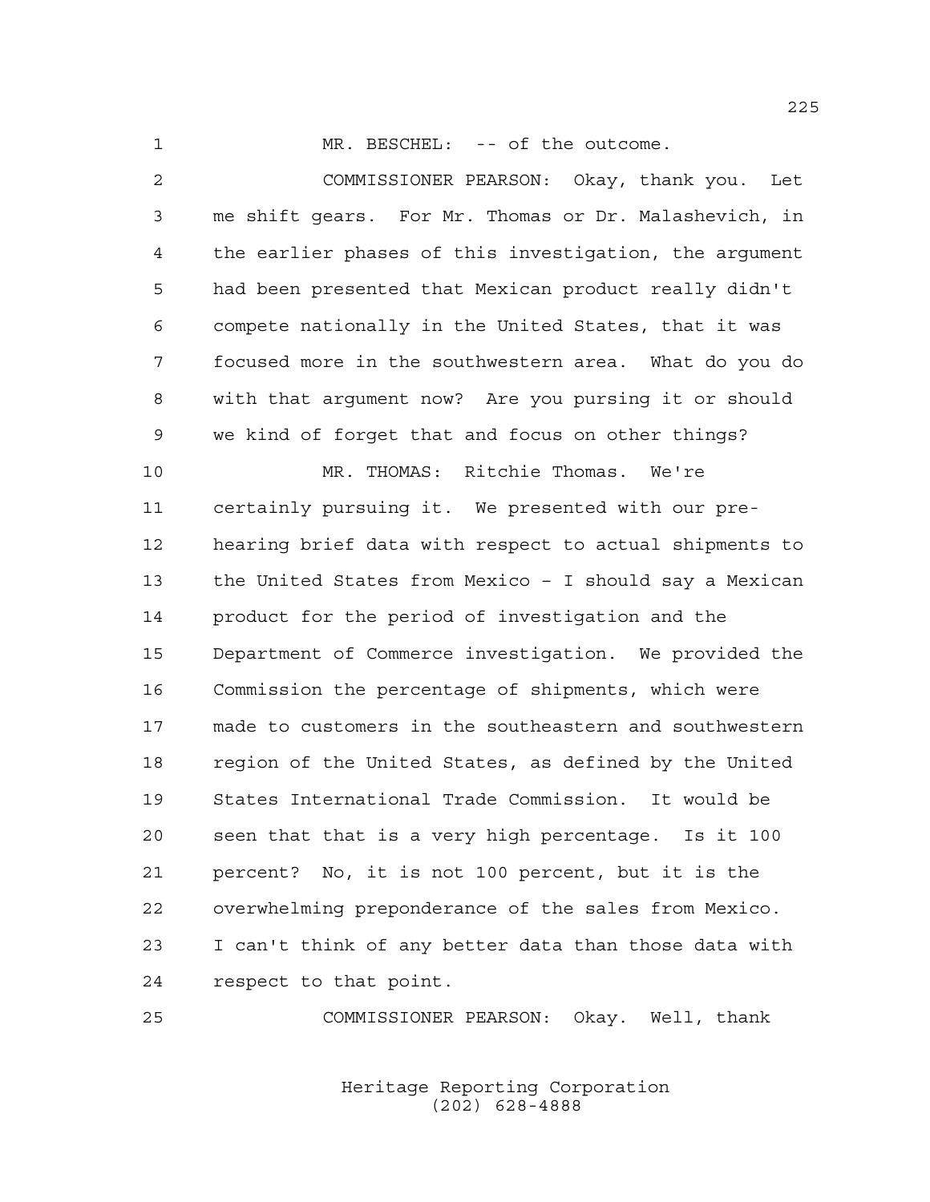MR. BESCHEL: -- of the outcome.

COMMISSIONER PEARSON: Okay, thank you. Let me shift gears. For Mr. Thomas or Dr. Malashevich, in the earlier phases of this investigation, the argument had been presented that Mexican product really didn't compete nationally in the United States, that it was focused more in the southwestern area. What do you do with that argument now? Are you pursing it or should we kind of forget that and focus on other things?

MR. THOMAS: Ritchie Thomas. We're certainly pursuing it. We presented with our pre-hearing brief data with respect to actual shipments to the United States from Mexico – I should say a Mexican product for the period of investigation and the Department of Commerce investigation. We provided the Commission the percentage of shipments, which were made to customers in the southeastern and southwestern region of the United States, as defined by the United States International Trade Commission. It would be seen that that is a very high percentage. Is it 100 percent? No, it is not 100 percent, but it is the overwhelming preponderance of the sales from Mexico. I can't think of any better data than those data with respect to that point.

COMMISSIONER PEARSON: Okay. Well, thank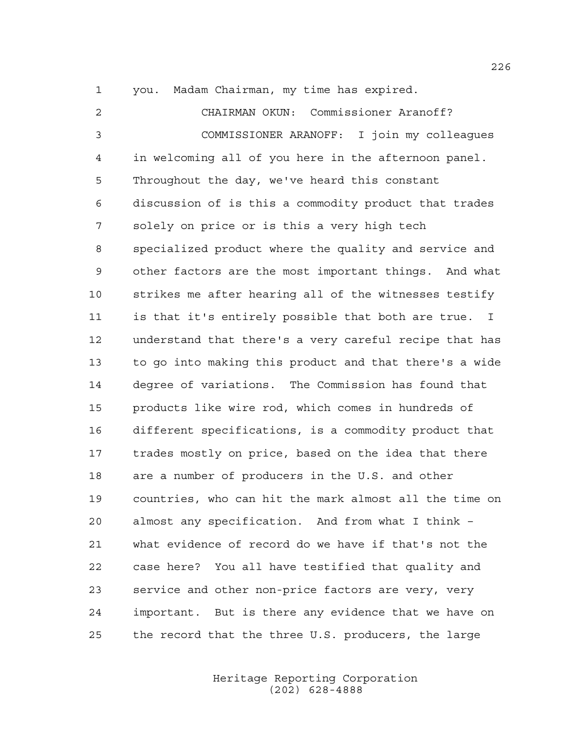1 you. Madam Chairman, my time has expired.

2 CHAIRMAN OKUN: Commissioner Aranoff?

3 COMMISSIONER ARANOFF: I join my colleagues
4 in welcoming all of you here in the afternoon panel.
5 Throughout the day, we've heard this constant
6 discussion of is this a commodity product that trades
7 solely on price or is this a very high tech
8 specialized product where the quality and service and
9 other factors are the most important things. And what
10 strikes me after hearing all of the witnesses testify
11 is that it's entirely possible that both are true. I
12 understand that there's a very careful recipe that has
13 to go into making this product and that there's a wide
14 degree of variations. The Commission has found that
15 products like wire rod, which comes in hundreds of
16 different specifications, is a commodity product that
17 trades mostly on price, based on the idea that there
18 are a number of producers in the U.S. and other
19 countries, who can hit the mark almost all the time on
20 almost any specification. And from what I think –
21 what evidence of record do we have if that's not the
22 case here? You all have testified that quality and
23 service and other non-price factors are very, very
24 important. But is there any evidence that we have on
25 the record that the three U.S. producers, the large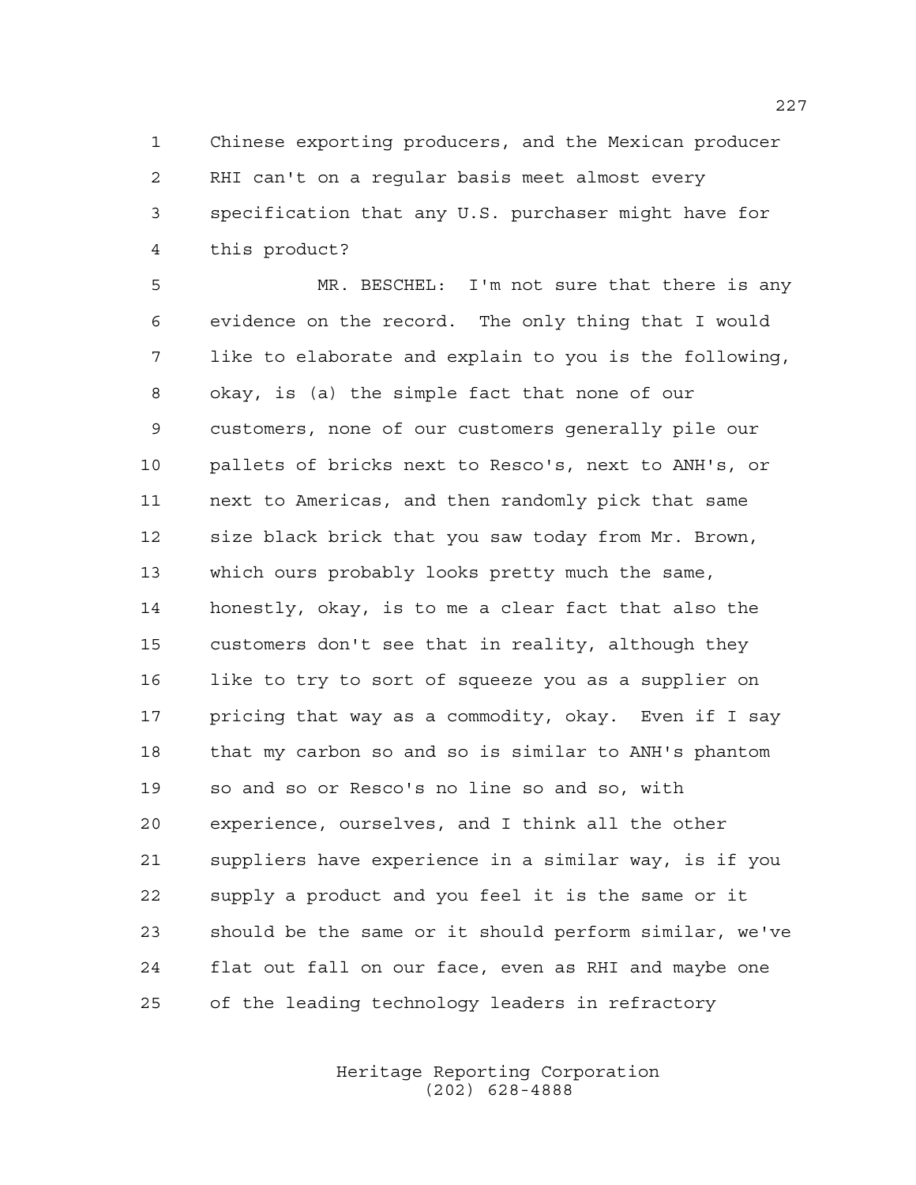1 Chinese exporting producers, and the Mexican producer
2 RHI can't on a regular basis meet almost every
3 specification that any U.S. purchaser might have for
4 this product?

5 MR. BESCHEL: I'm not sure that there is any
6 evidence on the record. The only thing that I would
7 like to elaborate and explain to you is the following,
8 okay, is (a) the simple fact that none of our
9 customers, none of our customers generally pile our
10 pallets of bricks next to Resco's, next to ANH's, or
11 next to Americas, and then randomly pick that same
12 size black brick that you saw today from Mr. Brown,
13 which ours probably looks pretty much the same,
14 honestly, okay, is to me a clear fact that also the
15 customers don't see that in reality, although they
16 like to try to sort of squeeze you as a supplier on
17 pricing that way as a commodity, okay. Even if I say
18 that my carbon so and so is similar to ANH's phantom
19 so and so or Resco's no line so and so, with
20 experience, ourselves, and I think all the other
21 suppliers have experience in a similar way, is if you
22 supply a product and you feel it is the same or it
23 should be the same or it should perform similar, we've
24 flat out fall on our face, even as RHI and maybe one
25 of the leading technology leaders in refractory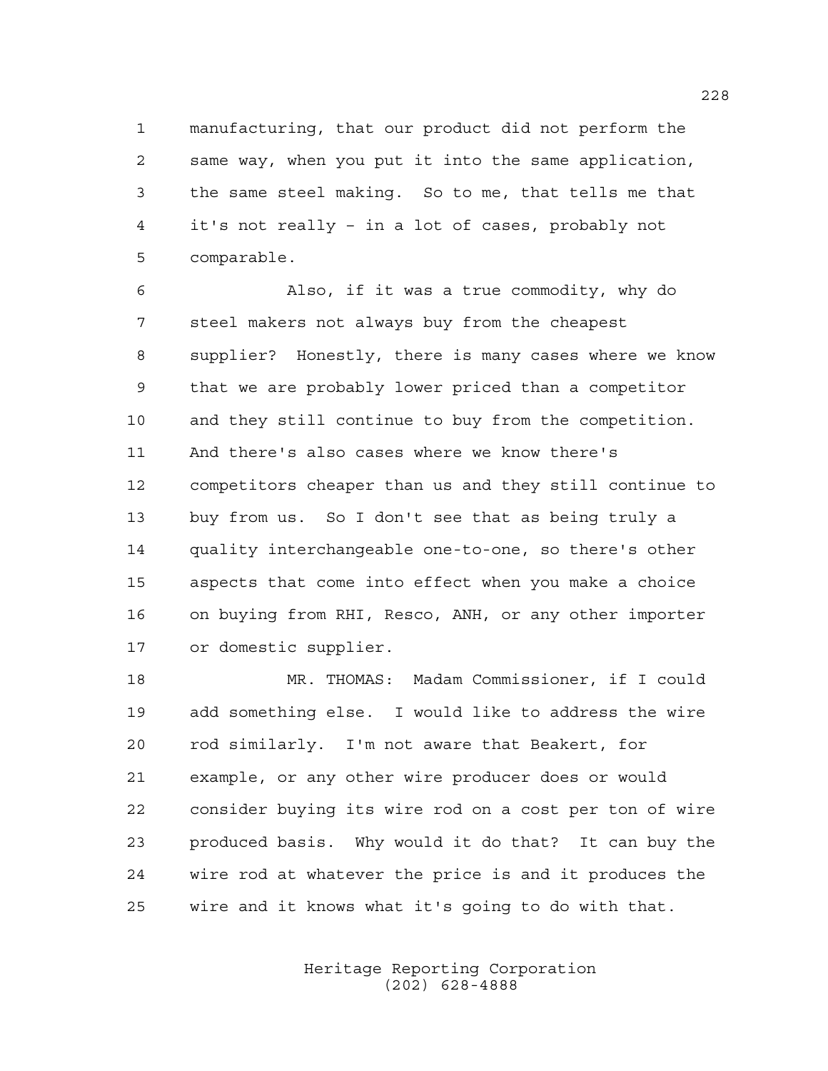manufacturing, that our product did not perform the same way, when you put it into the same application, the same steel making. So to me, that tells me that it's not really – in a lot of cases, probably not comparable.

Also, if it was a true commodity, why do steel makers not always buy from the cheapest supplier? Honestly, there is many cases where we know that we are probably lower priced than a competitor and they still continue to buy from the competition. And there's also cases where we know there's competitors cheaper than us and they still continue to buy from us. So I don't see that as being truly a quality interchangeable one-to-one, so there's other aspects that come into effect when you make a choice on buying from RHI, Resco, ANH, or any other importer or domestic supplier.

MR. THOMAS: Madam Commissioner, if I could add something else. I would like to address the wire rod similarly. I'm not aware that Beakert, for example, or any other wire producer does or would consider buying its wire rod on a cost per ton of wire produced basis. Why would it do that? It can buy the wire rod at whatever the price is and it produces the wire and it knows what it's going to do with that.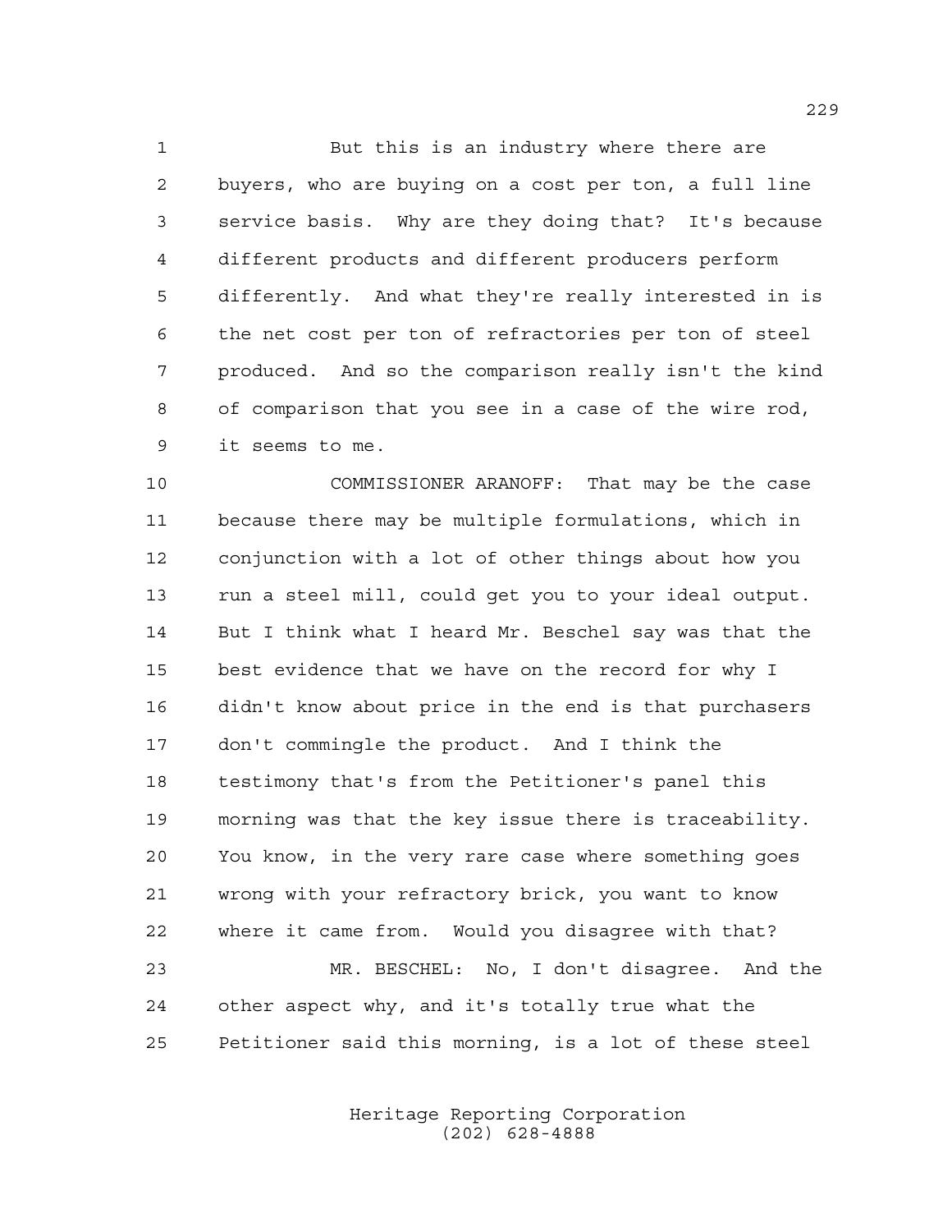But this is an industry where there are buyers, who are buying on a cost per ton, a full line service basis. Why are they doing that? It's because different products and different producers perform differently. And what they're really interested in is the net cost per ton of refractories per ton of steel produced. And so the comparison really isn't the kind of comparison that you see in a case of the wire rod, it seems to me.

COMMISSIONER ARANOFF: That may be the case because there may be multiple formulations, which in conjunction with a lot of other things about how you run a steel mill, could get you to your ideal output. But I think what I heard Mr. Beschel say was that the best evidence that we have on the record for why I didn't know about price in the end is that purchasers don't commingle the product. And I think the testimony that's from the Petitioner's panel this morning was that the key issue there is traceability. You know, in the very rare case where something goes wrong with your refractory brick, you want to know where it came from. Would you disagree with that?

MR. BESCHEL: No, I don't disagree. And the other aspect why, and it's totally true what the Petitioner said this morning, is a lot of these steel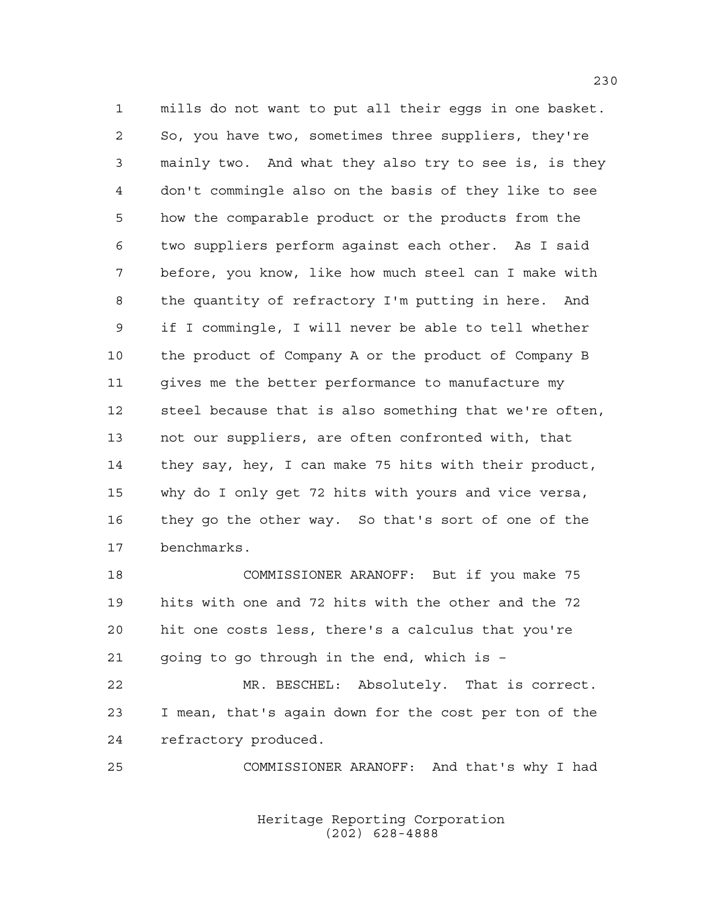mills do not want to put all their eggs in one basket. So, you have two, sometimes three suppliers, they're mainly two. And what they also try to see is, is they don't commingle also on the basis of they like to see how the comparable product or the products from the two suppliers perform against each other. As I said before, you know, like how much steel can I make with the quantity of refractory I'm putting in here. And if I commingle, I will never be able to tell whether the product of Company A or the product of Company B gives me the better performance to manufacture my steel because that is also something that we're often, not our suppliers, are often confronted with, that they say, hey, I can make 75 hits with their product, why do I only get 72 hits with yours and vice versa, they go the other way. So that's sort of one of the benchmarks.

COMMISSIONER ARANOFF: But if you make 75 hits with one and 72 hits with the other and the 72 hit one costs less, there's a calculus that you're going to go through in the end, which is –

MR. BESCHEL: Absolutely. That is correct. I mean, that's again down for the cost per ton of the refractory produced.

COMMISSIONER ARANOFF: And that's why I had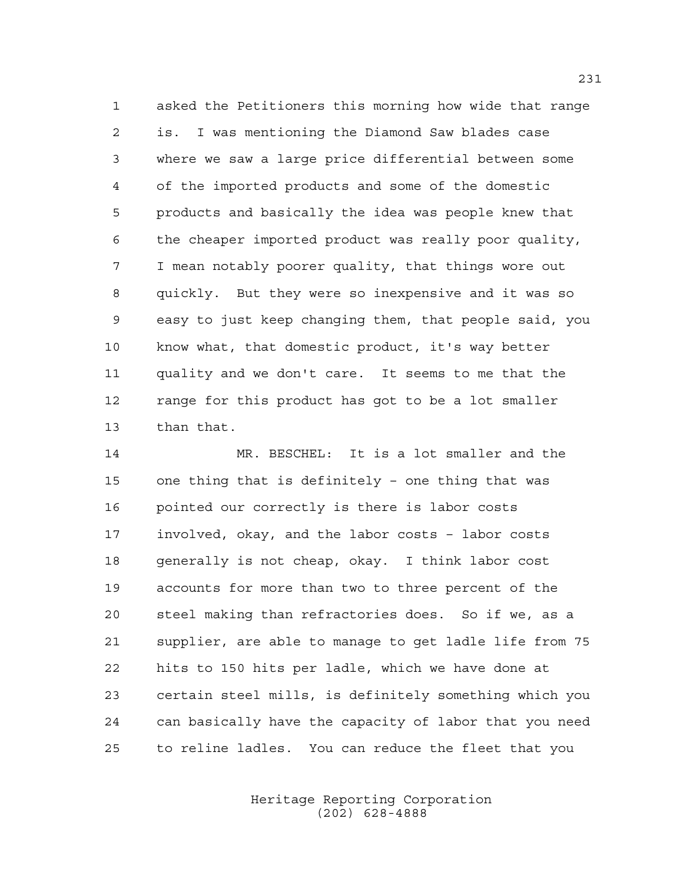asked the Petitioners this morning how wide that range is. I was mentioning the Diamond Saw blades case where we saw a large price differential between some of the imported products and some of the domestic products and basically the idea was people knew that the cheaper imported product was really poor quality, I mean notably poorer quality, that things wore out quickly. But they were so inexpensive and it was so easy to just keep changing them, that people said, you know what, that domestic product, it's way better quality and we don't care. It seems to me that the range for this product has got to be a lot smaller than that.

MR. BESCHEL: It is a lot smaller and the one thing that is definitely - one thing that was pointed our correctly is there is labor costs involved, okay, and the labor costs - labor costs generally is not cheap, okay. I think labor cost accounts for more than two to three percent of the steel making than refractories does. So if we, as a supplier, are able to manage to get ladle life from 75 hits to 150 hits per ladle, which we have done at certain steel mills, is definitely something which you can basically have the capacity of labor that you need to reline ladles. You can reduce the fleet that you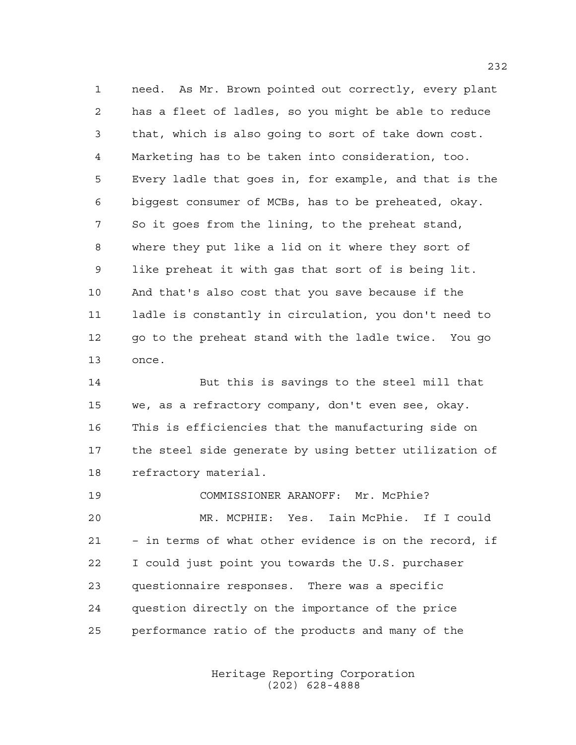need. As Mr. Brown pointed out correctly, every plant has a fleet of ladles, so you might be able to reduce that, which is also going to sort of take down cost. Marketing has to be taken into consideration, too. Every ladle that goes in, for example, and that is the biggest consumer of MCBs, has to be preheated, okay. So it goes from the lining, to the preheat stand, where they put like a lid on it where they sort of like preheat it with gas that sort of is being lit. And that's also cost that you save because if the ladle is constantly in circulation, you don't need to go to the preheat stand with the ladle twice. You go once.

But this is savings to the steel mill that we, as a refractory company, don't even see, okay. This is efficiencies that the manufacturing side on the steel side generate by using better utilization of refractory material.

COMMISSIONER ARANOFF: Mr. McPhie?

MR. MCPHIE: Yes. Iain McPhie. If I could - in terms of what other evidence is on the record, if I could just point you towards the U.S. purchaser questionnaire responses. There was a specific question directly on the importance of the price performance ratio of the products and many of the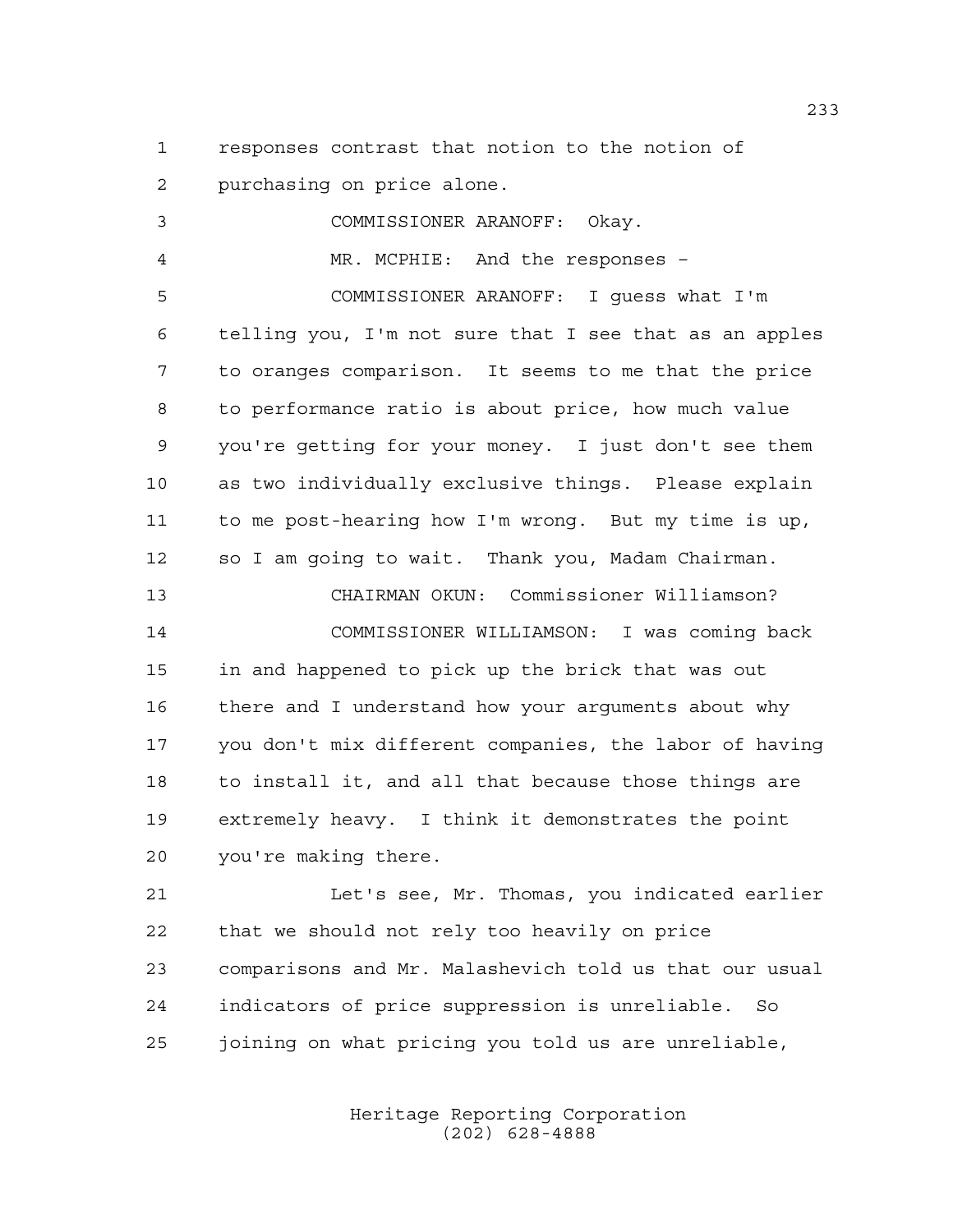responses contrast that notion to the notion of purchasing on price alone.

COMMISSIONER ARANOFF: Okay.

MR. MCPHIE: And the responses –

COMMISSIONER ARANOFF: I guess what I'm telling you, I'm not sure that I see that as an apples to oranges comparison. It seems to me that the price to performance ratio is about price, how much value you're getting for your money. I just don't see them as two individually exclusive things. Please explain to me post-hearing how I'm wrong. But my time is up, so I am going to wait. Thank you, Madam Chairman.

CHAIRMAN OKUN: Commissioner Williamson?

COMMISSIONER WILLIAMSON: I was coming back in and happened to pick up the brick that was out there and I understand how your arguments about why you don't mix different companies, the labor of having to install it, and all that because those things are extremely heavy. I think it demonstrates the point you're making there.

Let's see, Mr. Thomas, you indicated earlier that we should not rely too heavily on price comparisons and Mr. Malashevich told us that our usual indicators of price suppression is unreliable. So joining on what pricing you told us are unreliable,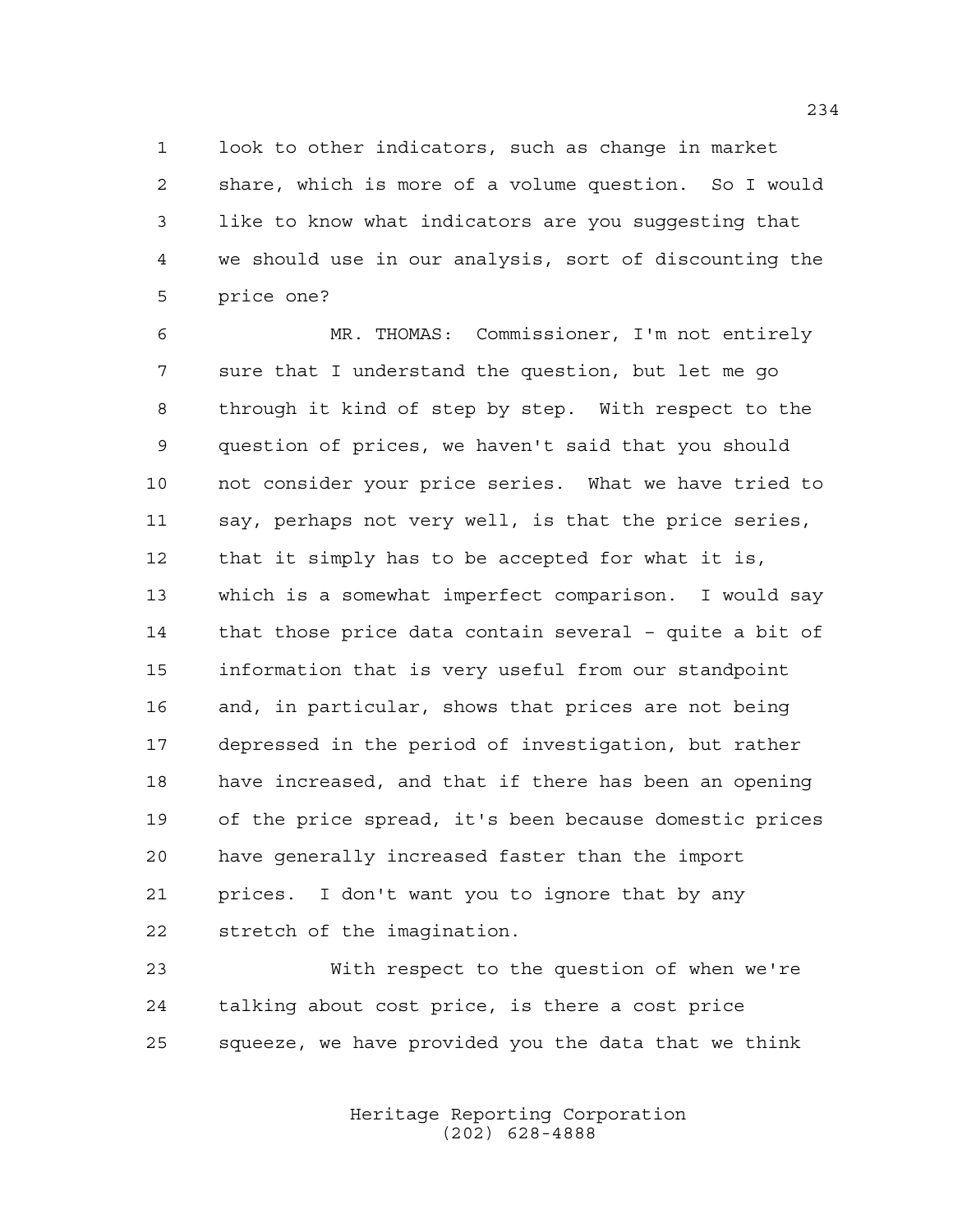look to other indicators, such as change in market share, which is more of a volume question. So I would like to know what indicators are you suggesting that we should use in our analysis, sort of discounting the price one?

MR. THOMAS: Commissioner, I'm not entirely sure that I understand the question, but let me go through it kind of step by step. With respect to the question of prices, we haven't said that you should not consider your price series. What we have tried to say, perhaps not very well, is that the price series, that it simply has to be accepted for what it is, which is a somewhat imperfect comparison. I would say that those price data contain several - quite a bit of information that is very useful from our standpoint and, in particular, shows that prices are not being depressed in the period of investigation, but rather have increased, and that if there has been an opening of the price spread, it's been because domestic prices have generally increased faster than the import prices. I don't want you to ignore that by any stretch of the imagination.

With respect to the question of when we're talking about cost price, is there a cost price squeeze, we have provided you the data that we think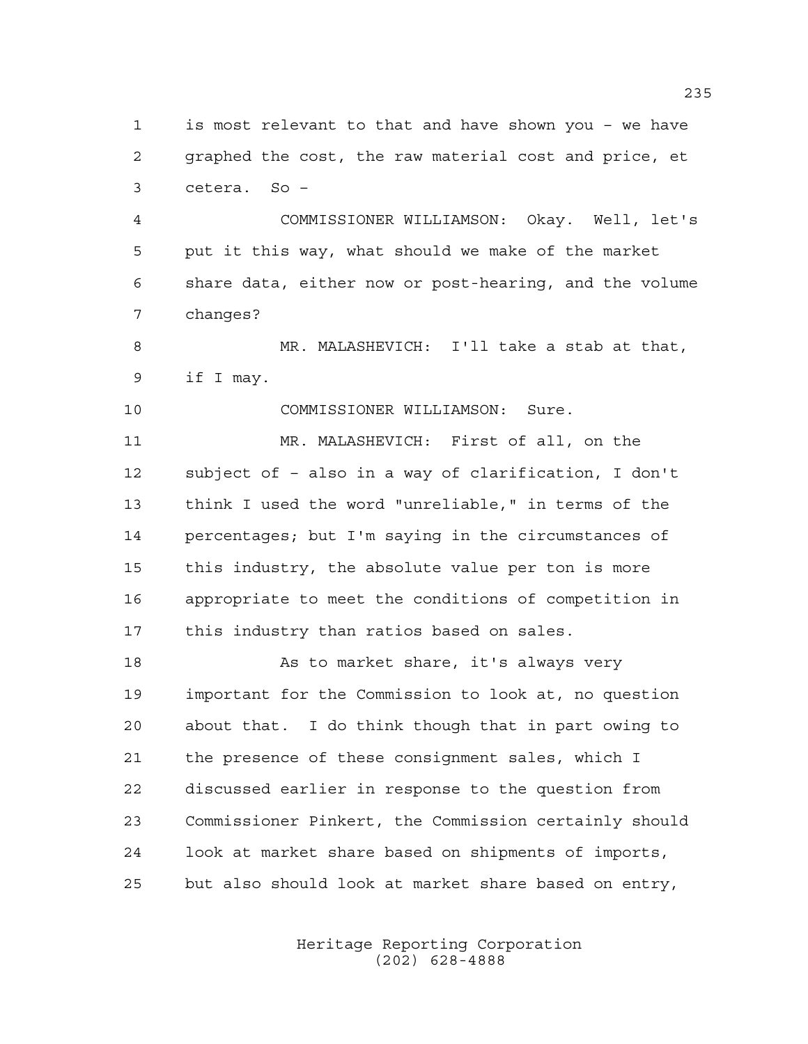is most relevant to that and have shown you – we have graphed the cost, the raw material cost and price, et cetera. So –

COMMISSIONER WILLIAMSON: Okay. Well, let's put it this way, what should we make of the market share data, either now or post-hearing, and the volume changes?

MR. MALASHEVICH: I'll take a stab at that, if I may.

COMMISSIONER WILLIAMSON: Sure.

MR. MALASHEVICH: First of all, on the subject of – also in a way of clarification, I don't think I used the word "unreliable," in terms of the percentages; but I'm saying in the circumstances of this industry, the absolute value per ton is more appropriate to meet the conditions of competition in this industry than ratios based on sales.

As to market share, it's always very important for the Commission to look at, no question about that. I do think though that in part owing to the presence of these consignment sales, which I discussed earlier in response to the question from Commissioner Pinkert, the Commission certainly should look at market share based on shipments of imports, but also should look at market share based on entry,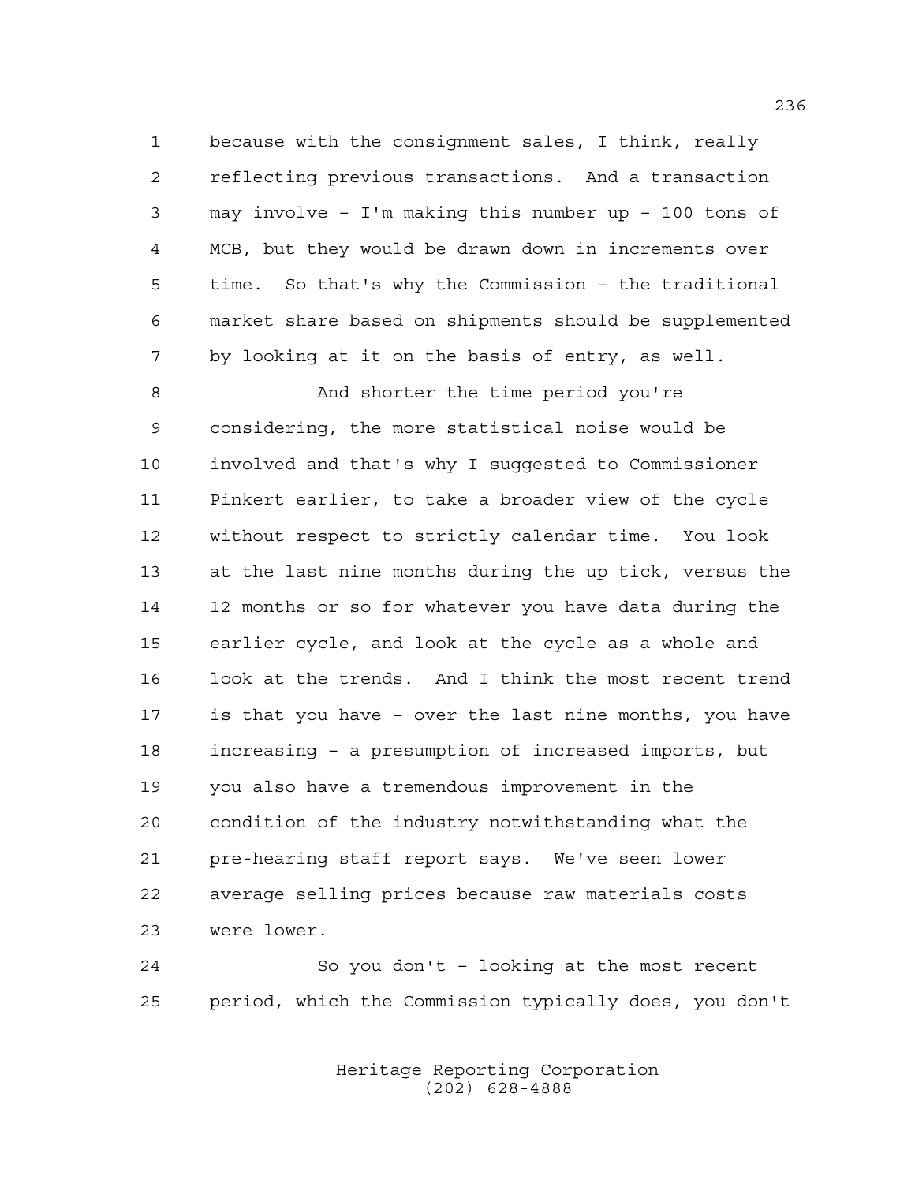because with the consignment sales, I think, really reflecting previous transactions. And a transaction may involve - I'm making this number up - 100 tons of MCB, but they would be drawn down in increments over time. So that's why the Commission - the traditional market share based on shipments should be supplemented by looking at it on the basis of entry, as well.

And shorter the time period you're considering, the more statistical noise would be involved and that's why I suggested to Commissioner Pinkert earlier, to take a broader view of the cycle without respect to strictly calendar time. You look at the last nine months during the up tick, versus the 12 months or so for whatever you have data during the earlier cycle, and look at the cycle as a whole and look at the trends. And I think the most recent trend is that you have - over the last nine months, you have increasing - a presumption of increased imports, but you also have a tremendous improvement in the condition of the industry notwithstanding what the pre-hearing staff report says. We've seen lower average selling prices because raw materials costs were lower.

So you don't - looking at the most recent period, which the Commission typically does, you don't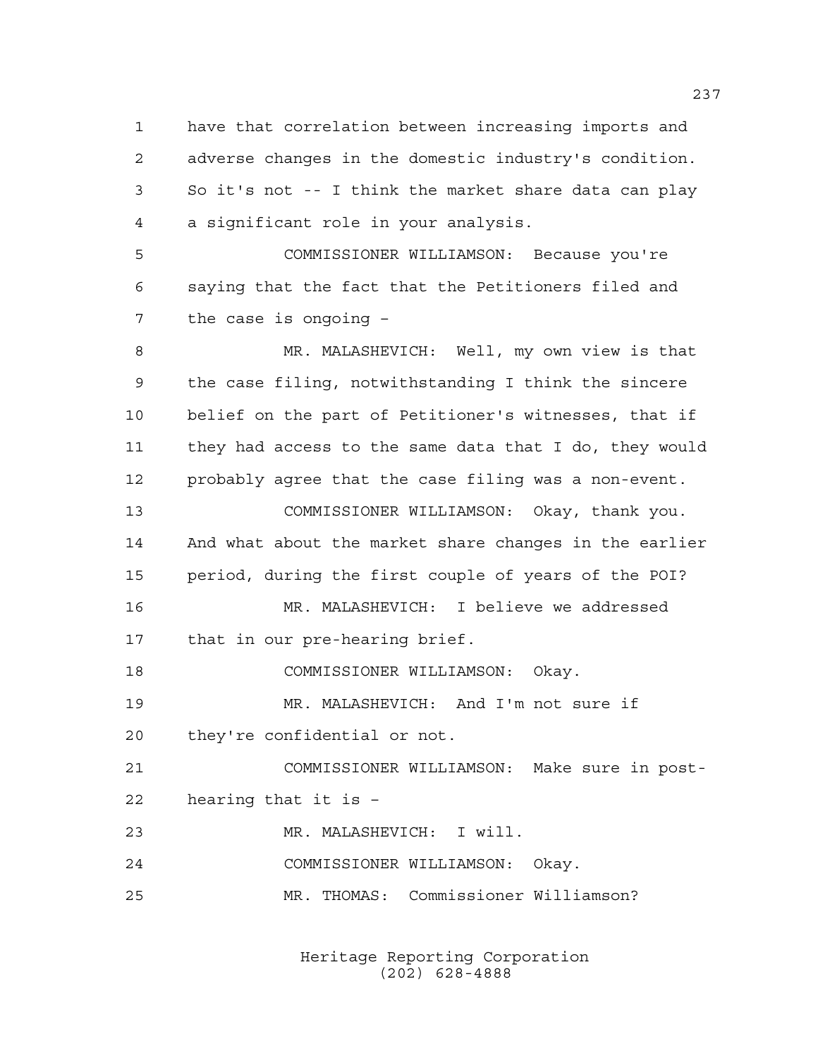have that correlation between increasing imports and adverse changes in the domestic industry's condition. So it's not -- I think the market share data can play a significant role in your analysis.

COMMISSIONER WILLIAMSON: Because you're saying that the fact that the Petitioners filed and the case is ongoing –

MR. MALASHEVICH: Well, my own view is that the case filing, notwithstanding I think the sincere belief on the part of Petitioner's witnesses, that if they had access to the same data that I do, they would probably agree that the case filing was a non-event.

COMMISSIONER WILLIAMSON: Okay, thank you. And what about the market share changes in the earlier period, during the first couple of years of the POI?

MR. MALASHEVICH: I believe we addressed that in our pre-hearing brief.

COMMISSIONER WILLIAMSON: Okay.

MR. MALASHEVICH: And I'm not sure if they're confidential or not.

COMMISSIONER WILLIAMSON: Make sure in post-hearing that it is –

MR. MALASHEVICH: I will.

COMMISSIONER WILLIAMSON: Okay.

MR. THOMAS: Commissioner Williamson?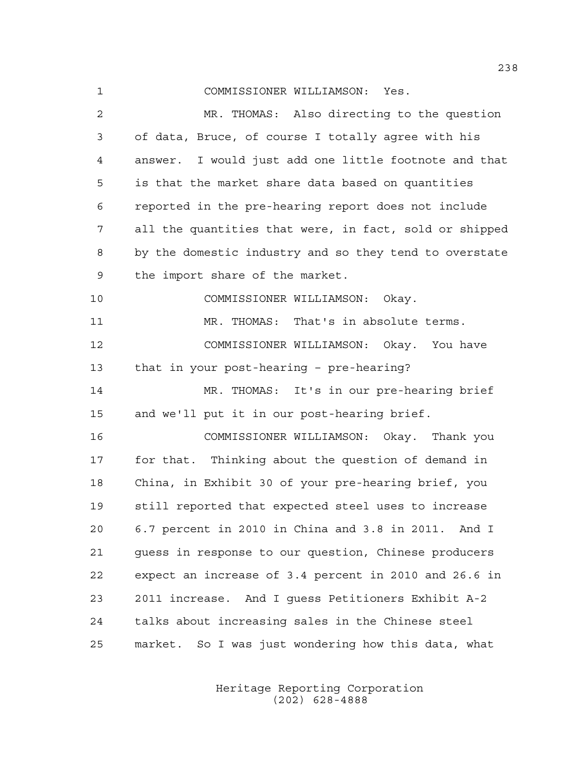COMMISSIONER WILLIAMSON: Yes.

MR. THOMAS: Also directing to the question of data, Bruce, of course I totally agree with his answer. I would just add one little footnote and that is that the market share data based on quantities reported in the pre-hearing report does not include all the quantities that were, in fact, sold or shipped by the domestic industry and so they tend to overstate the import share of the market.

COMMISSIONER WILLIAMSON: Okay.

MR. THOMAS: That's in absolute terms.

COMMISSIONER WILLIAMSON: Okay. You have that in your post-hearing - pre-hearing?

MR. THOMAS: It's in our pre-hearing brief and we'll put it in our post-hearing brief.

COMMISSIONER WILLIAMSON: Okay. Thank you for that. Thinking about the question of demand in China, in Exhibit 30 of your pre-hearing brief, you still reported that expected steel uses to increase 6.7 percent in 2010 in China and 3.8 in 2011. And I guess in response to our question, Chinese producers expect an increase of 3.4 percent in 2010 and 26.6 in 2011 increase. And I guess Petitioners Exhibit A-2 talks about increasing sales in the Chinese steel market. So I was just wondering how this data, what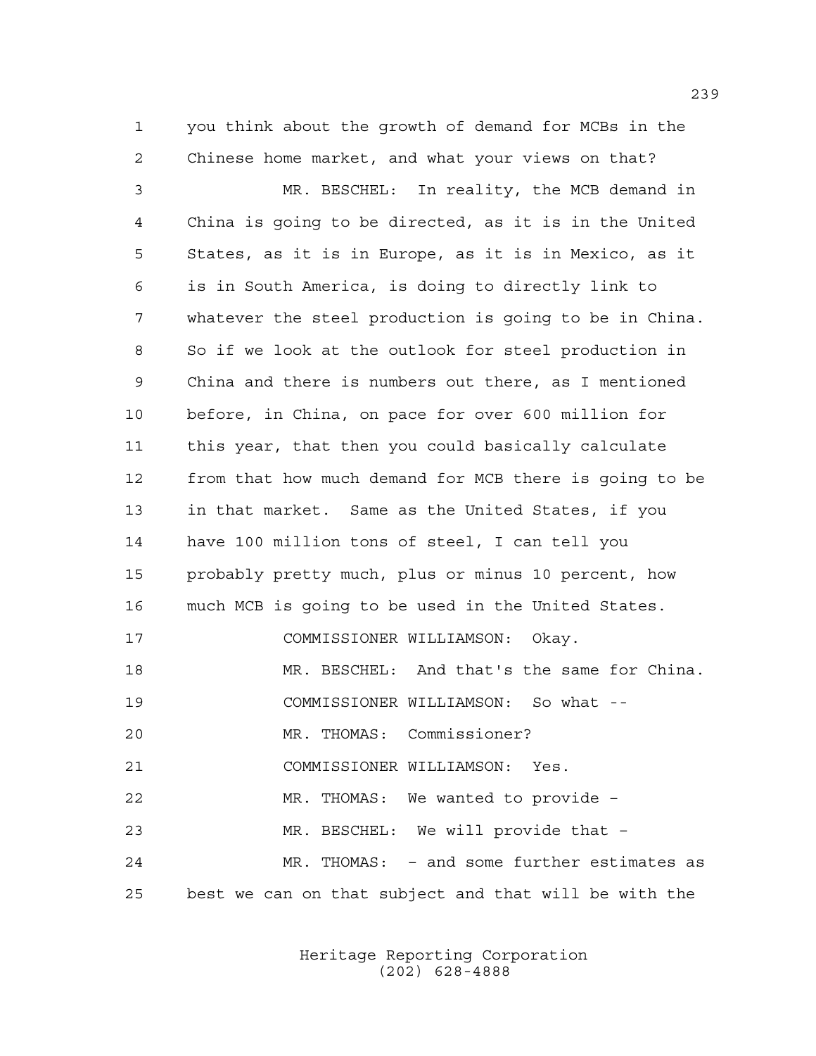you think about the growth of demand for MCBs in the Chinese home market, and what your views on that?

MR. BESCHEL: In reality, the MCB demand in China is going to be directed, as it is in the United States, as it is in Europe, as it is in Mexico, as it is in South America, is doing to directly link to whatever the steel production is going to be in China. So if we look at the outlook for steel production in China and there is numbers out there, as I mentioned before, in China, on pace for over 600 million for this year, that then you could basically calculate from that how much demand for MCB there is going to be in that market. Same as the United States, if you have 100 million tons of steel, I can tell you probably pretty much, plus or minus 10 percent, how much MCB is going to be used in the United States.

COMMISSIONER WILLIAMSON: Okay.

MR. BESCHEL: And that's the same for China.

COMMISSIONER WILLIAMSON: So what --

MR. THOMAS: Commissioner?

COMMISSIONER WILLIAMSON: Yes.

MR. THOMAS: We wanted to provide –

MR. BESCHEL: We will provide that –

MR. THOMAS: – and some further estimates as best we can on that subject and that will be with the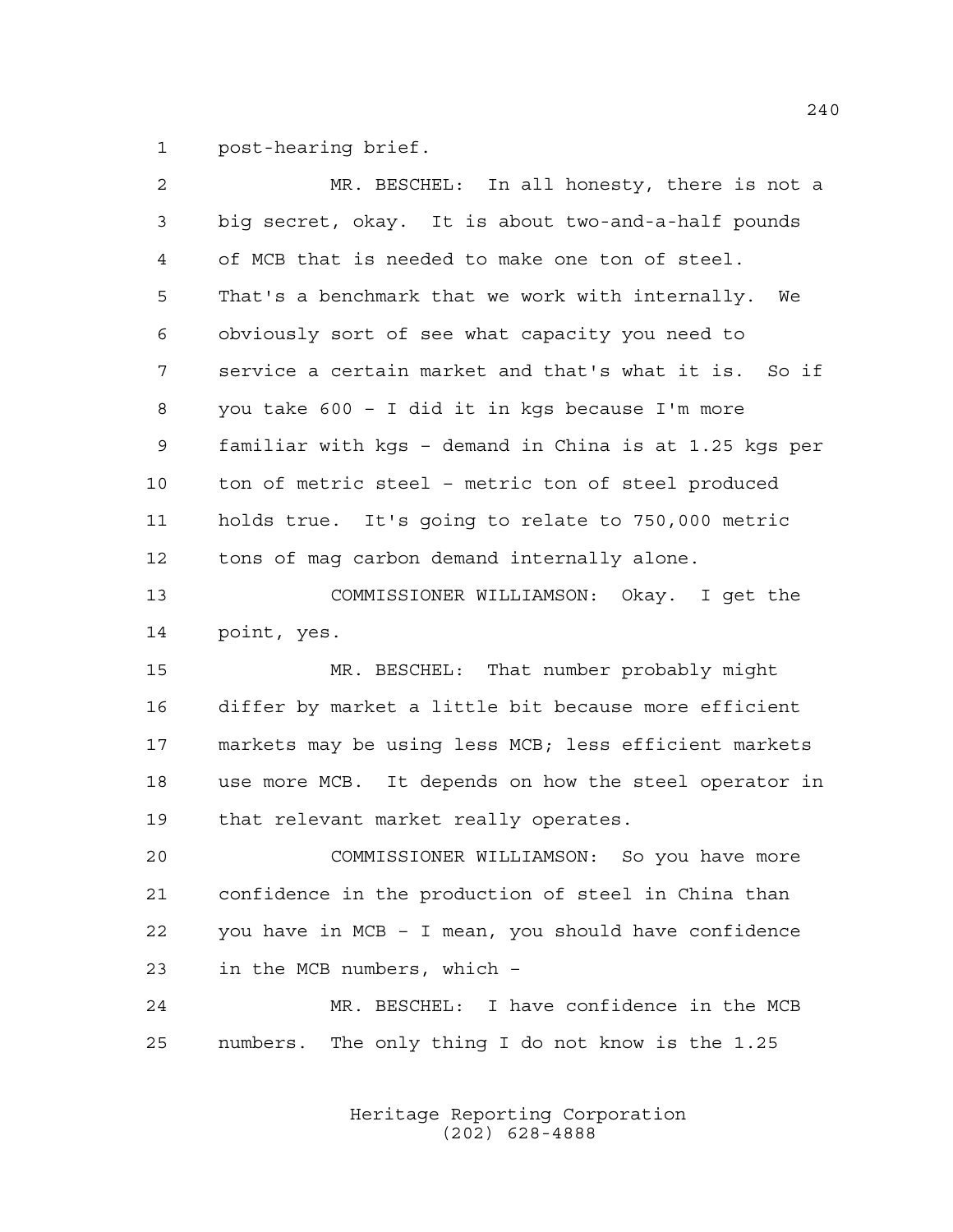post-hearing brief.

MR. BESCHEL: In all honesty, there is not a big secret, okay. It is about two-and-a-half pounds of MCB that is needed to make one ton of steel. That's a benchmark that we work with internally. We obviously sort of see what capacity you need to service a certain market and that's what it is. So if you take 600 - I did it in kgs because I'm more familiar with kgs - demand in China is at 1.25 kgs per ton of metric steel - metric ton of steel produced holds true. It's going to relate to 750,000 metric tons of mag carbon demand internally alone.

COMMISSIONER WILLIAMSON: Okay. I get the point, yes.

MR. BESCHEL: That number probably might differ by market a little bit because more efficient markets may be using less MCB; less efficient markets use more MCB. It depends on how the steel operator in that relevant market really operates.

COMMISSIONER WILLIAMSON: So you have more confidence in the production of steel in China than you have in MCB - I mean, you should have confidence in the MCB numbers, which -

MR. BESCHEL: I have confidence in the MCB numbers. The only thing I do not know is the 1.25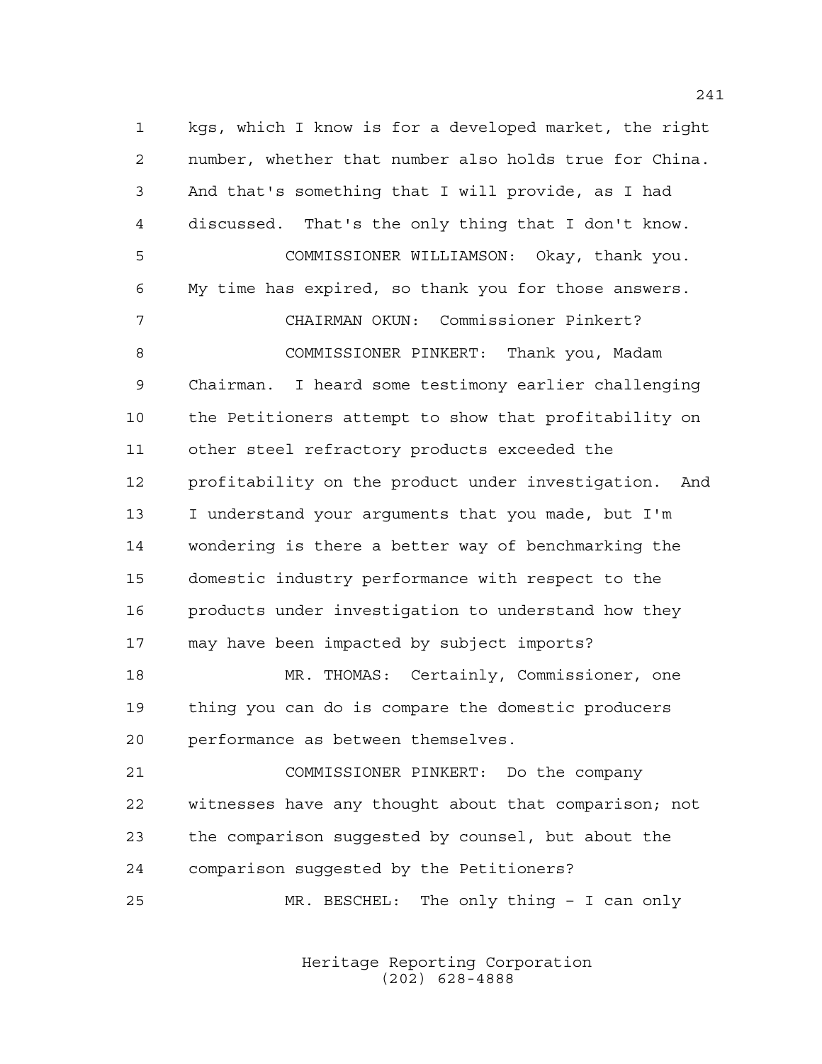1 kgs, which I know is for a developed market, the right
2 number, whether that number also holds true for China.
3 And that's something that I will provide, as I had
4 discussed. That's the only thing that I don't know.
5 COMMISSIONER WILLIAMSON: Okay, thank you.
6 My time has expired, so thank you for those answers.
7 CHAIRMAN OKUN: Commissioner Pinkert?
8 COMMISSIONER PINKERT: Thank you, Madam
9 Chairman. I heard some testimony earlier challenging
10 the Petitioners attempt to show that profitability on
11 other steel refractory products exceeded the
12 profitability on the product under investigation. And
13 I understand your arguments that you made, but I'm
14 wondering is there a better way of benchmarking the
15 domestic industry performance with respect to the
16 products under investigation to understand how they
17 may have been impacted by subject imports?
18 MR. THOMAS: Certainly, Commissioner, one
19 thing you can do is compare the domestic producers
20 performance as between themselves.
21 COMMISSIONER PINKERT: Do the company
22 witnesses have any thought about that comparison; not
23 the comparison suggested by counsel, but about the
24 comparison suggested by the Petitioners?
25 MR. BESCHEL: The only thing - I can only

Heritage Reporting Corporation
(202) 628-4888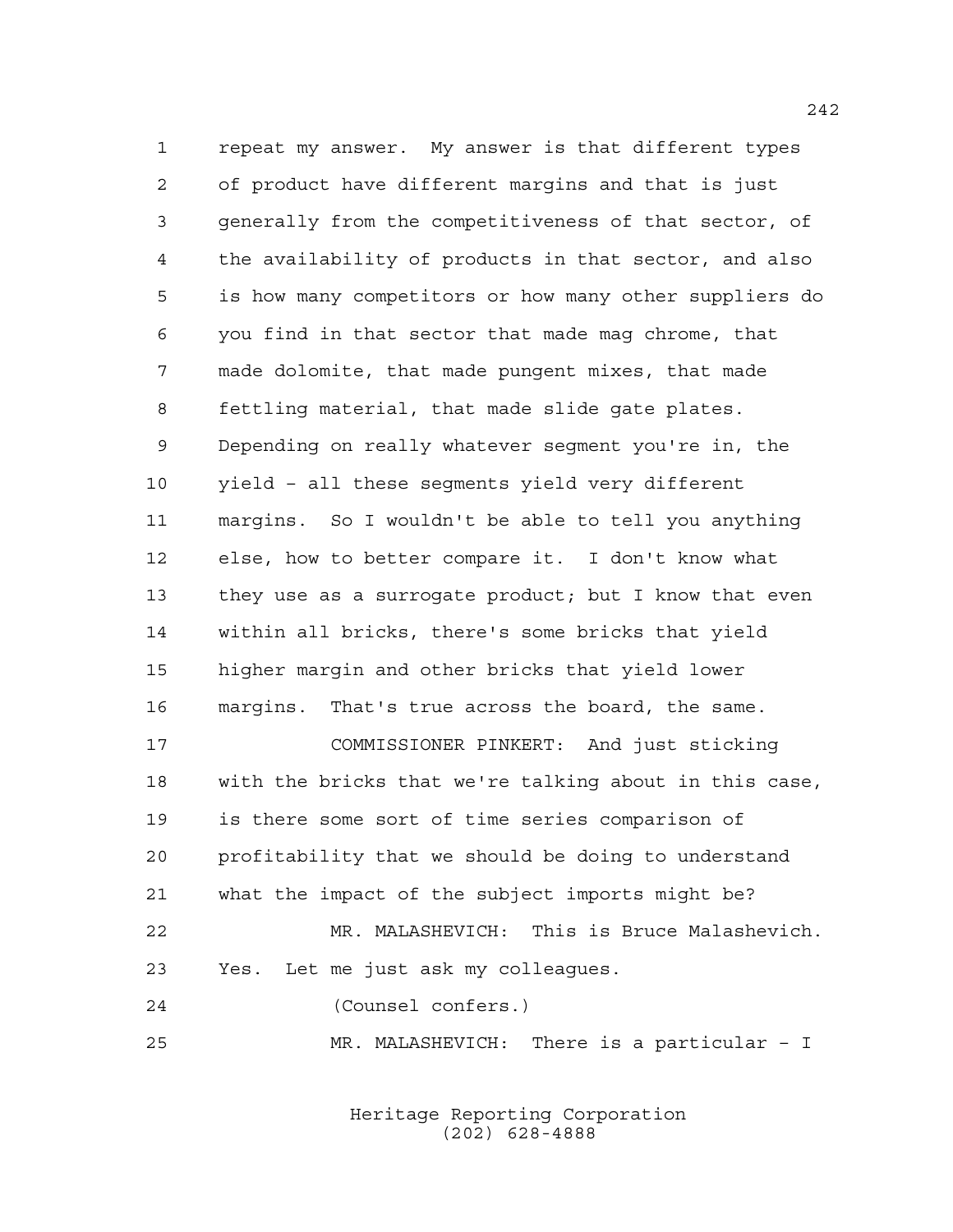repeat my answer. My answer is that different types of product have different margins and that is just generally from the competitiveness of that sector, of the availability of products in that sector, and also is how many competitors or how many other suppliers do you find in that sector that made mag chrome, that made dolomite, that made pungent mixes, that made fettling material, that made slide gate plates. Depending on really whatever segment you're in, the yield - all these segments yield very different margins. So I wouldn't be able to tell you anything else, how to better compare it. I don't know what they use as a surrogate product; but I know that even within all bricks, there's some bricks that yield higher margin and other bricks that yield lower margins. That's true across the board, the same.

COMMISSIONER PINKERT: And just sticking with the bricks that we're talking about in this case, is there some sort of time series comparison of profitability that we should be doing to understand what the impact of the subject imports might be?

MR. MALASHEVICH: This is Bruce Malashevich. Yes. Let me just ask my colleagues.

(Counsel confers.)

MR. MALASHEVICH: There is a particular - I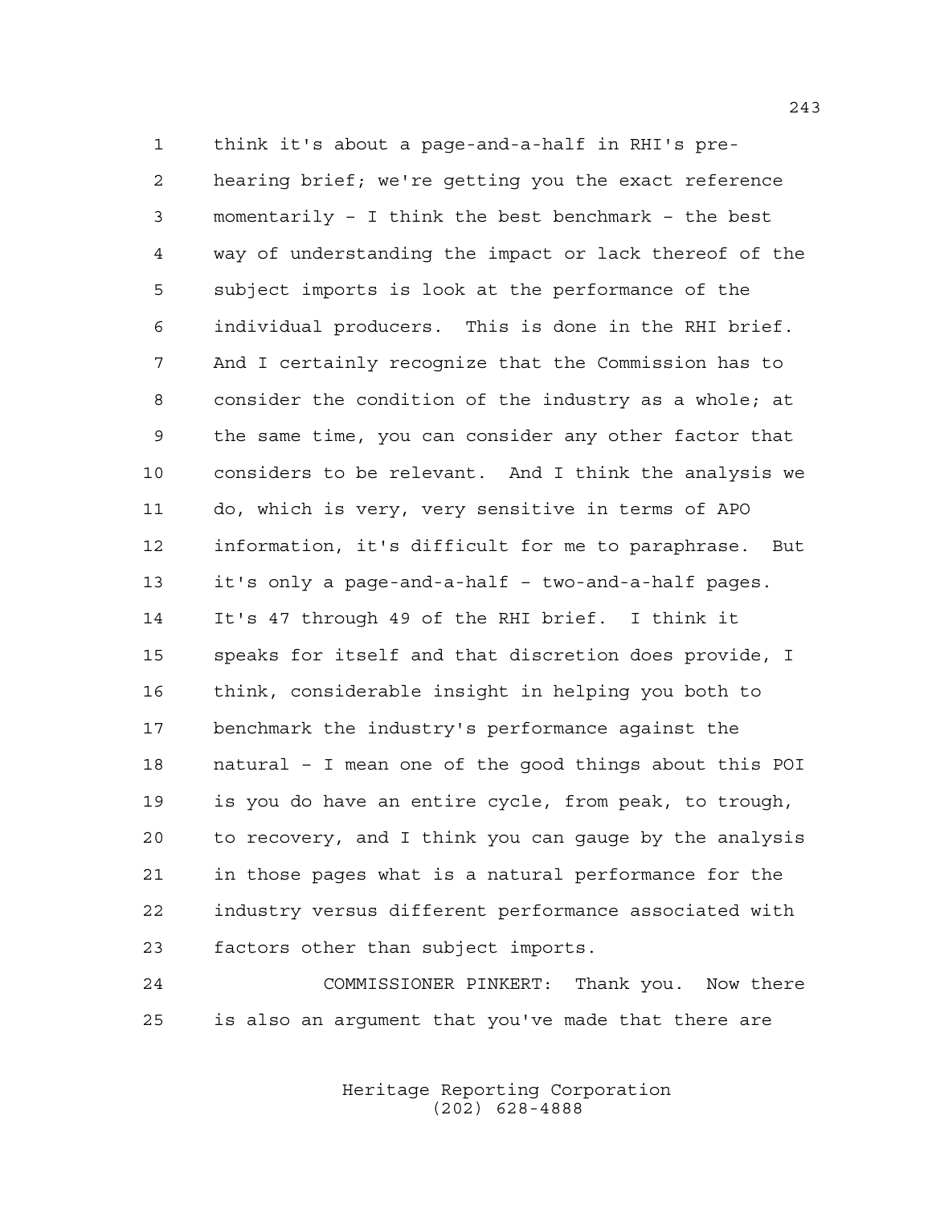think it's about a page-and-a-half in RHI's pre-hearing brief; we're getting you the exact reference momentarily – I think the best benchmark – the best way of understanding the impact or lack thereof of the subject imports is look at the performance of the individual producers. This is done in the RHI brief. And I certainly recognize that the Commission has to consider the condition of the industry as a whole; at the same time, you can consider any other factor that considers to be relevant. And I think the analysis we do, which is very, very sensitive in terms of APO information, it's difficult for me to paraphrase. But it's only a page-and-a-half – two-and-a-half pages. It's 47 through 49 of the RHI brief. I think it speaks for itself and that discretion does provide, I think, considerable insight in helping you both to benchmark the industry's performance against the natural – I mean one of the good things about this POI is you do have an entire cycle, from peak, to trough, to recovery, and I think you can gauge by the analysis in those pages what is a natural performance for the industry versus different performance associated with factors other than subject imports.

COMMISSIONER PINKERT: Thank you. Now there is also an argument that you've made that there are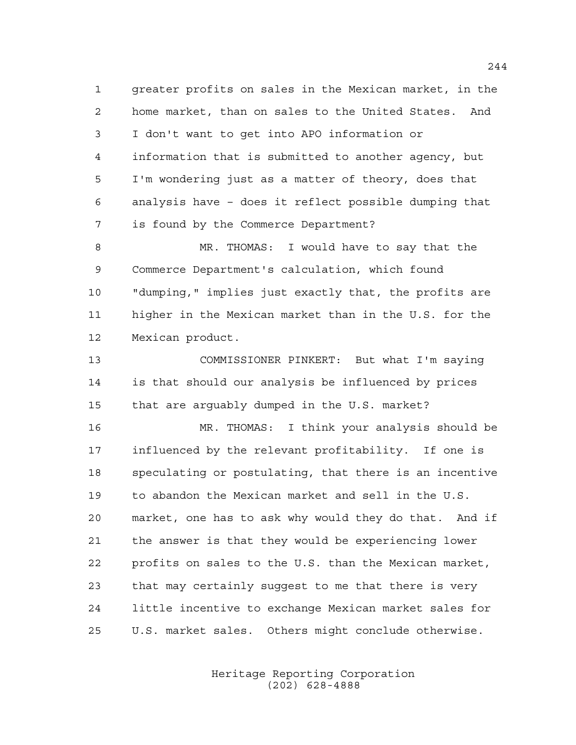greater profits on sales in the Mexican market, in the home market, than on sales to the United States. And I don't want to get into APO information or information that is submitted to another agency, but I'm wondering just as a matter of theory, does that analysis have - does it reflect possible dumping that is found by the Commerce Department?

MR. THOMAS: I would have to say that the Commerce Department's calculation, which found "dumping," implies just exactly that, the profits are higher in the Mexican market than in the U.S. for the Mexican product.

COMMISSIONER PINKERT: But what I'm saying is that should our analysis be influenced by prices that are arguably dumped in the U.S. market?

MR. THOMAS: I think your analysis should be influenced by the relevant profitability. If one is speculating or postulating, that there is an incentive to abandon the Mexican market and sell in the U.S. market, one has to ask why would they do that. And if the answer is that they would be experiencing lower profits on sales to the U.S. than the Mexican market, that may certainly suggest to me that there is very little incentive to exchange Mexican market sales for U.S. market sales. Others might conclude otherwise.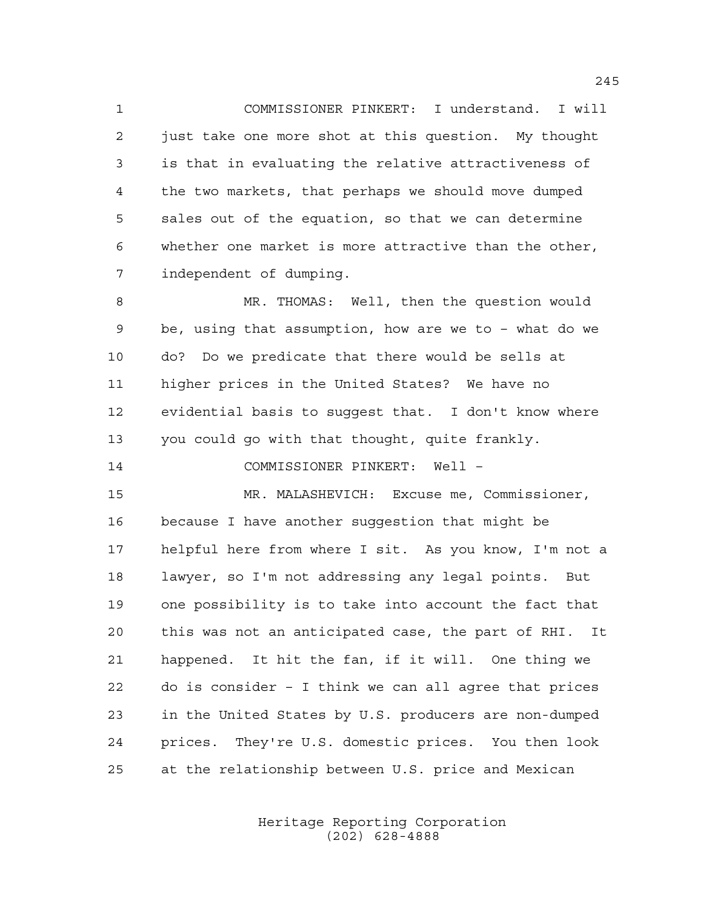COMMISSIONER PINKERT: I understand. I will just take one more shot at this question. My thought is that in evaluating the relative attractiveness of the two markets, that perhaps we should move dumped sales out of the equation, so that we can determine whether one market is more attractive than the other, independent of dumping.

MR. THOMAS: Well, then the question would be, using that assumption, how are we to – what do we do? Do we predicate that there would be sells at higher prices in the United States? We have no evidential basis to suggest that. I don't know where you could go with that thought, quite frankly.

COMMISSIONER PINKERT: Well –

MR. MALASHEVICH: Excuse me, Commissioner, because I have another suggestion that might be helpful here from where I sit. As you know, I'm not a lawyer, so I'm not addressing any legal points. But one possibility is to take into account the fact that this was not an anticipated case, the part of RHI. It happened. It hit the fan, if it will. One thing we do is consider – I think we can all agree that prices in the United States by U.S. producers are non-dumped prices. They're U.S. domestic prices. You then look at the relationship between U.S. price and Mexican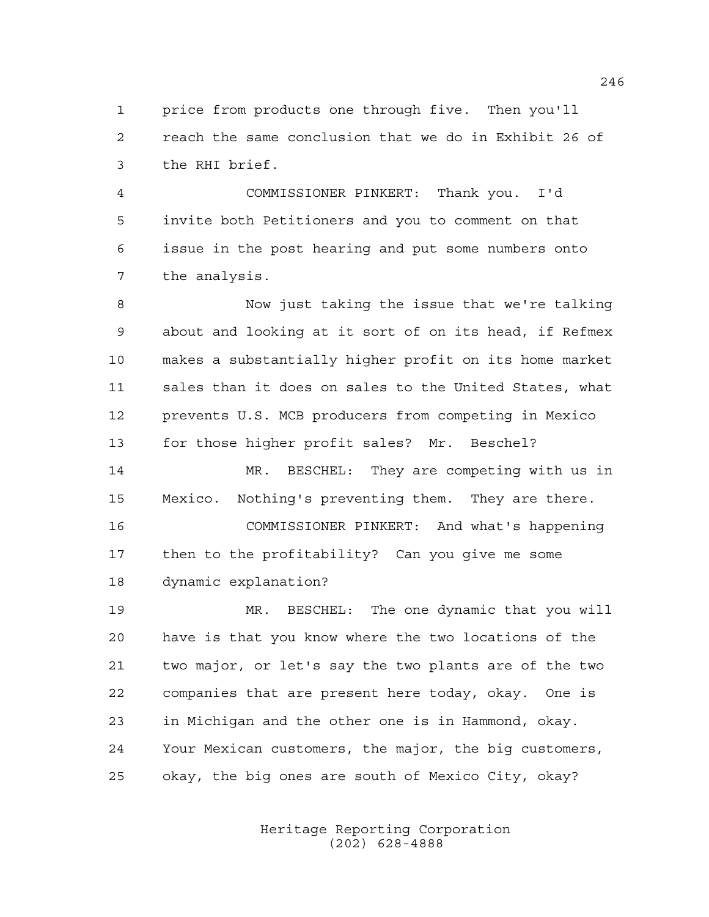price from products one through five. Then you'll reach the same conclusion that we do in Exhibit 26 of the RHI brief.

COMMISSIONER PINKERT: Thank you. I'd invite both Petitioners and you to comment on that issue in the post hearing and put some numbers onto the analysis.

Now just taking the issue that we're talking about and looking at it sort of on its head, if Refmex makes a substantially higher profit on its home market sales than it does on sales to the United States, what prevents U.S. MCB producers from competing in Mexico for those higher profit sales? Mr. Beschel?

MR. BESCHEL: They are competing with us in Mexico. Nothing's preventing them. They are there.

COMMISSIONER PINKERT: And what's happening then to the profitability? Can you give me some dynamic explanation?

MR. BESCHEL: The one dynamic that you will have is that you know where the two locations of the two major, or let's say the two plants are of the two companies that are present here today, okay. One is in Michigan and the other one is in Hammond, okay. Your Mexican customers, the major, the big customers, okay, the big ones are south of Mexico City, okay?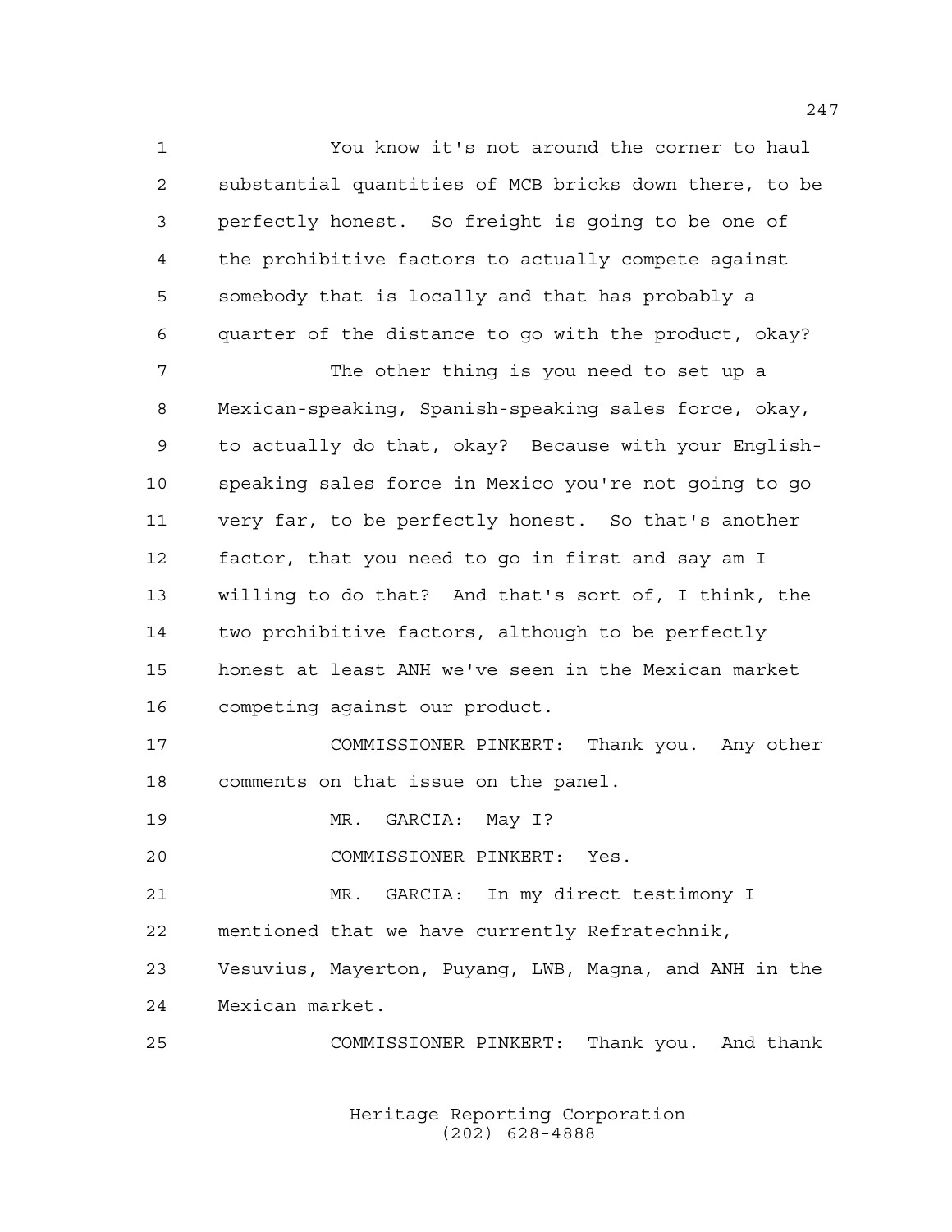You know it's not around the corner to haul substantial quantities of MCB bricks down there, to be perfectly honest. So freight is going to be one of the prohibitive factors to actually compete against somebody that is locally and that has probably a quarter of the distance to go with the product, okay?

The other thing is you need to set up a Mexican-speaking, Spanish-speaking sales force, okay, to actually do that, okay? Because with your English-speaking sales force in Mexico you're not going to go very far, to be perfectly honest. So that's another factor, that you need to go in first and say am I willing to do that? And that's sort of, I think, the two prohibitive factors, although to be perfectly honest at least ANH we've seen in the Mexican market competing against our product.

COMMISSIONER PINKERT: Thank you. Any other comments on that issue on the panel.

MR. GARCIA: May I?

COMMISSIONER PINKERT: Yes.

MR. GARCIA: In my direct testimony I mentioned that we have currently Refratechnik, Vesuvius, Mayerton, Puyang, LWB, Magna, and ANH in the Mexican market.

COMMISSIONER PINKERT: Thank you. And thank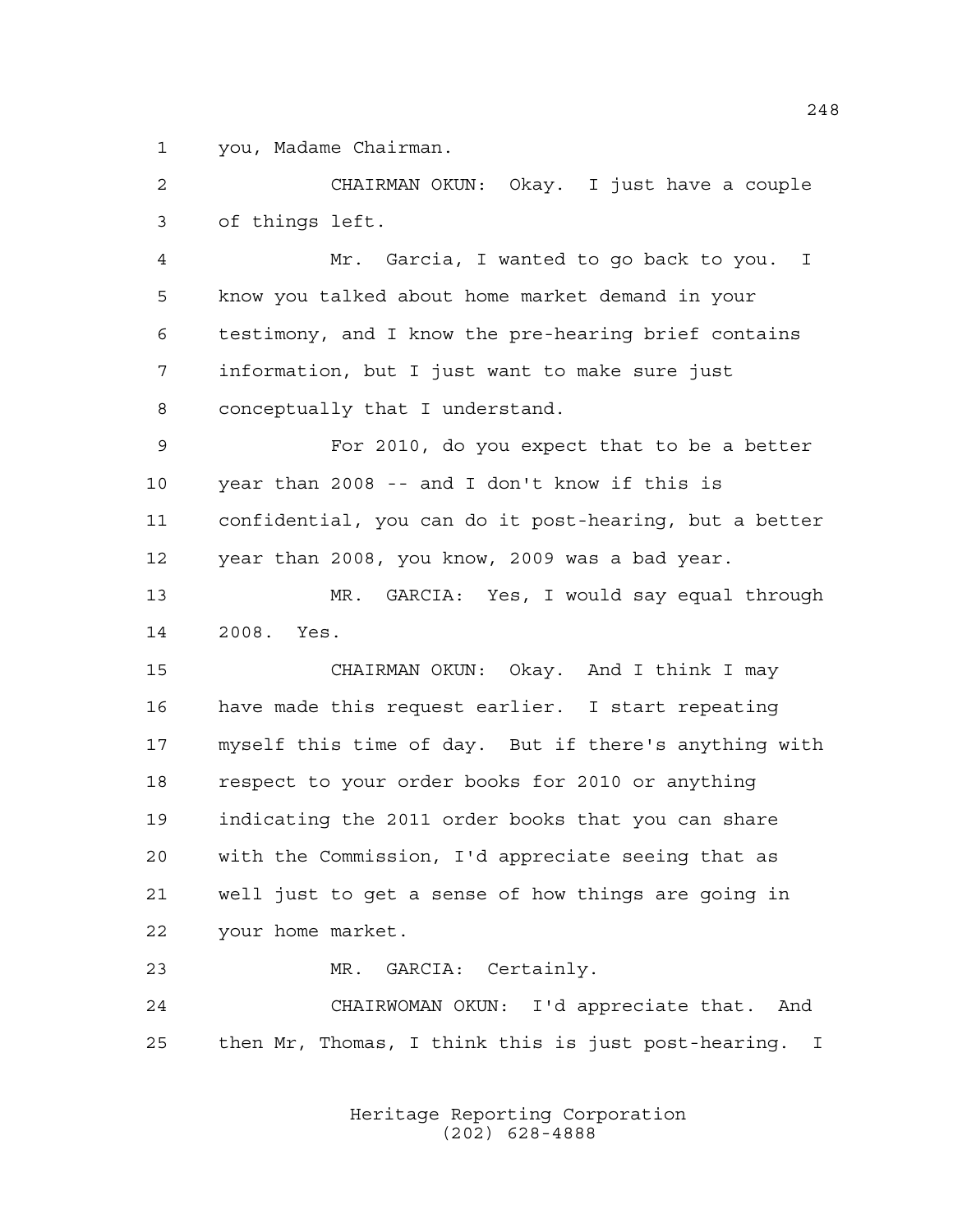1 you, Madame Chairman.

2 CHAIRMAN OKUN: Okay. I just have a couple
3 of things left.

4 Mr. Garcia, I wanted to go back to you. I
5 know you talked about home market demand in your
6 testimony, and I know the pre-hearing brief contains
7 information, but I just want to make sure just
8 conceptually that I understand.

9 For 2010, do you expect that to be a better
10 year than 2008 -- and I don't know if this is
11 confidential, you can do it post-hearing, but a better
12 year than 2008, you know, 2009 was a bad year.

13 MR. GARCIA: Yes, I would say equal through
14 2008. Yes.

15 CHAIRMAN OKUN: Okay. And I think I may
16 have made this request earlier. I start repeating
17 myself this time of day. But if there's anything with
18 respect to your order books for 2010 or anything
19 indicating the 2011 order books that you can share
20 with the Commission, I'd appreciate seeing that as
21 well just to get a sense of how things are going in
22 your home market.

23 MR. GARCIA: Certainly.

24 CHAIRWOMAN OKUN: I'd appreciate that. And
25 then Mr, Thomas, I think this is just post-hearing. I

Heritage Reporting Corporation
(202) 628-4888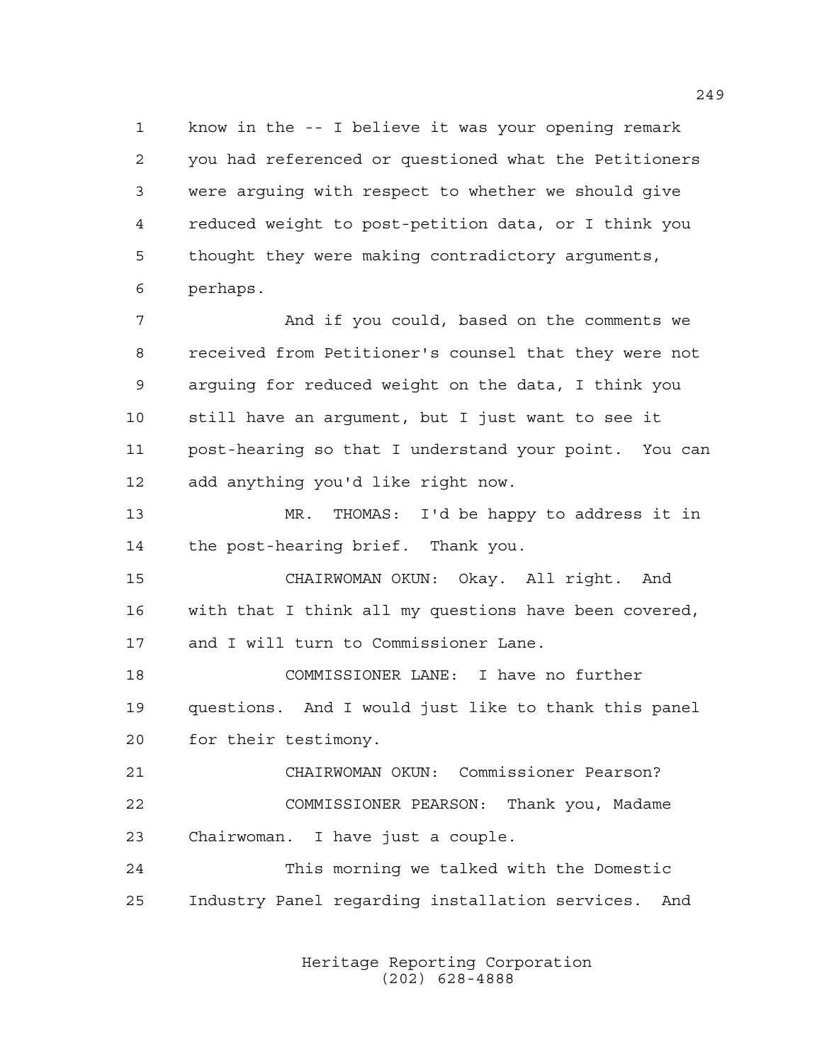know in the -- I believe it was your opening remark you had referenced or questioned what the Petitioners were arguing with respect to whether we should give reduced weight to post-petition data, or I think you thought they were making contradictory arguments, perhaps.

And if you could, based on the comments we received from Petitioner's counsel that they were not arguing for reduced weight on the data, I think you still have an argument, but I just want to see it post-hearing so that I understand your point. You can add anything you'd like right now.

MR. THOMAS: I'd be happy to address it in the post-hearing brief. Thank you.

CHAIRWOMAN OKUN: Okay. All right. And with that I think all my questions have been covered, and I will turn to Commissioner Lane.

COMMISSIONER LANE: I have no further questions. And I would just like to thank this panel for their testimony.

CHAIRWOMAN OKUN: Commissioner Pearson?

COMMISSIONER PEARSON: Thank you, Madame Chairwoman. I have just a couple.

This morning we talked with the Domestic Industry Panel regarding installation services. And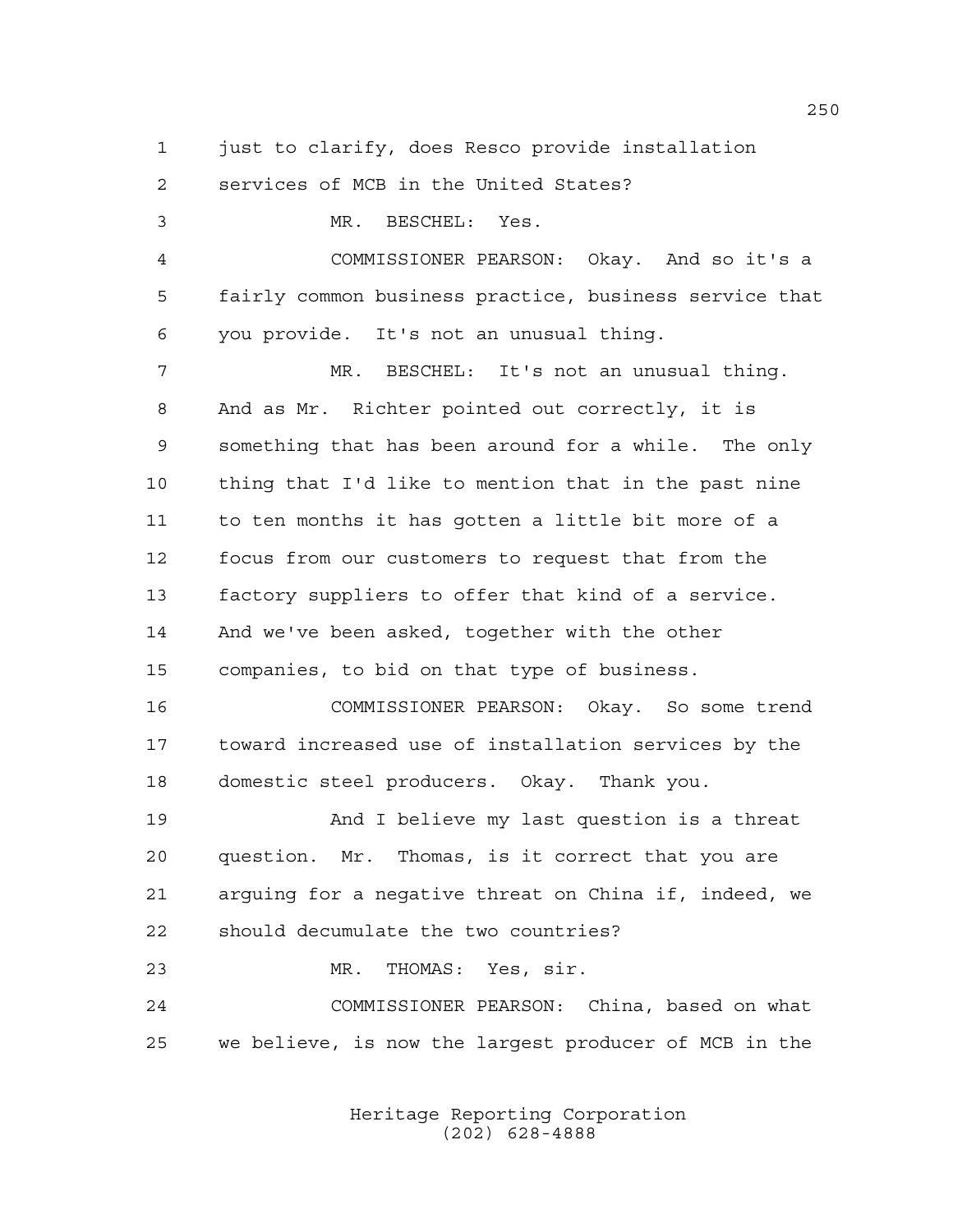just to clarify, does Resco provide installation services of MCB in the United States?

MR. BESCHEL: Yes.

COMMISSIONER PEARSON: Okay. And so it's a fairly common business practice, business service that you provide. It's not an unusual thing.

MR. BESCHEL: It's not an unusual thing. And as Mr. Richter pointed out correctly, it is something that has been around for a while. The only thing that I'd like to mention that in the past nine to ten months it has gotten a little bit more of a focus from our customers to request that from the factory suppliers to offer that kind of a service. And we've been asked, together with the other companies, to bid on that type of business.

COMMISSIONER PEARSON: Okay. So some trend toward increased use of installation services by the domestic steel producers. Okay. Thank you.

And I believe my last question is a threat question. Mr. Thomas, is it correct that you are arguing for a negative threat on China if, indeed, we should decumulate the two countries?

MR. THOMAS: Yes, sir.

COMMISSIONER PEARSON: China, based on what we believe, is now the largest producer of MCB in the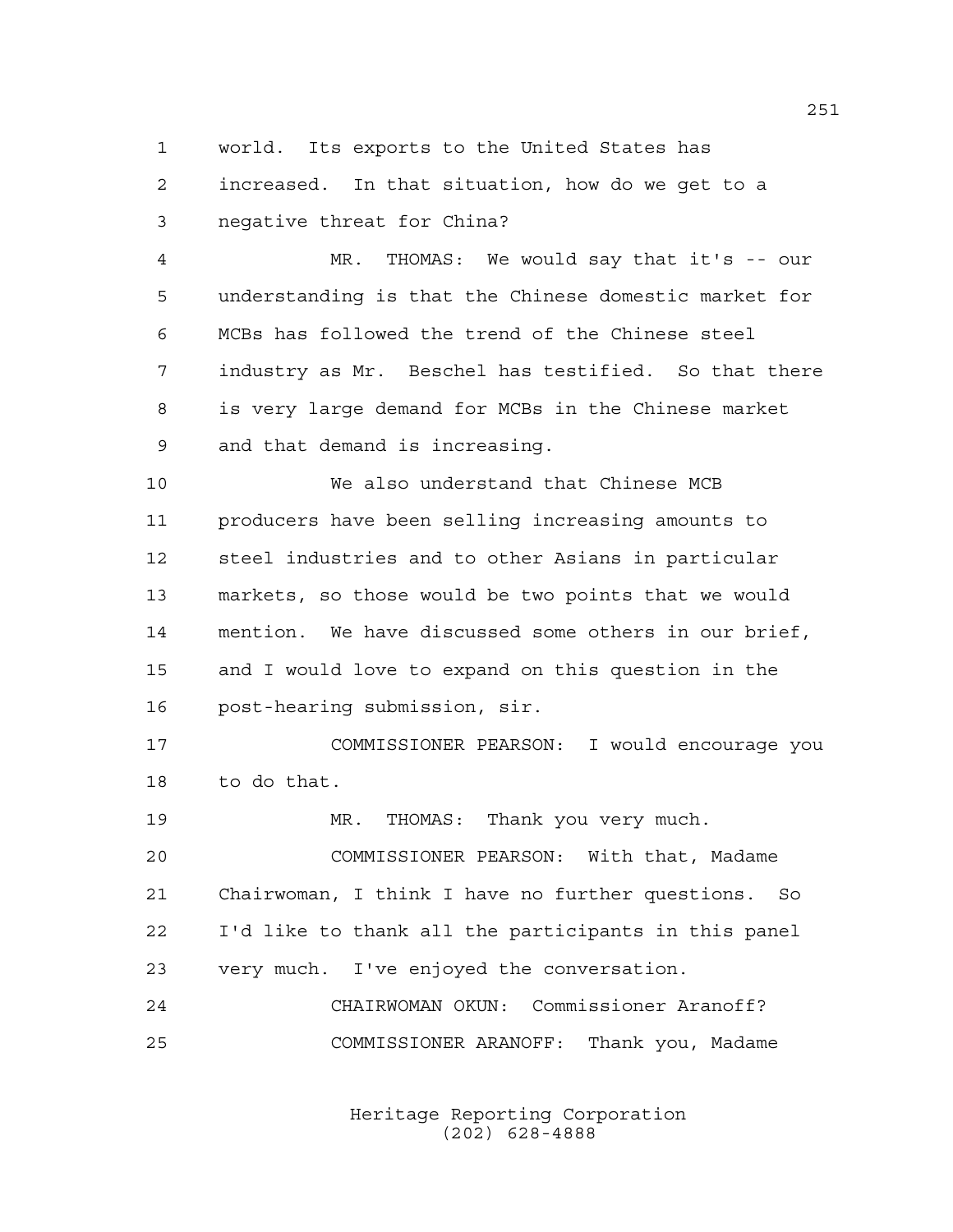world. Its exports to the United States has increased. In that situation, how do we get to a negative threat for China?

MR. THOMAS: We would say that it's -- our understanding is that the Chinese domestic market for MCBs has followed the trend of the Chinese steel industry as Mr. Beschel has testified. So that there is very large demand for MCBs in the Chinese market and that demand is increasing.

We also understand that Chinese MCB producers have been selling increasing amounts to steel industries and to other Asians in particular markets, so those would be two points that we would mention. We have discussed some others in our brief, and I would love to expand on this question in the post-hearing submission, sir.

COMMISSIONER PEARSON: I would encourage you to do that.

MR. THOMAS: Thank you very much.

COMMISSIONER PEARSON: With that, Madame Chairwoman, I think I have no further questions. So I'd like to thank all the participants in this panel very much. I've enjoyed the conversation.

CHAIRWOMAN OKUN: Commissioner Aranoff?

COMMISSIONER ARANOFF: Thank you, Madame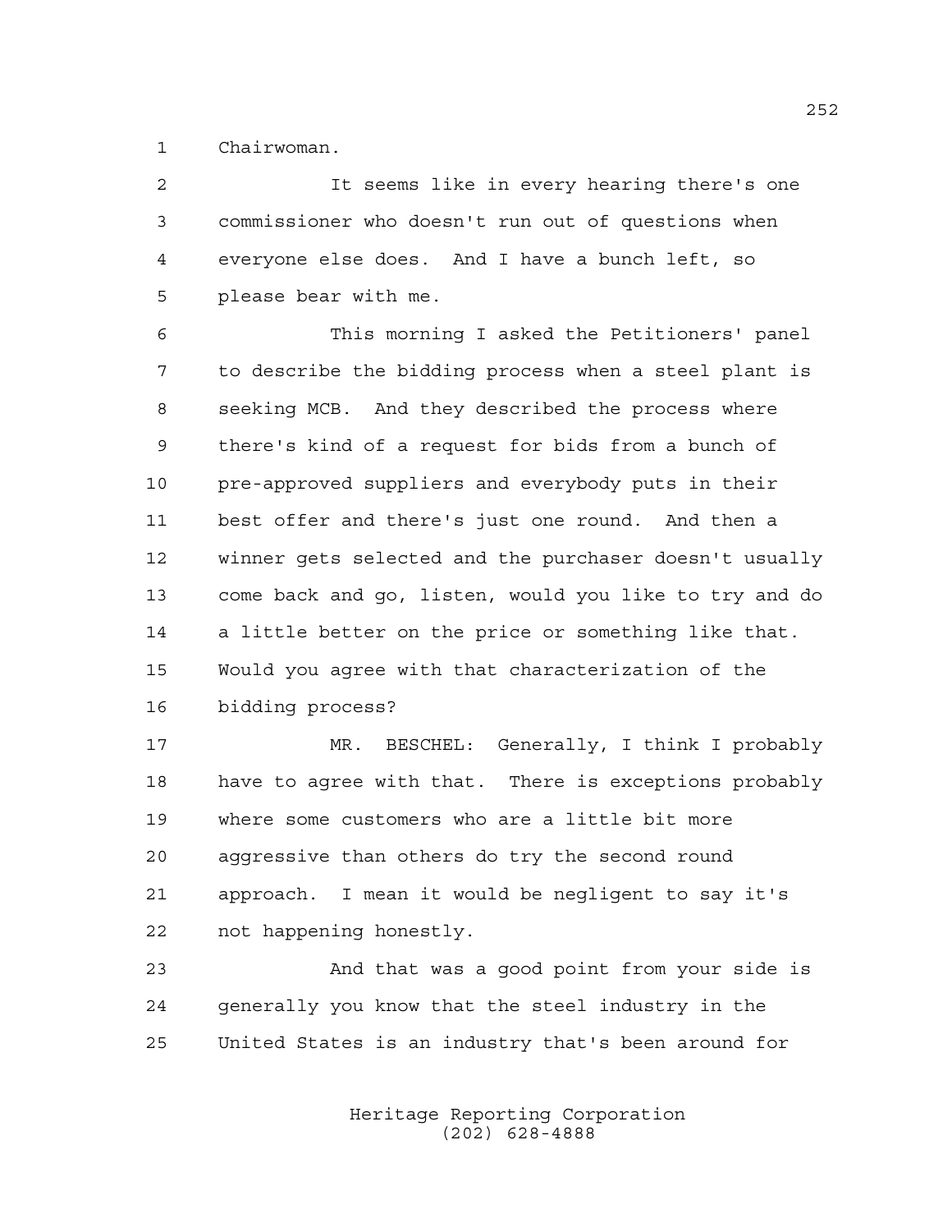Chairwoman.

It seems like in every hearing there's one commissioner who doesn't run out of questions when everyone else does. And I have a bunch left, so please bear with me.

This morning I asked the Petitioners' panel to describe the bidding process when a steel plant is seeking MCB. And they described the process where there's kind of a request for bids from a bunch of pre-approved suppliers and everybody puts in their best offer and there's just one round. And then a winner gets selected and the purchaser doesn't usually come back and go, listen, would you like to try and do a little better on the price or something like that. Would you agree with that characterization of the bidding process?

MR. BESCHEL: Generally, I think I probably have to agree with that. There is exceptions probably where some customers who are a little bit more aggressive than others do try the second round approach. I mean it would be negligent to say it's not happening honestly.

And that was a good point from your side is generally you know that the steel industry in the United States is an industry that's been around for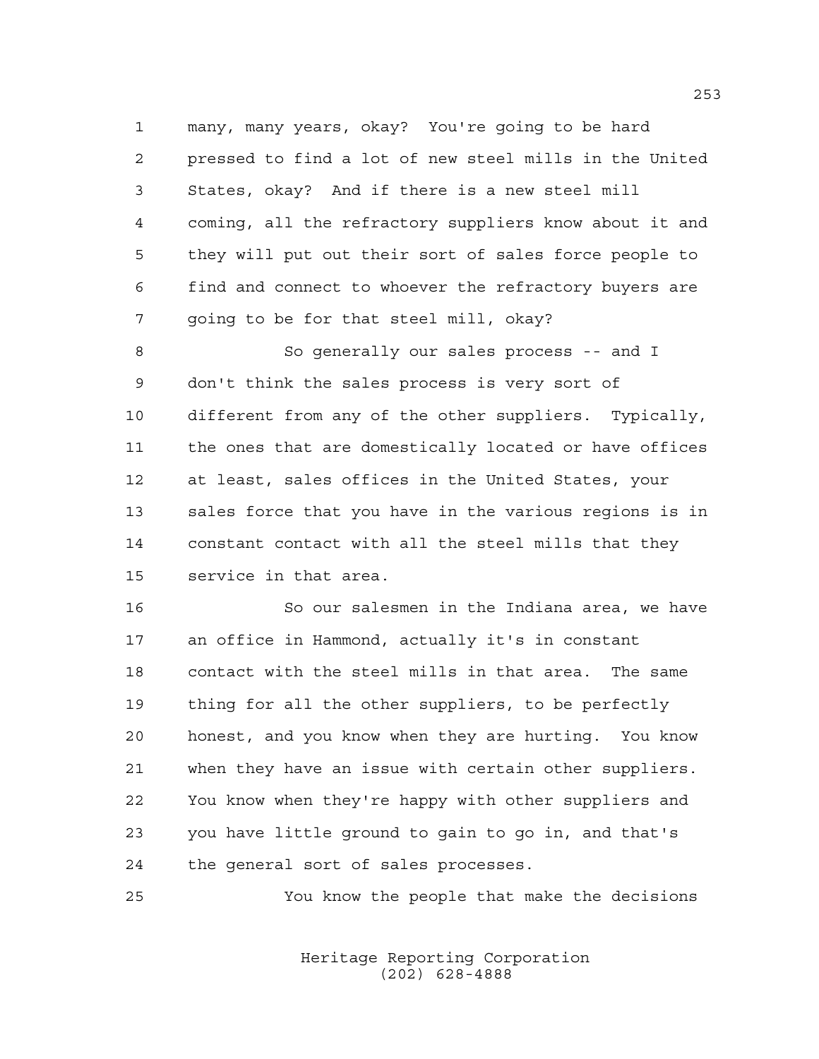many, many years, okay? You're going to be hard pressed to find a lot of new steel mills in the United States, okay? And if there is a new steel mill coming, all the refractory suppliers know about it and they will put out their sort of sales force people to find and connect to whoever the refractory buyers are going to be for that steel mill, okay?

So generally our sales process -- and I don't think the sales process is very sort of different from any of the other suppliers. Typically, the ones that are domestically located or have offices at least, sales offices in the United States, your sales force that you have in the various regions is in constant contact with all the steel mills that they service in that area.

So our salesmen in the Indiana area, we have an office in Hammond, actually it's in constant contact with the steel mills in that area. The same thing for all the other suppliers, to be perfectly honest, and you know when they are hurting. You know when they have an issue with certain other suppliers. You know when they're happy with other suppliers and you have little ground to gain to go in, and that's the general sort of sales processes.

You know the people that make the decisions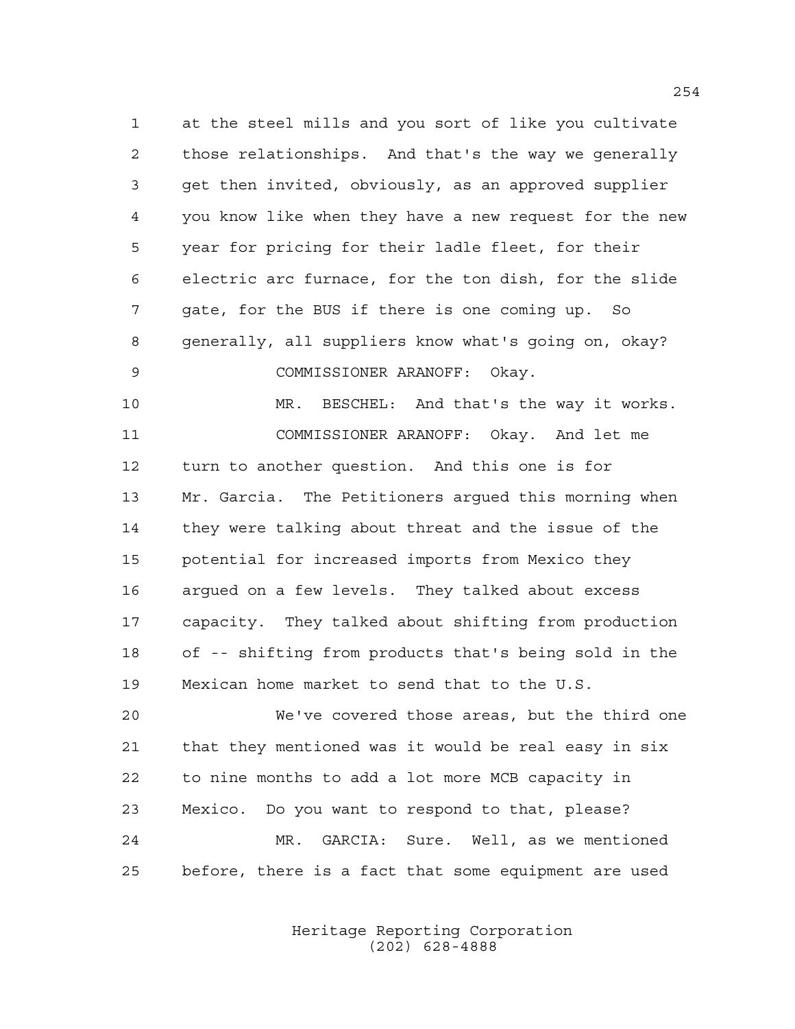at the steel mills and you sort of like you cultivate those relationships. And that's the way we generally get then invited, obviously, as an approved supplier you know like when they have a new request for the new year for pricing for their ladle fleet, for their electric arc furnace, for the ton dish, for the slide gate, for the BUS if there is one coming up. So generally, all suppliers know what's going on, okay?

COMMISSIONER ARANOFF: Okay.

MR. BESCHEL: And that's the way it works.

COMMISSIONER ARANOFF: Okay. And let me turn to another question. And this one is for Mr. Garcia. The Petitioners argued this morning when they were talking about threat and the issue of the potential for increased imports from Mexico they argued on a few levels. They talked about excess capacity. They talked about shifting from production of -- shifting from products that's being sold in the Mexican home market to send that to the U.S.

We've covered those areas, but the third one that they mentioned was it would be real easy in six to nine months to add a lot more MCB capacity in Mexico. Do you want to respond to that, please?

MR. GARCIA: Sure. Well, as we mentioned before, there is a fact that some equipment are used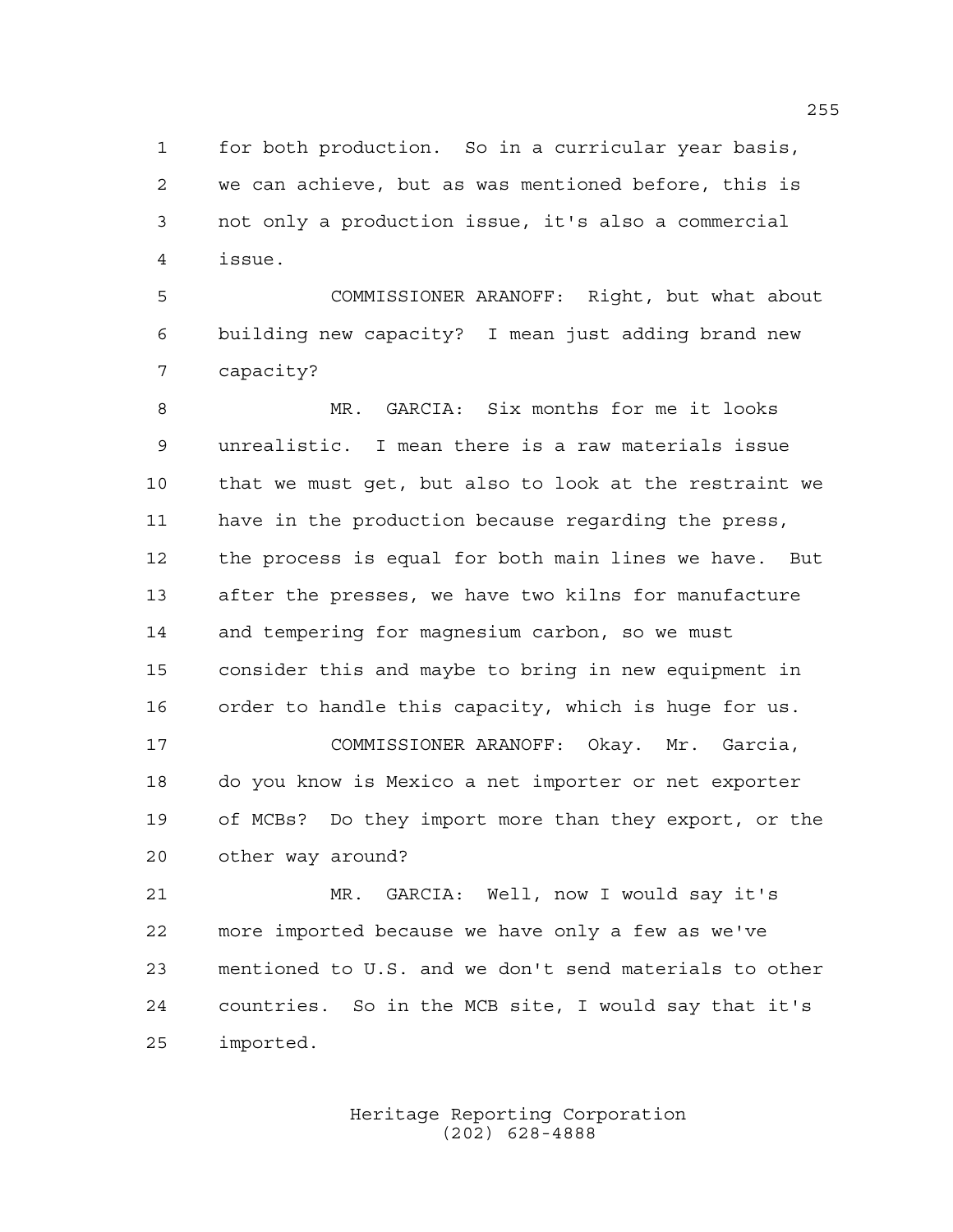for both production. So in a curricular year basis, we can achieve, but as was mentioned before, this is not only a production issue, it's also a commercial issue.

COMMISSIONER ARANOFF: Right, but what about building new capacity? I mean just adding brand new capacity?

MR. GARCIA: Six months for me it looks unrealistic. I mean there is a raw materials issue that we must get, but also to look at the restraint we have in the production because regarding the press, the process is equal for both main lines we have. But after the presses, we have two kilns for manufacture and tempering for magnesium carbon, so we must consider this and maybe to bring in new equipment in order to handle this capacity, which is huge for us.

COMMISSIONER ARANOFF: Okay. Mr. Garcia, do you know is Mexico a net importer or net exporter of MCBs? Do they import more than they export, or the other way around?

MR. GARCIA: Well, now I would say it's more imported because we have only a few as we've mentioned to U.S. and we don't send materials to other countries. So in the MCB site, I would say that it's imported.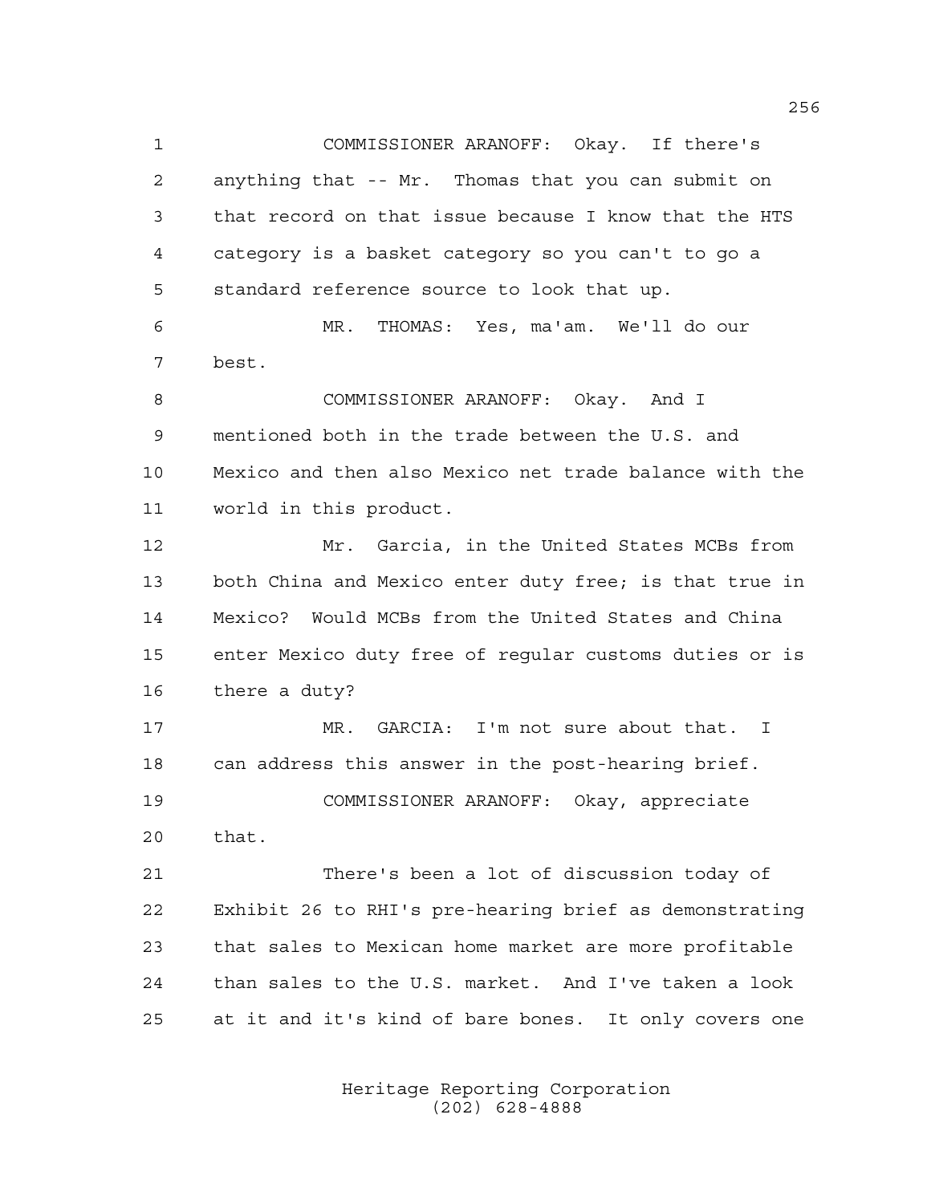COMMISSIONER ARANOFF: Okay. If there's anything that -- Mr. Thomas that you can submit on that record on that issue because I know that the HTS category is a basket category so you can't to go a standard reference source to look that up.

MR. THOMAS: Yes, ma'am. We'll do our best.

COMMISSIONER ARANOFF: Okay. And I mentioned both in the trade between the U.S. and Mexico and then also Mexico net trade balance with the world in this product.

Mr. Garcia, in the United States MCBs from both China and Mexico enter duty free; is that true in Mexico? Would MCBs from the United States and China enter Mexico duty free of regular customs duties or is there a duty?

MR. GARCIA: I'm not sure about that. I can address this answer in the post-hearing brief.

COMMISSIONER ARANOFF: Okay, appreciate that.

There's been a lot of discussion today of Exhibit 26 to RHI's pre-hearing brief as demonstrating that sales to Mexican home market are more profitable than sales to the U.S. market. And I've taken a look at it and it's kind of bare bones. It only covers one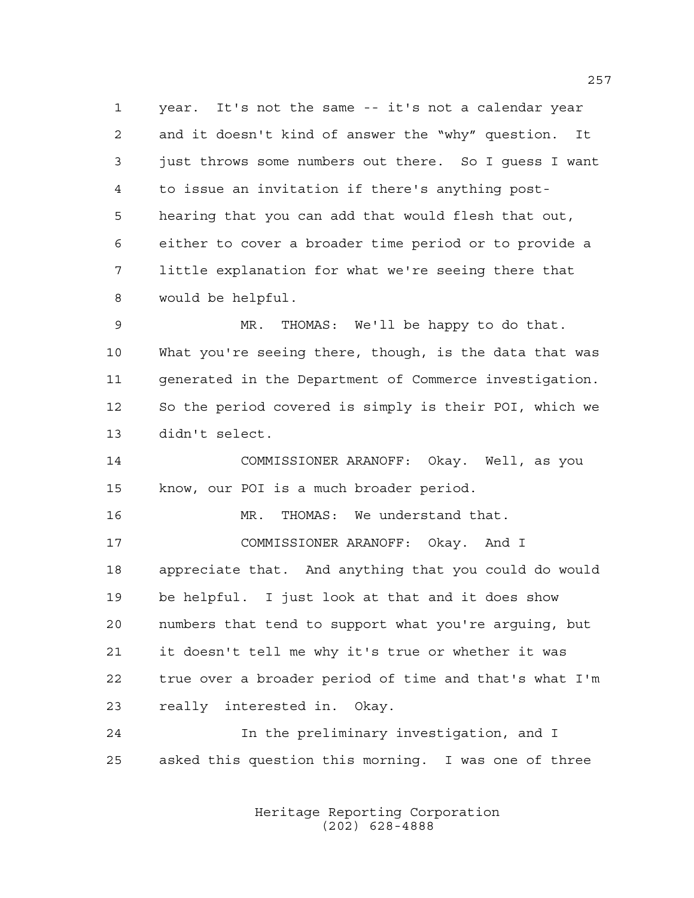year. It's not the same -- it's not a calendar year and it doesn't kind of answer the "why" question. It just throws some numbers out there. So I guess I want to issue an invitation if there's anything post-hearing that you can add that would flesh that out, either to cover a broader time period or to provide a little explanation for what we're seeing there that would be helpful.

MR. THOMAS: We'll be happy to do that. What you're seeing there, though, is the data that was generated in the Department of Commerce investigation. So the period covered is simply is their POI, which we didn't select.

COMMISSIONER ARANOFF: Okay. Well, as you know, our POI is a much broader period.

MR. THOMAS: We understand that.

COMMISSIONER ARANOFF: Okay. And I appreciate that. And anything that you could do would be helpful. I just look at that and it does show numbers that tend to support what you're arguing, but it doesn't tell me why it's true or whether it was true over a broader period of time and that's what I'm really interested in. Okay.

In the preliminary investigation, and I asked this question this morning. I was one of three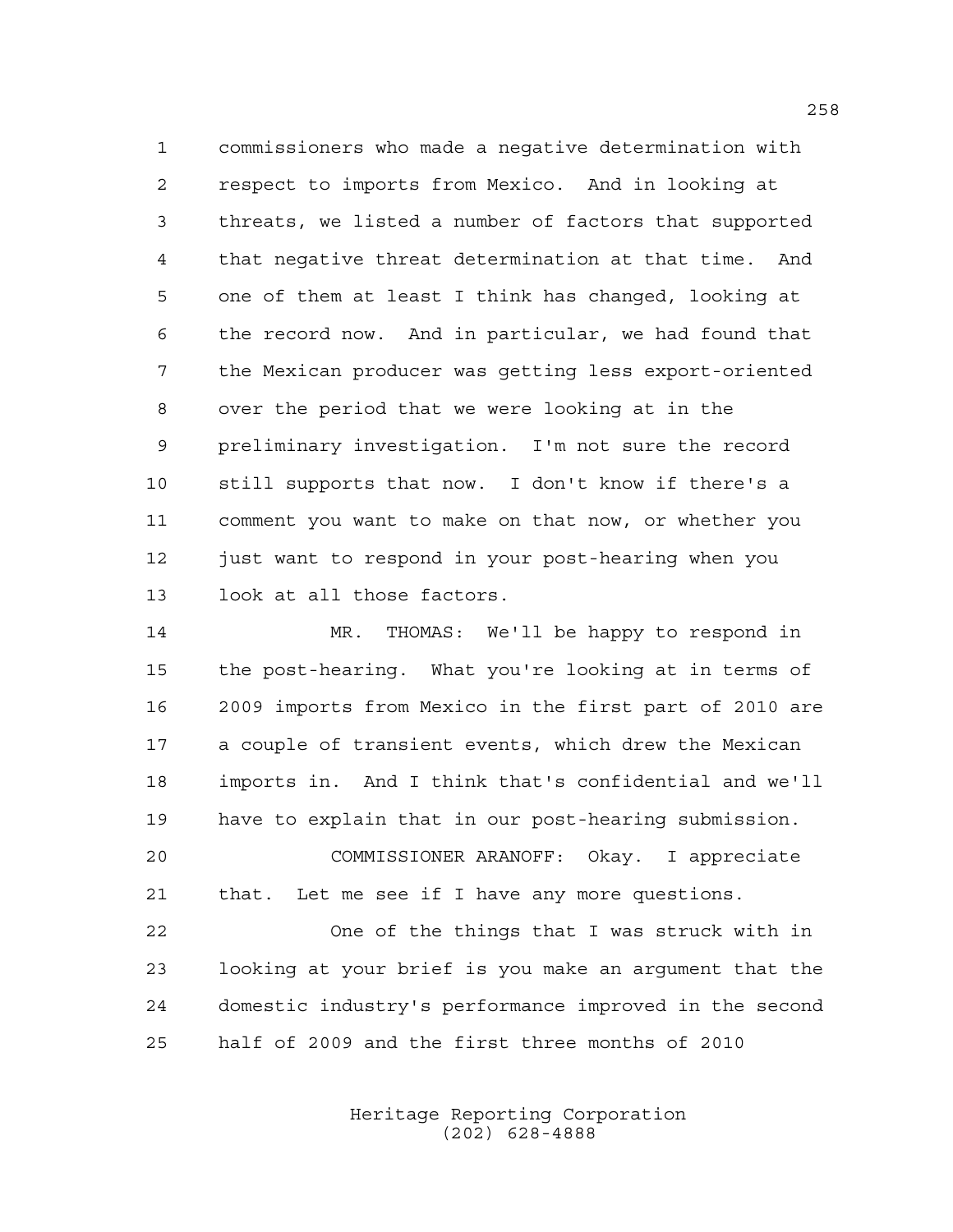commissioners who made a negative determination with respect to imports from Mexico. And in looking at threats, we listed a number of factors that supported that negative threat determination at that time. And one of them at least I think has changed, looking at the record now. And in particular, we had found that the Mexican producer was getting less export-oriented over the period that we were looking at in the preliminary investigation. I'm not sure the record still supports that now. I don't know if there's a comment you want to make on that now, or whether you just want to respond in your post-hearing when you look at all those factors.

MR. THOMAS: We'll be happy to respond in the post-hearing. What you're looking at in terms of 2009 imports from Mexico in the first part of 2010 are a couple of transient events, which drew the Mexican imports in. And I think that's confidential and we'll have to explain that in our post-hearing submission.

COMMISSIONER ARANOFF: Okay. I appreciate that. Let me see if I have any more questions.

One of the things that I was struck with in looking at your brief is you make an argument that the domestic industry's performance improved in the second half of 2009 and the first three months of 2010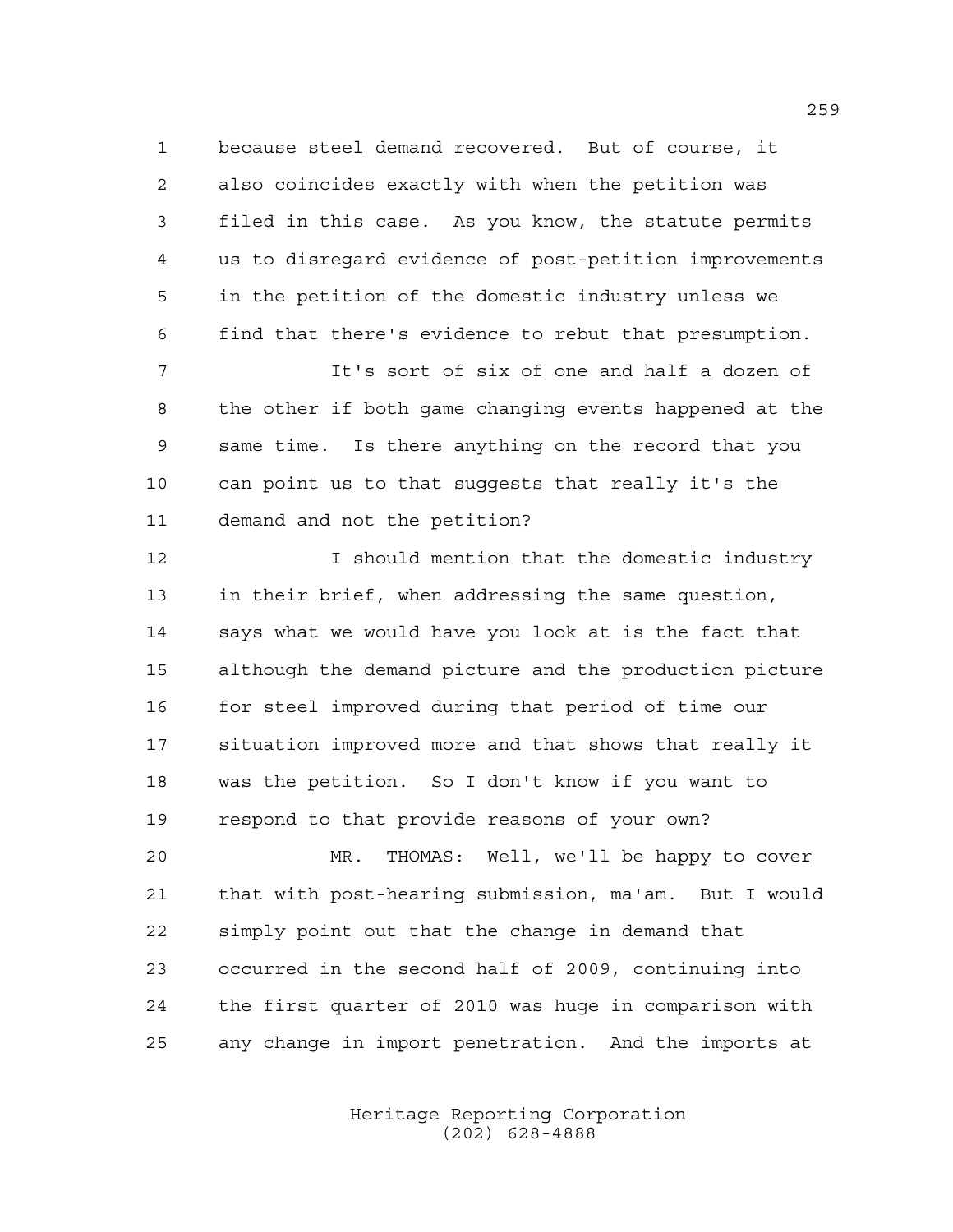because steel demand recovered. But of course, it also coincides exactly with when the petition was filed in this case. As you know, the statute permits us to disregard evidence of post-petition improvements in the petition of the domestic industry unless we find that there's evidence to rebut that presumption.

It's sort of six of one and half a dozen of the other if both game changing events happened at the same time. Is there anything on the record that you can point us to that suggests that really it's the demand and not the petition?

I should mention that the domestic industry in their brief, when addressing the same question, says what we would have you look at is the fact that although the demand picture and the production picture for steel improved during that period of time our situation improved more and that shows that really it was the petition. So I don't know if you want to respond to that provide reasons of your own?

MR. THOMAS: Well, we'll be happy to cover that with post-hearing submission, ma'am. But I would simply point out that the change in demand that occurred in the second half of 2009, continuing into the first quarter of 2010 was huge in comparison with any change in import penetration. And the imports at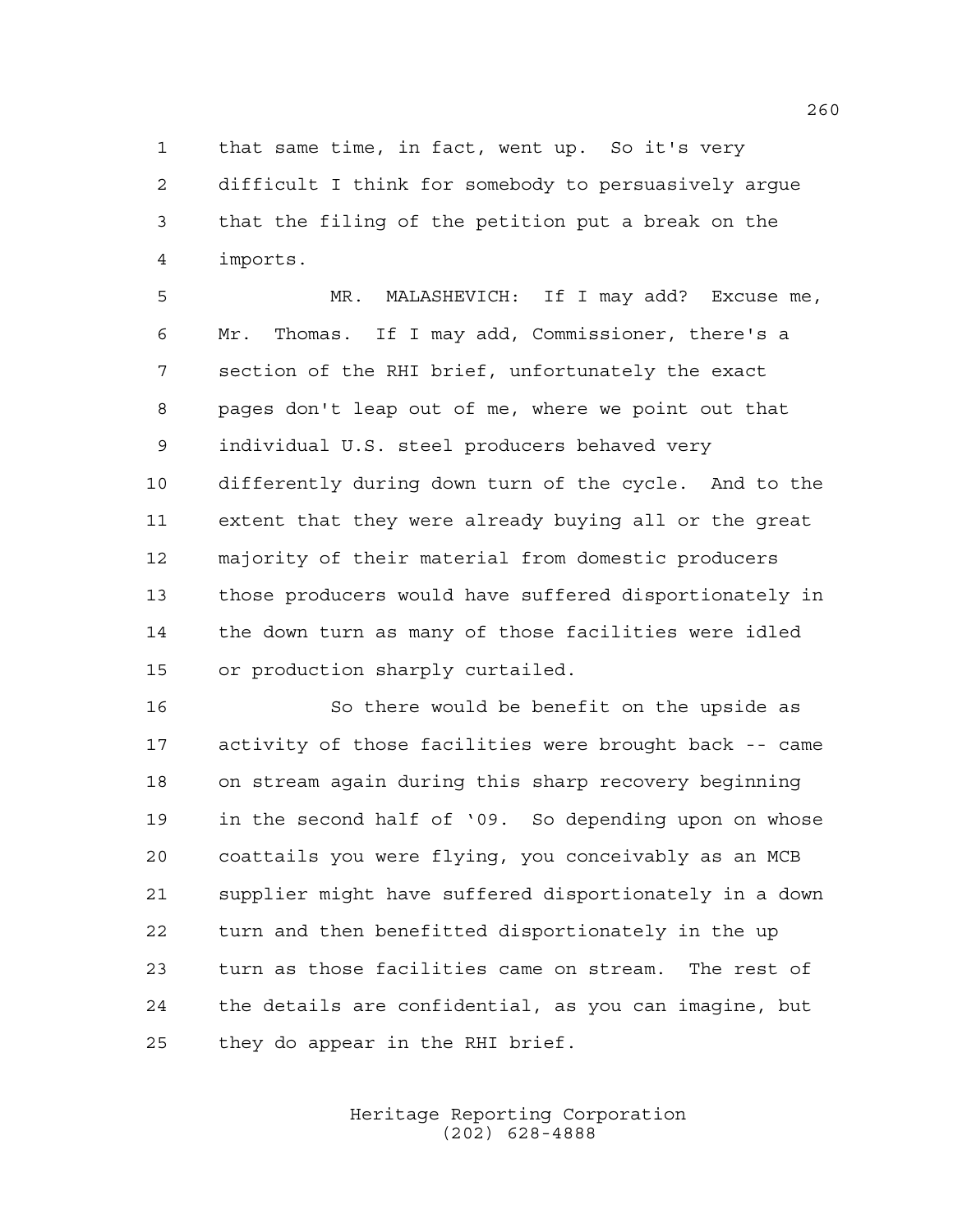that same time, in fact, went up. So it's very difficult I think for somebody to persuasively argue that the filing of the petition put a break on the imports.

MR. MALASHEVICH: If I may add? Excuse me, Mr. Thomas. If I may add, Commissioner, there's a section of the RHI brief, unfortunately the exact pages don't leap out of me, where we point out that individual U.S. steel producers behaved very differently during down turn of the cycle. And to the extent that they were already buying all or the great majority of their material from domestic producers those producers would have suffered disportionately in the down turn as many of those facilities were idled or production sharply curtailed.

So there would be benefit on the upside as activity of those facilities were brought back -- came on stream again during this sharp recovery beginning in the second half of '09. So depending upon on whose coattails you were flying, you conceivably as an MCB supplier might have suffered disportionately in a down turn and then benefitted disportionately in the up turn as those facilities came on stream. The rest of the details are confidential, as you can imagine, but they do appear in the RHI brief.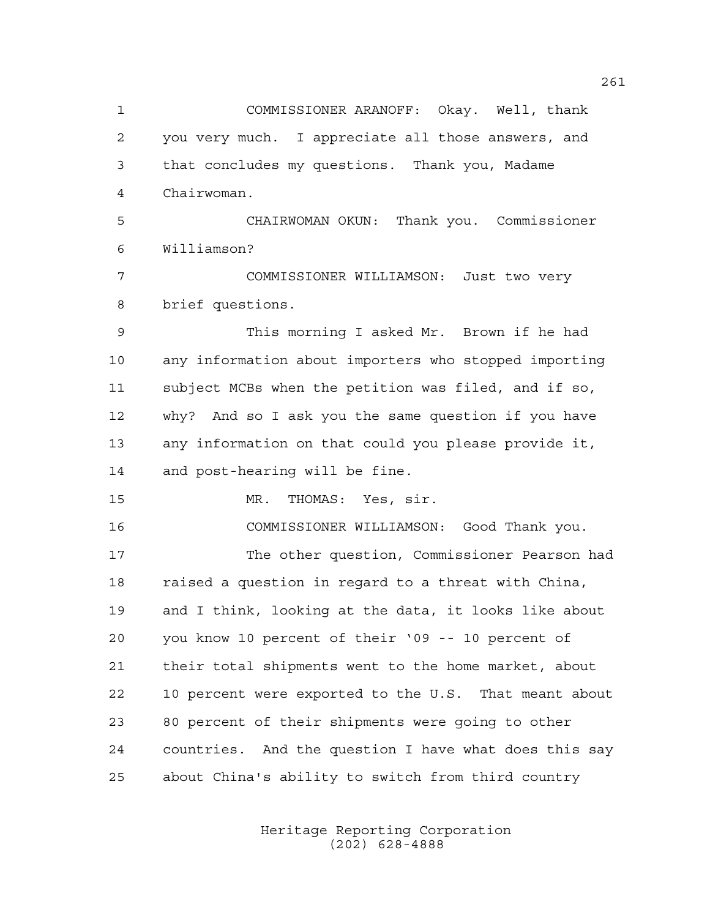COMMISSIONER ARANOFF: Okay. Well, thank you very much. I appreciate all those answers, and that concludes my questions. Thank you, Madame Chairwoman.

CHAIRWOMAN OKUN: Thank you. Commissioner Williamson?

COMMISSIONER WILLIAMSON: Just two very brief questions.

This morning I asked Mr. Brown if he had any information about importers who stopped importing subject MCBs when the petition was filed, and if so, why? And so I ask you the same question if you have any information on that could you please provide it, and post-hearing will be fine.

MR. THOMAS: Yes, sir.

COMMISSIONER WILLIAMSON: Good Thank you.

The other question, Commissioner Pearson had raised a question in regard to a threat with China, and I think, looking at the data, it looks like about you know 10 percent of their '09 -- 10 percent of their total shipments went to the home market, about 10 percent were exported to the U.S. That meant about 80 percent of their shipments were going to other countries. And the question I have what does this say about China's ability to switch from third country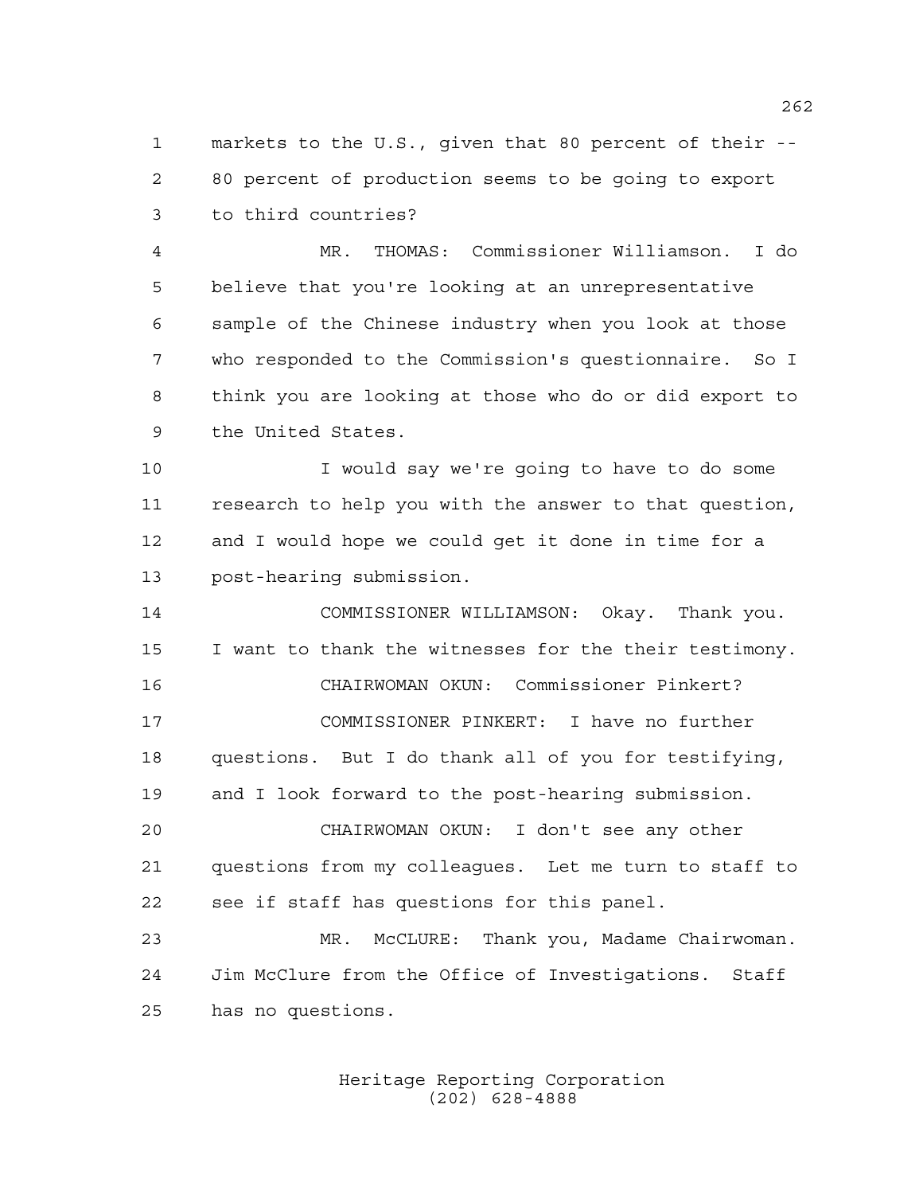markets to the U.S., given that 80 percent of their -- 80 percent of production seems to be going to export to third countries?

MR. THOMAS: Commissioner Williamson. I do believe that you're looking at an unrepresentative sample of the Chinese industry when you look at those who responded to the Commission's questionnaire. So I think you are looking at those who do or did export to the United States.

I would say we're going to have to do some research to help you with the answer to that question, and I would hope we could get it done in time for a post-hearing submission.

COMMISSIONER WILLIAMSON: Okay. Thank you. I want to thank the witnesses for the their testimony.

CHAIRWOMAN OKUN: Commissioner Pinkert?

COMMISSIONER PINKERT: I have no further questions. But I do thank all of you for testifying, and I look forward to the post-hearing submission.

CHAIRWOMAN OKUN: I don't see any other questions from my colleagues. Let me turn to staff to see if staff has questions for this panel.

MR. McCLURE: Thank you, Madame Chairwoman. Jim McClure from the Office of Investigations. Staff has no questions.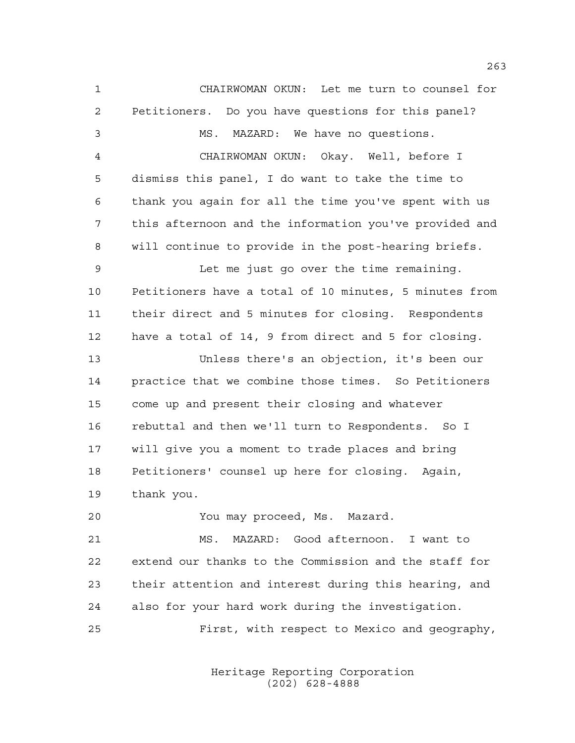CHAIRWOMAN OKUN: Let me turn to counsel for Petitioners. Do you have questions for this panel?

MS. MAZARD: We have no questions.

CHAIRWOMAN OKUN: Okay. Well, before I dismiss this panel, I do want to take the time to thank you again for all the time you've spent with us this afternoon and the information you've provided and will continue to provide in the post-hearing briefs.

Let me just go over the time remaining. Petitioners have a total of 10 minutes, 5 minutes from their direct and 5 minutes for closing. Respondents have a total of 14, 9 from direct and 5 for closing.

Unless there's an objection, it's been our practice that we combine those times. So Petitioners come up and present their closing and whatever rebuttal and then we'll turn to Respondents. So I will give you a moment to trade places and bring Petitioners' counsel up here for closing. Again, thank you.

You may proceed, Ms. Mazard.

MS. MAZARD: Good afternoon. I want to extend our thanks to the Commission and the staff for their attention and interest during this hearing, and also for your hard work during the investigation.

First, with respect to Mexico and geography,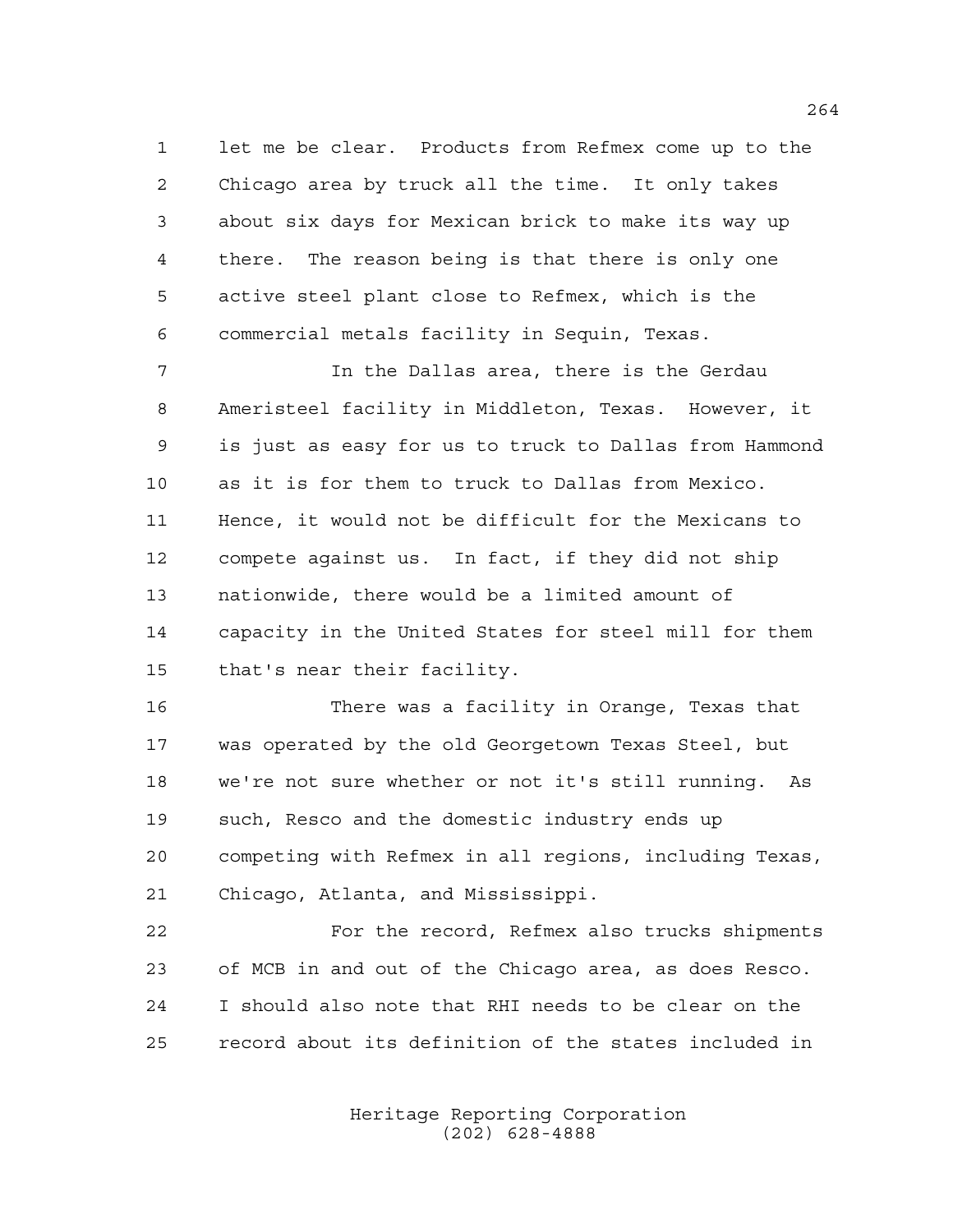let me be clear. Products from Refmex come up to the Chicago area by truck all the time. It only takes about six days for Mexican brick to make its way up there. The reason being is that there is only one active steel plant close to Refmex, which is the commercial metals facility in Sequin, Texas.

In the Dallas area, there is the Gerdau Ameristeel facility in Middleton, Texas. However, it is just as easy for us to truck to Dallas from Hammond as it is for them to truck to Dallas from Mexico. Hence, it would not be difficult for the Mexicans to compete against us. In fact, if they did not ship nationwide, there would be a limited amount of capacity in the United States for steel mill for them that's near their facility.

There was a facility in Orange, Texas that was operated by the old Georgetown Texas Steel, but we're not sure whether or not it's still running. As such, Resco and the domestic industry ends up competing with Refmex in all regions, including Texas, Chicago, Atlanta, and Mississippi.

For the record, Refmex also trucks shipments of MCB in and out of the Chicago area, as does Resco. I should also note that RHI needs to be clear on the record about its definition of the states included in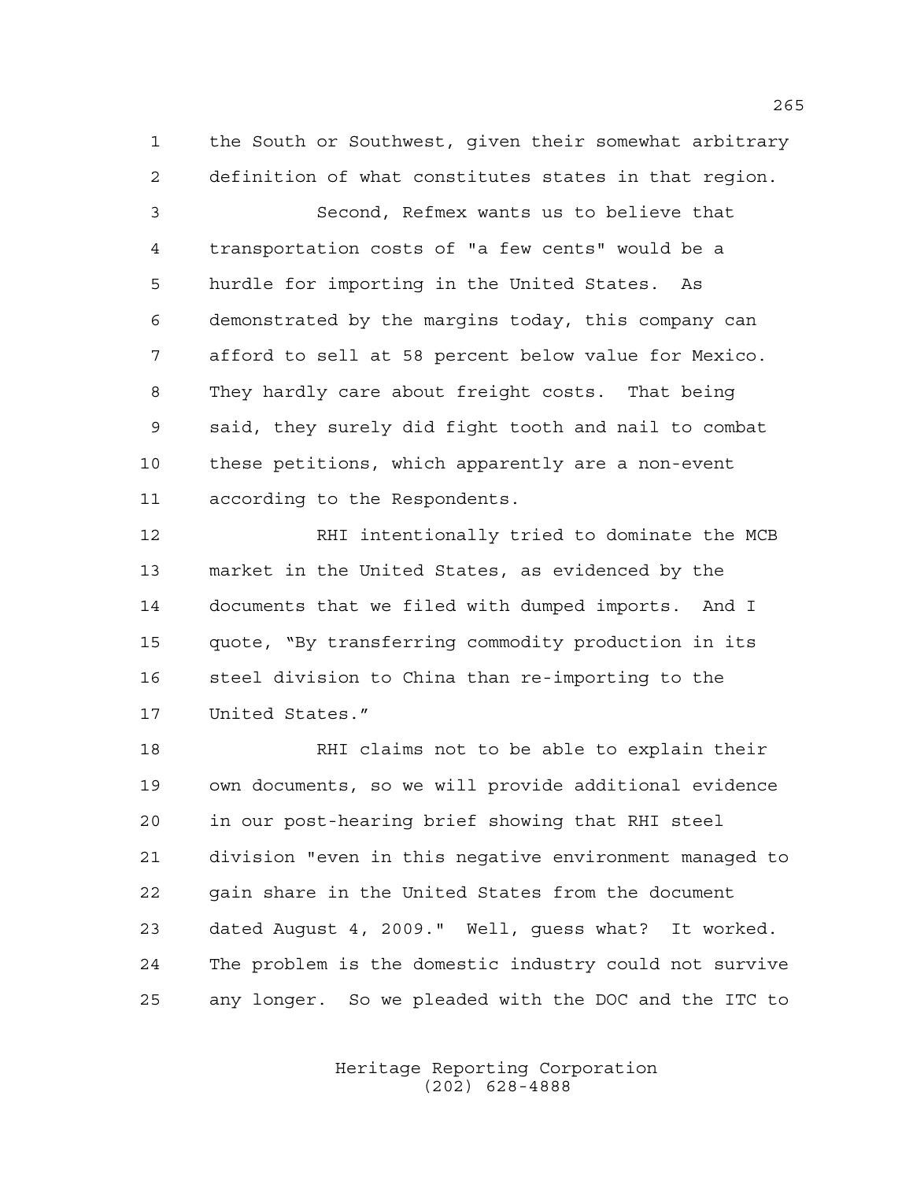the South or Southwest, given their somewhat arbitrary definition of what constitutes states in that region.

Second, Refmex wants us to believe that transportation costs of "a few cents" would be a hurdle for importing in the United States. As demonstrated by the margins today, this company can afford to sell at 58 percent below value for Mexico. They hardly care about freight costs. That being said, they surely did fight tooth and nail to combat these petitions, which apparently are a non-event according to the Respondents.

RHI intentionally tried to dominate the MCB market in the United States, as evidenced by the documents that we filed with dumped imports. And I quote, "By transferring commodity production in its steel division to China than re-importing to the United States."

RHI claims not to be able to explain their own documents, so we will provide additional evidence in our post-hearing brief showing that RHI steel division "even in this negative environment managed to gain share in the United States from the document dated August 4, 2009." Well, guess what? It worked. The problem is the domestic industry could not survive any longer. So we pleaded with the DOC and the ITC to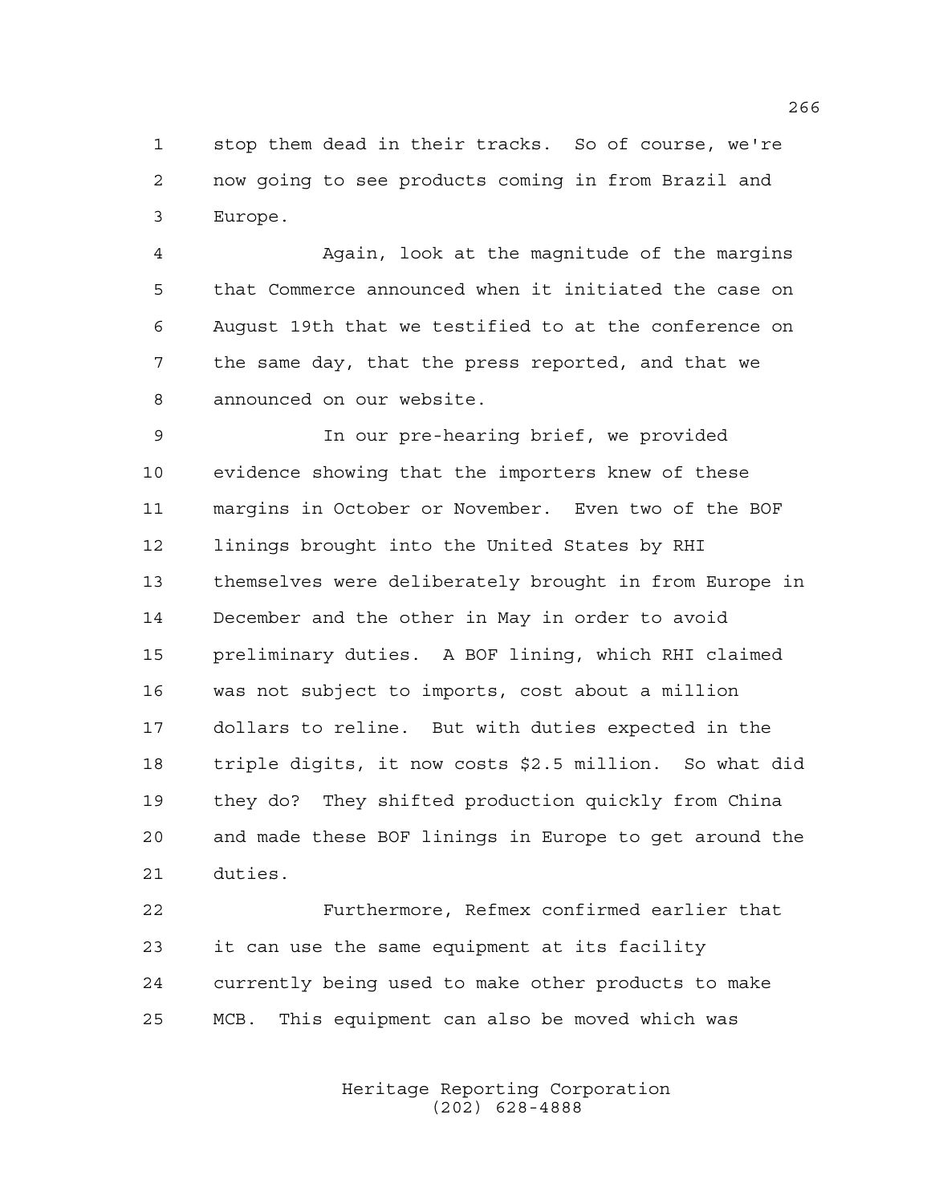stop them dead in their tracks. So of course, we're now going to see products coming in from Brazil and Europe.

Again, look at the magnitude of the margins that Commerce announced when it initiated the case on August 19th that we testified to at the conference on the same day, that the press reported, and that we announced on our website.

In our pre-hearing brief, we provided evidence showing that the importers knew of these margins in October or November. Even two of the BOF linings brought into the United States by RHI themselves were deliberately brought in from Europe in December and the other in May in order to avoid preliminary duties. A BOF lining, which RHI claimed was not subject to imports, cost about a million dollars to reline. But with duties expected in the triple digits, it now costs $2.5 million. So what did they do? They shifted production quickly from China and made these BOF linings in Europe to get around the duties.

Furthermore, Refmex confirmed earlier that it can use the same equipment at its facility currently being used to make other products to make MCB. This equipment can also be moved which was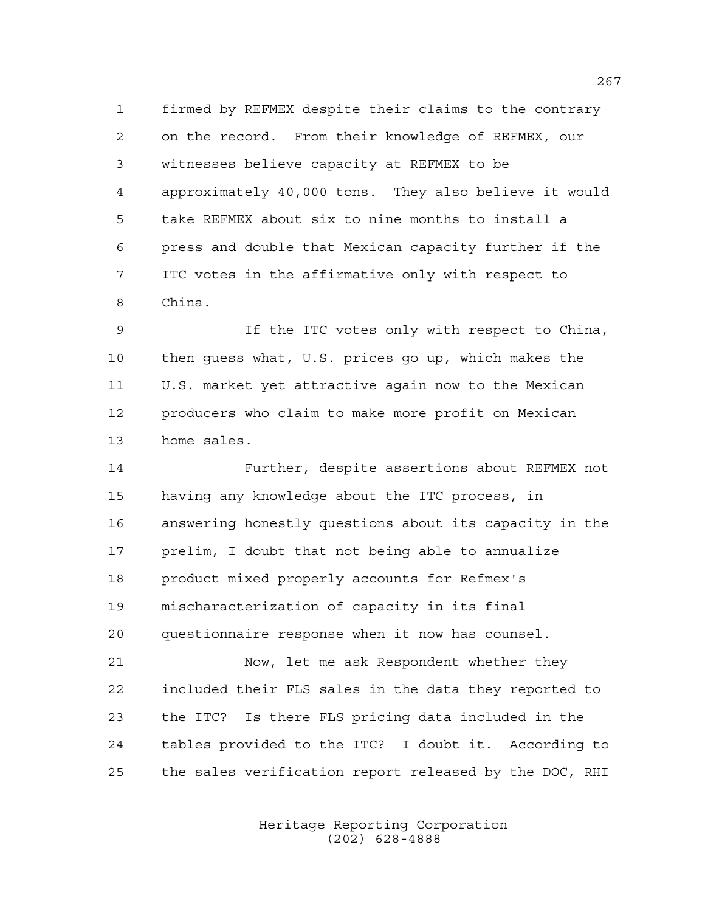firmed by REFMEX despite their claims to the contrary on the record. From their knowledge of REFMEX, our witnesses believe capacity at REFMEX to be approximately 40,000 tons. They also believe it would take REFMEX about six to nine months to install a press and double that Mexican capacity further if the ITC votes in the affirmative only with respect to China.

If the ITC votes only with respect to China, then guess what, U.S. prices go up, which makes the U.S. market yet attractive again now to the Mexican producers who claim to make more profit on Mexican home sales.

Further, despite assertions about REFMEX not having any knowledge about the ITC process, in answering honestly questions about its capacity in the prelim, I doubt that not being able to annualize product mixed properly accounts for Refmex's mischaracterization of capacity in its final questionnaire response when it now has counsel.

Now, let me ask Respondent whether they included their FLS sales in the data they reported to the ITC? Is there FLS pricing data included in the tables provided to the ITC? I doubt it. According to the sales verification report released by the DOC, RHI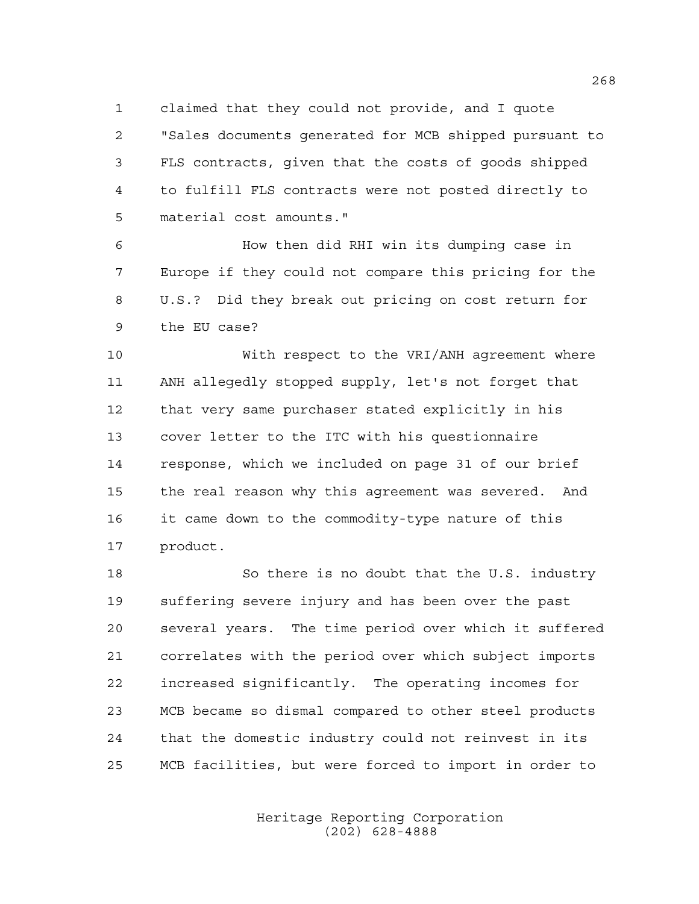claimed that they could not provide, and I quote "Sales documents generated for MCB shipped pursuant to FLS contracts, given that the costs of goods shipped to fulfill FLS contracts were not posted directly to material cost amounts."

How then did RHI win its dumping case in Europe if they could not compare this pricing for the U.S.? Did they break out pricing on cost return for the EU case?

With respect to the VRI/ANH agreement where ANH allegedly stopped supply, let's not forget that that very same purchaser stated explicitly in his cover letter to the ITC with his questionnaire response, which we included on page 31 of our brief the real reason why this agreement was severed. And it came down to the commodity-type nature of this product.

So there is no doubt that the U.S. industry suffering severe injury and has been over the past several years. The time period over which it suffered correlates with the period over which subject imports increased significantly. The operating incomes for MCB became so dismal compared to other steel products that the domestic industry could not reinvest in its MCB facilities, but were forced to import in order to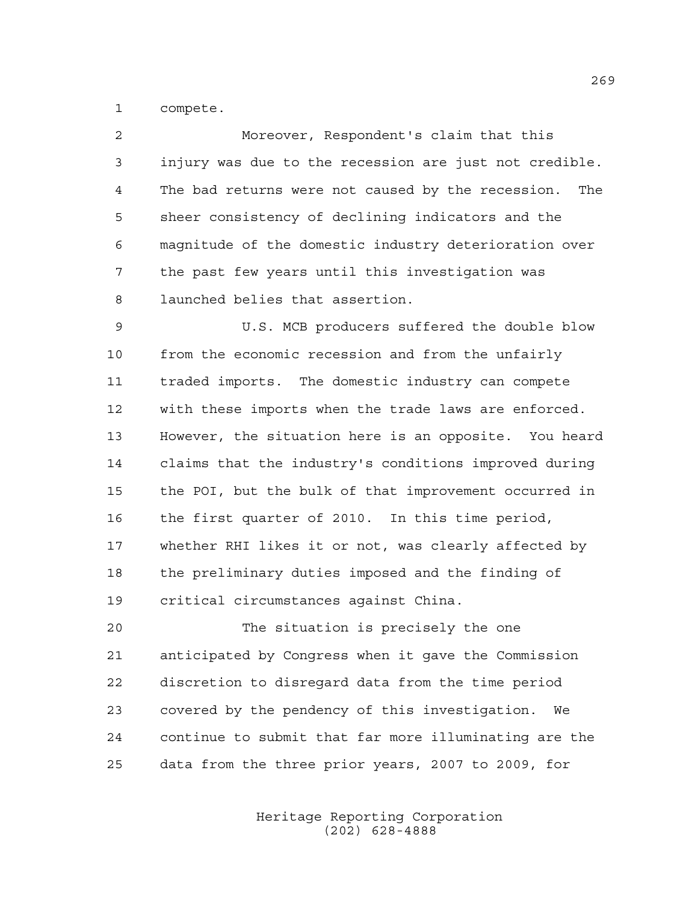compete.

Moreover, Respondent's claim that this injury was due to the recession are just not credible. The bad returns were not caused by the recession. The sheer consistency of declining indicators and the magnitude of the domestic industry deterioration over the past few years until this investigation was launched belies that assertion.

U.S. MCB producers suffered the double blow from the economic recession and from the unfairly traded imports. The domestic industry can compete with these imports when the trade laws are enforced. However, the situation here is an opposite. You heard claims that the industry's conditions improved during the POI, but the bulk of that improvement occurred in the first quarter of 2010. In this time period, whether RHI likes it or not, was clearly affected by the preliminary duties imposed and the finding of critical circumstances against China.

The situation is precisely the one anticipated by Congress when it gave the Commission discretion to disregard data from the time period covered by the pendency of this investigation. We continue to submit that far more illuminating are the data from the three prior years, 2007 to 2009, for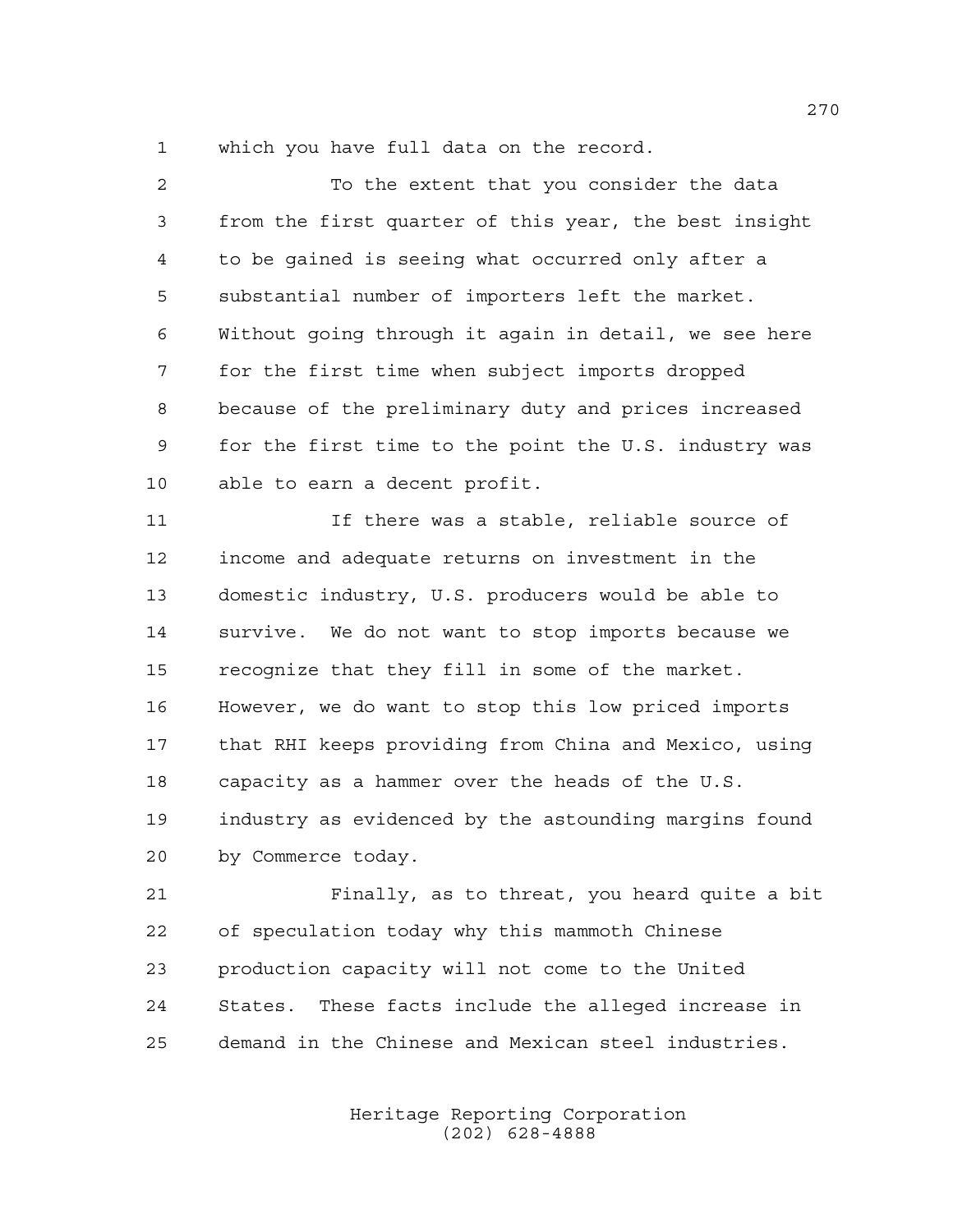which you have full data on the record.

To the extent that you consider the data from the first quarter of this year, the best insight to be gained is seeing what occurred only after a substantial number of importers left the market. Without going through it again in detail, we see here for the first time when subject imports dropped because of the preliminary duty and prices increased for the first time to the point the U.S. industry was able to earn a decent profit.

If there was a stable, reliable source of income and adequate returns on investment in the domestic industry, U.S. producers would be able to survive. We do not want to stop imports because we recognize that they fill in some of the market. However, we do want to stop this low priced imports that RHI keeps providing from China and Mexico, using capacity as a hammer over the heads of the U.S. industry as evidenced by the astounding margins found by Commerce today.

Finally, as to threat, you heard quite a bit of speculation today why this mammoth Chinese production capacity will not come to the United States. These facts include the alleged increase in demand in the Chinese and Mexican steel industries.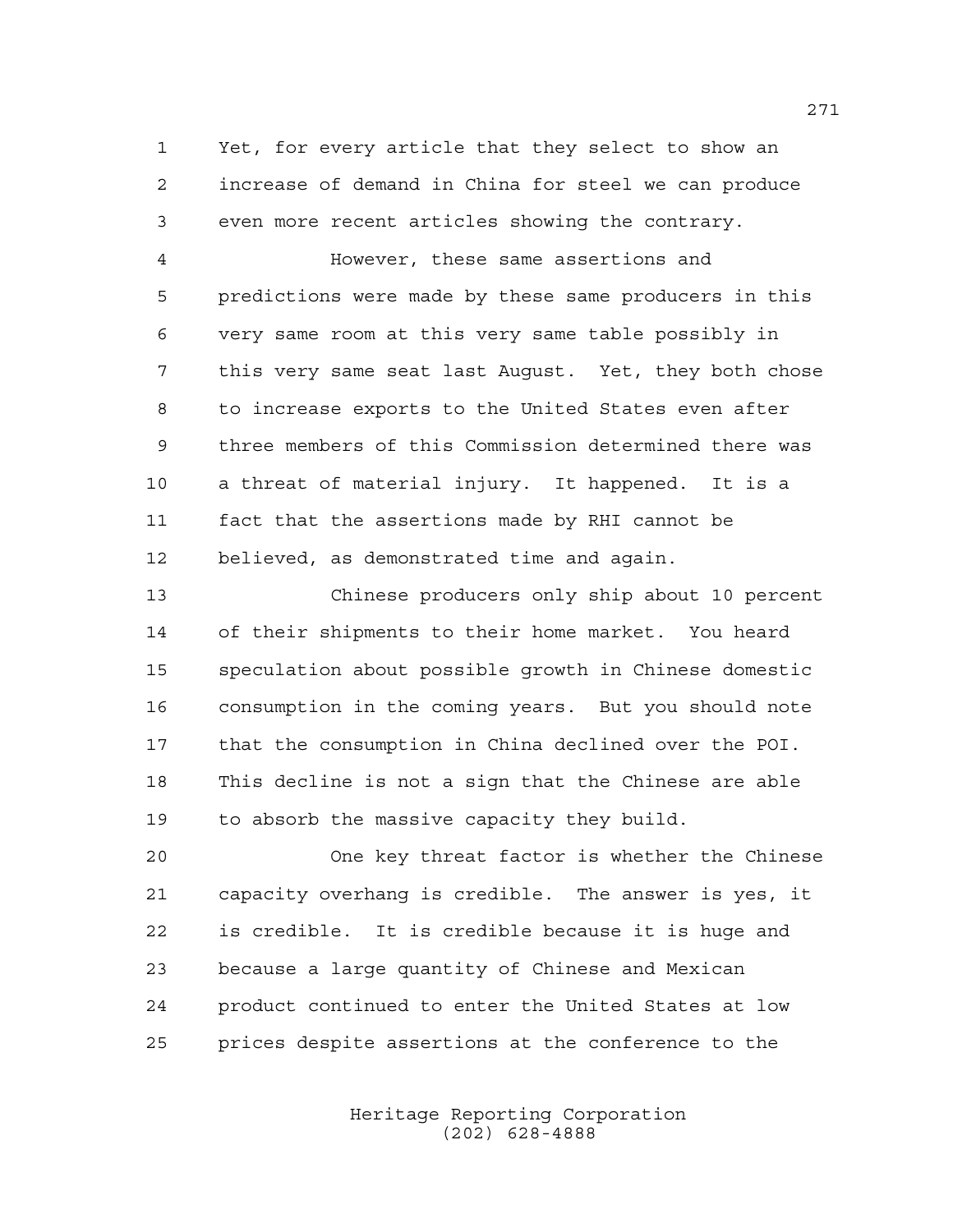Yet, for every article that they select to show an increase of demand in China for steel we can produce even more recent articles showing the contrary.

However, these same assertions and predictions were made by these same producers in this very same room at this very same table possibly in this very same seat last August. Yet, they both chose to increase exports to the United States even after three members of this Commission determined there was a threat of material injury. It happened. It is a fact that the assertions made by RHI cannot be believed, as demonstrated time and again.

Chinese producers only ship about 10 percent of their shipments to their home market. You heard speculation about possible growth in Chinese domestic consumption in the coming years. But you should note that the consumption in China declined over the POI. This decline is not a sign that the Chinese are able to absorb the massive capacity they build.

One key threat factor is whether the Chinese capacity overhang is credible. The answer is yes, it is credible. It is credible because it is huge and because a large quantity of Chinese and Mexican product continued to enter the United States at low prices despite assertions at the conference to the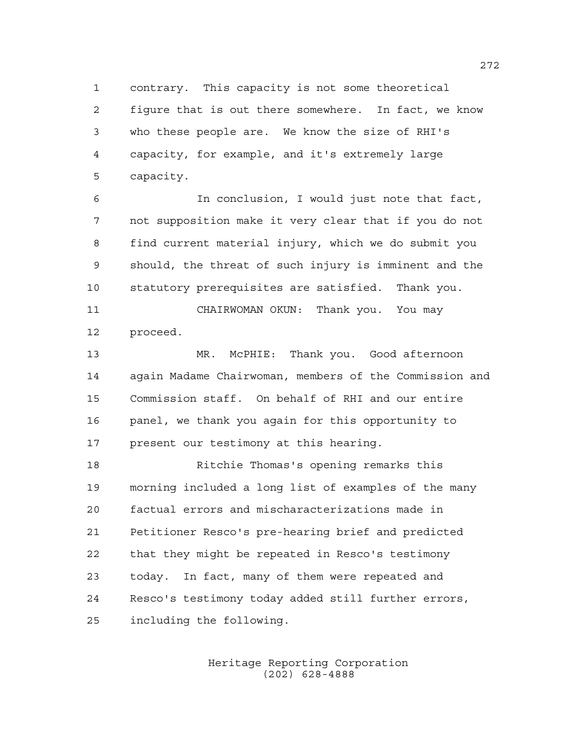contrary. This capacity is not some theoretical figure that is out there somewhere. In fact, we know who these people are. We know the size of RHI's capacity, for example, and it's extremely large capacity.

In conclusion, I would just note that fact, not supposition make it very clear that if you do not find current material injury, which we do submit you should, the threat of such injury is imminent and the statutory prerequisites are satisfied. Thank you.

CHAIRWOMAN OKUN: Thank you. You may proceed.

MR. McPHIE: Thank you. Good afternoon again Madame Chairwoman, members of the Commission and Commission staff. On behalf of RHI and our entire panel, we thank you again for this opportunity to present our testimony at this hearing.

Ritchie Thomas's opening remarks this morning included a long list of examples of the many factual errors and mischaracterizations made in Petitioner Resco's pre-hearing brief and predicted that they might be repeated in Resco's testimony today. In fact, many of them were repeated and Resco's testimony today added still further errors, including the following.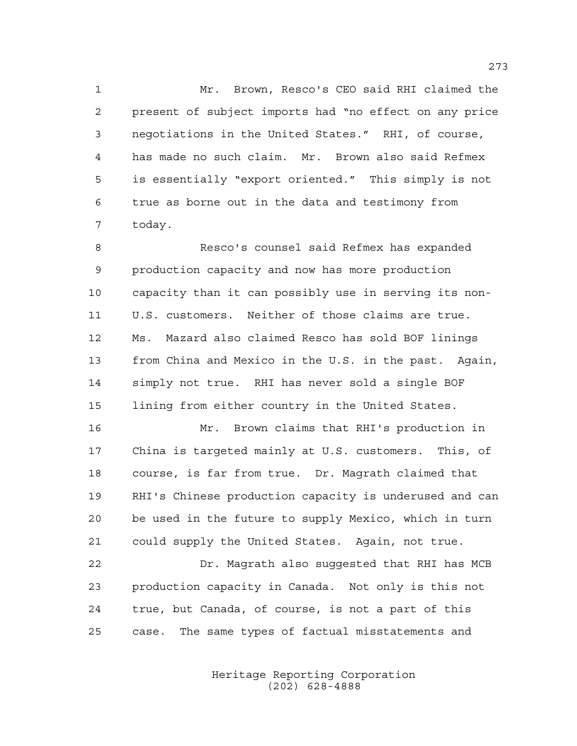Mr. Brown, Resco's CEO said RHI claimed the present of subject imports had "no effect on any price negotiations in the United States." RHI, of course, has made no such claim. Mr. Brown also said Refmex is essentially "export oriented." This simply is not true as borne out in the data and testimony from today.

Resco's counsel said Refmex has expanded production capacity and now has more production capacity than it can possibly use in serving its non-U.S. customers. Neither of those claims are true. Ms. Mazard also claimed Resco has sold BOF linings from China and Mexico in the U.S. in the past. Again, simply not true. RHI has never sold a single BOF lining from either country in the United States.

Mr. Brown claims that RHI's production in China is targeted mainly at U.S. customers. This, of course, is far from true. Dr. Magrath claimed that RHI's Chinese production capacity is underused and can be used in the future to supply Mexico, which in turn could supply the United States. Again, not true.

Dr. Magrath also suggested that RHI has MCB production capacity in Canada. Not only is this not true, but Canada, of course, is not a part of this case. The same types of factual misstatements and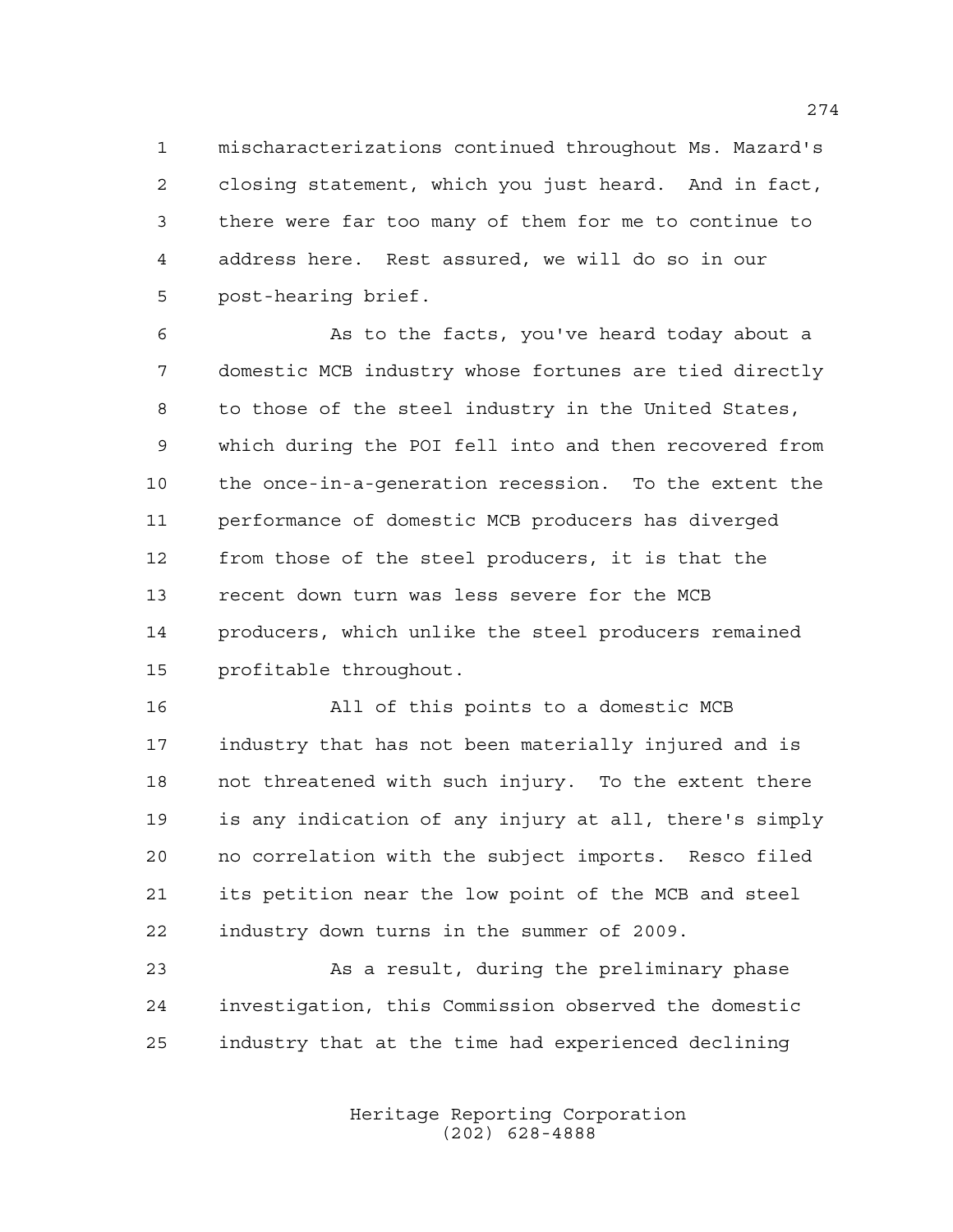mischaracterizations continued throughout Ms. Mazard's closing statement, which you just heard. And in fact, there were far too many of them for me to continue to address here. Rest assured, we will do so in our post-hearing brief.

As to the facts, you've heard today about a domestic MCB industry whose fortunes are tied directly to those of the steel industry in the United States, which during the POI fell into and then recovered from the once-in-a-generation recession. To the extent the performance of domestic MCB producers has diverged from those of the steel producers, it is that the recent down turn was less severe for the MCB producers, which unlike the steel producers remained profitable throughout.

All of this points to a domestic MCB industry that has not been materially injured and is not threatened with such injury. To the extent there is any indication of any injury at all, there's simply no correlation with the subject imports. Resco filed its petition near the low point of the MCB and steel industry down turns in the summer of 2009.

As a result, during the preliminary phase investigation, this Commission observed the domestic industry that at the time had experienced declining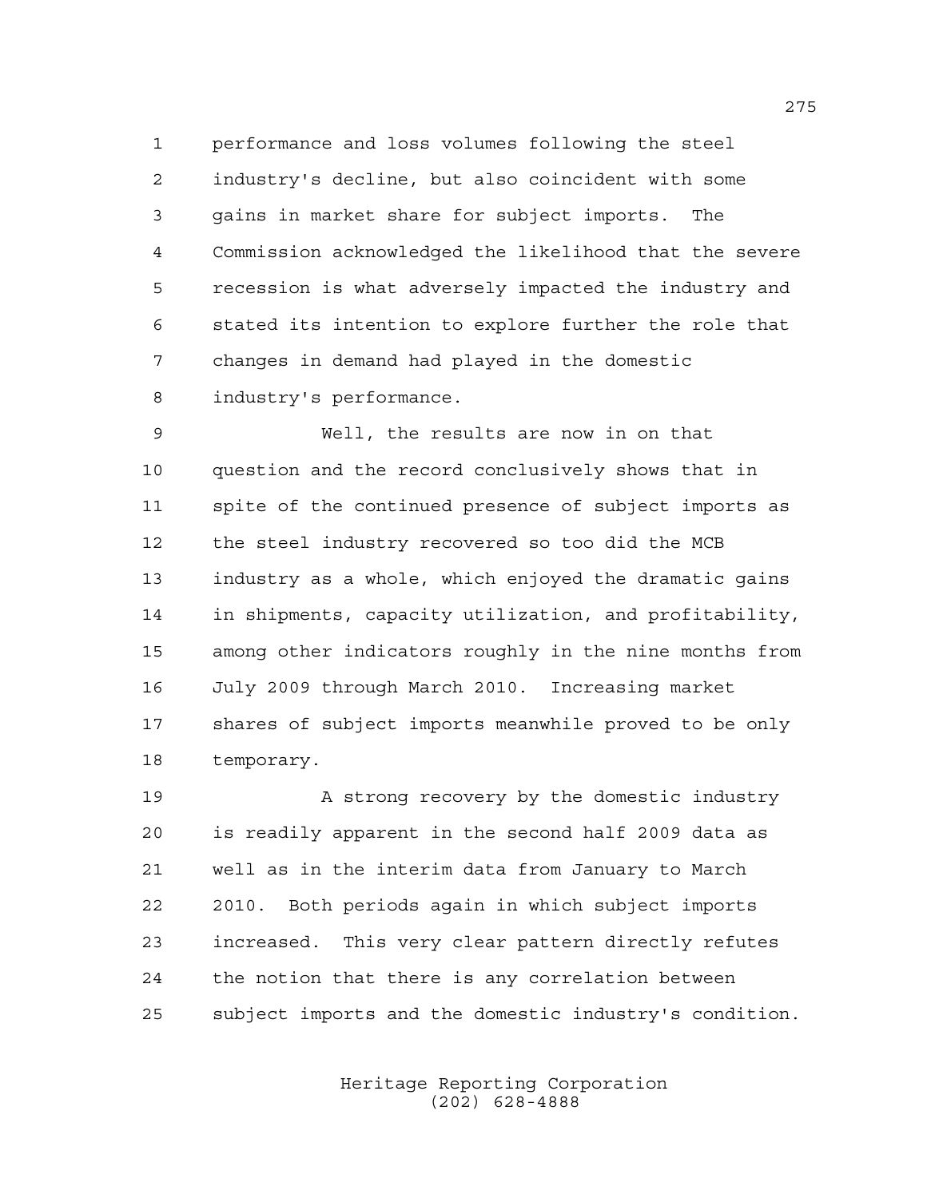performance and loss volumes following the steel industry's decline, but also coincident with some gains in market share for subject imports. The Commission acknowledged the likelihood that the severe recession is what adversely impacted the industry and stated its intention to explore further the role that changes in demand had played in the domestic industry's performance.

Well, the results are now in on that question and the record conclusively shows that in spite of the continued presence of subject imports as the steel industry recovered so too did the MCB industry as a whole, which enjoyed the dramatic gains in shipments, capacity utilization, and profitability, among other indicators roughly in the nine months from July 2009 through March 2010. Increasing market shares of subject imports meanwhile proved to be only temporary.

A strong recovery by the domestic industry is readily apparent in the second half 2009 data as well as in the interim data from January to March 2010. Both periods again in which subject imports increased. This very clear pattern directly refutes the notion that there is any correlation between subject imports and the domestic industry's condition.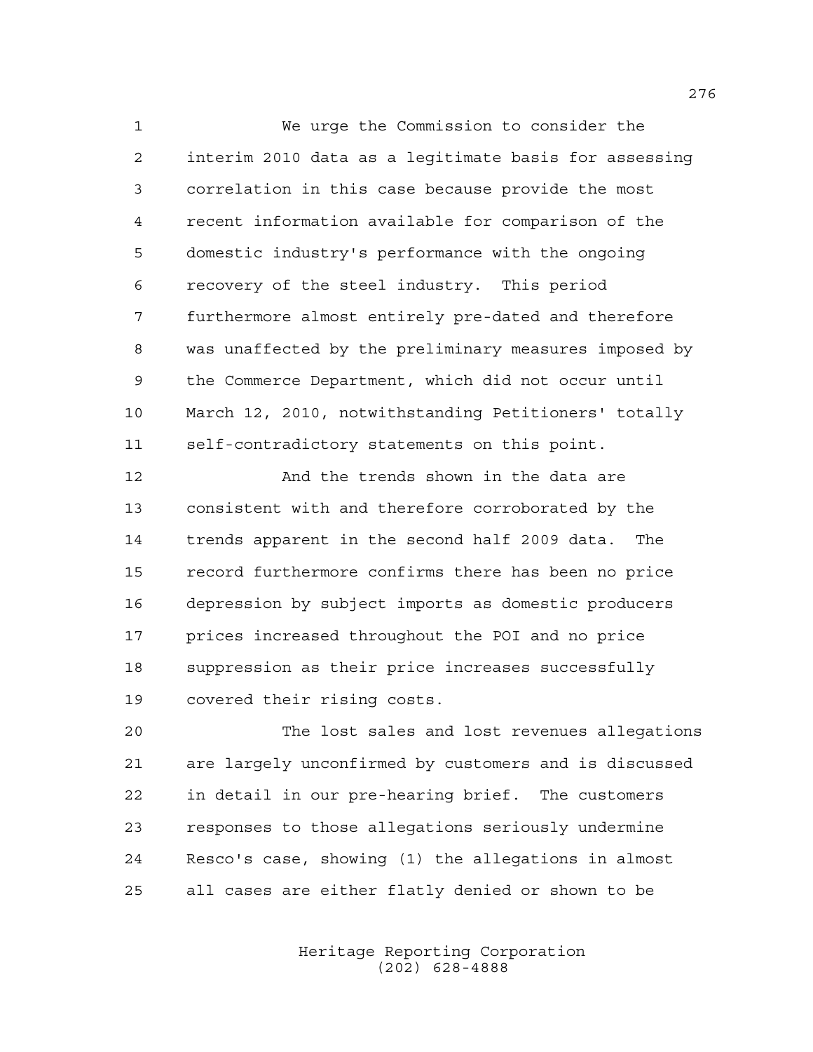We urge the Commission to consider the interim 2010 data as a legitimate basis for assessing correlation in this case because provide the most recent information available for comparison of the domestic industry's performance with the ongoing recovery of the steel industry. This period furthermore almost entirely pre-dated and therefore was unaffected by the preliminary measures imposed by the Commerce Department, which did not occur until March 12, 2010, notwithstanding Petitioners' totally self-contradictory statements on this point.

And the trends shown in the data are consistent with and therefore corroborated by the trends apparent in the second half 2009 data. The record furthermore confirms there has been no price depression by subject imports as domestic producers prices increased throughout the POI and no price suppression as their price increases successfully covered their rising costs.

The lost sales and lost revenues allegations are largely unconfirmed by customers and is discussed in detail in our pre-hearing brief. The customers responses to those allegations seriously undermine Resco's case, showing (1) the allegations in almost all cases are either flatly denied or shown to be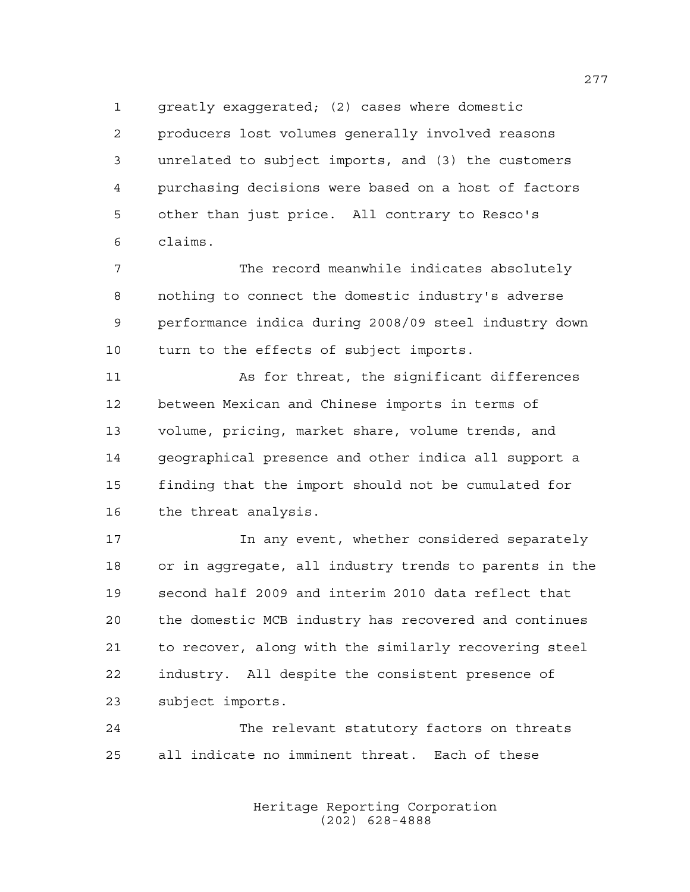greatly exaggerated; (2) cases where domestic producers lost volumes generally involved reasons unrelated to subject imports, and (3) the customers purchasing decisions were based on a host of factors other than just price. All contrary to Resco's claims.

The record meanwhile indicates absolutely nothing to connect the domestic industry's adverse performance indica during 2008/09 steel industry down turn to the effects of subject imports.

As for threat, the significant differences between Mexican and Chinese imports in terms of volume, pricing, market share, volume trends, and geographical presence and other indica all support a finding that the import should not be cumulated for the threat analysis.

In any event, whether considered separately or in aggregate, all industry trends to parents in the second half 2009 and interim 2010 data reflect that the domestic MCB industry has recovered and continues to recover, along with the similarly recovering steel industry. All despite the consistent presence of subject imports.

The relevant statutory factors on threats all indicate no imminent threat. Each of these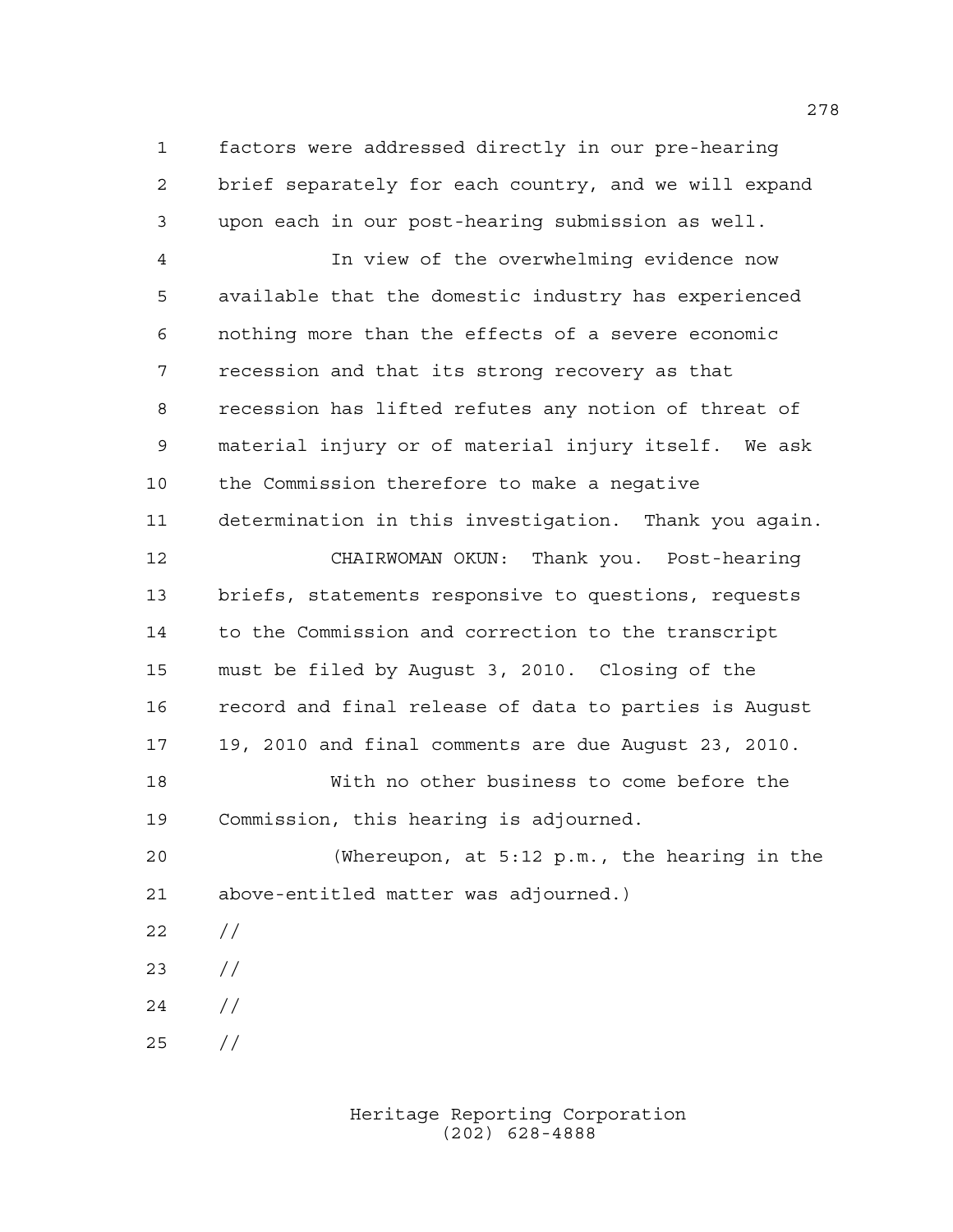factors were addressed directly in our pre-hearing brief separately for each country, and we will expand upon each in our post-hearing submission as well.

In view of the overwhelming evidence now available that the domestic industry has experienced nothing more than the effects of a severe economic recession and that its strong recovery as that recession has lifted refutes any notion of threat of material injury or of material injury itself. We ask the Commission therefore to make a negative determination in this investigation. Thank you again.

CHAIRWOMAN OKUN: Thank you. Post-hearing briefs, statements responsive to questions, requests to the Commission and correction to the transcript must be filed by August 3, 2010. Closing of the record and final release of data to parties is August 19, 2010 and final comments are due August 23, 2010.

With no other business to come before the Commission, this hearing is adjourned.

(Whereupon, at 5:12 p.m., the hearing in the above-entitled matter was adjourned.)

//

//

//

//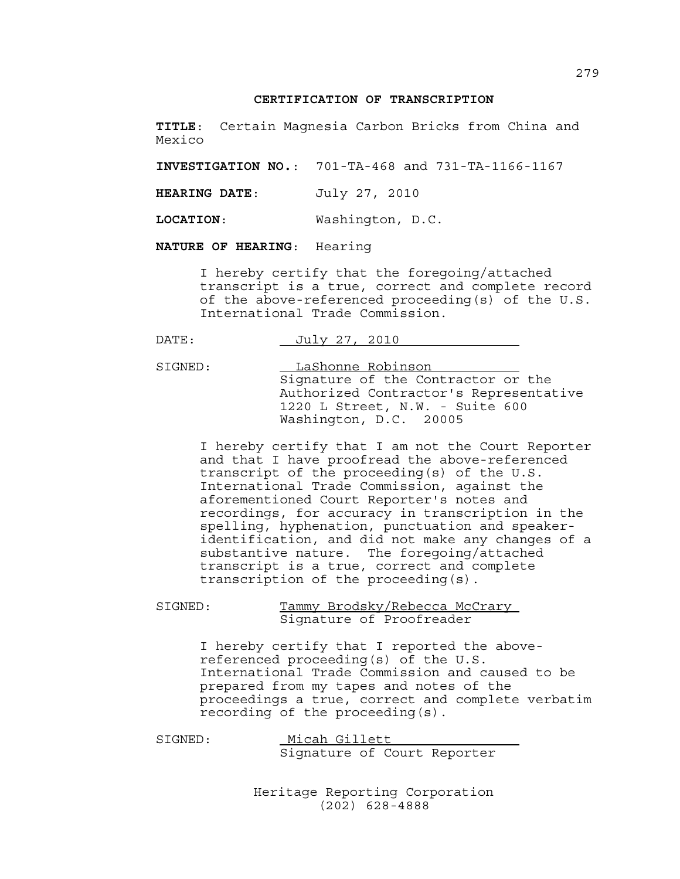**CERTIFICATION OF TRANSCRIPTION**

**TITLE**: Certain Magnesia Carbon Bricks from China and Mexico

**INVESTIGATION NO.**: 701-TA-468 and 731-TA-1166-1167

**HEARING DATE**: July 27, 2010

**LOCATION**: Washington, D.C.

**NATURE OF HEARING**: Hearing

I hereby certify that the foregoing/attached transcript is a true, correct and complete record of the above-referenced proceeding(s) of the U.S. International Trade Commission.

DATE: July 27, 2010

SIGNED: LaShonne Robinson
Signature of the Contractor or the Authorized Contractor's Representative
1220 L Street, N.W. - Suite 600
Washington, D.C. 20005

I hereby certify that I am not the Court Reporter and that I have proofread the above-referenced transcript of the proceeding(s) of the U.S. International Trade Commission, against the aforementioned Court Reporter's notes and recordings, for accuracy in transcription in the spelling, hyphenation, punctuation and speaker-identification, and did not make any changes of a substantive nature. The foregoing/attached transcript is a true, correct and complete transcription of the proceeding(s).

SIGNED: Tammy Brodsky/Rebecca McCrary
Signature of Proofreader

I hereby certify that I reported the above-referenced proceeding(s) of the U.S. International Trade Commission and caused to be prepared from my tapes and notes of the proceedings a true, correct and complete verbatim recording of the proceeding(s).

SIGNED: Micah Gillett
Signature of Court Reporter